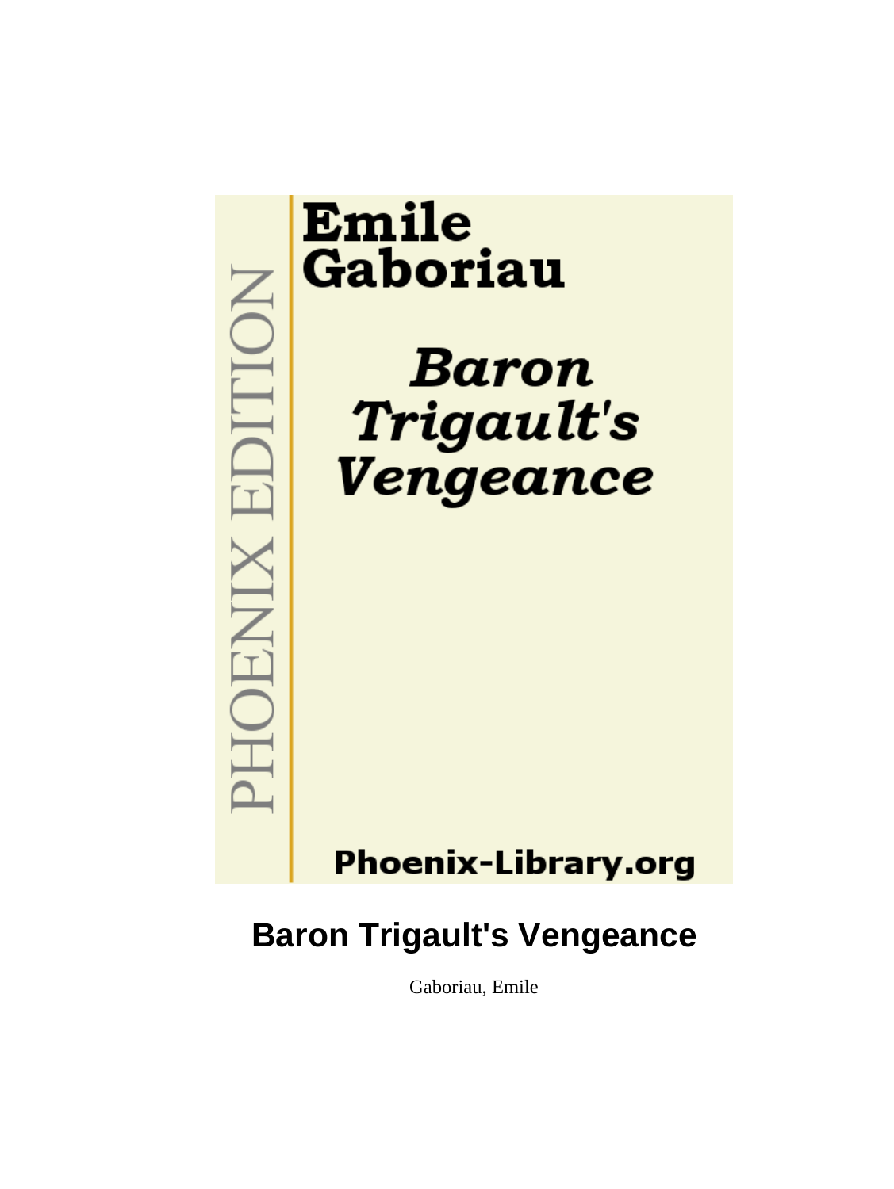Emile Gaboriau

*Baron Trigault's Vengeance*

PHOENIX EDITION

Phoenix-Library.org

# Baron Trigault's Vengeance

Gaboriau, Emile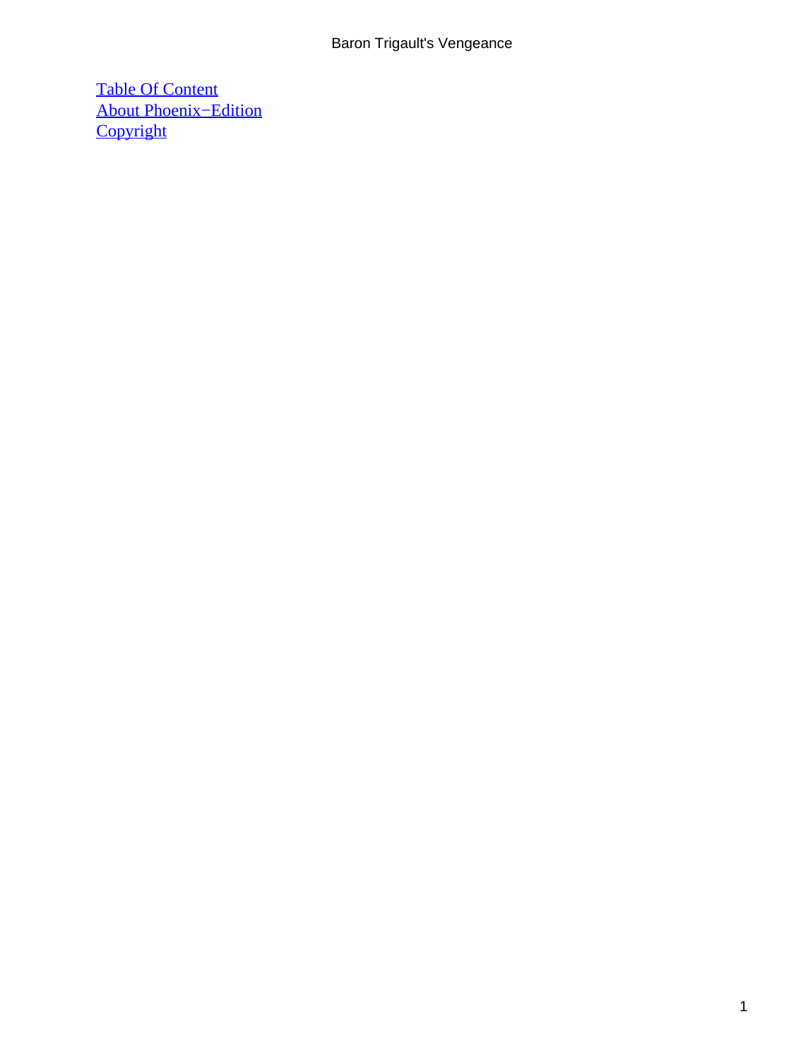[Table Of Content](#)
[About Phoenix−Edition](#)
[Copyright](#)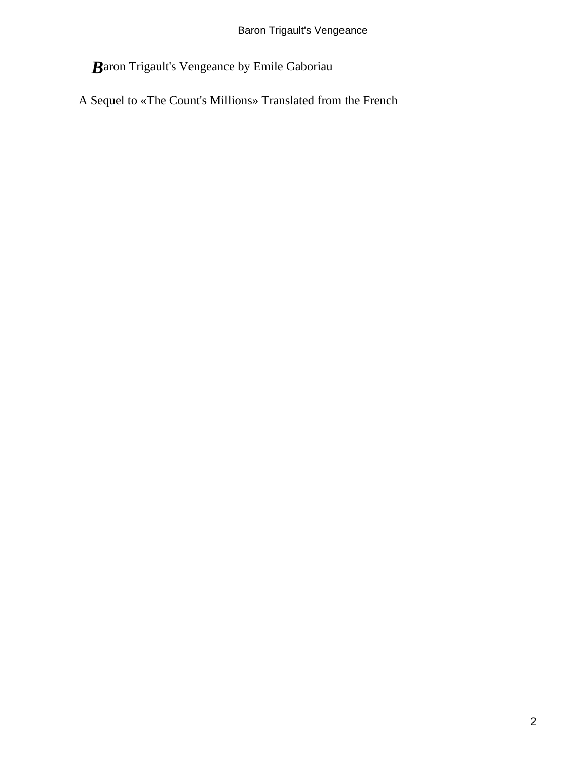Baron Trigault's Vengeance by Emile Gaboriau

A Sequel to «The Count's Millions» Translated from the French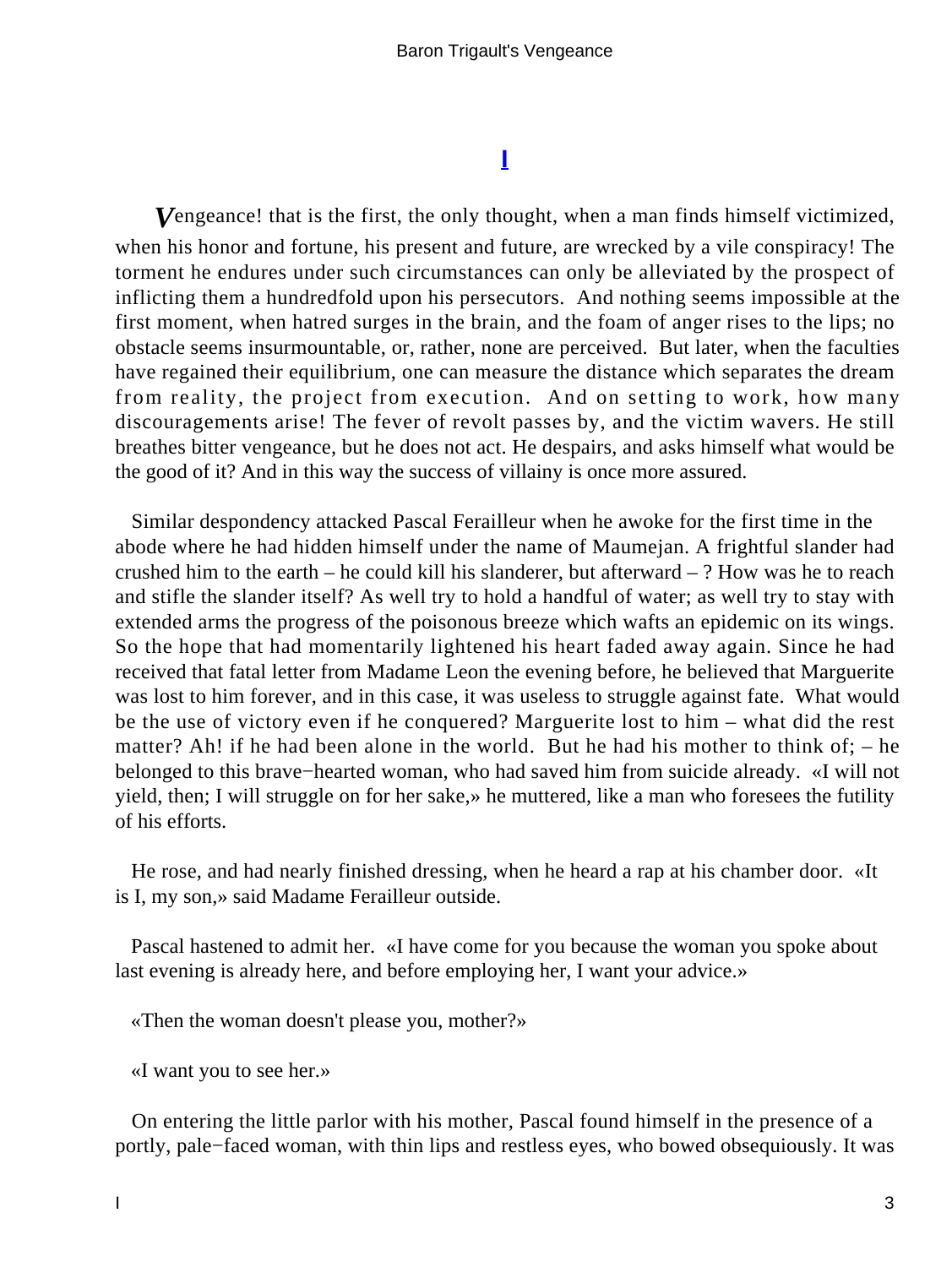## I

*V*engeance! that is the first, the only thought, when a man finds himself victimized, when his honor and fortune, his present and future, are wrecked by a vile conspiracy! The torment he endures under such circumstances can only be alleviated by the prospect of inflicting them a hundredfold upon his persecutors. And nothing seems impossible at the first moment, when hatred surges in the brain, and the foam of anger rises to the lips; no obstacle seems insurmountable, or, rather, none are perceived. But later, when the faculties have regained their equilibrium, one can measure the distance which separates the dream from reality, the project from execution. And on setting to work, how many discouragements arise! The fever of revolt passes by, and the victim wavers. He still breathes bitter vengeance, but he does not act. He despairs, and asks himself what would be the good of it? And in this way the success of villainy is once more assured.

Similar despondency attacked Pascal Ferailleur when he awoke for the first time in the abode where he had hidden himself under the name of Maumejan. A frightful slander had crushed him to the earth – he could kill his slanderer, but afterward – ? How was he to reach and stifle the slander itself? As well try to hold a handful of water; as well try to stay with extended arms the progress of the poisonous breeze which wafts an epidemic on its wings. So the hope that had momentarily lightened his heart faded away again. Since he had received that fatal letter from Madame Leon the evening before, he believed that Marguerite was lost to him forever, and in this case, it was useless to struggle against fate. What would be the use of victory even if he conquered? Marguerite lost to him – what did the rest matter? Ah! if he had been alone in the world. But he had his mother to think of; – he belonged to this brave−hearted woman, who had saved him from suicide already. «I will not yield, then; I will struggle on for her sake,» he muttered, like a man who foresees the futility of his efforts.

He rose, and had nearly finished dressing, when he heard a rap at his chamber door. «It is I, my son,» said Madame Ferailleur outside.

Pascal hastened to admit her. «I have come for you because the woman you spoke about last evening is already here, and before employing her, I want your advice.»

«Then the woman doesn't please you, mother?»

«I want you to see her.»

On entering the little parlor with his mother, Pascal found himself in the presence of a portly, pale−faced woman, with thin lips and restless eyes, who bowed obsequiously. It was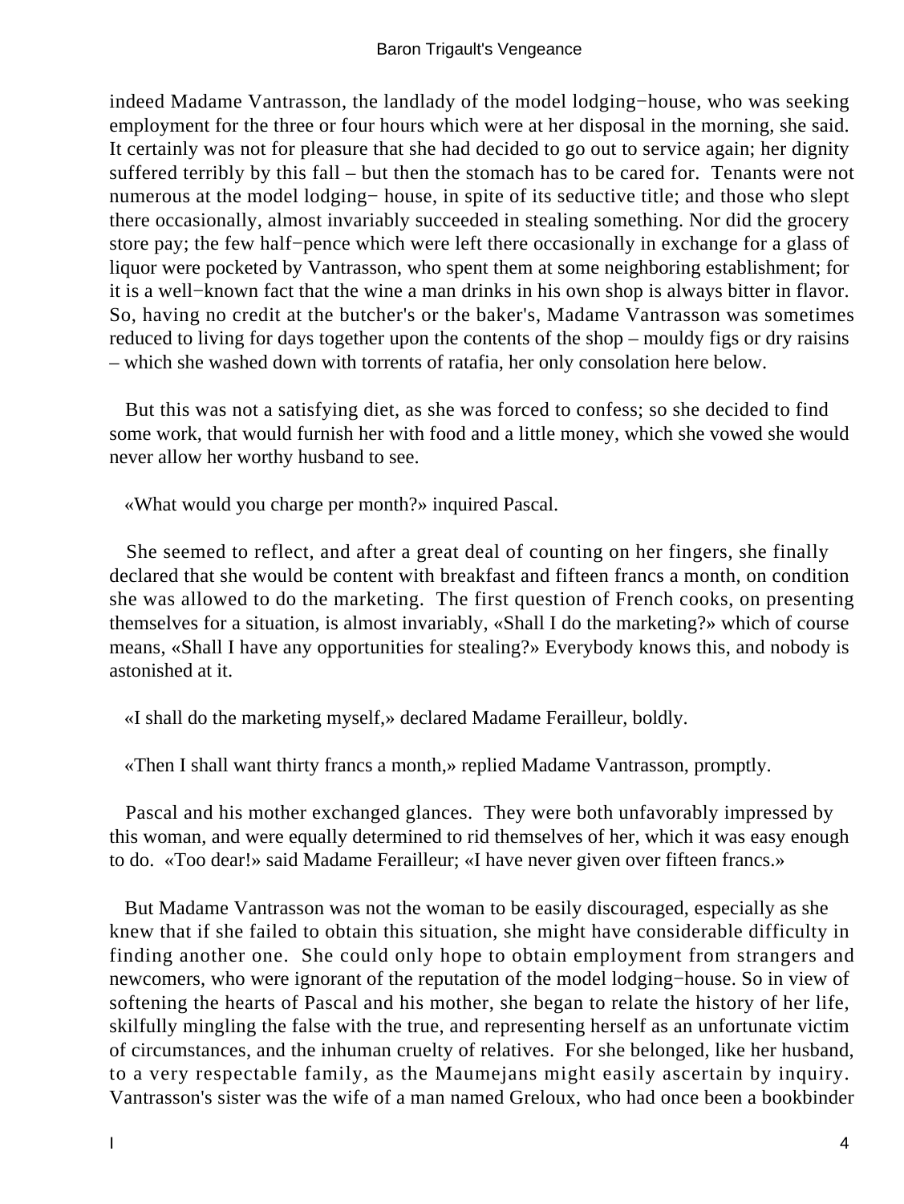indeed Madame Vantrasson, the landlady of the model lodging−house, who was seeking employment for the three or four hours which were at her disposal in the morning, she said. It certainly was not for pleasure that she had decided to go out to service again; her dignity suffered terribly by this fall – but then the stomach has to be cared for. Tenants were not numerous at the model lodging− house, in spite of its seductive title; and those who slept there occasionally, almost invariably succeeded in stealing something. Nor did the grocery store pay; the few half−pence which were left there occasionally in exchange for a glass of liquor were pocketed by Vantrasson, who spent them at some neighboring establishment; for it is a well−known fact that the wine a man drinks in his own shop is always bitter in flavor. So, having no credit at the butcher's or the baker's, Madame Vantrasson was sometimes reduced to living for days together upon the contents of the shop – mouldy figs or dry raisins – which she washed down with torrents of ratafia, her only consolation here below.

But this was not a satisfying diet, as she was forced to confess; so she decided to find some work, that would furnish her with food and a little money, which she vowed she would never allow her worthy husband to see.

«What would you charge per month?» inquired Pascal.

She seemed to reflect, and after a great deal of counting on her fingers, she finally declared that she would be content with breakfast and fifteen francs a month, on condition she was allowed to do the marketing. The first question of French cooks, on presenting themselves for a situation, is almost invariably, «Shall I do the marketing?» which of course means, «Shall I have any opportunities for stealing?» Everybody knows this, and nobody is astonished at it.

«I shall do the marketing myself,» declared Madame Ferailleur, boldly.

«Then I shall want thirty francs a month,» replied Madame Vantrasson, promptly.

Pascal and his mother exchanged glances. They were both unfavorably impressed by this woman, and were equally determined to rid themselves of her, which it was easy enough to do. «Too dear!» said Madame Ferailleur; «I have never given over fifteen francs.»

But Madame Vantrasson was not the woman to be easily discouraged, especially as she knew that if she failed to obtain this situation, she might have considerable difficulty in finding another one. She could only hope to obtain employment from strangers and newcomers, who were ignorant of the reputation of the model lodging−house. So in view of softening the hearts of Pascal and his mother, she began to relate the history of her life, skilfully mingling the false with the true, and representing herself as an unfortunate victim of circumstances, and the inhuman cruelty of relatives. For she belonged, like her husband, to a very respectable family, as the Maumejans might easily ascertain by inquiry. Vantrasson's sister was the wife of a man named Greloux, who had once been a bookbinder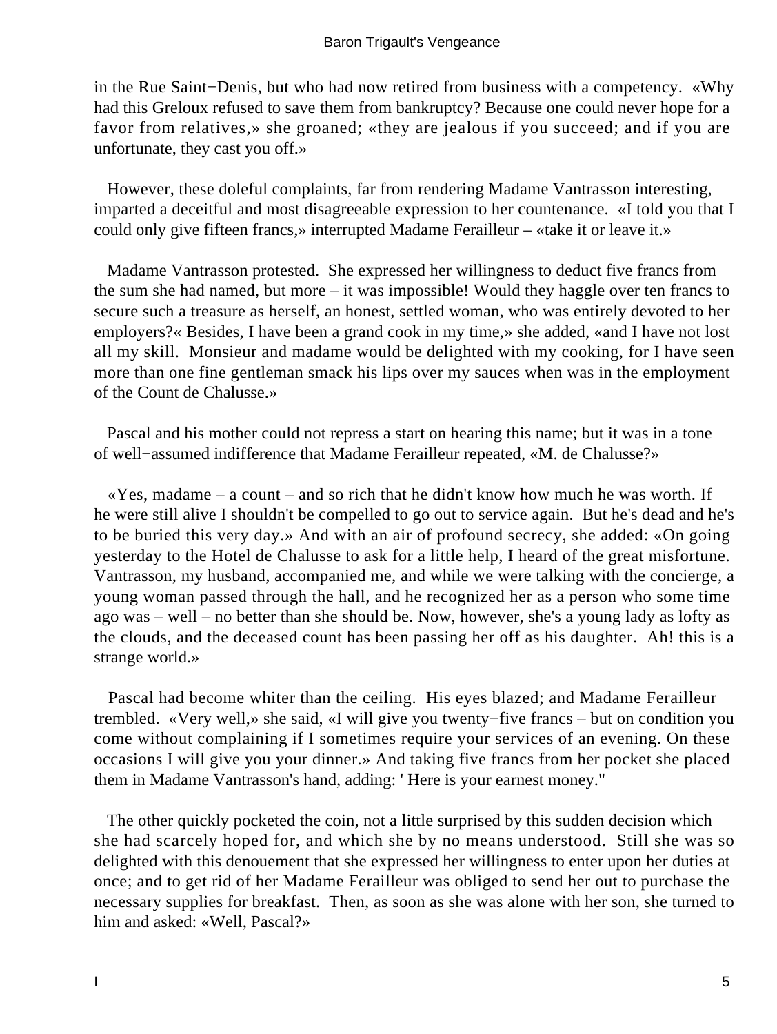in the Rue Saint−Denis, but who had now retired from business with a competency. «Why had this Greloux refused to save them from bankruptcy? Because one could never hope for a favor from relatives,» she groaned; «they are jealous if you succeed; and if you are unfortunate, they cast you off.»

However, these doleful complaints, far from rendering Madame Vantrasson interesting, imparted a deceitful and most disagreeable expression to her countenance. «I told you that I could only give fifteen francs,» interrupted Madame Ferailleur – «take it or leave it.»

Madame Vantrasson protested. She expressed her willingness to deduct five francs from the sum she had named, but more – it was impossible! Would they haggle over ten francs to secure such a treasure as herself, an honest, settled woman, who was entirely devoted to her employers?« Besides, I have been a grand cook in my time,» she added, «and I have not lost all my skill. Monsieur and madame would be delighted with my cooking, for I have seen more than one fine gentleman smack his lips over my sauces when was in the employment of the Count de Chalusse.»

Pascal and his mother could not repress a start on hearing this name; but it was in a tone of well−assumed indifference that Madame Ferailleur repeated, «M. de Chalusse?»

«Yes, madame – a count – and so rich that he didn't know how much he was worth. If he were still alive I shouldn't be compelled to go out to service again. But he's dead and he's to be buried this very day.» And with an air of profound secrecy, she added: «On going yesterday to the Hotel de Chalusse to ask for a little help, I heard of the great misfortune. Vantrasson, my husband, accompanied me, and while we were talking with the concierge, a young woman passed through the hall, and he recognized her as a person who some time ago was – well – no better than she should be. Now, however, she's a young lady as lofty as the clouds, and the deceased count has been passing her off as his daughter. Ah! this is a strange world.»

Pascal had become whiter than the ceiling. His eyes blazed; and Madame Ferailleur trembled. «Very well,» she said, «I will give you twenty−five francs – but on condition you come without complaining if I sometimes require your services of an evening. On these occasions I will give you your dinner.» And taking five francs from her pocket she placed them in Madame Vantrasson's hand, adding: ' Here is your earnest money."

The other quickly pocketed the coin, not a little surprised by this sudden decision which she had scarcely hoped for, and which she by no means understood. Still she was so delighted with this denouement that she expressed her willingness to enter upon her duties at once; and to get rid of her Madame Ferailleur was obliged to send her out to purchase the necessary supplies for breakfast. Then, as soon as she was alone with her son, she turned to him and asked: «Well, Pascal?»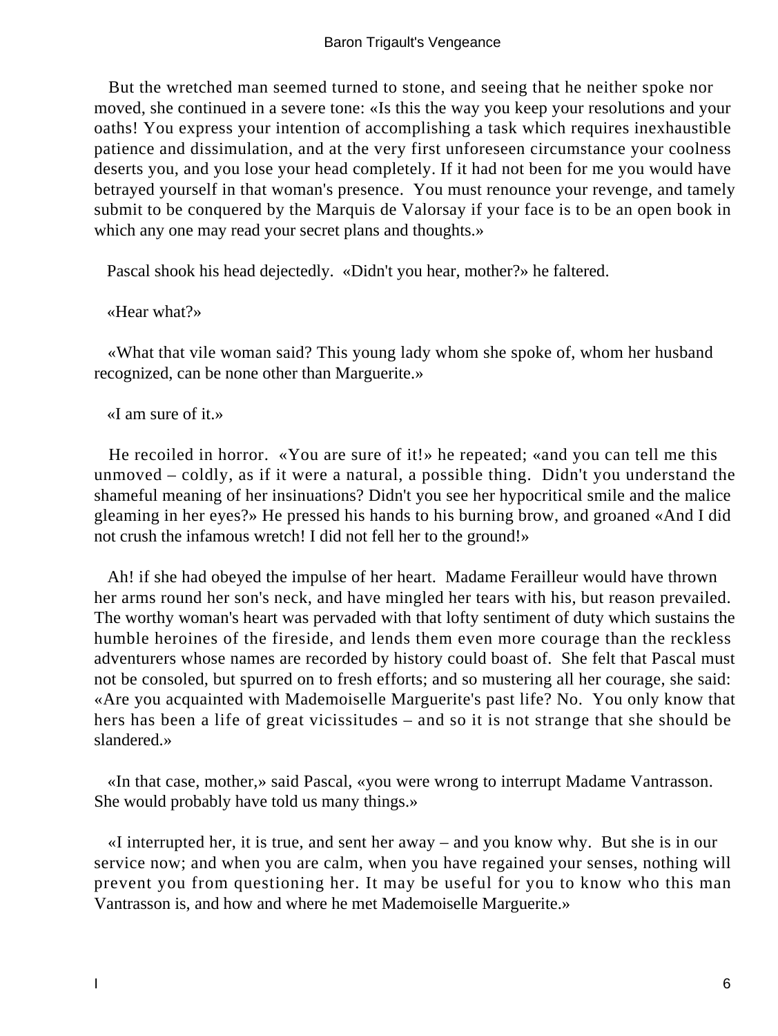But the wretched man seemed turned to stone, and seeing that he neither spoke nor moved, she continued in a severe tone: «Is this the way you keep your resolutions and your oaths! You express your intention of accomplishing a task which requires inexhaustible patience and dissimulation, and at the very first unforeseen circumstance your coolness deserts you, and you lose your head completely. If it had not been for me you would have betrayed yourself in that woman's presence. You must renounce your revenge, and tamely submit to be conquered by the Marquis de Valorsay if your face is to be an open book in which any one may read your secret plans and thoughts.»

Pascal shook his head dejectedly. «Didn't you hear, mother?» he faltered.

«Hear what?»

«What that vile woman said? This young lady whom she spoke of, whom her husband recognized, can be none other than Marguerite.»

«I am sure of it.»

He recoiled in horror. «You are sure of it!» he repeated; «and you can tell me this unmoved – coldly, as if it were a natural, a possible thing. Didn't you understand the shameful meaning of her insinuations? Didn't you see her hypocritical smile and the malice gleaming in her eyes?» He pressed his hands to his burning brow, and groaned «And I did not crush the infamous wretch! I did not fell her to the ground!»

Ah! if she had obeyed the impulse of her heart. Madame Ferailleur would have thrown her arms round her son's neck, and have mingled her tears with his, but reason prevailed. The worthy woman's heart was pervaded with that lofty sentiment of duty which sustains the humble heroines of the fireside, and lends them even more courage than the reckless adventurers whose names are recorded by history could boast of. She felt that Pascal must not be consoled, but spurred on to fresh efforts; and so mustering all her courage, she said: «Are you acquainted with Mademoiselle Marguerite's past life? No. You only know that hers has been a life of great vicissitudes – and so it is not strange that she should be slandered.»

«In that case, mother,» said Pascal, «you were wrong to interrupt Madame Vantrasson. She would probably have told us many things.»

«I interrupted her, it is true, and sent her away – and you know why. But she is in our service now; and when you are calm, when you have regained your senses, nothing will prevent you from questioning her. It may be useful for you to know who this man Vantrasson is, and how and where he met Mademoiselle Marguerite.»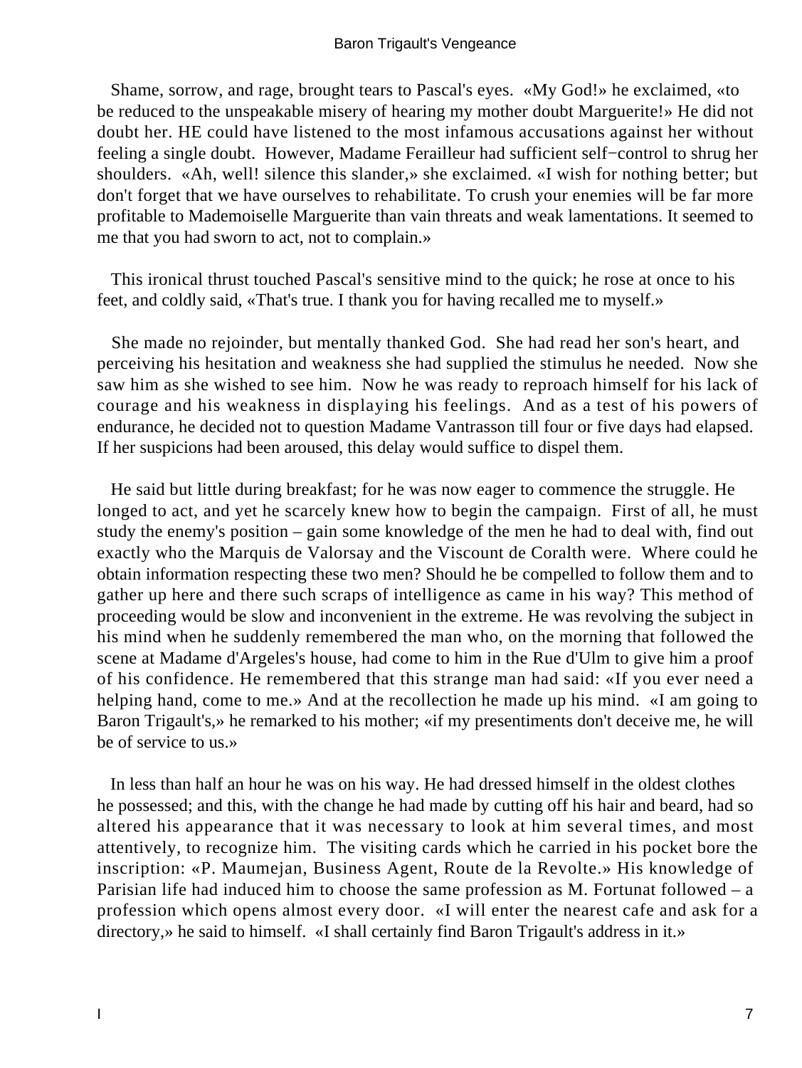Shame, sorrow, and rage, brought tears to Pascal's eyes. «My God!» he exclaimed, «to be reduced to the unspeakable misery of hearing my mother doubt Marguerite!» He did not doubt her. HE could have listened to the most infamous accusations against her without feeling a single doubt. However, Madame Ferailleur had sufficient self−control to shrug her shoulders. «Ah, well! silence this slander,» she exclaimed. «I wish for nothing better; but don't forget that we have ourselves to rehabilitate. To crush your enemies will be far more profitable to Mademoiselle Marguerite than vain threats and weak lamentations. It seemed to me that you had sworn to act, not to complain.»

This ironical thrust touched Pascal's sensitive mind to the quick; he rose at once to his feet, and coldly said, «That's true. I thank you for having recalled me to myself.»

She made no rejoinder, but mentally thanked God. She had read her son's heart, and perceiving his hesitation and weakness she had supplied the stimulus he needed. Now she saw him as she wished to see him. Now he was ready to reproach himself for his lack of courage and his weakness in displaying his feelings. And as a test of his powers of endurance, he decided not to question Madame Vantrasson till four or five days had elapsed. If her suspicions had been aroused, this delay would suffice to dispel them.

He said but little during breakfast; for he was now eager to commence the struggle. He longed to act, and yet he scarcely knew how to begin the campaign. First of all, he must study the enemy's position – gain some knowledge of the men he had to deal with, find out exactly who the Marquis de Valorsay and the Viscount de Coralth were. Where could he obtain information respecting these two men? Should he be compelled to follow them and to gather up here and there such scraps of intelligence as came in his way? This method of proceeding would be slow and inconvenient in the extreme. He was revolving the subject in his mind when he suddenly remembered the man who, on the morning that followed the scene at Madame d'Argeles's house, had come to him in the Rue d'Ulm to give him a proof of his confidence. He remembered that this strange man had said: «If you ever need a helping hand, come to me.» And at the recollection he made up his mind. «I am going to Baron Trigault's,» he remarked to his mother; «if my presentiments don't deceive me, he will be of service to us.»

In less than half an hour he was on his way. He had dressed himself in the oldest clothes he possessed; and this, with the change he had made by cutting off his hair and beard, had so altered his appearance that it was necessary to look at him several times, and most attentively, to recognize him. The visiting cards which he carried in his pocket bore the inscription: «P. Maumejan, Business Agent, Route de la Revolte.» His knowledge of Parisian life had induced him to choose the same profession as M. Fortunat followed – a profession which opens almost every door. «I will enter the nearest cafe and ask for a directory,» he said to himself. «I shall certainly find Baron Trigault's address in it.»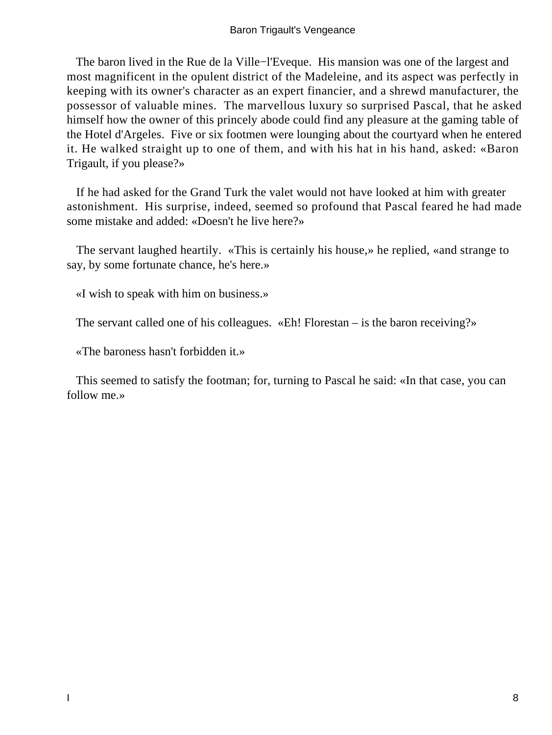The baron lived in the Rue de la Ville−l'Eveque. His mansion was one of the largest and most magnificent in the opulent district of the Madeleine, and its aspect was perfectly in keeping with its owner's character as an expert financier, and a shrewd manufacturer, the possessor of valuable mines. The marvellous luxury so surprised Pascal, that he asked himself how the owner of this princely abode could find any pleasure at the gaming table of the Hotel d'Argeles. Five or six footmen were lounging about the courtyard when he entered it. He walked straight up to one of them, and with his hat in his hand, asked: «Baron Trigault, if you please?»

If he had asked for the Grand Turk the valet would not have looked at him with greater astonishment. His surprise, indeed, seemed so profound that Pascal feared he had made some mistake and added: «Doesn't he live here?»

The servant laughed heartily. «This is certainly his house,» he replied, «and strange to say, by some fortunate chance, he's here.»

«I wish to speak with him on business.»

The servant called one of his colleagues. «Eh! Florestan – is the baron receiving?»

«The baroness hasn't forbidden it.»

This seemed to satisfy the footman; for, turning to Pascal he said: «In that case, you can follow me.»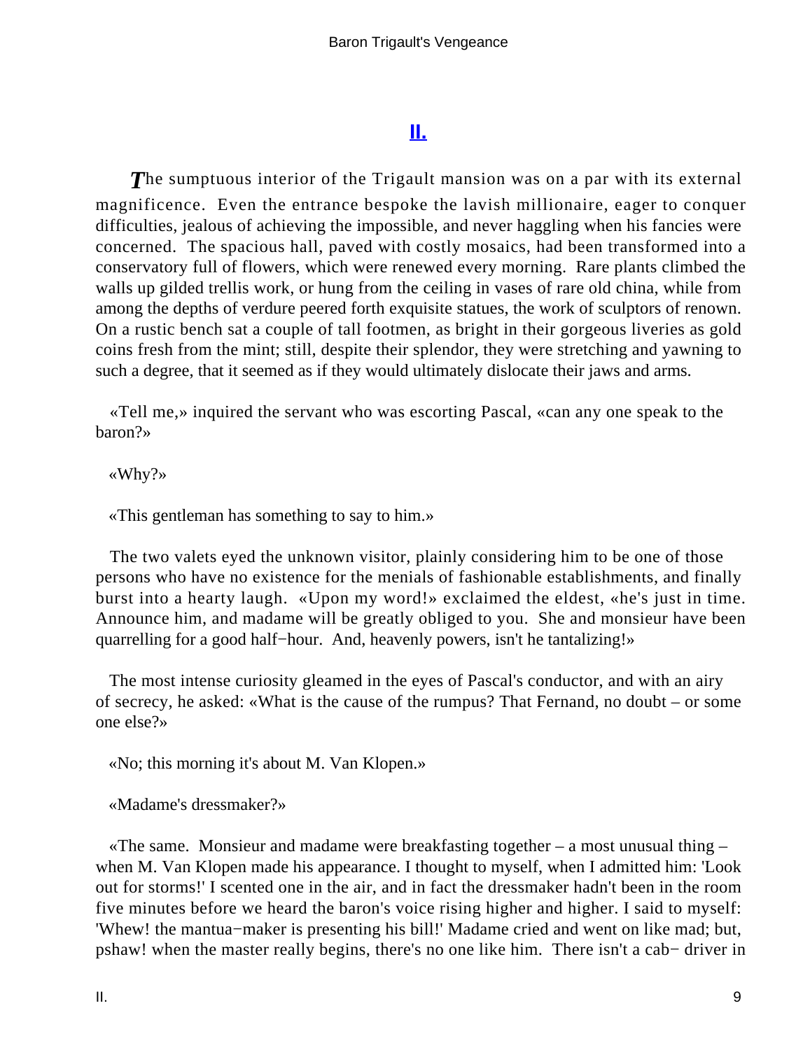## II.

*T*he sumptuous interior of the Trigault mansion was on a par with its external magnificence. Even the entrance bespoke the lavish millionaire, eager to conquer difficulties, jealous of achieving the impossible, and never haggling when his fancies were concerned. The spacious hall, paved with costly mosaics, had been transformed into a conservatory full of flowers, which were renewed every morning. Rare plants climbed the walls up gilded trellis work, or hung from the ceiling in vases of rare old china, while from among the depths of verdure peered forth exquisite statues, the work of sculptors of renown. On a rustic bench sat a couple of tall footmen, as bright in their gorgeous liveries as gold coins fresh from the mint; still, despite their splendor, they were stretching and yawning to such a degree, that it seemed as if they would ultimately dislocate their jaws and arms.

«Tell me,» inquired the servant who was escorting Pascal, «can any one speak to the baron?»

«Why?»

«This gentleman has something to say to him.»

The two valets eyed the unknown visitor, plainly considering him to be one of those persons who have no existence for the menials of fashionable establishments, and finally burst into a hearty laugh. «Upon my word!» exclaimed the eldest, «he's just in time. Announce him, and madame will be greatly obliged to you. She and monsieur have been quarrelling for a good half−hour. And, heavenly powers, isn't he tantalizing!»

The most intense curiosity gleamed in the eyes of Pascal's conductor, and with an airy of secrecy, he asked: «What is the cause of the rumpus? That Fernand, no doubt – or some one else?»

«No; this morning it's about M. Van Klopen.»

«Madame's dressmaker?»

«The same. Monsieur and madame were breakfasting together – a most unusual thing – when M. Van Klopen made his appearance. I thought to myself, when I admitted him: 'Look out for storms!' I scented one in the air, and in fact the dressmaker hadn't been in the room five minutes before we heard the baron's voice rising higher and higher. I said to myself: 'Whew! the mantua−maker is presenting his bill!' Madame cried and went on like mad; but, pshaw! when the master really begins, there's no one like him. There isn't a cab− driver in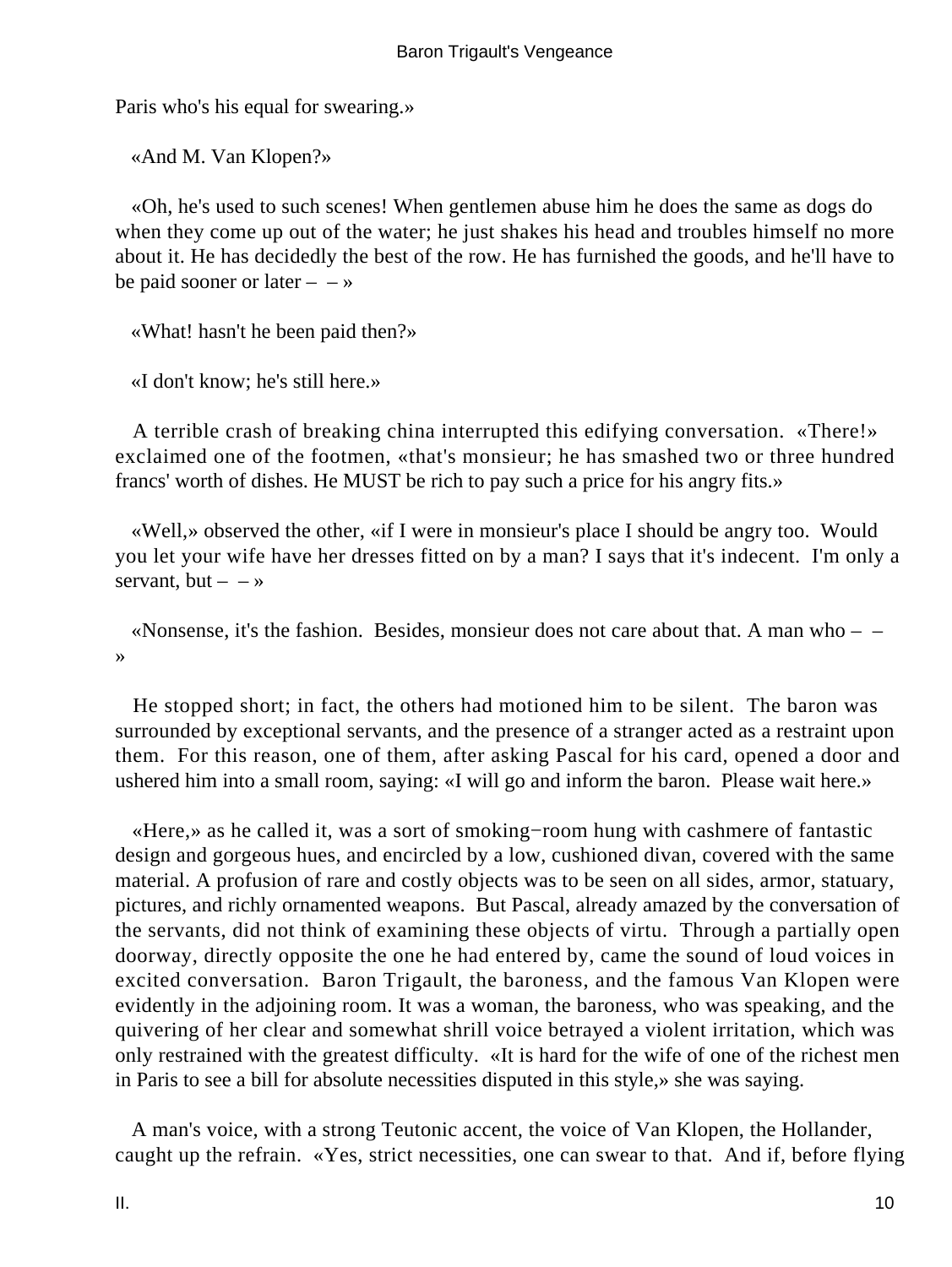Paris who's his equal for swearing.»

«And M. Van Klopen?»

«Oh, he's used to such scenes! When gentlemen abuse him he does the same as dogs do when they come up out of the water; he just shakes his head and troubles himself no more about it. He has decidedly the best of the row. He has furnished the goods, and he'll have to be paid sooner or later – – »

«What! hasn't he been paid then?»

«I don't know; he's still here.»

A terrible crash of breaking china interrupted this edifying conversation. «There!» exclaimed one of the footmen, «that's monsieur; he has smashed two or three hundred francs' worth of dishes. He MUST be rich to pay such a price for his angry fits.»

«Well,» observed the other, «if I were in monsieur's place I should be angry too. Would you let your wife have her dresses fitted on by a man? I says that it's indecent. I'm only a servant, but – – »

«Nonsense, it's the fashion. Besides, monsieur does not care about that. A man who – – »

He stopped short; in fact, the others had motioned him to be silent. The baron was surrounded by exceptional servants, and the presence of a stranger acted as a restraint upon them. For this reason, one of them, after asking Pascal for his card, opened a door and ushered him into a small room, saying: «I will go and inform the baron. Please wait here.»

«Here,» as he called it, was a sort of smoking−room hung with cashmere of fantastic design and gorgeous hues, and encircled by a low, cushioned divan, covered with the same material. A profusion of rare and costly objects was to be seen on all sides, armor, statuary, pictures, and richly ornamented weapons. But Pascal, already amazed by the conversation of the servants, did not think of examining these objects of virtu. Through a partially open doorway, directly opposite the one he had entered by, came the sound of loud voices in excited conversation. Baron Trigault, the baroness, and the famous Van Klopen were evidently in the adjoining room. It was a woman, the baroness, who was speaking, and the quivering of her clear and somewhat shrill voice betrayed a violent irritation, which was only restrained with the greatest difficulty. «It is hard for the wife of one of the richest men in Paris to see a bill for absolute necessities disputed in this style,» she was saying.

A man's voice, with a strong Teutonic accent, the voice of Van Klopen, the Hollander, caught up the refrain. «Yes, strict necessities, one can swear to that. And if, before flying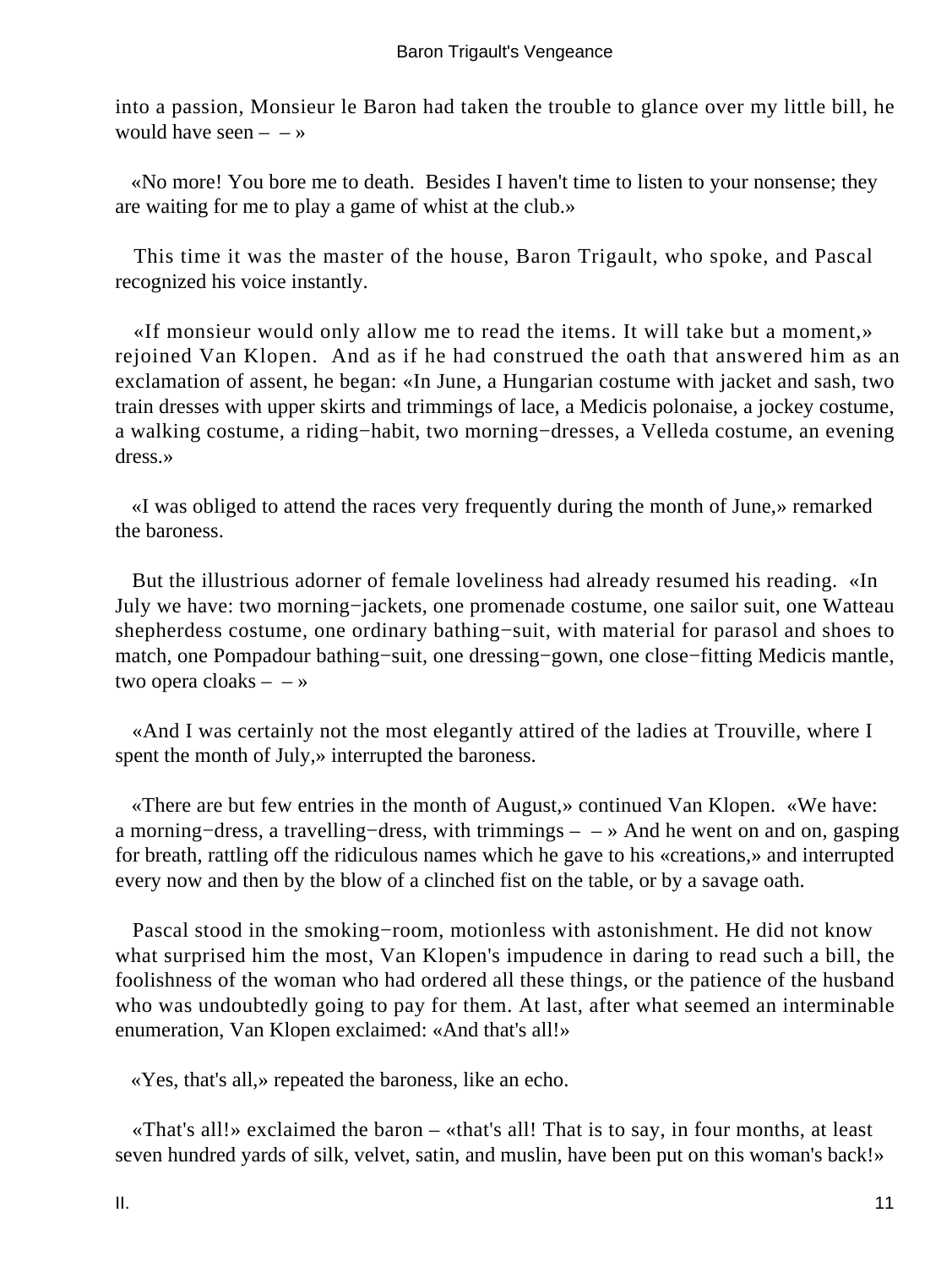into a passion, Monsieur le Baron had taken the trouble to glance over my little bill, he would have seen – – »

«No more! You bore me to death. Besides I haven't time to listen to your nonsense; they are waiting for me to play a game of whist at the club.»

This time it was the master of the house, Baron Trigault, who spoke, and Pascal recognized his voice instantly.

«If monsieur would only allow me to read the items. It will take but a moment,» rejoined Van Klopen. And as if he had construed the oath that answered him as an exclamation of assent, he began: «In June, a Hungarian costume with jacket and sash, two train dresses with upper skirts and trimmings of lace, a Medicis polonaise, a jockey costume, a walking costume, a riding−habit, two morning−dresses, a Velleda costume, an evening dress.»

«I was obliged to attend the races very frequently during the month of June,» remarked the baroness.

But the illustrious adorner of female loveliness had already resumed his reading. «In July we have: two morning−jackets, one promenade costume, one sailor suit, one Watteau shepherdess costume, one ordinary bathing−suit, with material for parasol and shoes to match, one Pompadour bathing−suit, one dressing−gown, one close−fitting Medicis mantle, two opera cloaks – – »

«And I was certainly not the most elegantly attired of the ladies at Trouville, where I spent the month of July,» interrupted the baroness.

«There are but few entries in the month of August,» continued Van Klopen. «We have: a morning−dress, a travelling−dress, with trimmings – – » And he went on and on, gasping for breath, rattling off the ridiculous names which he gave to his «creations,» and interrupted every now and then by the blow of a clinched fist on the table, or by a savage oath.

Pascal stood in the smoking−room, motionless with astonishment. He did not know what surprised him the most, Van Klopen's impudence in daring to read such a bill, the foolishness of the woman who had ordered all these things, or the patience of the husband who was undoubtedly going to pay for them. At last, after what seemed an interminable enumeration, Van Klopen exclaimed: «And that's all!»

«Yes, that's all,» repeated the baroness, like an echo.

«That's all!» exclaimed the baron – «that's all! That is to say, in four months, at least seven hundred yards of silk, velvet, satin, and muslin, have been put on this woman's back!»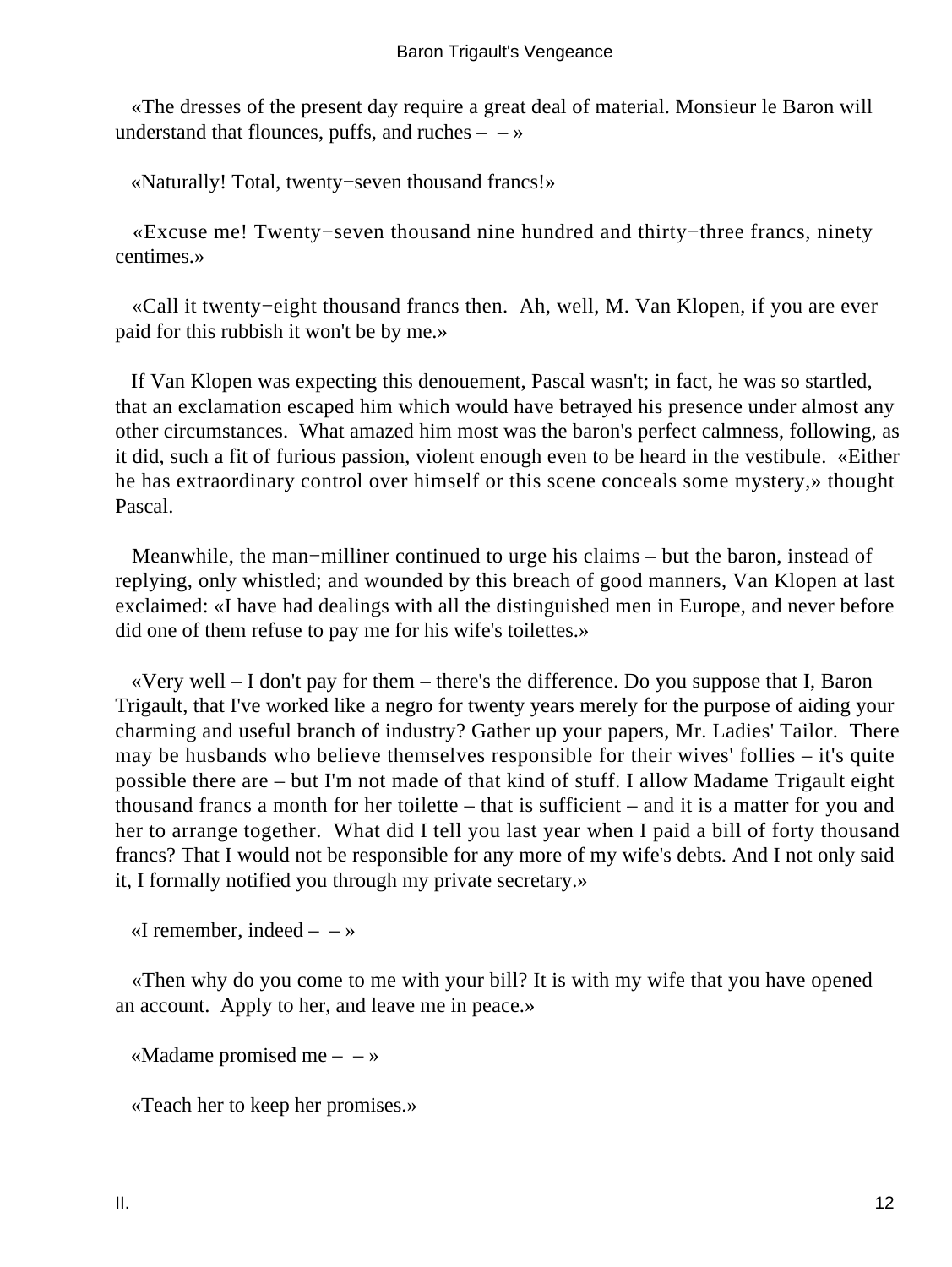«The dresses of the present day require a great deal of material. Monsieur le Baron will understand that flounces, puffs, and ruches – – »

«Naturally! Total, twenty−seven thousand francs!»

«Excuse me! Twenty−seven thousand nine hundred and thirty−three francs, ninety centimes.»

«Call it twenty−eight thousand francs then. Ah, well, M. Van Klopen, if you are ever paid for this rubbish it won't be by me.»

If Van Klopen was expecting this denouement, Pascal wasn't; in fact, he was so startled, that an exclamation escaped him which would have betrayed his presence under almost any other circumstances. What amazed him most was the baron's perfect calmness, following, as it did, such a fit of furious passion, violent enough even to be heard in the vestibule. «Either he has extraordinary control over himself or this scene conceals some mystery,» thought Pascal.

Meanwhile, the man−milliner continued to urge his claims – but the baron, instead of replying, only whistled; and wounded by this breach of good manners, Van Klopen at last exclaimed: «I have had dealings with all the distinguished men in Europe, and never before did one of them refuse to pay me for his wife's toilettes.»

«Very well – I don't pay for them – there's the difference. Do you suppose that I, Baron Trigault, that I've worked like a negro for twenty years merely for the purpose of aiding your charming and useful branch of industry? Gather up your papers, Mr. Ladies' Tailor. There may be husbands who believe themselves responsible for their wives' follies – it's quite possible there are – but I'm not made of that kind of stuff. I allow Madame Trigault eight thousand francs a month for her toilette – that is sufficient – and it is a matter for you and her to arrange together. What did I tell you last year when I paid a bill of forty thousand francs? That I would not be responsible for any more of my wife's debts. And I not only said it, I formally notified you through my private secretary.»

«I remember, indeed – – »

«Then why do you come to me with your bill? It is with my wife that you have opened an account. Apply to her, and leave me in peace.»

«Madame promised me – – »

«Teach her to keep her promises.»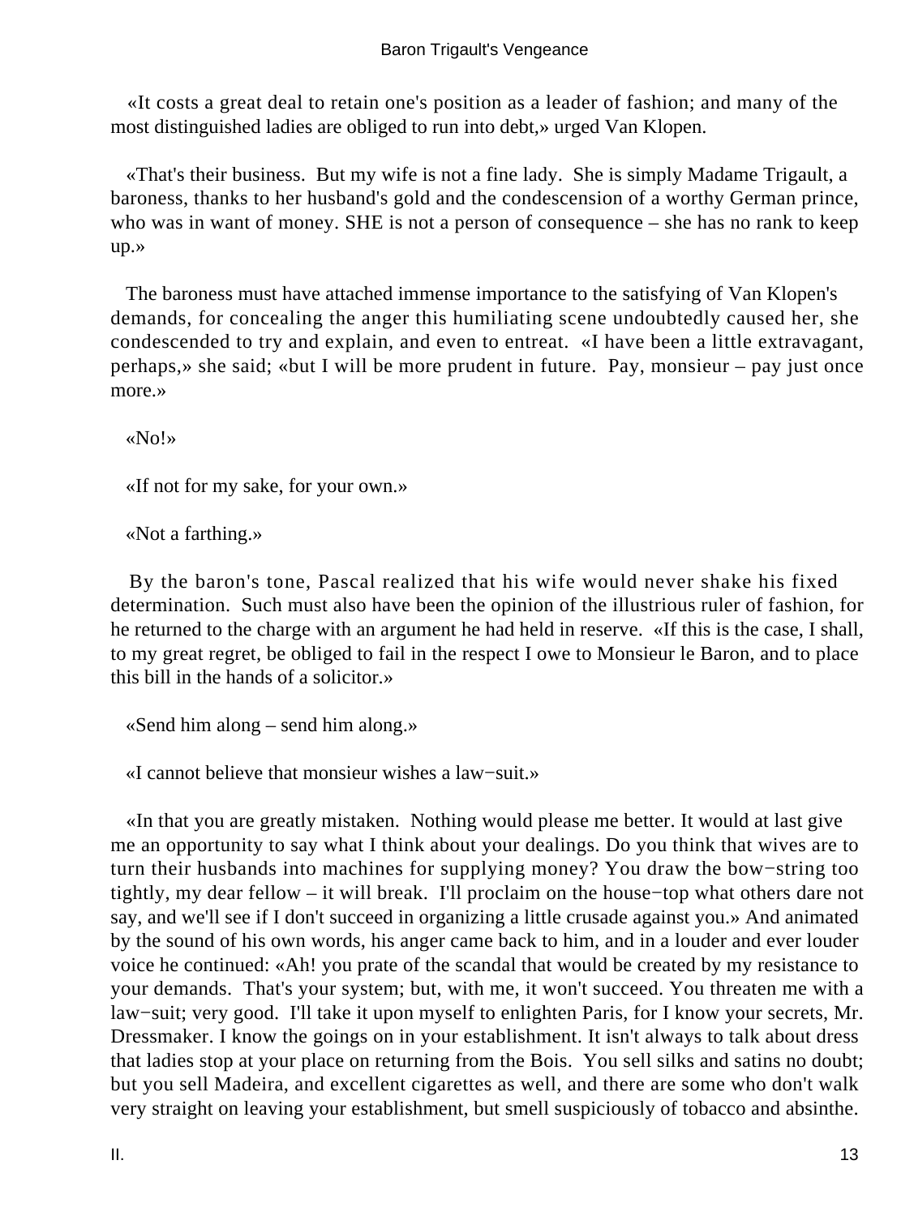«It costs a great deal to retain one's position as a leader of fashion; and many of the most distinguished ladies are obliged to run into debt,» urged Van Klopen.

«That's their business. But my wife is not a fine lady. She is simply Madame Trigault, a baroness, thanks to her husband's gold and the condescension of a worthy German prince, who was in want of money. SHE is not a person of consequence – she has no rank to keep up.»

The baroness must have attached immense importance to the satisfying of Van Klopen's demands, for concealing the anger this humiliating scene undoubtedly caused her, she condescended to try and explain, and even to entreat. «I have been a little extravagant, perhaps,» she said; «but I will be more prudent in future. Pay, monsieur – pay just once more.»

«No!»

«If not for my sake, for your own.»

«Not a farthing.»

By the baron's tone, Pascal realized that his wife would never shake his fixed determination. Such must also have been the opinion of the illustrious ruler of fashion, for he returned to the charge with an argument he had held in reserve. «If this is the case, I shall, to my great regret, be obliged to fail in the respect I owe to Monsieur le Baron, and to place this bill in the hands of a solicitor.»

«Send him along – send him along.»

«I cannot believe that monsieur wishes a law−suit.»

«In that you are greatly mistaken. Nothing would please me better. It would at last give me an opportunity to say what I think about your dealings. Do you think that wives are to turn their husbands into machines for supplying money? You draw the bow−string too tightly, my dear fellow – it will break. I'll proclaim on the house−top what others dare not say, and we'll see if I don't succeed in organizing a little crusade against you.» And animated by the sound of his own words, his anger came back to him, and in a louder and ever louder voice he continued: «Ah! you prate of the scandal that would be created by my resistance to your demands. That's your system; but, with me, it won't succeed. You threaten me with a law−suit; very good. I'll take it upon myself to enlighten Paris, for I know your secrets, Mr. Dressmaker. I know the goings on in your establishment. It isn't always to talk about dress that ladies stop at your place on returning from the Bois. You sell silks and satins no doubt; but you sell Madeira, and excellent cigarettes as well, and there are some who don't walk very straight on leaving your establishment, but smell suspiciously of tobacco and absinthe.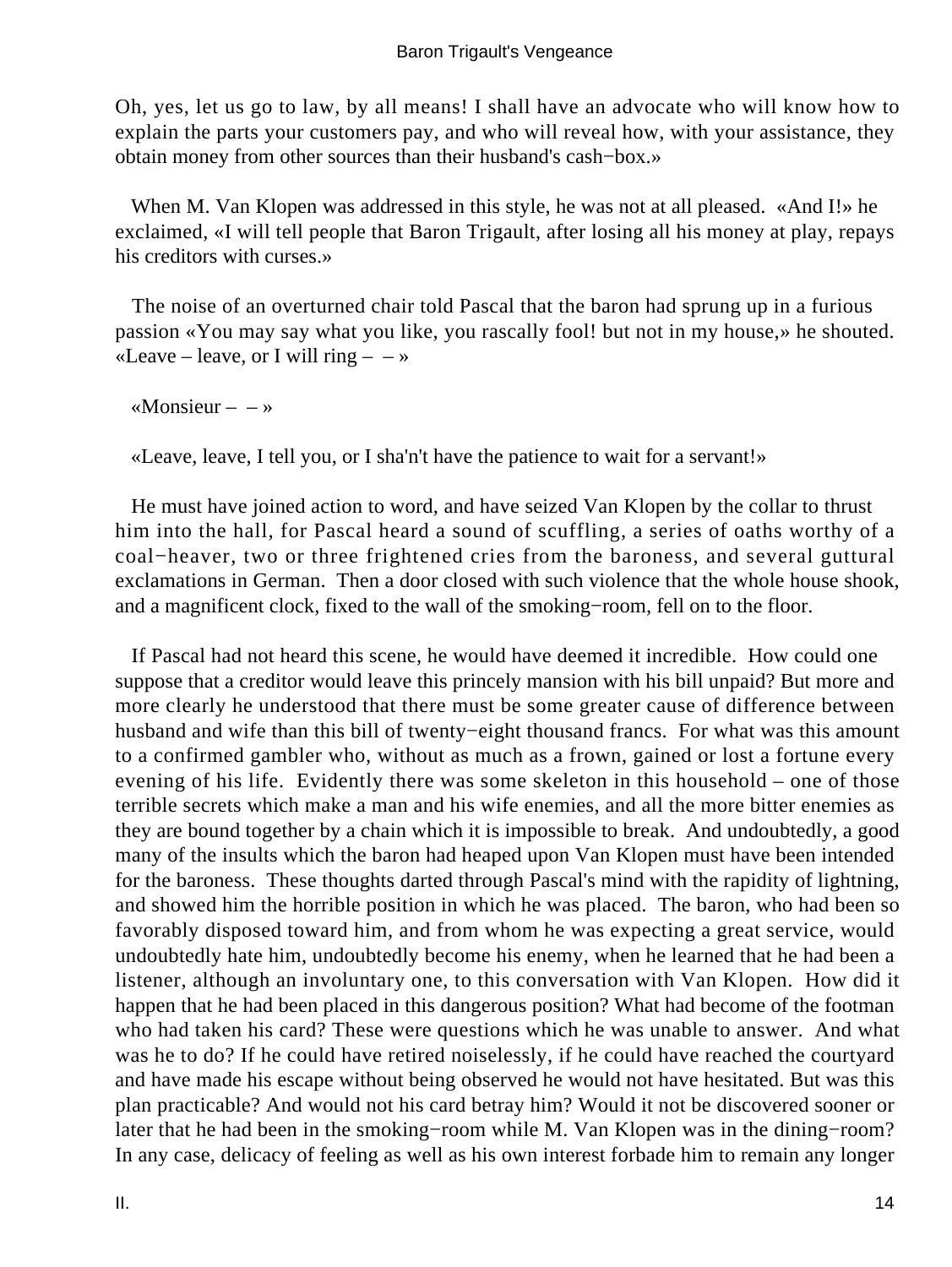Oh, yes, let us go to law, by all means! I shall have an advocate who will know how to explain the parts your customers pay, and who will reveal how, with your assistance, they obtain money from other sources than their husband's cash−box.»

When M. Van Klopen was addressed in this style, he was not at all pleased. «And I!» he exclaimed, «I will tell people that Baron Trigault, after losing all his money at play, repays his creditors with curses.»

The noise of an overturned chair told Pascal that the baron had sprung up in a furious passion «You may say what you like, you rascally fool! but not in my house,» he shouted. «Leave – leave, or I will ring – – »

«Monsieur – – »

«Leave, leave, I tell you, or I sha'n't have the patience to wait for a servant!»

He must have joined action to word, and have seized Van Klopen by the collar to thrust him into the hall, for Pascal heard a sound of scuffling, a series of oaths worthy of a coal−heaver, two or three frightened cries from the baroness, and several guttural exclamations in German. Then a door closed with such violence that the whole house shook, and a magnificent clock, fixed to the wall of the smoking−room, fell on to the floor.

If Pascal had not heard this scene, he would have deemed it incredible. How could one suppose that a creditor would leave this princely mansion with his bill unpaid? But more and more clearly he understood that there must be some greater cause of difference between husband and wife than this bill of twenty−eight thousand francs. For what was this amount to a confirmed gambler who, without as much as a frown, gained or lost a fortune every evening of his life. Evidently there was some skeleton in this household – one of those terrible secrets which make a man and his wife enemies, and all the more bitter enemies as they are bound together by a chain which it is impossible to break. And undoubtedly, a good many of the insults which the baron had heaped upon Van Klopen must have been intended for the baroness. These thoughts darted through Pascal's mind with the rapidity of lightning, and showed him the horrible position in which he was placed. The baron, who had been so favorably disposed toward him, and from whom he was expecting a great service, would undoubtedly hate him, undoubtedly become his enemy, when he learned that he had been a listener, although an involuntary one, to this conversation with Van Klopen. How did it happen that he had been placed in this dangerous position? What had become of the footman who had taken his card? These were questions which he was unable to answer. And what was he to do? If he could have retired noiselessly, if he could have reached the courtyard and have made his escape without being observed he would not have hesitated. But was this plan practicable? And would not his card betray him? Would it not be discovered sooner or later that he had been in the smoking−room while M. Van Klopen was in the dining−room? In any case, delicacy of feeling as well as his own interest forbade him to remain any longer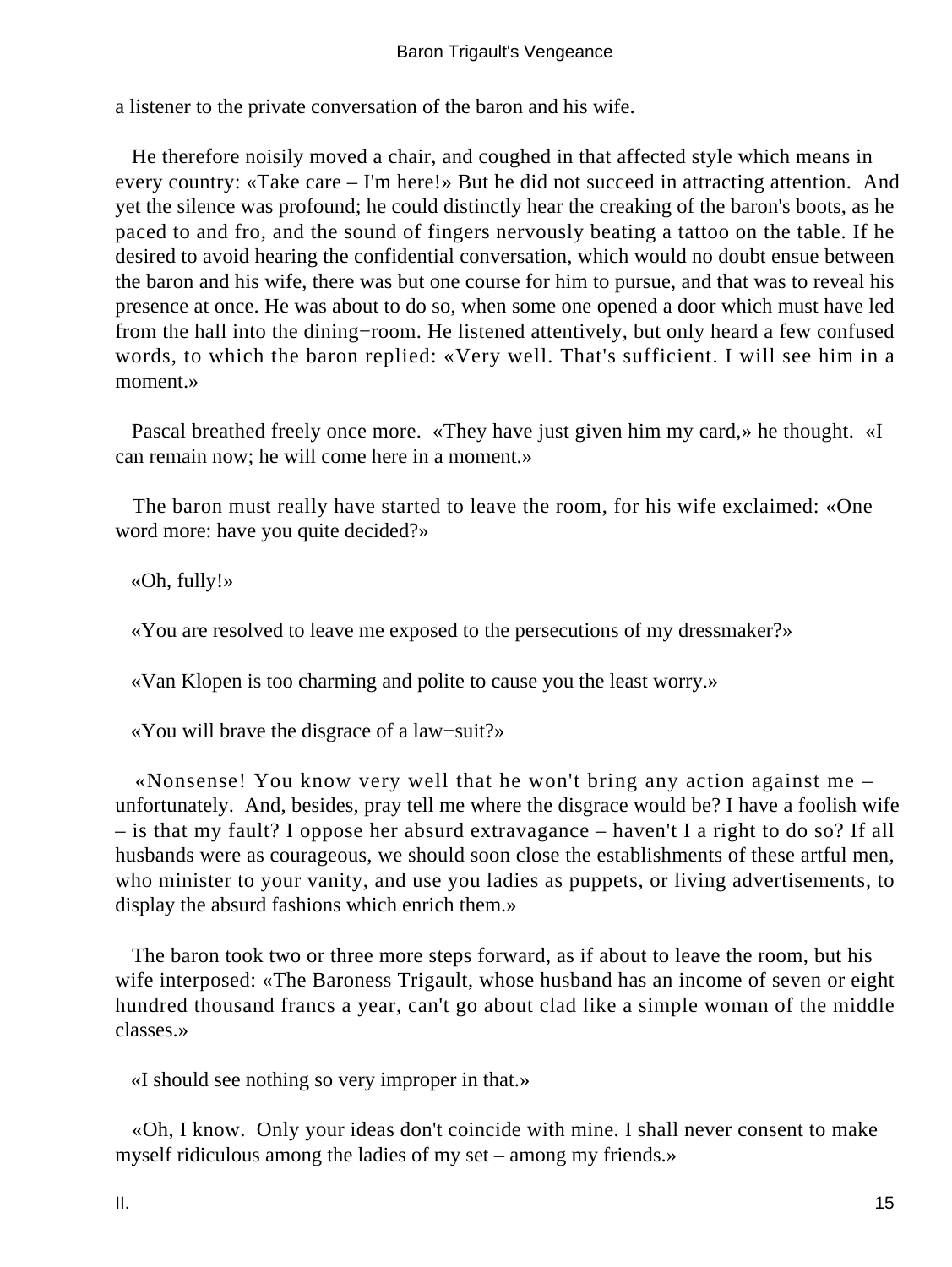a listener to the private conversation of the baron and his wife.

He therefore noisily moved a chair, and coughed in that affected style which means in every country: «Take care – I'm here!» But he did not succeed in attracting attention. And yet the silence was profound; he could distinctly hear the creaking of the baron's boots, as he paced to and fro, and the sound of fingers nervously beating a tattoo on the table. If he desired to avoid hearing the confidential conversation, which would no doubt ensue between the baron and his wife, there was but one course for him to pursue, and that was to reveal his presence at once. He was about to do so, when some one opened a door which must have led from the hall into the dining−room. He listened attentively, but only heard a few confused words, to which the baron replied: «Very well. That's sufficient. I will see him in a moment.»

Pascal breathed freely once more. «They have just given him my card,» he thought. «I can remain now; he will come here in a moment.»

The baron must really have started to leave the room, for his wife exclaimed: «One word more: have you quite decided?»

«Oh, fully!»

«You are resolved to leave me exposed to the persecutions of my dressmaker?»

«Van Klopen is too charming and polite to cause you the least worry.»

«You will brave the disgrace of a law−suit?»

«Nonsense! You know very well that he won't bring any action against me – unfortunately. And, besides, pray tell me where the disgrace would be? I have a foolish wife – is that my fault? I oppose her absurd extravagance – haven't I a right to do so? If all husbands were as courageous, we should soon close the establishments of these artful men, who minister to your vanity, and use you ladies as puppets, or living advertisements, to display the absurd fashions which enrich them.»

The baron took two or three more steps forward, as if about to leave the room, but his wife interposed: «The Baroness Trigault, whose husband has an income of seven or eight hundred thousand francs a year, can't go about clad like a simple woman of the middle classes.»

«I should see nothing so very improper in that.»

«Oh, I know. Only your ideas don't coincide with mine. I shall never consent to make myself ridiculous among the ladies of my set – among my friends.»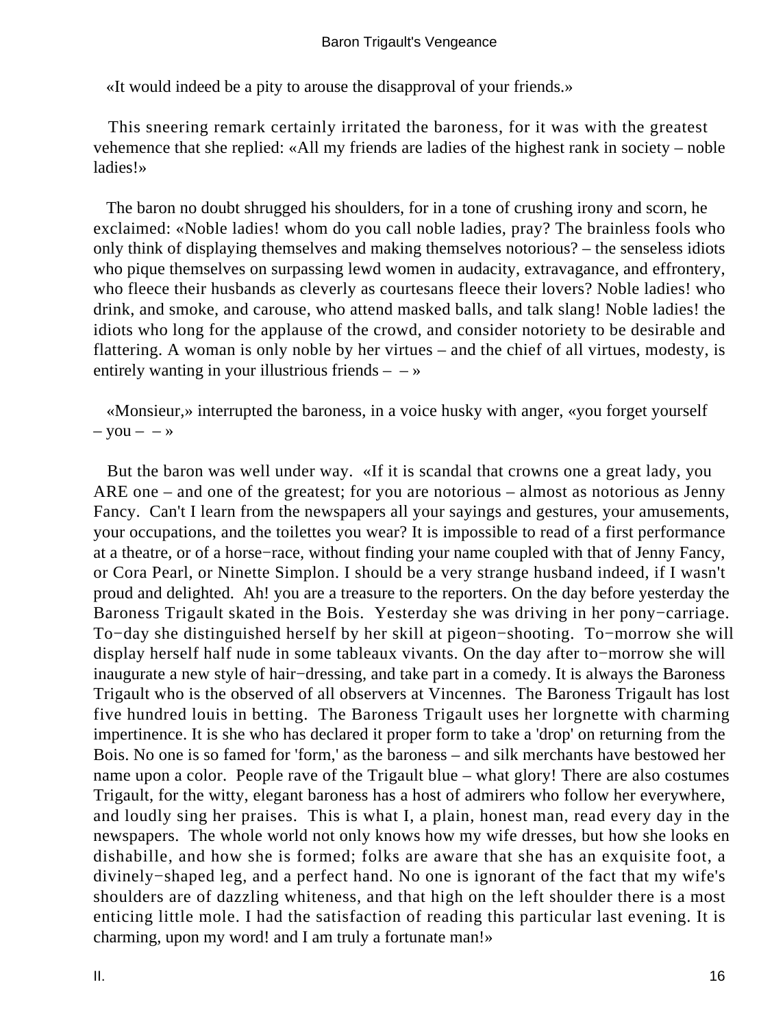«It would indeed be a pity to arouse the disapproval of your friends.»

This sneering remark certainly irritated the baroness, for it was with the greatest vehemence that she replied: «All my friends are ladies of the highest rank in society – noble ladies!»

The baron no doubt shrugged his shoulders, for in a tone of crushing irony and scorn, he exclaimed: «Noble ladies! whom do you call noble ladies, pray? The brainless fools who only think of displaying themselves and making themselves notorious? – the senseless idiots who pique themselves on surpassing lewd women in audacity, extravagance, and effrontery, who fleece their husbands as cleverly as courtesans fleece their lovers? Noble ladies! who drink, and smoke, and carouse, who attend masked balls, and talk slang! Noble ladies! the idiots who long for the applause of the crowd, and consider notoriety to be desirable and flattering. A woman is only noble by her virtues – and the chief of all virtues, modesty, is entirely wanting in your illustrious friends – – »

«Monsieur,» interrupted the baroness, in a voice husky with anger, «you forget yourself – you – – »

But the baron was well under way. «If it is scandal that crowns one a great lady, you ARE one – and one of the greatest; for you are notorious – almost as notorious as Jenny Fancy. Can't I learn from the newspapers all your sayings and gestures, your amusements, your occupations, and the toilettes you wear? It is impossible to read of a first performance at a theatre, or of a horse−race, without finding your name coupled with that of Jenny Fancy, or Cora Pearl, or Ninette Simplon. I should be a very strange husband indeed, if I wasn't proud and delighted. Ah! you are a treasure to the reporters. On the day before yesterday the Baroness Trigault skated in the Bois. Yesterday she was driving in her pony−carriage. To−day she distinguished herself by her skill at pigeon−shooting. To−morrow she will display herself half nude in some tableaux vivants. On the day after to−morrow she will inaugurate a new style of hair−dressing, and take part in a comedy. It is always the Baroness Trigault who is the observed of all observers at Vincennes. The Baroness Trigault has lost five hundred louis in betting. The Baroness Trigault uses her lorgnette with charming impertinence. It is she who has declared it proper form to take a 'drop' on returning from the Bois. No one is so famed for 'form,' as the baroness – and silk merchants have bestowed her name upon a color. People rave of the Trigault blue – what glory! There are also costumes Trigault, for the witty, elegant baroness has a host of admirers who follow her everywhere, and loudly sing her praises. This is what I, a plain, honest man, read every day in the newspapers. The whole world not only knows how my wife dresses, but how she looks en dishabille, and how she is formed; folks are aware that she has an exquisite foot, a divinely−shaped leg, and a perfect hand. No one is ignorant of the fact that my wife's shoulders are of dazzling whiteness, and that high on the left shoulder there is a most enticing little mole. I had the satisfaction of reading this particular last evening. It is charming, upon my word! and I am truly a fortunate man!»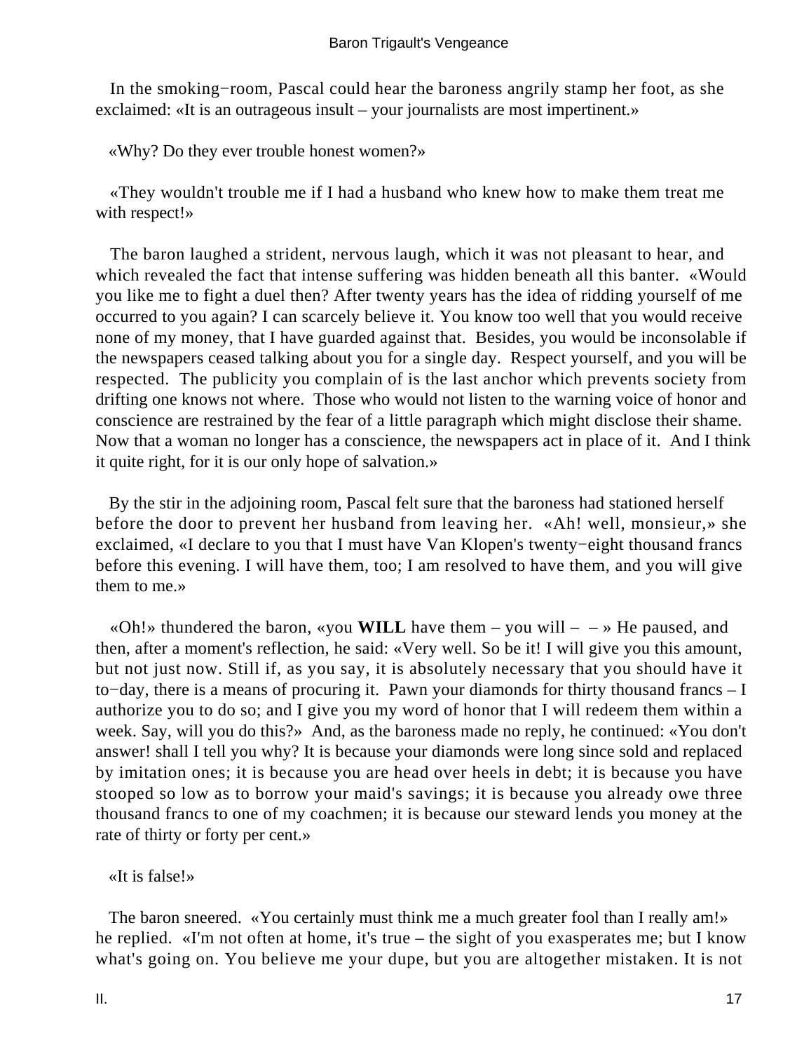In the smoking−room, Pascal could hear the baroness angrily stamp her foot, as she exclaimed: «It is an outrageous insult – your journalists are most impertinent.»

«Why? Do they ever trouble honest women?»

«They wouldn't trouble me if I had a husband who knew how to make them treat me with respect!»

The baron laughed a strident, nervous laugh, which it was not pleasant to hear, and which revealed the fact that intense suffering was hidden beneath all this banter. «Would you like me to fight a duel then? After twenty years has the idea of ridding yourself of me occurred to you again? I can scarcely believe it. You know too well that you would receive none of my money, that I have guarded against that. Besides, you would be inconsolable if the newspapers ceased talking about you for a single day. Respect yourself, and you will be respected. The publicity you complain of is the last anchor which prevents society from drifting one knows not where. Those who would not listen to the warning voice of honor and conscience are restrained by the fear of a little paragraph which might disclose their shame. Now that a woman no longer has a conscience, the newspapers act in place of it. And I think it quite right, for it is our only hope of salvation.»

By the stir in the adjoining room, Pascal felt sure that the baroness had stationed herself before the door to prevent her husband from leaving her. «Ah! well, monsieur,» she exclaimed, «I declare to you that I must have Van Klopen's twenty−eight thousand francs before this evening. I will have them, too; I am resolved to have them, and you will give them to me.»

«Oh!» thundered the baron, «you **WILL** have them – you will – – » He paused, and then, after a moment's reflection, he said: «Very well. So be it! I will give you this amount, but not just now. Still if, as you say, it is absolutely necessary that you should have it to−day, there is a means of procuring it. Pawn your diamonds for thirty thousand francs – I authorize you to do so; and I give you my word of honor that I will redeem them within a week. Say, will you do this?» And, as the baroness made no reply, he continued: «You don't answer! shall I tell you why? It is because your diamonds were long since sold and replaced by imitation ones; it is because you are head over heels in debt; it is because you have stooped so low as to borrow your maid's savings; it is because you already owe three thousand francs to one of my coachmen; it is because our steward lends you money at the rate of thirty or forty per cent.»

«It is false!»

The baron sneered. «You certainly must think me a much greater fool than I really am!» he replied. «I'm not often at home, it's true – the sight of you exasperates me; but I know what's going on. You believe me your dupe, but you are altogether mistaken. It is not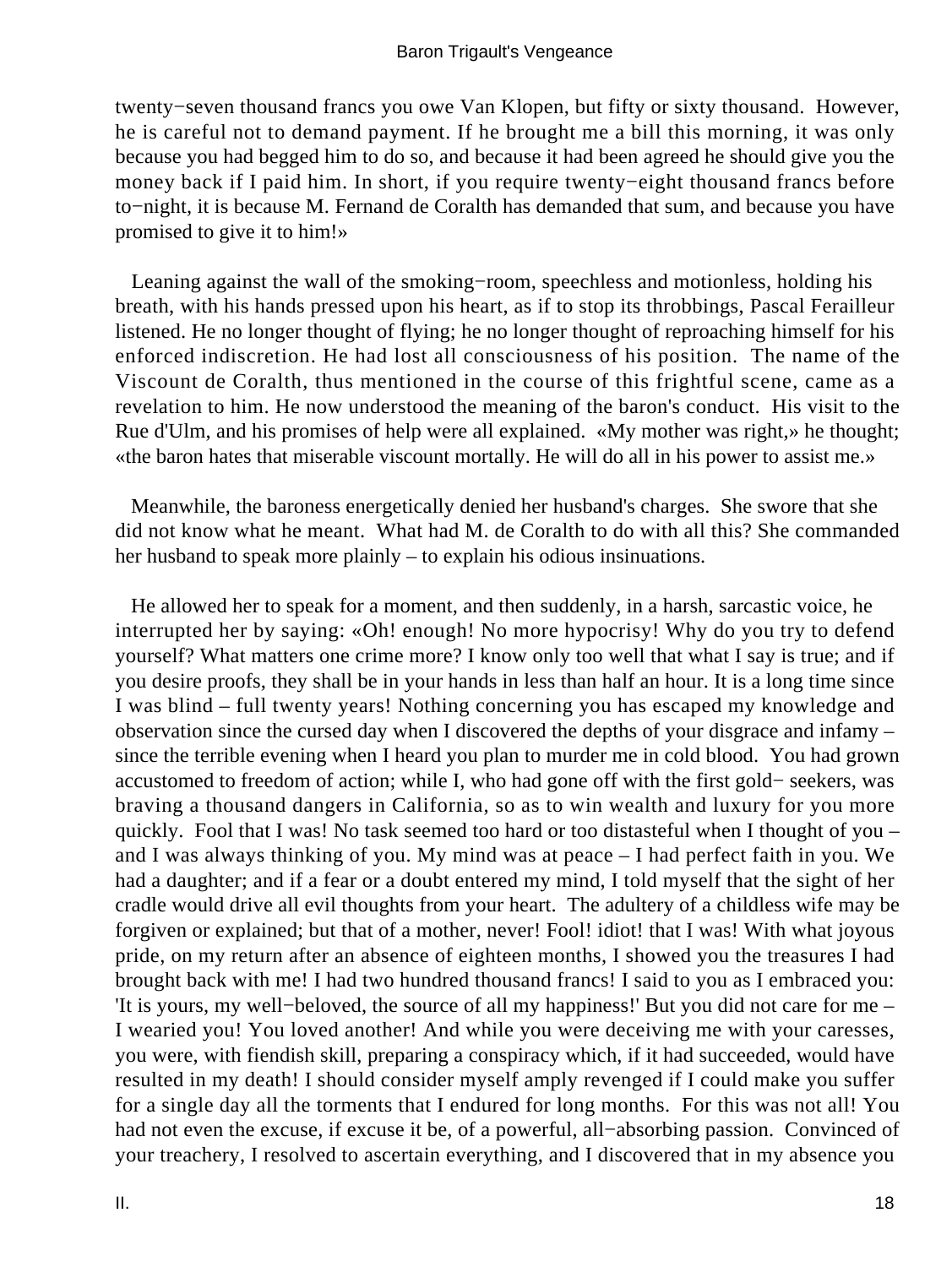twenty−seven thousand francs you owe Van Klopen, but fifty or sixty thousand. However, he is careful not to demand payment. If he brought me a bill this morning, it was only because you had begged him to do so, and because it had been agreed he should give you the money back if I paid him. In short, if you require twenty−eight thousand francs before to−night, it is because M. Fernand de Coralth has demanded that sum, and because you have promised to give it to him!»

Leaning against the wall of the smoking−room, speechless and motionless, holding his breath, with his hands pressed upon his heart, as if to stop its throbbings, Pascal Ferailleur listened. He no longer thought of flying; he no longer thought of reproaching himself for his enforced indiscretion. He had lost all consciousness of his position. The name of the Viscount de Coralth, thus mentioned in the course of this frightful scene, came as a revelation to him. He now understood the meaning of the baron's conduct. His visit to the Rue d'Ulm, and his promises of help were all explained. «My mother was right,» he thought; «the baron hates that miserable viscount mortally. He will do all in his power to assist me.»

Meanwhile, the baroness energetically denied her husband's charges. She swore that she did not know what he meant. What had M. de Coralth to do with all this? She commanded her husband to speak more plainly – to explain his odious insinuations.

He allowed her to speak for a moment, and then suddenly, in a harsh, sarcastic voice, he interrupted her by saying: «Oh! enough! No more hypocrisy! Why do you try to defend yourself? What matters one crime more? I know only too well that what I say is true; and if you desire proofs, they shall be in your hands in less than half an hour. It is a long time since I was blind – full twenty years! Nothing concerning you has escaped my knowledge and observation since the cursed day when I discovered the depths of your disgrace and infamy – since the terrible evening when I heard you plan to murder me in cold blood. You had grown accustomed to freedom of action; while I, who had gone off with the first gold− seekers, was braving a thousand dangers in California, so as to win wealth and luxury for you more quickly. Fool that I was! No task seemed too hard or too distasteful when I thought of you – and I was always thinking of you. My mind was at peace – I had perfect faith in you. We had a daughter; and if a fear or a doubt entered my mind, I told myself that the sight of her cradle would drive all evil thoughts from your heart. The adultery of a childless wife may be forgiven or explained; but that of a mother, never! Fool! idiot! that I was! With what joyous pride, on my return after an absence of eighteen months, I showed you the treasures I had brought back with me! I had two hundred thousand francs! I said to you as I embraced you: 'It is yours, my well−beloved, the source of all my happiness!' But you did not care for me – I wearied you! You loved another! And while you were deceiving me with your caresses, you were, with fiendish skill, preparing a conspiracy which, if it had succeeded, would have resulted in my death! I should consider myself amply revenged if I could make you suffer for a single day all the torments that I endured for long months. For this was not all! You had not even the excuse, if excuse it be, of a powerful, all−absorbing passion. Convinced of your treachery, I resolved to ascertain everything, and I discovered that in my absence you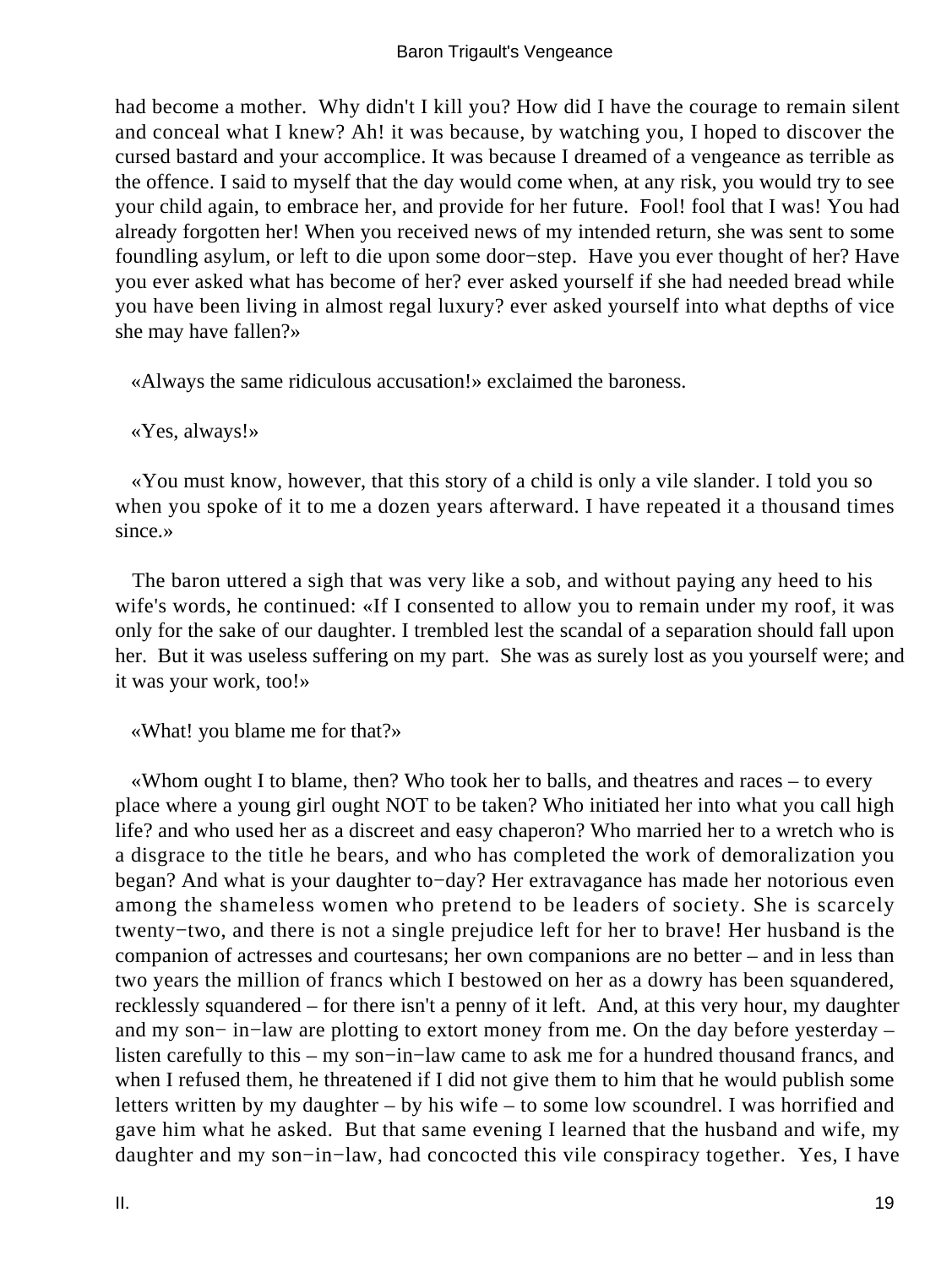had become a mother. Why didn't I kill you? How did I have the courage to remain silent and conceal what I knew? Ah! it was because, by watching you, I hoped to discover the cursed bastard and your accomplice. It was because I dreamed of a vengeance as terrible as the offence. I said to myself that the day would come when, at any risk, you would try to see your child again, to embrace her, and provide for her future. Fool! fool that I was! You had already forgotten her! When you received news of my intended return, she was sent to some foundling asylum, or left to die upon some door−step. Have you ever thought of her? Have you ever asked what has become of her? ever asked yourself if she had needed bread while you have been living in almost regal luxury? ever asked yourself into what depths of vice she may have fallen?»

«Always the same ridiculous accusation!» exclaimed the baroness.

«Yes, always!»

«You must know, however, that this story of a child is only a vile slander. I told you so when you spoke of it to me a dozen years afterward. I have repeated it a thousand times since.»

The baron uttered a sigh that was very like a sob, and without paying any heed to his wife's words, he continued: «If I consented to allow you to remain under my roof, it was only for the sake of our daughter. I trembled lest the scandal of a separation should fall upon her. But it was useless suffering on my part. She was as surely lost as you yourself were; and it was your work, too!»

«What! you blame me for that?»

«Whom ought I to blame, then? Who took her to balls, and theatres and races – to every place where a young girl ought NOT to be taken? Who initiated her into what you call high life? and who used her as a discreet and easy chaperon? Who married her to a wretch who is a disgrace to the title he bears, and who has completed the work of demoralization you began? And what is your daughter to−day? Her extravagance has made her notorious even among the shameless women who pretend to be leaders of society. She is scarcely twenty−two, and there is not a single prejudice left for her to brave! Her husband is the companion of actresses and courtesans; her own companions are no better – and in less than two years the million of francs which I bestowed on her as a dowry has been squandered, recklessly squandered – for there isn't a penny of it left. And, at this very hour, my daughter and my son− in−law are plotting to extort money from me. On the day before yesterday – listen carefully to this – my son−in−law came to ask me for a hundred thousand francs, and when I refused them, he threatened if I did not give them to him that he would publish some letters written by my daughter – by his wife – to some low scoundrel. I was horrified and gave him what he asked. But that same evening I learned that the husband and wife, my daughter and my son−in−law, had concocted this vile conspiracy together. Yes, I have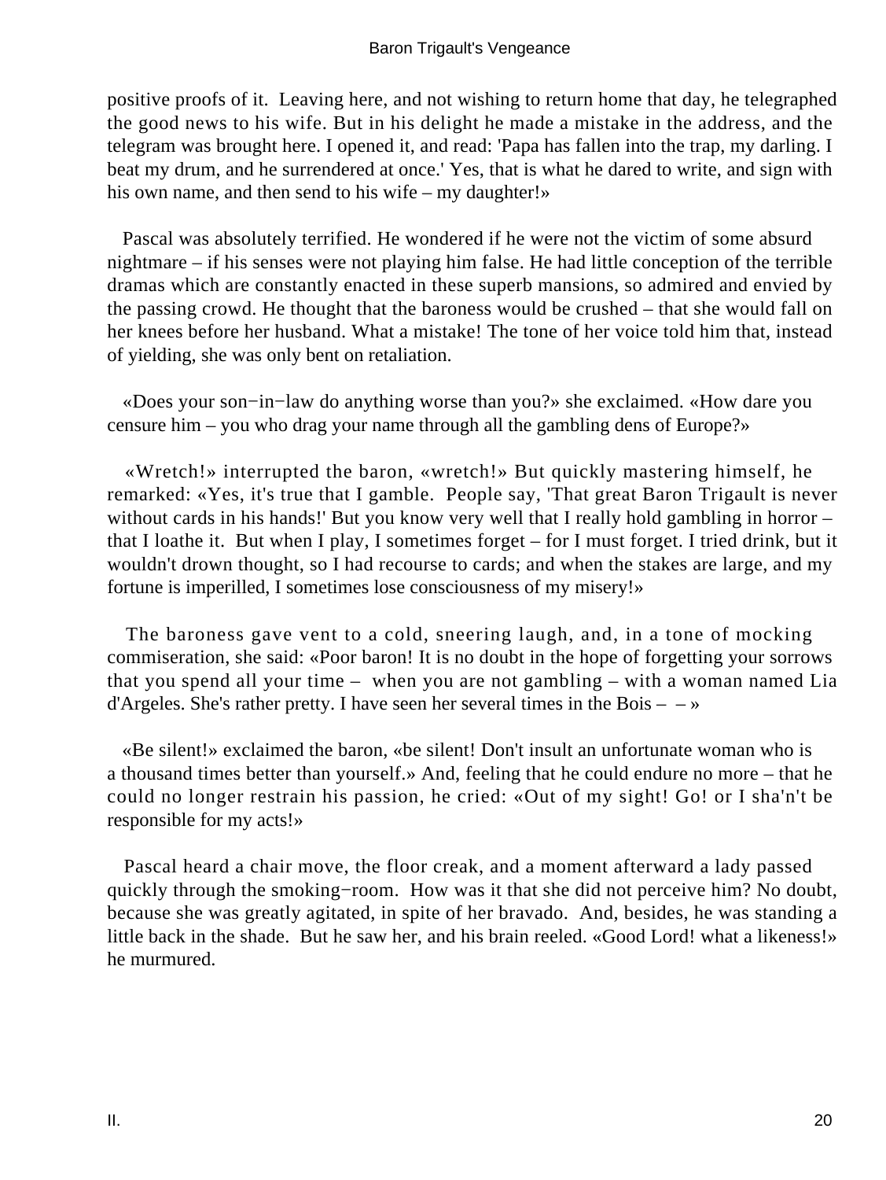positive proofs of it. Leaving here, and not wishing to return home that day, he telegraphed the good news to his wife. But in his delight he made a mistake in the address, and the telegram was brought here. I opened it, and read: 'Papa has fallen into the trap, my darling. I beat my drum, and he surrendered at once.' Yes, that is what he dared to write, and sign with his own name, and then send to his wife – my daughter!»

Pascal was absolutely terrified. He wondered if he were not the victim of some absurd nightmare – if his senses were not playing him false. He had little conception of the terrible dramas which are constantly enacted in these superb mansions, so admired and envied by the passing crowd. He thought that the baroness would be crushed – that she would fall on her knees before her husband. What a mistake! The tone of her voice told him that, instead of yielding, she was only bent on retaliation.

«Does your son−in−law do anything worse than you?» she exclaimed. «How dare you censure him – you who drag your name through all the gambling dens of Europe?»

«Wretch!» interrupted the baron, «wretch!» But quickly mastering himself, he remarked: «Yes, it's true that I gamble. People say, 'That great Baron Trigault is never without cards in his hands!' But you know very well that I really hold gambling in horror – that I loathe it. But when I play, I sometimes forget – for I must forget. I tried drink, but it wouldn't drown thought, so I had recourse to cards; and when the stakes are large, and my fortune is imperilled, I sometimes lose consciousness of my misery!»

The baroness gave vent to a cold, sneering laugh, and, in a tone of mocking commiseration, she said: «Poor baron! It is no doubt in the hope of forgetting your sorrows that you spend all your time – when you are not gambling – with a woman named Lia d'Argeles. She's rather pretty. I have seen her several times in the Bois – – »

«Be silent!» exclaimed the baron, «be silent! Don't insult an unfortunate woman who is a thousand times better than yourself.» And, feeling that he could endure no more – that he could no longer restrain his passion, he cried: «Out of my sight! Go! or I sha'n't be responsible for my acts!»

Pascal heard a chair move, the floor creak, and a moment afterward a lady passed quickly through the smoking−room. How was it that she did not perceive him? No doubt, because she was greatly agitated, in spite of her bravado. And, besides, he was standing a little back in the shade. But he saw her, and his brain reeled. «Good Lord! what a likeness!» he murmured.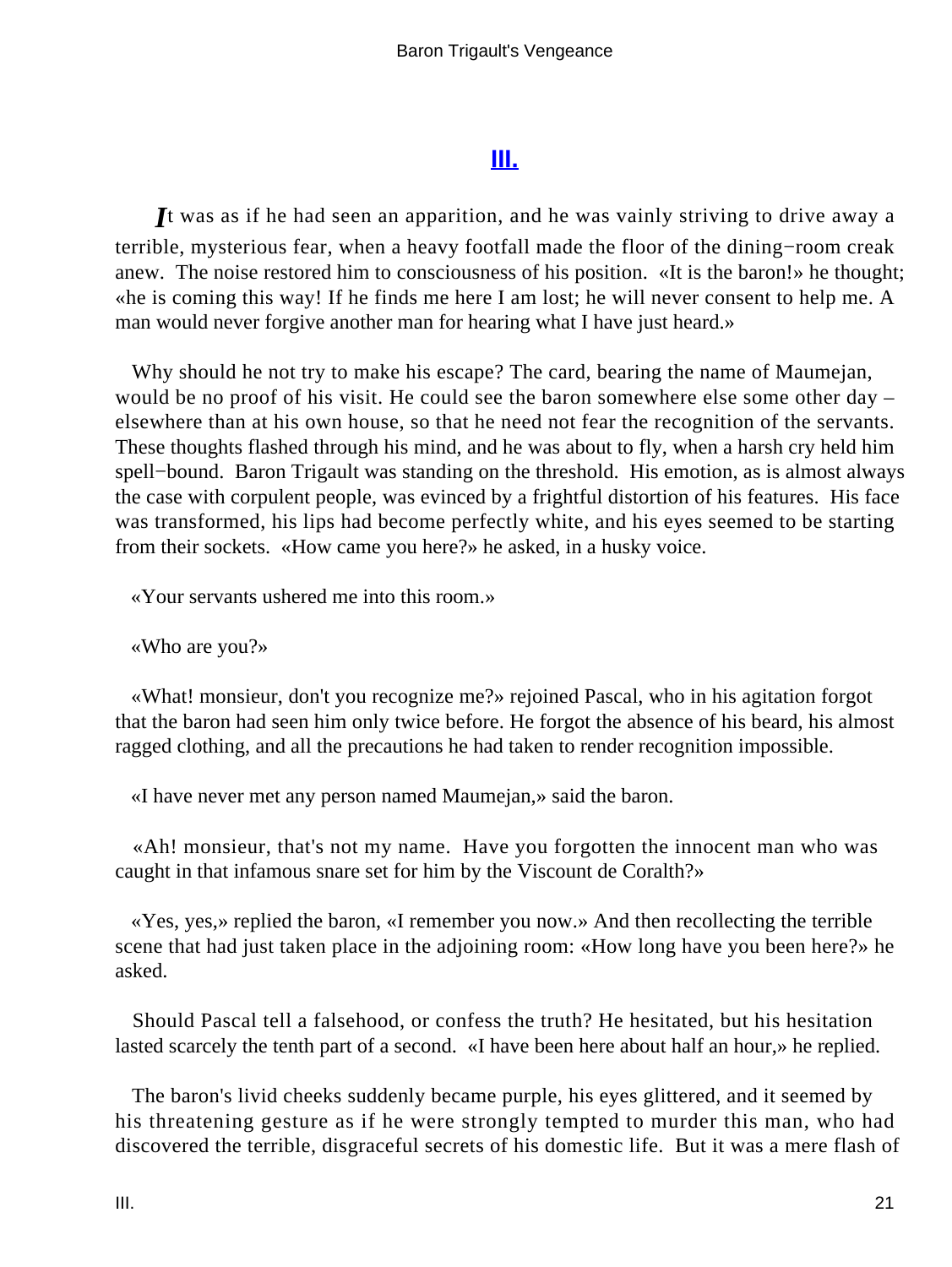## III.

*I*t was as if he had seen an apparition, and he was vainly striving to drive away a terrible, mysterious fear, when a heavy footfall made the floor of the dining−room creak anew. The noise restored him to consciousness of his position. «It is the baron!» he thought; «he is coming this way! If he finds me here I am lost; he will never consent to help me. A man would never forgive another man for hearing what I have just heard.»

Why should he not try to make his escape? The card, bearing the name of Maumejan, would be no proof of his visit. He could see the baron somewhere else some other day – elsewhere than at his own house, so that he need not fear the recognition of the servants. These thoughts flashed through his mind, and he was about to fly, when a harsh cry held him spell−bound. Baron Trigault was standing on the threshold. His emotion, as is almost always the case with corpulent people, was evinced by a frightful distortion of his features. His face was transformed, his lips had become perfectly white, and his eyes seemed to be starting from their sockets. «How came you here?» he asked, in a husky voice.

«Your servants ushered me into this room.»

«Who are you?»

«What! monsieur, don't you recognize me?» rejoined Pascal, who in his agitation forgot that the baron had seen him only twice before. He forgot the absence of his beard, his almost ragged clothing, and all the precautions he had taken to render recognition impossible.

«I have never met any person named Maumejan,» said the baron.

«Ah! monsieur, that's not my name. Have you forgotten the innocent man who was caught in that infamous snare set for him by the Viscount de Coralth?»

«Yes, yes,» replied the baron, «I remember you now.» And then recollecting the terrible scene that had just taken place in the adjoining room: «How long have you been here?» he asked.

Should Pascal tell a falsehood, or confess the truth? He hesitated, but his hesitation lasted scarcely the tenth part of a second. «I have been here about half an hour,» he replied.

The baron's livid cheeks suddenly became purple, his eyes glittered, and it seemed by his threatening gesture as if he were strongly tempted to murder this man, who had discovered the terrible, disgraceful secrets of his domestic life. But it was a mere flash of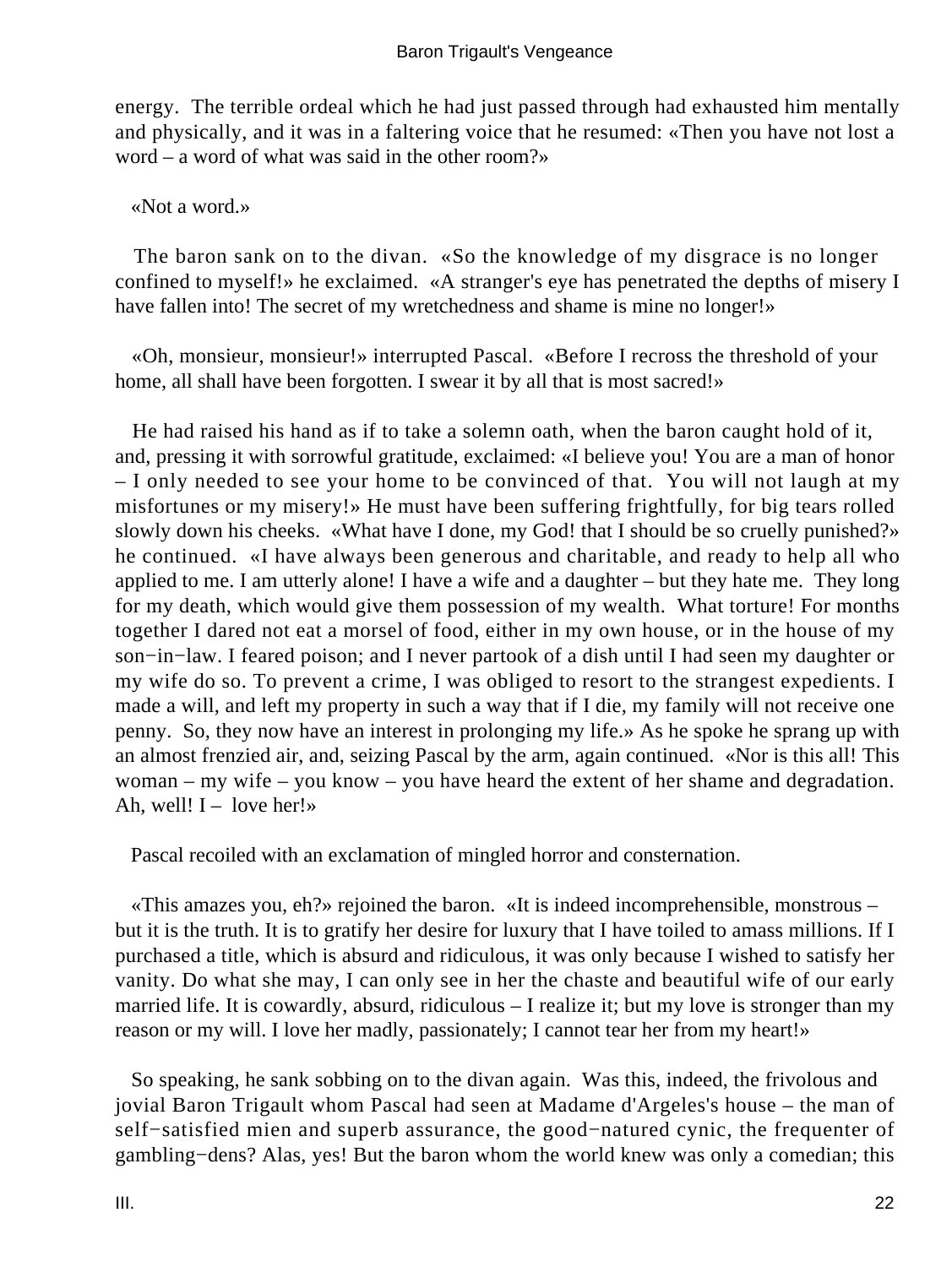energy. The terrible ordeal which he had just passed through had exhausted him mentally and physically, and it was in a faltering voice that he resumed: «Then you have not lost a word – a word of what was said in the other room?»

«Not a word.»

The baron sank on to the divan. «So the knowledge of my disgrace is no longer confined to myself!» he exclaimed. «A stranger's eye has penetrated the depths of misery I have fallen into! The secret of my wretchedness and shame is mine no longer!»

«Oh, monsieur, monsieur!» interrupted Pascal. «Before I recross the threshold of your home, all shall have been forgotten. I swear it by all that is most sacred!»

He had raised his hand as if to take a solemn oath, when the baron caught hold of it, and, pressing it with sorrowful gratitude, exclaimed: «I believe you! You are a man of honor – I only needed to see your home to be convinced of that. You will not laugh at my misfortunes or my misery!» He must have been suffering frightfully, for big tears rolled slowly down his cheeks. «What have I done, my God! that I should be so cruelly punished?» he continued. «I have always been generous and charitable, and ready to help all who applied to me. I am utterly alone! I have a wife and a daughter – but they hate me. They long for my death, which would give them possession of my wealth. What torture! For months together I dared not eat a morsel of food, either in my own house, or in the house of my son−in−law. I feared poison; and I never partook of a dish until I had seen my daughter or my wife do so. To prevent a crime, I was obliged to resort to the strangest expedients. I made a will, and left my property in such a way that if I die, my family will not receive one penny. So, they now have an interest in prolonging my life.» As he spoke he sprang up with an almost frenzied air, and, seizing Pascal by the arm, again continued. «Nor is this all! This woman – my wife – you know – you have heard the extent of her shame and degradation. Ah, well! I – love her!»

Pascal recoiled with an exclamation of mingled horror and consternation.

«This amazes you, eh?» rejoined the baron. «It is indeed incomprehensible, monstrous – but it is the truth. It is to gratify her desire for luxury that I have toiled to amass millions. If I purchased a title, which is absurd and ridiculous, it was only because I wished to satisfy her vanity. Do what she may, I can only see in her the chaste and beautiful wife of our early married life. It is cowardly, absurd, ridiculous – I realize it; but my love is stronger than my reason or my will. I love her madly, passionately; I cannot tear her from my heart!»

So speaking, he sank sobbing on to the divan again. Was this, indeed, the frivolous and jovial Baron Trigault whom Pascal had seen at Madame d'Argeles's house – the man of self−satisfied mien and superb assurance, the good−natured cynic, the frequenter of gambling−dens? Alas, yes! But the baron whom the world knew was only a comedian; this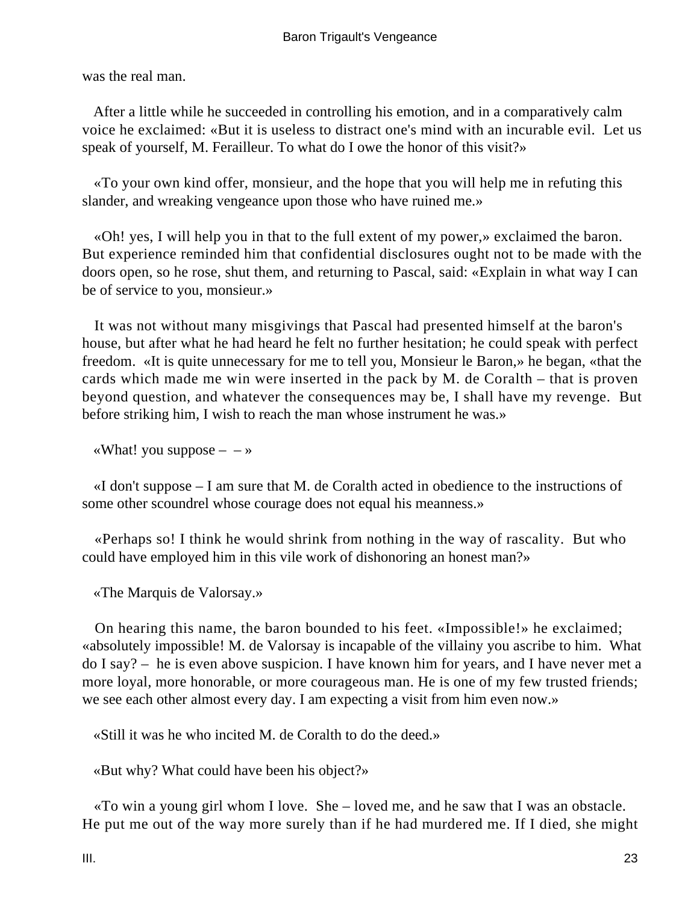was the real man.

After a little while he succeeded in controlling his emotion, and in a comparatively calm voice he exclaimed: «But it is useless to distract one's mind with an incurable evil. Let us speak of yourself, M. Ferailleur. To what do I owe the honor of this visit?»

«To your own kind offer, monsieur, and the hope that you will help me in refuting this slander, and wreaking vengeance upon those who have ruined me.»

«Oh! yes, I will help you in that to the full extent of my power,» exclaimed the baron. But experience reminded him that confidential disclosures ought not to be made with the doors open, so he rose, shut them, and returning to Pascal, said: «Explain in what way I can be of service to you, monsieur.»

It was not without many misgivings that Pascal had presented himself at the baron's house, but after what he had heard he felt no further hesitation; he could speak with perfect freedom. «It is quite unnecessary for me to tell you, Monsieur le Baron,» he began, «that the cards which made me win were inserted in the pack by M. de Coralth – that is proven beyond question, and whatever the consequences may be, I shall have my revenge. But before striking him, I wish to reach the man whose instrument he was.»

«What! you suppose – – »

«I don't suppose – I am sure that M. de Coralth acted in obedience to the instructions of some other scoundrel whose courage does not equal his meanness.»

«Perhaps so! I think he would shrink from nothing in the way of rascality. But who could have employed him in this vile work of dishonoring an honest man?»

«The Marquis de Valorsay.»

On hearing this name, the baron bounded to his feet. «Impossible!» he exclaimed; «absolutely impossible! M. de Valorsay is incapable of the villainy you ascribe to him. What do I say? – he is even above suspicion. I have known him for years, and I have never met a more loyal, more honorable, or more courageous man. He is one of my few trusted friends; we see each other almost every day. I am expecting a visit from him even now.»

«Still it was he who incited M. de Coralth to do the deed.»

«But why? What could have been his object?»

«To win a young girl whom I love. She – loved me, and he saw that I was an obstacle. He put me out of the way more surely than if he had murdered me. If I died, she might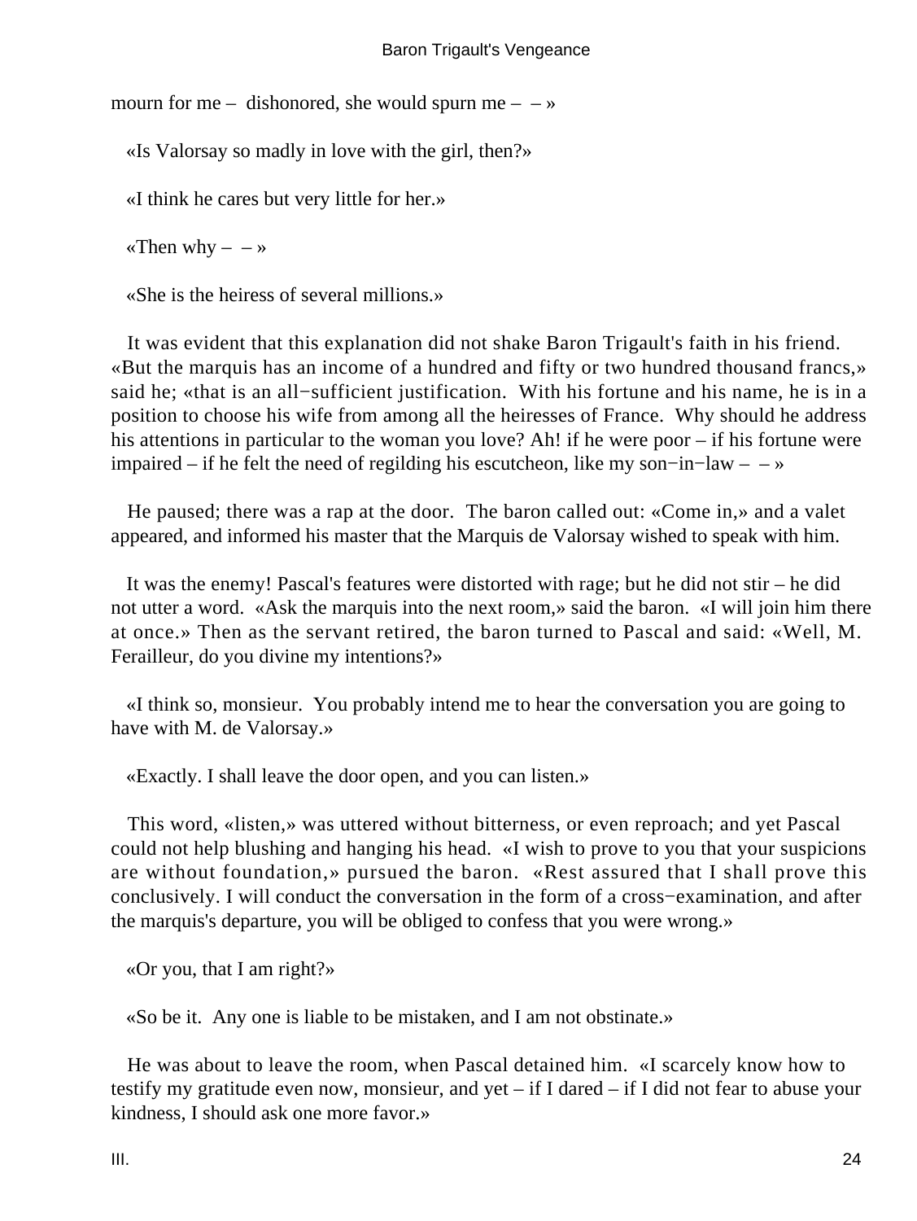mourn for me – dishonored, she would spurn me – – »

«Is Valorsay so madly in love with the girl, then?»

«I think he cares but very little for her.»

«Then why – – »

«She is the heiress of several millions.»

It was evident that this explanation did not shake Baron Trigault's faith in his friend. «But the marquis has an income of a hundred and fifty or two hundred thousand francs,» said he; «that is an all−sufficient justification. With his fortune and his name, he is in a position to choose his wife from among all the heiresses of France. Why should he address his attentions in particular to the woman you love? Ah! if he were poor – if his fortune were impaired – if he felt the need of regilding his escutcheon, like my son−in−law – – »

He paused; there was a rap at the door. The baron called out: «Come in,» and a valet appeared, and informed his master that the Marquis de Valorsay wished to speak with him.

It was the enemy! Pascal's features were distorted with rage; but he did not stir – he did not utter a word. «Ask the marquis into the next room,» said the baron. «I will join him there at once.» Then as the servant retired, the baron turned to Pascal and said: «Well, M. Ferailleur, do you divine my intentions?»

«I think so, monsieur. You probably intend me to hear the conversation you are going to have with M. de Valorsay.»

«Exactly. I shall leave the door open, and you can listen.»

This word, «listen,» was uttered without bitterness, or even reproach; and yet Pascal could not help blushing and hanging his head. «I wish to prove to you that your suspicions are without foundation,» pursued the baron. «Rest assured that I shall prove this conclusively. I will conduct the conversation in the form of a cross−examination, and after the marquis's departure, you will be obliged to confess that you were wrong.»

«Or you, that I am right?»

«So be it. Any one is liable to be mistaken, and I am not obstinate.»

He was about to leave the room, when Pascal detained him. «I scarcely know how to testify my gratitude even now, monsieur, and yet – if I dared – if I did not fear to abuse your kindness, I should ask one more favor.»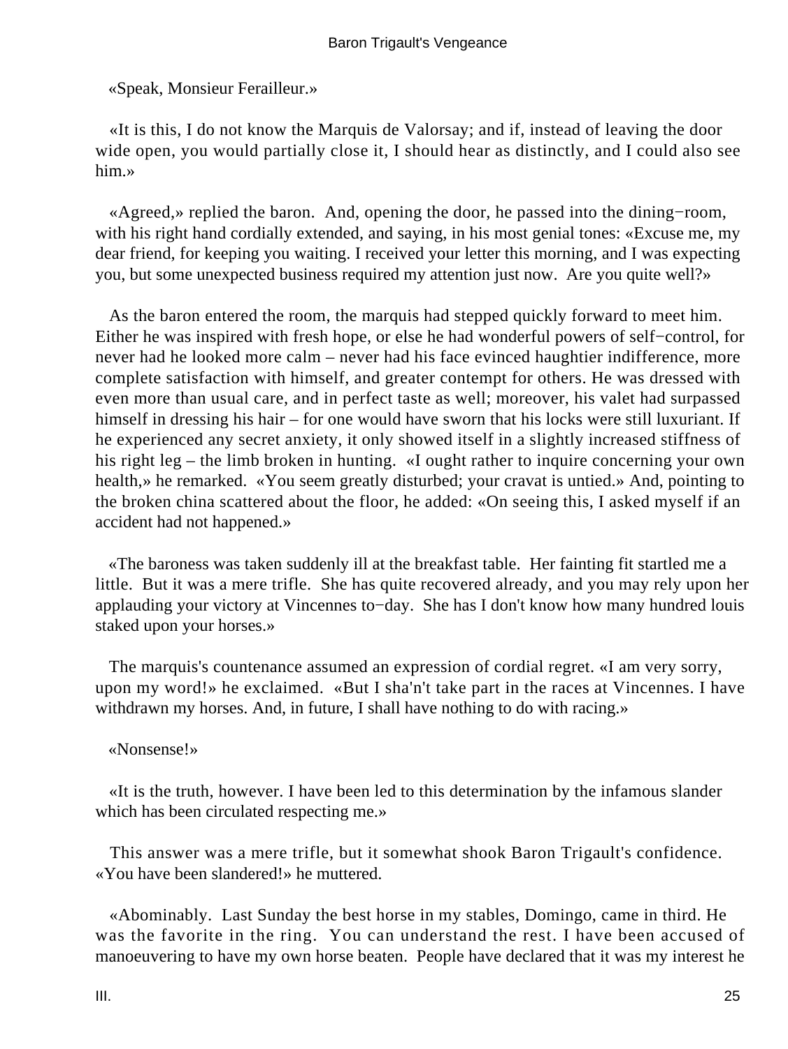«Speak, Monsieur Ferailleur.»

«It is this, I do not know the Marquis de Valorsay; and if, instead of leaving the door wide open, you would partially close it, I should hear as distinctly, and I could also see him.»

«Agreed,» replied the baron. And, opening the door, he passed into the dining−room, with his right hand cordially extended, and saying, in his most genial tones: «Excuse me, my dear friend, for keeping you waiting. I received your letter this morning, and I was expecting you, but some unexpected business required my attention just now. Are you quite well?»

As the baron entered the room, the marquis had stepped quickly forward to meet him. Either he was inspired with fresh hope, or else he had wonderful powers of self−control, for never had he looked more calm – never had his face evinced haughtier indifference, more complete satisfaction with himself, and greater contempt for others. He was dressed with even more than usual care, and in perfect taste as well; moreover, his valet had surpassed himself in dressing his hair – for one would have sworn that his locks were still luxuriant. If he experienced any secret anxiety, it only showed itself in a slightly increased stiffness of his right leg – the limb broken in hunting. «I ought rather to inquire concerning your own health,» he remarked. «You seem greatly disturbed; your cravat is untied.» And, pointing to the broken china scattered about the floor, he added: «On seeing this, I asked myself if an accident had not happened.»

«The baroness was taken suddenly ill at the breakfast table. Her fainting fit startled me a little. But it was a mere trifle. She has quite recovered already, and you may rely upon her applauding your victory at Vincennes to−day. She has I don't know how many hundred louis staked upon your horses.»

The marquis's countenance assumed an expression of cordial regret. «I am very sorry, upon my word!» he exclaimed. «But I sha'n't take part in the races at Vincennes. I have withdrawn my horses. And, in future, I shall have nothing to do with racing.»

«Nonsense!»

«It is the truth, however. I have been led to this determination by the infamous slander which has been circulated respecting me.»

This answer was a mere trifle, but it somewhat shook Baron Trigault's confidence. «You have been slandered!» he muttered.

«Abominably. Last Sunday the best horse in my stables, Domingo, came in third. He was the favorite in the ring. You can understand the rest. I have been accused of manoeuvering to have my own horse beaten. People have declared that it was my interest he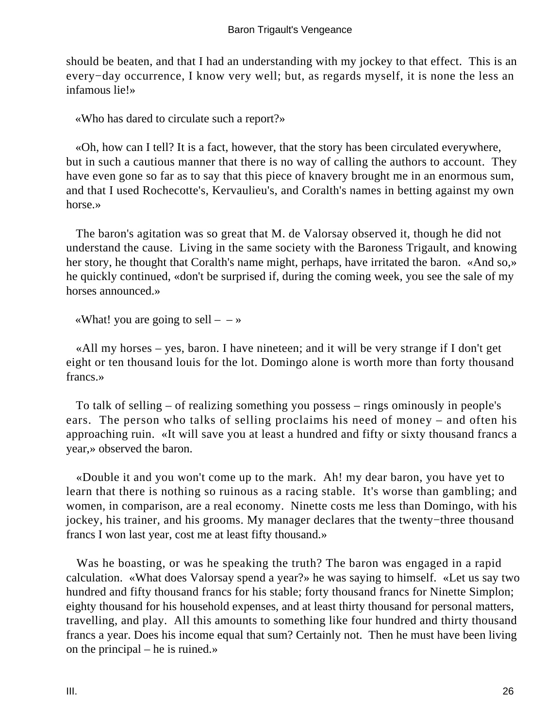should be beaten, and that I had an understanding with my jockey to that effect. This is an every−day occurrence, I know very well; but, as regards myself, it is none the less an infamous lie!»

«Who has dared to circulate such a report?»

«Oh, how can I tell? It is a fact, however, that the story has been circulated everywhere, but in such a cautious manner that there is no way of calling the authors to account. They have even gone so far as to say that this piece of knavery brought me in an enormous sum, and that I used Rochecotte's, Kervaulieu's, and Coralth's names in betting against my own horse.»

The baron's agitation was so great that M. de Valorsay observed it, though he did not understand the cause. Living in the same society with the Baroness Trigault, and knowing her story, he thought that Coralth's name might, perhaps, have irritated the baron. «And so,» he quickly continued, «don't be surprised if, during the coming week, you see the sale of my horses announced.»

«What! you are going to sell – – »

«All my horses – yes, baron. I have nineteen; and it will be very strange if I don't get eight or ten thousand louis for the lot. Domingo alone is worth more than forty thousand francs.»

To talk of selling – of realizing something you possess – rings ominously in people's ears. The person who talks of selling proclaims his need of money – and often his approaching ruin. «It will save you at least a hundred and fifty or sixty thousand francs a year,» observed the baron.

«Double it and you won't come up to the mark. Ah! my dear baron, you have yet to learn that there is nothing so ruinous as a racing stable. It's worse than gambling; and women, in comparison, are a real economy. Ninette costs me less than Domingo, with his jockey, his trainer, and his grooms. My manager declares that the twenty−three thousand francs I won last year, cost me at least fifty thousand.»

Was he boasting, or was he speaking the truth? The baron was engaged in a rapid calculation. «What does Valorsay spend a year?» he was saying to himself. «Let us say two hundred and fifty thousand francs for his stable; forty thousand francs for Ninette Simplon; eighty thousand for his household expenses, and at least thirty thousand for personal matters, travelling, and play. All this amounts to something like four hundred and thirty thousand francs a year. Does his income equal that sum? Certainly not. Then he must have been living on the principal – he is ruined.»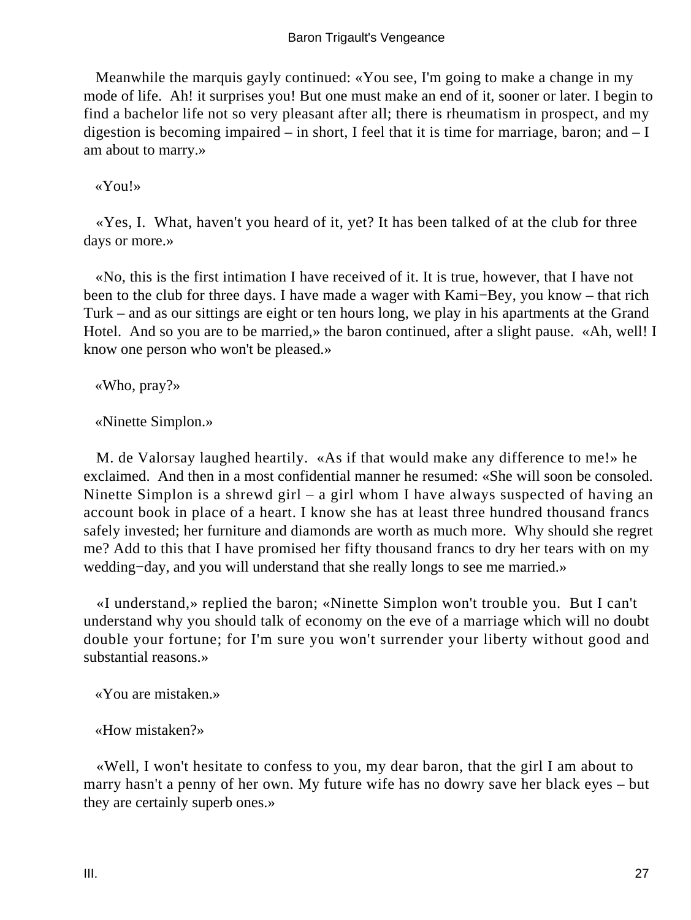Meanwhile the marquis gayly continued: «You see, I'm going to make a change in my mode of life. Ah! it surprises you! But one must make an end of it, sooner or later. I begin to find a bachelor life not so very pleasant after all; there is rheumatism in prospect, and my digestion is becoming impaired – in short, I feel that it is time for marriage, baron; and – I am about to marry.»

«You!»

«Yes, I. What, haven't you heard of it, yet? It has been talked of at the club for three days or more.»

«No, this is the first intimation I have received of it. It is true, however, that I have not been to the club for three days. I have made a wager with Kami−Bey, you know – that rich Turk – and as our sittings are eight or ten hours long, we play in his apartments at the Grand Hotel. And so you are to be married,» the baron continued, after a slight pause. «Ah, well! I know one person who won't be pleased.»

«Who, pray?»

«Ninette Simplon.»

M. de Valorsay laughed heartily. «As if that would make any difference to me!» he exclaimed. And then in a most confidential manner he resumed: «She will soon be consoled. Ninette Simplon is a shrewd girl – a girl whom I have always suspected of having an account book in place of a heart. I know she has at least three hundred thousand francs safely invested; her furniture and diamonds are worth as much more. Why should she regret me? Add to this that I have promised her fifty thousand francs to dry her tears with on my wedding−day, and you will understand that she really longs to see me married.»

«I understand,» replied the baron; «Ninette Simplon won't trouble you. But I can't understand why you should talk of economy on the eve of a marriage which will no doubt double your fortune; for I'm sure you won't surrender your liberty without good and substantial reasons.»

«You are mistaken.»

«How mistaken?»

«Well, I won't hesitate to confess to you, my dear baron, that the girl I am about to marry hasn't a penny of her own. My future wife has no dowry save her black eyes – but they are certainly superb ones.»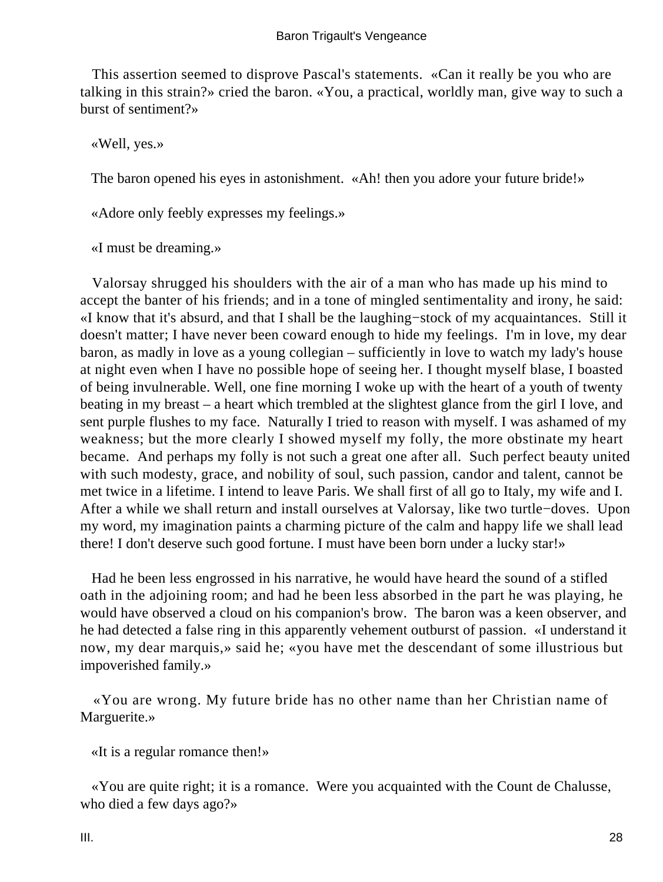This assertion seemed to disprove Pascal's statements. «Can it really be you who are talking in this strain?» cried the baron. «You, a practical, worldly man, give way to such a burst of sentiment?»

«Well, yes.»

The baron opened his eyes in astonishment. «Ah! then you adore your future bride!»

«Adore only feebly expresses my feelings.»

«I must be dreaming.»

Valorsay shrugged his shoulders with the air of a man who has made up his mind to accept the banter of his friends; and in a tone of mingled sentimentality and irony, he said: «I know that it's absurd, and that I shall be the laughing−stock of my acquaintances. Still it doesn't matter; I have never been coward enough to hide my feelings. I'm in love, my dear baron, as madly in love as a young collegian – sufficiently in love to watch my lady's house at night even when I have no possible hope of seeing her. I thought myself blase, I boasted of being invulnerable. Well, one fine morning I woke up with the heart of a youth of twenty beating in my breast – a heart which trembled at the slightest glance from the girl I love, and sent purple flushes to my face. Naturally I tried to reason with myself. I was ashamed of my weakness; but the more clearly I showed myself my folly, the more obstinate my heart became. And perhaps my folly is not such a great one after all. Such perfect beauty united with such modesty, grace, and nobility of soul, such passion, candor and talent, cannot be met twice in a lifetime. I intend to leave Paris. We shall first of all go to Italy, my wife and I. After a while we shall return and install ourselves at Valorsay, like two turtle−doves. Upon my word, my imagination paints a charming picture of the calm and happy life we shall lead there! I don't deserve such good fortune. I must have been born under a lucky star!»

Had he been less engrossed in his narrative, he would have heard the sound of a stifled oath in the adjoining room; and had he been less absorbed in the part he was playing, he would have observed a cloud on his companion's brow. The baron was a keen observer, and he had detected a false ring in this apparently vehement outburst of passion. «I understand it now, my dear marquis,» said he; «you have met the descendant of some illustrious but impoverished family.»

«You are wrong. My future bride has no other name than her Christian name of Marguerite.»

«It is a regular romance then!»

«You are quite right; it is a romance. Were you acquainted with the Count de Chalusse, who died a few days ago?»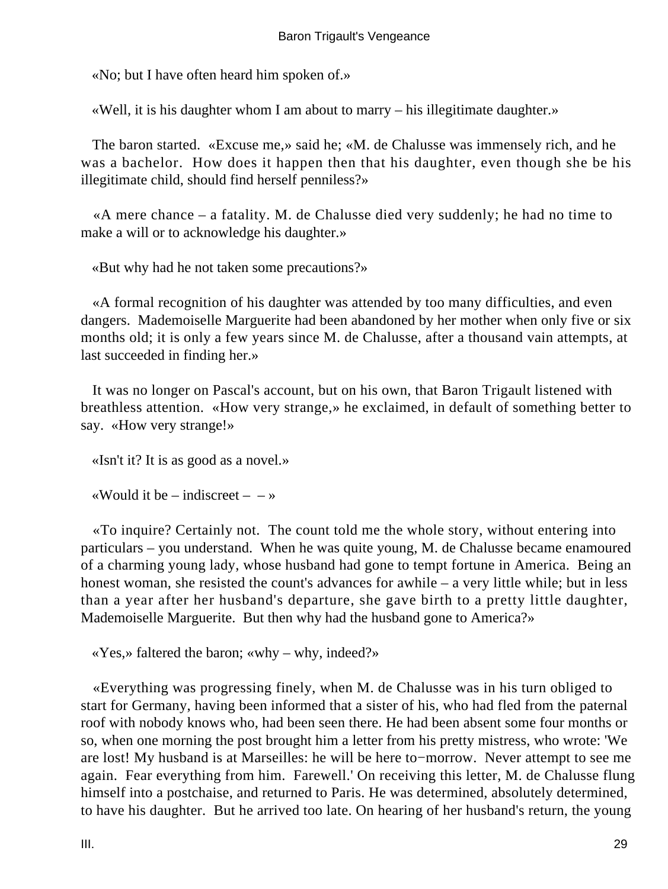«No; but I have often heard him spoken of.»

«Well, it is his daughter whom I am about to marry – his illegitimate daughter.»

The baron started. «Excuse me,» said he; «M. de Chalusse was immensely rich, and he was a bachelor. How does it happen then that his daughter, even though she be his illegitimate child, should find herself penniless?»

«A mere chance – a fatality. M. de Chalusse died very suddenly; he had no time to make a will or to acknowledge his daughter.»

«But why had he not taken some precautions?»

«A formal recognition of his daughter was attended by too many difficulties, and even dangers. Mademoiselle Marguerite had been abandoned by her mother when only five or six months old; it is only a few years since M. de Chalusse, after a thousand vain attempts, at last succeeded in finding her.»

It was no longer on Pascal's account, but on his own, that Baron Trigault listened with breathless attention. «How very strange,» he exclaimed, in default of something better to say. «How very strange!»

«Isn't it? It is as good as a novel.»

«Would it be – indiscreet – – »

«To inquire? Certainly not. The count told me the whole story, without entering into particulars – you understand. When he was quite young, M. de Chalusse became enamoured of a charming young lady, whose husband had gone to tempt fortune in America. Being an honest woman, she resisted the count's advances for awhile – a very little while; but in less than a year after her husband's departure, she gave birth to a pretty little daughter, Mademoiselle Marguerite. But then why had the husband gone to America?»

«Yes,» faltered the baron; «why – why, indeed?»

«Everything was progressing finely, when M. de Chalusse was in his turn obliged to start for Germany, having been informed that a sister of his, who had fled from the paternal roof with nobody knows who, had been seen there. He had been absent some four months or so, when one morning the post brought him a letter from his pretty mistress, who wrote: 'We are lost! My husband is at Marseilles: he will be here to−morrow. Never attempt to see me again. Fear everything from him. Farewell.' On receiving this letter, M. de Chalusse flung himself into a postchaise, and returned to Paris. He was determined, absolutely determined, to have his daughter. But he arrived too late. On hearing of her husband's return, the young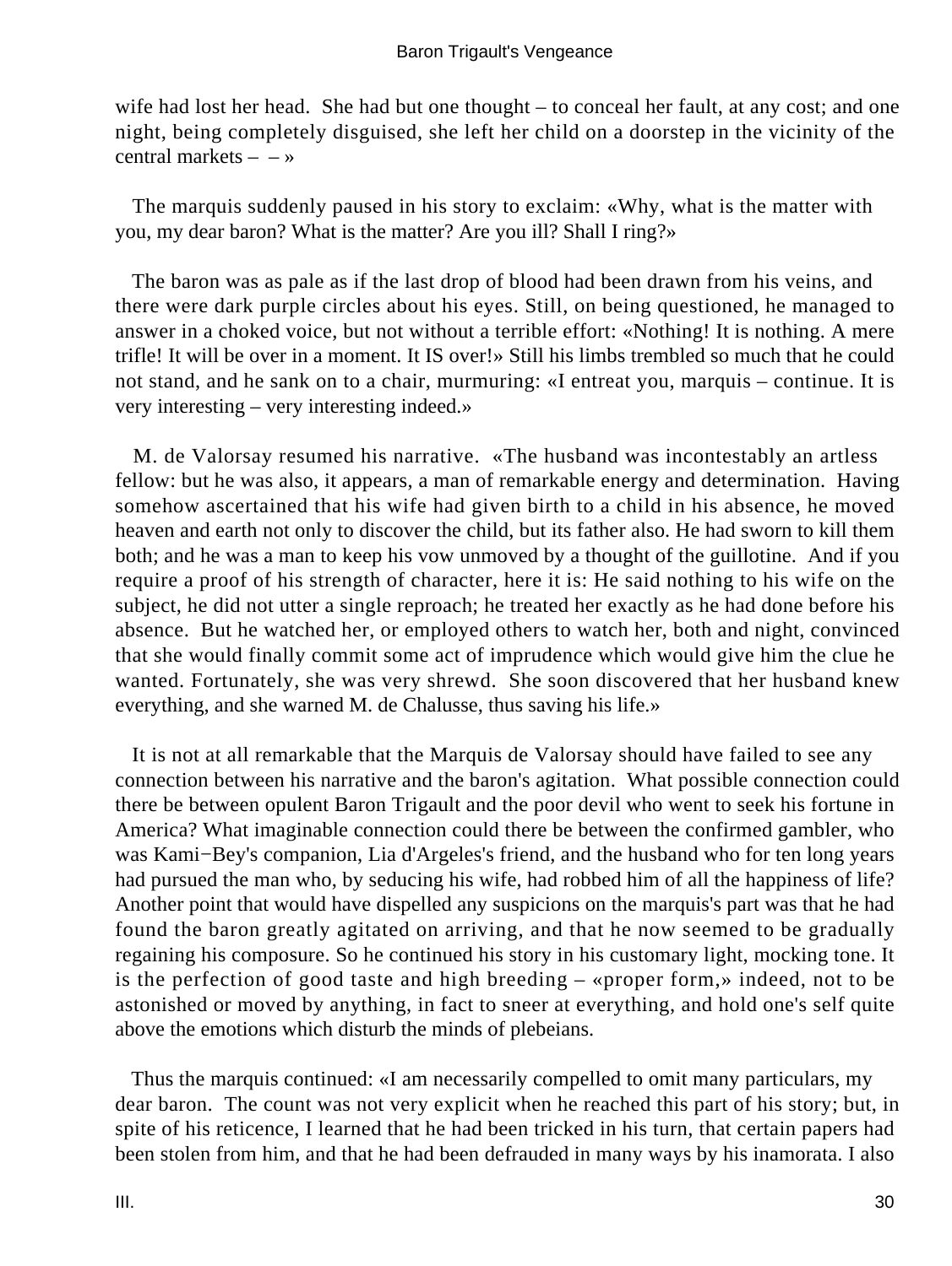wife had lost her head. She had but one thought – to conceal her fault, at any cost; and one night, being completely disguised, she left her child on a doorstep in the vicinity of the central markets – – »

The marquis suddenly paused in his story to exclaim: «Why, what is the matter with you, my dear baron? What is the matter? Are you ill? Shall I ring?»

The baron was as pale as if the last drop of blood had been drawn from his veins, and there were dark purple circles about his eyes. Still, on being questioned, he managed to answer in a choked voice, but not without a terrible effort: «Nothing! It is nothing. A mere trifle! It will be over in a moment. It IS over!» Still his limbs trembled so much that he could not stand, and he sank on to a chair, murmuring: «I entreat you, marquis – continue. It is very interesting – very interesting indeed.»

M. de Valorsay resumed his narrative. «The husband was incontestably an artless fellow: but he was also, it appears, a man of remarkable energy and determination. Having somehow ascertained that his wife had given birth to a child in his absence, he moved heaven and earth not only to discover the child, but its father also. He had sworn to kill them both; and he was a man to keep his vow unmoved by a thought of the guillotine. And if you require a proof of his strength of character, here it is: He said nothing to his wife on the subject, he did not utter a single reproach; he treated her exactly as he had done before his absence. But he watched her, or employed others to watch her, both and night, convinced that she would finally commit some act of imprudence which would give him the clue he wanted. Fortunately, she was very shrewd. She soon discovered that her husband knew everything, and she warned M. de Chalusse, thus saving his life.»

It is not at all remarkable that the Marquis de Valorsay should have failed to see any connection between his narrative and the baron's agitation. What possible connection could there be between opulent Baron Trigault and the poor devil who went to seek his fortune in America? What imaginable connection could there be between the confirmed gambler, who was Kami−Bey's companion, Lia d'Argeles's friend, and the husband who for ten long years had pursued the man who, by seducing his wife, had robbed him of all the happiness of life? Another point that would have dispelled any suspicions on the marquis's part was that he had found the baron greatly agitated on arriving, and that he now seemed to be gradually regaining his composure. So he continued his story in his customary light, mocking tone. It is the perfection of good taste and high breeding – «proper form,» indeed, not to be astonished or moved by anything, in fact to sneer at everything, and hold one's self quite above the emotions which disturb the minds of plebeians.

Thus the marquis continued: «I am necessarily compelled to omit many particulars, my dear baron. The count was not very explicit when he reached this part of his story; but, in spite of his reticence, I learned that he had been tricked in his turn, that certain papers had been stolen from him, and that he had been defrauded in many ways by his inamorata. I also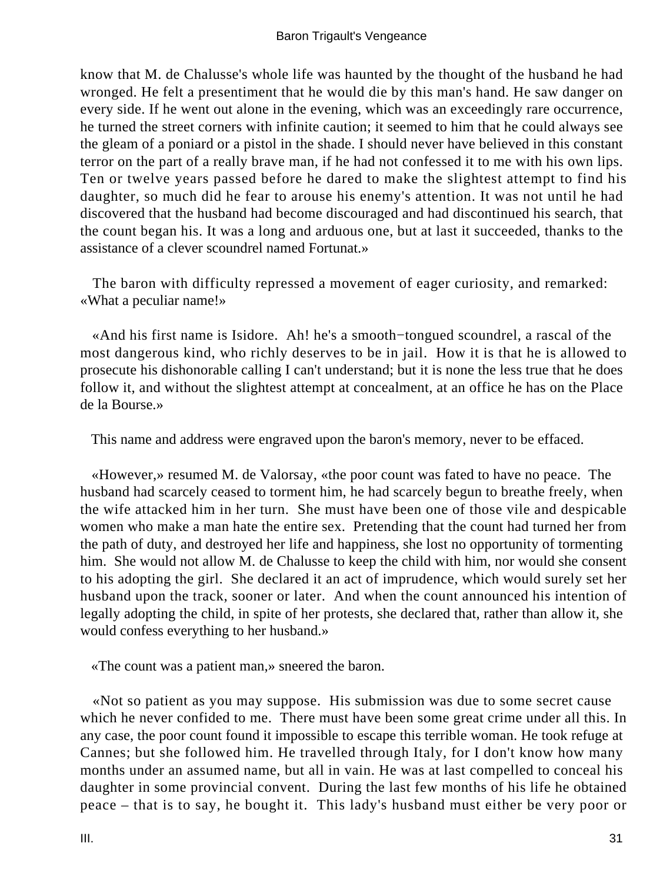know that M. de Chalusse's whole life was haunted by the thought of the husband he had wronged. He felt a presentiment that he would die by this man's hand. He saw danger on every side. If he went out alone in the evening, which was an exceedingly rare occurrence, he turned the street corners with infinite caution; it seemed to him that he could always see the gleam of a poniard or a pistol in the shade. I should never have believed in this constant terror on the part of a really brave man, if he had not confessed it to me with his own lips. Ten or twelve years passed before he dared to make the slightest attempt to find his daughter, so much did he fear to arouse his enemy's attention. It was not until he had discovered that the husband had become discouraged and had discontinued his search, that the count began his. It was a long and arduous one, but at last it succeeded, thanks to the assistance of a clever scoundrel named Fortunat.»

The baron with difficulty repressed a movement of eager curiosity, and remarked: «What a peculiar name!»

«And his first name is Isidore. Ah! he's a smooth−tongued scoundrel, a rascal of the most dangerous kind, who richly deserves to be in jail. How it is that he is allowed to prosecute his dishonorable calling I can't understand; but it is none the less true that he does follow it, and without the slightest attempt at concealment, at an office he has on the Place de la Bourse.»

This name and address were engraved upon the baron's memory, never to be effaced.

«However,» resumed M. de Valorsay, «the poor count was fated to have no peace. The husband had scarcely ceased to torment him, he had scarcely begun to breathe freely, when the wife attacked him in her turn. She must have been one of those vile and despicable women who make a man hate the entire sex. Pretending that the count had turned her from the path of duty, and destroyed her life and happiness, she lost no opportunity of tormenting him. She would not allow M. de Chalusse to keep the child with him, nor would she consent to his adopting the girl. She declared it an act of imprudence, which would surely set her husband upon the track, sooner or later. And when the count announced his intention of legally adopting the child, in spite of her protests, she declared that, rather than allow it, she would confess everything to her husband.»

«The count was a patient man,» sneered the baron.

«Not so patient as you may suppose. His submission was due to some secret cause which he never confided to me. There must have been some great crime under all this. In any case, the poor count found it impossible to escape this terrible woman. He took refuge at Cannes; but she followed him. He travelled through Italy, for I don't know how many months under an assumed name, but all in vain. He was at last compelled to conceal his daughter in some provincial convent. During the last few months of his life he obtained peace – that is to say, he bought it. This lady's husband must either be very poor or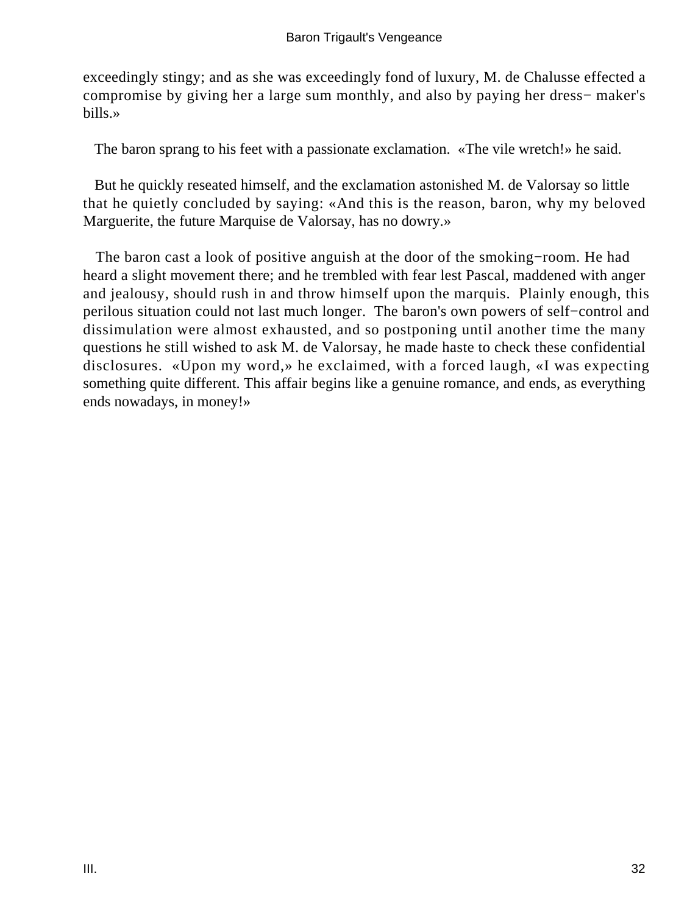exceedingly stingy; and as she was exceedingly fond of luxury, M. de Chalusse effected a compromise by giving her a large sum monthly, and also by paying her dress− maker's bills.»

The baron sprang to his feet with a passionate exclamation. «The vile wretch!» he said.

But he quickly reseated himself, and the exclamation astonished M. de Valorsay so little that he quietly concluded by saying: «And this is the reason, baron, why my beloved Marguerite, the future Marquise de Valorsay, has no dowry.»

The baron cast a look of positive anguish at the door of the smoking−room. He had heard a slight movement there; and he trembled with fear lest Pascal, maddened with anger and jealousy, should rush in and throw himself upon the marquis. Plainly enough, this perilous situation could not last much longer. The baron's own powers of self−control and dissimulation were almost exhausted, and so postponing until another time the many questions he still wished to ask M. de Valorsay, he made haste to check these confidential disclosures. «Upon my word,» he exclaimed, with a forced laugh, «I was expecting something quite different. This affair begins like a genuine romance, and ends, as everything ends nowadays, in money!»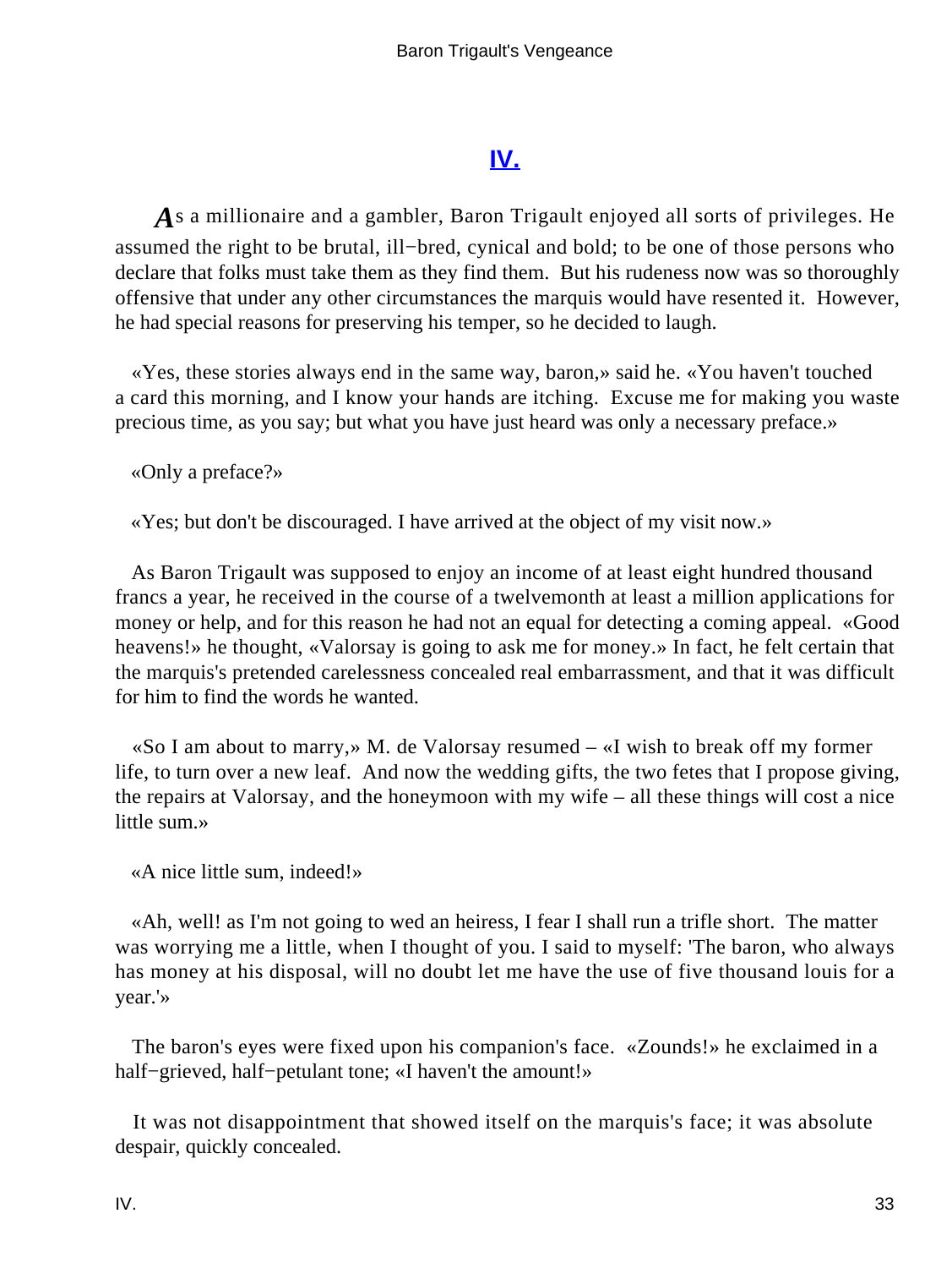## IV.

As a millionaire and a gambler, Baron Trigault enjoyed all sorts of privileges. He assumed the right to be brutal, ill−bred, cynical and bold; to be one of those persons who declare that folks must take them as they find them. But his rudeness now was so thoroughly offensive that under any other circumstances the marquis would have resented it. However, he had special reasons for preserving his temper, so he decided to laugh.

«Yes, these stories always end in the same way, baron,» said he. «You haven't touched a card this morning, and I know your hands are itching. Excuse me for making you waste precious time, as you say; but what you have just heard was only a necessary preface.»

«Only a preface?»

«Yes; but don't be discouraged. I have arrived at the object of my visit now.»

As Baron Trigault was supposed to enjoy an income of at least eight hundred thousand francs a year, he received in the course of a twelvemonth at least a million applications for money or help, and for this reason he had not an equal for detecting a coming appeal. «Good heavens!» he thought, «Valorsay is going to ask me for money.» In fact, he felt certain that the marquis's pretended carelessness concealed real embarrassment, and that it was difficult for him to find the words he wanted.

«So I am about to marry,» M. de Valorsay resumed – «I wish to break off my former life, to turn over a new leaf. And now the wedding gifts, the two fetes that I propose giving, the repairs at Valorsay, and the honeymoon with my wife – all these things will cost a nice little sum.»

«A nice little sum, indeed!»

«Ah, well! as I'm not going to wed an heiress, I fear I shall run a trifle short. The matter was worrying me a little, when I thought of you. I said to myself: 'The baron, who always has money at his disposal, will no doubt let me have the use of five thousand louis for a year.'»

The baron's eyes were fixed upon his companion's face. «Zounds!» he exclaimed in a half−grieved, half−petulant tone; «I haven't the amount!»

It was not disappointment that showed itself on the marquis's face; it was absolute despair, quickly concealed.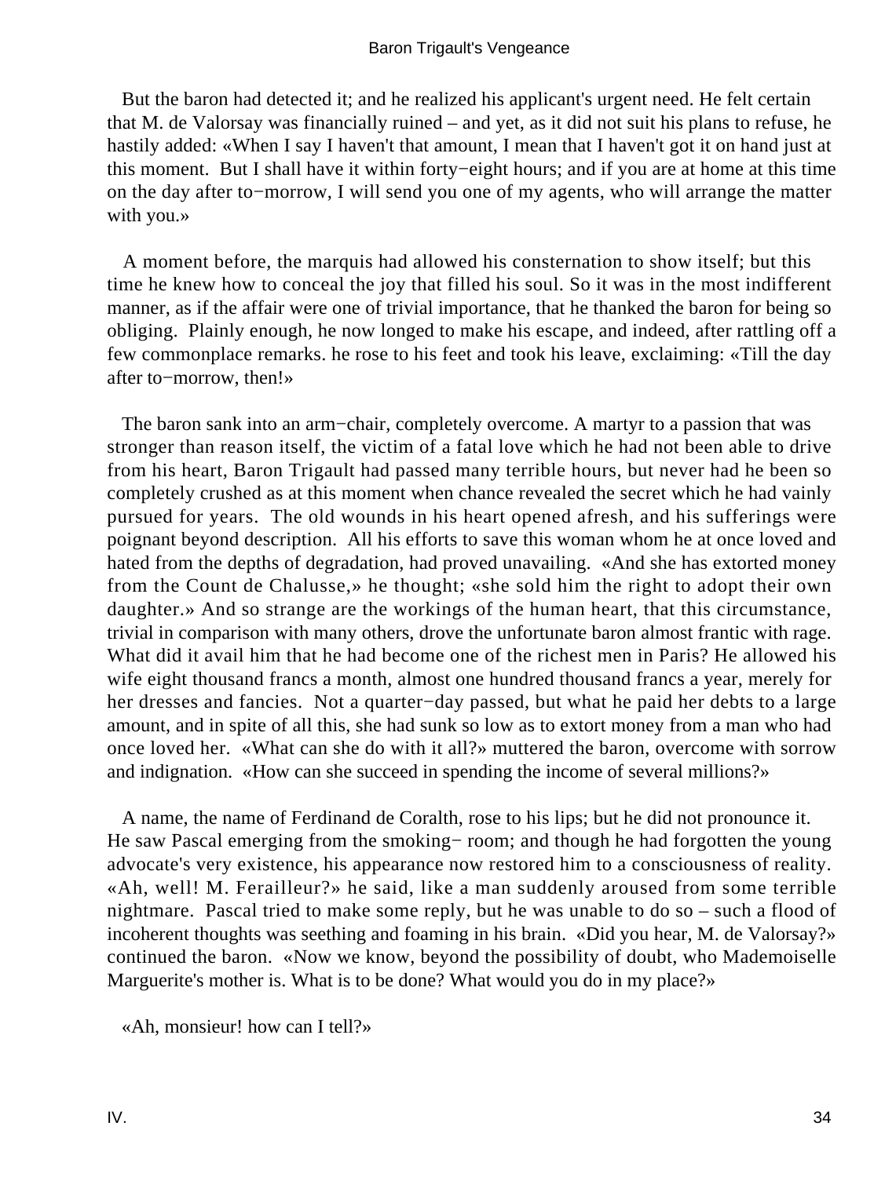But the baron had detected it; and he realized his applicant's urgent need. He felt certain that M. de Valorsay was financially ruined – and yet, as it did not suit his plans to refuse, he hastily added: «When I say I haven't that amount, I mean that I haven't got it on hand just at this moment. But I shall have it within forty−eight hours; and if you are at home at this time on the day after to−morrow, I will send you one of my agents, who will arrange the matter with you.»

A moment before, the marquis had allowed his consternation to show itself; but this time he knew how to conceal the joy that filled his soul. So it was in the most indifferent manner, as if the affair were one of trivial importance, that he thanked the baron for being so obliging. Plainly enough, he now longed to make his escape, and indeed, after rattling off a few commonplace remarks. he rose to his feet and took his leave, exclaiming: «Till the day after to−morrow, then!»

The baron sank into an arm−chair, completely overcome. A martyr to a passion that was stronger than reason itself, the victim of a fatal love which he had not been able to drive from his heart, Baron Trigault had passed many terrible hours, but never had he been so completely crushed as at this moment when chance revealed the secret which he had vainly pursued for years. The old wounds in his heart opened afresh, and his sufferings were poignant beyond description. All his efforts to save this woman whom he at once loved and hated from the depths of degradation, had proved unavailing. «And she has extorted money from the Count de Chalusse,» he thought; «she sold him the right to adopt their own daughter.» And so strange are the workings of the human heart, that this circumstance, trivial in comparison with many others, drove the unfortunate baron almost frantic with rage. What did it avail him that he had become one of the richest men in Paris? He allowed his wife eight thousand francs a month, almost one hundred thousand francs a year, merely for her dresses and fancies. Not a quarter−day passed, but what he paid her debts to a large amount, and in spite of all this, she had sunk so low as to extort money from a man who had once loved her. «What can she do with it all?» muttered the baron, overcome with sorrow and indignation. «How can she succeed in spending the income of several millions?»

A name, the name of Ferdinand de Coralth, rose to his lips; but he did not pronounce it. He saw Pascal emerging from the smoking− room; and though he had forgotten the young advocate's very existence, his appearance now restored him to a consciousness of reality. «Ah, well! M. Ferailleur?» he said, like a man suddenly aroused from some terrible nightmare. Pascal tried to make some reply, but he was unable to do so – such a flood of incoherent thoughts was seething and foaming in his brain. «Did you hear, M. de Valorsay?» continued the baron. «Now we know, beyond the possibility of doubt, who Mademoiselle Marguerite's mother is. What is to be done? What would you do in my place?»

«Ah, monsieur! how can I tell?»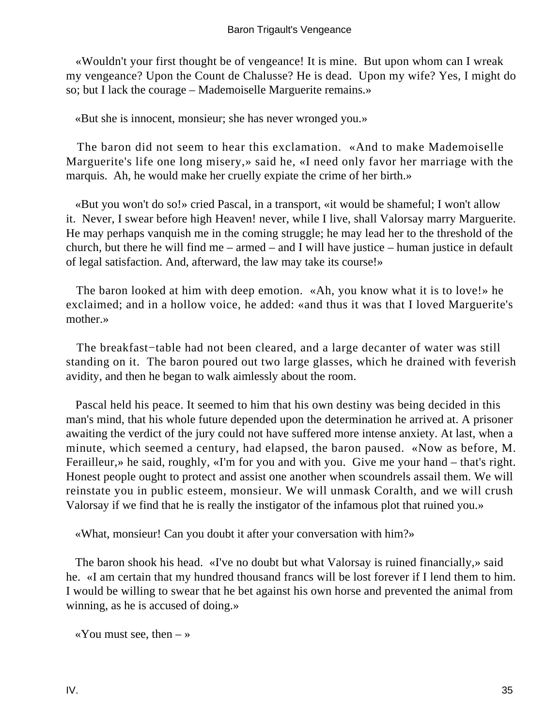«Wouldn't your first thought be of vengeance! It is mine. But upon whom can I wreak my vengeance? Upon the Count de Chalusse? He is dead. Upon my wife? Yes, I might do so; but I lack the courage – Mademoiselle Marguerite remains.»

«But she is innocent, monsieur; she has never wronged you.»

The baron did not seem to hear this exclamation. «And to make Mademoiselle Marguerite's life one long misery,» said he, «I need only favor her marriage with the marquis. Ah, he would make her cruelly expiate the crime of her birth.»

«But you won't do so!» cried Pascal, in a transport, «it would be shameful; I won't allow it. Never, I swear before high Heaven! never, while I live, shall Valorsay marry Marguerite. He may perhaps vanquish me in the coming struggle; he may lead her to the threshold of the church, but there he will find me – armed – and I will have justice – human justice in default of legal satisfaction. And, afterward, the law may take its course!»

The baron looked at him with deep emotion. «Ah, you know what it is to love!» he exclaimed; and in a hollow voice, he added: «and thus it was that I loved Marguerite's mother.»

The breakfast−table had not been cleared, and a large decanter of water was still standing on it. The baron poured out two large glasses, which he drained with feverish avidity, and then he began to walk aimlessly about the room.

Pascal held his peace. It seemed to him that his own destiny was being decided in this man's mind, that his whole future depended upon the determination he arrived at. A prisoner awaiting the verdict of the jury could not have suffered more intense anxiety. At last, when a minute, which seemed a century, had elapsed, the baron paused. «Now as before, M. Ferailleur,» he said, roughly, «I'm for you and with you. Give me your hand – that's right. Honest people ought to protect and assist one another when scoundrels assail them. We will reinstate you in public esteem, monsieur. We will unmask Coralth, and we will crush Valorsay if we find that he is really the instigator of the infamous plot that ruined you.»

«What, monsieur! Can you doubt it after your conversation with him?»

The baron shook his head. «I've no doubt but what Valorsay is ruined financially,» said he. «I am certain that my hundred thousand francs will be lost forever if I lend them to him. I would be willing to swear that he bet against his own horse and prevented the animal from winning, as he is accused of doing.»

«You must see, then – »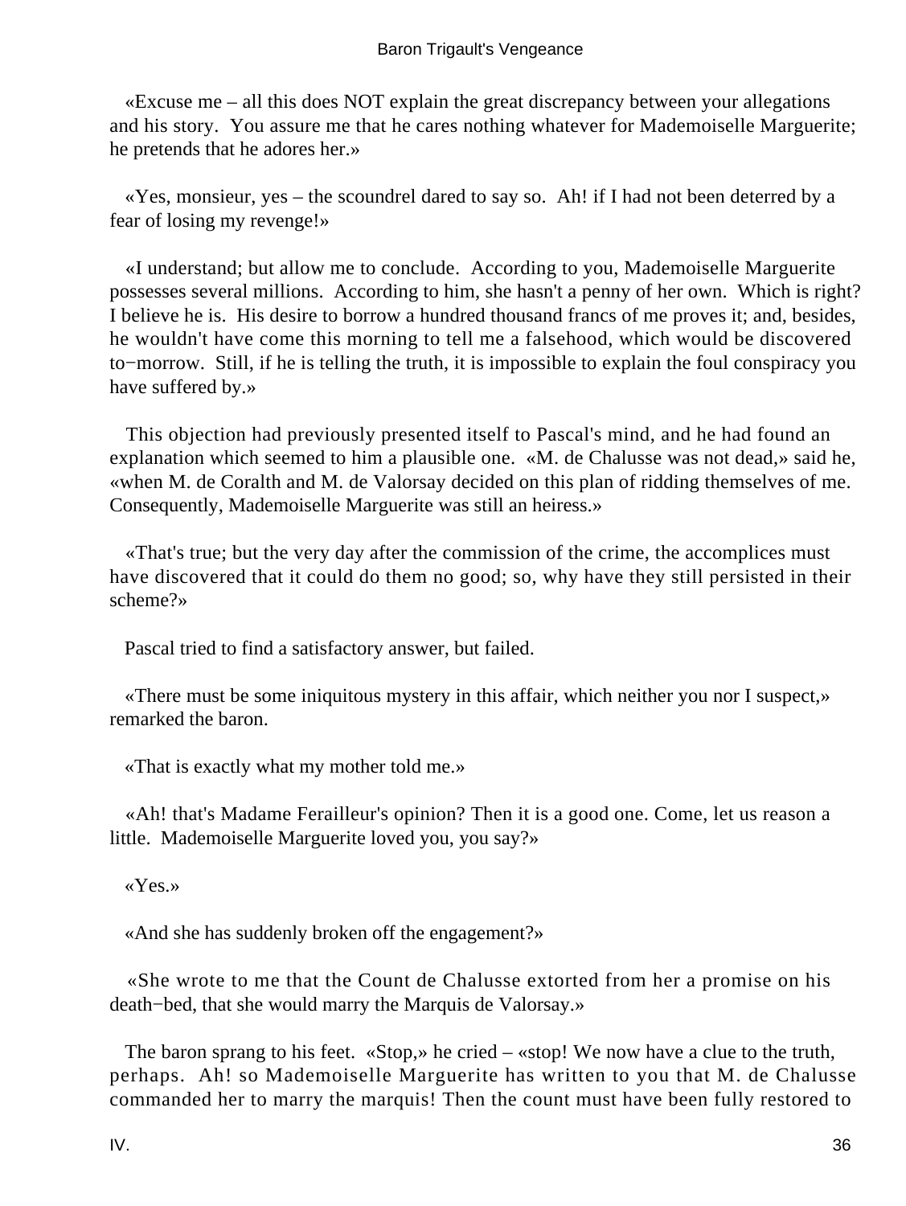«Excuse me – all this does NOT explain the great discrepancy between your allegations and his story. You assure me that he cares nothing whatever for Mademoiselle Marguerite; he pretends that he adores her.»

«Yes, monsieur, yes – the scoundrel dared to say so. Ah! if I had not been deterred by a fear of losing my revenge!»

«I understand; but allow me to conclude. According to you, Mademoiselle Marguerite possesses several millions. According to him, she hasn't a penny of her own. Which is right? I believe he is. His desire to borrow a hundred thousand francs of me proves it; and, besides, he wouldn't have come this morning to tell me a falsehood, which would be discovered to−morrow. Still, if he is telling the truth, it is impossible to explain the foul conspiracy you have suffered by.»

This objection had previously presented itself to Pascal's mind, and he had found an explanation which seemed to him a plausible one. «M. de Chalusse was not dead,» said he, «when M. de Coralth and M. de Valorsay decided on this plan of ridding themselves of me. Consequently, Mademoiselle Marguerite was still an heiress.»

«That's true; but the very day after the commission of the crime, the accomplices must have discovered that it could do them no good; so, why have they still persisted in their scheme?»

Pascal tried to find a satisfactory answer, but failed.

«There must be some iniquitous mystery in this affair, which neither you nor I suspect,» remarked the baron.

«That is exactly what my mother told me.»

«Ah! that's Madame Ferailleur's opinion? Then it is a good one. Come, let us reason a little. Mademoiselle Marguerite loved you, you say?»

«Yes.»

«And she has suddenly broken off the engagement?»

«She wrote to me that the Count de Chalusse extorted from her a promise on his death−bed, that she would marry the Marquis de Valorsay.»

The baron sprang to his feet. «Stop,» he cried – «stop! We now have a clue to the truth, perhaps. Ah! so Mademoiselle Marguerite has written to you that M. de Chalusse commanded her to marry the marquis! Then the count must have been fully restored to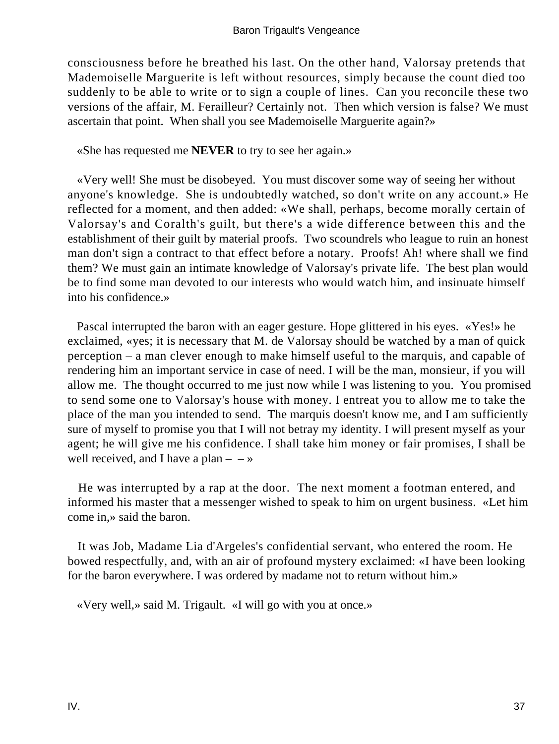consciousness before he breathed his last. On the other hand, Valorsay pretends that Mademoiselle Marguerite is left without resources, simply because the count died too suddenly to be able to write or to sign a couple of lines. Can you reconcile these two versions of the affair, M. Ferailleur? Certainly not. Then which version is false? We must ascertain that point. When shall you see Mademoiselle Marguerite again?»

«She has requested me **NEVER** to try to see her again.»

«Very well! She must be disobeyed. You must discover some way of seeing her without anyone's knowledge. She is undoubtedly watched, so don't write on any account.» He reflected for a moment, and then added: «We shall, perhaps, become morally certain of Valorsay's and Coralth's guilt, but there's a wide difference between this and the establishment of their guilt by material proofs. Two scoundrels who league to ruin an honest man don't sign a contract to that effect before a notary. Proofs! Ah! where shall we find them? We must gain an intimate knowledge of Valorsay's private life. The best plan would be to find some man devoted to our interests who would watch him, and insinuate himself into his confidence.»

Pascal interrupted the baron with an eager gesture. Hope glittered in his eyes. «Yes!» he exclaimed, «yes; it is necessary that M. de Valorsay should be watched by a man of quick perception – a man clever enough to make himself useful to the marquis, and capable of rendering him an important service in case of need. I will be the man, monsieur, if you will allow me. The thought occurred to me just now while I was listening to you. You promised to send some one to Valorsay's house with money. I entreat you to allow me to take the place of the man you intended to send. The marquis doesn't know me, and I am sufficiently sure of myself to promise you that I will not betray my identity. I will present myself as your agent; he will give me his confidence. I shall take him money or fair promises, I shall be well received, and I have a plan – – »

He was interrupted by a rap at the door. The next moment a footman entered, and informed his master that a messenger wished to speak to him on urgent business. «Let him come in,» said the baron.

It was Job, Madame Lia d'Argeles's confidential servant, who entered the room. He bowed respectfully, and, with an air of profound mystery exclaimed: «I have been looking for the baron everywhere. I was ordered by madame not to return without him.»

«Very well,» said M. Trigault. «I will go with you at once.»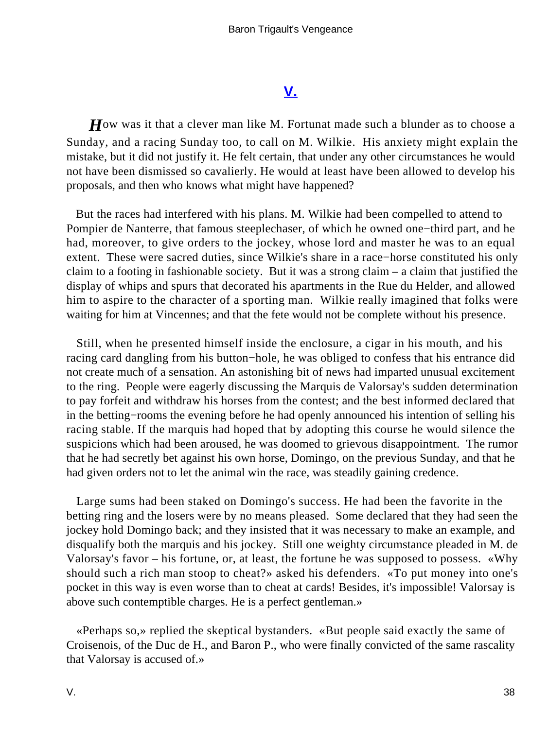## V.

*H*ow was it that a clever man like M. Fortunat made such a blunder as to choose a Sunday, and a racing Sunday too, to call on M. Wilkie. His anxiety might explain the mistake, but it did not justify it. He felt certain, that under any other circumstances he would not have been dismissed so cavalierly. He would at least have been allowed to develop his proposals, and then who knows what might have happened?

But the races had interfered with his plans. M. Wilkie had been compelled to attend to Pompier de Nanterre, that famous steeplechaser, of which he owned one−third part, and he had, moreover, to give orders to the jockey, whose lord and master he was to an equal extent. These were sacred duties, since Wilkie's share in a race−horse constituted his only claim to a footing in fashionable society. But it was a strong claim – a claim that justified the display of whips and spurs that decorated his apartments in the Rue du Helder, and allowed him to aspire to the character of a sporting man. Wilkie really imagined that folks were waiting for him at Vincennes; and that the fete would not be complete without his presence.

Still, when he presented himself inside the enclosure, a cigar in his mouth, and his racing card dangling from his button−hole, he was obliged to confess that his entrance did not create much of a sensation. An astonishing bit of news had imparted unusual excitement to the ring. People were eagerly discussing the Marquis de Valorsay's sudden determination to pay forfeit and withdraw his horses from the contest; and the best informed declared that in the betting−rooms the evening before he had openly announced his intention of selling his racing stable. If the marquis had hoped that by adopting this course he would silence the suspicions which had been aroused, he was doomed to grievous disappointment. The rumor that he had secretly bet against his own horse, Domingo, on the previous Sunday, and that he had given orders not to let the animal win the race, was steadily gaining credence.

Large sums had been staked on Domingo's success. He had been the favorite in the betting ring and the losers were by no means pleased. Some declared that they had seen the jockey hold Domingo back; and they insisted that it was necessary to make an example, and disqualify both the marquis and his jockey. Still one weighty circumstance pleaded in M. de Valorsay's favor – his fortune, or, at least, the fortune he was supposed to possess. «Why should such a rich man stoop to cheat?» asked his defenders. «To put money into one's pocket in this way is even worse than to cheat at cards! Besides, it's impossible! Valorsay is above such contemptible charges. He is a perfect gentleman.»

«Perhaps so,» replied the skeptical bystanders. «But people said exactly the same of Croisenois, of the Duc de H., and Baron P., who were finally convicted of the same rascality that Valorsay is accused of.»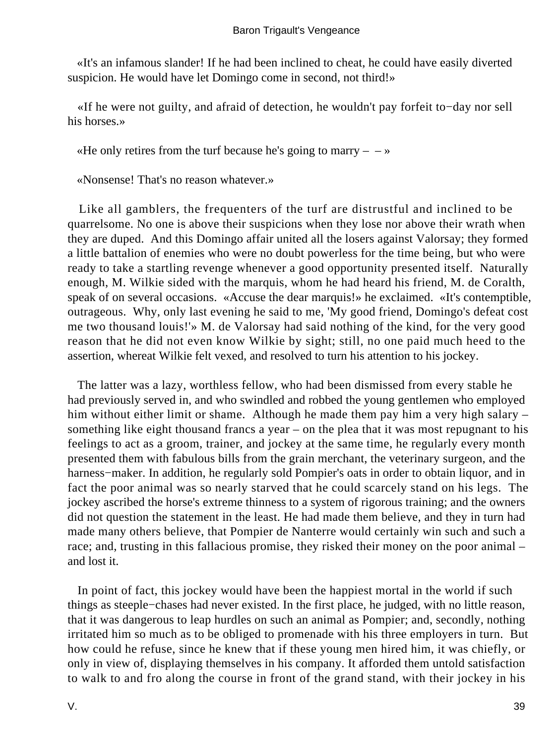«It's an infamous slander! If he had been inclined to cheat, he could have easily diverted suspicion. He would have let Domingo come in second, not third!»

«If he were not guilty, and afraid of detection, he wouldn't pay forfeit to−day nor sell his horses.»

«He only retires from the turf because he's going to marry – – »

«Nonsense! That's no reason whatever.»

Like all gamblers, the frequenters of the turf are distrustful and inclined to be quarrelsome. No one is above their suspicions when they lose nor above their wrath when they are duped. And this Domingo affair united all the losers against Valorsay; they formed a little battalion of enemies who were no doubt powerless for the time being, but who were ready to take a startling revenge whenever a good opportunity presented itself. Naturally enough, M. Wilkie sided with the marquis, whom he had heard his friend, M. de Coralth, speak of on several occasions. «Accuse the dear marquis!» he exclaimed. «It's contemptible, outrageous. Why, only last evening he said to me, 'My good friend, Domingo's defeat cost me two thousand louis!'» M. de Valorsay had said nothing of the kind, for the very good reason that he did not even know Wilkie by sight; still, no one paid much heed to the assertion, whereat Wilkie felt vexed, and resolved to turn his attention to his jockey.

The latter was a lazy, worthless fellow, who had been dismissed from every stable he had previously served in, and who swindled and robbed the young gentlemen who employed him without either limit or shame. Although he made them pay him a very high salary – something like eight thousand francs a year – on the plea that it was most repugnant to his feelings to act as a groom, trainer, and jockey at the same time, he regularly every month presented them with fabulous bills from the grain merchant, the veterinary surgeon, and the harness−maker. In addition, he regularly sold Pompier's oats in order to obtain liquor, and in fact the poor animal was so nearly starved that he could scarcely stand on his legs. The jockey ascribed the horse's extreme thinness to a system of rigorous training; and the owners did not question the statement in the least. He had made them believe, and they in turn had made many others believe, that Pompier de Nanterre would certainly win such and such a race; and, trusting in this fallacious promise, they risked their money on the poor animal – and lost it.

In point of fact, this jockey would have been the happiest mortal in the world if such things as steeple−chases had never existed. In the first place, he judged, with no little reason, that it was dangerous to leap hurdles on such an animal as Pompier; and, secondly, nothing irritated him so much as to be obliged to promenade with his three employers in turn. But how could he refuse, since he knew that if these young men hired him, it was chiefly, or only in view of, displaying themselves in his company. It afforded them untold satisfaction to walk to and fro along the course in front of the grand stand, with their jockey in his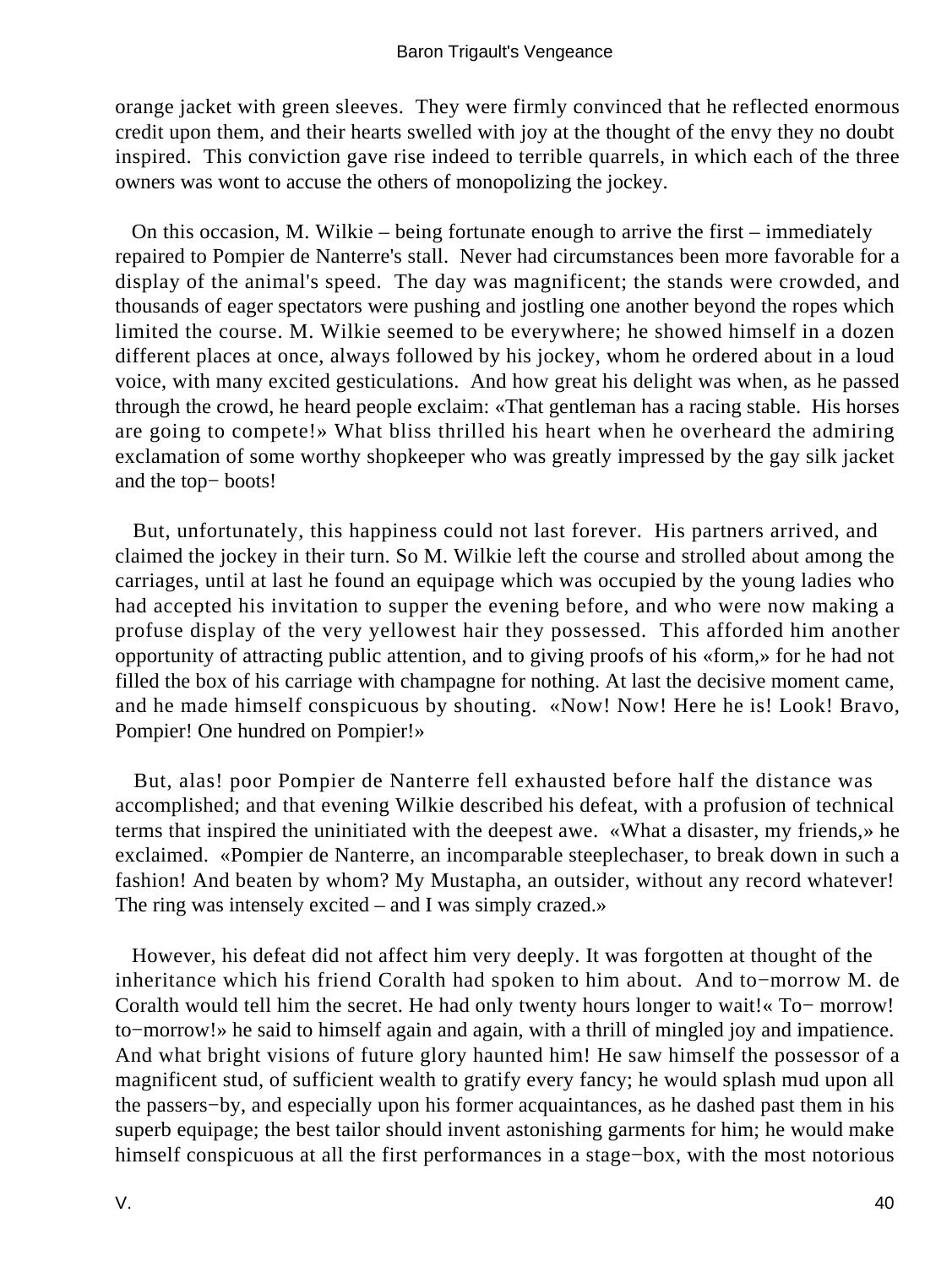orange jacket with green sleeves. They were firmly convinced that he reflected enormous credit upon them, and their hearts swelled with joy at the thought of the envy they no doubt inspired. This conviction gave rise indeed to terrible quarrels, in which each of the three owners was wont to accuse the others of monopolizing the jockey.

On this occasion, M. Wilkie – being fortunate enough to arrive the first – immediately repaired to Pompier de Nanterre's stall. Never had circumstances been more favorable for a display of the animal's speed. The day was magnificent; the stands were crowded, and thousands of eager spectators were pushing and jostling one another beyond the ropes which limited the course. M. Wilkie seemed to be everywhere; he showed himself in a dozen different places at once, always followed by his jockey, whom he ordered about in a loud voice, with many excited gesticulations. And how great his delight was when, as he passed through the crowd, he heard people exclaim: «That gentleman has a racing stable. His horses are going to compete!» What bliss thrilled his heart when he overheard the admiring exclamation of some worthy shopkeeper who was greatly impressed by the gay silk jacket and the top− boots!

But, unfortunately, this happiness could not last forever. His partners arrived, and claimed the jockey in their turn. So M. Wilkie left the course and strolled about among the carriages, until at last he found an equipage which was occupied by the young ladies who had accepted his invitation to supper the evening before, and who were now making a profuse display of the very yellowest hair they possessed. This afforded him another opportunity of attracting public attention, and to giving proofs of his «form,» for he had not filled the box of his carriage with champagne for nothing. At last the decisive moment came, and he made himself conspicuous by shouting. «Now! Now! Here he is! Look! Bravo, Pompier! One hundred on Pompier!»

But, alas! poor Pompier de Nanterre fell exhausted before half the distance was accomplished; and that evening Wilkie described his defeat, with a profusion of technical terms that inspired the uninitiated with the deepest awe. «What a disaster, my friends,» he exclaimed. «Pompier de Nanterre, an incomparable steeplechaser, to break down in such a fashion! And beaten by whom? My Mustapha, an outsider, without any record whatever! The ring was intensely excited – and I was simply crazed.»

However, his defeat did not affect him very deeply. It was forgotten at thought of the inheritance which his friend Coralth had spoken to him about. And to−morrow M. de Coralth would tell him the secret. He had only twenty hours longer to wait!« To− morrow! to−morrow!» he said to himself again and again, with a thrill of mingled joy and impatience. And what bright visions of future glory haunted him! He saw himself the possessor of a magnificent stud, of sufficient wealth to gratify every fancy; he would splash mud upon all the passers−by, and especially upon his former acquaintances, as he dashed past them in his superb equipage; the best tailor should invent astonishing garments for him; he would make himself conspicuous at all the first performances in a stage−box, with the most notorious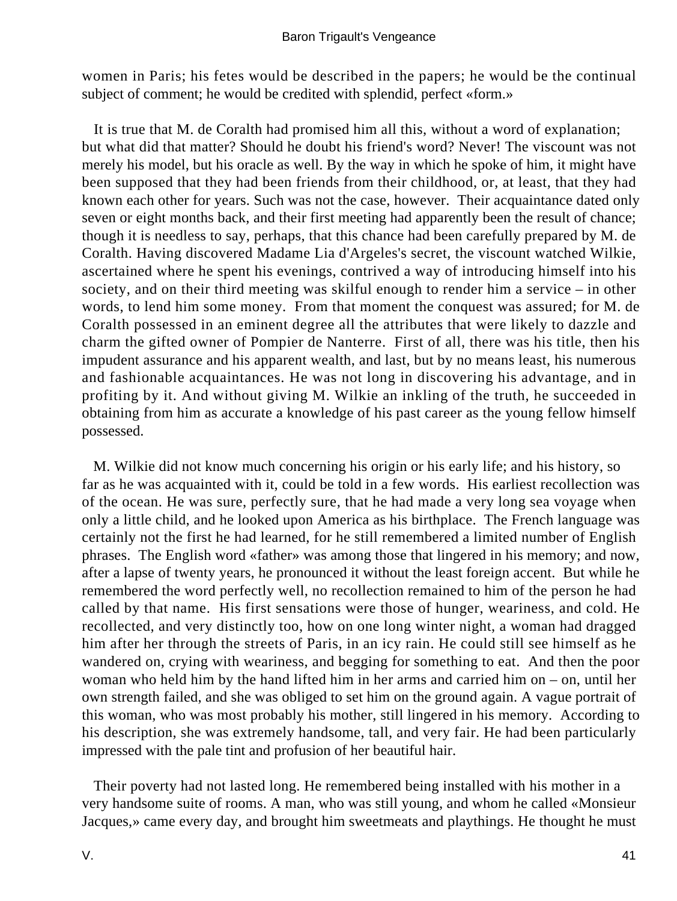women in Paris; his fetes would be described in the papers; he would be the continual subject of comment; he would be credited with splendid, perfect «form.»

It is true that M. de Coralth had promised him all this, without a word of explanation; but what did that matter? Should he doubt his friend's word? Never! The viscount was not merely his model, but his oracle as well. By the way in which he spoke of him, it might have been supposed that they had been friends from their childhood, or, at least, that they had known each other for years. Such was not the case, however. Their acquaintance dated only seven or eight months back, and their first meeting had apparently been the result of chance; though it is needless to say, perhaps, that this chance had been carefully prepared by M. de Coralth. Having discovered Madame Lia d'Argeles's secret, the viscount watched Wilkie, ascertained where he spent his evenings, contrived a way of introducing himself into his society, and on their third meeting was skilful enough to render him a service – in other words, to lend him some money. From that moment the conquest was assured; for M. de Coralth possessed in an eminent degree all the attributes that were likely to dazzle and charm the gifted owner of Pompier de Nanterre. First of all, there was his title, then his impudent assurance and his apparent wealth, and last, but by no means least, his numerous and fashionable acquaintances. He was not long in discovering his advantage, and in profiting by it. And without giving M. Wilkie an inkling of the truth, he succeeded in obtaining from him as accurate a knowledge of his past career as the young fellow himself possessed.

M. Wilkie did not know much concerning his origin or his early life; and his history, so far as he was acquainted with it, could be told in a few words. His earliest recollection was of the ocean. He was sure, perfectly sure, that he had made a very long sea voyage when only a little child, and he looked upon America as his birthplace. The French language was certainly not the first he had learned, for he still remembered a limited number of English phrases. The English word «father» was among those that lingered in his memory; and now, after a lapse of twenty years, he pronounced it without the least foreign accent. But while he remembered the word perfectly well, no recollection remained to him of the person he had called by that name. His first sensations were those of hunger, weariness, and cold. He recollected, and very distinctly too, how on one long winter night, a woman had dragged him after her through the streets of Paris, in an icy rain. He could still see himself as he wandered on, crying with weariness, and begging for something to eat. And then the poor woman who held him by the hand lifted him in her arms and carried him on – on, until her own strength failed, and she was obliged to set him on the ground again. A vague portrait of this woman, who was most probably his mother, still lingered in his memory. According to his description, she was extremely handsome, tall, and very fair. He had been particularly impressed with the pale tint and profusion of her beautiful hair.

Their poverty had not lasted long. He remembered being installed with his mother in a very handsome suite of rooms. A man, who was still young, and whom he called «Monsieur Jacques,» came every day, and brought him sweetmeats and playthings. He thought he must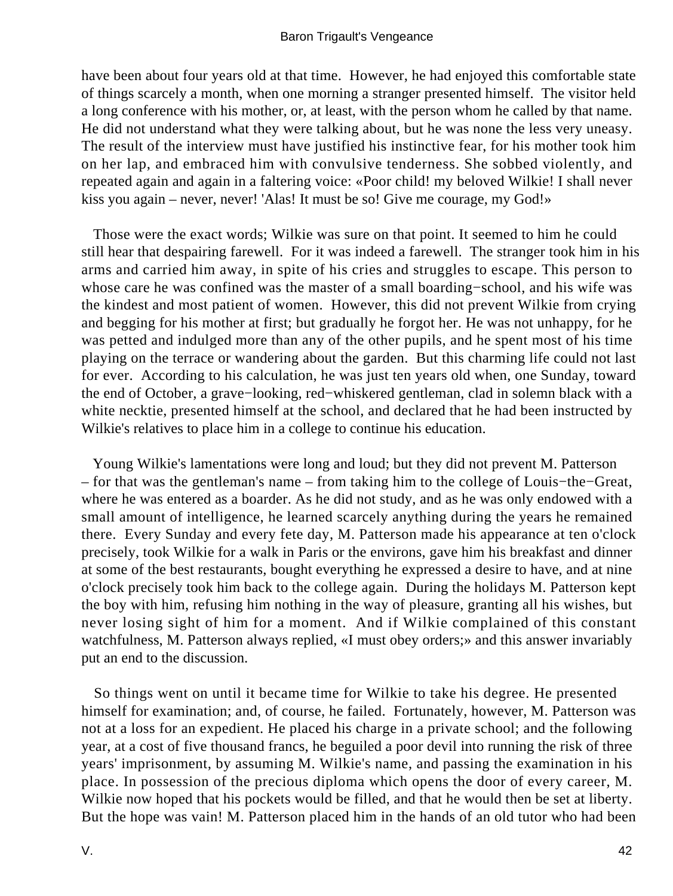have been about four years old at that time. However, he had enjoyed this comfortable state of things scarcely a month, when one morning a stranger presented himself. The visitor held a long conference with his mother, or, at least, with the person whom he called by that name. He did not understand what they were talking about, but he was none the less very uneasy. The result of the interview must have justified his instinctive fear, for his mother took him on her lap, and embraced him with convulsive tenderness. She sobbed violently, and repeated again and again in a faltering voice: «Poor child! my beloved Wilkie! I shall never kiss you again – never, never! 'Alas! It must be so! Give me courage, my God!»

Those were the exact words; Wilkie was sure on that point. It seemed to him he could still hear that despairing farewell. For it was indeed a farewell. The stranger took him in his arms and carried him away, in spite of his cries and struggles to escape. This person to whose care he was confined was the master of a small boarding−school, and his wife was the kindest and most patient of women. However, this did not prevent Wilkie from crying and begging for his mother at first; but gradually he forgot her. He was not unhappy, for he was petted and indulged more than any of the other pupils, and he spent most of his time playing on the terrace or wandering about the garden. But this charming life could not last for ever. According to his calculation, he was just ten years old when, one Sunday, toward the end of October, a grave−looking, red−whiskered gentleman, clad in solemn black with a white necktie, presented himself at the school, and declared that he had been instructed by Wilkie's relatives to place him in a college to continue his education.

Young Wilkie's lamentations were long and loud; but they did not prevent M. Patterson – for that was the gentleman's name – from taking him to the college of Louis−the−Great, where he was entered as a boarder. As he did not study, and as he was only endowed with a small amount of intelligence, he learned scarcely anything during the years he remained there. Every Sunday and every fete day, M. Patterson made his appearance at ten o'clock precisely, took Wilkie for a walk in Paris or the environs, gave him his breakfast and dinner at some of the best restaurants, bought everything he expressed a desire to have, and at nine o'clock precisely took him back to the college again. During the holidays M. Patterson kept the boy with him, refusing him nothing in the way of pleasure, granting all his wishes, but never losing sight of him for a moment. And if Wilkie complained of this constant watchfulness, M. Patterson always replied, «I must obey orders;» and this answer invariably put an end to the discussion.

So things went on until it became time for Wilkie to take his degree. He presented himself for examination; and, of course, he failed. Fortunately, however, M. Patterson was not at a loss for an expedient. He placed his charge in a private school; and the following year, at a cost of five thousand francs, he beguiled a poor devil into running the risk of three years' imprisonment, by assuming M. Wilkie's name, and passing the examination in his place. In possession of the precious diploma which opens the door of every career, M. Wilkie now hoped that his pockets would be filled, and that he would then be set at liberty. But the hope was vain! M. Patterson placed him in the hands of an old tutor who had been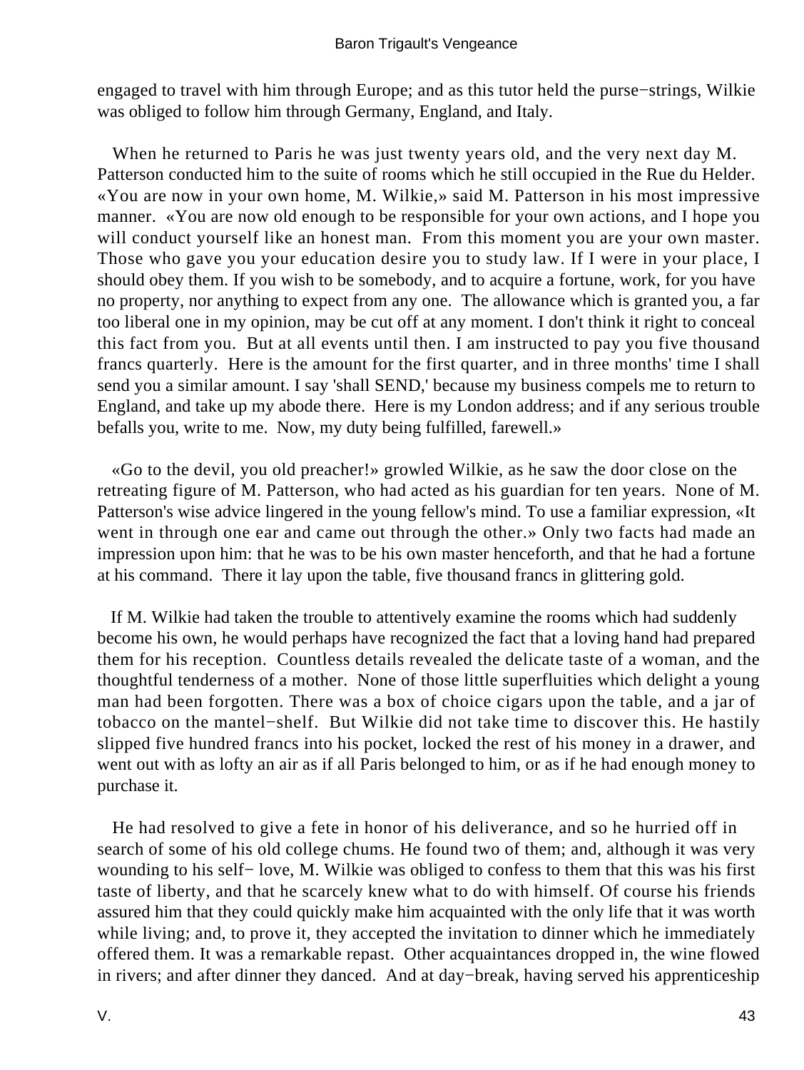engaged to travel with him through Europe; and as this tutor held the purse−strings, Wilkie was obliged to follow him through Germany, England, and Italy.

When he returned to Paris he was just twenty years old, and the very next day M. Patterson conducted him to the suite of rooms which he still occupied in the Rue du Helder. «You are now in your own home, M. Wilkie,» said M. Patterson in his most impressive manner. «You are now old enough to be responsible for your own actions, and I hope you will conduct yourself like an honest man. From this moment you are your own master. Those who gave you your education desire you to study law. If I were in your place, I should obey them. If you wish to be somebody, and to acquire a fortune, work, for you have no property, nor anything to expect from any one. The allowance which is granted you, a far too liberal one in my opinion, may be cut off at any moment. I don't think it right to conceal this fact from you. But at all events until then. I am instructed to pay you five thousand francs quarterly. Here is the amount for the first quarter, and in three months' time I shall send you a similar amount. I say 'shall SEND,' because my business compels me to return to England, and take up my abode there. Here is my London address; and if any serious trouble befalls you, write to me. Now, my duty being fulfilled, farewell.»

«Go to the devil, you old preacher!» growled Wilkie, as he saw the door close on the retreating figure of M. Patterson, who had acted as his guardian for ten years. None of M. Patterson's wise advice lingered in the young fellow's mind. To use a familiar expression, «It went in through one ear and came out through the other.» Only two facts had made an impression upon him: that he was to be his own master henceforth, and that he had a fortune at his command. There it lay upon the table, five thousand francs in glittering gold.

If M. Wilkie had taken the trouble to attentively examine the rooms which had suddenly become his own, he would perhaps have recognized the fact that a loving hand had prepared them for his reception. Countless details revealed the delicate taste of a woman, and the thoughtful tenderness of a mother. None of those little superfluities which delight a young man had been forgotten. There was a box of choice cigars upon the table, and a jar of tobacco on the mantel−shelf. But Wilkie did not take time to discover this. He hastily slipped five hundred francs into his pocket, locked the rest of his money in a drawer, and went out with as lofty an air as if all Paris belonged to him, or as if he had enough money to purchase it.

He had resolved to give a fete in honor of his deliverance, and so he hurried off in search of some of his old college chums. He found two of them; and, although it was very wounding to his self− love, M. Wilkie was obliged to confess to them that this was his first taste of liberty, and that he scarcely knew what to do with himself. Of course his friends assured him that they could quickly make him acquainted with the only life that it was worth while living; and, to prove it, they accepted the invitation to dinner which he immediately offered them. It was a remarkable repast. Other acquaintances dropped in, the wine flowed in rivers; and after dinner they danced. And at day−break, having served his apprenticeship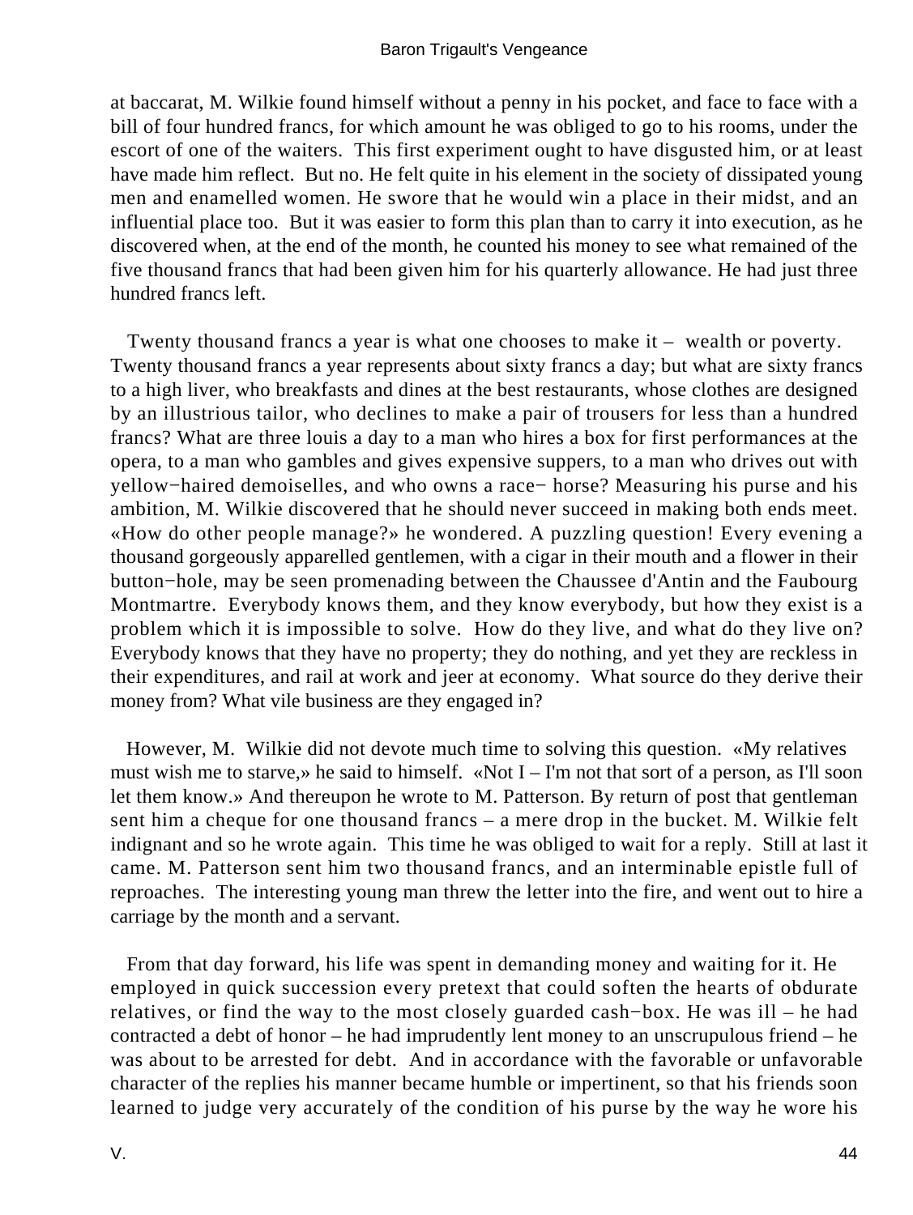at baccarat, M. Wilkie found himself without a penny in his pocket, and face to face with a bill of four hundred francs, for which amount he was obliged to go to his rooms, under the escort of one of the waiters. This first experiment ought to have disgusted him, or at least have made him reflect. But no. He felt quite in his element in the society of dissipated young men and enamelled women. He swore that he would win a place in their midst, and an influential place too. But it was easier to form this plan than to carry it into execution, as he discovered when, at the end of the month, he counted his money to see what remained of the five thousand francs that had been given him for his quarterly allowance. He had just three hundred francs left.

Twenty thousand francs a year is what one chooses to make it – wealth or poverty. Twenty thousand francs a year represents about sixty francs a day; but what are sixty francs to a high liver, who breakfasts and dines at the best restaurants, whose clothes are designed by an illustrious tailor, who declines to make a pair of trousers for less than a hundred francs? What are three louis a day to a man who hires a box for first performances at the opera, to a man who gambles and gives expensive suppers, to a man who drives out with yellow−haired demoiselles, and who owns a race− horse? Measuring his purse and his ambition, M. Wilkie discovered that he should never succeed in making both ends meet. «How do other people manage?» he wondered. A puzzling question! Every evening a thousand gorgeously apparelled gentlemen, with a cigar in their mouth and a flower in their button−hole, may be seen promenading between the Chaussee d'Antin and the Faubourg Montmartre. Everybody knows them, and they know everybody, but how they exist is a problem which it is impossible to solve. How do they live, and what do they live on? Everybody knows that they have no property; they do nothing, and yet they are reckless in their expenditures, and rail at work and jeer at economy. What source do they derive their money from? What vile business are they engaged in?

However, M. Wilkie did not devote much time to solving this question. «My relatives must wish me to starve,» he said to himself. «Not I – I'm not that sort of a person, as I'll soon let them know.» And thereupon he wrote to M. Patterson. By return of post that gentleman sent him a cheque for one thousand francs – a mere drop in the bucket. M. Wilkie felt indignant and so he wrote again. This time he was obliged to wait for a reply. Still at last it came. M. Patterson sent him two thousand francs, and an interminable epistle full of reproaches. The interesting young man threw the letter into the fire, and went out to hire a carriage by the month and a servant.

From that day forward, his life was spent in demanding money and waiting for it. He employed in quick succession every pretext that could soften the hearts of obdurate relatives, or find the way to the most closely guarded cash−box. He was ill – he had contracted a debt of honor – he had imprudently lent money to an unscrupulous friend – he was about to be arrested for debt. And in accordance with the favorable or unfavorable character of the replies his manner became humble or impertinent, so that his friends soon learned to judge very accurately of the condition of his purse by the way he wore his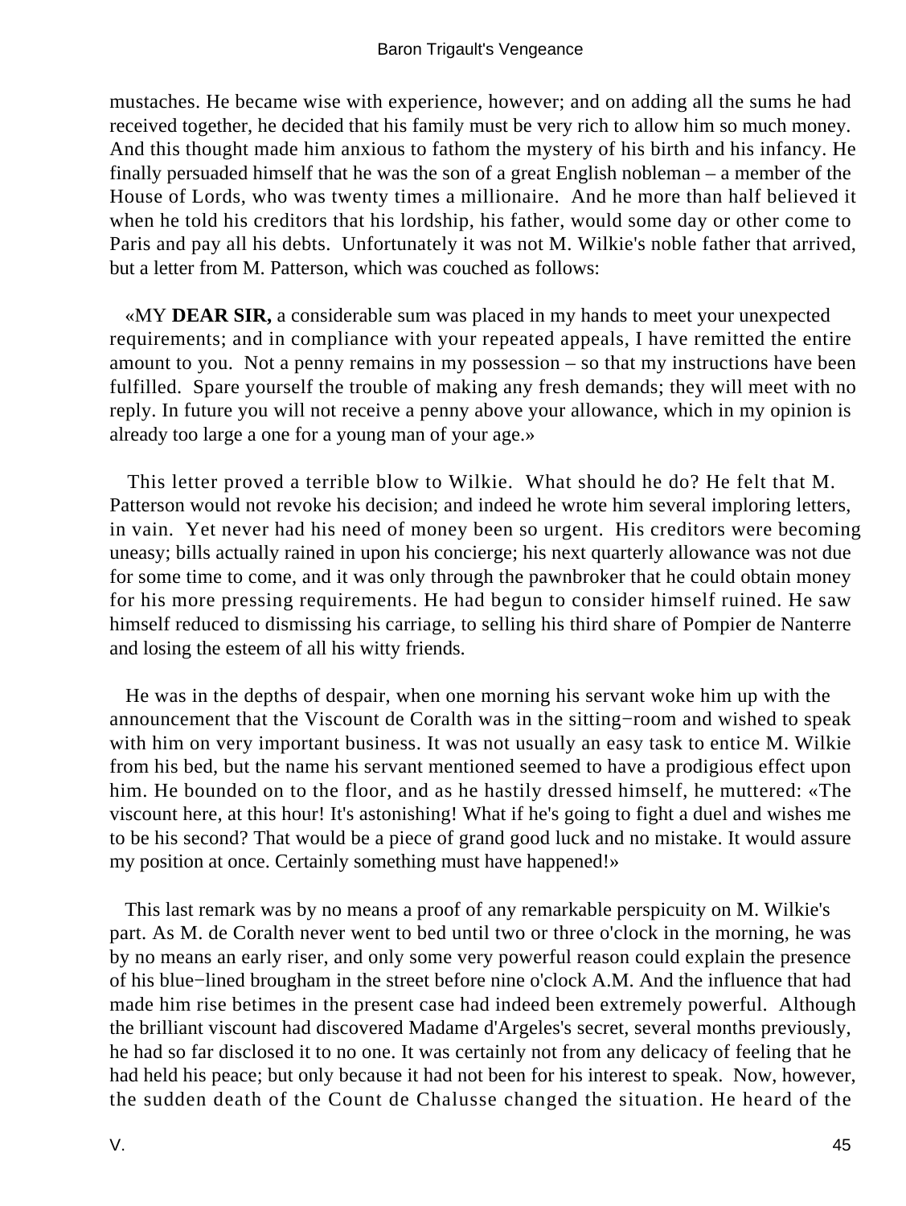mustaches. He became wise with experience, however; and on adding all the sums he had received together, he decided that his family must be very rich to allow him so much money. And this thought made him anxious to fathom the mystery of his birth and his infancy. He finally persuaded himself that he was the son of a great English nobleman – a member of the House of Lords, who was twenty times a millionaire. And he more than half believed it when he told his creditors that his lordship, his father, would some day or other come to Paris and pay all his debts. Unfortunately it was not M. Wilkie's noble father that arrived, but a letter from M. Patterson, which was couched as follows:

«MY **DEAR SIR,** a considerable sum was placed in my hands to meet your unexpected requirements; and in compliance with your repeated appeals, I have remitted the entire amount to you. Not a penny remains in my possession – so that my instructions have been fulfilled. Spare yourself the trouble of making any fresh demands; they will meet with no reply. In future you will not receive a penny above your allowance, which in my opinion is already too large a one for a young man of your age.»

This letter proved a terrible blow to Wilkie. What should he do? He felt that M. Patterson would not revoke his decision; and indeed he wrote him several imploring letters, in vain. Yet never had his need of money been so urgent. His creditors were becoming uneasy; bills actually rained in upon his concierge; his next quarterly allowance was not due for some time to come, and it was only through the pawnbroker that he could obtain money for his more pressing requirements. He had begun to consider himself ruined. He saw himself reduced to dismissing his carriage, to selling his third share of Pompier de Nanterre and losing the esteem of all his witty friends.

He was in the depths of despair, when one morning his servant woke him up with the announcement that the Viscount de Coralth was in the sitting−room and wished to speak with him on very important business. It was not usually an easy task to entice M. Wilkie from his bed, but the name his servant mentioned seemed to have a prodigious effect upon him. He bounded on to the floor, and as he hastily dressed himself, he muttered: «The viscount here, at this hour! It's astonishing! What if he's going to fight a duel and wishes me to be his second? That would be a piece of grand good luck and no mistake. It would assure my position at once. Certainly something must have happened!»

This last remark was by no means a proof of any remarkable perspicuity on M. Wilkie's part. As M. de Coralth never went to bed until two or three o'clock in the morning, he was by no means an early riser, and only some very powerful reason could explain the presence of his blue−lined brougham in the street before nine o'clock A.M. And the influence that had made him rise betimes in the present case had indeed been extremely powerful. Although the brilliant viscount had discovered Madame d'Argeles's secret, several months previously, he had so far disclosed it to no one. It was certainly not from any delicacy of feeling that he had held his peace; but only because it had not been for his interest to speak. Now, however, the sudden death of the Count de Chalusse changed the situation. He heard of the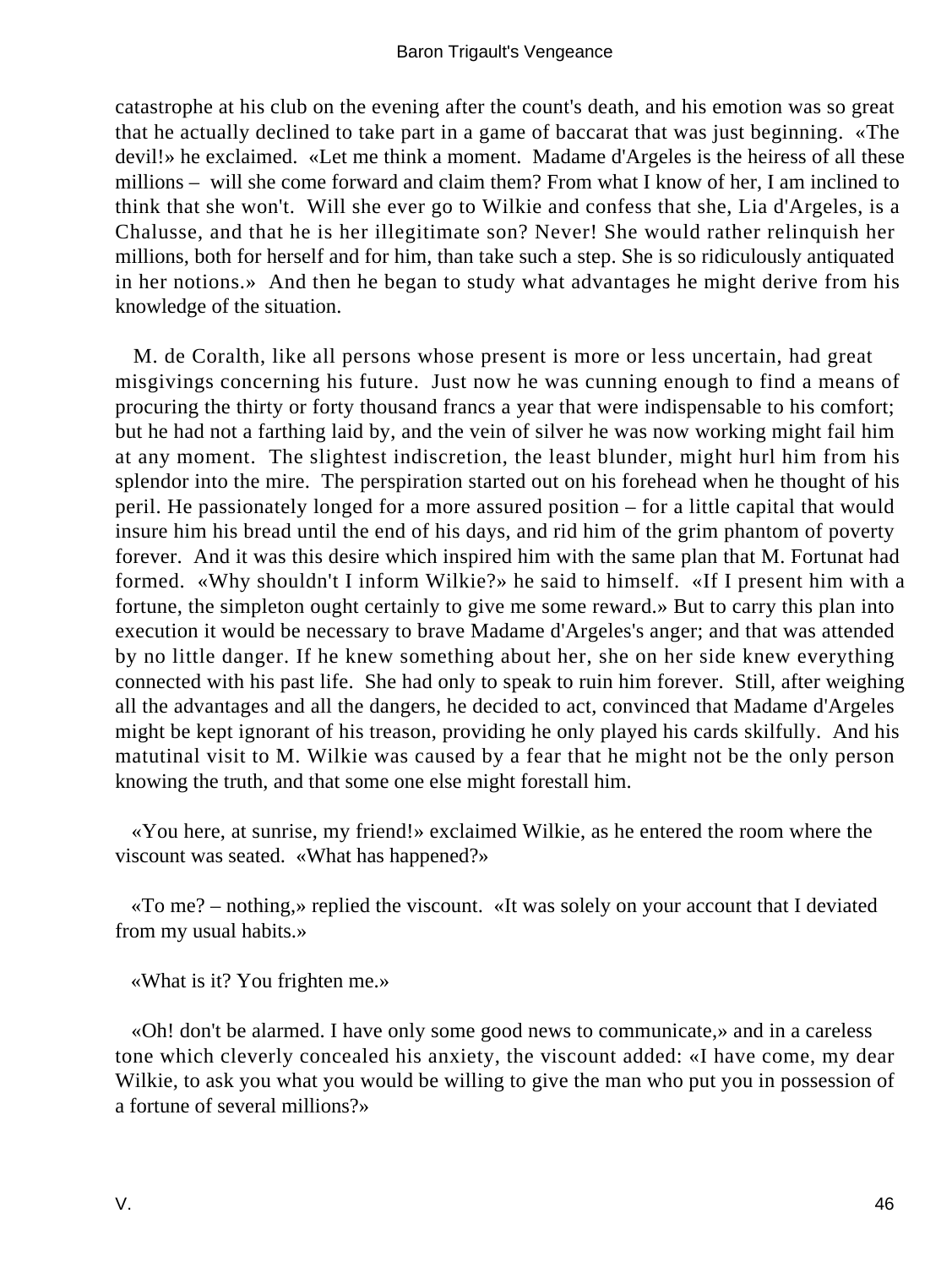catastrophe at his club on the evening after the count's death, and his emotion was so great that he actually declined to take part in a game of baccarat that was just beginning. «The devil!» he exclaimed. «Let me think a moment. Madame d'Argeles is the heiress of all these millions – will she come forward and claim them? From what I know of her, I am inclined to think that she won't. Will she ever go to Wilkie and confess that she, Lia d'Argeles, is a Chalusse, and that he is her illegitimate son? Never! She would rather relinquish her millions, both for herself and for him, than take such a step. She is so ridiculously antiquated in her notions.» And then he began to study what advantages he might derive from his knowledge of the situation.

M. de Coralth, like all persons whose present is more or less uncertain, had great misgivings concerning his future. Just now he was cunning enough to find a means of procuring the thirty or forty thousand francs a year that were indispensable to his comfort; but he had not a farthing laid by, and the vein of silver he was now working might fail him at any moment. The slightest indiscretion, the least blunder, might hurl him from his splendor into the mire. The perspiration started out on his forehead when he thought of his peril. He passionately longed for a more assured position – for a little capital that would insure him his bread until the end of his days, and rid him of the grim phantom of poverty forever. And it was this desire which inspired him with the same plan that M. Fortunat had formed. «Why shouldn't I inform Wilkie?» he said to himself. «If I present him with a fortune, the simpleton ought certainly to give me some reward.» But to carry this plan into execution it would be necessary to brave Madame d'Argeles's anger; and that was attended by no little danger. If he knew something about her, she on her side knew everything connected with his past life. She had only to speak to ruin him forever. Still, after weighing all the advantages and all the dangers, he decided to act, convinced that Madame d'Argeles might be kept ignorant of his treason, providing he only played his cards skilfully. And his matutinal visit to M. Wilkie was caused by a fear that he might not be the only person knowing the truth, and that some one else might forestall him.

«You here, at sunrise, my friend!» exclaimed Wilkie, as he entered the room where the viscount was seated. «What has happened?»

«To me? – nothing,» replied the viscount. «It was solely on your account that I deviated from my usual habits.»

«What is it? You frighten me.»

«Oh! don't be alarmed. I have only some good news to communicate,» and in a careless tone which cleverly concealed his anxiety, the viscount added: «I have come, my dear Wilkie, to ask you what you would be willing to give the man who put you in possession of a fortune of several millions?»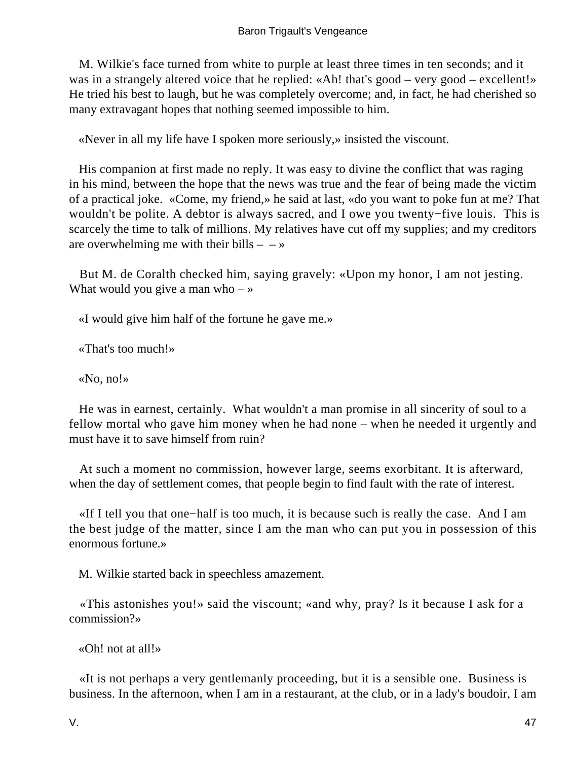M. Wilkie's face turned from white to purple at least three times in ten seconds; and it was in a strangely altered voice that he replied: «Ah! that's good – very good – excellent!» He tried his best to laugh, but he was completely overcome; and, in fact, he had cherished so many extravagant hopes that nothing seemed impossible to him.

«Never in all my life have I spoken more seriously,» insisted the viscount.

His companion at first made no reply. It was easy to divine the conflict that was raging in his mind, between the hope that the news was true and the fear of being made the victim of a practical joke. «Come, my friend,» he said at last, «do you want to poke fun at me? That wouldn't be polite. A debtor is always sacred, and I owe you twenty−five louis. This is scarcely the time to talk of millions. My relatives have cut off my supplies; and my creditors are overwhelming me with their bills – – »

But M. de Coralth checked him, saying gravely: «Upon my honor, I am not jesting. What would you give a man who – »

«I would give him half of the fortune he gave me.»

«That's too much!»

«No, no!»

He was in earnest, certainly. What wouldn't a man promise in all sincerity of soul to a fellow mortal who gave him money when he had none – when he needed it urgently and must have it to save himself from ruin?

At such a moment no commission, however large, seems exorbitant. It is afterward, when the day of settlement comes, that people begin to find fault with the rate of interest.

«If I tell you that one−half is too much, it is because such is really the case. And I am the best judge of the matter, since I am the man who can put you in possession of this enormous fortune.»

M. Wilkie started back in speechless amazement.

«This astonishes you!» said the viscount; «and why, pray? Is it because I ask for a commission?»

«Oh! not at all!»

«It is not perhaps a very gentlemanly proceeding, but it is a sensible one. Business is business. In the afternoon, when I am in a restaurant, at the club, or in a lady's boudoir, I am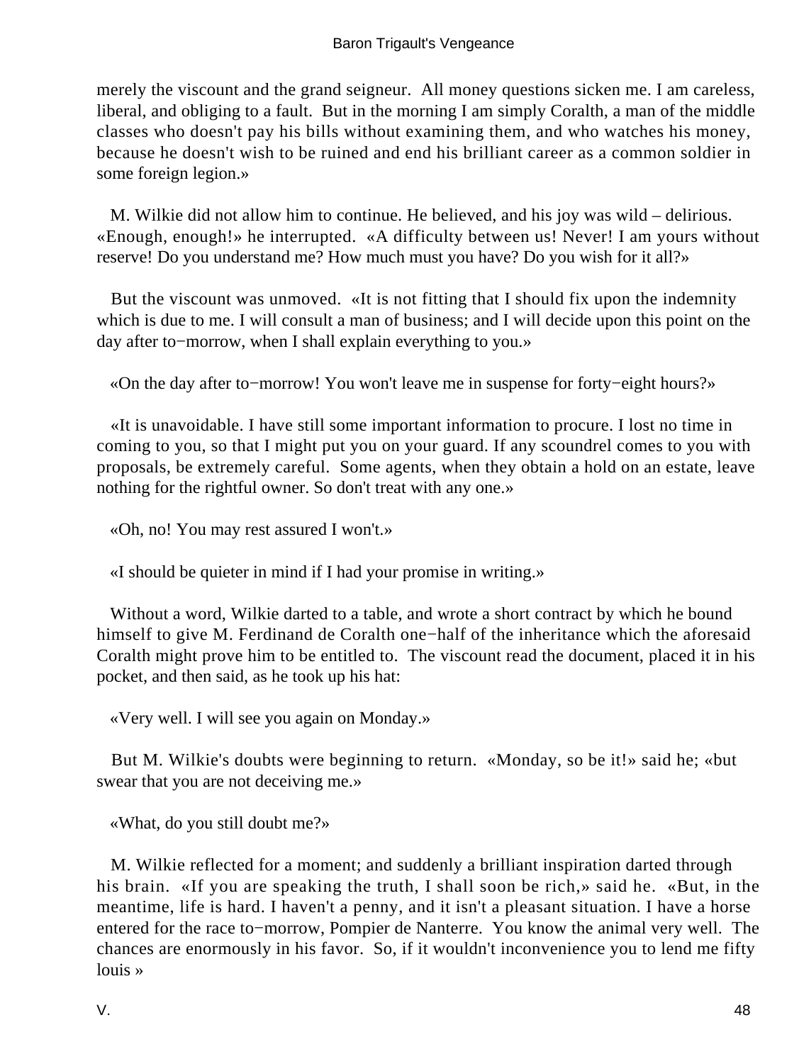merely the viscount and the grand seigneur. All money questions sicken me. I am careless, liberal, and obliging to a fault. But in the morning I am simply Coralth, a man of the middle classes who doesn't pay his bills without examining them, and who watches his money, because he doesn't wish to be ruined and end his brilliant career as a common soldier in some foreign legion.»

M. Wilkie did not allow him to continue. He believed, and his joy was wild – delirious. «Enough, enough!» he interrupted. «A difficulty between us! Never! I am yours without reserve! Do you understand me? How much must you have? Do you wish for it all?»

But the viscount was unmoved. «It is not fitting that I should fix upon the indemnity which is due to me. I will consult a man of business; and I will decide upon this point on the day after to−morrow, when I shall explain everything to you.»

«On the day after to−morrow! You won't leave me in suspense for forty−eight hours?»

«It is unavoidable. I have still some important information to procure. I lost no time in coming to you, so that I might put you on your guard. If any scoundrel comes to you with proposals, be extremely careful. Some agents, when they obtain a hold on an estate, leave nothing for the rightful owner. So don't treat with any one.»

«Oh, no! You may rest assured I won't.»

«I should be quieter in mind if I had your promise in writing.»

Without a word, Wilkie darted to a table, and wrote a short contract by which he bound himself to give M. Ferdinand de Coralth one−half of the inheritance which the aforesaid Coralth might prove him to be entitled to. The viscount read the document, placed it in his pocket, and then said, as he took up his hat:

«Very well. I will see you again on Monday.»

But M. Wilkie's doubts were beginning to return. «Monday, so be it!» said he; «but swear that you are not deceiving me.»

«What, do you still doubt me?»

M. Wilkie reflected for a moment; and suddenly a brilliant inspiration darted through his brain. «If you are speaking the truth, I shall soon be rich,» said he. «But, in the meantime, life is hard. I haven't a penny, and it isn't a pleasant situation. I have a horse entered for the race to−morrow, Pompier de Nanterre. You know the animal very well. The chances are enormously in his favor. So, if it wouldn't inconvenience you to lend me fifty louis »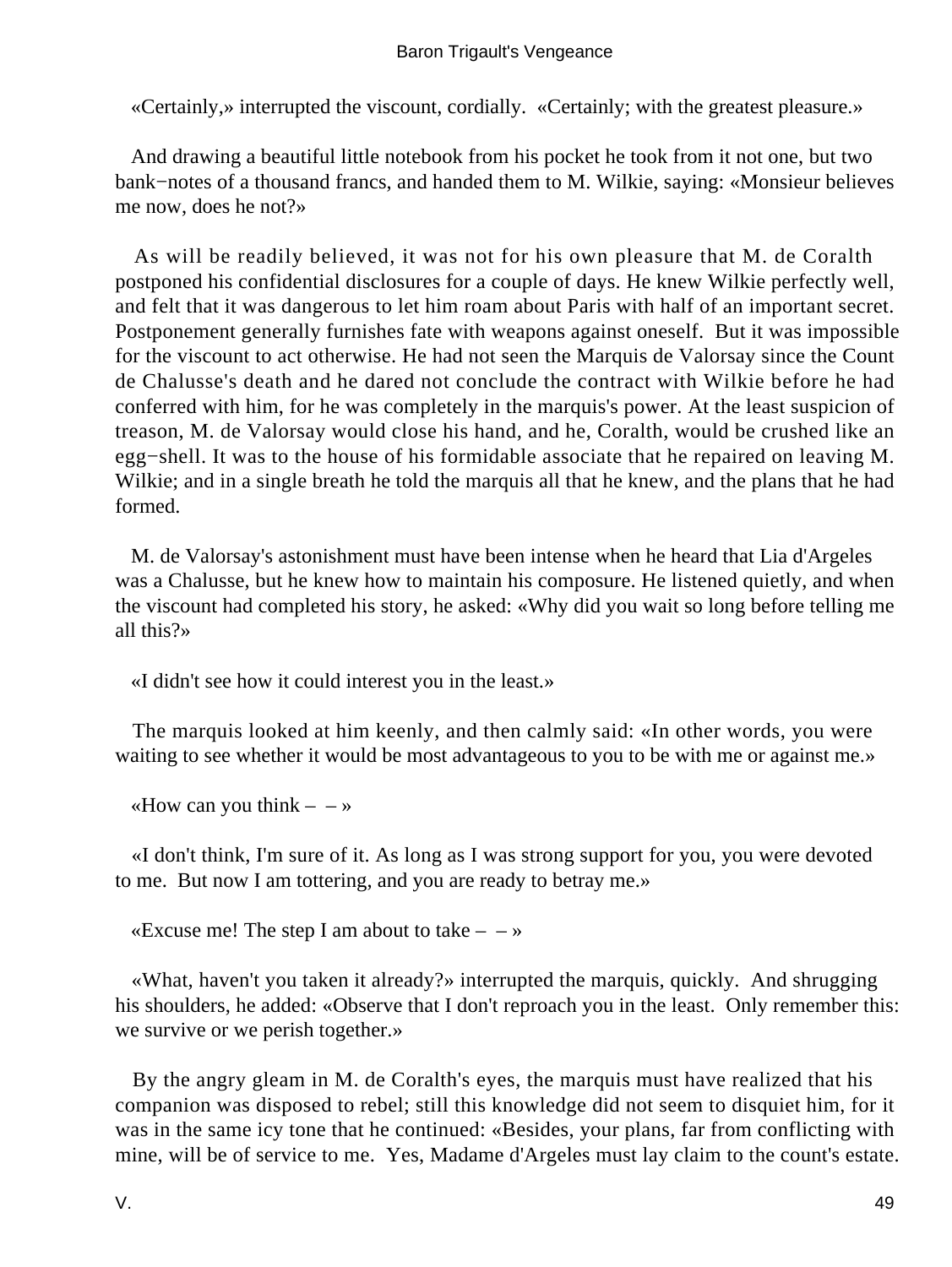«Certainly,» interrupted the viscount, cordially. «Certainly; with the greatest pleasure.»

And drawing a beautiful little notebook from his pocket he took from it not one, but two bank−notes of a thousand francs, and handed them to M. Wilkie, saying: «Monsieur believes me now, does he not?»

As will be readily believed, it was not for his own pleasure that M. de Coralth postponed his confidential disclosures for a couple of days. He knew Wilkie perfectly well, and felt that it was dangerous to let him roam about Paris with half of an important secret. Postponement generally furnishes fate with weapons against oneself. But it was impossible for the viscount to act otherwise. He had not seen the Marquis de Valorsay since the Count de Chalusse's death and he dared not conclude the contract with Wilkie before he had conferred with him, for he was completely in the marquis's power. At the least suspicion of treason, M. de Valorsay would close his hand, and he, Coralth, would be crushed like an egg−shell. It was to the house of his formidable associate that he repaired on leaving M. Wilkie; and in a single breath he told the marquis all that he knew, and the plans that he had formed.

M. de Valorsay's astonishment must have been intense when he heard that Lia d'Argeles was a Chalusse, but he knew how to maintain his composure. He listened quietly, and when the viscount had completed his story, he asked: «Why did you wait so long before telling me all this?»

«I didn't see how it could interest you in the least.»

The marquis looked at him keenly, and then calmly said: «In other words, you were waiting to see whether it would be most advantageous to you to be with me or against me.»

«How can you think – – »

«I don't think, I'm sure of it. As long as I was strong support for you, you were devoted to me. But now I am tottering, and you are ready to betray me.»

«Excuse me! The step I am about to take – – »

«What, haven't you taken it already?» interrupted the marquis, quickly. And shrugging his shoulders, he added: «Observe that I don't reproach you in the least. Only remember this: we survive or we perish together.»

By the angry gleam in M. de Coralth's eyes, the marquis must have realized that his companion was disposed to rebel; still this knowledge did not seem to disquiet him, for it was in the same icy tone that he continued: «Besides, your plans, far from conflicting with mine, will be of service to me. Yes, Madame d'Argeles must lay claim to the count's estate.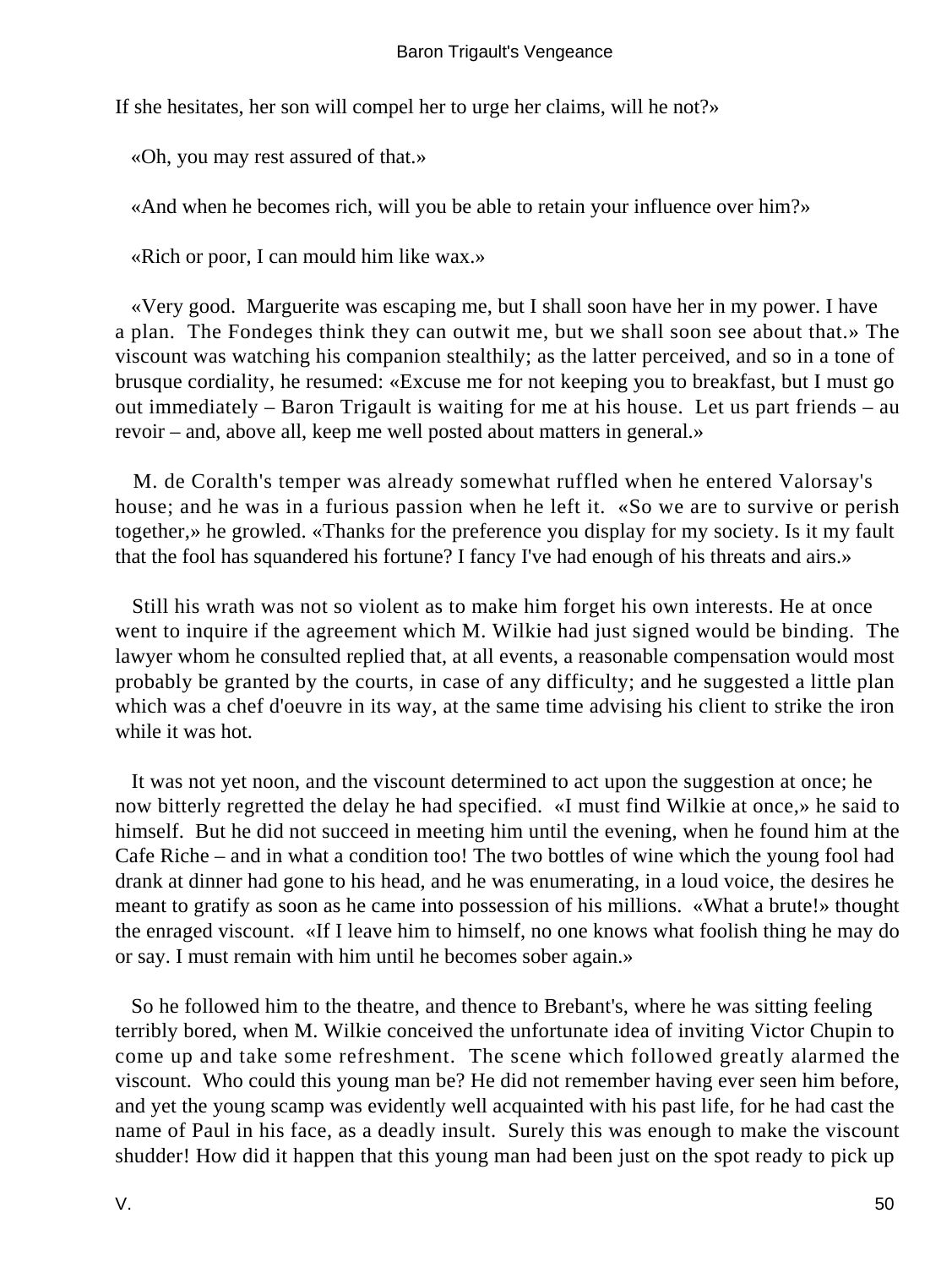If she hesitates, her son will compel her to urge her claims, will he not?»

«Oh, you may rest assured of that.»

«And when he becomes rich, will you be able to retain your influence over him?»

«Rich or poor, I can mould him like wax.»

«Very good. Marguerite was escaping me, but I shall soon have her in my power. I have a plan. The Fondeges think they can outwit me, but we shall soon see about that.» The viscount was watching his companion stealthily; as the latter perceived, and so in a tone of brusque cordiality, he resumed: «Excuse me for not keeping you to breakfast, but I must go out immediately – Baron Trigault is waiting for me at his house. Let us part friends – au revoir – and, above all, keep me well posted about matters in general.»

M. de Coralth's temper was already somewhat ruffled when he entered Valorsay's house; and he was in a furious passion when he left it. «So we are to survive or perish together,» he growled. «Thanks for the preference you display for my society. Is it my fault that the fool has squandered his fortune? I fancy I've had enough of his threats and airs.»

Still his wrath was not so violent as to make him forget his own interests. He at once went to inquire if the agreement which M. Wilkie had just signed would be binding. The lawyer whom he consulted replied that, at all events, a reasonable compensation would most probably be granted by the courts, in case of any difficulty; and he suggested a little plan which was a chef d'oeuvre in its way, at the same time advising his client to strike the iron while it was hot.

It was not yet noon, and the viscount determined to act upon the suggestion at once; he now bitterly regretted the delay he had specified. «I must find Wilkie at once,» he said to himself. But he did not succeed in meeting him until the evening, when he found him at the Cafe Riche – and in what a condition too! The two bottles of wine which the young fool had drank at dinner had gone to his head, and he was enumerating, in a loud voice, the desires he meant to gratify as soon as he came into possession of his millions. «What a brute!» thought the enraged viscount. «If I leave him to himself, no one knows what foolish thing he may do or say. I must remain with him until he becomes sober again.»

So he followed him to the theatre, and thence to Brebant's, where he was sitting feeling terribly bored, when M. Wilkie conceived the unfortunate idea of inviting Victor Chupin to come up and take some refreshment. The scene which followed greatly alarmed the viscount. Who could this young man be? He did not remember having ever seen him before, and yet the young scamp was evidently well acquainted with his past life, for he had cast the name of Paul in his face, as a deadly insult. Surely this was enough to make the viscount shudder! How did it happen that this young man had been just on the spot ready to pick up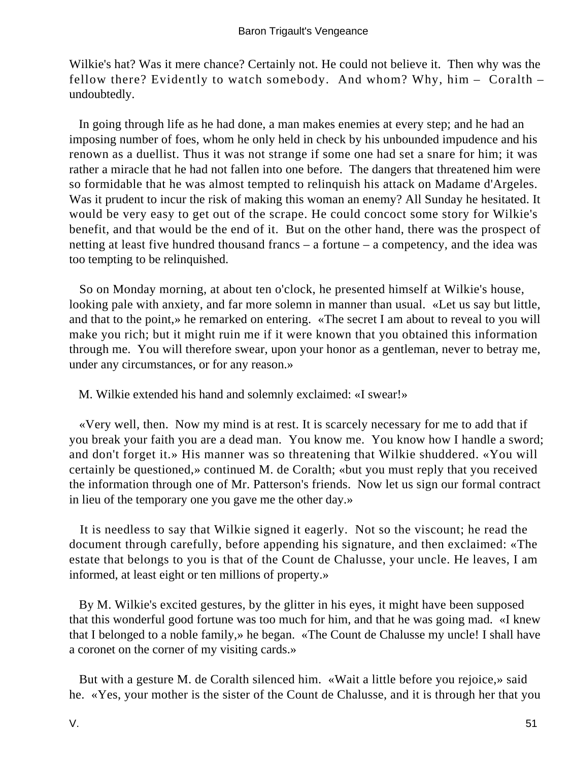Wilkie's hat? Was it mere chance? Certainly not. He could not believe it. Then why was the fellow there? Evidently to watch somebody. And whom? Why, him – Coralth – undoubtedly.

In going through life as he had done, a man makes enemies at every step; and he had an imposing number of foes, whom he only held in check by his unbounded impudence and his renown as a duellist. Thus it was not strange if some one had set a snare for him; it was rather a miracle that he had not fallen into one before. The dangers that threatened him were so formidable that he was almost tempted to relinquish his attack on Madame d'Argeles. Was it prudent to incur the risk of making this woman an enemy? All Sunday he hesitated. It would be very easy to get out of the scrape. He could concoct some story for Wilkie's benefit, and that would be the end of it. But on the other hand, there was the prospect of netting at least five hundred thousand francs – a fortune – a competency, and the idea was too tempting to be relinquished.

So on Monday morning, at about ten o'clock, he presented himself at Wilkie's house, looking pale with anxiety, and far more solemn in manner than usual. «Let us say but little, and that to the point,» he remarked on entering. «The secret I am about to reveal to you will make you rich; but it might ruin me if it were known that you obtained this information through me. You will therefore swear, upon your honor as a gentleman, never to betray me, under any circumstances, or for any reason.»

M. Wilkie extended his hand and solemnly exclaimed: «I swear!»

«Very well, then. Now my mind is at rest. It is scarcely necessary for me to add that if you break your faith you are a dead man. You know me. You know how I handle a sword; and don't forget it.» His manner was so threatening that Wilkie shuddered. «You will certainly be questioned,» continued M. de Coralth; «but you must reply that you received the information through one of Mr. Patterson's friends. Now let us sign our formal contract in lieu of the temporary one you gave me the other day.»

It is needless to say that Wilkie signed it eagerly. Not so the viscount; he read the document through carefully, before appending his signature, and then exclaimed: «The estate that belongs to you is that of the Count de Chalusse, your uncle. He leaves, I am informed, at least eight or ten millions of property.»

By M. Wilkie's excited gestures, by the glitter in his eyes, it might have been supposed that this wonderful good fortune was too much for him, and that he was going mad. «I knew that I belonged to a noble family,» he began. «The Count de Chalusse my uncle! I shall have a coronet on the corner of my visiting cards.»

But with a gesture M. de Coralth silenced him. «Wait a little before you rejoice,» said he. «Yes, your mother is the sister of the Count de Chalusse, and it is through her that you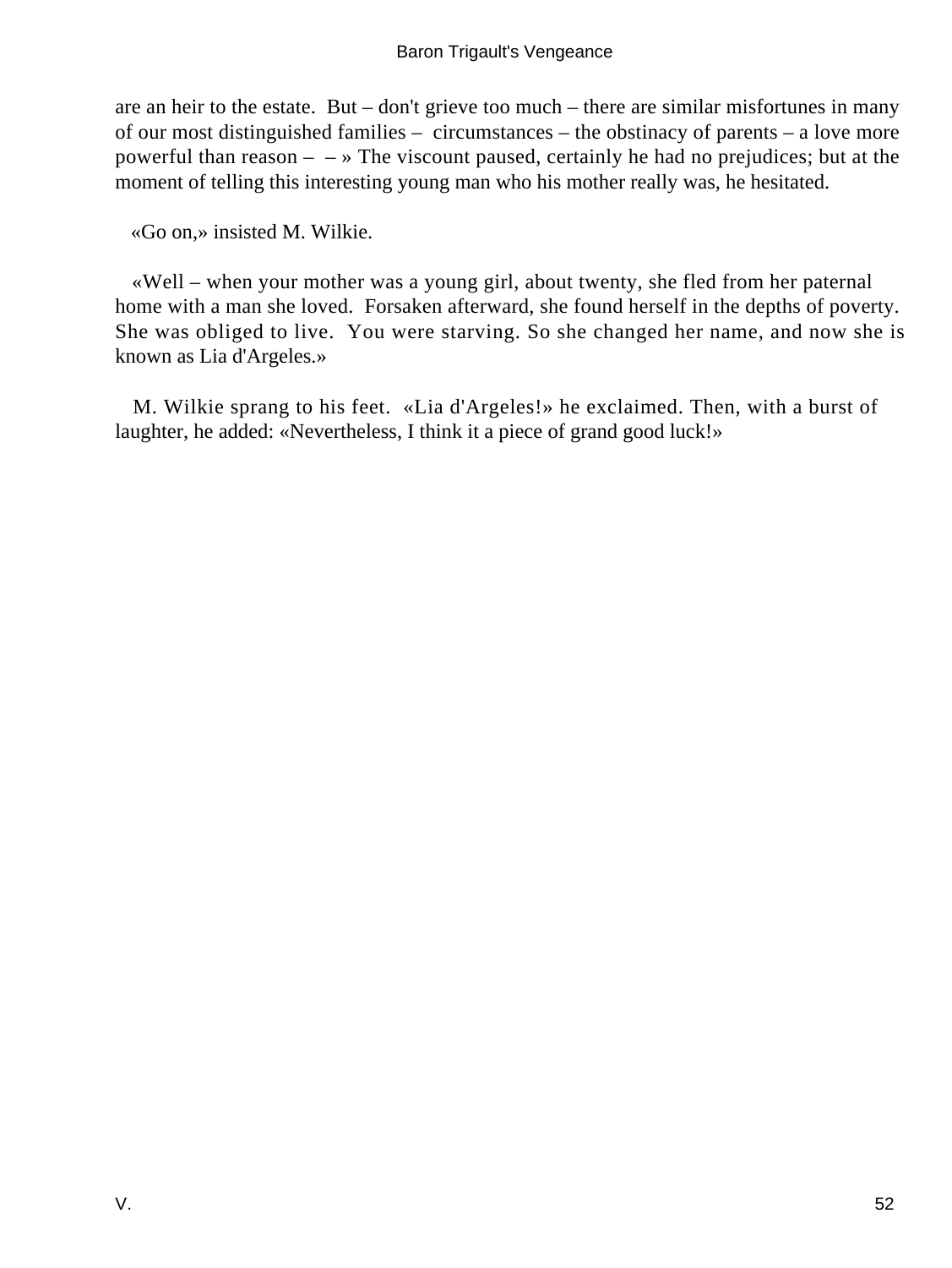are an heir to the estate. But – don't grieve too much – there are similar misfortunes in many of our most distinguished families – circumstances – the obstinacy of parents – a love more powerful than reason – – » The viscount paused, certainly he had no prejudices; but at the moment of telling this interesting young man who his mother really was, he hesitated.

«Go on,» insisted M. Wilkie.

«Well – when your mother was a young girl, about twenty, she fled from her paternal home with a man she loved. Forsaken afterward, she found herself in the depths of poverty. She was obliged to live. You were starving. So she changed her name, and now she is known as Lia d'Argeles.»

M. Wilkie sprang to his feet. «Lia d'Argeles!» he exclaimed. Then, with a burst of laughter, he added: «Nevertheless, I think it a piece of grand good luck!»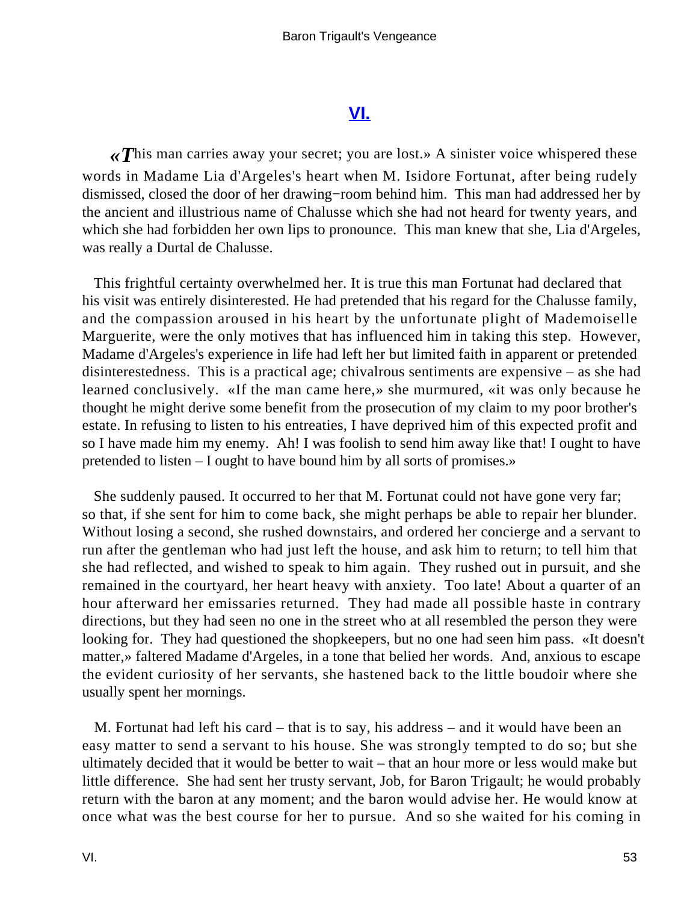## VI.

«This man carries away your secret; you are lost.» A sinister voice whispered these words in Madame Lia d'Argeles's heart when M. Isidore Fortunat, after being rudely dismissed, closed the door of her drawing−room behind him. This man had addressed her by the ancient and illustrious name of Chalusse which she had not heard for twenty years, and which she had forbidden her own lips to pronounce. This man knew that she, Lia d'Argeles, was really a Durtal de Chalusse.

This frightful certainty overwhelmed her. It is true this man Fortunat had declared that his visit was entirely disinterested. He had pretended that his regard for the Chalusse family, and the compassion aroused in his heart by the unfortunate plight of Mademoiselle Marguerite, were the only motives that has influenced him in taking this step. However, Madame d'Argeles's experience in life had left her but limited faith in apparent or pretended disinterestedness. This is a practical age; chivalrous sentiments are expensive – as she had learned conclusively. «If the man came here,» she murmured, «it was only because he thought he might derive some benefit from the prosecution of my claim to my poor brother's estate. In refusing to listen to his entreaties, I have deprived him of this expected profit and so I have made him my enemy. Ah! I was foolish to send him away like that! I ought to have pretended to listen – I ought to have bound him by all sorts of promises.»

She suddenly paused. It occurred to her that M. Fortunat could not have gone very far; so that, if she sent for him to come back, she might perhaps be able to repair her blunder. Without losing a second, she rushed downstairs, and ordered her concierge and a servant to run after the gentleman who had just left the house, and ask him to return; to tell him that she had reflected, and wished to speak to him again. They rushed out in pursuit, and she remained in the courtyard, her heart heavy with anxiety. Too late! About a quarter of an hour afterward her emissaries returned. They had made all possible haste in contrary directions, but they had seen no one in the street who at all resembled the person they were looking for. They had questioned the shopkeepers, but no one had seen him pass. «It doesn't matter,» faltered Madame d'Argeles, in a tone that belied her words. And, anxious to escape the evident curiosity of her servants, she hastened back to the little boudoir where she usually spent her mornings.

M. Fortunat had left his card – that is to say, his address – and it would have been an easy matter to send a servant to his house. She was strongly tempted to do so; but she ultimately decided that it would be better to wait – that an hour more or less would make but little difference. She had sent her trusty servant, Job, for Baron Trigault; he would probably return with the baron at any moment; and the baron would advise her. He would know at once what was the best course for her to pursue. And so she waited for his coming in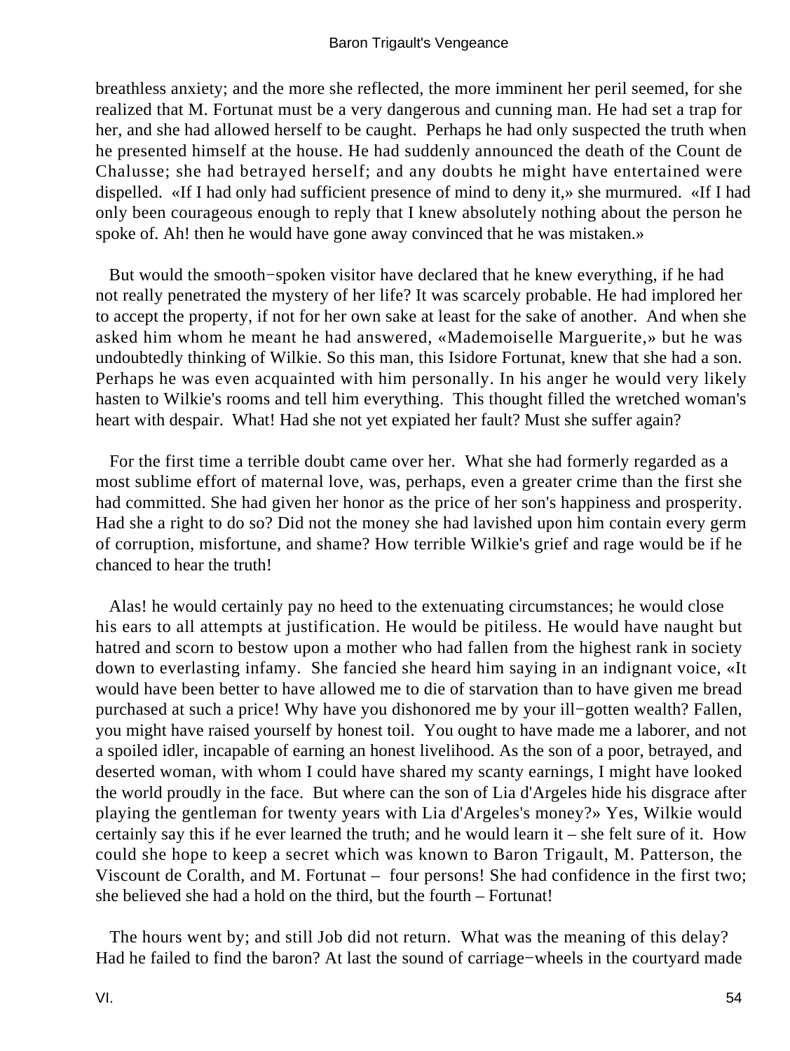breathless anxiety; and the more she reflected, the more imminent her peril seemed, for she realized that M. Fortunat must be a very dangerous and cunning man. He had set a trap for her, and she had allowed herself to be caught. Perhaps he had only suspected the truth when he presented himself at the house. He had suddenly announced the death of the Count de Chalusse; she had betrayed herself; and any doubts he might have entertained were dispelled. «If I had only had sufficient presence of mind to deny it,» she murmured. «If I had only been courageous enough to reply that I knew absolutely nothing about the person he spoke of. Ah! then he would have gone away convinced that he was mistaken.»

But would the smooth−spoken visitor have declared that he knew everything, if he had not really penetrated the mystery of her life? It was scarcely probable. He had implored her to accept the property, if not for her own sake at least for the sake of another. And when she asked him whom he meant he had answered, «Mademoiselle Marguerite,» but he was undoubtedly thinking of Wilkie. So this man, this Isidore Fortunat, knew that she had a son. Perhaps he was even acquainted with him personally. In his anger he would very likely hasten to Wilkie's rooms and tell him everything. This thought filled the wretched woman's heart with despair. What! Had she not yet expiated her fault? Must she suffer again?

For the first time a terrible doubt came over her. What she had formerly regarded as a most sublime effort of maternal love, was, perhaps, even a greater crime than the first she had committed. She had given her honor as the price of her son's happiness and prosperity. Had she a right to do so? Did not the money she had lavished upon him contain every germ of corruption, misfortune, and shame? How terrible Wilkie's grief and rage would be if he chanced to hear the truth!

Alas! he would certainly pay no heed to the extenuating circumstances; he would close his ears to all attempts at justification. He would be pitiless. He would have naught but hatred and scorn to bestow upon a mother who had fallen from the highest rank in society down to everlasting infamy. She fancied she heard him saying in an indignant voice, «It would have been better to have allowed me to die of starvation than to have given me bread purchased at such a price! Why have you dishonored me by your ill−gotten wealth? Fallen, you might have raised yourself by honest toil. You ought to have made me a laborer, and not a spoiled idler, incapable of earning an honest livelihood. As the son of a poor, betrayed, and deserted woman, with whom I could have shared my scanty earnings, I might have looked the world proudly in the face. But where can the son of Lia d'Argeles hide his disgrace after playing the gentleman for twenty years with Lia d'Argeles's money?» Yes, Wilkie would certainly say this if he ever learned the truth; and he would learn it – she felt sure of it. How could she hope to keep a secret which was known to Baron Trigault, M. Patterson, the Viscount de Coralth, and M. Fortunat – four persons! She had confidence in the first two; she believed she had a hold on the third, but the fourth – Fortunat!

The hours went by; and still Job did not return. What was the meaning of this delay? Had he failed to find the baron? At last the sound of carriage−wheels in the courtyard made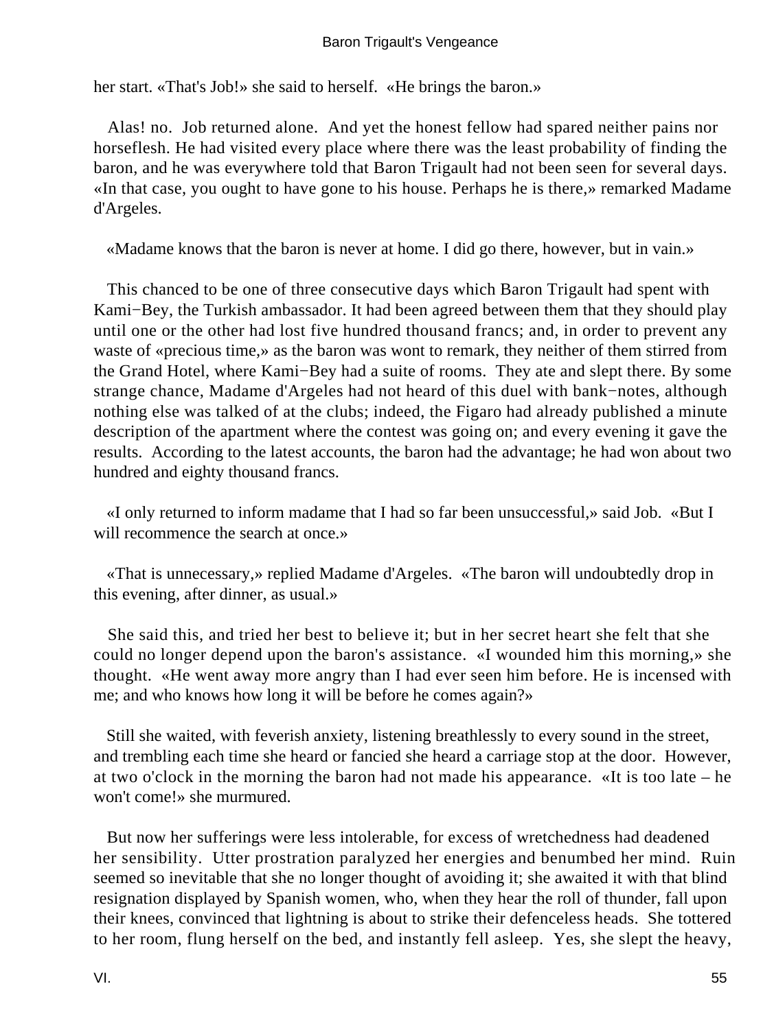her start. «That's Job!» she said to herself. «He brings the baron.»

Alas! no. Job returned alone. And yet the honest fellow had spared neither pains nor horseflesh. He had visited every place where there was the least probability of finding the baron, and he was everywhere told that Baron Trigault had not been seen for several days. «In that case, you ought to have gone to his house. Perhaps he is there,» remarked Madame d'Argeles.

«Madame knows that the baron is never at home. I did go there, however, but in vain.»

This chanced to be one of three consecutive days which Baron Trigault had spent with Kami−Bey, the Turkish ambassador. It had been agreed between them that they should play until one or the other had lost five hundred thousand francs; and, in order to prevent any waste of «precious time,» as the baron was wont to remark, they neither of them stirred from the Grand Hotel, where Kami−Bey had a suite of rooms. They ate and slept there. By some strange chance, Madame d'Argeles had not heard of this duel with bank−notes, although nothing else was talked of at the clubs; indeed, the Figaro had already published a minute description of the apartment where the contest was going on; and every evening it gave the results. According to the latest accounts, the baron had the advantage; he had won about two hundred and eighty thousand francs.

«I only returned to inform madame that I had so far been unsuccessful,» said Job. «But I will recommence the search at once.»

«That is unnecessary,» replied Madame d'Argeles. «The baron will undoubtedly drop in this evening, after dinner, as usual.»

She said this, and tried her best to believe it; but in her secret heart she felt that she could no longer depend upon the baron's assistance. «I wounded him this morning,» she thought. «He went away more angry than I had ever seen him before. He is incensed with me; and who knows how long it will be before he comes again?»

Still she waited, with feverish anxiety, listening breathlessly to every sound in the street, and trembling each time she heard or fancied she heard a carriage stop at the door. However, at two o'clock in the morning the baron had not made his appearance. «It is too late – he won't come!» she murmured.

But now her sufferings were less intolerable, for excess of wretchedness had deadened her sensibility. Utter prostration paralyzed her energies and benumbed her mind. Ruin seemed so inevitable that she no longer thought of avoiding it; she awaited it with that blind resignation displayed by Spanish women, who, when they hear the roll of thunder, fall upon their knees, convinced that lightning is about to strike their defenceless heads. She tottered to her room, flung herself on the bed, and instantly fell asleep. Yes, she slept the heavy,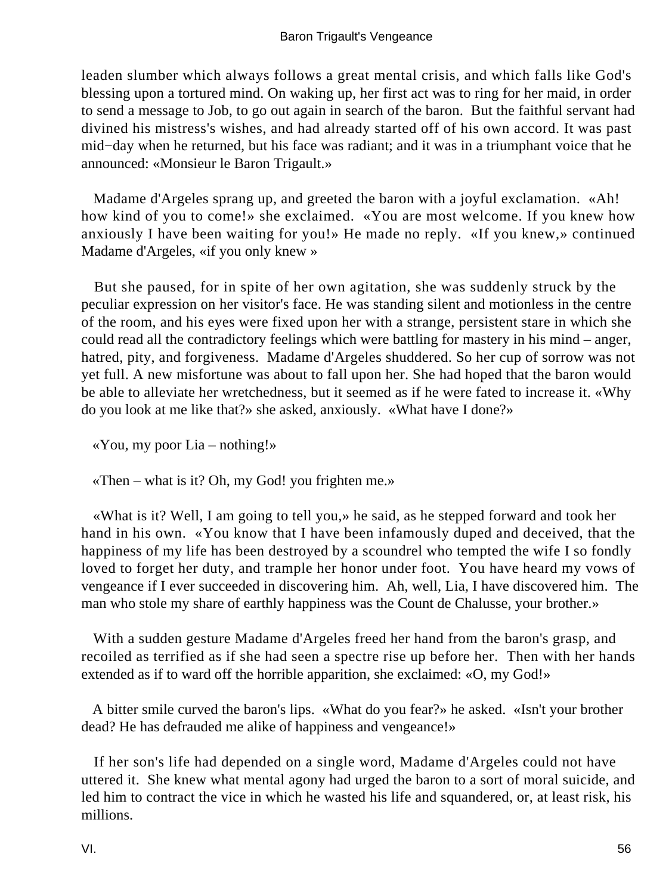leaden slumber which always follows a great mental crisis, and which falls like God's blessing upon a tortured mind. On waking up, her first act was to ring for her maid, in order to send a message to Job, to go out again in search of the baron. But the faithful servant had divined his mistress's wishes, and had already started off of his own accord. It was past mid−day when he returned, but his face was radiant; and it was in a triumphant voice that he announced: «Monsieur le Baron Trigault.»

Madame d'Argeles sprang up, and greeted the baron with a joyful exclamation. «Ah! how kind of you to come!» she exclaimed. «You are most welcome. If you knew how anxiously I have been waiting for you!» He made no reply. «If you knew,» continued Madame d'Argeles, «if you only knew »

But she paused, for in spite of her own agitation, she was suddenly struck by the peculiar expression on her visitor's face. He was standing silent and motionless in the centre of the room, and his eyes were fixed upon her with a strange, persistent stare in which she could read all the contradictory feelings which were battling for mastery in his mind – anger, hatred, pity, and forgiveness. Madame d'Argeles shuddered. So her cup of sorrow was not yet full. A new misfortune was about to fall upon her. She had hoped that the baron would be able to alleviate her wretchedness, but it seemed as if he were fated to increase it. «Why do you look at me like that?» she asked, anxiously. «What have I done?»

«You, my poor Lia – nothing!»

«Then – what is it? Oh, my God! you frighten me.»

«What is it? Well, I am going to tell you,» he said, as he stepped forward and took her hand in his own. «You know that I have been infamously duped and deceived, that the happiness of my life has been destroyed by a scoundrel who tempted the wife I so fondly loved to forget her duty, and trample her honor under foot. You have heard my vows of vengeance if I ever succeeded in discovering him. Ah, well, Lia, I have discovered him. The man who stole my share of earthly happiness was the Count de Chalusse, your brother.»

With a sudden gesture Madame d'Argeles freed her hand from the baron's grasp, and recoiled as terrified as if she had seen a spectre rise up before her. Then with her hands extended as if to ward off the horrible apparition, she exclaimed: «O, my God!»

A bitter smile curved the baron's lips. «What do you fear?» he asked. «Isn't your brother dead? He has defrauded me alike of happiness and vengeance!»

If her son's life had depended on a single word, Madame d'Argeles could not have uttered it. She knew what mental agony had urged the baron to a sort of moral suicide, and led him to contract the vice in which he wasted his life and squandered, or, at least risk, his millions.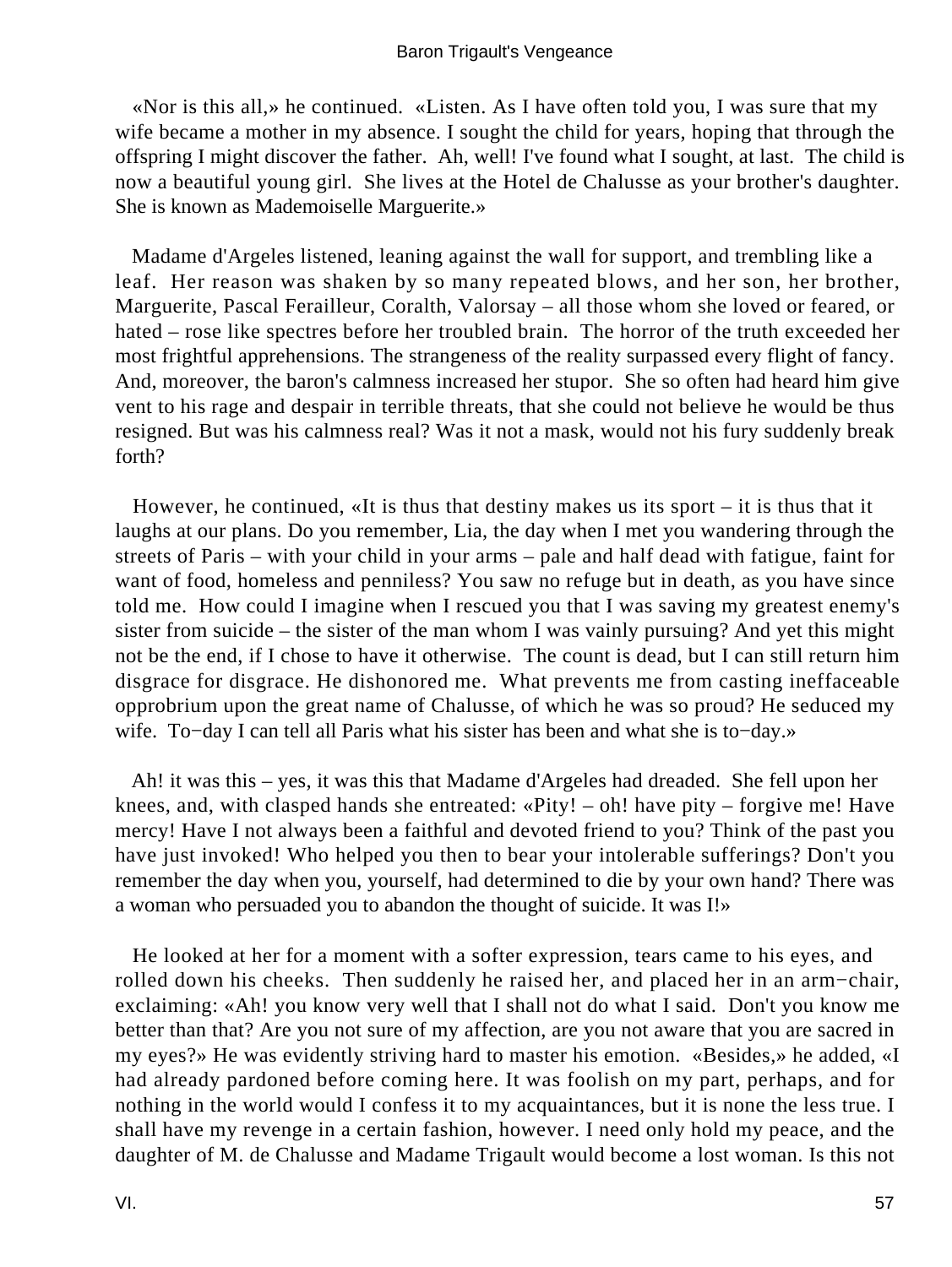«Nor is this all,» he continued. «Listen. As I have often told you, I was sure that my wife became a mother in my absence. I sought the child for years, hoping that through the offspring I might discover the father. Ah, well! I've found what I sought, at last. The child is now a beautiful young girl. She lives at the Hotel de Chalusse as your brother's daughter. She is known as Mademoiselle Marguerite.»

Madame d'Argeles listened, leaning against the wall for support, and trembling like a leaf. Her reason was shaken by so many repeated blows, and her son, her brother, Marguerite, Pascal Ferailleur, Coralth, Valorsay – all those whom she loved or feared, or hated – rose like spectres before her troubled brain. The horror of the truth exceeded her most frightful apprehensions. The strangeness of the reality surpassed every flight of fancy. And, moreover, the baron's calmness increased her stupor. She so often had heard him give vent to his rage and despair in terrible threats, that she could not believe he would be thus resigned. But was his calmness real? Was it not a mask, would not his fury suddenly break forth?

However, he continued, «It is thus that destiny makes us its sport – it is thus that it laughs at our plans. Do you remember, Lia, the day when I met you wandering through the streets of Paris – with your child in your arms – pale and half dead with fatigue, faint for want of food, homeless and penniless? You saw no refuge but in death, as you have since told me. How could I imagine when I rescued you that I was saving my greatest enemy's sister from suicide – the sister of the man whom I was vainly pursuing? And yet this might not be the end, if I chose to have it otherwise. The count is dead, but I can still return him disgrace for disgrace. He dishonored me. What prevents me from casting ineffaceable opprobrium upon the great name of Chalusse, of which he was so proud? He seduced my wife. To−day I can tell all Paris what his sister has been and what she is to−day.»

Ah! it was this – yes, it was this that Madame d'Argeles had dreaded. She fell upon her knees, and, with clasped hands she entreated: «Pity! – oh! have pity – forgive me! Have mercy! Have I not always been a faithful and devoted friend to you? Think of the past you have just invoked! Who helped you then to bear your intolerable sufferings? Don't you remember the day when you, yourself, had determined to die by your own hand? There was a woman who persuaded you to abandon the thought of suicide. It was I!»

He looked at her for a moment with a softer expression, tears came to his eyes, and rolled down his cheeks. Then suddenly he raised her, and placed her in an arm−chair, exclaiming: «Ah! you know very well that I shall not do what I said. Don't you know me better than that? Are you not sure of my affection, are you not aware that you are sacred in my eyes?» He was evidently striving hard to master his emotion. «Besides,» he added, «I had already pardoned before coming here. It was foolish on my part, perhaps, and for nothing in the world would I confess it to my acquaintances, but it is none the less true. I shall have my revenge in a certain fashion, however. I need only hold my peace, and the daughter of M. de Chalusse and Madame Trigault would become a lost woman. Is this not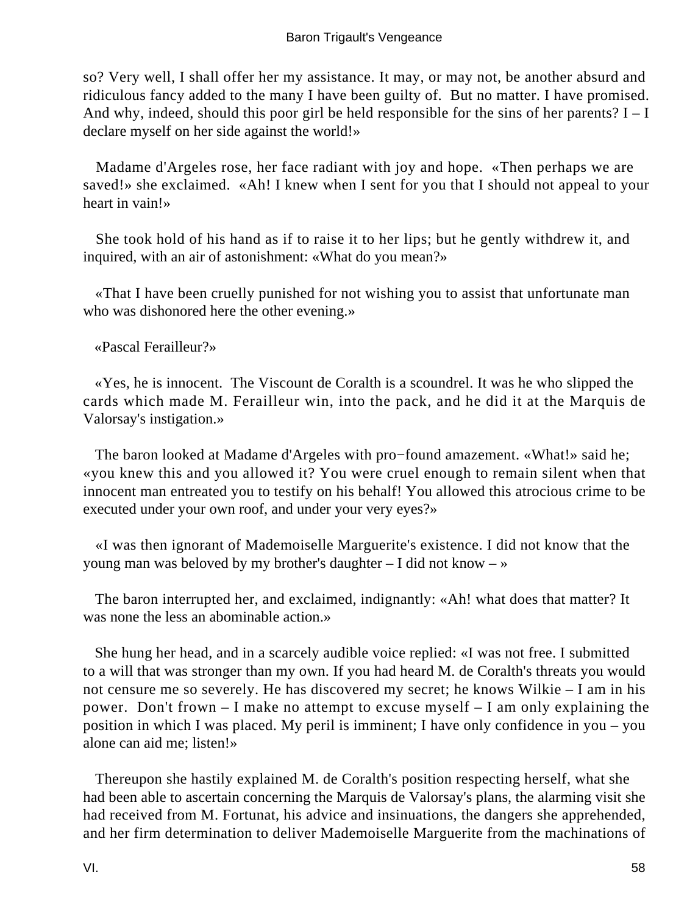so? Very well, I shall offer her my assistance. It may, or may not, be another absurd and ridiculous fancy added to the many I have been guilty of. But no matter. I have promised. And why, indeed, should this poor girl be held responsible for the sins of her parents? I – I declare myself on her side against the world!»

Madame d'Argeles rose, her face radiant with joy and hope. «Then perhaps we are saved!» she exclaimed. «Ah! I knew when I sent for you that I should not appeal to your heart in vain!»

She took hold of his hand as if to raise it to her lips; but he gently withdrew it, and inquired, with an air of astonishment: «What do you mean?»

«That I have been cruelly punished for not wishing you to assist that unfortunate man who was dishonored here the other evening.»

«Pascal Ferailleur?»

«Yes, he is innocent. The Viscount de Coralth is a scoundrel. It was he who slipped the cards which made M. Ferailleur win, into the pack, and he did it at the Marquis de Valorsay's instigation.»

The baron looked at Madame d'Argeles with pro−found amazement. «What!» said he; «you knew this and you allowed it? You were cruel enough to remain silent when that innocent man entreated you to testify on his behalf! You allowed this atrocious crime to be executed under your own roof, and under your very eyes?»

«I was then ignorant of Mademoiselle Marguerite's existence. I did not know that the young man was beloved by my brother's daughter – I did not know – »

The baron interrupted her, and exclaimed, indignantly: «Ah! what does that matter? It was none the less an abominable action.»

She hung her head, and in a scarcely audible voice replied: «I was not free. I submitted to a will that was stronger than my own. If you had heard M. de Coralth's threats you would not censure me so severely. He has discovered my secret; he knows Wilkie – I am in his power. Don't frown – I make no attempt to excuse myself – I am only explaining the position in which I was placed. My peril is imminent; I have only confidence in you – you alone can aid me; listen!»

Thereupon she hastily explained M. de Coralth's position respecting herself, what she had been able to ascertain concerning the Marquis de Valorsay's plans, the alarming visit she had received from M. Fortunat, his advice and insinuations, the dangers she apprehended, and her firm determination to deliver Mademoiselle Marguerite from the machinations of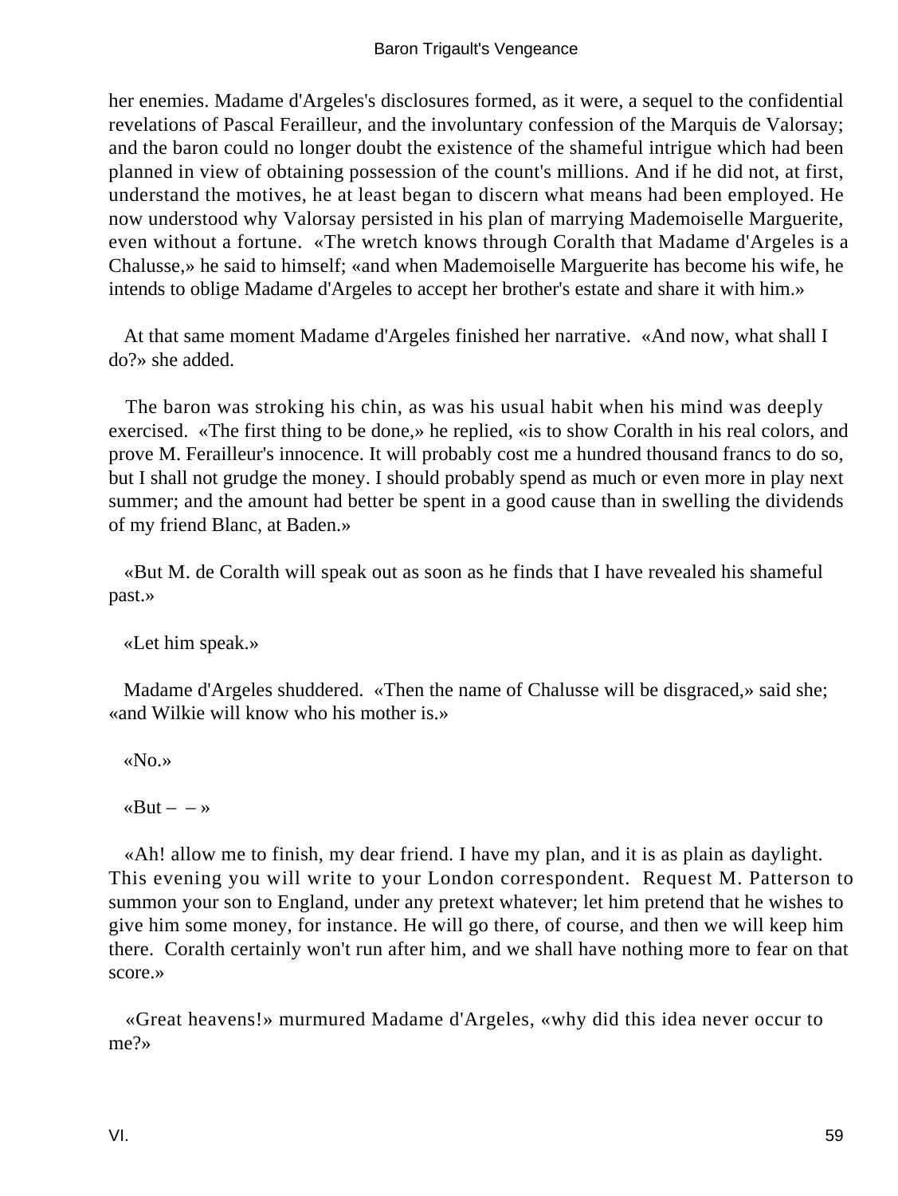her enemies. Madame d'Argeles's disclosures formed, as it were, a sequel to the confidential revelations of Pascal Ferailleur, and the involuntary confession of the Marquis de Valorsay; and the baron could no longer doubt the existence of the shameful intrigue which had been planned in view of obtaining possession of the count's millions. And if he did not, at first, understand the motives, he at least began to discern what means had been employed. He now understood why Valorsay persisted in his plan of marrying Mademoiselle Marguerite, even without a fortune. «The wretch knows through Coralth that Madame d'Argeles is a Chalusse,» he said to himself; «and when Mademoiselle Marguerite has become his wife, he intends to oblige Madame d'Argeles to accept her brother's estate and share it with him.»

At that same moment Madame d'Argeles finished her narrative. «And now, what shall I do?» she added.

The baron was stroking his chin, as was his usual habit when his mind was deeply exercised. «The first thing to be done,» he replied, «is to show Coralth in his real colors, and prove M. Ferailleur's innocence. It will probably cost me a hundred thousand francs to do so, but I shall not grudge the money. I should probably spend as much or even more in play next summer; and the amount had better be spent in a good cause than in swelling the dividends of my friend Blanc, at Baden.»

«But M. de Coralth will speak out as soon as he finds that I have revealed his shameful past.»

«Let him speak.»

Madame d'Argeles shuddered. «Then the name of Chalusse will be disgraced,» said she; «and Wilkie will know who his mother is.»

«No.»

«But – – »

«Ah! allow me to finish, my dear friend. I have my plan, and it is as plain as daylight. This evening you will write to your London correspondent. Request M. Patterson to summon your son to England, under any pretext whatever; let him pretend that he wishes to give him some money, for instance. He will go there, of course, and then we will keep him there. Coralth certainly won't run after him, and we shall have nothing more to fear on that score.»

«Great heavens!» murmured Madame d'Argeles, «why did this idea never occur to me?»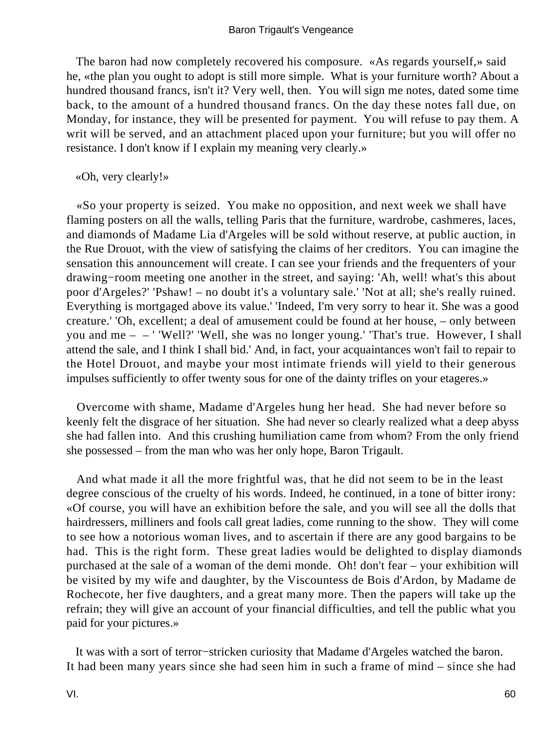The baron had now completely recovered his composure. «As regards yourself,» said he, «the plan you ought to adopt is still more simple. What is your furniture worth? About a hundred thousand francs, isn't it? Very well, then. You will sign me notes, dated some time back, to the amount of a hundred thousand francs. On the day these notes fall due, on Monday, for instance, they will be presented for payment. You will refuse to pay them. A writ will be served, and an attachment placed upon your furniture; but you will offer no resistance. I don't know if I explain my meaning very clearly.»

«Oh, very clearly!»

«So your property is seized. You make no opposition, and next week we shall have flaming posters on all the walls, telling Paris that the furniture, wardrobe, cashmeres, laces, and diamonds of Madame Lia d'Argeles will be sold without reserve, at public auction, in the Rue Drouot, with the view of satisfying the claims of her creditors. You can imagine the sensation this announcement will create. I can see your friends and the frequenters of your drawing−room meeting one another in the street, and saying: 'Ah, well! what's this about poor d'Argeles?' 'Pshaw! – no doubt it's a voluntary sale.' 'Not at all; she's really ruined. Everything is mortgaged above its value.' 'Indeed, I'm very sorry to hear it. She was a good creature.' 'Oh, excellent; a deal of amusement could be found at her house, – only between you and me – – ' 'Well?' 'Well, she was no longer young.' 'That's true. However, I shall attend the sale, and I think I shall bid.' And, in fact, your acquaintances won't fail to repair to the Hotel Drouot, and maybe your most intimate friends will yield to their generous impulses sufficiently to offer twenty sous for one of the dainty trifles on your etageres.»

Overcome with shame, Madame d'Argeles hung her head. She had never before so keenly felt the disgrace of her situation. She had never so clearly realized what a deep abyss she had fallen into. And this crushing humiliation came from whom? From the only friend she possessed – from the man who was her only hope, Baron Trigault.

And what made it all the more frightful was, that he did not seem to be in the least degree conscious of the cruelty of his words. Indeed, he continued, in a tone of bitter irony: «Of course, you will have an exhibition before the sale, and you will see all the dolls that hairdressers, milliners and fools call great ladies, come running to the show. They will come to see how a notorious woman lives, and to ascertain if there are any good bargains to be had. This is the right form. These great ladies would be delighted to display diamonds purchased at the sale of a woman of the demi monde. Oh! don't fear – your exhibition will be visited by my wife and daughter, by the Viscountess de Bois d'Ardon, by Madame de Rochecote, her five daughters, and a great many more. Then the papers will take up the refrain; they will give an account of your financial difficulties, and tell the public what you paid for your pictures.»

It was with a sort of terror−stricken curiosity that Madame d'Argeles watched the baron. It had been many years since she had seen him in such a frame of mind – since she had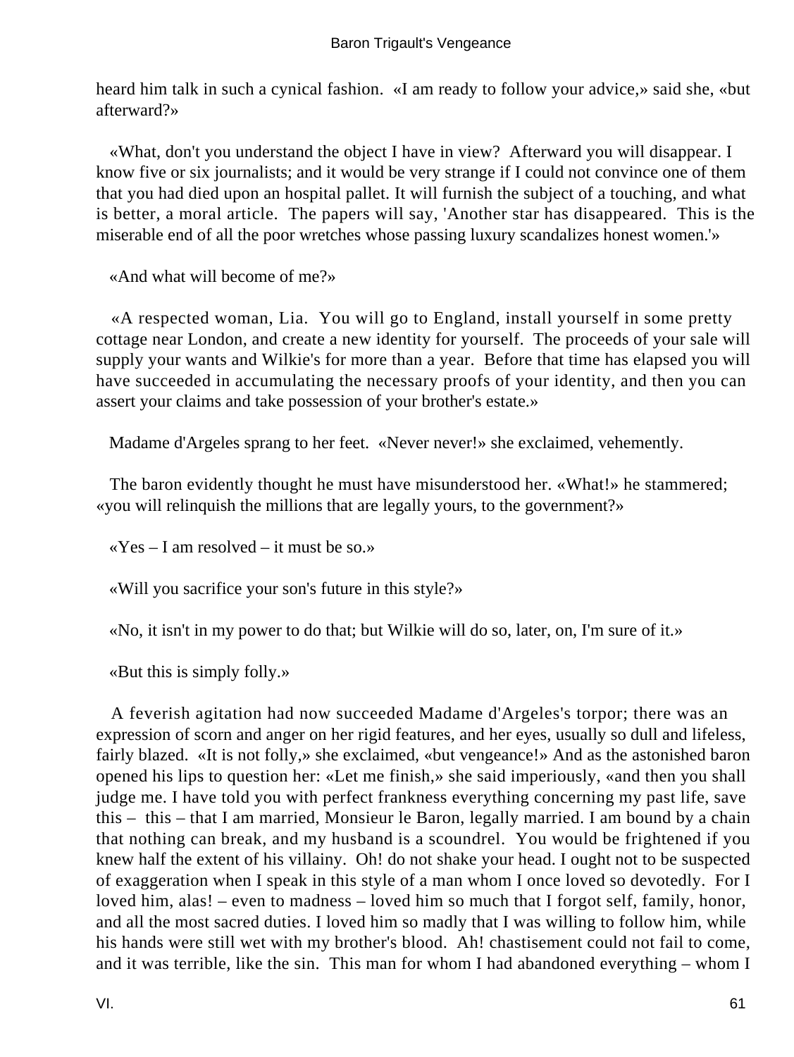heard him talk in such a cynical fashion. «I am ready to follow your advice,» said she, «but afterward?»

«What, don't you understand the object I have in view? Afterward you will disappear. I know five or six journalists; and it would be very strange if I could not convince one of them that you had died upon an hospital pallet. It will furnish the subject of a touching, and what is better, a moral article. The papers will say, 'Another star has disappeared. This is the miserable end of all the poor wretches whose passing luxury scandalizes honest women.'»

«And what will become of me?»

«A respected woman, Lia. You will go to England, install yourself in some pretty cottage near London, and create a new identity for yourself. The proceeds of your sale will supply your wants and Wilkie's for more than a year. Before that time has elapsed you will have succeeded in accumulating the necessary proofs of your identity, and then you can assert your claims and take possession of your brother's estate.»

Madame d'Argeles sprang to her feet. «Never never!» she exclaimed, vehemently.

The baron evidently thought he must have misunderstood her. «What!» he stammered; «you will relinquish the millions that are legally yours, to the government?»

«Yes – I am resolved – it must be so.»

«Will you sacrifice your son's future in this style?»

«No, it isn't in my power to do that; but Wilkie will do so, later, on, I'm sure of it.»

«But this is simply folly.»

A feverish agitation had now succeeded Madame d'Argeles's torpor; there was an expression of scorn and anger on her rigid features, and her eyes, usually so dull and lifeless, fairly blazed. «It is not folly,» she exclaimed, «but vengeance!» And as the astonished baron opened his lips to question her: «Let me finish,» she said imperiously, «and then you shall judge me. I have told you with perfect frankness everything concerning my past life, save this – this – that I am married, Monsieur le Baron, legally married. I am bound by a chain that nothing can break, and my husband is a scoundrel. You would be frightened if you knew half the extent of his villainy. Oh! do not shake your head. I ought not to be suspected of exaggeration when I speak in this style of a man whom I once loved so devotedly. For I loved him, alas! – even to madness – loved him so much that I forgot self, family, honor, and all the most sacred duties. I loved him so madly that I was willing to follow him, while his hands were still wet with my brother's blood. Ah! chastisement could not fail to come, and it was terrible, like the sin. This man for whom I had abandoned everything – whom I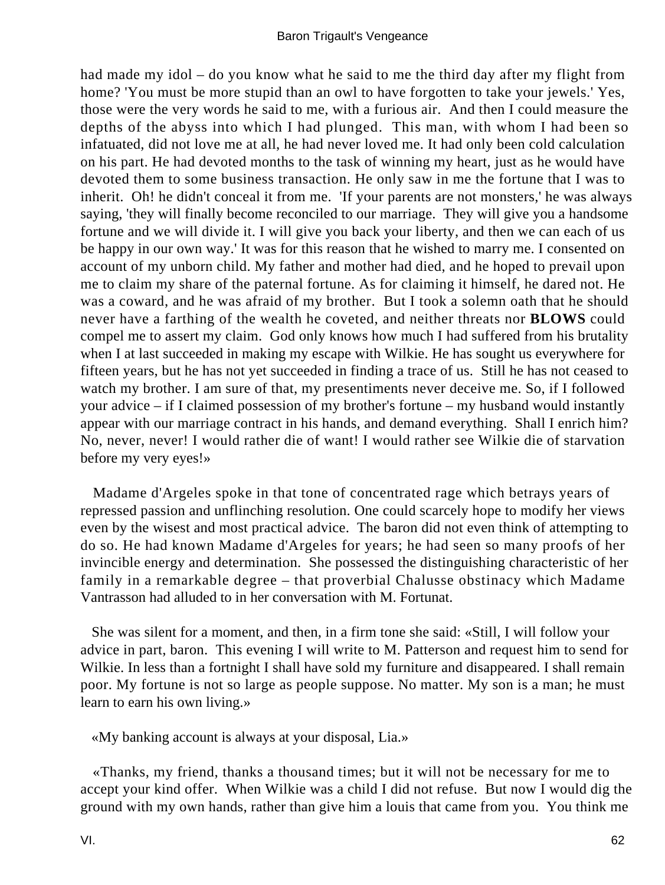had made my idol – do you know what he said to me the third day after my flight from home? 'You must be more stupid than an owl to have forgotten to take your jewels.' Yes, those were the very words he said to me, with a furious air. And then I could measure the depths of the abyss into which I had plunged. This man, with whom I had been so infatuated, did not love me at all, he had never loved me. It had only been cold calculation on his part. He had devoted months to the task of winning my heart, just as he would have devoted them to some business transaction. He only saw in me the fortune that I was to inherit. Oh! he didn't conceal it from me. 'If your parents are not monsters,' he was always saying, 'they will finally become reconciled to our marriage. They will give you a handsome fortune and we will divide it. I will give you back your liberty, and then we can each of us be happy in our own way.' It was for this reason that he wished to marry me. I consented on account of my unborn child. My father and mother had died, and he hoped to prevail upon me to claim my share of the paternal fortune. As for claiming it himself, he dared not. He was a coward, and he was afraid of my brother. But I took a solemn oath that he should never have a farthing of the wealth he coveted, and neither threats nor **BLOWS** could compel me to assert my claim. God only knows how much I had suffered from his brutality when I at last succeeded in making my escape with Wilkie. He has sought us everywhere for fifteen years, but he has not yet succeeded in finding a trace of us. Still he has not ceased to watch my brother. I am sure of that, my presentiments never deceive me. So, if I followed your advice – if I claimed possession of my brother's fortune – my husband would instantly appear with our marriage contract in his hands, and demand everything. Shall I enrich him? No, never, never! I would rather die of want! I would rather see Wilkie die of starvation before my very eyes!»

Madame d'Argeles spoke in that tone of concentrated rage which betrays years of repressed passion and unflinching resolution. One could scarcely hope to modify her views even by the wisest and most practical advice. The baron did not even think of attempting to do so. He had known Madame d'Argeles for years; he had seen so many proofs of her invincible energy and determination. She possessed the distinguishing characteristic of her family in a remarkable degree – that proverbial Chalusse obstinacy which Madame Vantrasson had alluded to in her conversation with M. Fortunat.

She was silent for a moment, and then, in a firm tone she said: «Still, I will follow your advice in part, baron. This evening I will write to M. Patterson and request him to send for Wilkie. In less than a fortnight I shall have sold my furniture and disappeared. I shall remain poor. My fortune is not so large as people suppose. No matter. My son is a man; he must learn to earn his own living.»

«My banking account is always at your disposal, Lia.»

«Thanks, my friend, thanks a thousand times; but it will not be necessary for me to accept your kind offer. When Wilkie was a child I did not refuse. But now I would dig the ground with my own hands, rather than give him a louis that came from you. You think me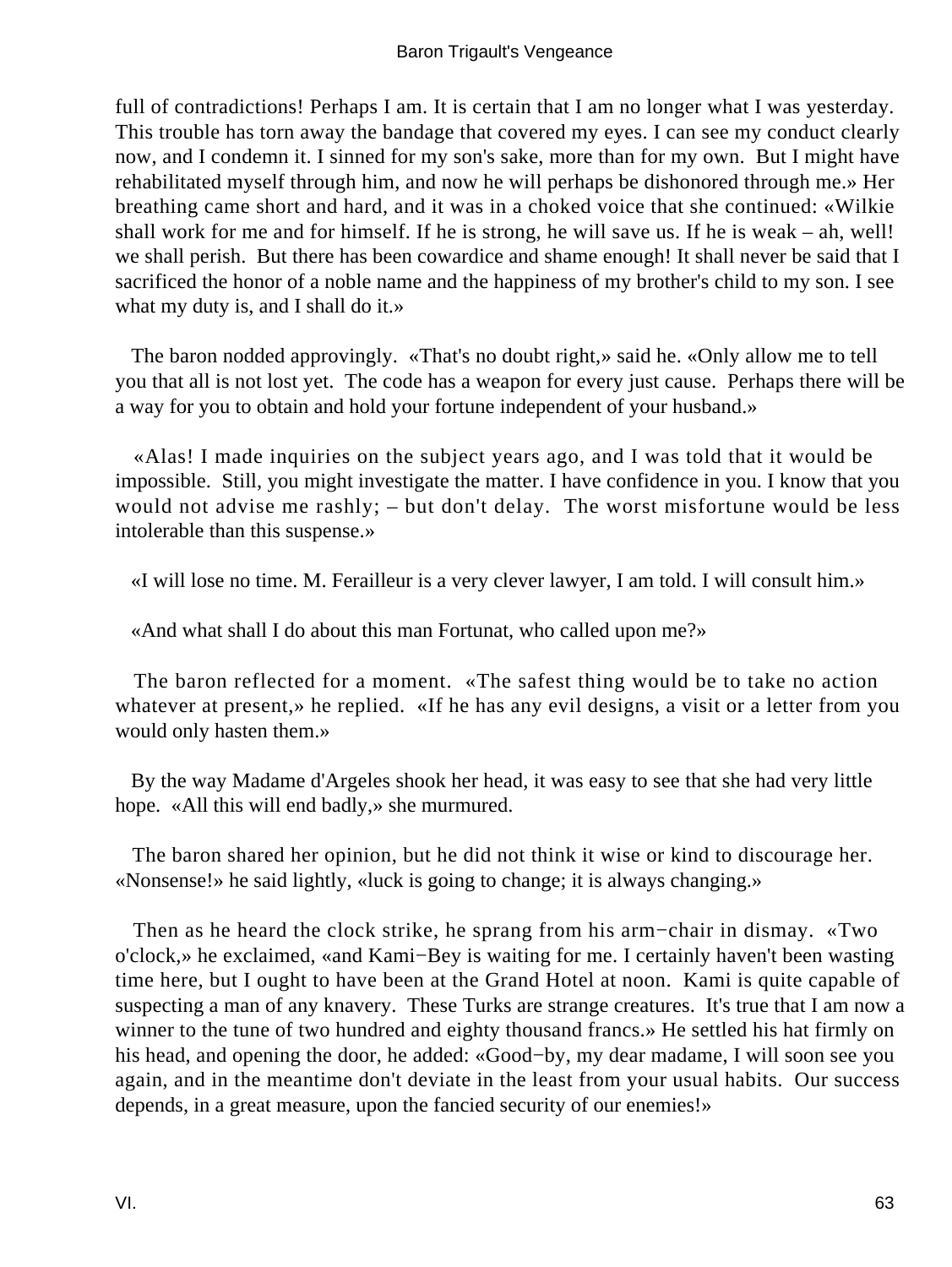full of contradictions! Perhaps I am. It is certain that I am no longer what I was yesterday. This trouble has torn away the bandage that covered my eyes. I can see my conduct clearly now, and I condemn it. I sinned for my son's sake, more than for my own. But I might have rehabilitated myself through him, and now he will perhaps be dishonored through me.» Her breathing came short and hard, and it was in a choked voice that she continued: «Wilkie shall work for me and for himself. If he is strong, he will save us. If he is weak – ah, well! we shall perish. But there has been cowardice and shame enough! It shall never be said that I sacrificed the honor of a noble name and the happiness of my brother's child to my son. I see what my duty is, and I shall do it.»

The baron nodded approvingly. «That's no doubt right,» said he. «Only allow me to tell you that all is not lost yet. The code has a weapon for every just cause. Perhaps there will be a way for you to obtain and hold your fortune independent of your husband.»

«Alas! I made inquiries on the subject years ago, and I was told that it would be impossible. Still, you might investigate the matter. I have confidence in you. I know that you would not advise me rashly; – but don't delay. The worst misfortune would be less intolerable than this suspense.»

«I will lose no time. M. Ferailleur is a very clever lawyer, I am told. I will consult him.»

«And what shall I do about this man Fortunat, who called upon me?»

The baron reflected for a moment. «The safest thing would be to take no action whatever at present,» he replied. «If he has any evil designs, a visit or a letter from you would only hasten them.»

By the way Madame d'Argeles shook her head, it was easy to see that she had very little hope. «All this will end badly,» she murmured.

The baron shared her opinion, but he did not think it wise or kind to discourage her. «Nonsense!» he said lightly, «luck is going to change; it is always changing.»

Then as he heard the clock strike, he sprang from his arm−chair in dismay. «Two o'clock,» he exclaimed, «and Kami−Bey is waiting for me. I certainly haven't been wasting time here, but I ought to have been at the Grand Hotel at noon. Kami is quite capable of suspecting a man of any knavery. These Turks are strange creatures. It's true that I am now a winner to the tune of two hundred and eighty thousand francs.» He settled his hat firmly on his head, and opening the door, he added: «Good−by, my dear madame, I will soon see you again, and in the meantime don't deviate in the least from your usual habits. Our success depends, in a great measure, upon the fancied security of our enemies!»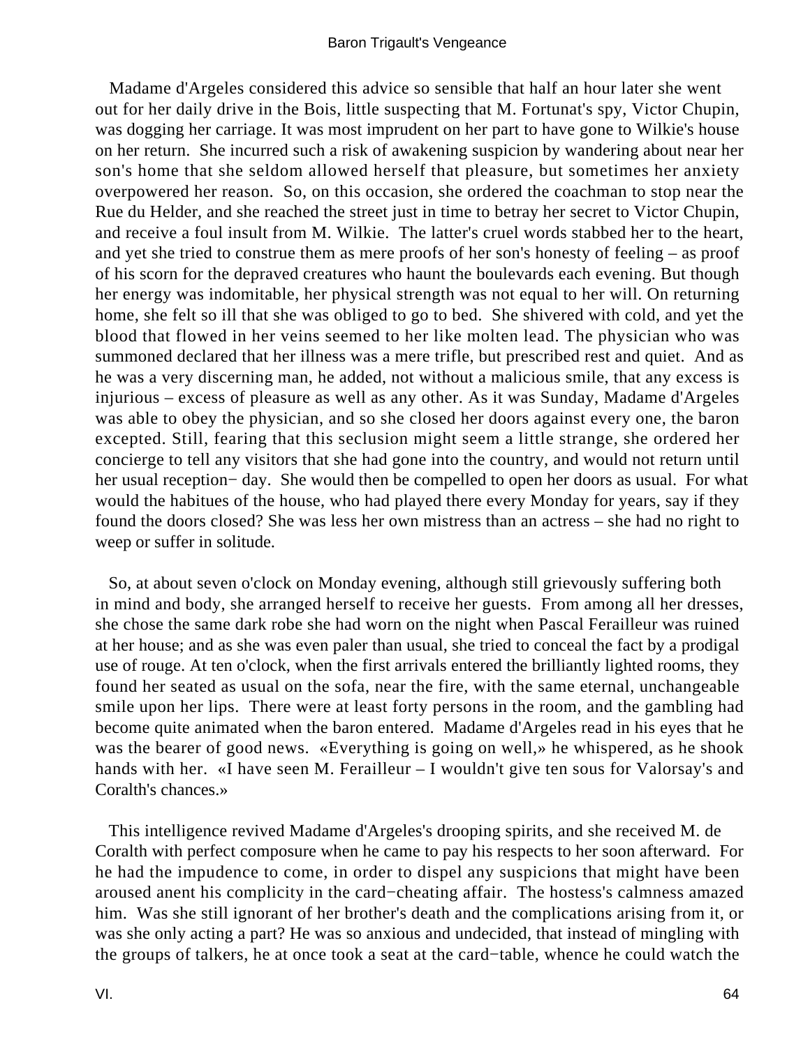Madame d'Argeles considered this advice so sensible that half an hour later she went out for her daily drive in the Bois, little suspecting that M. Fortunat's spy, Victor Chupin, was dogging her carriage. It was most imprudent on her part to have gone to Wilkie's house on her return. She incurred such a risk of awakening suspicion by wandering about near her son's home that she seldom allowed herself that pleasure, but sometimes her anxiety overpowered her reason. So, on this occasion, she ordered the coachman to stop near the Rue du Helder, and she reached the street just in time to betray her secret to Victor Chupin, and receive a foul insult from M. Wilkie. The latter's cruel words stabbed her to the heart, and yet she tried to construe them as mere proofs of her son's honesty of feeling – as proof of his scorn for the depraved creatures who haunt the boulevards each evening. But though her energy was indomitable, her physical strength was not equal to her will. On returning home, she felt so ill that she was obliged to go to bed. She shivered with cold, and yet the blood that flowed in her veins seemed to her like molten lead. The physician who was summoned declared that her illness was a mere trifle, but prescribed rest and quiet. And as he was a very discerning man, he added, not without a malicious smile, that any excess is injurious – excess of pleasure as well as any other. As it was Sunday, Madame d'Argeles was able to obey the physician, and so she closed her doors against every one, the baron excepted. Still, fearing that this seclusion might seem a little strange, she ordered her concierge to tell any visitors that she had gone into the country, and would not return until her usual reception− day. She would then be compelled to open her doors as usual. For what would the habitues of the house, who had played there every Monday for years, say if they found the doors closed? She was less her own mistress than an actress – she had no right to weep or suffer in solitude.

So, at about seven o'clock on Monday evening, although still grievously suffering both in mind and body, she arranged herself to receive her guests. From among all her dresses, she chose the same dark robe she had worn on the night when Pascal Ferailleur was ruined at her house; and as she was even paler than usual, she tried to conceal the fact by a prodigal use of rouge. At ten o'clock, when the first arrivals entered the brilliantly lighted rooms, they found her seated as usual on the sofa, near the fire, with the same eternal, unchangeable smile upon her lips. There were at least forty persons in the room, and the gambling had become quite animated when the baron entered. Madame d'Argeles read in his eyes that he was the bearer of good news. «Everything is going on well,» he whispered, as he shook hands with her. «I have seen M. Ferailleur – I wouldn't give ten sous for Valorsay's and Coralth's chances.»

This intelligence revived Madame d'Argeles's drooping spirits, and she received M. de Coralth with perfect composure when he came to pay his respects to her soon afterward. For he had the impudence to come, in order to dispel any suspicions that might have been aroused anent his complicity in the card−cheating affair. The hostess's calmness amazed him. Was she still ignorant of her brother's death and the complications arising from it, or was she only acting a part? He was so anxious and undecided, that instead of mingling with the groups of talkers, he at once took a seat at the card−table, whence he could watch the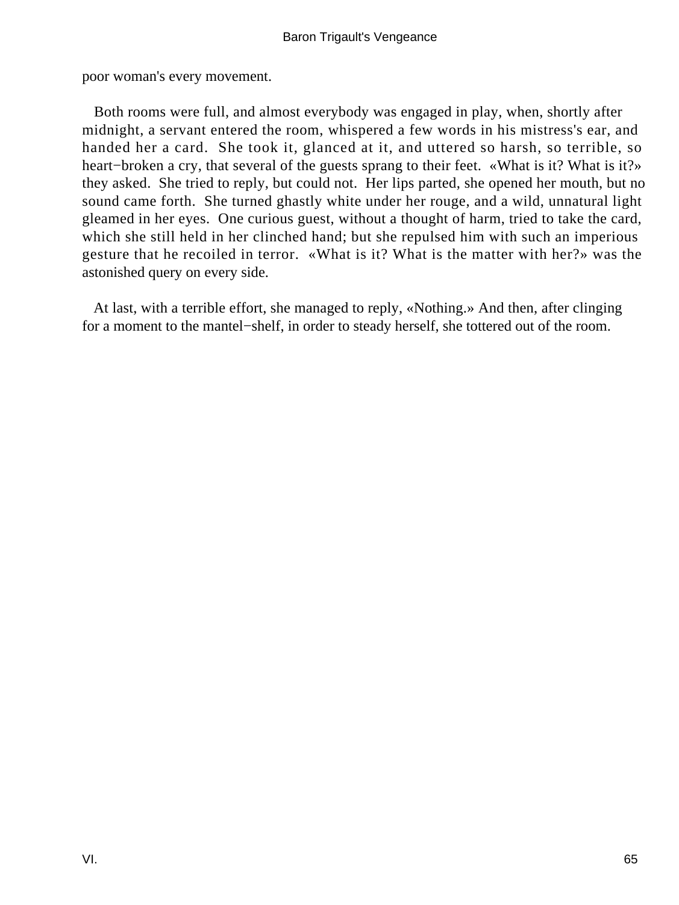poor woman's every movement.

Both rooms were full, and almost everybody was engaged in play, when, shortly after midnight, a servant entered the room, whispered a few words in his mistress's ear, and handed her a card. She took it, glanced at it, and uttered so harsh, so terrible, so heart−broken a cry, that several of the guests sprang to their feet. «What is it? What is it?» they asked. She tried to reply, but could not. Her lips parted, she opened her mouth, but no sound came forth. She turned ghastly white under her rouge, and a wild, unnatural light gleamed in her eyes. One curious guest, without a thought of harm, tried to take the card, which she still held in her clinched hand; but she repulsed him with such an imperious gesture that he recoiled in terror. «What is it? What is the matter with her?» was the astonished query on every side.

At last, with a terrible effort, she managed to reply, «Nothing.» And then, after clinging for a moment to the mantel−shelf, in order to steady herself, she tottered out of the room.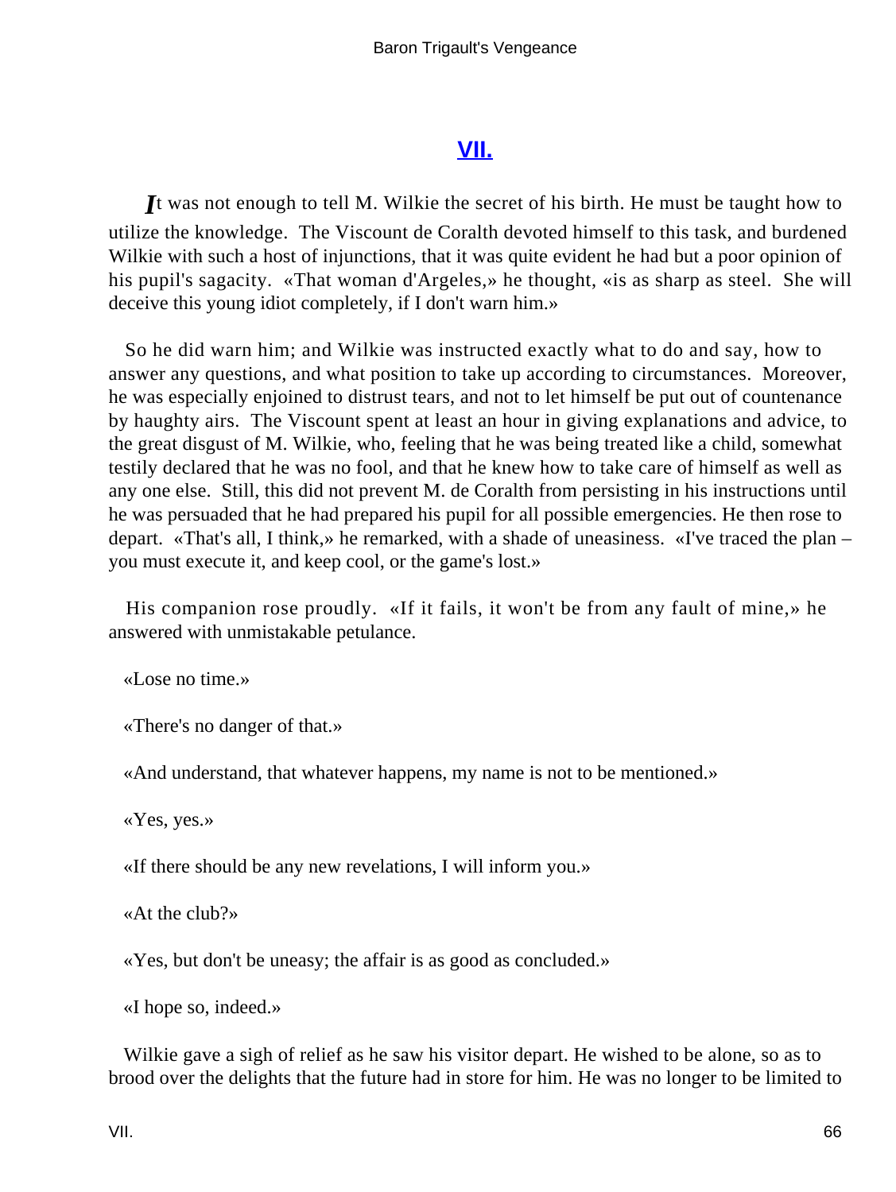## VII.

*I*t was not enough to tell M. Wilkie the secret of his birth. He must be taught how to utilize the knowledge. The Viscount de Coralth devoted himself to this task, and burdened Wilkie with such a host of injunctions, that it was quite evident he had but a poor opinion of his pupil's sagacity. «That woman d'Argeles,» he thought, «is as sharp as steel. She will deceive this young idiot completely, if I don't warn him.»

So he did warn him; and Wilkie was instructed exactly what to do and say, how to answer any questions, and what position to take up according to circumstances. Moreover, he was especially enjoined to distrust tears, and not to let himself be put out of countenance by haughty airs. The Viscount spent at least an hour in giving explanations and advice, to the great disgust of M. Wilkie, who, feeling that he was being treated like a child, somewhat testily declared that he was no fool, and that he knew how to take care of himself as well as any one else. Still, this did not prevent M. de Coralth from persisting in his instructions until he was persuaded that he had prepared his pupil for all possible emergencies. He then rose to depart. «That's all, I think,» he remarked, with a shade of uneasiness. «I've traced the plan – you must execute it, and keep cool, or the game's lost.»

His companion rose proudly. «If it fails, it won't be from any fault of mine,» he answered with unmistakable petulance.

«Lose no time.»

«There's no danger of that.»

«And understand, that whatever happens, my name is not to be mentioned.»

«Yes, yes.»

«If there should be any new revelations, I will inform you.»

«At the club?»

«Yes, but don't be uneasy; the affair is as good as concluded.»

«I hope so, indeed.»

Wilkie gave a sigh of relief as he saw his visitor depart. He wished to be alone, so as to brood over the delights that the future had in store for him. He was no longer to be limited to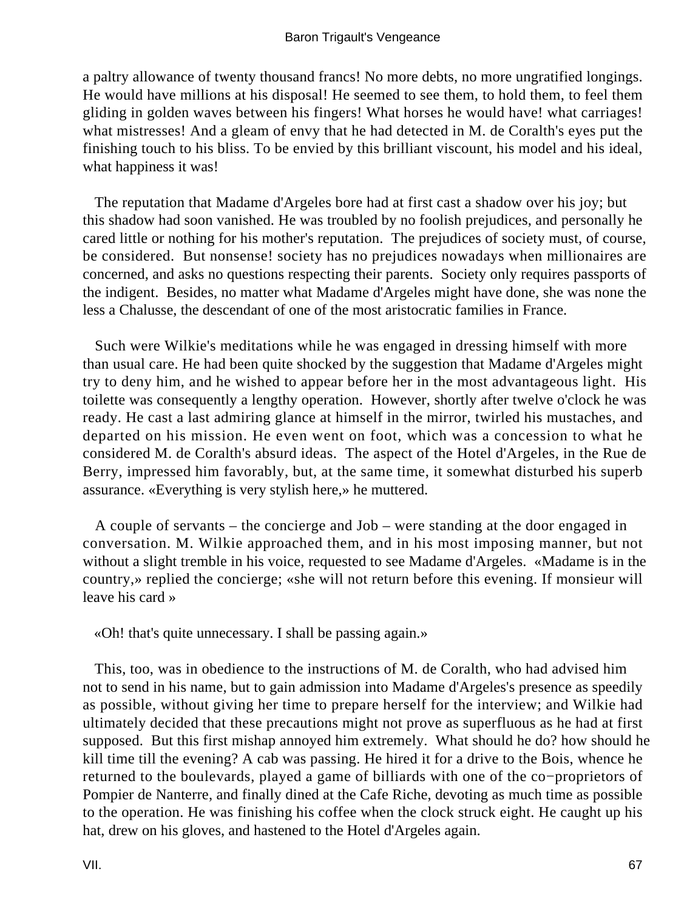a paltry allowance of twenty thousand francs! No more debts, no more ungratified longings. He would have millions at his disposal! He seemed to see them, to hold them, to feel them gliding in golden waves between his fingers! What horses he would have! what carriages! what mistresses! And a gleam of envy that he had detected in M. de Coralth's eyes put the finishing touch to his bliss. To be envied by this brilliant viscount, his model and his ideal, what happiness it was!

The reputation that Madame d'Argeles bore had at first cast a shadow over his joy; but this shadow had soon vanished. He was troubled by no foolish prejudices, and personally he cared little or nothing for his mother's reputation. The prejudices of society must, of course, be considered. But nonsense! society has no prejudices nowadays when millionaires are concerned, and asks no questions respecting their parents. Society only requires passports of the indigent. Besides, no matter what Madame d'Argeles might have done, she was none the less a Chalusse, the descendant of one of the most aristocratic families in France.

Such were Wilkie's meditations while he was engaged in dressing himself with more than usual care. He had been quite shocked by the suggestion that Madame d'Argeles might try to deny him, and he wished to appear before her in the most advantageous light. His toilette was consequently a lengthy operation. However, shortly after twelve o'clock he was ready. He cast a last admiring glance at himself in the mirror, twirled his mustaches, and departed on his mission. He even went on foot, which was a concession to what he considered M. de Coralth's absurd ideas. The aspect of the Hotel d'Argeles, in the Rue de Berry, impressed him favorably, but, at the same time, it somewhat disturbed his superb assurance. «Everything is very stylish here,» he muttered.

A couple of servants – the concierge and Job – were standing at the door engaged in conversation. M. Wilkie approached them, and in his most imposing manner, but not without a slight tremble in his voice, requested to see Madame d'Argeles. «Madame is in the country,» replied the concierge; «she will not return before this evening. If monsieur will leave his card »

«Oh! that's quite unnecessary. I shall be passing again.»

This, too, was in obedience to the instructions of M. de Coralth, who had advised him not to send in his name, but to gain admission into Madame d'Argeles's presence as speedily as possible, without giving her time to prepare herself for the interview; and Wilkie had ultimately decided that these precautions might not prove as superfluous as he had at first supposed. But this first mishap annoyed him extremely. What should he do? how should he kill time till the evening? A cab was passing. He hired it for a drive to the Bois, whence he returned to the boulevards, played a game of billiards with one of the co−proprietors of Pompier de Nanterre, and finally dined at the Cafe Riche, devoting as much time as possible to the operation. He was finishing his coffee when the clock struck eight. He caught up his hat, drew on his gloves, and hastened to the Hotel d'Argeles again.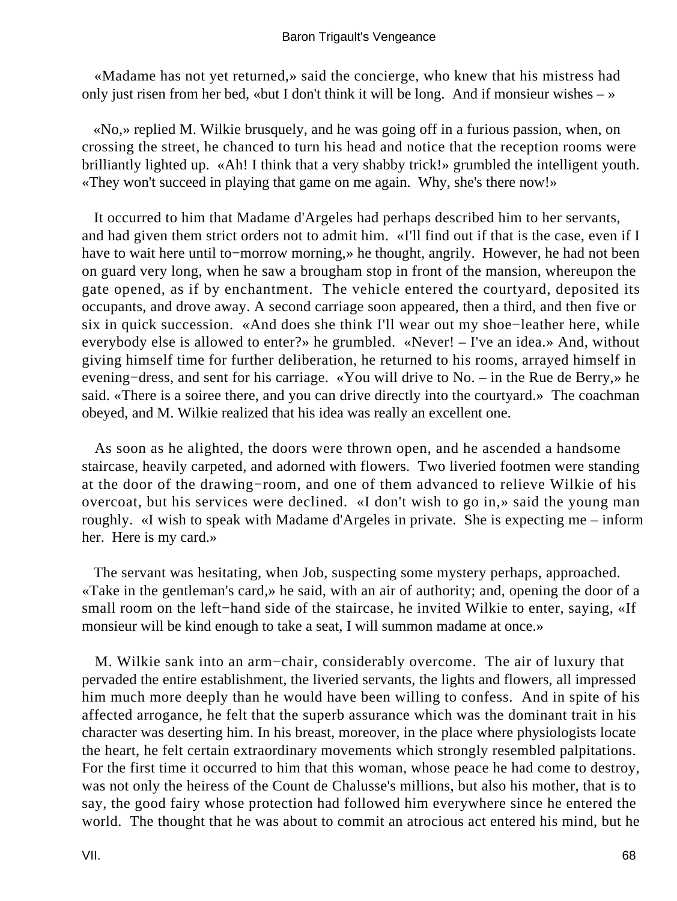«Madame has not yet returned,» said the concierge, who knew that his mistress had only just risen from her bed, «but I don't think it will be long. And if monsieur wishes – »

«No,» replied M. Wilkie brusquely, and he was going off in a furious passion, when, on crossing the street, he chanced to turn his head and notice that the reception rooms were brilliantly lighted up. «Ah! I think that a very shabby trick!» grumbled the intelligent youth. «They won't succeed in playing that game on me again. Why, she's there now!»

It occurred to him that Madame d'Argeles had perhaps described him to her servants, and had given them strict orders not to admit him. «I'll find out if that is the case, even if I have to wait here until to−morrow morning,» he thought, angrily. However, he had not been on guard very long, when he saw a brougham stop in front of the mansion, whereupon the gate opened, as if by enchantment. The vehicle entered the courtyard, deposited its occupants, and drove away. A second carriage soon appeared, then a third, and then five or six in quick succession. «And does she think I'll wear out my shoe−leather here, while everybody else is allowed to enter?» he grumbled. «Never! – I've an idea.» And, without giving himself time for further deliberation, he returned to his rooms, arrayed himself in evening−dress, and sent for his carriage. «You will drive to No. – in the Rue de Berry,» he said. «There is a soiree there, and you can drive directly into the courtyard.» The coachman obeyed, and M. Wilkie realized that his idea was really an excellent one.

As soon as he alighted, the doors were thrown open, and he ascended a handsome staircase, heavily carpeted, and adorned with flowers. Two liveried footmen were standing at the door of the drawing−room, and one of them advanced to relieve Wilkie of his overcoat, but his services were declined. «I don't wish to go in,» said the young man roughly. «I wish to speak with Madame d'Argeles in private. She is expecting me – inform her. Here is my card.»

The servant was hesitating, when Job, suspecting some mystery perhaps, approached. «Take in the gentleman's card,» he said, with an air of authority; and, opening the door of a small room on the left−hand side of the staircase, he invited Wilkie to enter, saying, «If monsieur will be kind enough to take a seat, I will summon madame at once.»

M. Wilkie sank into an arm−chair, considerably overcome. The air of luxury that pervaded the entire establishment, the liveried servants, the lights and flowers, all impressed him much more deeply than he would have been willing to confess. And in spite of his affected arrogance, he felt that the superb assurance which was the dominant trait in his character was deserting him. In his breast, moreover, in the place where physiologists locate the heart, he felt certain extraordinary movements which strongly resembled palpitations. For the first time it occurred to him that this woman, whose peace he had come to destroy, was not only the heiress of the Count de Chalusse's millions, but also his mother, that is to say, the good fairy whose protection had followed him everywhere since he entered the world. The thought that he was about to commit an atrocious act entered his mind, but he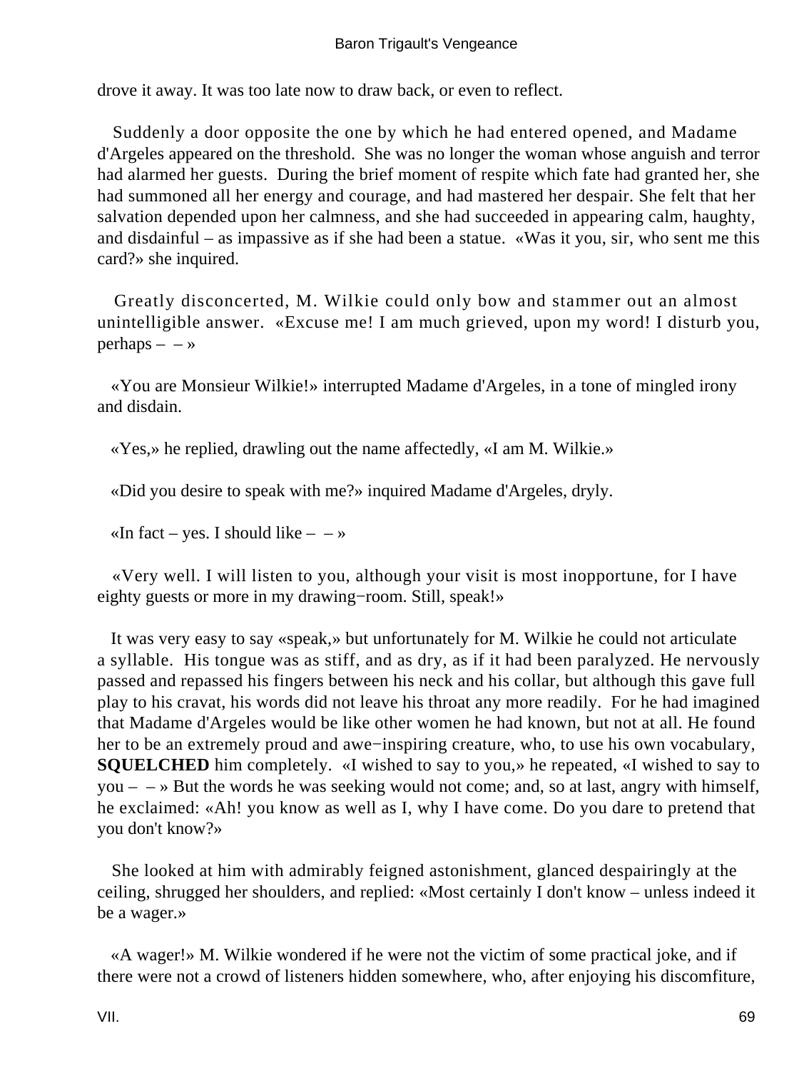drove it away. It was too late now to draw back, or even to reflect.

Suddenly a door opposite the one by which he had entered opened, and Madame d'Argeles appeared on the threshold. She was no longer the woman whose anguish and terror had alarmed her guests. During the brief moment of respite which fate had granted her, she had summoned all her energy and courage, and had mastered her despair. She felt that her salvation depended upon her calmness, and she had succeeded in appearing calm, haughty, and disdainful – as impassive as if she had been a statue. «Was it you, sir, who sent me this card?» she inquired.

Greatly disconcerted, M. Wilkie could only bow and stammer out an almost unintelligible answer. «Excuse me! I am much grieved, upon my word! I disturb you, perhaps – – »

«You are Monsieur Wilkie!» interrupted Madame d'Argeles, in a tone of mingled irony and disdain.

«Yes,» he replied, drawling out the name affectedly, «I am M. Wilkie.»

«Did you desire to speak with me?» inquired Madame d'Argeles, dryly.

«In fact – yes. I should like – – »

«Very well. I will listen to you, although your visit is most inopportune, for I have eighty guests or more in my drawing−room. Still, speak!»

It was very easy to say «speak,» but unfortunately for M. Wilkie he could not articulate a syllable. His tongue was as stiff, and as dry, as if it had been paralyzed. He nervously passed and repassed his fingers between his neck and his collar, but although this gave full play to his cravat, his words did not leave his throat any more readily. For he had imagined that Madame d'Argeles would be like other women he had known, but not at all. He found her to be an extremely proud and awe−inspiring creature, who, to use his own vocabulary, **SQUELCHED** him completely. «I wished to say to you,» he repeated, «I wished to say to you – – » But the words he was seeking would not come; and, so at last, angry with himself, he exclaimed: «Ah! you know as well as I, why I have come. Do you dare to pretend that you don't know?»

She looked at him with admirably feigned astonishment, glanced despairingly at the ceiling, shrugged her shoulders, and replied: «Most certainly I don't know – unless indeed it be a wager.»

«A wager!» M. Wilkie wondered if he were not the victim of some practical joke, and if there were not a crowd of listeners hidden somewhere, who, after enjoying his discomfiture,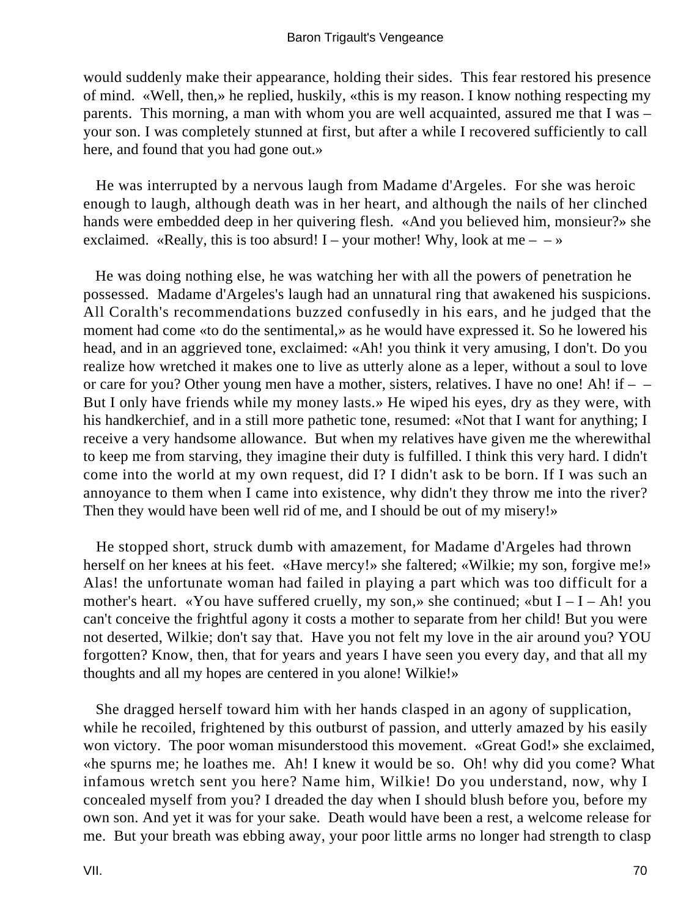would suddenly make their appearance, holding their sides. This fear restored his presence of mind. «Well, then,» he replied, huskily, «this is my reason. I know nothing respecting my parents. This morning, a man with whom you are well acquainted, assured me that I was – your son. I was completely stunned at first, but after a while I recovered sufficiently to call here, and found that you had gone out.»

He was interrupted by a nervous laugh from Madame d'Argeles. For she was heroic enough to laugh, although death was in her heart, and although the nails of her clinched hands were embedded deep in her quivering flesh. «And you believed him, monsieur?» she exclaimed. «Really, this is too absurd! I – your mother! Why, look at me – – »

He was doing nothing else, he was watching her with all the powers of penetration he possessed. Madame d'Argeles's laugh had an unnatural ring that awakened his suspicions. All Coralth's recommendations buzzed confusedly in his ears, and he judged that the moment had come «to do the sentimental,» as he would have expressed it. So he lowered his head, and in an aggrieved tone, exclaimed: «Ah! you think it very amusing, I don't. Do you realize how wretched it makes one to live as utterly alone as a leper, without a soul to love or care for you? Other young men have a mother, sisters, relatives. I have no one! Ah! if – – But I only have friends while my money lasts.» He wiped his eyes, dry as they were, with his handkerchief, and in a still more pathetic tone, resumed: «Not that I want for anything; I receive a very handsome allowance. But when my relatives have given me the wherewithal to keep me from starving, they imagine their duty is fulfilled. I think this very hard. I didn't come into the world at my own request, did I? I didn't ask to be born. If I was such an annoyance to them when I came into existence, why didn't they throw me into the river? Then they would have been well rid of me, and I should be out of my misery!»

He stopped short, struck dumb with amazement, for Madame d'Argeles had thrown herself on her knees at his feet. «Have mercy!» she faltered; «Wilkie; my son, forgive me!» Alas! the unfortunate woman had failed in playing a part which was too difficult for a mother's heart. «You have suffered cruelly, my son,» she continued; «but I – I – Ah! you can't conceive the frightful agony it costs a mother to separate from her child! But you were not deserted, Wilkie; don't say that. Have you not felt my love in the air around you? YOU forgotten? Know, then, that for years and years I have seen you every day, and that all my thoughts and all my hopes are centered in you alone! Wilkie!»

She dragged herself toward him with her hands clasped in an agony of supplication, while he recoiled, frightened by this outburst of passion, and utterly amazed by his easily won victory. The poor woman misunderstood this movement. «Great God!» she exclaimed, «he spurns me; he loathes me. Ah! I knew it would be so. Oh! why did you come? What infamous wretch sent you here? Name him, Wilkie! Do you understand, now, why I concealed myself from you? I dreaded the day when I should blush before you, before my own son. And yet it was for your sake. Death would have been a rest, a welcome release for me. But your breath was ebbing away, your poor little arms no longer had strength to clasp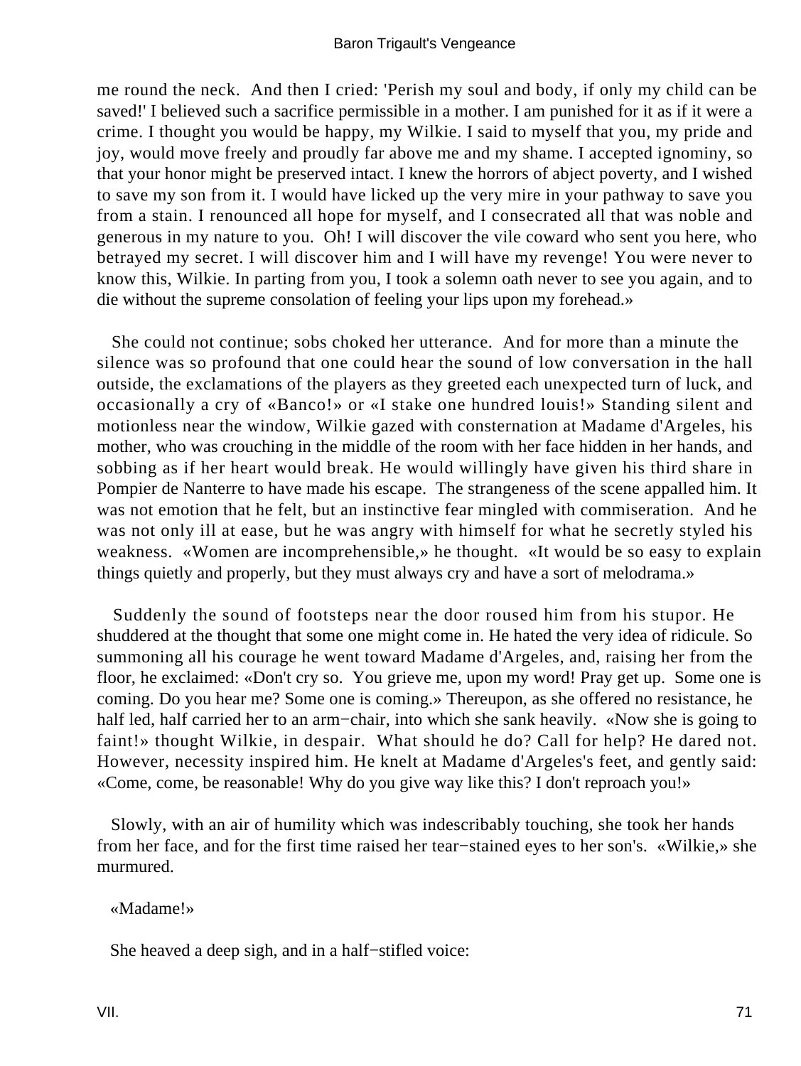me round the neck. And then I cried: 'Perish my soul and body, if only my child can be saved!' I believed such a sacrifice permissible in a mother. I am punished for it as if it were a crime. I thought you would be happy, my Wilkie. I said to myself that you, my pride and joy, would move freely and proudly far above me and my shame. I accepted ignominy, so that your honor might be preserved intact. I knew the horrors of abject poverty, and I wished to save my son from it. I would have licked up the very mire in your pathway to save you from a stain. I renounced all hope for myself, and I consecrated all that was noble and generous in my nature to you. Oh! I will discover the vile coward who sent you here, who betrayed my secret. I will discover him and I will have my revenge! You were never to know this, Wilkie. In parting from you, I took a solemn oath never to see you again, and to die without the supreme consolation of feeling your lips upon my forehead.»

She could not continue; sobs choked her utterance. And for more than a minute the silence was so profound that one could hear the sound of low conversation in the hall outside, the exclamations of the players as they greeted each unexpected turn of luck, and occasionally a cry of «Banco!» or «I stake one hundred louis!» Standing silent and motionless near the window, Wilkie gazed with consternation at Madame d'Argeles, his mother, who was crouching in the middle of the room with her face hidden in her hands, and sobbing as if her heart would break. He would willingly have given his third share in Pompier de Nanterre to have made his escape. The strangeness of the scene appalled him. It was not emotion that he felt, but an instinctive fear mingled with commiseration. And he was not only ill at ease, but he was angry with himself for what he secretly styled his weakness. «Women are incomprehensible,» he thought. «It would be so easy to explain things quietly and properly, but they must always cry and have a sort of melodrama.»

Suddenly the sound of footsteps near the door roused him from his stupor. He shuddered at the thought that some one might come in. He hated the very idea of ridicule. So summoning all his courage he went toward Madame d'Argeles, and, raising her from the floor, he exclaimed: «Don't cry so. You grieve me, upon my word! Pray get up. Some one is coming. Do you hear me? Some one is coming.» Thereupon, as she offered no resistance, he half led, half carried her to an arm−chair, into which she sank heavily. «Now she is going to faint!» thought Wilkie, in despair. What should he do? Call for help? He dared not. However, necessity inspired him. He knelt at Madame d'Argeles's feet, and gently said: «Come, come, be reasonable! Why do you give way like this? I don't reproach you!»

Slowly, with an air of humility which was indescribably touching, she took her hands from her face, and for the first time raised her tear−stained eyes to her son's. «Wilkie,» she murmured.

«Madame!»

She heaved a deep sigh, and in a half−stifled voice: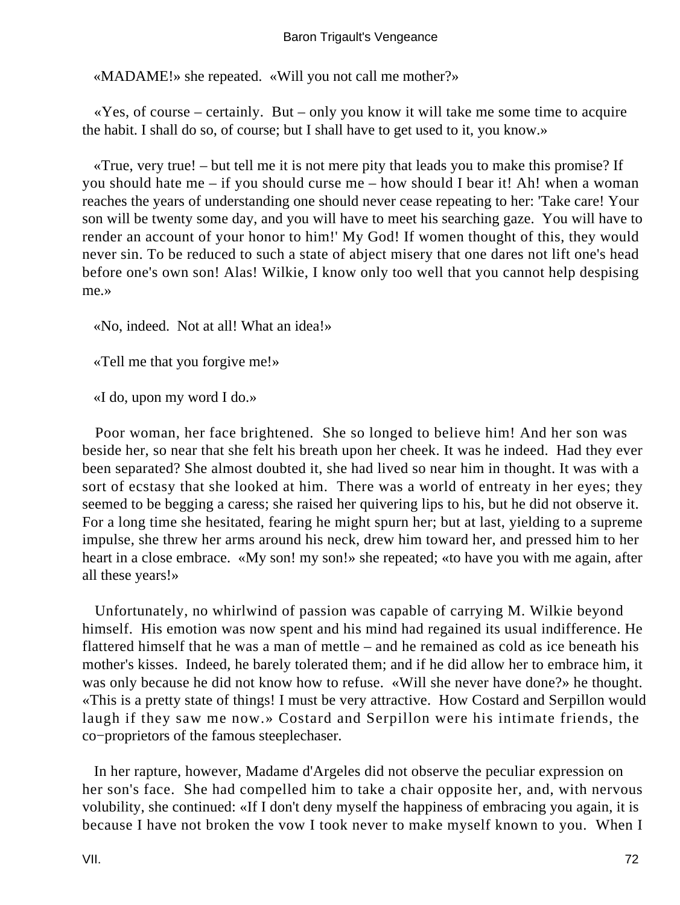«MADAME!» she repeated. «Will you not call me mother?»

«Yes, of course – certainly. But – only you know it will take me some time to acquire the habit. I shall do so, of course; but I shall have to get used to it, you know.»

«True, very true! – but tell me it is not mere pity that leads you to make this promise? If you should hate me – if you should curse me – how should I bear it! Ah! when a woman reaches the years of understanding one should never cease repeating to her: 'Take care! Your son will be twenty some day, and you will have to meet his searching gaze. You will have to render an account of your honor to him!' My God! If women thought of this, they would never sin. To be reduced to such a state of abject misery that one dares not lift one's head before one's own son! Alas! Wilkie, I know only too well that you cannot help despising me.»

«No, indeed. Not at all! What an idea!»

«Tell me that you forgive me!»

«I do, upon my word I do.»

Poor woman, her face brightened. She so longed to believe him! And her son was beside her, so near that she felt his breath upon her cheek. It was he indeed. Had they ever been separated? She almost doubted it, she had lived so near him in thought. It was with a sort of ecstasy that she looked at him. There was a world of entreaty in her eyes; they seemed to be begging a caress; she raised her quivering lips to his, but he did not observe it. For a long time she hesitated, fearing he might spurn her; but at last, yielding to a supreme impulse, she threw her arms around his neck, drew him toward her, and pressed him to her heart in a close embrace. «My son! my son!» she repeated; «to have you with me again, after all these years!»

Unfortunately, no whirlwind of passion was capable of carrying M. Wilkie beyond himself. His emotion was now spent and his mind had regained its usual indifference. He flattered himself that he was a man of mettle – and he remained as cold as ice beneath his mother's kisses. Indeed, he barely tolerated them; and if he did allow her to embrace him, it was only because he did not know how to refuse. «Will she never have done?» he thought. «This is a pretty state of things! I must be very attractive. How Costard and Serpillon would laugh if they saw me now.» Costard and Serpillon were his intimate friends, the co−proprietors of the famous steeplechaser.

In her rapture, however, Madame d'Argeles did not observe the peculiar expression on her son's face. She had compelled him to take a chair opposite her, and, with nervous volubility, she continued: «If I don't deny myself the happiness of embracing you again, it is because I have not broken the vow I took never to make myself known to you. When I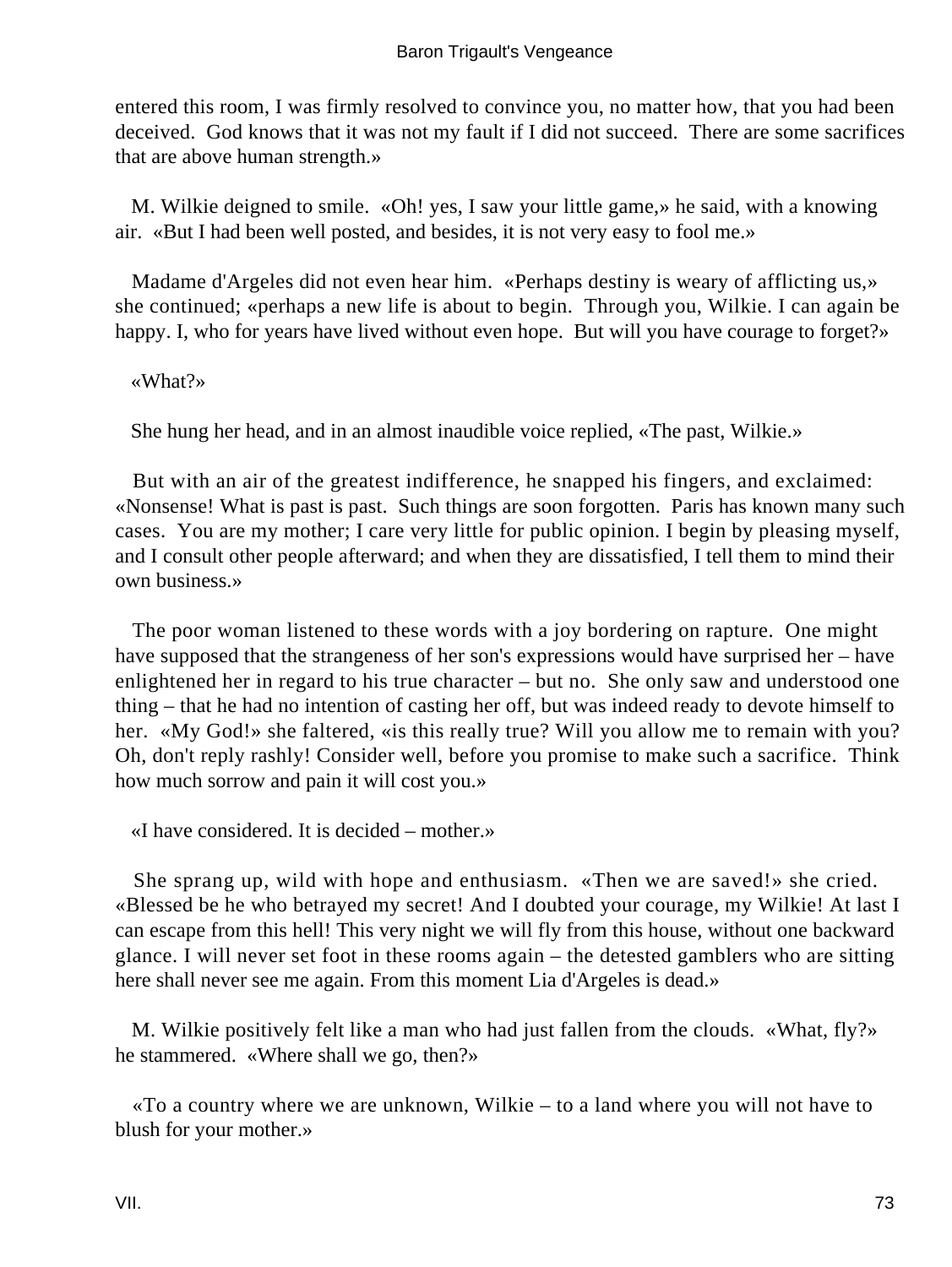entered this room, I was firmly resolved to convince you, no matter how, that you had been deceived. God knows that it was not my fault if I did not succeed. There are some sacrifices that are above human strength.»

M. Wilkie deigned to smile. «Oh! yes, I saw your little game,» he said, with a knowing air. «But I had been well posted, and besides, it is not very easy to fool me.»

Madame d'Argeles did not even hear him. «Perhaps destiny is weary of afflicting us,» she continued; «perhaps a new life is about to begin. Through you, Wilkie. I can again be happy. I, who for years have lived without even hope. But will you have courage to forget?»

«What?»

She hung her head, and in an almost inaudible voice replied, «The past, Wilkie.»

But with an air of the greatest indifference, he snapped his fingers, and exclaimed: «Nonsense! What is past is past. Such things are soon forgotten. Paris has known many such cases. You are my mother; I care very little for public opinion. I begin by pleasing myself, and I consult other people afterward; and when they are dissatisfied, I tell them to mind their own business.»

The poor woman listened to these words with a joy bordering on rapture. One might have supposed that the strangeness of her son's expressions would have surprised her – have enlightened her in regard to his true character – but no. She only saw and understood one thing – that he had no intention of casting her off, but was indeed ready to devote himself to her. «My God!» she faltered, «is this really true? Will you allow me to remain with you? Oh, don't reply rashly! Consider well, before you promise to make such a sacrifice. Think how much sorrow and pain it will cost you.»

«I have considered. It is decided – mother.»

She sprang up, wild with hope and enthusiasm. «Then we are saved!» she cried. «Blessed be he who betrayed my secret! And I doubted your courage, my Wilkie! At last I can escape from this hell! This very night we will fly from this house, without one backward glance. I will never set foot in these rooms again – the detested gamblers who are sitting here shall never see me again. From this moment Lia d'Argeles is dead.»

M. Wilkie positively felt like a man who had just fallen from the clouds. «What, fly?» he stammered. «Where shall we go, then?»

«To a country where we are unknown, Wilkie – to a land where you will not have to blush for your mother.»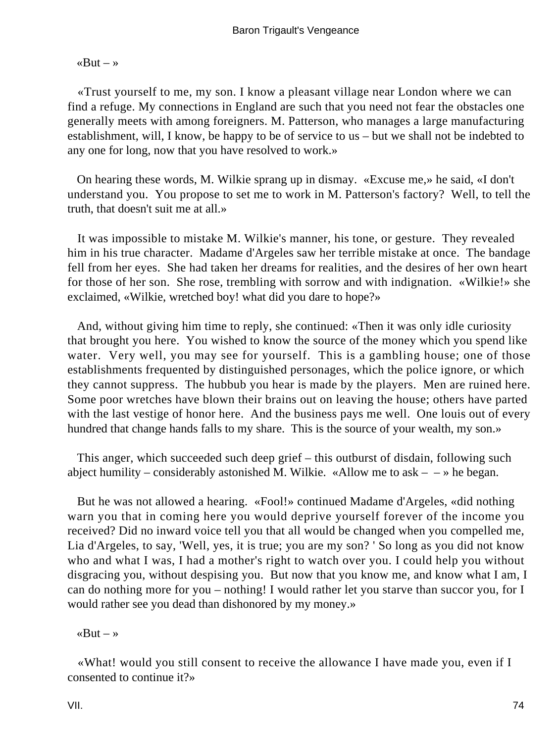«But – »

«Trust yourself to me, my son. I know a pleasant village near London where we can find a refuge. My connections in England are such that you need not fear the obstacles one generally meets with among foreigners. M. Patterson, who manages a large manufacturing establishment, will, I know, be happy to be of service to us – but we shall not be indebted to any one for long, now that you have resolved to work.»

On hearing these words, M. Wilkie sprang up in dismay. «Excuse me,» he said, «I don't understand you. You propose to set me to work in M. Patterson's factory? Well, to tell the truth, that doesn't suit me at all.»

It was impossible to mistake M. Wilkie's manner, his tone, or gesture. They revealed him in his true character. Madame d'Argeles saw her terrible mistake at once. The bandage fell from her eyes. She had taken her dreams for realities, and the desires of her own heart for those of her son. She rose, trembling with sorrow and with indignation. «Wilkie!» she exclaimed, «Wilkie, wretched boy! what did you dare to hope?»

And, without giving him time to reply, she continued: «Then it was only idle curiosity that brought you here. You wished to know the source of the money which you spend like water. Very well, you may see for yourself. This is a gambling house; one of those establishments frequented by distinguished personages, which the police ignore, or which they cannot suppress. The hubbub you hear is made by the players. Men are ruined here. Some poor wretches have blown their brains out on leaving the house; others have parted with the last vestige of honor here. And the business pays me well. One louis out of every hundred that change hands falls to my share. This is the source of your wealth, my son.»

This anger, which succeeded such deep grief – this outburst of disdain, following such abject humility – considerably astonished M. Wilkie. «Allow me to ask – – » he began.

But he was not allowed a hearing. «Fool!» continued Madame d'Argeles, «did nothing warn you that in coming here you would deprive yourself forever of the income you received? Did no inward voice tell you that all would be changed when you compelled me, Lia d'Argeles, to say, 'Well, yes, it is true; you are my son? ' So long as you did not know who and what I was, I had a mother's right to watch over you. I could help you without disgracing you, without despising you. But now that you know me, and know what I am, I can do nothing more for you – nothing! I would rather let you starve than succor you, for I would rather see you dead than dishonored by my money.»

«But – »

«What! would you still consent to receive the allowance I have made you, even if I consented to continue it?»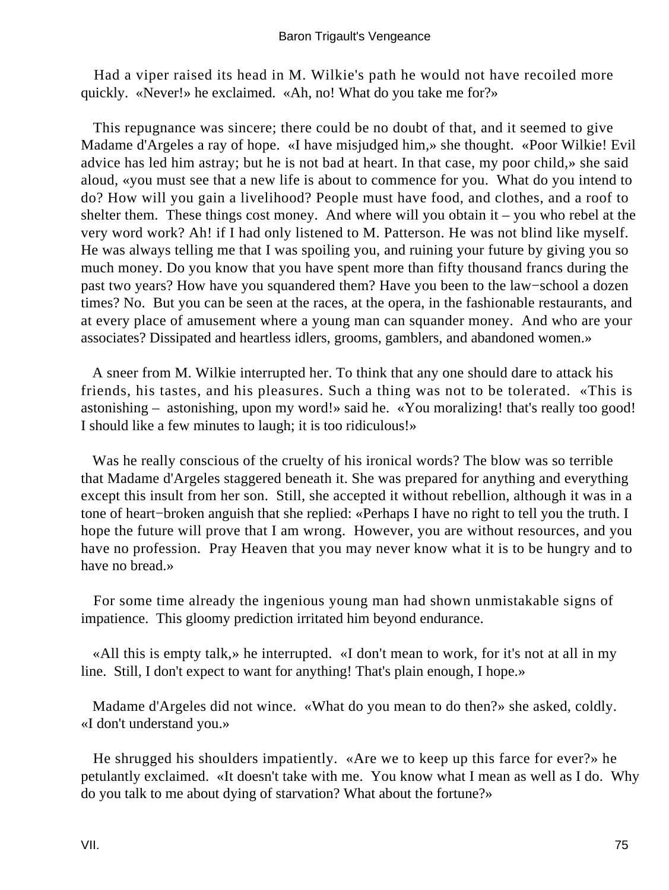Had a viper raised its head in M. Wilkie's path he would not have recoiled more quickly. «Never!» he exclaimed. «Ah, no! What do you take me for?»

This repugnance was sincere; there could be no doubt of that, and it seemed to give Madame d'Argeles a ray of hope. «I have misjudged him,» she thought. «Poor Wilkie! Evil advice has led him astray; but he is not bad at heart. In that case, my poor child,» she said aloud, «you must see that a new life is about to commence for you. What do you intend to do? How will you gain a livelihood? People must have food, and clothes, and a roof to shelter them. These things cost money. And where will you obtain it – you who rebel at the very word work? Ah! if I had only listened to M. Patterson. He was not blind like myself. He was always telling me that I was spoiling you, and ruining your future by giving you so much money. Do you know that you have spent more than fifty thousand francs during the past two years? How have you squandered them? Have you been to the law−school a dozen times? No. But you can be seen at the races, at the opera, in the fashionable restaurants, and at every place of amusement where a young man can squander money. And who are your associates? Dissipated and heartless idlers, grooms, gamblers, and abandoned women.»

A sneer from M. Wilkie interrupted her. To think that any one should dare to attack his friends, his tastes, and his pleasures. Such a thing was not to be tolerated. «This is astonishing – astonishing, upon my word!» said he. «You moralizing! that's really too good! I should like a few minutes to laugh; it is too ridiculous!»

Was he really conscious of the cruelty of his ironical words? The blow was so terrible that Madame d'Argeles staggered beneath it. She was prepared for anything and everything except this insult from her son. Still, she accepted it without rebellion, although it was in a tone of heart−broken anguish that she replied: «Perhaps I have no right to tell you the truth. I hope the future will prove that I am wrong. However, you are without resources, and you have no profession. Pray Heaven that you may never know what it is to be hungry and to have no bread.»

For some time already the ingenious young man had shown unmistakable signs of impatience. This gloomy prediction irritated him beyond endurance.

«All this is empty talk,» he interrupted. «I don't mean to work, for it's not at all in my line. Still, I don't expect to want for anything! That's plain enough, I hope.»

Madame d'Argeles did not wince. «What do you mean to do then?» she asked, coldly. «I don't understand you.»

He shrugged his shoulders impatiently. «Are we to keep up this farce for ever?» he petulantly exclaimed. «It doesn't take with me. You know what I mean as well as I do. Why do you talk to me about dying of starvation? What about the fortune?»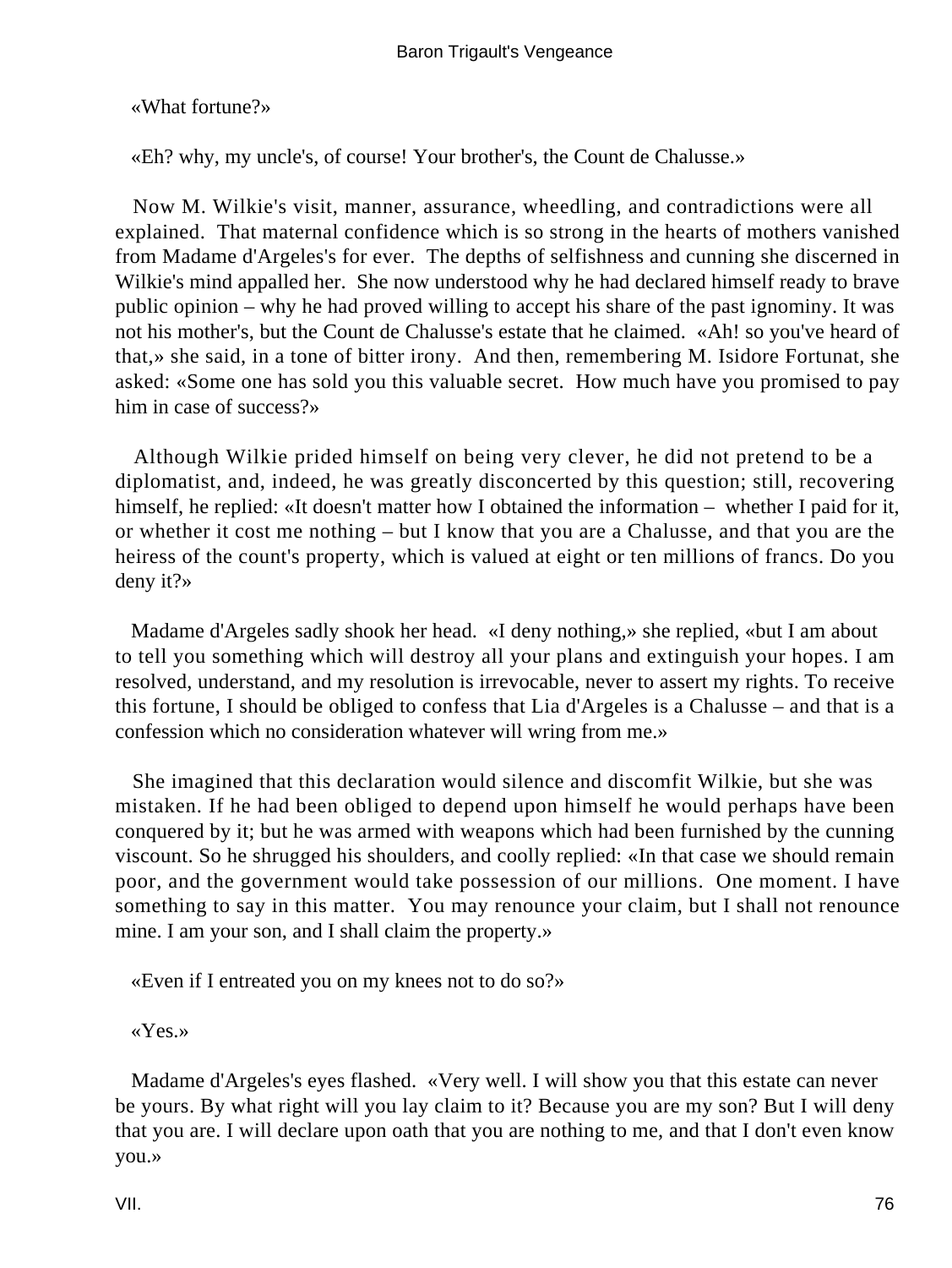«What fortune?»

«Eh? why, my uncle's, of course! Your brother's, the Count de Chalusse.»

Now M. Wilkie's visit, manner, assurance, wheedling, and contradictions were all explained. That maternal confidence which is so strong in the hearts of mothers vanished from Madame d'Argeles's for ever. The depths of selfishness and cunning she discerned in Wilkie's mind appalled her. She now understood why he had declared himself ready to brave public opinion – why he had proved willing to accept his share of the past ignominy. It was not his mother's, but the Count de Chalusse's estate that he claimed. «Ah! so you've heard of that,» she said, in a tone of bitter irony. And then, remembering M. Isidore Fortunat, she asked: «Some one has sold you this valuable secret. How much have you promised to pay him in case of success?»

Although Wilkie prided himself on being very clever, he did not pretend to be a diplomatist, and, indeed, he was greatly disconcerted by this question; still, recovering himself, he replied: «It doesn't matter how I obtained the information – whether I paid for it, or whether it cost me nothing – but I know that you are a Chalusse, and that you are the heiress of the count's property, which is valued at eight or ten millions of francs. Do you deny it?»

Madame d'Argeles sadly shook her head. «I deny nothing,» she replied, «but I am about to tell you something which will destroy all your plans and extinguish your hopes. I am resolved, understand, and my resolution is irrevocable, never to assert my rights. To receive this fortune, I should be obliged to confess that Lia d'Argeles is a Chalusse – and that is a confession which no consideration whatever will wring from me.»

She imagined that this declaration would silence and discomfit Wilkie, but she was mistaken. If he had been obliged to depend upon himself he would perhaps have been conquered by it; but he was armed with weapons which had been furnished by the cunning viscount. So he shrugged his shoulders, and coolly replied: «In that case we should remain poor, and the government would take possession of our millions. One moment. I have something to say in this matter. You may renounce your claim, but I shall not renounce mine. I am your son, and I shall claim the property.»

«Even if I entreated you on my knees not to do so?»

«Yes.»

Madame d'Argeles's eyes flashed. «Very well. I will show you that this estate can never be yours. By what right will you lay claim to it? Because you are my son? But I will deny that you are. I will declare upon oath that you are nothing to me, and that I don't even know you.»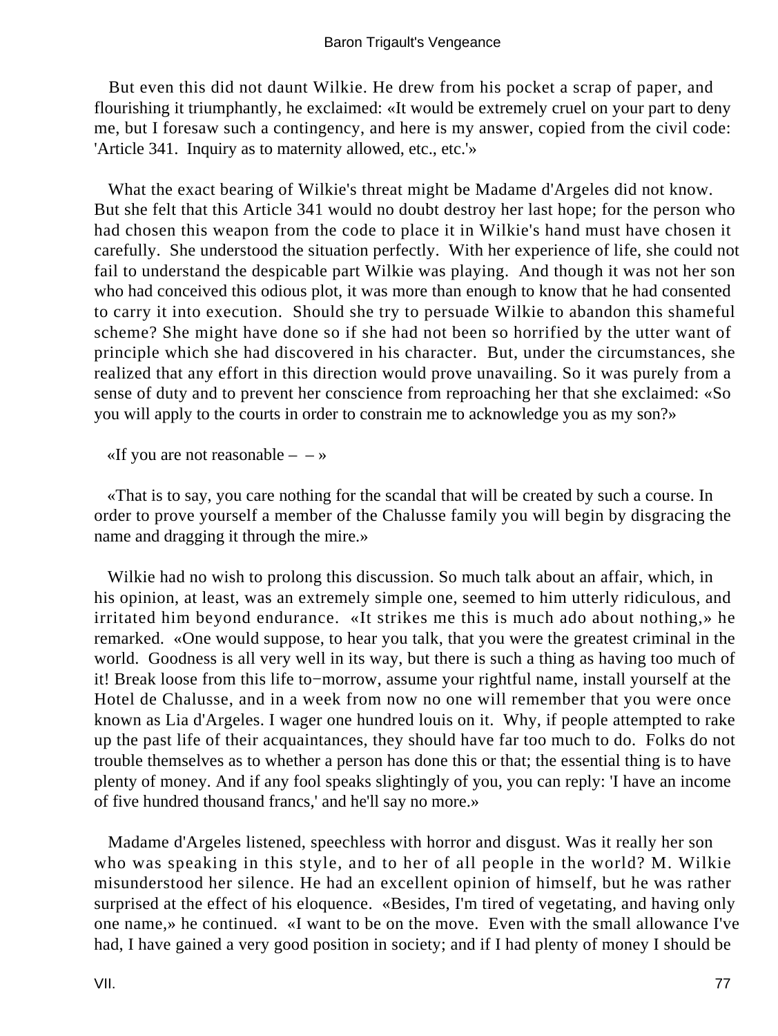But even this did not daunt Wilkie. He drew from his pocket a scrap of paper, and flourishing it triumphantly, he exclaimed: «It would be extremely cruel on your part to deny me, but I foresaw such a contingency, and here is my answer, copied from the civil code: 'Article 341. Inquiry as to maternity allowed, etc., etc.'»

What the exact bearing of Wilkie's threat might be Madame d'Argeles did not know. But she felt that this Article 341 would no doubt destroy her last hope; for the person who had chosen this weapon from the code to place it in Wilkie's hand must have chosen it carefully. She understood the situation perfectly. With her experience of life, she could not fail to understand the despicable part Wilkie was playing. And though it was not her son who had conceived this odious plot, it was more than enough to know that he had consented to carry it into execution. Should she try to persuade Wilkie to abandon this shameful scheme? She might have done so if she had not been so horrified by the utter want of principle which she had discovered in his character. But, under the circumstances, she realized that any effort in this direction would prove unavailing. So it was purely from a sense of duty and to prevent her conscience from reproaching her that she exclaimed: «So you will apply to the courts in order to constrain me to acknowledge you as my son?»

«If you are not reasonable – – »

«That is to say, you care nothing for the scandal that will be created by such a course. In order to prove yourself a member of the Chalusse family you will begin by disgracing the name and dragging it through the mire.»

Wilkie had no wish to prolong this discussion. So much talk about an affair, which, in his opinion, at least, was an extremely simple one, seemed to him utterly ridiculous, and irritated him beyond endurance. «It strikes me this is much ado about nothing,» he remarked. «One would suppose, to hear you talk, that you were the greatest criminal in the world. Goodness is all very well in its way, but there is such a thing as having too much of it! Break loose from this life to−morrow, assume your rightful name, install yourself at the Hotel de Chalusse, and in a week from now no one will remember that you were once known as Lia d'Argeles. I wager one hundred louis on it. Why, if people attempted to rake up the past life of their acquaintances, they should have far too much to do. Folks do not trouble themselves as to whether a person has done this or that; the essential thing is to have plenty of money. And if any fool speaks slightingly of you, you can reply: 'I have an income of five hundred thousand francs,' and he'll say no more.»

Madame d'Argeles listened, speechless with horror and disgust. Was it really her son who was speaking in this style, and to her of all people in the world? M. Wilkie misunderstood her silence. He had an excellent opinion of himself, but he was rather surprised at the effect of his eloquence. «Besides, I'm tired of vegetating, and having only one name,» he continued. «I want to be on the move. Even with the small allowance I've had, I have gained a very good position in society; and if I had plenty of money I should be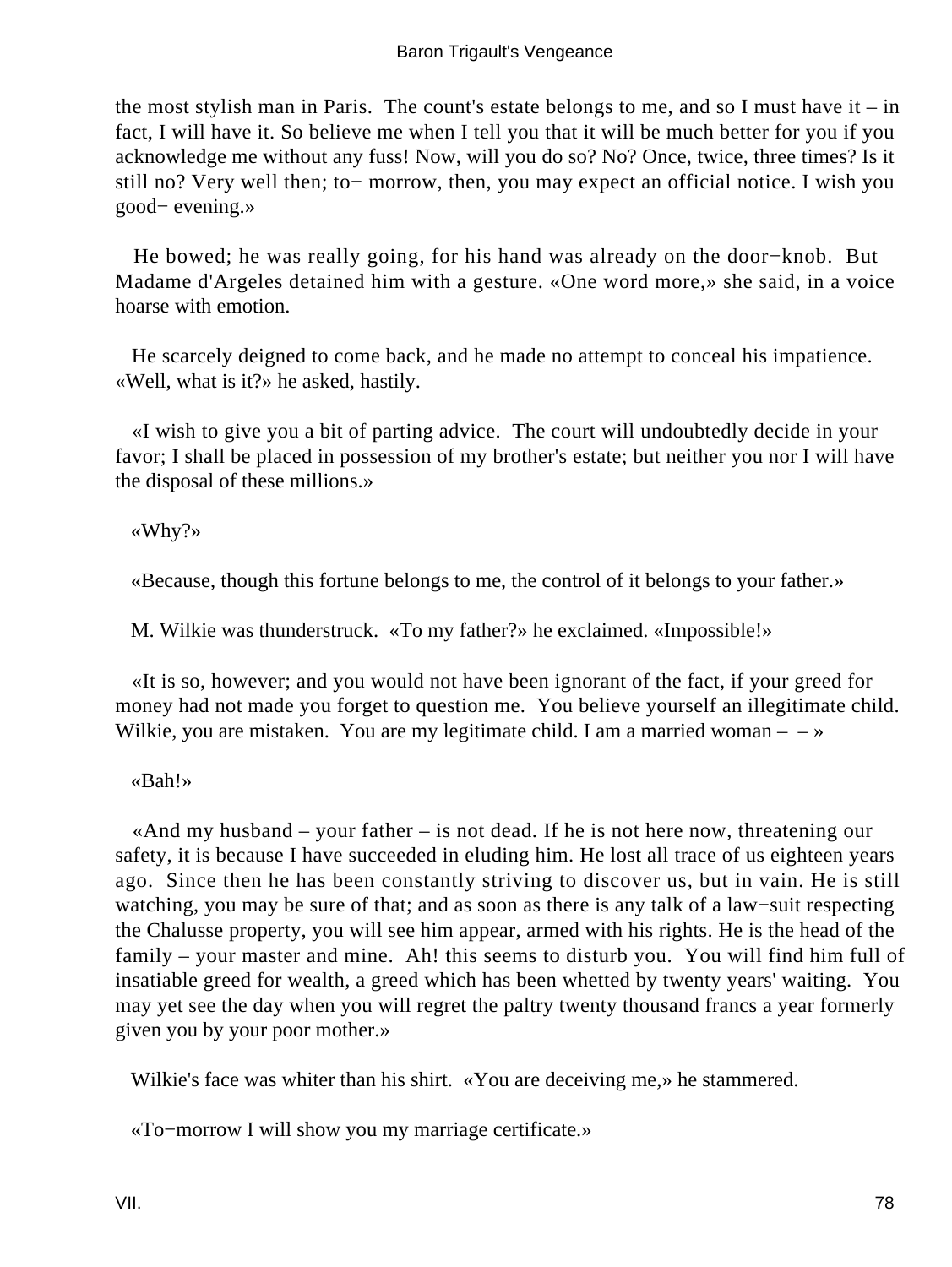the most stylish man in Paris. The count's estate belongs to me, and so I must have it – in fact, I will have it. So believe me when I tell you that it will be much better for you if you acknowledge me without any fuss! Now, will you do so? No? Once, twice, three times? Is it still no? Very well then; to− morrow, then, you may expect an official notice. I wish you good− evening.»

He bowed; he was really going, for his hand was already on the door−knob. But Madame d'Argeles detained him with a gesture. «One word more,» she said, in a voice hoarse with emotion.

He scarcely deigned to come back, and he made no attempt to conceal his impatience. «Well, what is it?» he asked, hastily.

«I wish to give you a bit of parting advice. The court will undoubtedly decide in your favor; I shall be placed in possession of my brother's estate; but neither you nor I will have the disposal of these millions.»

«Why?»

«Because, though this fortune belongs to me, the control of it belongs to your father.»

M. Wilkie was thunderstruck. «To my father?» he exclaimed. «Impossible!»

«It is so, however; and you would not have been ignorant of the fact, if your greed for money had not made you forget to question me. You believe yourself an illegitimate child. Wilkie, you are mistaken. You are my legitimate child. I am a married woman – – »

«Bah!»

«And my husband – your father – is not dead. If he is not here now, threatening our safety, it is because I have succeeded in eluding him. He lost all trace of us eighteen years ago. Since then he has been constantly striving to discover us, but in vain. He is still watching, you may be sure of that; and as soon as there is any talk of a law−suit respecting the Chalusse property, you will see him appear, armed with his rights. He is the head of the family – your master and mine. Ah! this seems to disturb you. You will find him full of insatiable greed for wealth, a greed which has been whetted by twenty years' waiting. You may yet see the day when you will regret the paltry twenty thousand francs a year formerly given you by your poor mother.»

Wilkie's face was whiter than his shirt. «You are deceiving me,» he stammered.

«To−morrow I will show you my marriage certificate.»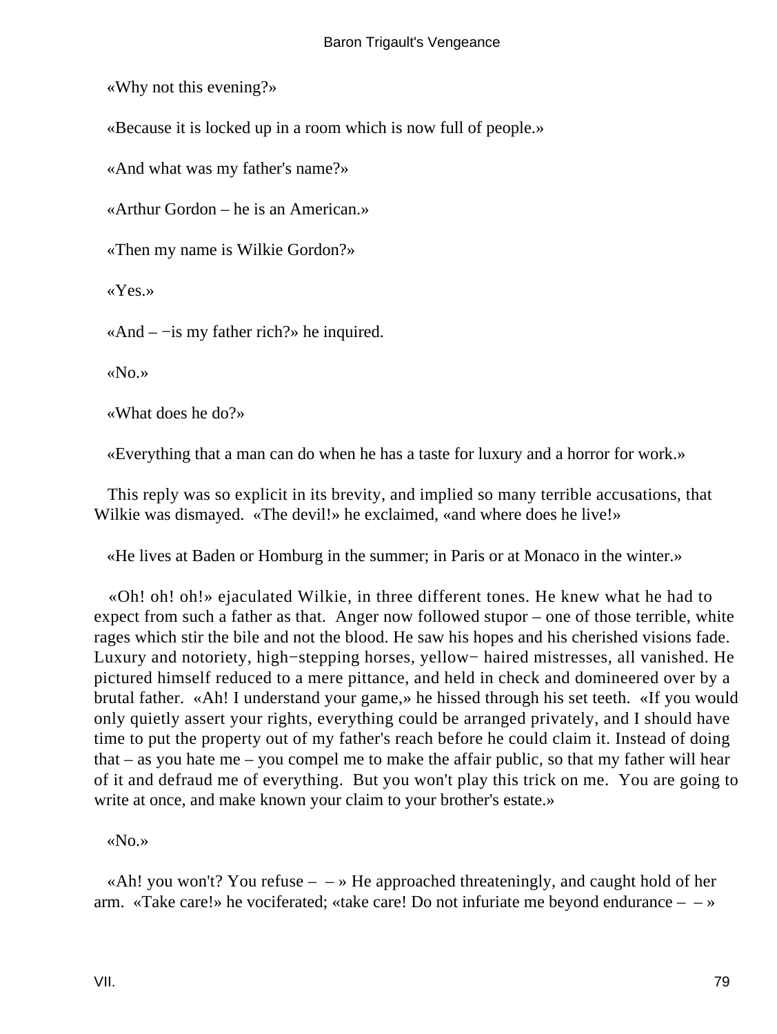«Why not this evening?»

«Because it is locked up in a room which is now full of people.»

«And what was my father's name?»

«Arthur Gordon – he is an American.»

«Then my name is Wilkie Gordon?»

«Yes.»

«And – −is my father rich?» he inquired.

«No.»

«What does he do?»

«Everything that a man can do when he has a taste for luxury and a horror for work.»

This reply was so explicit in its brevity, and implied so many terrible accusations, that Wilkie was dismayed. «The devil!» he exclaimed, «and where does he live!»

«He lives at Baden or Homburg in the summer; in Paris or at Monaco in the winter.»

«Oh! oh! oh!» ejaculated Wilkie, in three different tones. He knew what he had to expect from such a father as that. Anger now followed stupor – one of those terrible, white rages which stir the bile and not the blood. He saw his hopes and his cherished visions fade. Luxury and notoriety, high−stepping horses, yellow− haired mistresses, all vanished. He pictured himself reduced to a mere pittance, and held in check and domineered over by a brutal father. «Ah! I understand your game,» he hissed through his set teeth. «If you would only quietly assert your rights, everything could be arranged privately, and I should have time to put the property out of my father's reach before he could claim it. Instead of doing that – as you hate me – you compel me to make the affair public, so that my father will hear of it and defraud me of everything. But you won't play this trick on me. You are going to write at once, and make known your claim to your brother's estate.»

«No.»

«Ah! you won't? You refuse – – » He approached threateningly, and caught hold of her arm. «Take care!» he vociferated; «take care! Do not infuriate me beyond endurance – – »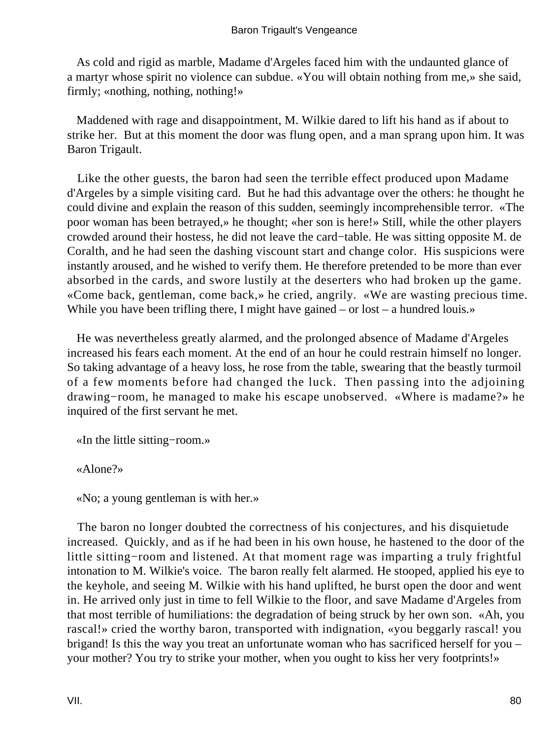As cold and rigid as marble, Madame d'Argeles faced him with the undaunted glance of a martyr whose spirit no violence can subdue. «You will obtain nothing from me,» she said, firmly; «nothing, nothing, nothing!»

Maddened with rage and disappointment, M. Wilkie dared to lift his hand as if about to strike her. But at this moment the door was flung open, and a man sprang upon him. It was Baron Trigault.

Like the other guests, the baron had seen the terrible effect produced upon Madame d'Argeles by a simple visiting card. But he had this advantage over the others: he thought he could divine and explain the reason of this sudden, seemingly incomprehensible terror. «The poor woman has been betrayed,» he thought; «her son is here!» Still, while the other players crowded around their hostess, he did not leave the card−table. He was sitting opposite M. de Coralth, and he had seen the dashing viscount start and change color. His suspicions were instantly aroused, and he wished to verify them. He therefore pretended to be more than ever absorbed in the cards, and swore lustily at the deserters who had broken up the game. «Come back, gentleman, come back,» he cried, angrily. «We are wasting precious time. While you have been trifling there, I might have gained – or lost – a hundred louis.»

He was nevertheless greatly alarmed, and the prolonged absence of Madame d'Argeles increased his fears each moment. At the end of an hour he could restrain himself no longer. So taking advantage of a heavy loss, he rose from the table, swearing that the beastly turmoil of a few moments before had changed the luck. Then passing into the adjoining drawing−room, he managed to make his escape unobserved. «Where is madame?» he inquired of the first servant he met.

«In the little sitting−room.»

«Alone?»

«No; a young gentleman is with her.»

The baron no longer doubted the correctness of his conjectures, and his disquietude increased. Quickly, and as if he had been in his own house, he hastened to the door of the little sitting−room and listened. At that moment rage was imparting a truly frightful intonation to M. Wilkie's voice. The baron really felt alarmed. He stooped, applied his eye to the keyhole, and seeing M. Wilkie with his hand uplifted, he burst open the door and went in. He arrived only just in time to fell Wilkie to the floor, and save Madame d'Argeles from that most terrible of humiliations: the degradation of being struck by her own son. «Ah, you rascal!» cried the worthy baron, transported with indignation, «you beggarly rascal! you brigand! Is this the way you treat an unfortunate woman who has sacrificed herself for you – your mother? You try to strike your mother, when you ought to kiss her very footprints!»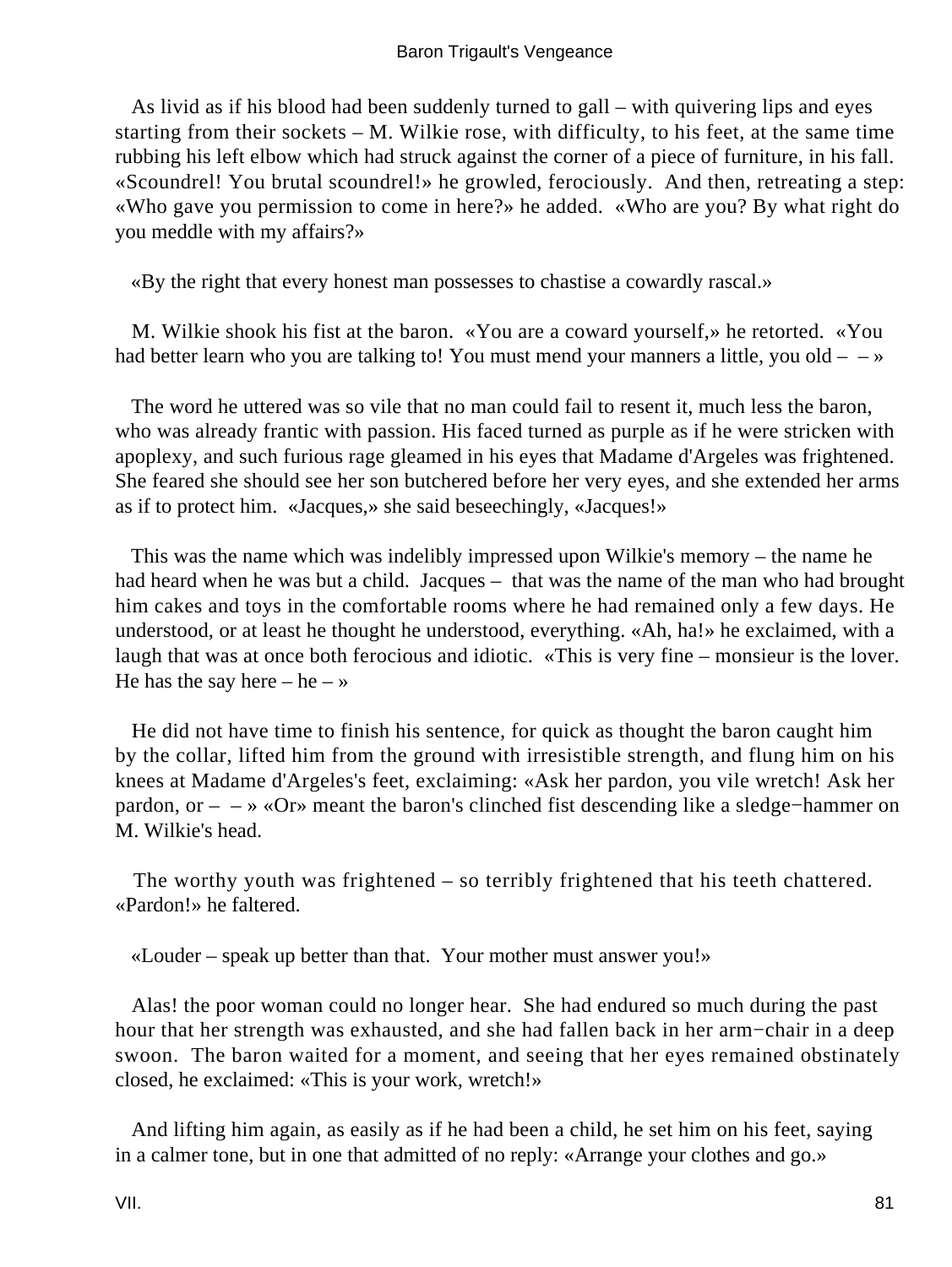As livid as if his blood had been suddenly turned to gall – with quivering lips and eyes starting from their sockets – M. Wilkie rose, with difficulty, to his feet, at the same time rubbing his left elbow which had struck against the corner of a piece of furniture, in his fall. «Scoundrel! You brutal scoundrel!» he growled, ferociously. And then, retreating a step: «Who gave you permission to come in here?» he added. «Who are you? By what right do you meddle with my affairs?»

«By the right that every honest man possesses to chastise a cowardly rascal.»

M. Wilkie shook his fist at the baron. «You are a coward yourself,» he retorted. «You had better learn who you are talking to! You must mend your manners a little, you old – – »

The word he uttered was so vile that no man could fail to resent it, much less the baron, who was already frantic with passion. His faced turned as purple as if he were stricken with apoplexy, and such furious rage gleamed in his eyes that Madame d'Argeles was frightened. She feared she should see her son butchered before her very eyes, and she extended her arms as if to protect him. «Jacques,» she said beseechingly, «Jacques!»

This was the name which was indelibly impressed upon Wilkie's memory – the name he had heard when he was but a child. Jacques – that was the name of the man who had brought him cakes and toys in the comfortable rooms where he had remained only a few days. He understood, or at least he thought he understood, everything. «Ah, ha!» he exclaimed, with a laugh that was at once both ferocious and idiotic. «This is very fine – monsieur is the lover. He has the say here – he – »

He did not have time to finish his sentence, for quick as thought the baron caught him by the collar, lifted him from the ground with irresistible strength, and flung him on his knees at Madame d'Argeles's feet, exclaiming: «Ask her pardon, you vile wretch! Ask her pardon, or – – » «Or» meant the baron's clinched fist descending like a sledge−hammer on M. Wilkie's head.

The worthy youth was frightened – so terribly frightened that his teeth chattered. «Pardon!» he faltered.

«Louder – speak up better than that. Your mother must answer you!»

Alas! the poor woman could no longer hear. She had endured so much during the past hour that her strength was exhausted, and she had fallen back in her arm−chair in a deep swoon. The baron waited for a moment, and seeing that her eyes remained obstinately closed, he exclaimed: «This is your work, wretch!»

And lifting him again, as easily as if he had been a child, he set him on his feet, saying in a calmer tone, but in one that admitted of no reply: «Arrange your clothes and go.»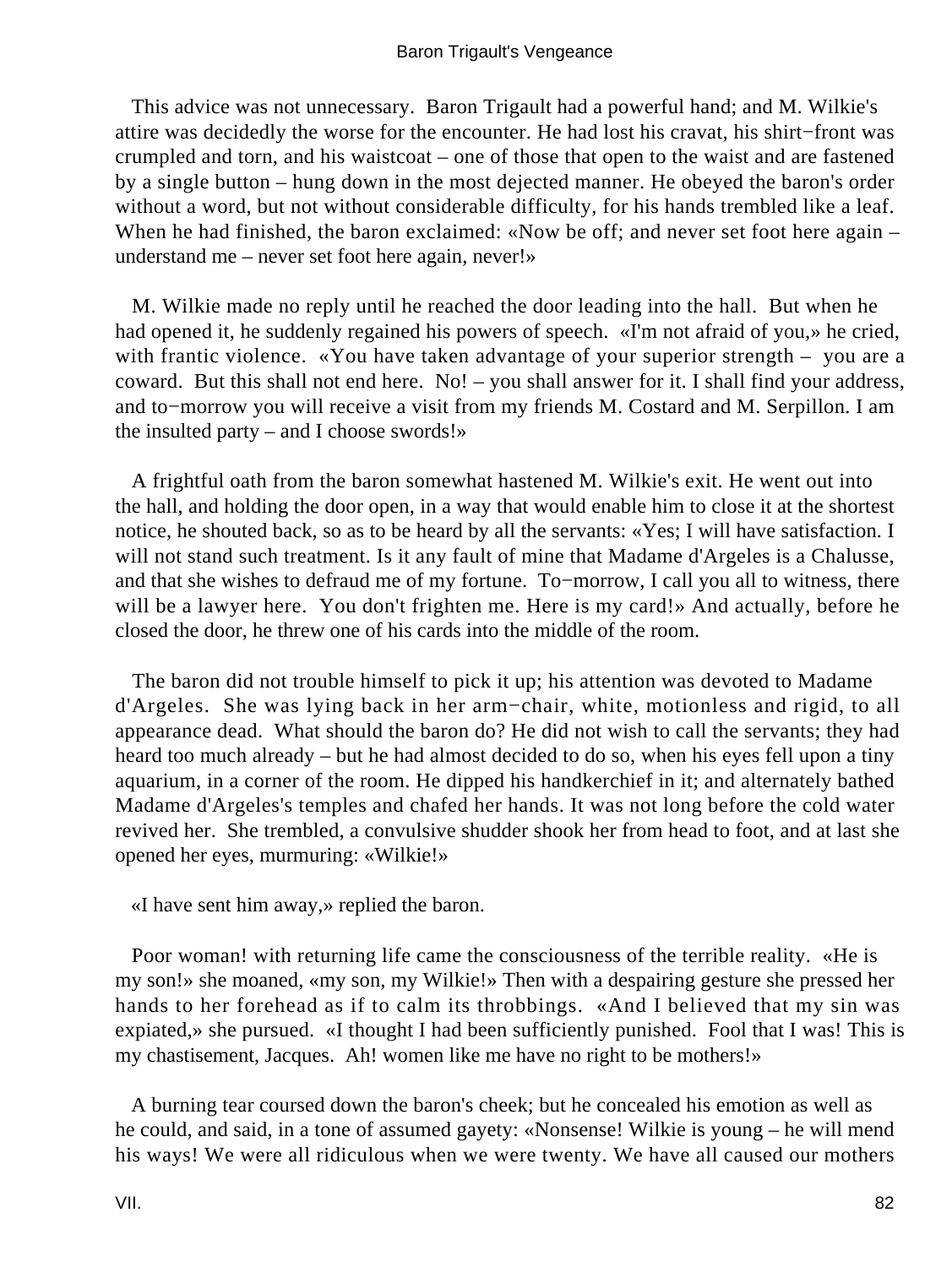This advice was not unnecessary. Baron Trigault had a powerful hand; and M. Wilkie's attire was decidedly the worse for the encounter. He had lost his cravat, his shirt−front was crumpled and torn, and his waistcoat – one of those that open to the waist and are fastened by a single button – hung down in the most dejected manner. He obeyed the baron's order without a word, but not without considerable difficulty, for his hands trembled like a leaf. When he had finished, the baron exclaimed: «Now be off; and never set foot here again – understand me – never set foot here again, never!»

M. Wilkie made no reply until he reached the door leading into the hall. But when he had opened it, he suddenly regained his powers of speech. «I'm not afraid of you,» he cried, with frantic violence. «You have taken advantage of your superior strength – you are a coward. But this shall not end here. No! – you shall answer for it. I shall find your address, and to−morrow you will receive a visit from my friends M. Costard and M. Serpillon. I am the insulted party – and I choose swords!»

A frightful oath from the baron somewhat hastened M. Wilkie's exit. He went out into the hall, and holding the door open, in a way that would enable him to close it at the shortest notice, he shouted back, so as to be heard by all the servants: «Yes; I will have satisfaction. I will not stand such treatment. Is it any fault of mine that Madame d'Argeles is a Chalusse, and that she wishes to defraud me of my fortune. To−morrow, I call you all to witness, there will be a lawyer here. You don't frighten me. Here is my card!» And actually, before he closed the door, he threw one of his cards into the middle of the room.

The baron did not trouble himself to pick it up; his attention was devoted to Madame d'Argeles. She was lying back in her arm−chair, white, motionless and rigid, to all appearance dead. What should the baron do? He did not wish to call the servants; they had heard too much already – but he had almost decided to do so, when his eyes fell upon a tiny aquarium, in a corner of the room. He dipped his handkerchief in it; and alternately bathed Madame d'Argeles's temples and chafed her hands. It was not long before the cold water revived her. She trembled, a convulsive shudder shook her from head to foot, and at last she opened her eyes, murmuring: «Wilkie!»

«I have sent him away,» replied the baron.

Poor woman! with returning life came the consciousness of the terrible reality. «He is my son!» she moaned, «my son, my Wilkie!» Then with a despairing gesture she pressed her hands to her forehead as if to calm its throbbings. «And I believed that my sin was expiated,» she pursued. «I thought I had been sufficiently punished. Fool that I was! This is my chastisement, Jacques. Ah! women like me have no right to be mothers!»

A burning tear coursed down the baron's cheek; but he concealed his emotion as well as he could, and said, in a tone of assumed gayety: «Nonsense! Wilkie is young – he will mend his ways! We were all ridiculous when we were twenty. We have all caused our mothers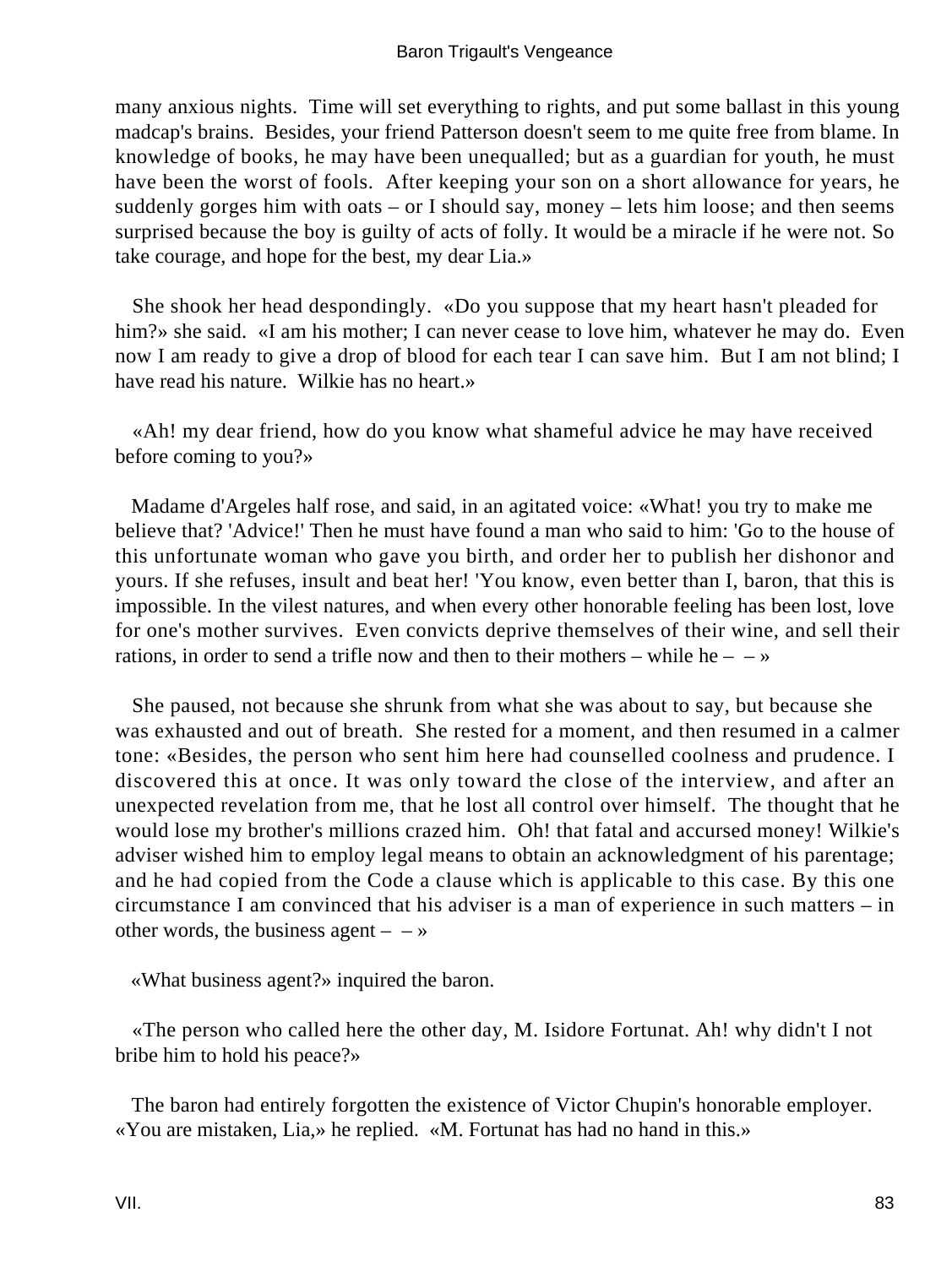many anxious nights. Time will set everything to rights, and put some ballast in this young madcap's brains. Besides, your friend Patterson doesn't seem to me quite free from blame. In knowledge of books, he may have been unequalled; but as a guardian for youth, he must have been the worst of fools. After keeping your son on a short allowance for years, he suddenly gorges him with oats – or I should say, money – lets him loose; and then seems surprised because the boy is guilty of acts of folly. It would be a miracle if he were not. So take courage, and hope for the best, my dear Lia.»

She shook her head despondingly. «Do you suppose that my heart hasn't pleaded for him?» she said. «I am his mother; I can never cease to love him, whatever he may do. Even now I am ready to give a drop of blood for each tear I can save him. But I am not blind; I have read his nature. Wilkie has no heart.»

«Ah! my dear friend, how do you know what shameful advice he may have received before coming to you?»

Madame d'Argeles half rose, and said, in an agitated voice: «What! you try to make me believe that? 'Advice!' Then he must have found a man who said to him: 'Go to the house of this unfortunate woman who gave you birth, and order her to publish her dishonor and yours. If she refuses, insult and beat her! 'You know, even better than I, baron, that this is impossible. In the vilest natures, and when every other honorable feeling has been lost, love for one's mother survives. Even convicts deprive themselves of their wine, and sell their rations, in order to send a trifle now and then to their mothers – while he – – »

She paused, not because she shrunk from what she was about to say, but because she was exhausted and out of breath. She rested for a moment, and then resumed in a calmer tone: «Besides, the person who sent him here had counselled coolness and prudence. I discovered this at once. It was only toward the close of the interview, and after an unexpected revelation from me, that he lost all control over himself. The thought that he would lose my brother's millions crazed him. Oh! that fatal and accursed money! Wilkie's adviser wished him to employ legal means to obtain an acknowledgment of his parentage; and he had copied from the Code a clause which is applicable to this case. By this one circumstance I am convinced that his adviser is a man of experience in such matters – in other words, the business agent – – »

«What business agent?» inquired the baron.

«The person who called here the other day, M. Isidore Fortunat. Ah! why didn't I not bribe him to hold his peace?»

The baron had entirely forgotten the existence of Victor Chupin's honorable employer. «You are mistaken, Lia,» he replied. «M. Fortunat has had no hand in this.»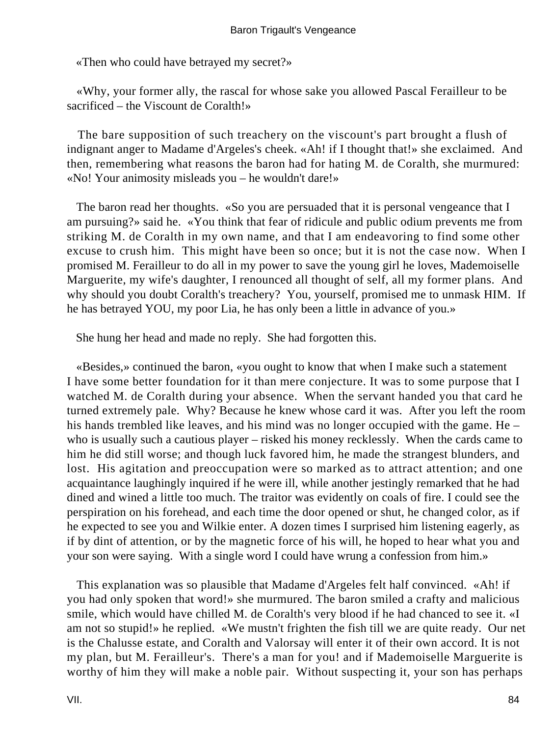«Then who could have betrayed my secret?»

«Why, your former ally, the rascal for whose sake you allowed Pascal Ferailleur to be sacrificed – the Viscount de Coralth!»

The bare supposition of such treachery on the viscount's part brought a flush of indignant anger to Madame d'Argeles's cheek. «Ah! if I thought that!» she exclaimed. And then, remembering what reasons the baron had for hating M. de Coralth, she murmured: «No! Your animosity misleads you – he wouldn't dare!»

The baron read her thoughts. «So you are persuaded that it is personal vengeance that I am pursuing?» said he. «You think that fear of ridicule and public odium prevents me from striking M. de Coralth in my own name, and that I am endeavoring to find some other excuse to crush him. This might have been so once; but it is not the case now. When I promised M. Ferailleur to do all in my power to save the young girl he loves, Mademoiselle Marguerite, my wife's daughter, I renounced all thought of self, all my former plans. And why should you doubt Coralth's treachery? You, yourself, promised me to unmask HIM. If he has betrayed YOU, my poor Lia, he has only been a little in advance of you.»

She hung her head and made no reply. She had forgotten this.

«Besides,» continued the baron, «you ought to know that when I make such a statement I have some better foundation for it than mere conjecture. It was to some purpose that I watched M. de Coralth during your absence. When the servant handed you that card he turned extremely pale. Why? Because he knew whose card it was. After you left the room his hands trembled like leaves, and his mind was no longer occupied with the game. He – who is usually such a cautious player – risked his money recklessly. When the cards came to him he did still worse; and though luck favored him, he made the strangest blunders, and lost. His agitation and preoccupation were so marked as to attract attention; and one acquaintance laughingly inquired if he were ill, while another jestingly remarked that he had dined and wined a little too much. The traitor was evidently on coals of fire. I could see the perspiration on his forehead, and each time the door opened or shut, he changed color, as if he expected to see you and Wilkie enter. A dozen times I surprised him listening eagerly, as if by dint of attention, or by the magnetic force of his will, he hoped to hear what you and your son were saying. With a single word I could have wrung a confession from him.»

This explanation was so plausible that Madame d'Argeles felt half convinced. «Ah! if you had only spoken that word!» she murmured. The baron smiled a crafty and malicious smile, which would have chilled M. de Coralth's very blood if he had chanced to see it. «I am not so stupid!» he replied. «We mustn't frighten the fish till we are quite ready. Our net is the Chalusse estate, and Coralth and Valorsay will enter it of their own accord. It is not my plan, but M. Ferailleur's. There's a man for you! and if Mademoiselle Marguerite is worthy of him they will make a noble pair. Without suspecting it, your son has perhaps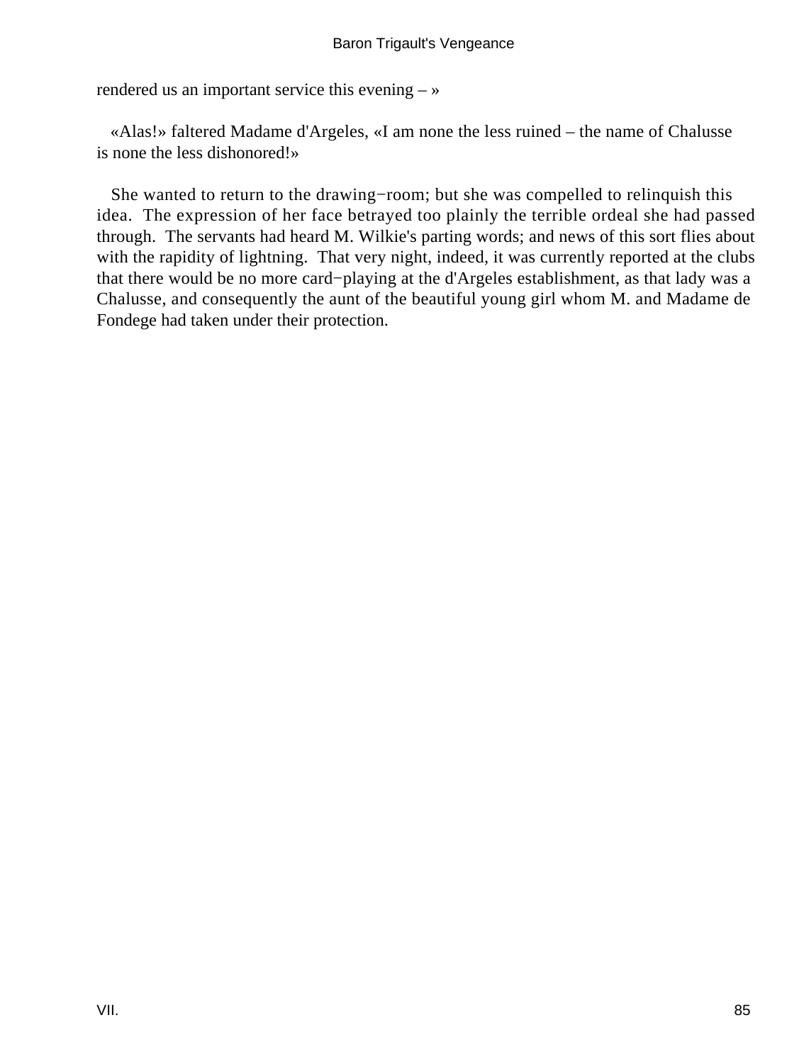rendered us an important service this evening – »

«Alas!» faltered Madame d'Argeles, «I am none the less ruined – the name of Chalusse is none the less dishonored!»

She wanted to return to the drawing−room; but she was compelled to relinquish this idea. The expression of her face betrayed too plainly the terrible ordeal she had passed through. The servants had heard M. Wilkie's parting words; and news of this sort flies about with the rapidity of lightning. That very night, indeed, it was currently reported at the clubs that there would be no more card−playing at the d'Argeles establishment, as that lady was a Chalusse, and consequently the aunt of the beautiful young girl whom M. and Madame de Fondege had taken under their protection.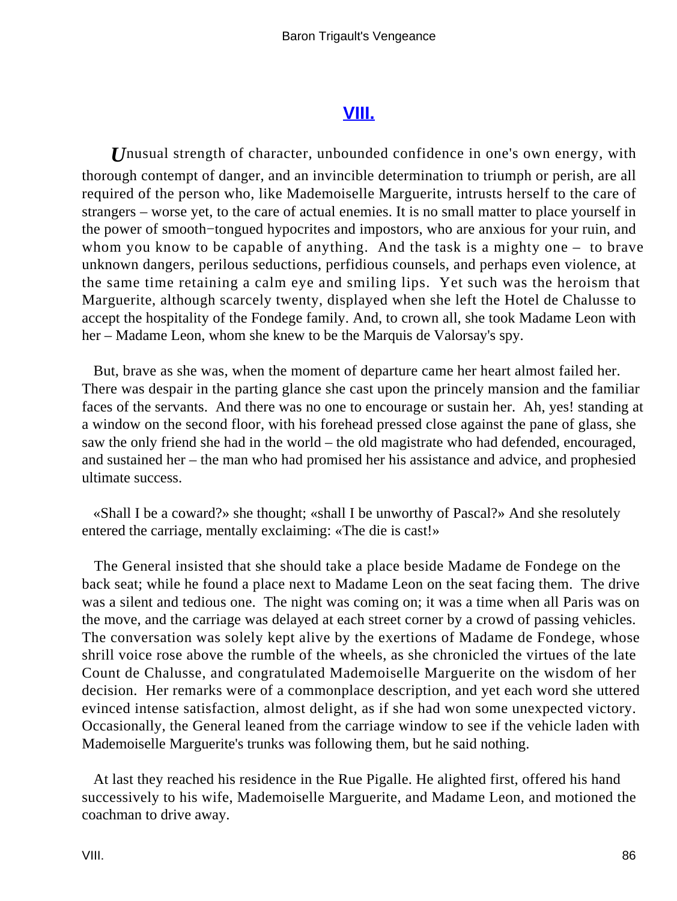## VIII.

*U*nusual strength of character, unbounded confidence in one's own energy, with thorough contempt of danger, and an invincible determination to triumph or perish, are all required of the person who, like Mademoiselle Marguerite, intrusts herself to the care of strangers – worse yet, to the care of actual enemies. It is no small matter to place yourself in the power of smooth−tongued hypocrites and impostors, who are anxious for your ruin, and whom you know to be capable of anything. And the task is a mighty one – to brave unknown dangers, perilous seductions, perfidious counsels, and perhaps even violence, at the same time retaining a calm eye and smiling lips. Yet such was the heroism that Marguerite, although scarcely twenty, displayed when she left the Hotel de Chalusse to accept the hospitality of the Fondege family. And, to crown all, she took Madame Leon with her – Madame Leon, whom she knew to be the Marquis de Valorsay's spy.

But, brave as she was, when the moment of departure came her heart almost failed her. There was despair in the parting glance she cast upon the princely mansion and the familiar faces of the servants. And there was no one to encourage or sustain her. Ah, yes! standing at a window on the second floor, with his forehead pressed close against the pane of glass, she saw the only friend she had in the world – the old magistrate who had defended, encouraged, and sustained her – the man who had promised her his assistance and advice, and prophesied ultimate success.

«Shall I be a coward?» she thought; «shall I be unworthy of Pascal?» And she resolutely entered the carriage, mentally exclaiming: «The die is cast!»

The General insisted that she should take a place beside Madame de Fondege on the back seat; while he found a place next to Madame Leon on the seat facing them. The drive was a silent and tedious one. The night was coming on; it was a time when all Paris was on the move, and the carriage was delayed at each street corner by a crowd of passing vehicles. The conversation was solely kept alive by the exertions of Madame de Fondege, whose shrill voice rose above the rumble of the wheels, as she chronicled the virtues of the late Count de Chalusse, and congratulated Mademoiselle Marguerite on the wisdom of her decision. Her remarks were of a commonplace description, and yet each word she uttered evinced intense satisfaction, almost delight, as if she had won some unexpected victory. Occasionally, the General leaned from the carriage window to see if the vehicle laden with Mademoiselle Marguerite's trunks was following them, but he said nothing.

At last they reached his residence in the Rue Pigalle. He alighted first, offered his hand successively to his wife, Mademoiselle Marguerite, and Madame Leon, and motioned the coachman to drive away.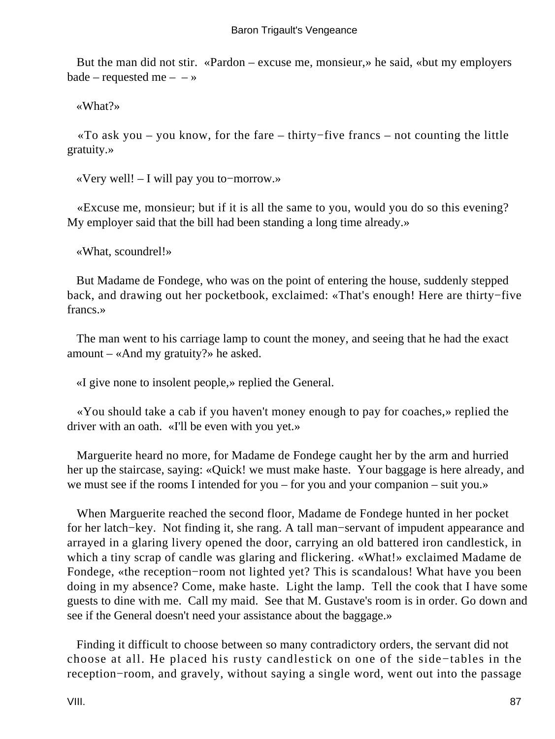But the man did not stir. «Pardon – excuse me, monsieur,» he said, «but my employers bade – requested me – – »

«What?»

«To ask you – you know, for the fare – thirty−five francs – not counting the little gratuity.»

«Very well! – I will pay you to−morrow.»

«Excuse me, monsieur; but if it is all the same to you, would you do so this evening? My employer said that the bill had been standing a long time already.»

«What, scoundrel!»

But Madame de Fondege, who was on the point of entering the house, suddenly stepped back, and drawing out her pocketbook, exclaimed: «That's enough! Here are thirty−five francs.»

The man went to his carriage lamp to count the money, and seeing that he had the exact amount – «And my gratuity?» he asked.

«I give none to insolent people,» replied the General.

«You should take a cab if you haven't money enough to pay for coaches,» replied the driver with an oath. «I'll be even with you yet.»

Marguerite heard no more, for Madame de Fondege caught her by the arm and hurried her up the staircase, saying: «Quick! we must make haste. Your baggage is here already, and we must see if the rooms I intended for you – for you and your companion – suit you.»

When Marguerite reached the second floor, Madame de Fondege hunted in her pocket for her latch−key. Not finding it, she rang. A tall man−servant of impudent appearance and arrayed in a glaring livery opened the door, carrying an old battered iron candlestick, in which a tiny scrap of candle was glaring and flickering. «What!» exclaimed Madame de Fondege, «the reception−room not lighted yet? This is scandalous! What have you been doing in my absence? Come, make haste. Light the lamp. Tell the cook that I have some guests to dine with me. Call my maid. See that M. Gustave's room is in order. Go down and see if the General doesn't need your assistance about the baggage.»

Finding it difficult to choose between so many contradictory orders, the servant did not choose at all. He placed his rusty candlestick on one of the side−tables in the reception−room, and gravely, without saying a single word, went out into the passage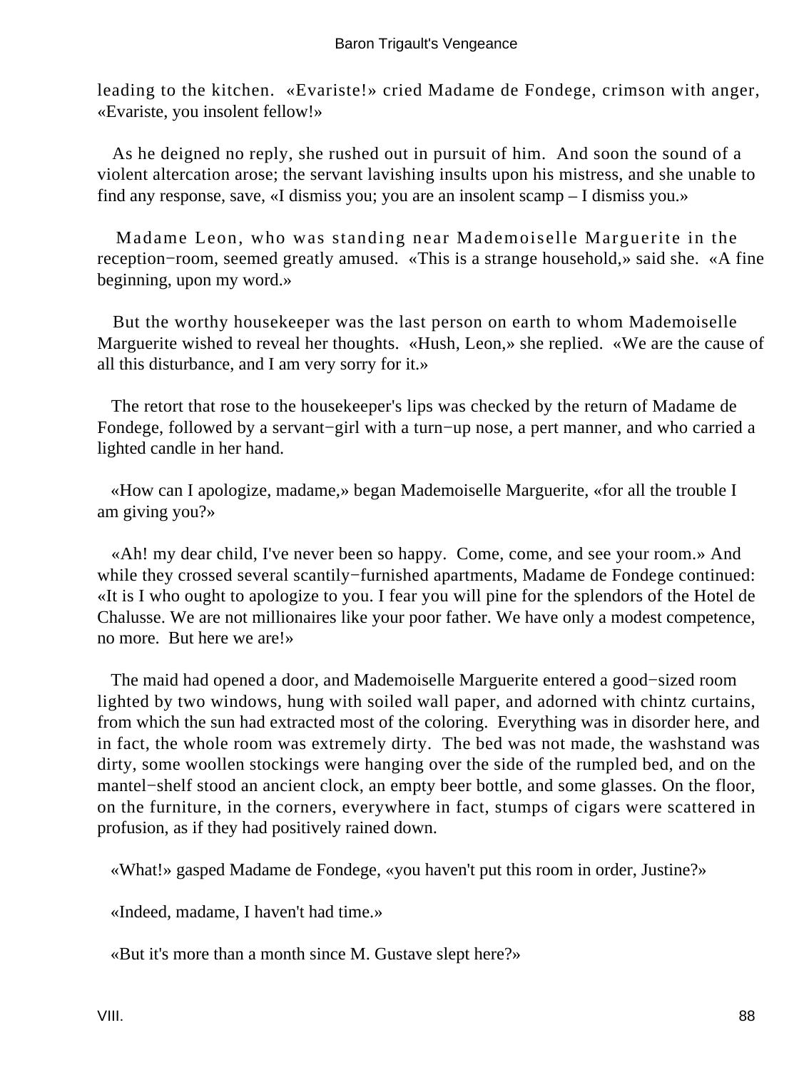leading to the kitchen. «Evariste!» cried Madame de Fondege, crimson with anger, «Evariste, you insolent fellow!»

As he deigned no reply, she rushed out in pursuit of him. And soon the sound of a violent altercation arose; the servant lavishing insults upon his mistress, and she unable to find any response, save, «I dismiss you; you are an insolent scamp – I dismiss you.»

Madame Leon, who was standing near Mademoiselle Marguerite in the reception−room, seemed greatly amused. «This is a strange household,» said she. «A fine beginning, upon my word.»

But the worthy housekeeper was the last person on earth to whom Mademoiselle Marguerite wished to reveal her thoughts. «Hush, Leon,» she replied. «We are the cause of all this disturbance, and I am very sorry for it.»

The retort that rose to the housekeeper's lips was checked by the return of Madame de Fondege, followed by a servant−girl with a turn−up nose, a pert manner, and who carried a lighted candle in her hand.

«How can I apologize, madame,» began Mademoiselle Marguerite, «for all the trouble I am giving you?»

«Ah! my dear child, I've never been so happy. Come, come, and see your room.» And while they crossed several scantily−furnished apartments, Madame de Fondege continued: «It is I who ought to apologize to you. I fear you will pine for the splendors of the Hotel de Chalusse. We are not millionaires like your poor father. We have only a modest competence, no more. But here we are!»

The maid had opened a door, and Mademoiselle Marguerite entered a good−sized room lighted by two windows, hung with soiled wall paper, and adorned with chintz curtains, from which the sun had extracted most of the coloring. Everything was in disorder here, and in fact, the whole room was extremely dirty. The bed was not made, the washstand was dirty, some woollen stockings were hanging over the side of the rumpled bed, and on the mantel−shelf stood an ancient clock, an empty beer bottle, and some glasses. On the floor, on the furniture, in the corners, everywhere in fact, stumps of cigars were scattered in profusion, as if they had positively rained down.

«What!» gasped Madame de Fondege, «you haven't put this room in order, Justine?»

«Indeed, madame, I haven't had time.»

«But it's more than a month since M. Gustave slept here?»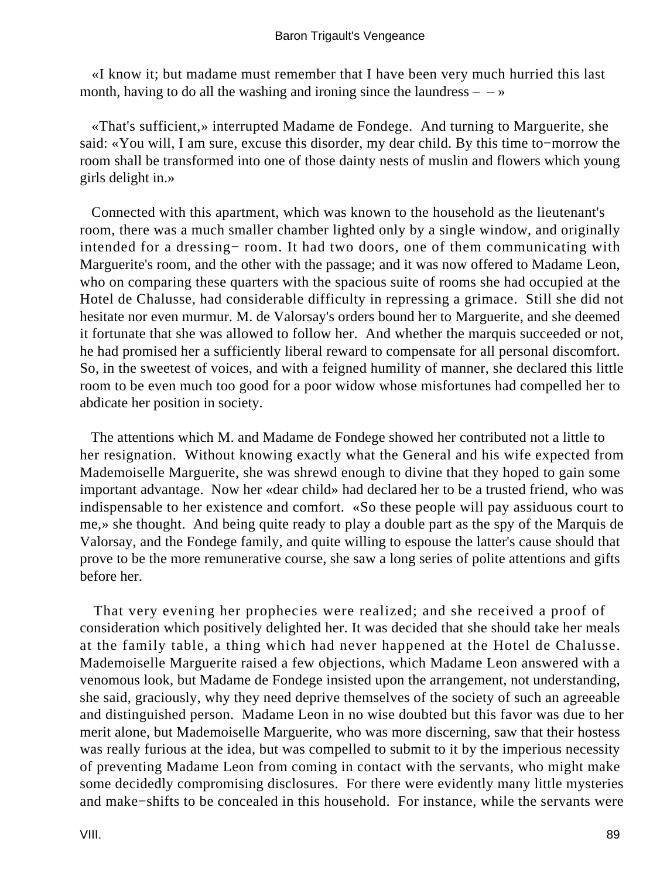«I know it; but madame must remember that I have been very much hurried this last month, having to do all the washing and ironing since the laundress – – »

«That's sufficient,» interrupted Madame de Fondege. And turning to Marguerite, she said: «You will, I am sure, excuse this disorder, my dear child. By this time to−morrow the room shall be transformed into one of those dainty nests of muslin and flowers which young girls delight in.»

Connected with this apartment, which was known to the household as the lieutenant's room, there was a much smaller chamber lighted only by a single window, and originally intended for a dressing− room. It had two doors, one of them communicating with Marguerite's room, and the other with the passage; and it was now offered to Madame Leon, who on comparing these quarters with the spacious suite of rooms she had occupied at the Hotel de Chalusse, had considerable difficulty in repressing a grimace. Still she did not hesitate nor even murmur. M. de Valorsay's orders bound her to Marguerite, and she deemed it fortunate that she was allowed to follow her. And whether the marquis succeeded or not, he had promised her a sufficiently liberal reward to compensate for all personal discomfort. So, in the sweetest of voices, and with a feigned humility of manner, she declared this little room to be even much too good for a poor widow whose misfortunes had compelled her to abdicate her position in society.

The attentions which M. and Madame de Fondege showed her contributed not a little to her resignation. Without knowing exactly what the General and his wife expected from Mademoiselle Marguerite, she was shrewd enough to divine that they hoped to gain some important advantage. Now her «dear child» had declared her to be a trusted friend, who was indispensable to her existence and comfort. «So these people will pay assiduous court to me,» she thought. And being quite ready to play a double part as the spy of the Marquis de Valorsay, and the Fondege family, and quite willing to espouse the latter's cause should that prove to be the more remunerative course, she saw a long series of polite attentions and gifts before her.

That very evening her prophecies were realized; and she received a proof of consideration which positively delighted her. It was decided that she should take her meals at the family table, a thing which had never happened at the Hotel de Chalusse. Mademoiselle Marguerite raised a few objections, which Madame Leon answered with a venomous look, but Madame de Fondege insisted upon the arrangement, not understanding, she said, graciously, why they need deprive themselves of the society of such an agreeable and distinguished person. Madame Leon in no wise doubted but this favor was due to her merit alone, but Mademoiselle Marguerite, who was more discerning, saw that their hostess was really furious at the idea, but was compelled to submit to it by the imperious necessity of preventing Madame Leon from coming in contact with the servants, who might make some decidedly compromising disclosures. For there were evidently many little mysteries and make−shifts to be concealed in this household. For instance, while the servants were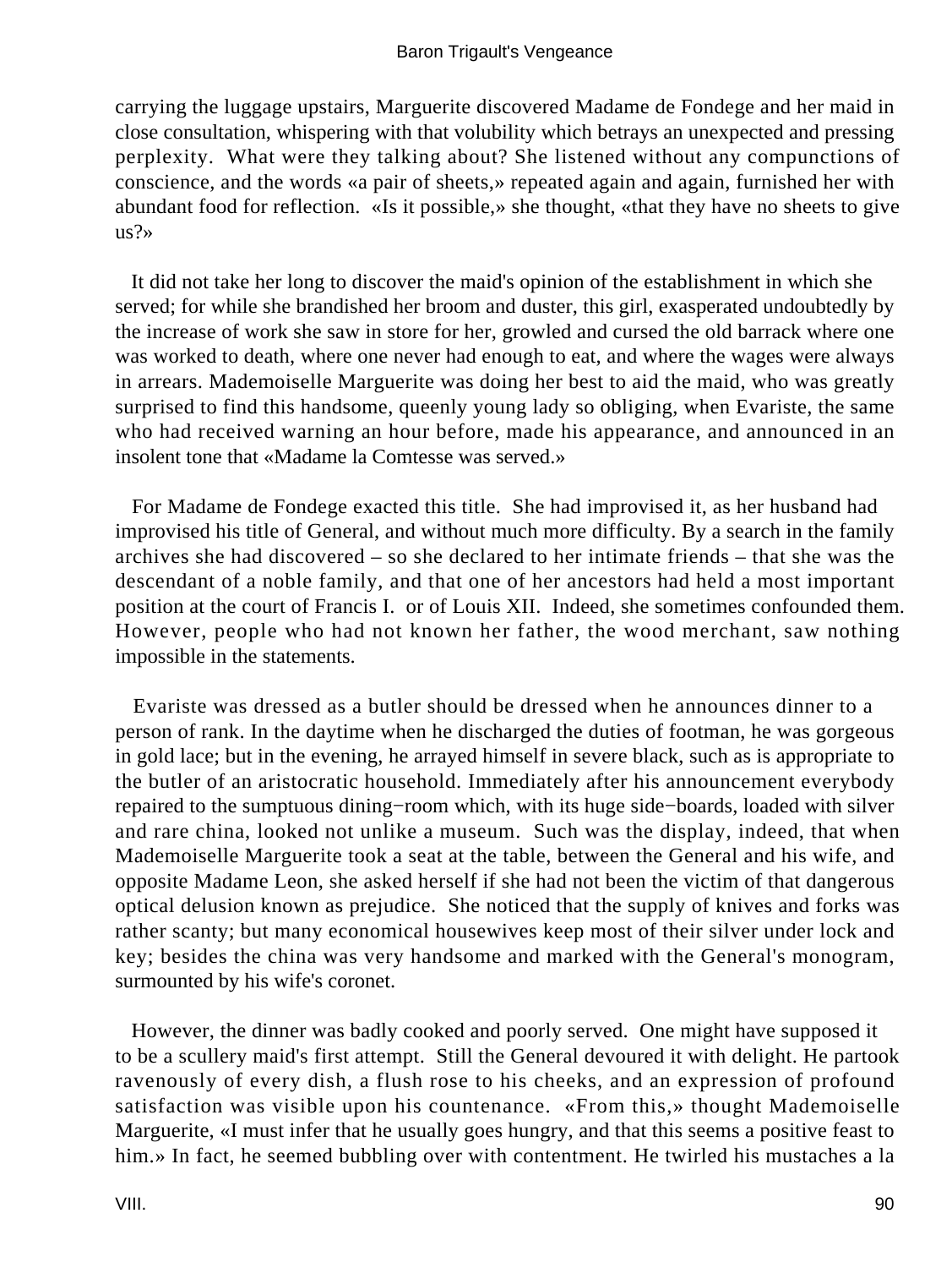carrying the luggage upstairs, Marguerite discovered Madame de Fondege and her maid in close consultation, whispering with that volubility which betrays an unexpected and pressing perplexity. What were they talking about? She listened without any compunctions of conscience, and the words «a pair of sheets,» repeated again and again, furnished her with abundant food for reflection. «Is it possible,» she thought, «that they have no sheets to give us?»

It did not take her long to discover the maid's opinion of the establishment in which she served; for while she brandished her broom and duster, this girl, exasperated undoubtedly by the increase of work she saw in store for her, growled and cursed the old barrack where one was worked to death, where one never had enough to eat, and where the wages were always in arrears. Mademoiselle Marguerite was doing her best to aid the maid, who was greatly surprised to find this handsome, queenly young lady so obliging, when Evariste, the same who had received warning an hour before, made his appearance, and announced in an insolent tone that «Madame la Comtesse was served.»

For Madame de Fondege exacted this title. She had improvised it, as her husband had improvised his title of General, and without much more difficulty. By a search in the family archives she had discovered – so she declared to her intimate friends – that she was the descendant of a noble family, and that one of her ancestors had held a most important position at the court of Francis I. or of Louis XII. Indeed, she sometimes confounded them. However, people who had not known her father, the wood merchant, saw nothing impossible in the statements.

Evariste was dressed as a butler should be dressed when he announces dinner to a person of rank. In the daytime when he discharged the duties of footman, he was gorgeous in gold lace; but in the evening, he arrayed himself in severe black, such as is appropriate to the butler of an aristocratic household. Immediately after his announcement everybody repaired to the sumptuous dining−room which, with its huge side−boards, loaded with silver and rare china, looked not unlike a museum. Such was the display, indeed, that when Mademoiselle Marguerite took a seat at the table, between the General and his wife, and opposite Madame Leon, she asked herself if she had not been the victim of that dangerous optical delusion known as prejudice. She noticed that the supply of knives and forks was rather scanty; but many economical housewives keep most of their silver under lock and key; besides the china was very handsome and marked with the General's monogram, surmounted by his wife's coronet.

However, the dinner was badly cooked and poorly served. One might have supposed it to be a scullery maid's first attempt. Still the General devoured it with delight. He partook ravenously of every dish, a flush rose to his cheeks, and an expression of profound satisfaction was visible upon his countenance. «From this,» thought Mademoiselle Marguerite, «I must infer that he usually goes hungry, and that this seems a positive feast to him.» In fact, he seemed bubbling over with contentment. He twirled his mustaches a la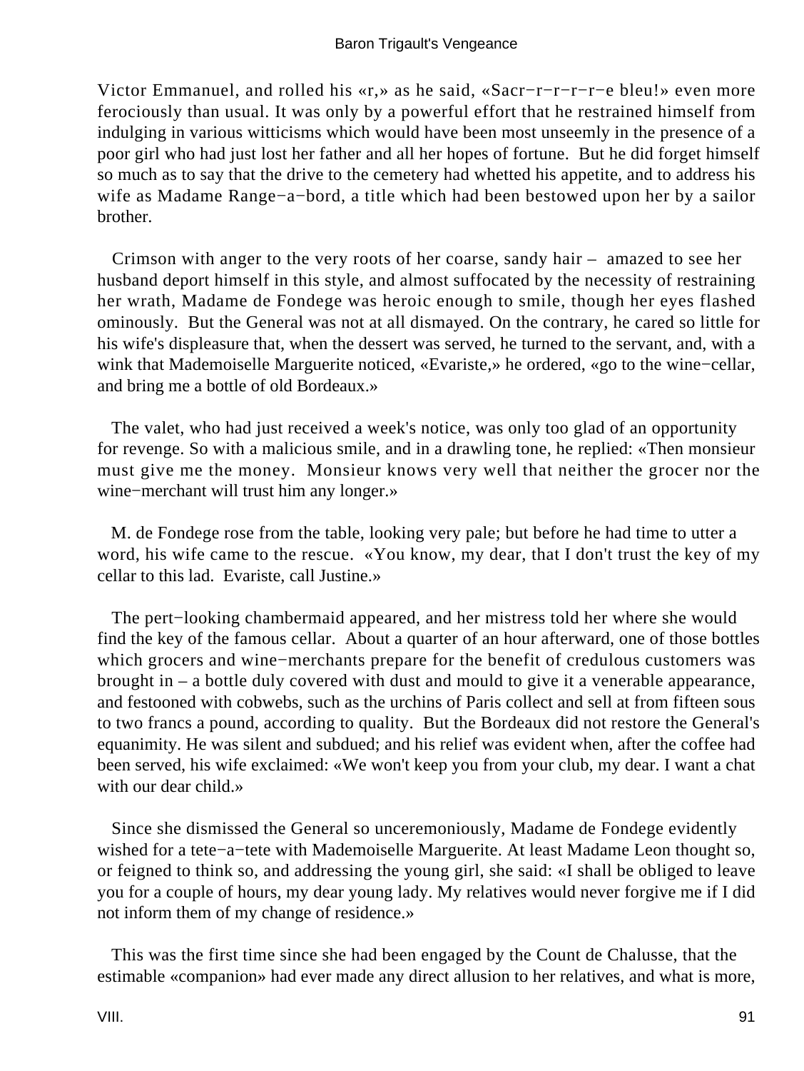Victor Emmanuel, and rolled his «r,» as he said, «Sacr−r−r−r−e bleu!» even more ferociously than usual. It was only by a powerful effort that he restrained himself from indulging in various witticisms which would have been most unseemly in the presence of a poor girl who had just lost her father and all her hopes of fortune. But he did forget himself so much as to say that the drive to the cemetery had whetted his appetite, and to address his wife as Madame Range−a−bord, a title which had been bestowed upon her by a sailor brother.

Crimson with anger to the very roots of her coarse, sandy hair – amazed to see her husband deport himself in this style, and almost suffocated by the necessity of restraining her wrath, Madame de Fondege was heroic enough to smile, though her eyes flashed ominously. But the General was not at all dismayed. On the contrary, he cared so little for his wife's displeasure that, when the dessert was served, he turned to the servant, and, with a wink that Mademoiselle Marguerite noticed, «Evariste,» he ordered, «go to the wine−cellar, and bring me a bottle of old Bordeaux.»

The valet, who had just received a week's notice, was only too glad of an opportunity for revenge. So with a malicious smile, and in a drawling tone, he replied: «Then monsieur must give me the money. Monsieur knows very well that neither the grocer nor the wine−merchant will trust him any longer.»

M. de Fondege rose from the table, looking very pale; but before he had time to utter a word, his wife came to the rescue. «You know, my dear, that I don't trust the key of my cellar to this lad. Evariste, call Justine.»

The pert−looking chambermaid appeared, and her mistress told her where she would find the key of the famous cellar. About a quarter of an hour afterward, one of those bottles which grocers and wine−merchants prepare for the benefit of credulous customers was brought in – a bottle duly covered with dust and mould to give it a venerable appearance, and festooned with cobwebs, such as the urchins of Paris collect and sell at from fifteen sous to two francs a pound, according to quality. But the Bordeaux did not restore the General's equanimity. He was silent and subdued; and his relief was evident when, after the coffee had been served, his wife exclaimed: «We won't keep you from your club, my dear. I want a chat with our dear child.»

Since she dismissed the General so unceremoniously, Madame de Fondege evidently wished for a tete−a−tete with Mademoiselle Marguerite. At least Madame Leon thought so, or feigned to think so, and addressing the young girl, she said: «I shall be obliged to leave you for a couple of hours, my dear young lady. My relatives would never forgive me if I did not inform them of my change of residence.»

This was the first time since she had been engaged by the Count de Chalusse, that the estimable «companion» had ever made any direct allusion to her relatives, and what is more,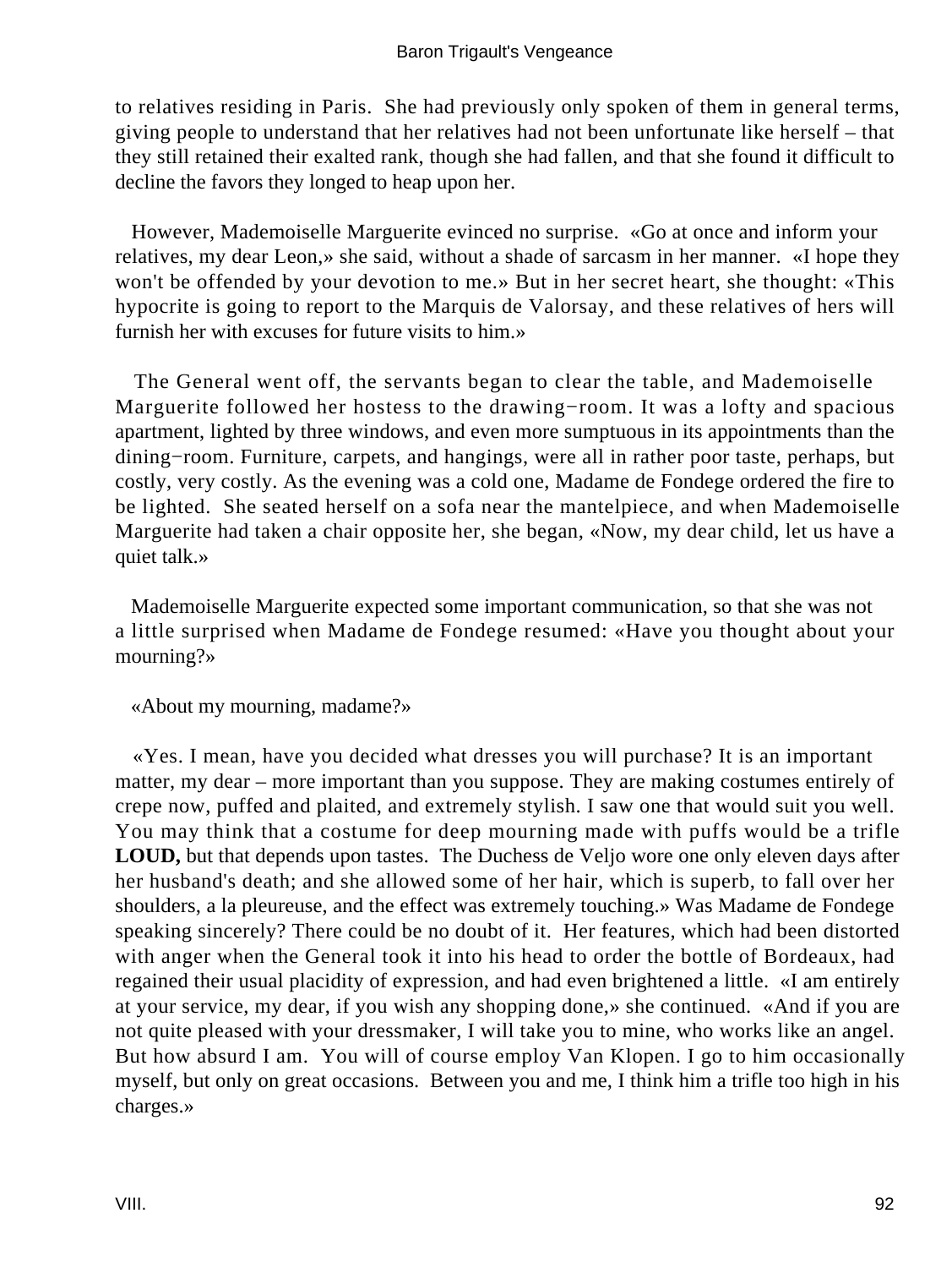to relatives residing in Paris. She had previously only spoken of them in general terms, giving people to understand that her relatives had not been unfortunate like herself – that they still retained their exalted rank, though she had fallen, and that she found it difficult to decline the favors they longed to heap upon her.

However, Mademoiselle Marguerite evinced no surprise. «Go at once and inform your relatives, my dear Leon,» she said, without a shade of sarcasm in her manner. «I hope they won't be offended by your devotion to me.» But in her secret heart, she thought: «This hypocrite is going to report to the Marquis de Valorsay, and these relatives of hers will furnish her with excuses for future visits to him.»

The General went off, the servants began to clear the table, and Mademoiselle Marguerite followed her hostess to the drawing−room. It was a lofty and spacious apartment, lighted by three windows, and even more sumptuous in its appointments than the dining−room. Furniture, carpets, and hangings, were all in rather poor taste, perhaps, but costly, very costly. As the evening was a cold one, Madame de Fondege ordered the fire to be lighted. She seated herself on a sofa near the mantelpiece, and when Mademoiselle Marguerite had taken a chair opposite her, she began, «Now, my dear child, let us have a quiet talk.»

Mademoiselle Marguerite expected some important communication, so that she was not a little surprised when Madame de Fondege resumed: «Have you thought about your mourning?»

«About my mourning, madame?»

«Yes. I mean, have you decided what dresses you will purchase? It is an important matter, my dear – more important than you suppose. They are making costumes entirely of crepe now, puffed and plaited, and extremely stylish. I saw one that would suit you well. You may think that a costume for deep mourning made with puffs would be a trifle **LOUD,** but that depends upon tastes. The Duchess de Veljo wore one only eleven days after her husband's death; and she allowed some of her hair, which is superb, to fall over her shoulders, a la pleureuse, and the effect was extremely touching.» Was Madame de Fondege speaking sincerely? There could be no doubt of it. Her features, which had been distorted with anger when the General took it into his head to order the bottle of Bordeaux, had regained their usual placidity of expression, and had even brightened a little. «I am entirely at your service, my dear, if you wish any shopping done,» she continued. «And if you are not quite pleased with your dressmaker, I will take you to mine, who works like an angel. But how absurd I am. You will of course employ Van Klopen. I go to him occasionally myself, but only on great occasions. Between you and me, I think him a trifle too high in his charges.»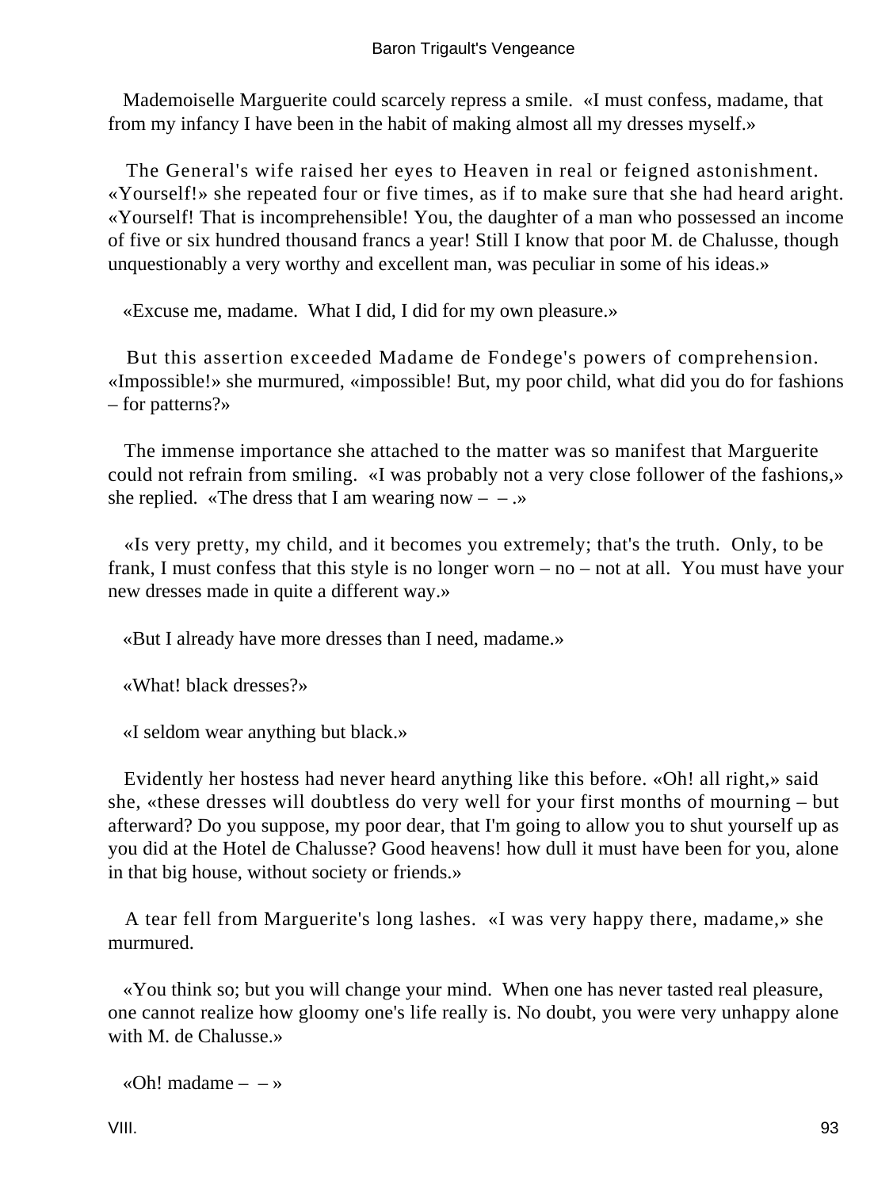Mademoiselle Marguerite could scarcely repress a smile. «I must confess, madame, that from my infancy I have been in the habit of making almost all my dresses myself.»

The General's wife raised her eyes to Heaven in real or feigned astonishment. «Yourself!» she repeated four or five times, as if to make sure that she had heard aright. «Yourself! That is incomprehensible! You, the daughter of a man who possessed an income of five or six hundred thousand francs a year! Still I know that poor M. de Chalusse, though unquestionably a very worthy and excellent man, was peculiar in some of his ideas.»

«Excuse me, madame. What I did, I did for my own pleasure.»

But this assertion exceeded Madame de Fondege's powers of comprehension. «Impossible!» she murmured, «impossible! But, my poor child, what did you do for fashions – for patterns?»

The immense importance she attached to the matter was so manifest that Marguerite could not refrain from smiling. «I was probably not a very close follower of the fashions,» she replied. «The dress that I am wearing now – – .»

«Is very pretty, my child, and it becomes you extremely; that's the truth. Only, to be frank, I must confess that this style is no longer worn – no – not at all. You must have your new dresses made in quite a different way.»

«But I already have more dresses than I need, madame.»

«What! black dresses?»

«I seldom wear anything but black.»

Evidently her hostess had never heard anything like this before. «Oh! all right,» said she, «these dresses will doubtless do very well for your first months of mourning – but afterward? Do you suppose, my poor dear, that I'm going to allow you to shut yourself up as you did at the Hotel de Chalusse? Good heavens! how dull it must have been for you, alone in that big house, without society or friends.»

A tear fell from Marguerite's long lashes. «I was very happy there, madame,» she murmured.

«You think so; but you will change your mind. When one has never tasted real pleasure, one cannot realize how gloomy one's life really is. No doubt, you were very unhappy alone with M. de Chalusse.»

«Oh! madame – – »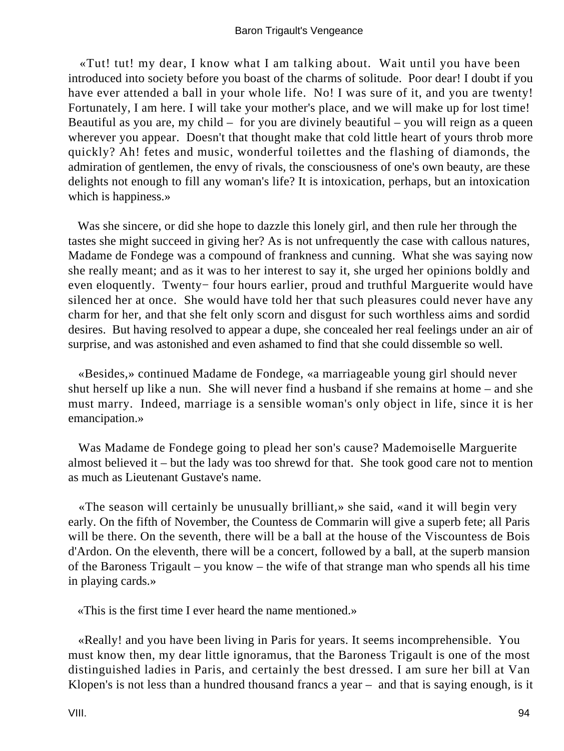«Tut! tut! my dear, I know what I am talking about. Wait until you have been introduced into society before you boast of the charms of solitude. Poor dear! I doubt if you have ever attended a ball in your whole life. No! I was sure of it, and you are twenty! Fortunately, I am here. I will take your mother's place, and we will make up for lost time! Beautiful as you are, my child – for you are divinely beautiful – you will reign as a queen wherever you appear. Doesn't that thought make that cold little heart of yours throb more quickly? Ah! fetes and music, wonderful toilettes and the flashing of diamonds, the admiration of gentlemen, the envy of rivals, the consciousness of one's own beauty, are these delights not enough to fill any woman's life? It is intoxication, perhaps, but an intoxication which is happiness.»

Was she sincere, or did she hope to dazzle this lonely girl, and then rule her through the tastes she might succeed in giving her? As is not unfrequently the case with callous natures, Madame de Fondege was a compound of frankness and cunning. What she was saying now she really meant; and as it was to her interest to say it, she urged her opinions boldly and even eloquently. Twenty− four hours earlier, proud and truthful Marguerite would have silenced her at once. She would have told her that such pleasures could never have any charm for her, and that she felt only scorn and disgust for such worthless aims and sordid desires. But having resolved to appear a dupe, she concealed her real feelings under an air of surprise, and was astonished and even ashamed to find that she could dissemble so well.

«Besides,» continued Madame de Fondege, «a marriageable young girl should never shut herself up like a nun. She will never find a husband if she remains at home – and she must marry. Indeed, marriage is a sensible woman's only object in life, since it is her emancipation.»

Was Madame de Fondege going to plead her son's cause? Mademoiselle Marguerite almost believed it – but the lady was too shrewd for that. She took good care not to mention as much as Lieutenant Gustave's name.

«The season will certainly be unusually brilliant,» she said, «and it will begin very early. On the fifth of November, the Countess de Commarin will give a superb fete; all Paris will be there. On the seventh, there will be a ball at the house of the Viscountess de Bois d'Ardon. On the eleventh, there will be a concert, followed by a ball, at the superb mansion of the Baroness Trigault – you know – the wife of that strange man who spends all his time in playing cards.»

«This is the first time I ever heard the name mentioned.»

«Really! and you have been living in Paris for years. It seems incomprehensible. You must know then, my dear little ignoramus, that the Baroness Trigault is one of the most distinguished ladies in Paris, and certainly the best dressed. I am sure her bill at Van Klopen's is not less than a hundred thousand francs a year – and that is saying enough, is it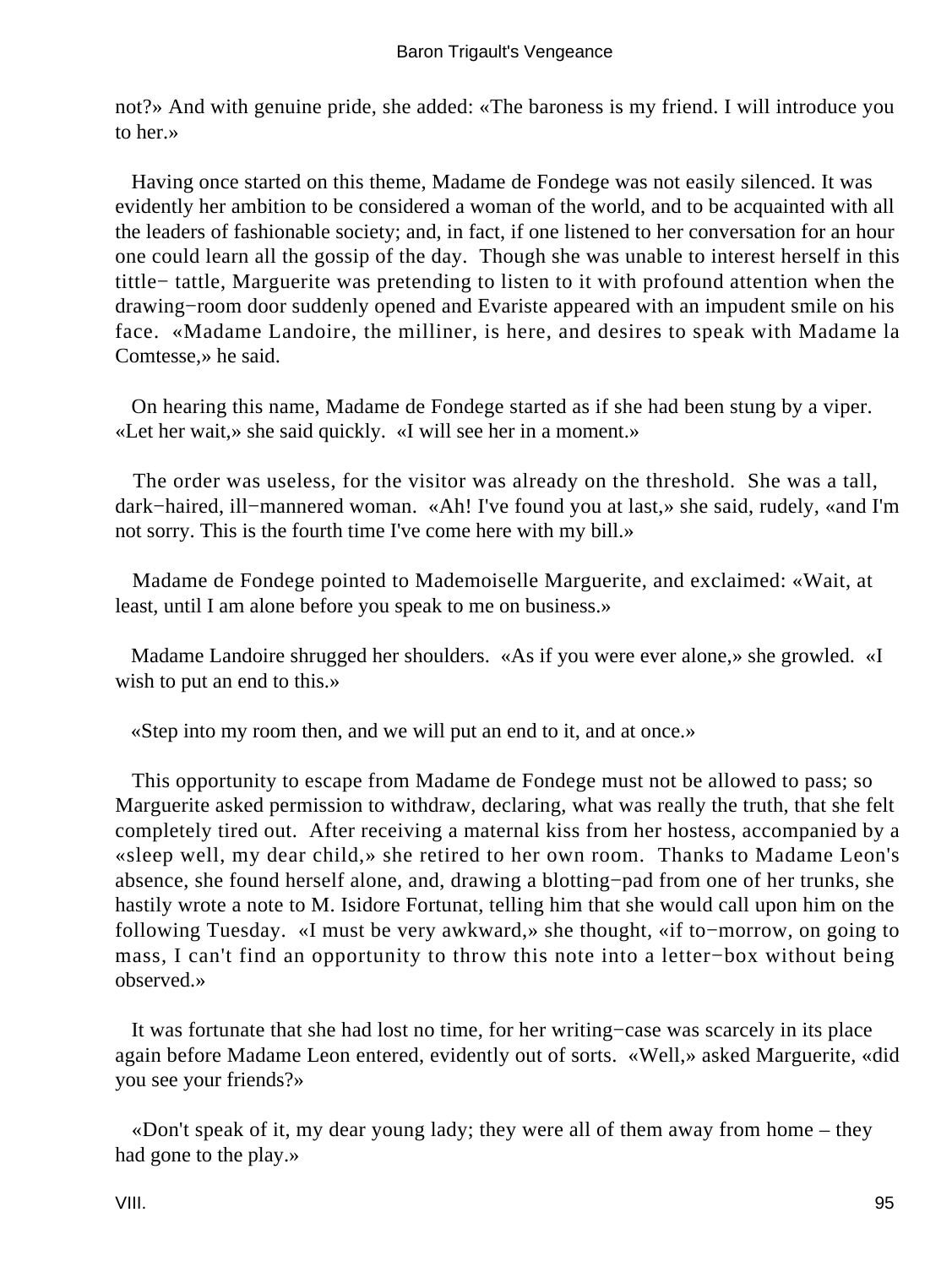not?» And with genuine pride, she added: «The baroness is my friend. I will introduce you to her.»

Having once started on this theme, Madame de Fondege was not easily silenced. It was evidently her ambition to be considered a woman of the world, and to be acquainted with all the leaders of fashionable society; and, in fact, if one listened to her conversation for an hour one could learn all the gossip of the day. Though she was unable to interest herself in this tittle− tattle, Marguerite was pretending to listen to it with profound attention when the drawing−room door suddenly opened and Evariste appeared with an impudent smile on his face. «Madame Landoire, the milliner, is here, and desires to speak with Madame la Comtesse,» he said.

On hearing this name, Madame de Fondege started as if she had been stung by a viper. «Let her wait,» she said quickly. «I will see her in a moment.»

The order was useless, for the visitor was already on the threshold. She was a tall, dark−haired, ill−mannered woman. «Ah! I've found you at last,» she said, rudely, «and I'm not sorry. This is the fourth time I've come here with my bill.»

Madame de Fondege pointed to Mademoiselle Marguerite, and exclaimed: «Wait, at least, until I am alone before you speak to me on business.»

Madame Landoire shrugged her shoulders. «As if you were ever alone,» she growled. «I wish to put an end to this.»

«Step into my room then, and we will put an end to it, and at once.»

This opportunity to escape from Madame de Fondege must not be allowed to pass; so Marguerite asked permission to withdraw, declaring, what was really the truth, that she felt completely tired out. After receiving a maternal kiss from her hostess, accompanied by a «sleep well, my dear child,» she retired to her own room. Thanks to Madame Leon's absence, she found herself alone, and, drawing a blotting−pad from one of her trunks, she hastily wrote a note to M. Isidore Fortunat, telling him that she would call upon him on the following Tuesday. «I must be very awkward,» she thought, «if to−morrow, on going to mass, I can't find an opportunity to throw this note into a letter−box without being observed.»

It was fortunate that she had lost no time, for her writing−case was scarcely in its place again before Madame Leon entered, evidently out of sorts. «Well,» asked Marguerite, «did you see your friends?»

«Don't speak of it, my dear young lady; they were all of them away from home – they had gone to the play.»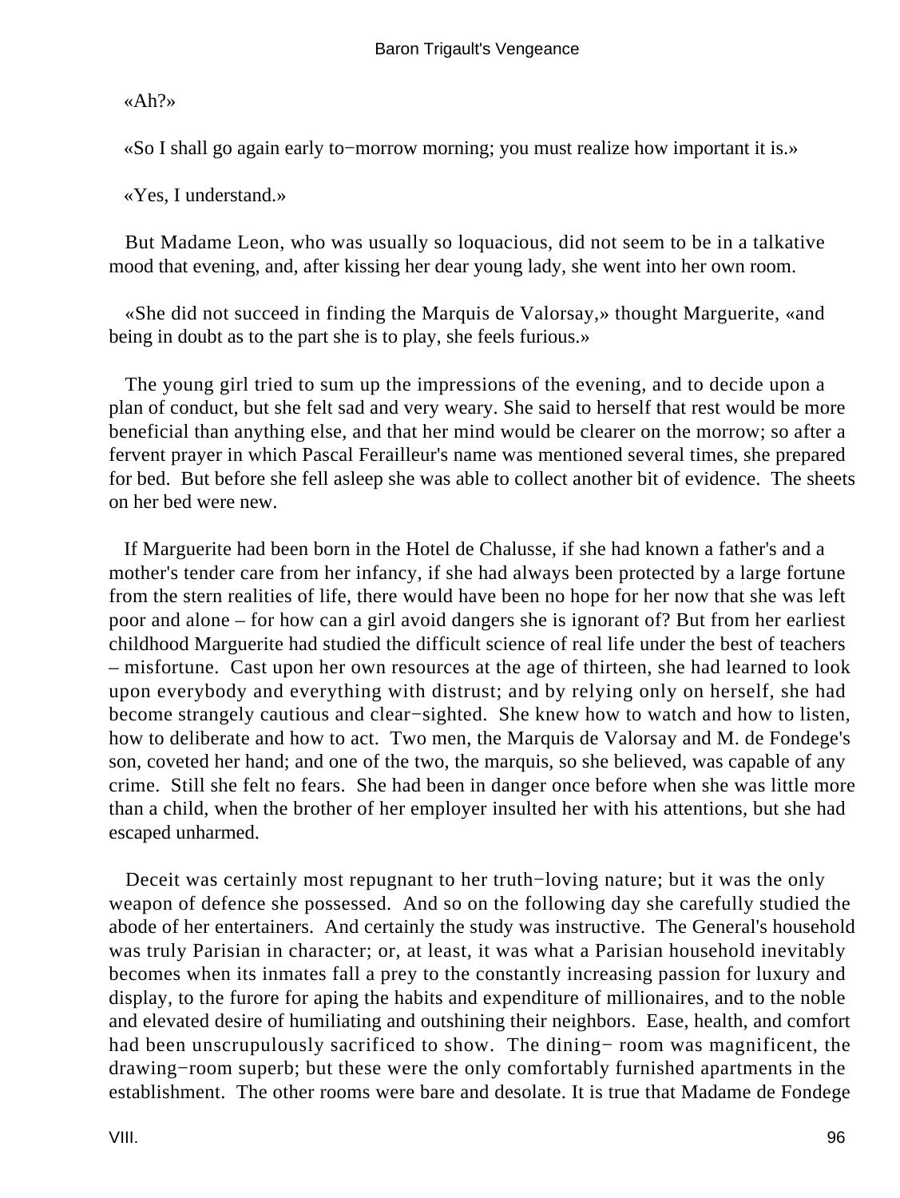«Ah?»

«So I shall go again early to−morrow morning; you must realize how important it is.»

«Yes, I understand.»

But Madame Leon, who was usually so loquacious, did not seem to be in a talkative mood that evening, and, after kissing her dear young lady, she went into her own room.

«She did not succeed in finding the Marquis de Valorsay,» thought Marguerite, «and being in doubt as to the part she is to play, she feels furious.»

The young girl tried to sum up the impressions of the evening, and to decide upon a plan of conduct, but she felt sad and very weary. She said to herself that rest would be more beneficial than anything else, and that her mind would be clearer on the morrow; so after a fervent prayer in which Pascal Ferailleur's name was mentioned several times, she prepared for bed. But before she fell asleep she was able to collect another bit of evidence. The sheets on her bed were new.

If Marguerite had been born in the Hotel de Chalusse, if she had known a father's and a mother's tender care from her infancy, if she had always been protected by a large fortune from the stern realities of life, there would have been no hope for her now that she was left poor and alone – for how can a girl avoid dangers she is ignorant of? But from her earliest childhood Marguerite had studied the difficult science of real life under the best of teachers – misfortune. Cast upon her own resources at the age of thirteen, she had learned to look upon everybody and everything with distrust; and by relying only on herself, she had become strangely cautious and clear−sighted. She knew how to watch and how to listen, how to deliberate and how to act. Two men, the Marquis de Valorsay and M. de Fondege's son, coveted her hand; and one of the two, the marquis, so she believed, was capable of any crime. Still she felt no fears. She had been in danger once before when she was little more than a child, when the brother of her employer insulted her with his attentions, but she had escaped unharmed.

Deceit was certainly most repugnant to her truth−loving nature; but it was the only weapon of defence she possessed. And so on the following day she carefully studied the abode of her entertainers. And certainly the study was instructive. The General's household was truly Parisian in character; or, at least, it was what a Parisian household inevitably becomes when its inmates fall a prey to the constantly increasing passion for luxury and display, to the furore for aping the habits and expenditure of millionaires, and to the noble and elevated desire of humiliating and outshining their neighbors. Ease, health, and comfort had been unscrupulously sacrificed to show. The dining− room was magnificent, the drawing−room superb; but these were the only comfortably furnished apartments in the establishment. The other rooms were bare and desolate. It is true that Madame de Fondege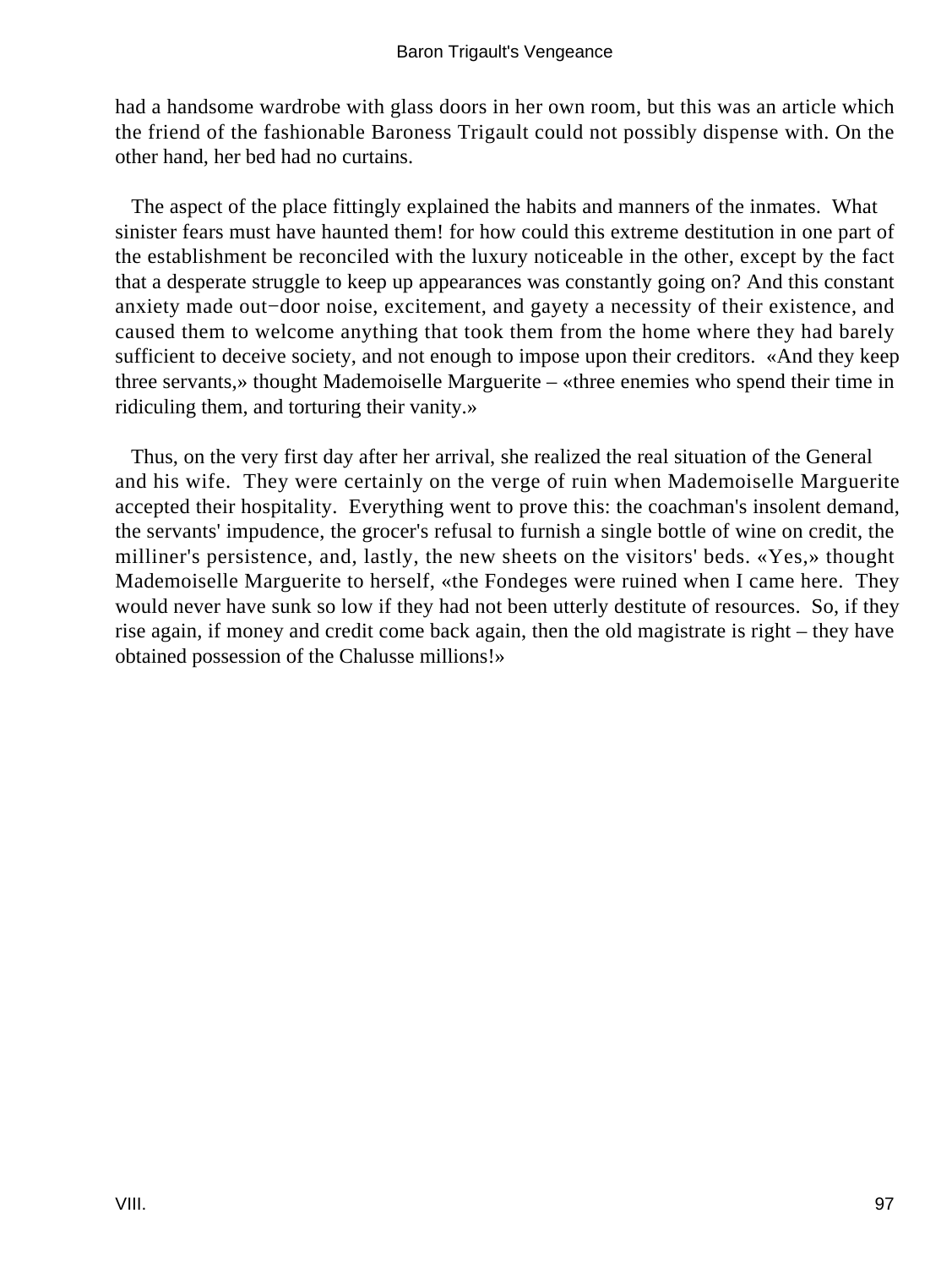had a handsome wardrobe with glass doors in her own room, but this was an article which the friend of the fashionable Baroness Trigault could not possibly dispense with. On the other hand, her bed had no curtains.

The aspect of the place fittingly explained the habits and manners of the inmates. What sinister fears must have haunted them! for how could this extreme destitution in one part of the establishment be reconciled with the luxury noticeable in the other, except by the fact that a desperate struggle to keep up appearances was constantly going on? And this constant anxiety made out−door noise, excitement, and gayety a necessity of their existence, and caused them to welcome anything that took them from the home where they had barely sufficient to deceive society, and not enough to impose upon their creditors. «And they keep three servants,» thought Mademoiselle Marguerite – «three enemies who spend their time in ridiculing them, and torturing their vanity.»

Thus, on the very first day after her arrival, she realized the real situation of the General and his wife. They were certainly on the verge of ruin when Mademoiselle Marguerite accepted their hospitality. Everything went to prove this: the coachman's insolent demand, the servants' impudence, the grocer's refusal to furnish a single bottle of wine on credit, the milliner's persistence, and, lastly, the new sheets on the visitors' beds. «Yes,» thought Mademoiselle Marguerite to herself, «the Fondeges were ruined when I came here. They would never have sunk so low if they had not been utterly destitute of resources. So, if they rise again, if money and credit come back again, then the old magistrate is right – they have obtained possession of the Chalusse millions!»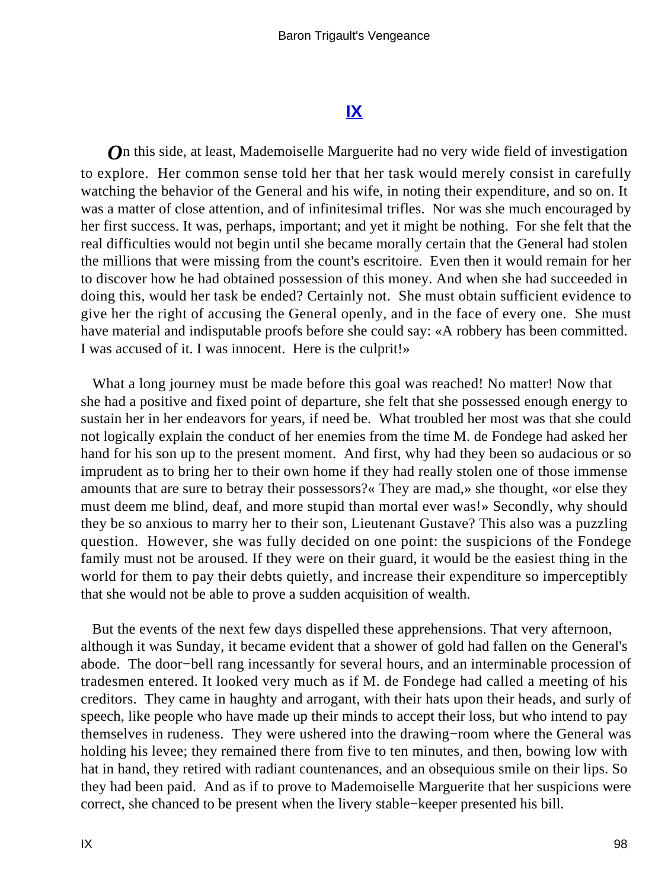## IX

On this side, at least, Mademoiselle Marguerite had no very wide field of investigation to explore. Her common sense told her that her task would merely consist in carefully watching the behavior of the General and his wife, in noting their expenditure, and so on. It was a matter of close attention, and of infinitesimal trifles. Nor was she much encouraged by her first success. It was, perhaps, important; and yet it might be nothing. For she felt that the real difficulties would not begin until she became morally certain that the General had stolen the millions that were missing from the count's escritoire. Even then it would remain for her to discover how he had obtained possession of this money. And when she had succeeded in doing this, would her task be ended? Certainly not. She must obtain sufficient evidence to give her the right of accusing the General openly, and in the face of every one. She must have material and indisputable proofs before she could say: «A robbery has been committed. I was accused of it. I was innocent. Here is the culprit!»

What a long journey must be made before this goal was reached! No matter! Now that she had a positive and fixed point of departure, she felt that she possessed enough energy to sustain her in her endeavors for years, if need be. What troubled her most was that she could not logically explain the conduct of her enemies from the time M. de Fondege had asked her hand for his son up to the present moment. And first, why had they been so audacious or so imprudent as to bring her to their own home if they had really stolen one of those immense amounts that are sure to betray their possessors?« They are mad,» she thought, «or else they must deem me blind, deaf, and more stupid than mortal ever was!» Secondly, why should they be so anxious to marry her to their son, Lieutenant Gustave? This also was a puzzling question. However, she was fully decided on one point: the suspicions of the Fondege family must not be aroused. If they were on their guard, it would be the easiest thing in the world for them to pay their debts quietly, and increase their expenditure so imperceptibly that she would not be able to prove a sudden acquisition of wealth.

But the events of the next few days dispelled these apprehensions. That very afternoon, although it was Sunday, it became evident that a shower of gold had fallen on the General's abode. The door−bell rang incessantly for several hours, and an interminable procession of tradesmen entered. It looked very much as if M. de Fondege had called a meeting of his creditors. They came in haughty and arrogant, with their hats upon their heads, and surly of speech, like people who have made up their minds to accept their loss, but who intend to pay themselves in rudeness. They were ushered into the drawing−room where the General was holding his levee; they remained there from five to ten minutes, and then, bowing low with hat in hand, they retired with radiant countenances, and an obsequious smile on their lips. So they had been paid. And as if to prove to Mademoiselle Marguerite that her suspicions were correct, she chanced to be present when the livery stable−keeper presented his bill.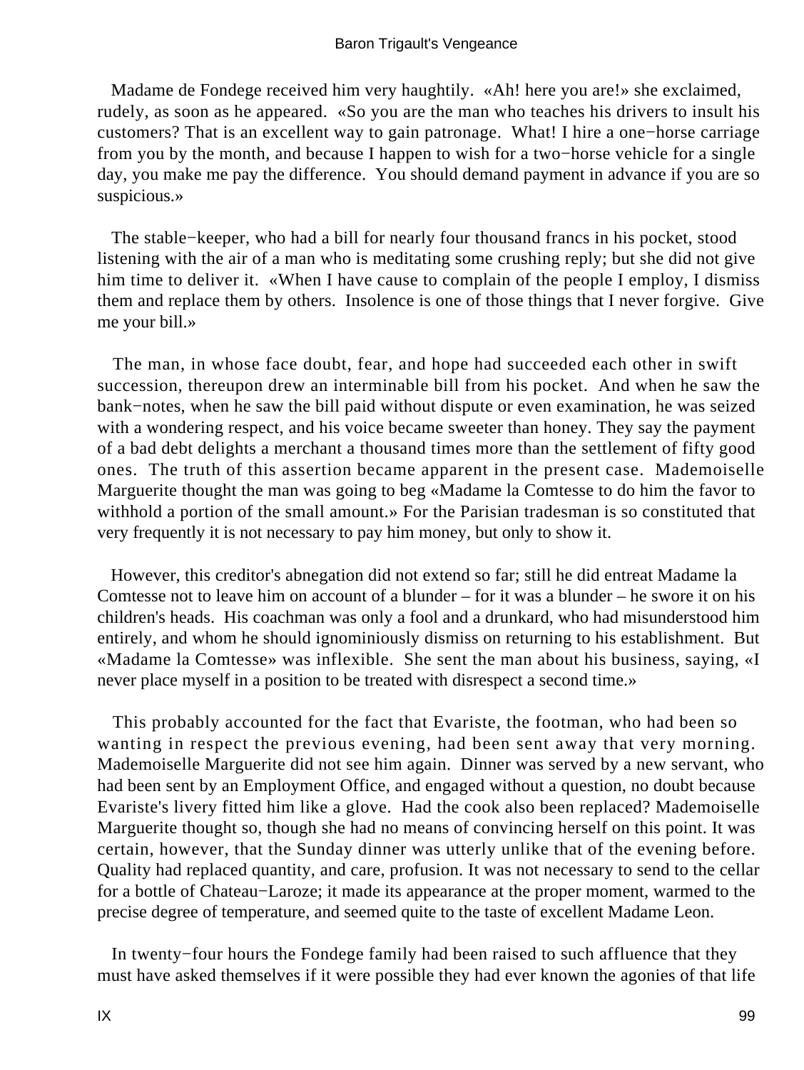Madame de Fondege received him very haughtily. «Ah! here you are!» she exclaimed, rudely, as soon as he appeared. «So you are the man who teaches his drivers to insult his customers? That is an excellent way to gain patronage. What! I hire a one−horse carriage from you by the month, and because I happen to wish for a two−horse vehicle for a single day, you make me pay the difference. You should demand payment in advance if you are so suspicious.»

The stable−keeper, who had a bill for nearly four thousand francs in his pocket, stood listening with the air of a man who is meditating some crushing reply; but she did not give him time to deliver it. «When I have cause to complain of the people I employ, I dismiss them and replace them by others. Insolence is one of those things that I never forgive. Give me your bill.»

The man, in whose face doubt, fear, and hope had succeeded each other in swift succession, thereupon drew an interminable bill from his pocket. And when he saw the bank−notes, when he saw the bill paid without dispute or even examination, he was seized with a wondering respect, and his voice became sweeter than honey. They say the payment of a bad debt delights a merchant a thousand times more than the settlement of fifty good ones. The truth of this assertion became apparent in the present case. Mademoiselle Marguerite thought the man was going to beg «Madame la Comtesse to do him the favor to withhold a portion of the small amount.» For the Parisian tradesman is so constituted that very frequently it is not necessary to pay him money, but only to show it.

However, this creditor's abnegation did not extend so far; still he did entreat Madame la Comtesse not to leave him on account of a blunder – for it was a blunder – he swore it on his children's heads. His coachman was only a fool and a drunkard, who had misunderstood him entirely, and whom he should ignominiously dismiss on returning to his establishment. But «Madame la Comtesse» was inflexible. She sent the man about his business, saying, «I never place myself in a position to be treated with disrespect a second time.»

This probably accounted for the fact that Evariste, the footman, who had been so wanting in respect the previous evening, had been sent away that very morning. Mademoiselle Marguerite did not see him again. Dinner was served by a new servant, who had been sent by an Employment Office, and engaged without a question, no doubt because Evariste's livery fitted him like a glove. Had the cook also been replaced? Mademoiselle Marguerite thought so, though she had no means of convincing herself on this point. It was certain, however, that the Sunday dinner was utterly unlike that of the evening before. Quality had replaced quantity, and care, profusion. It was not necessary to send to the cellar for a bottle of Chateau−Laroze; it made its appearance at the proper moment, warmed to the precise degree of temperature, and seemed quite to the taste of excellent Madame Leon.

In twenty−four hours the Fondege family had been raised to such affluence that they must have asked themselves if it were possible they had ever known the agonies of that life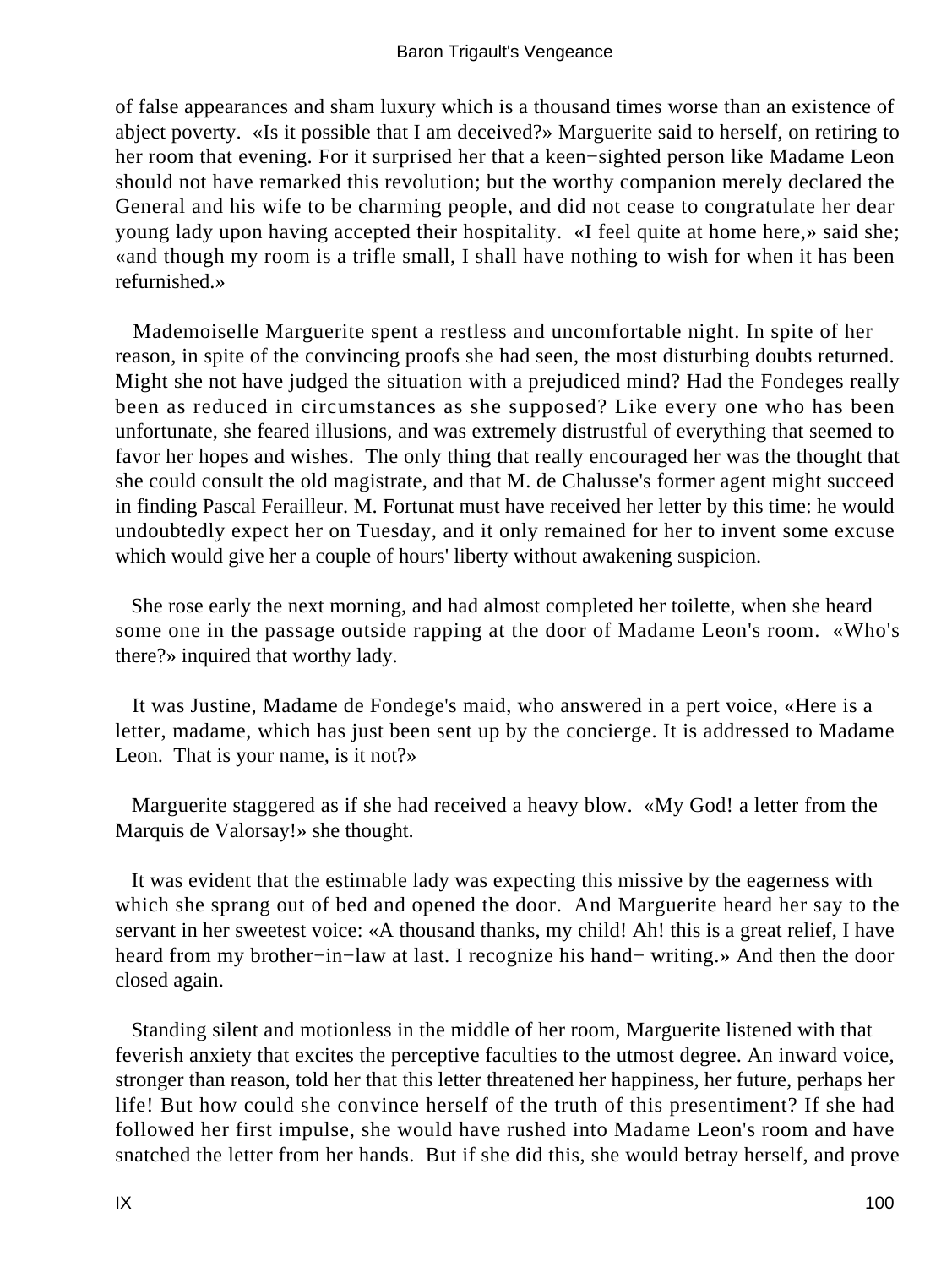of false appearances and sham luxury which is a thousand times worse than an existence of abject poverty. «Is it possible that I am deceived?» Marguerite said to herself, on retiring to her room that evening. For it surprised her that a keen−sighted person like Madame Leon should not have remarked this revolution; but the worthy companion merely declared the General and his wife to be charming people, and did not cease to congratulate her dear young lady upon having accepted their hospitality. «I feel quite at home here,» said she; «and though my room is a trifle small, I shall have nothing to wish for when it has been refurnished.»

Mademoiselle Marguerite spent a restless and uncomfortable night. In spite of her reason, in spite of the convincing proofs she had seen, the most disturbing doubts returned. Might she not have judged the situation with a prejudiced mind? Had the Fondeges really been as reduced in circumstances as she supposed? Like every one who has been unfortunate, she feared illusions, and was extremely distrustful of everything that seemed to favor her hopes and wishes. The only thing that really encouraged her was the thought that she could consult the old magistrate, and that M. de Chalusse's former agent might succeed in finding Pascal Ferailleur. M. Fortunat must have received her letter by this time: he would undoubtedly expect her on Tuesday, and it only remained for her to invent some excuse which would give her a couple of hours' liberty without awakening suspicion.

She rose early the next morning, and had almost completed her toilette, when she heard some one in the passage outside rapping at the door of Madame Leon's room. «Who's there?» inquired that worthy lady.

It was Justine, Madame de Fondege's maid, who answered in a pert voice, «Here is a letter, madame, which has just been sent up by the concierge. It is addressed to Madame Leon. That is your name, is it not?»

Marguerite staggered as if she had received a heavy blow. «My God! a letter from the Marquis de Valorsay!» she thought.

It was evident that the estimable lady was expecting this missive by the eagerness with which she sprang out of bed and opened the door. And Marguerite heard her say to the servant in her sweetest voice: «A thousand thanks, my child! Ah! this is a great relief, I have heard from my brother−in−law at last. I recognize his hand− writing.» And then the door closed again.

Standing silent and motionless in the middle of her room, Marguerite listened with that feverish anxiety that excites the perceptive faculties to the utmost degree. An inward voice, stronger than reason, told her that this letter threatened her happiness, her future, perhaps her life! But how could she convince herself of the truth of this presentiment? If she had followed her first impulse, she would have rushed into Madame Leon's room and have snatched the letter from her hands. But if she did this, she would betray herself, and prove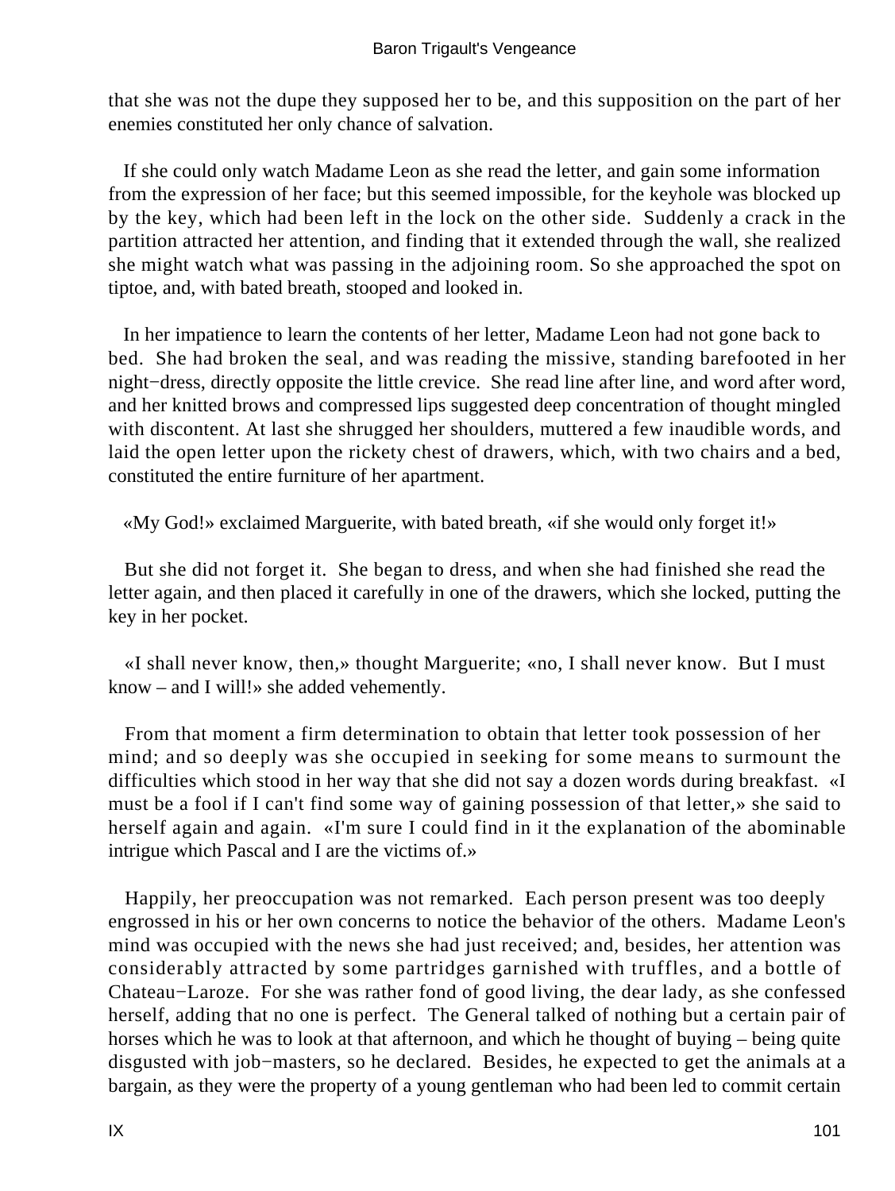that she was not the dupe they supposed her to be, and this supposition on the part of her enemies constituted her only chance of salvation.

If she could only watch Madame Leon as she read the letter, and gain some information from the expression of her face; but this seemed impossible, for the keyhole was blocked up by the key, which had been left in the lock on the other side. Suddenly a crack in the partition attracted her attention, and finding that it extended through the wall, she realized she might watch what was passing in the adjoining room. So she approached the spot on tiptoe, and, with bated breath, stooped and looked in.

In her impatience to learn the contents of her letter, Madame Leon had not gone back to bed. She had broken the seal, and was reading the missive, standing barefooted in her night−dress, directly opposite the little crevice. She read line after line, and word after word, and her knitted brows and compressed lips suggested deep concentration of thought mingled with discontent. At last she shrugged her shoulders, muttered a few inaudible words, and laid the open letter upon the rickety chest of drawers, which, with two chairs and a bed, constituted the entire furniture of her apartment.

«My God!» exclaimed Marguerite, with bated breath, «if she would only forget it!»

But she did not forget it. She began to dress, and when she had finished she read the letter again, and then placed it carefully in one of the drawers, which she locked, putting the key in her pocket.

«I shall never know, then,» thought Marguerite; «no, I shall never know. But I must know – and I will!» she added vehemently.

From that moment a firm determination to obtain that letter took possession of her mind; and so deeply was she occupied in seeking for some means to surmount the difficulties which stood in her way that she did not say a dozen words during breakfast. «I must be a fool if I can't find some way of gaining possession of that letter,» she said to herself again and again. «I'm sure I could find in it the explanation of the abominable intrigue which Pascal and I are the victims of.»

Happily, her preoccupation was not remarked. Each person present was too deeply engrossed in his or her own concerns to notice the behavior of the others. Madame Leon's mind was occupied with the news she had just received; and, besides, her attention was considerably attracted by some partridges garnished with truffles, and a bottle of Chateau−Laroze. For she was rather fond of good living, the dear lady, as she confessed herself, adding that no one is perfect. The General talked of nothing but a certain pair of horses which he was to look at that afternoon, and which he thought of buying – being quite disgusted with job−masters, so he declared. Besides, he expected to get the animals at a bargain, as they were the property of a young gentleman who had been led to commit certain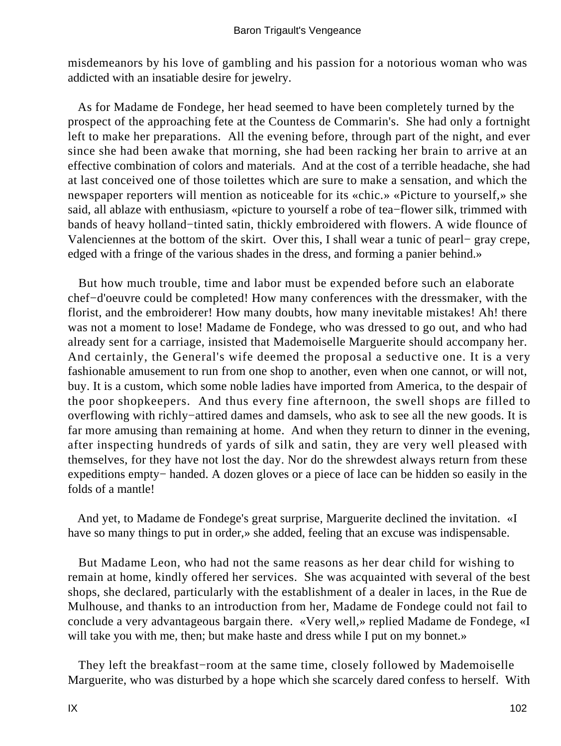misdemeanors by his love of gambling and his passion for a notorious woman who was addicted with an insatiable desire for jewelry.

As for Madame de Fondege, her head seemed to have been completely turned by the prospect of the approaching fete at the Countess de Commarin's. She had only a fortnight left to make her preparations. All the evening before, through part of the night, and ever since she had been awake that morning, she had been racking her brain to arrive at an effective combination of colors and materials. And at the cost of a terrible headache, she had at last conceived one of those toilettes which are sure to make a sensation, and which the newspaper reporters will mention as noticeable for its «chic.» «Picture to yourself,» she said, all ablaze with enthusiasm, «picture to yourself a robe of tea−flower silk, trimmed with bands of heavy holland−tinted satin, thickly embroidered with flowers. A wide flounce of Valenciennes at the bottom of the skirt. Over this, I shall wear a tunic of pearl− gray crepe, edged with a fringe of the various shades in the dress, and forming a panier behind.»

But how much trouble, time and labor must be expended before such an elaborate chef−d'oeuvre could be completed! How many conferences with the dressmaker, with the florist, and the embroiderer! How many doubts, how many inevitable mistakes! Ah! there was not a moment to lose! Madame de Fondege, who was dressed to go out, and who had already sent for a carriage, insisted that Mademoiselle Marguerite should accompany her. And certainly, the General's wife deemed the proposal a seductive one. It is a very fashionable amusement to run from one shop to another, even when one cannot, or will not, buy. It is a custom, which some noble ladies have imported from America, to the despair of the poor shopkeepers. And thus every fine afternoon, the swell shops are filled to overflowing with richly−attired dames and damsels, who ask to see all the new goods. It is far more amusing than remaining at home. And when they return to dinner in the evening, after inspecting hundreds of yards of silk and satin, they are very well pleased with themselves, for they have not lost the day. Nor do the shrewdest always return from these expeditions empty− handed. A dozen gloves or a piece of lace can be hidden so easily in the folds of a mantle!

And yet, to Madame de Fondege's great surprise, Marguerite declined the invitation. «I have so many things to put in order,» she added, feeling that an excuse was indispensable.

But Madame Leon, who had not the same reasons as her dear child for wishing to remain at home, kindly offered her services. She was acquainted with several of the best shops, she declared, particularly with the establishment of a dealer in laces, in the Rue de Mulhouse, and thanks to an introduction from her, Madame de Fondege could not fail to conclude a very advantageous bargain there. «Very well,» replied Madame de Fondege, «I will take you with me, then; but make haste and dress while I put on my bonnet.»

They left the breakfast−room at the same time, closely followed by Mademoiselle Marguerite, who was disturbed by a hope which she scarcely dared confess to herself. With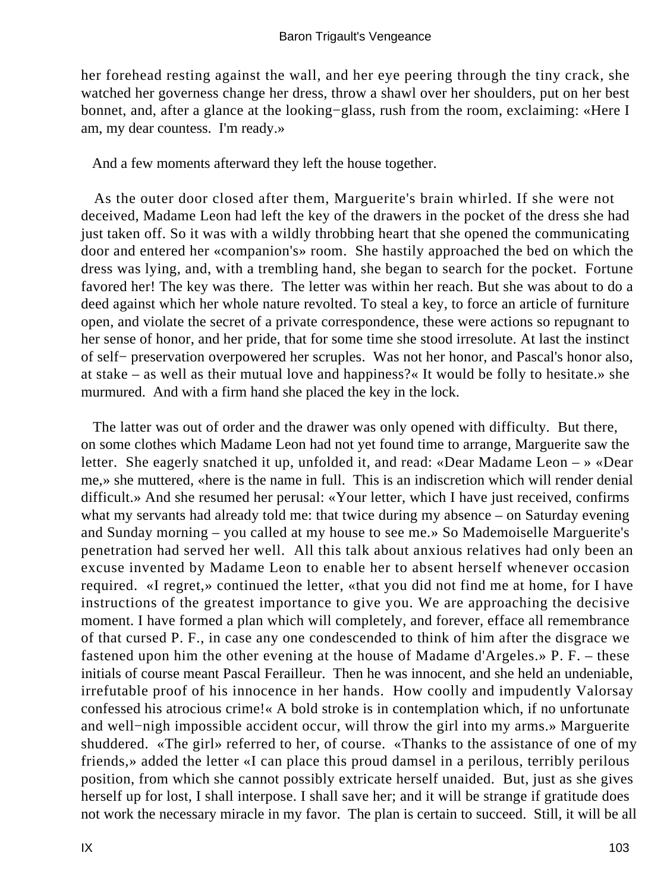her forehead resting against the wall, and her eye peering through the tiny crack, she watched her governess change her dress, throw a shawl over her shoulders, put on her best bonnet, and, after a glance at the looking−glass, rush from the room, exclaiming: «Here I am, my dear countess. I'm ready.»

And a few moments afterward they left the house together.

As the outer door closed after them, Marguerite's brain whirled. If she were not deceived, Madame Leon had left the key of the drawers in the pocket of the dress she had just taken off. So it was with a wildly throbbing heart that she opened the communicating door and entered her «companion's» room. She hastily approached the bed on which the dress was lying, and, with a trembling hand, she began to search for the pocket. Fortune favored her! The key was there. The letter was within her reach. But she was about to do a deed against which her whole nature revolted. To steal a key, to force an article of furniture open, and violate the secret of a private correspondence, these were actions so repugnant to her sense of honor, and her pride, that for some time she stood irresolute. At last the instinct of self− preservation overpowered her scruples. Was not her honor, and Pascal's honor also, at stake – as well as their mutual love and happiness?« It would be folly to hesitate.» she murmured. And with a firm hand she placed the key in the lock.

The latter was out of order and the drawer was only opened with difficulty. But there, on some clothes which Madame Leon had not yet found time to arrange, Marguerite saw the letter. She eagerly snatched it up, unfolded it, and read: «Dear Madame Leon – » «Dear me,» she muttered, «here is the name in full. This is an indiscretion which will render denial difficult.» And she resumed her perusal: «Your letter, which I have just received, confirms what my servants had already told me: that twice during my absence – on Saturday evening and Sunday morning – you called at my house to see me.» So Mademoiselle Marguerite's penetration had served her well. All this talk about anxious relatives had only been an excuse invented by Madame Leon to enable her to absent herself whenever occasion required. «I regret,» continued the letter, «that you did not find me at home, for I have instructions of the greatest importance to give you. We are approaching the decisive moment. I have formed a plan which will completely, and forever, efface all remembrance of that cursed P. F., in case any one condescended to think of him after the disgrace we fastened upon him the other evening at the house of Madame d'Argeles.» P. F. – these initials of course meant Pascal Ferailleur. Then he was innocent, and she held an undeniable, irrefutable proof of his innocence in her hands. How coolly and impudently Valorsay confessed his atrocious crime!« A bold stroke is in contemplation which, if no unfortunate and well−nigh impossible accident occur, will throw the girl into my arms.» Marguerite shuddered. «The girl» referred to her, of course. «Thanks to the assistance of one of my friends,» added the letter «I can place this proud damsel in a perilous, terribly perilous position, from which she cannot possibly extricate herself unaided. But, just as she gives herself up for lost, I shall interpose. I shall save her; and it will be strange if gratitude does not work the necessary miracle in my favor. The plan is certain to succeed. Still, it will be all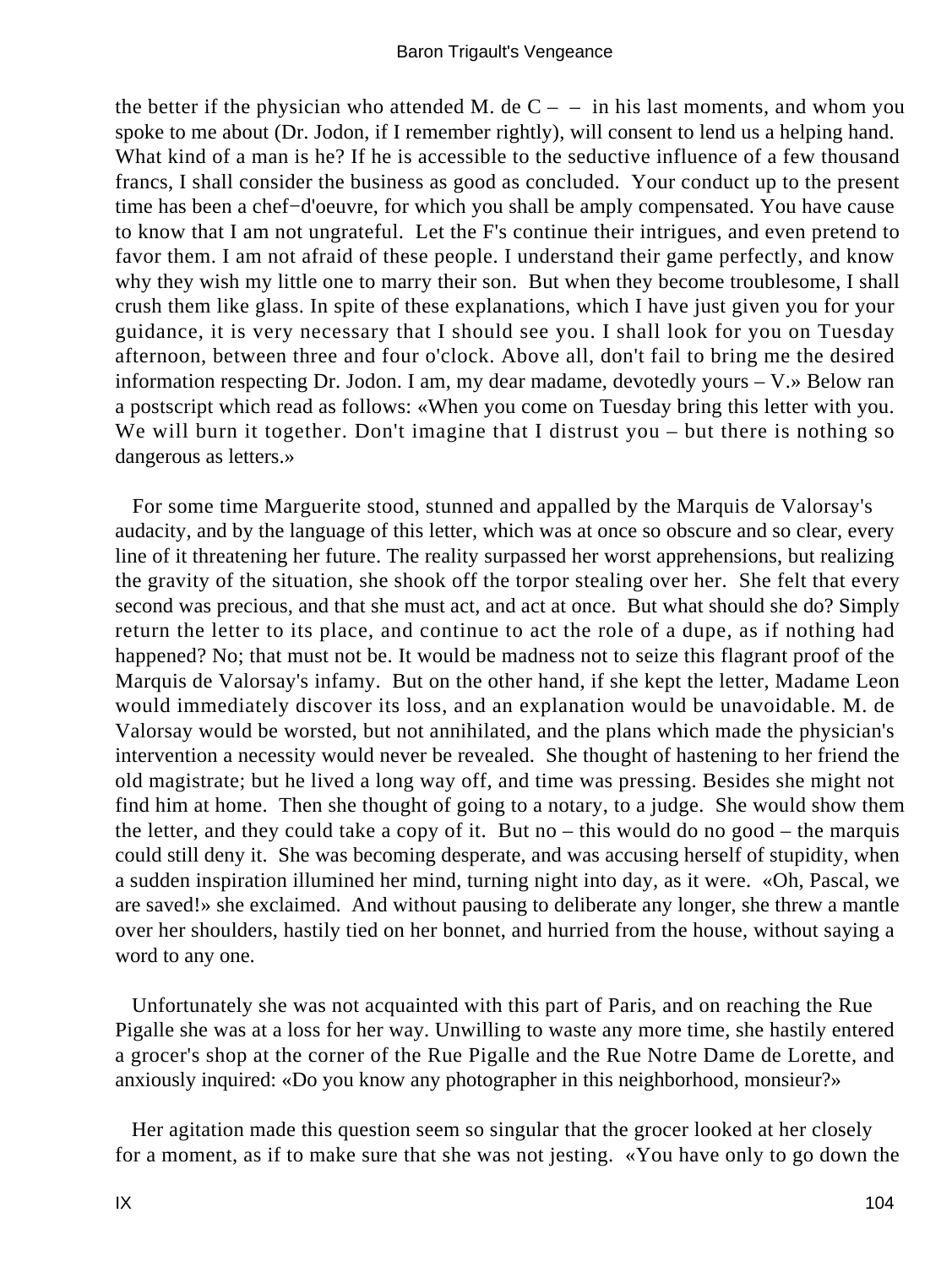the better if the physician who attended M. de C – – in his last moments, and whom you spoke to me about (Dr. Jodon, if I remember rightly), will consent to lend us a helping hand. What kind of a man is he? If he is accessible to the seductive influence of a few thousand francs, I shall consider the business as good as concluded. Your conduct up to the present time has been a chef−d'oeuvre, for which you shall be amply compensated. You have cause to know that I am not ungrateful. Let the F's continue their intrigues, and even pretend to favor them. I am not afraid of these people. I understand their game perfectly, and know why they wish my little one to marry their son. But when they become troublesome, I shall crush them like glass. In spite of these explanations, which I have just given you for your guidance, it is very necessary that I should see you. I shall look for you on Tuesday afternoon, between three and four o'clock. Above all, don't fail to bring me the desired information respecting Dr. Jodon. I am, my dear madame, devotedly yours – V.» Below ran a postscript which read as follows: «When you come on Tuesday bring this letter with you. We will burn it together. Don't imagine that I distrust you – but there is nothing so dangerous as letters.»

For some time Marguerite stood, stunned and appalled by the Marquis de Valorsay's audacity, and by the language of this letter, which was at once so obscure and so clear, every line of it threatening her future. The reality surpassed her worst apprehensions, but realizing the gravity of the situation, she shook off the torpor stealing over her. She felt that every second was precious, and that she must act, and act at once. But what should she do? Simply return the letter to its place, and continue to act the role of a dupe, as if nothing had happened? No; that must not be. It would be madness not to seize this flagrant proof of the Marquis de Valorsay's infamy. But on the other hand, if she kept the letter, Madame Leon would immediately discover its loss, and an explanation would be unavoidable. M. de Valorsay would be worsted, but not annihilated, and the plans which made the physician's intervention a necessity would never be revealed. She thought of hastening to her friend the old magistrate; but he lived a long way off, and time was pressing. Besides she might not find him at home. Then she thought of going to a notary, to a judge. She would show them the letter, and they could take a copy of it. But no – this would do no good – the marquis could still deny it. She was becoming desperate, and was accusing herself of stupidity, when a sudden inspiration illumined her mind, turning night into day, as it were. «Oh, Pascal, we are saved!» she exclaimed. And without pausing to deliberate any longer, she threw a mantle over her shoulders, hastily tied on her bonnet, and hurried from the house, without saying a word to any one.

Unfortunately she was not acquainted with this part of Paris, and on reaching the Rue Pigalle she was at a loss for her way. Unwilling to waste any more time, she hastily entered a grocer's shop at the corner of the Rue Pigalle and the Rue Notre Dame de Lorette, and anxiously inquired: «Do you know any photographer in this neighborhood, monsieur?»

Her agitation made this question seem so singular that the grocer looked at her closely for a moment, as if to make sure that she was not jesting. «You have only to go down the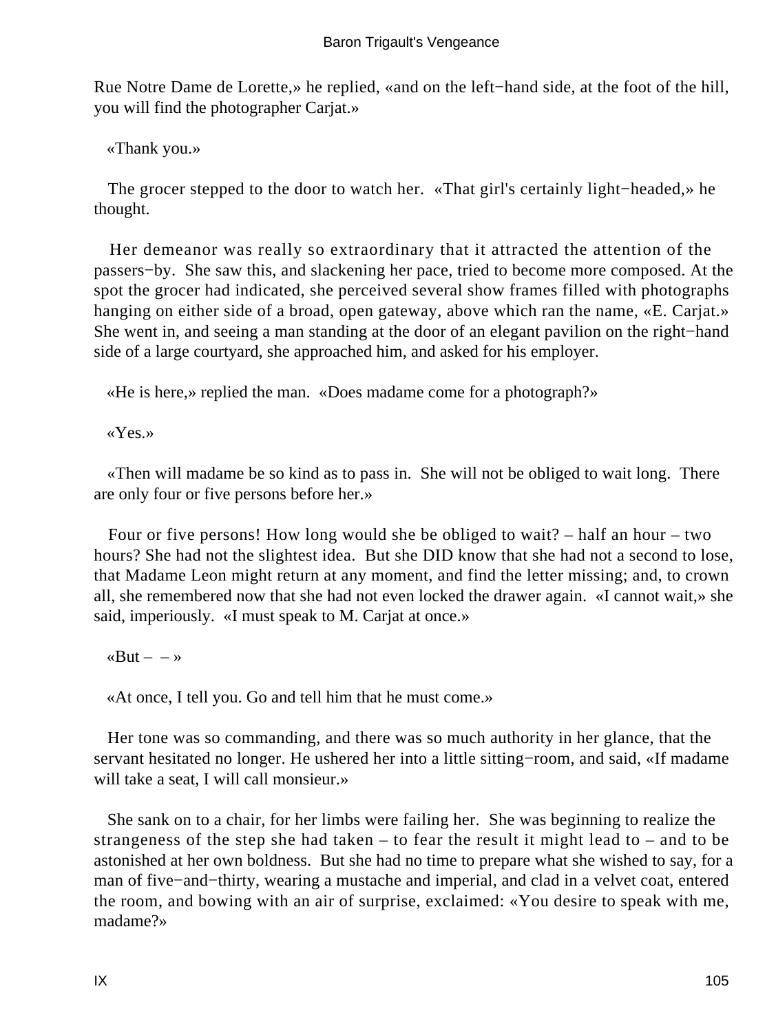Rue Notre Dame de Lorette,» he replied, «and on the left−hand side, at the foot of the hill, you will find the photographer Carjat.»

«Thank you.»

The grocer stepped to the door to watch her. «That girl's certainly light−headed,» he thought.

Her demeanor was really so extraordinary that it attracted the attention of the passers−by. She saw this, and slackening her pace, tried to become more composed. At the spot the grocer had indicated, she perceived several show frames filled with photographs hanging on either side of a broad, open gateway, above which ran the name, «E. Carjat.» She went in, and seeing a man standing at the door of an elegant pavilion on the right−hand side of a large courtyard, she approached him, and asked for his employer.

«He is here,» replied the man. «Does madame come for a photograph?»

«Yes.»

«Then will madame be so kind as to pass in. She will not be obliged to wait long. There are only four or five persons before her.»

Four or five persons! How long would she be obliged to wait? – half an hour – two hours? She had not the slightest idea. But she DID know that she had not a second to lose, that Madame Leon might return at any moment, and find the letter missing; and, to crown all, she remembered now that she had not even locked the drawer again. «I cannot wait,» she said, imperiously. «I must speak to M. Carjat at once.»

«But – – »

«At once, I tell you. Go and tell him that he must come.»

Her tone was so commanding, and there was so much authority in her glance, that the servant hesitated no longer. He ushered her into a little sitting−room, and said, «If madame will take a seat, I will call monsieur.»

She sank on to a chair, for her limbs were failing her. She was beginning to realize the strangeness of the step she had taken – to fear the result it might lead to – and to be astonished at her own boldness. But she had no time to prepare what she wished to say, for a man of five−and−thirty, wearing a mustache and imperial, and clad in a velvet coat, entered the room, and bowing with an air of surprise, exclaimed: «You desire to speak with me, madame?»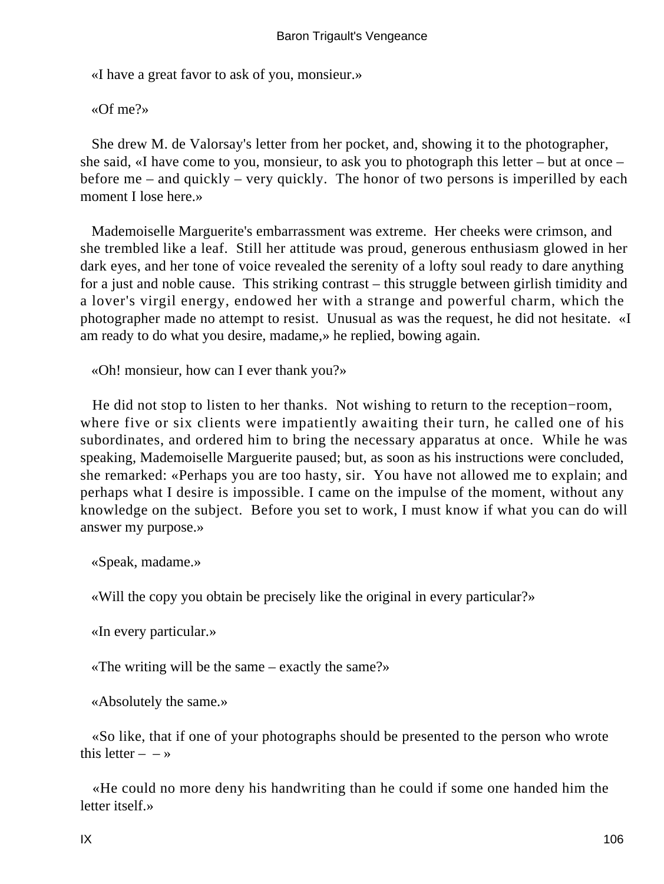«I have a great favor to ask of you, monsieur.»

«Of me?»

She drew M. de Valorsay's letter from her pocket, and, showing it to the photographer, she said, «I have come to you, monsieur, to ask you to photograph this letter – but at once – before me – and quickly – very quickly. The honor of two persons is imperilled by each moment I lose here.»

Mademoiselle Marguerite's embarrassment was extreme. Her cheeks were crimson, and she trembled like a leaf. Still her attitude was proud, generous enthusiasm glowed in her dark eyes, and her tone of voice revealed the serenity of a lofty soul ready to dare anything for a just and noble cause. This striking contrast – this struggle between girlish timidity and a lover's virgil energy, endowed her with a strange and powerful charm, which the photographer made no attempt to resist. Unusual as was the request, he did not hesitate. «I am ready to do what you desire, madame,» he replied, bowing again.

«Oh! monsieur, how can I ever thank you?»

He did not stop to listen to her thanks. Not wishing to return to the reception−room, where five or six clients were impatiently awaiting their turn, he called one of his subordinates, and ordered him to bring the necessary apparatus at once. While he was speaking, Mademoiselle Marguerite paused; but, as soon as his instructions were concluded, she remarked: «Perhaps you are too hasty, sir. You have not allowed me to explain; and perhaps what I desire is impossible. I came on the impulse of the moment, without any knowledge on the subject. Before you set to work, I must know if what you can do will answer my purpose.»

«Speak, madame.»

«Will the copy you obtain be precisely like the original in every particular?»

«In every particular.»

«The writing will be the same – exactly the same?»

«Absolutely the same.»

«So like, that if one of your photographs should be presented to the person who wrote this letter – – »

«He could no more deny his handwriting than he could if some one handed him the letter itself.»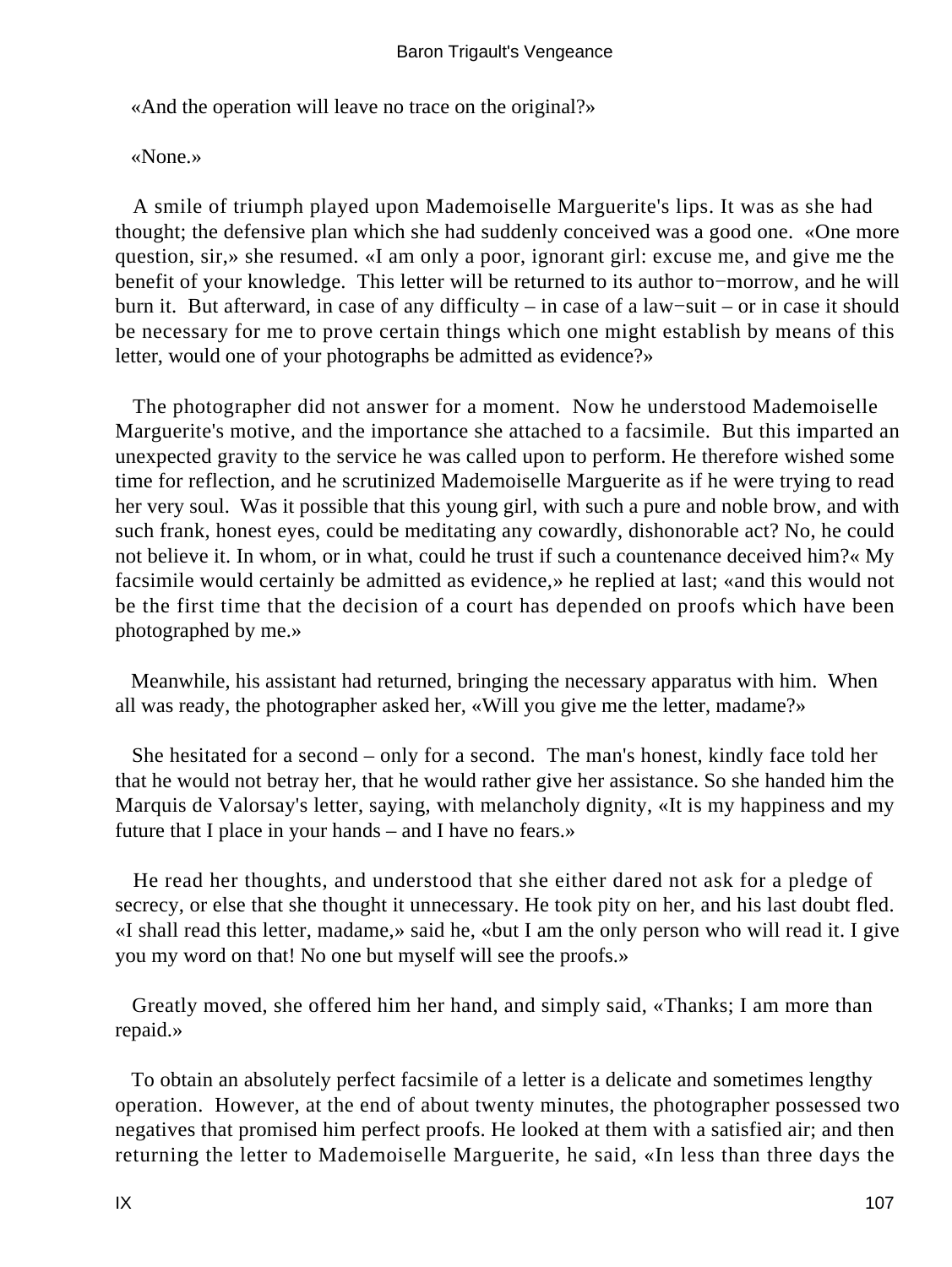«And the operation will leave no trace on the original?»

«None.»

A smile of triumph played upon Mademoiselle Marguerite's lips. It was as she had thought; the defensive plan which she had suddenly conceived was a good one. «One more question, sir,» she resumed. «I am only a poor, ignorant girl: excuse me, and give me the benefit of your knowledge. This letter will be returned to its author to−morrow, and he will burn it. But afterward, in case of any difficulty – in case of a law−suit – or in case it should be necessary for me to prove certain things which one might establish by means of this letter, would one of your photographs be admitted as evidence?»

The photographer did not answer for a moment. Now he understood Mademoiselle Marguerite's motive, and the importance she attached to a facsimile. But this imparted an unexpected gravity to the service he was called upon to perform. He therefore wished some time for reflection, and he scrutinized Mademoiselle Marguerite as if he were trying to read her very soul. Was it possible that this young girl, with such a pure and noble brow, and with such frank, honest eyes, could be meditating any cowardly, dishonorable act? No, he could not believe it. In whom, or in what, could he trust if such a countenance deceived him?« My facsimile would certainly be admitted as evidence,» he replied at last; «and this would not be the first time that the decision of a court has depended on proofs which have been photographed by me.»

Meanwhile, his assistant had returned, bringing the necessary apparatus with him. When all was ready, the photographer asked her, «Will you give me the letter, madame?»

She hesitated for a second – only for a second. The man's honest, kindly face told her that he would not betray her, that he would rather give her assistance. So she handed him the Marquis de Valorsay's letter, saying, with melancholy dignity, «It is my happiness and my future that I place in your hands – and I have no fears.»

He read her thoughts, and understood that she either dared not ask for a pledge of secrecy, or else that she thought it unnecessary. He took pity on her, and his last doubt fled. «I shall read this letter, madame,» said he, «but I am the only person who will read it. I give you my word on that! No one but myself will see the proofs.»

Greatly moved, she offered him her hand, and simply said, «Thanks; I am more than repaid.»

To obtain an absolutely perfect facsimile of a letter is a delicate and sometimes lengthy operation. However, at the end of about twenty minutes, the photographer possessed two negatives that promised him perfect proofs. He looked at them with a satisfied air; and then returning the letter to Mademoiselle Marguerite, he said, «In less than three days the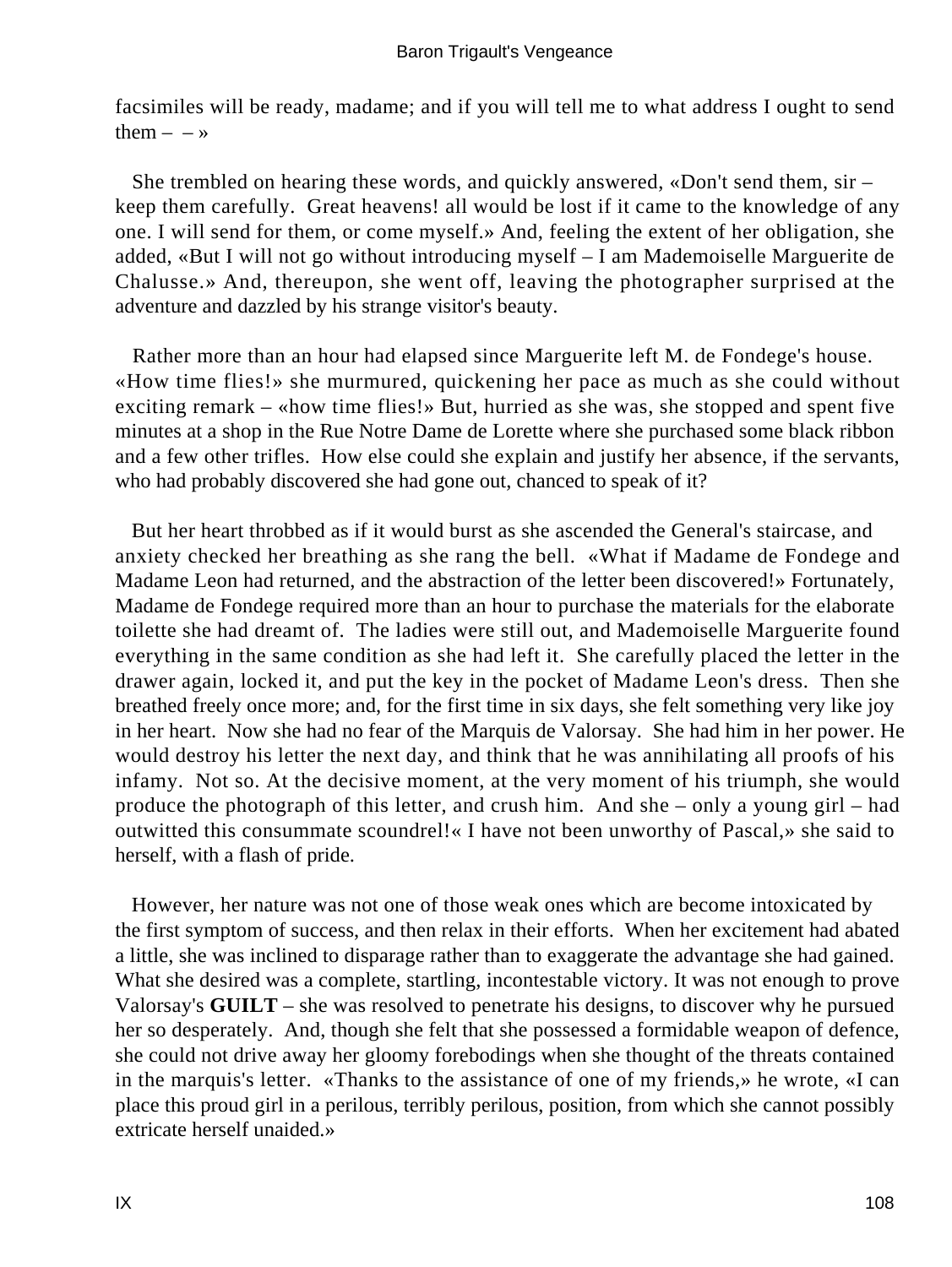facsimiles will be ready, madame; and if you will tell me to what address I ought to send them – – »

She trembled on hearing these words, and quickly answered, «Don't send them, sir – keep them carefully. Great heavens! all would be lost if it came to the knowledge of any one. I will send for them, or come myself.» And, feeling the extent of her obligation, she added, «But I will not go without introducing myself – I am Mademoiselle Marguerite de Chalusse.» And, thereupon, she went off, leaving the photographer surprised at the adventure and dazzled by his strange visitor's beauty.

Rather more than an hour had elapsed since Marguerite left M. de Fondege's house. «How time flies!» she murmured, quickening her pace as much as she could without exciting remark – «how time flies!» But, hurried as she was, she stopped and spent five minutes at a shop in the Rue Notre Dame de Lorette where she purchased some black ribbon and a few other trifles. How else could she explain and justify her absence, if the servants, who had probably discovered she had gone out, chanced to speak of it?

But her heart throbbed as if it would burst as she ascended the General's staircase, and anxiety checked her breathing as she rang the bell. «What if Madame de Fondege and Madame Leon had returned, and the abstraction of the letter been discovered!» Fortunately, Madame de Fondege required more than an hour to purchase the materials for the elaborate toilette she had dreamt of. The ladies were still out, and Mademoiselle Marguerite found everything in the same condition as she had left it. She carefully placed the letter in the drawer again, locked it, and put the key in the pocket of Madame Leon's dress. Then she breathed freely once more; and, for the first time in six days, she felt something very like joy in her heart. Now she had no fear of the Marquis de Valorsay. She had him in her power. He would destroy his letter the next day, and think that he was annihilating all proofs of his infamy. Not so. At the decisive moment, at the very moment of his triumph, she would produce the photograph of this letter, and crush him. And she – only a young girl – had outwitted this consummate scoundrel!« I have not been unworthy of Pascal,» she said to herself, with a flash of pride.

However, her nature was not one of those weak ones which are become intoxicated by the first symptom of success, and then relax in their efforts. When her excitement had abated a little, she was inclined to disparage rather than to exaggerate the advantage she had gained. What she desired was a complete, startling, incontestable victory. It was not enough to prove Valorsay's **GUILT** – she was resolved to penetrate his designs, to discover why he pursued her so desperately. And, though she felt that she possessed a formidable weapon of defence, she could not drive away her gloomy forebodings when she thought of the threats contained in the marquis's letter. «Thanks to the assistance of one of my friends,» he wrote, «I can place this proud girl in a perilous, terribly perilous, position, from which she cannot possibly extricate herself unaided.»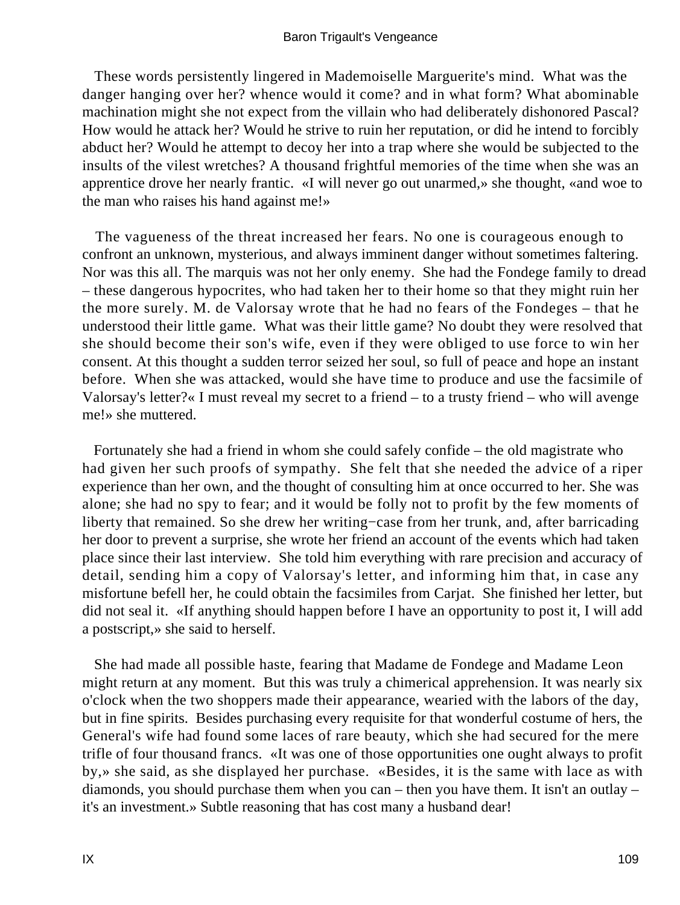These words persistently lingered in Mademoiselle Marguerite's mind. What was the danger hanging over her? whence would it come? and in what form? What abominable machination might she not expect from the villain who had deliberately dishonored Pascal? How would he attack her? Would he strive to ruin her reputation, or did he intend to forcibly abduct her? Would he attempt to decoy her into a trap where she would be subjected to the insults of the vilest wretches? A thousand frightful memories of the time when she was an apprentice drove her nearly frantic. «I will never go out unarmed,» she thought, «and woe to the man who raises his hand against me!»

The vagueness of the threat increased her fears. No one is courageous enough to confront an unknown, mysterious, and always imminent danger without sometimes faltering. Nor was this all. The marquis was not her only enemy. She had the Fondege family to dread – these dangerous hypocrites, who had taken her to their home so that they might ruin her the more surely. M. de Valorsay wrote that he had no fears of the Fondeges – that he understood their little game. What was their little game? No doubt they were resolved that she should become their son's wife, even if they were obliged to use force to win her consent. At this thought a sudden terror seized her soul, so full of peace and hope an instant before. When she was attacked, would she have time to produce and use the facsimile of Valorsay's letter?« I must reveal my secret to a friend – to a trusty friend – who will avenge me!» she muttered.

Fortunately she had a friend in whom she could safely confide – the old magistrate who had given her such proofs of sympathy. She felt that she needed the advice of a riper experience than her own, and the thought of consulting him at once occurred to her. She was alone; she had no spy to fear; and it would be folly not to profit by the few moments of liberty that remained. So she drew her writing−case from her trunk, and, after barricading her door to prevent a surprise, she wrote her friend an account of the events which had taken place since their last interview. She told him everything with rare precision and accuracy of detail, sending him a copy of Valorsay's letter, and informing him that, in case any misfortune befell her, he could obtain the facsimiles from Carjat. She finished her letter, but did not seal it. «If anything should happen before I have an opportunity to post it, I will add a postscript,» she said to herself.

She had made all possible haste, fearing that Madame de Fondege and Madame Leon might return at any moment. But this was truly a chimerical apprehension. It was nearly six o'clock when the two shoppers made their appearance, wearied with the labors of the day, but in fine spirits. Besides purchasing every requisite for that wonderful costume of hers, the General's wife had found some laces of rare beauty, which she had secured for the mere trifle of four thousand francs. «It was one of those opportunities one ought always to profit by,» she said, as she displayed her purchase. «Besides, it is the same with lace as with diamonds, you should purchase them when you can – then you have them. It isn't an outlay – it's an investment.» Subtle reasoning that has cost many a husband dear!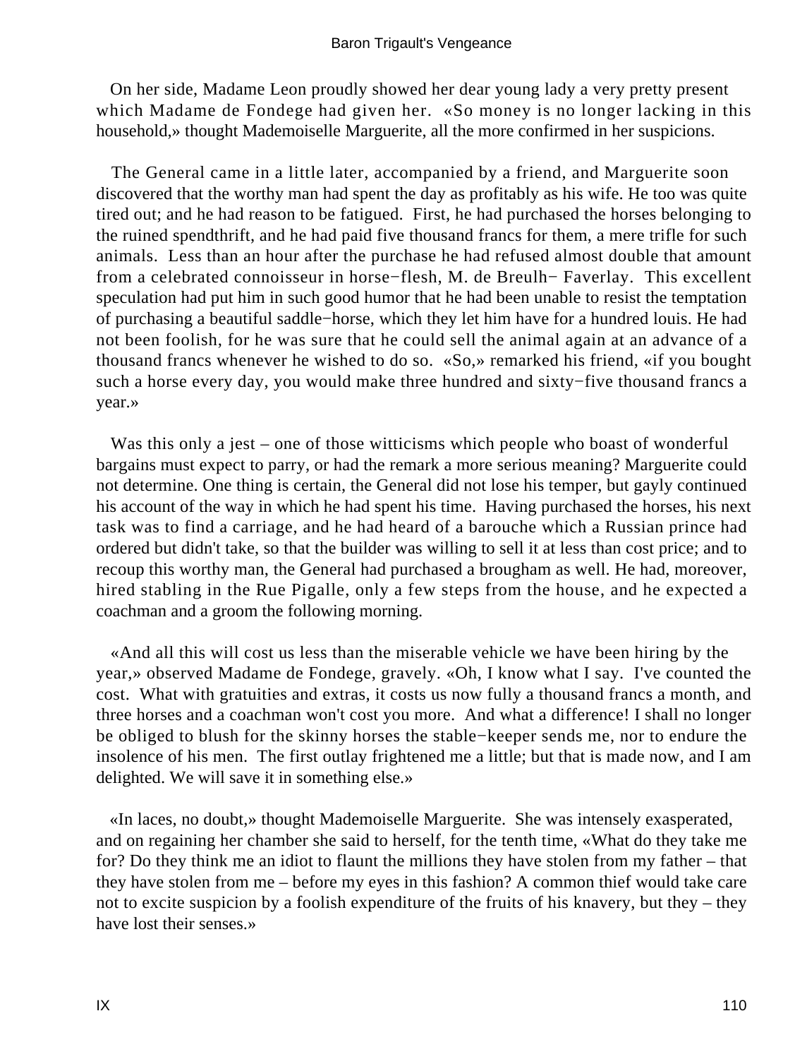On her side, Madame Leon proudly showed her dear young lady a very pretty present which Madame de Fondege had given her. «So money is no longer lacking in this household,» thought Mademoiselle Marguerite, all the more confirmed in her suspicions.

The General came in a little later, accompanied by a friend, and Marguerite soon discovered that the worthy man had spent the day as profitably as his wife. He too was quite tired out; and he had reason to be fatigued. First, he had purchased the horses belonging to the ruined spendthrift, and he had paid five thousand francs for them, a mere trifle for such animals. Less than an hour after the purchase he had refused almost double that amount from a celebrated connoisseur in horse−flesh, M. de Breulh− Faverlay. This excellent speculation had put him in such good humor that he had been unable to resist the temptation of purchasing a beautiful saddle−horse, which they let him have for a hundred louis. He had not been foolish, for he was sure that he could sell the animal again at an advance of a thousand francs whenever he wished to do so. «So,» remarked his friend, «if you bought such a horse every day, you would make three hundred and sixty−five thousand francs a year.»

Was this only a jest – one of those witticisms which people who boast of wonderful bargains must expect to parry, or had the remark a more serious meaning? Marguerite could not determine. One thing is certain, the General did not lose his temper, but gayly continued his account of the way in which he had spent his time. Having purchased the horses, his next task was to find a carriage, and he had heard of a barouche which a Russian prince had ordered but didn't take, so that the builder was willing to sell it at less than cost price; and to recoup this worthy man, the General had purchased a brougham as well. He had, moreover, hired stabling in the Rue Pigalle, only a few steps from the house, and he expected a coachman and a groom the following morning.

«And all this will cost us less than the miserable vehicle we have been hiring by the year,» observed Madame de Fondege, gravely. «Oh, I know what I say. I've counted the cost. What with gratuities and extras, it costs us now fully a thousand francs a month, and three horses and a coachman won't cost you more. And what a difference! I shall no longer be obliged to blush for the skinny horses the stable−keeper sends me, nor to endure the insolence of his men. The first outlay frightened me a little; but that is made now, and I am delighted. We will save it in something else.»

«In laces, no doubt,» thought Mademoiselle Marguerite. She was intensely exasperated, and on regaining her chamber she said to herself, for the tenth time, «What do they take me for? Do they think me an idiot to flaunt the millions they have stolen from my father – that they have stolen from me – before my eyes in this fashion? A common thief would take care not to excite suspicion by a foolish expenditure of the fruits of his knavery, but they – they have lost their senses.»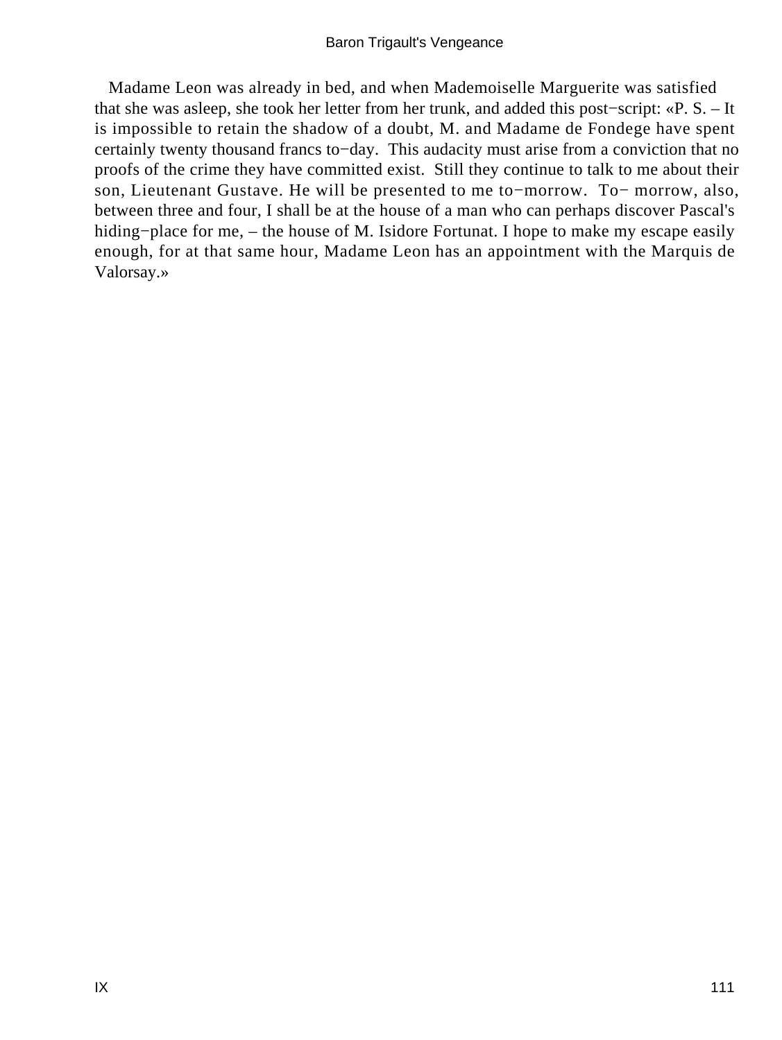Madame Leon was already in bed, and when Mademoiselle Marguerite was satisfied that she was asleep, she took her letter from her trunk, and added this post−script: «P. S. – It is impossible to retain the shadow of a doubt, M. and Madame de Fondege have spent certainly twenty thousand francs to−day. This audacity must arise from a conviction that no proofs of the crime they have committed exist. Still they continue to talk to me about their son, Lieutenant Gustave. He will be presented to me to−morrow. To− morrow, also, between three and four, I shall be at the house of a man who can perhaps discover Pascal's hiding−place for me, – the house of M. Isidore Fortunat. I hope to make my escape easily enough, for at that same hour, Madame Leon has an appointment with the Marquis de Valorsay.»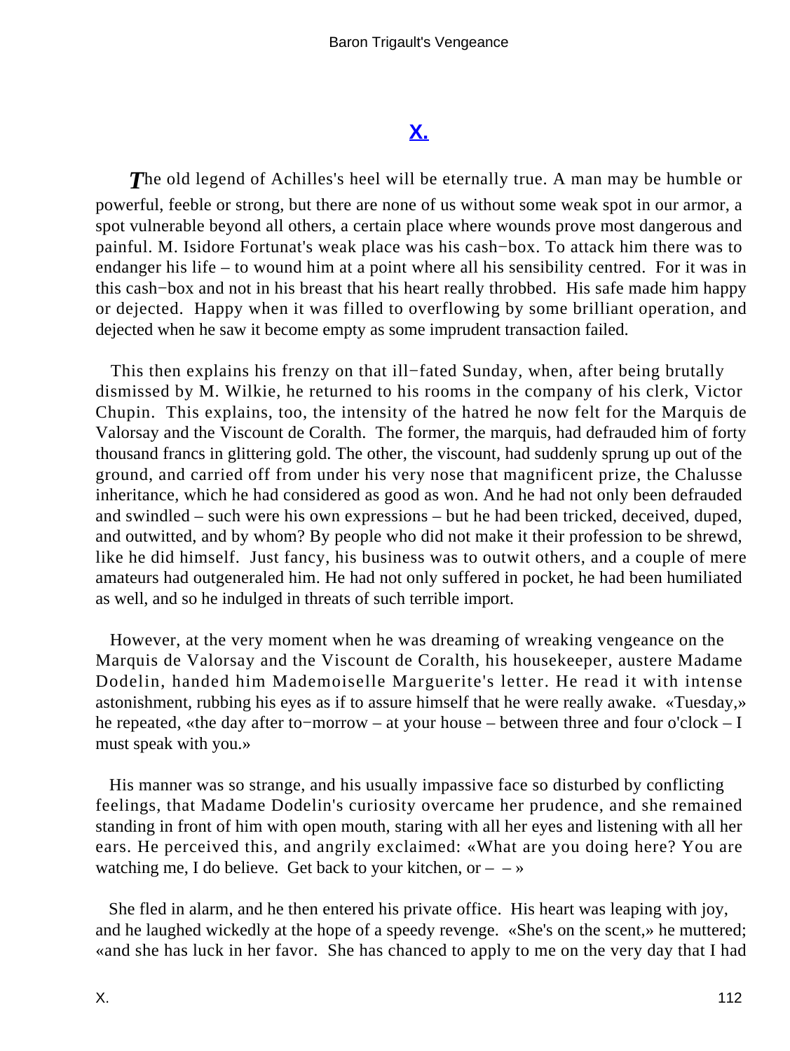## X.

The old legend of Achilles's heel will be eternally true. A man may be humble or powerful, feeble or strong, but there are none of us without some weak spot in our armor, a spot vulnerable beyond all others, a certain place where wounds prove most dangerous and painful. M. Isidore Fortunat's weak place was his cash−box. To attack him there was to endanger his life – to wound him at a point where all his sensibility centred. For it was in this cash−box and not in his breast that his heart really throbbed. His safe made him happy or dejected. Happy when it was filled to overflowing by some brilliant operation, and dejected when he saw it become empty as some imprudent transaction failed.

This then explains his frenzy on that ill−fated Sunday, when, after being brutally dismissed by M. Wilkie, he returned to his rooms in the company of his clerk, Victor Chupin. This explains, too, the intensity of the hatred he now felt for the Marquis de Valorsay and the Viscount de Coralth. The former, the marquis, had defrauded him of forty thousand francs in glittering gold. The other, the viscount, had suddenly sprung up out of the ground, and carried off from under his very nose that magnificent prize, the Chalusse inheritance, which he had considered as good as won. And he had not only been defrauded and swindled – such were his own expressions – but he had been tricked, deceived, duped, and outwitted, and by whom? By people who did not make it their profession to be shrewd, like he did himself. Just fancy, his business was to outwit others, and a couple of mere amateurs had outgeneraled him. He had not only suffered in pocket, he had been humiliated as well, and so he indulged in threats of such terrible import.

However, at the very moment when he was dreaming of wreaking vengeance on the Marquis de Valorsay and the Viscount de Coralth, his housekeeper, austere Madame Dodelin, handed him Mademoiselle Marguerite's letter. He read it with intense astonishment, rubbing his eyes as if to assure himself that he were really awake. «Tuesday,» he repeated, «the day after to−morrow – at your house – between three and four o'clock – I must speak with you.»

His manner was so strange, and his usually impassive face so disturbed by conflicting feelings, that Madame Dodelin's curiosity overcame her prudence, and she remained standing in front of him with open mouth, staring with all her eyes and listening with all her ears. He perceived this, and angrily exclaimed: «What are you doing here? You are watching me, I do believe. Get back to your kitchen, or – – »

She fled in alarm, and he then entered his private office. His heart was leaping with joy, and he laughed wickedly at the hope of a speedy revenge. «She's on the scent,» he muttered; «and she has luck in her favor. She has chanced to apply to me on the very day that I had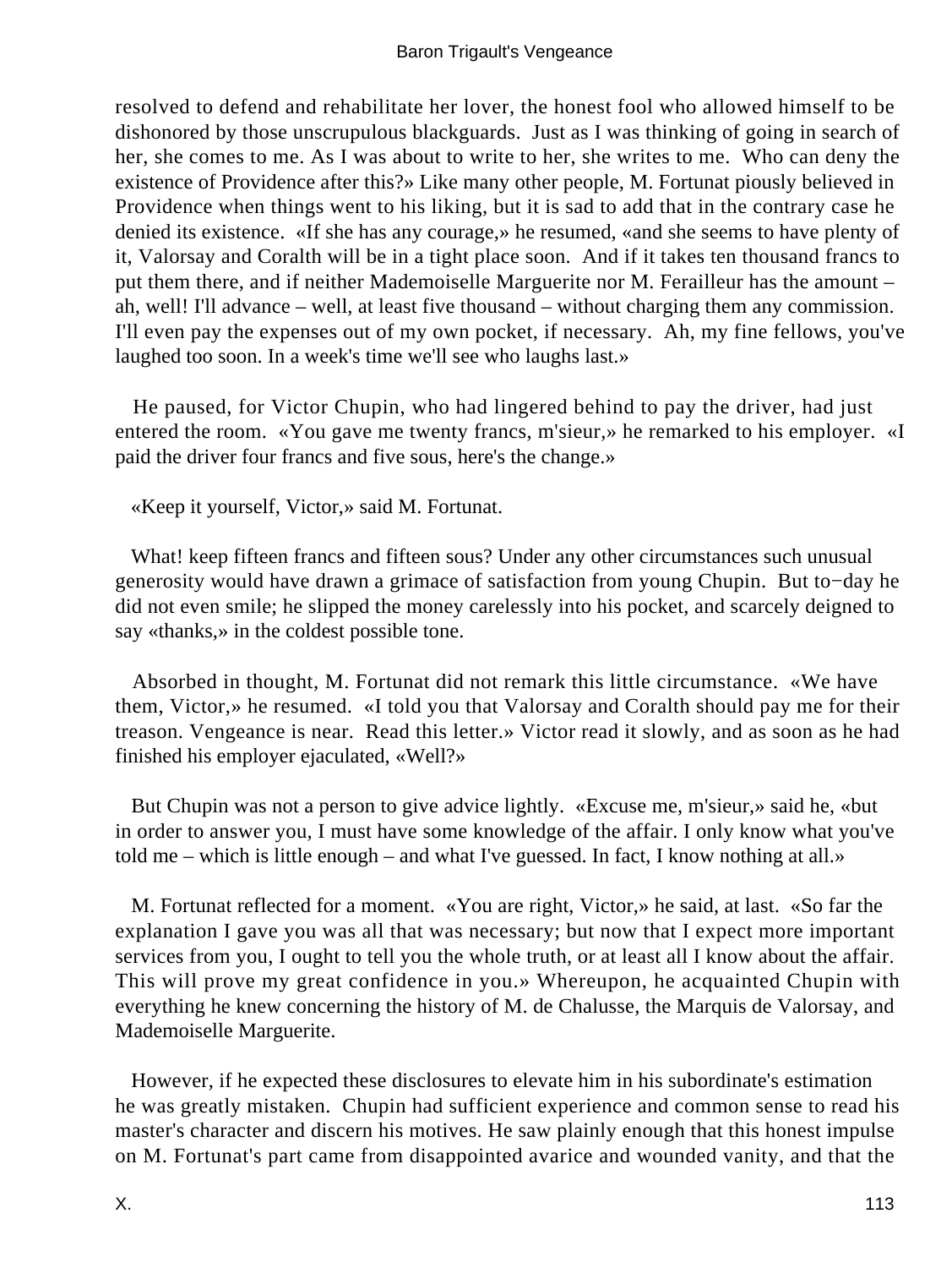resolved to defend and rehabilitate her lover, the honest fool who allowed himself to be dishonored by those unscrupulous blackguards. Just as I was thinking of going in search of her, she comes to me. As I was about to write to her, she writes to me. Who can deny the existence of Providence after this?» Like many other people, M. Fortunat piously believed in Providence when things went to his liking, but it is sad to add that in the contrary case he denied its existence. «If she has any courage,» he resumed, «and she seems to have plenty of it, Valorsay and Coralth will be in a tight place soon. And if it takes ten thousand francs to put them there, and if neither Mademoiselle Marguerite nor M. Ferailleur has the amount – ah, well! I'll advance – well, at least five thousand – without charging them any commission. I'll even pay the expenses out of my own pocket, if necessary. Ah, my fine fellows, you've laughed too soon. In a week's time we'll see who laughs last.»

He paused, for Victor Chupin, who had lingered behind to pay the driver, had just entered the room. «You gave me twenty francs, m'sieur,» he remarked to his employer. «I paid the driver four francs and five sous, here's the change.»

«Keep it yourself, Victor,» said M. Fortunat.

What! keep fifteen francs and fifteen sous? Under any other circumstances such unusual generosity would have drawn a grimace of satisfaction from young Chupin. But to−day he did not even smile; he slipped the money carelessly into his pocket, and scarcely deigned to say «thanks,» in the coldest possible tone.

Absorbed in thought, M. Fortunat did not remark this little circumstance. «We have them, Victor,» he resumed. «I told you that Valorsay and Coralth should pay me for their treason. Vengeance is near. Read this letter.» Victor read it slowly, and as soon as he had finished his employer ejaculated, «Well?»

But Chupin was not a person to give advice lightly. «Excuse me, m'sieur,» said he, «but in order to answer you, I must have some knowledge of the affair. I only know what you've told me – which is little enough – and what I've guessed. In fact, I know nothing at all.»

M. Fortunat reflected for a moment. «You are right, Victor,» he said, at last. «So far the explanation I gave you was all that was necessary; but now that I expect more important services from you, I ought to tell you the whole truth, or at least all I know about the affair. This will prove my great confidence in you.» Whereupon, he acquainted Chupin with everything he knew concerning the history of M. de Chalusse, the Marquis de Valorsay, and Mademoiselle Marguerite.

However, if he expected these disclosures to elevate him in his subordinate's estimation he was greatly mistaken. Chupin had sufficient experience and common sense to read his master's character and discern his motives. He saw plainly enough that this honest impulse on M. Fortunat's part came from disappointed avarice and wounded vanity, and that the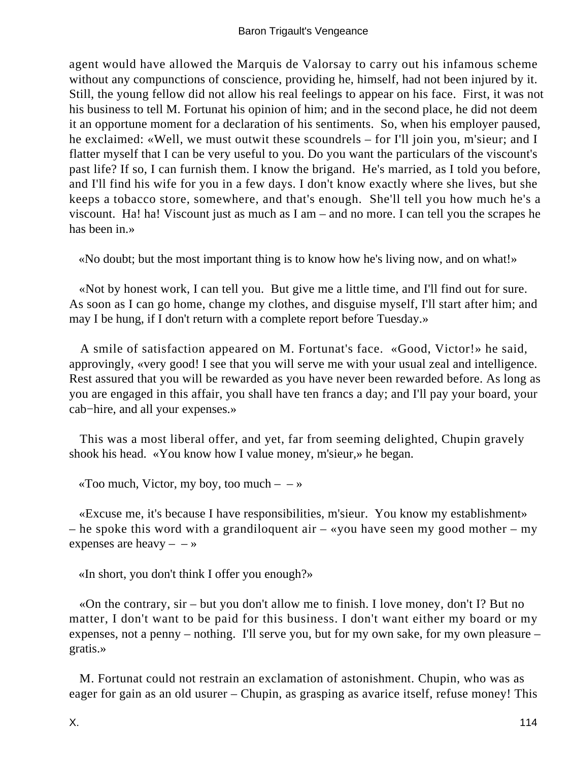agent would have allowed the Marquis de Valorsay to carry out his infamous scheme without any compunctions of conscience, providing he, himself, had not been injured by it. Still, the young fellow did not allow his real feelings to appear on his face. First, it was not his business to tell M. Fortunat his opinion of him; and in the second place, he did not deem it an opportune moment for a declaration of his sentiments. So, when his employer paused, he exclaimed: «Well, we must outwit these scoundrels – for I'll join you, m'sieur; and I flatter myself that I can be very useful to you. Do you want the particulars of the viscount's past life? If so, I can furnish them. I know the brigand. He's married, as I told you before, and I'll find his wife for you in a few days. I don't know exactly where she lives, but she keeps a tobacco store, somewhere, and that's enough. She'll tell you how much he's a viscount. Ha! ha! Viscount just as much as I am – and no more. I can tell you the scrapes he has been in.»

«No doubt; but the most important thing is to know how he's living now, and on what!»

«Not by honest work, I can tell you. But give me a little time, and I'll find out for sure. As soon as I can go home, change my clothes, and disguise myself, I'll start after him; and may I be hung, if I don't return with a complete report before Tuesday.»

A smile of satisfaction appeared on M. Fortunat's face. «Good, Victor!» he said, approvingly, «very good! I see that you will serve me with your usual zeal and intelligence. Rest assured that you will be rewarded as you have never been rewarded before. As long as you are engaged in this affair, you shall have ten francs a day; and I'll pay your board, your cab−hire, and all your expenses.»

This was a most liberal offer, and yet, far from seeming delighted, Chupin gravely shook his head. «You know how I value money, m'sieur,» he began.

«Too much, Victor, my boy, too much – – »

«Excuse me, it's because I have responsibilities, m'sieur. You know my establishment» – he spoke this word with a grandiloquent air – «you have seen my good mother – my expenses are heavy – – »

«In short, you don't think I offer you enough?»

«On the contrary, sir – but you don't allow me to finish. I love money, don't I? But no matter, I don't want to be paid for this business. I don't want either my board or my expenses, not a penny – nothing. I'll serve you, but for my own sake, for my own pleasure – gratis.»

M. Fortunat could not restrain an exclamation of astonishment. Chupin, who was as eager for gain as an old usurer – Chupin, as grasping as avarice itself, refuse money! This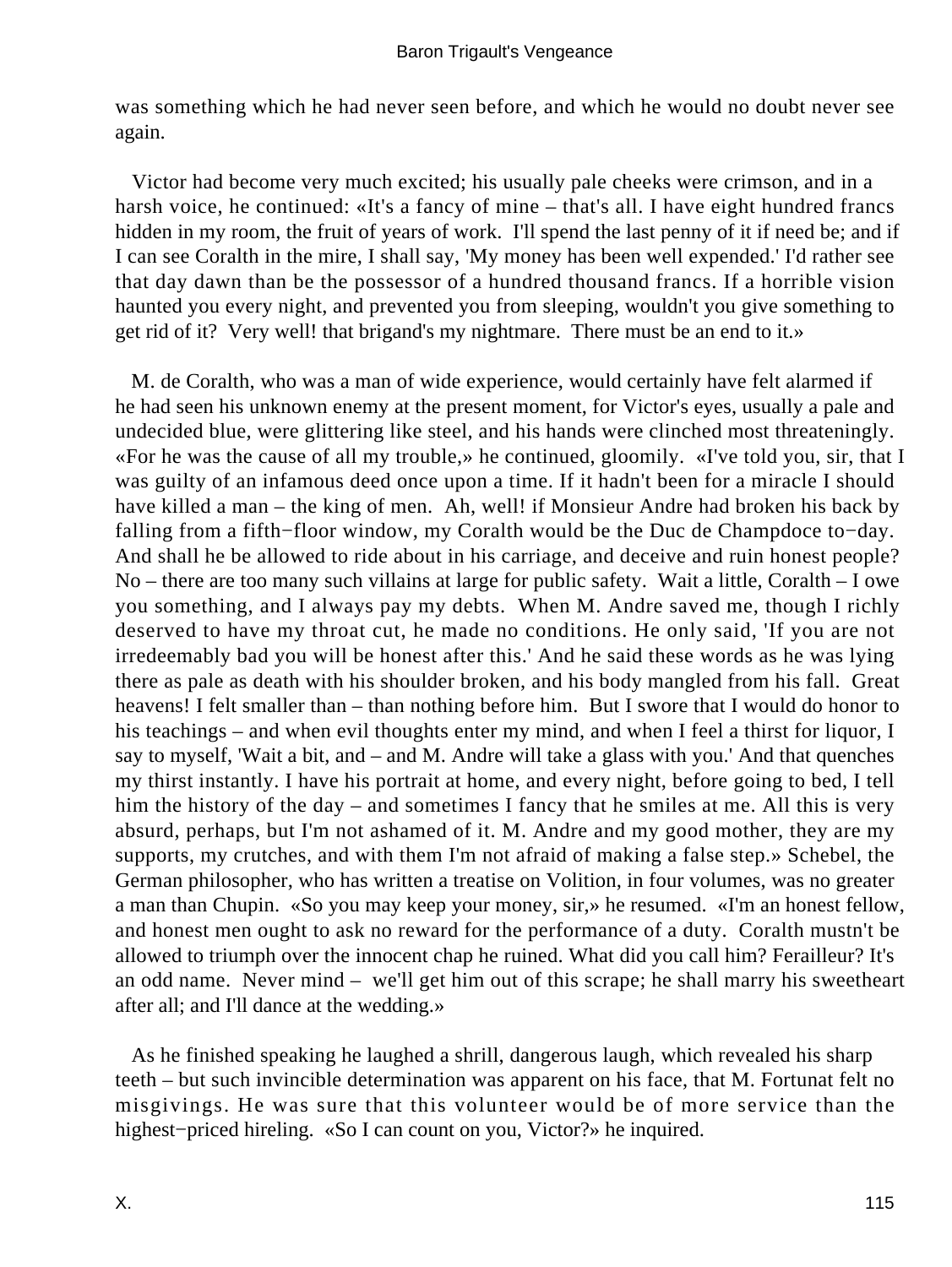was something which he had never seen before, and which he would no doubt never see again.

Victor had become very much excited; his usually pale cheeks were crimson, and in a harsh voice, he continued: «It's a fancy of mine – that's all. I have eight hundred francs hidden in my room, the fruit of years of work. I'll spend the last penny of it if need be; and if I can see Coralth in the mire, I shall say, 'My money has been well expended.' I'd rather see that day dawn than be the possessor of a hundred thousand francs. If a horrible vision haunted you every night, and prevented you from sleeping, wouldn't you give something to get rid of it? Very well! that brigand's my nightmare. There must be an end to it.»

M. de Coralth, who was a man of wide experience, would certainly have felt alarmed if he had seen his unknown enemy at the present moment, for Victor's eyes, usually a pale and undecided blue, were glittering like steel, and his hands were clinched most threateningly. «For he was the cause of all my trouble,» he continued, gloomily. «I've told you, sir, that I was guilty of an infamous deed once upon a time. If it hadn't been for a miracle I should have killed a man – the king of men. Ah, well! if Monsieur Andre had broken his back by falling from a fifth−floor window, my Coralth would be the Duc de Champdoce to−day. And shall he be allowed to ride about in his carriage, and deceive and ruin honest people? No – there are too many such villains at large for public safety. Wait a little, Coralth – I owe you something, and I always pay my debts. When M. Andre saved me, though I richly deserved to have my throat cut, he made no conditions. He only said, 'If you are not irredeemably bad you will be honest after this.' And he said these words as he was lying there as pale as death with his shoulder broken, and his body mangled from his fall. Great heavens! I felt smaller than – than nothing before him. But I swore that I would do honor to his teachings – and when evil thoughts enter my mind, and when I feel a thirst for liquor, I say to myself, 'Wait a bit, and – and M. Andre will take a glass with you.' And that quenches my thirst instantly. I have his portrait at home, and every night, before going to bed, I tell him the history of the day – and sometimes I fancy that he smiles at me. All this is very absurd, perhaps, but I'm not ashamed of it. M. Andre and my good mother, they are my supports, my crutches, and with them I'm not afraid of making a false step.» Schebel, the German philosopher, who has written a treatise on Volition, in four volumes, was no greater a man than Chupin. «So you may keep your money, sir,» he resumed. «I'm an honest fellow, and honest men ought to ask no reward for the performance of a duty. Coralth mustn't be allowed to triumph over the innocent chap he ruined. What did you call him? Ferailleur? It's an odd name. Never mind – we'll get him out of this scrape; he shall marry his sweetheart after all; and I'll dance at the wedding.»

As he finished speaking he laughed a shrill, dangerous laugh, which revealed his sharp teeth – but such invincible determination was apparent on his face, that M. Fortunat felt no misgivings. He was sure that this volunteer would be of more service than the highest−priced hireling. «So I can count on you, Victor?» he inquired.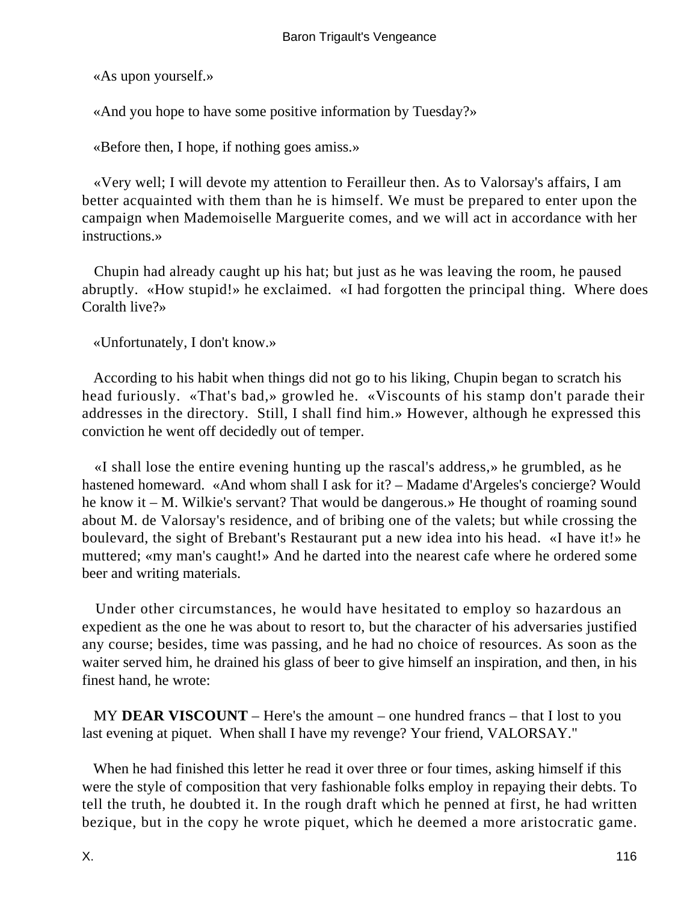«As upon yourself.»

«And you hope to have some positive information by Tuesday?»

«Before then, I hope, if nothing goes amiss.»

«Very well; I will devote my attention to Ferailleur then. As to Valorsay's affairs, I am better acquainted with them than he is himself. We must be prepared to enter upon the campaign when Mademoiselle Marguerite comes, and we will act in accordance with her instructions.»

Chupin had already caught up his hat; but just as he was leaving the room, he paused abruptly. «How stupid!» he exclaimed. «I had forgotten the principal thing. Where does Coralth live?»

«Unfortunately, I don't know.»

According to his habit when things did not go to his liking, Chupin began to scratch his head furiously. «That's bad,» growled he. «Viscounts of his stamp don't parade their addresses in the directory. Still, I shall find him.» However, although he expressed this conviction he went off decidedly out of temper.

«I shall lose the entire evening hunting up the rascal's address,» he grumbled, as he hastened homeward. «And whom shall I ask for it? – Madame d'Argeles's concierge? Would he know it – M. Wilkie's servant? That would be dangerous.» He thought of roaming sound about M. de Valorsay's residence, and of bribing one of the valets; but while crossing the boulevard, the sight of Brebant's Restaurant put a new idea into his head. «I have it!» he muttered; «my man's caught!» And he darted into the nearest cafe where he ordered some beer and writing materials.

Under other circumstances, he would have hesitated to employ so hazardous an expedient as the one he was about to resort to, but the character of his adversaries justified any course; besides, time was passing, and he had no choice of resources. As soon as the waiter served him, he drained his glass of beer to give himself an inspiration, and then, in his finest hand, he wrote:

MY **DEAR VISCOUNT** – Here's the amount – one hundred francs – that I lost to you last evening at piquet. When shall I have my revenge? Your friend, VALORSAY."

When he had finished this letter he read it over three or four times, asking himself if this were the style of composition that very fashionable folks employ in repaying their debts. To tell the truth, he doubted it. In the rough draft which he penned at first, he had written bezique, but in the copy he wrote piquet, which he deemed a more aristocratic game.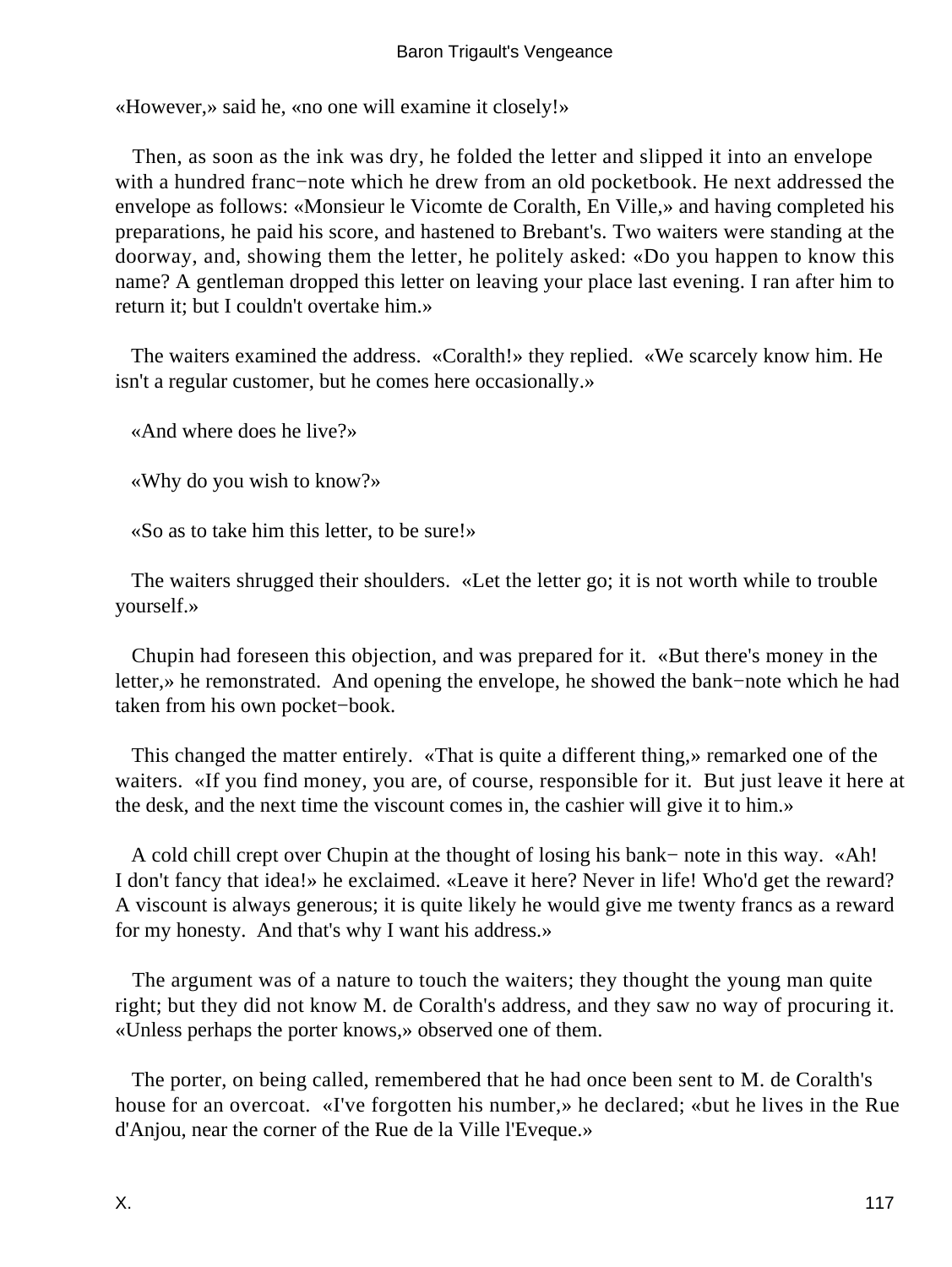«However,» said he, «no one will examine it closely!»

Then, as soon as the ink was dry, he folded the letter and slipped it into an envelope with a hundred franc−note which he drew from an old pocketbook. He next addressed the envelope as follows: «Monsieur le Vicomte de Coralth, En Ville,» and having completed his preparations, he paid his score, and hastened to Brebant's. Two waiters were standing at the doorway, and, showing them the letter, he politely asked: «Do you happen to know this name? A gentleman dropped this letter on leaving your place last evening. I ran after him to return it; but I couldn't overtake him.»

The waiters examined the address. «Coralth!» they replied. «We scarcely know him. He isn't a regular customer, but he comes here occasionally.»

«And where does he live?»

«Why do you wish to know?»

«So as to take him this letter, to be sure!»

The waiters shrugged their shoulders. «Let the letter go; it is not worth while to trouble yourself.»

Chupin had foreseen this objection, and was prepared for it. «But there's money in the letter,» he remonstrated. And opening the envelope, he showed the bank−note which he had taken from his own pocket−book.

This changed the matter entirely. «That is quite a different thing,» remarked one of the waiters. «If you find money, you are, of course, responsible for it. But just leave it here at the desk, and the next time the viscount comes in, the cashier will give it to him.»

A cold chill crept over Chupin at the thought of losing his bank− note in this way. «Ah! I don't fancy that idea!» he exclaimed. «Leave it here? Never in life! Who'd get the reward? A viscount is always generous; it is quite likely he would give me twenty francs as a reward for my honesty. And that's why I want his address.»

The argument was of a nature to touch the waiters; they thought the young man quite right; but they did not know M. de Coralth's address, and they saw no way of procuring it. «Unless perhaps the porter knows,» observed one of them.

The porter, on being called, remembered that he had once been sent to M. de Coralth's house for an overcoat. «I've forgotten his number,» he declared; «but he lives in the Rue d'Anjou, near the corner of the Rue de la Ville l'Eveque.»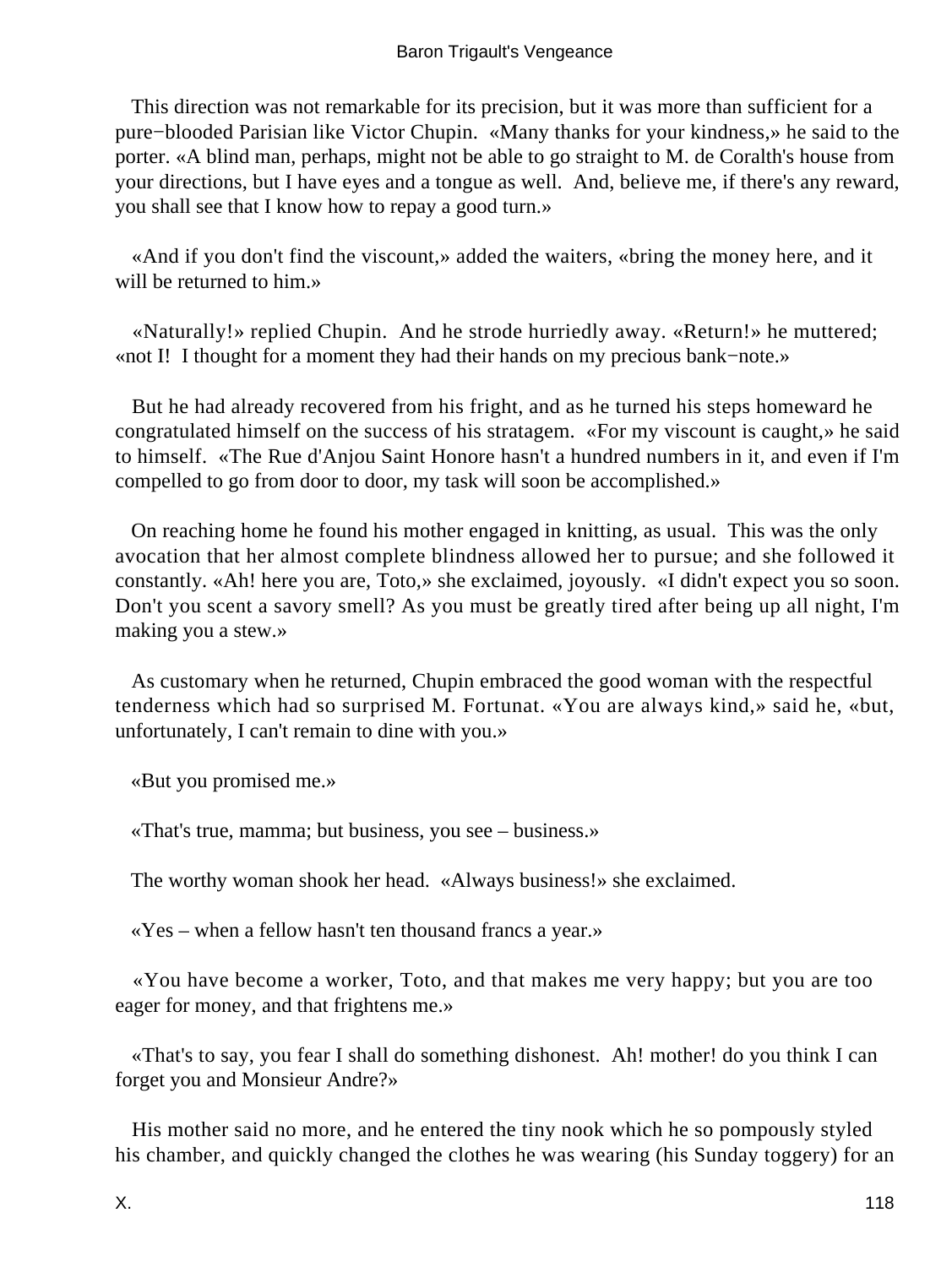This direction was not remarkable for its precision, but it was more than sufficient for a pure−blooded Parisian like Victor Chupin. «Many thanks for your kindness,» he said to the porter. «A blind man, perhaps, might not be able to go straight to M. de Coralth's house from your directions, but I have eyes and a tongue as well. And, believe me, if there's any reward, you shall see that I know how to repay a good turn.»

«And if you don't find the viscount,» added the waiters, «bring the money here, and it will be returned to him.»

«Naturally!» replied Chupin. And he strode hurriedly away. «Return!» he muttered; «not I! I thought for a moment they had their hands on my precious bank−note.»

But he had already recovered from his fright, and as he turned his steps homeward he congratulated himself on the success of his stratagem. «For my viscount is caught,» he said to himself. «The Rue d'Anjou Saint Honore hasn't a hundred numbers in it, and even if I'm compelled to go from door to door, my task will soon be accomplished.»

On reaching home he found his mother engaged in knitting, as usual. This was the only avocation that her almost complete blindness allowed her to pursue; and she followed it constantly. «Ah! here you are, Toto,» she exclaimed, joyously. «I didn't expect you so soon. Don't you scent a savory smell? As you must be greatly tired after being up all night, I'm making you a stew.»

As customary when he returned, Chupin embraced the good woman with the respectful tenderness which had so surprised M. Fortunat. «You are always kind,» said he, «but, unfortunately, I can't remain to dine with you.»

«But you promised me.»

«That's true, mamma; but business, you see – business.»

The worthy woman shook her head. «Always business!» she exclaimed.

«Yes – when a fellow hasn't ten thousand francs a year.»

«You have become a worker, Toto, and that makes me very happy; but you are too eager for money, and that frightens me.»

«That's to say, you fear I shall do something dishonest. Ah! mother! do you think I can forget you and Monsieur Andre?»

His mother said no more, and he entered the tiny nook which he so pompously styled his chamber, and quickly changed the clothes he was wearing (his Sunday toggery) for an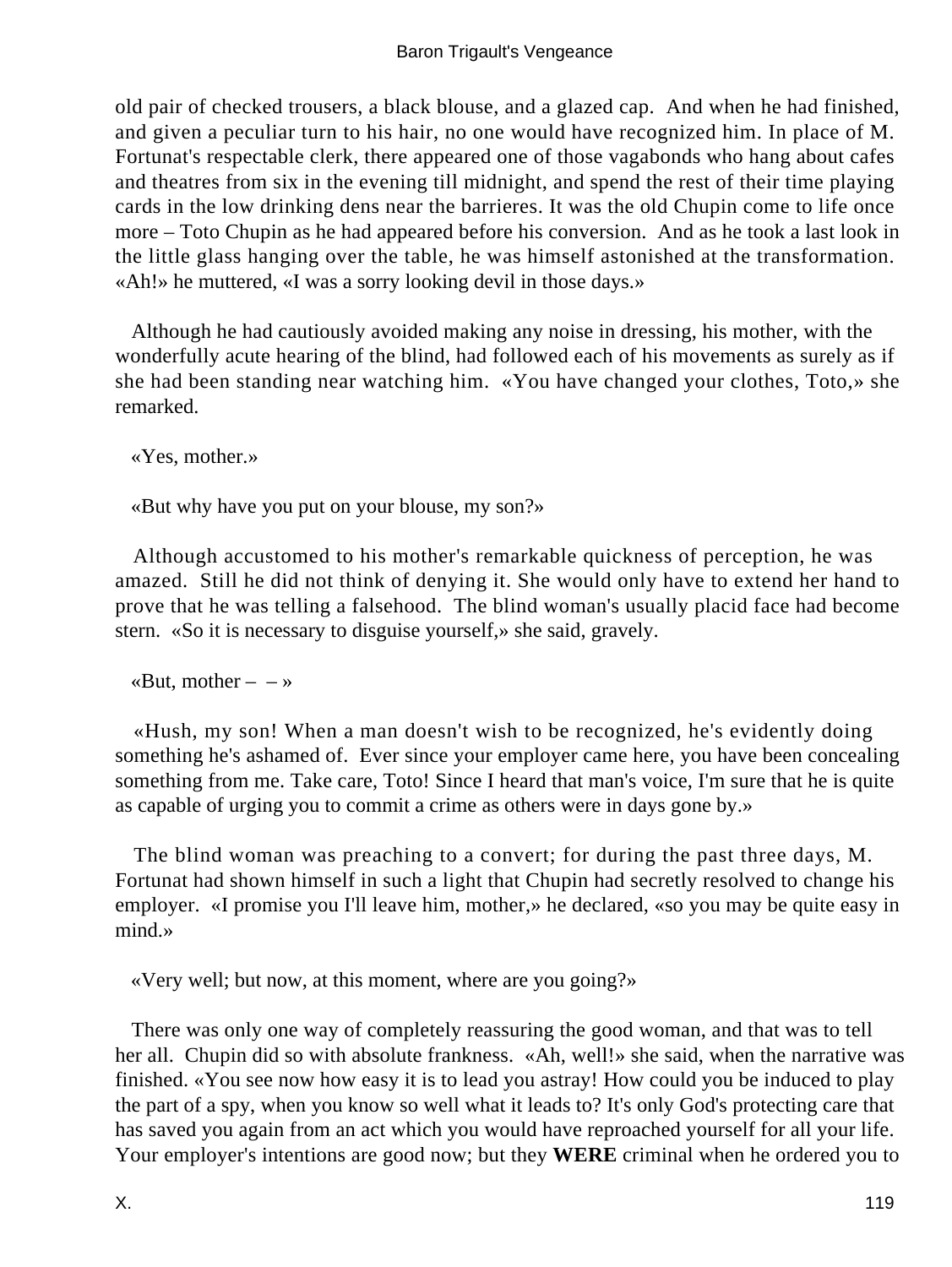old pair of checked trousers, a black blouse, and a glazed cap. And when he had finished, and given a peculiar turn to his hair, no one would have recognized him. In place of M. Fortunat's respectable clerk, there appeared one of those vagabonds who hang about cafes and theatres from six in the evening till midnight, and spend the rest of their time playing cards in the low drinking dens near the barrieres. It was the old Chupin come to life once more – Toto Chupin as he had appeared before his conversion. And as he took a last look in the little glass hanging over the table, he was himself astonished at the transformation. «Ah!» he muttered, «I was a sorry looking devil in those days.»

Although he had cautiously avoided making any noise in dressing, his mother, with the wonderfully acute hearing of the blind, had followed each of his movements as surely as if she had been standing near watching him. «You have changed your clothes, Toto,» she remarked.

«Yes, mother.»

«But why have you put on your blouse, my son?»

Although accustomed to his mother's remarkable quickness of perception, he was amazed. Still he did not think of denying it. She would only have to extend her hand to prove that he was telling a falsehood. The blind woman's usually placid face had become stern. «So it is necessary to disguise yourself,» she said, gravely.

«But, mother – – »

«Hush, my son! When a man doesn't wish to be recognized, he's evidently doing something he's ashamed of. Ever since your employer came here, you have been concealing something from me. Take care, Toto! Since I heard that man's voice, I'm sure that he is quite as capable of urging you to commit a crime as others were in days gone by.»

The blind woman was preaching to a convert; for during the past three days, M. Fortunat had shown himself in such a light that Chupin had secretly resolved to change his employer. «I promise you I'll leave him, mother,» he declared, «so you may be quite easy in mind.»

«Very well; but now, at this moment, where are you going?»

There was only one way of completely reassuring the good woman, and that was to tell her all. Chupin did so with absolute frankness. «Ah, well!» she said, when the narrative was finished. «You see now how easy it is to lead you astray! How could you be induced to play the part of a spy, when you know so well what it leads to? It's only God's protecting care that has saved you again from an act which you would have reproached yourself for all your life. Your employer's intentions are good now; but they **WERE** criminal when he ordered you to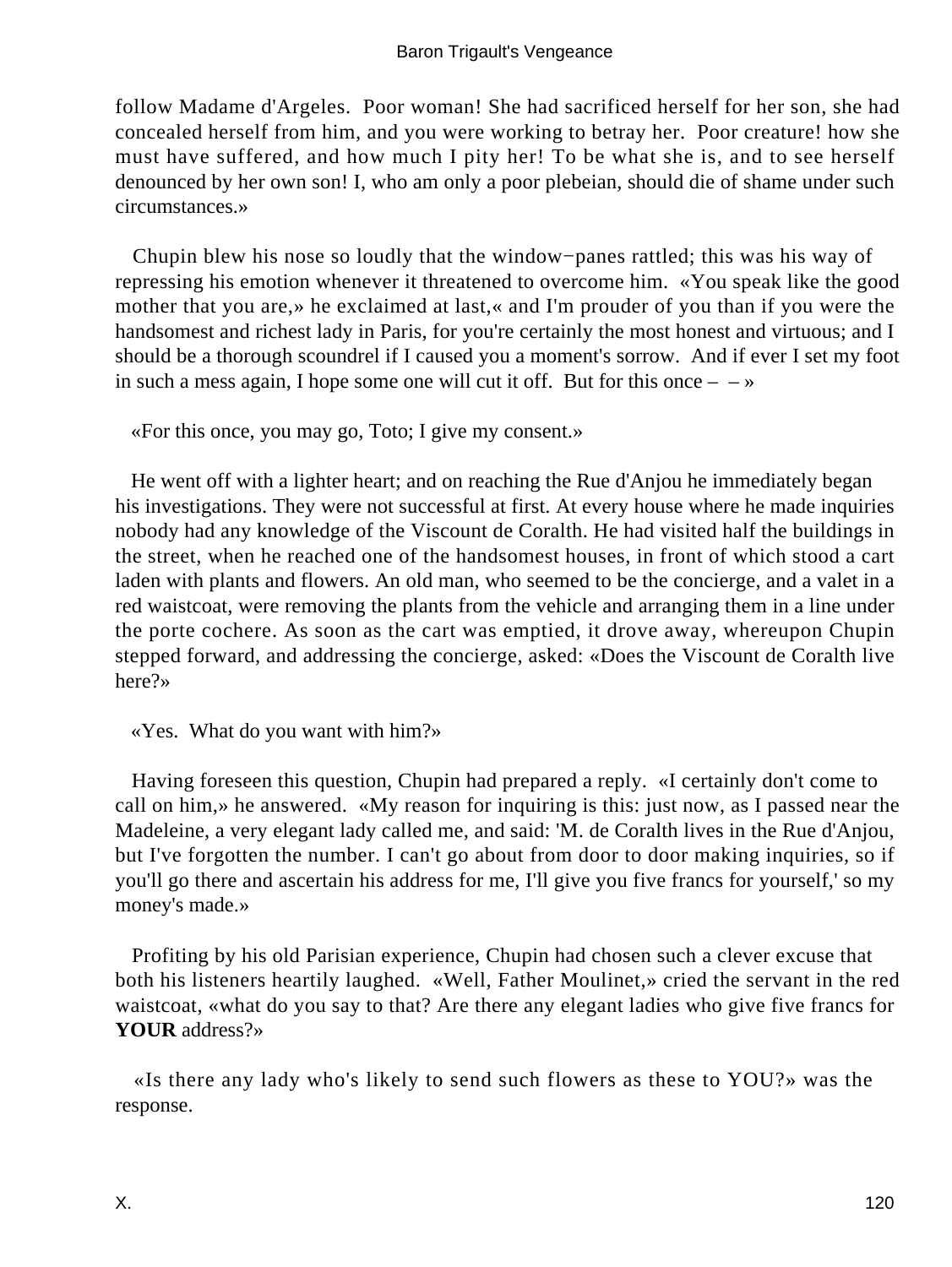follow Madame d'Argeles. Poor woman! She had sacrificed herself for her son, she had concealed herself from him, and you were working to betray her. Poor creature! how she must have suffered, and how much I pity her! To be what she is, and to see herself denounced by her own son! I, who am only a poor plebeian, should die of shame under such circumstances.»

Chupin blew his nose so loudly that the window−panes rattled; this was his way of repressing his emotion whenever it threatened to overcome him. «You speak like the good mother that you are,» he exclaimed at last,« and I'm prouder of you than if you were the handsomest and richest lady in Paris, for you're certainly the most honest and virtuous; and I should be a thorough scoundrel if I caused you a moment's sorrow. And if ever I set my foot in such a mess again, I hope some one will cut it off. But for this once – – »

«For this once, you may go, Toto; I give my consent.»

He went off with a lighter heart; and on reaching the Rue d'Anjou he immediately began his investigations. They were not successful at first. At every house where he made inquiries nobody had any knowledge of the Viscount de Coralth. He had visited half the buildings in the street, when he reached one of the handsomest houses, in front of which stood a cart laden with plants and flowers. An old man, who seemed to be the concierge, and a valet in a red waistcoat, were removing the plants from the vehicle and arranging them in a line under the porte cochere. As soon as the cart was emptied, it drove away, whereupon Chupin stepped forward, and addressing the concierge, asked: «Does the Viscount de Coralth live here?»

«Yes. What do you want with him?»

Having foreseen this question, Chupin had prepared a reply. «I certainly don't come to call on him,» he answered. «My reason for inquiring is this: just now, as I passed near the Madeleine, a very elegant lady called me, and said: 'M. de Coralth lives in the Rue d'Anjou, but I've forgotten the number. I can't go about from door to door making inquiries, so if you'll go there and ascertain his address for me, I'll give you five francs for yourself,' so my money's made.»

Profiting by his old Parisian experience, Chupin had chosen such a clever excuse that both his listeners heartily laughed. «Well, Father Moulinet,» cried the servant in the red waistcoat, «what do you say to that? Are there any elegant ladies who give five francs for **YOUR** address?»

«Is there any lady who's likely to send such flowers as these to YOU?» was the response.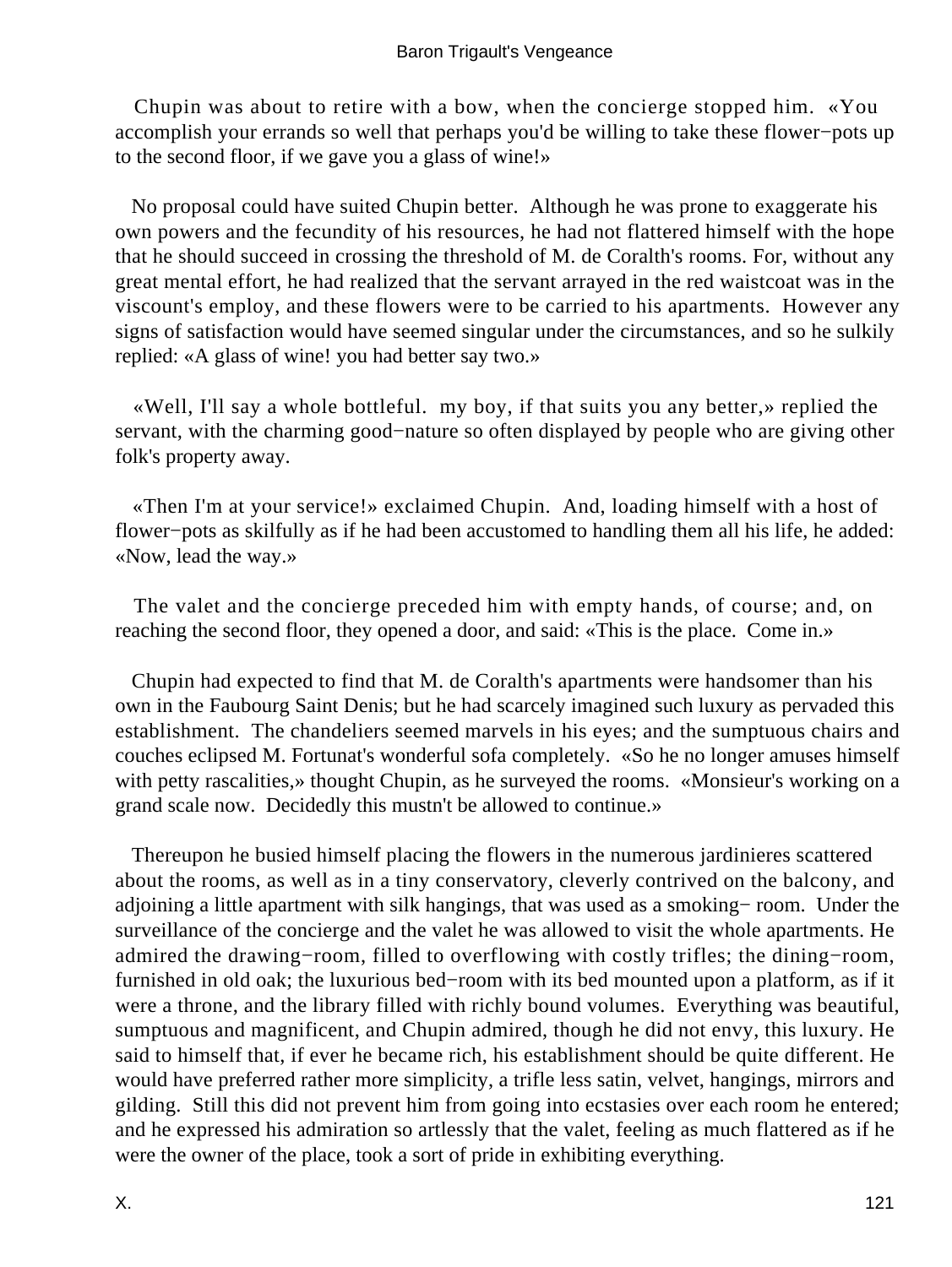Chupin was about to retire with a bow, when the concierge stopped him. «You accomplish your errands so well that perhaps you'd be willing to take these flower−pots up to the second floor, if we gave you a glass of wine!»

No proposal could have suited Chupin better. Although he was prone to exaggerate his own powers and the fecundity of his resources, he had not flattered himself with the hope that he should succeed in crossing the threshold of M. de Coralth's rooms. For, without any great mental effort, he had realized that the servant arrayed in the red waistcoat was in the viscount's employ, and these flowers were to be carried to his apartments. However any signs of satisfaction would have seemed singular under the circumstances, and so he sulkily replied: «A glass of wine! you had better say two.»

«Well, I'll say a whole bottleful. my boy, if that suits you any better,» replied the servant, with the charming good−nature so often displayed by people who are giving other folk's property away.

«Then I'm at your service!» exclaimed Chupin. And, loading himself with a host of flower−pots as skilfully as if he had been accustomed to handling them all his life, he added: «Now, lead the way.»

The valet and the concierge preceded him with empty hands, of course; and, on reaching the second floor, they opened a door, and said: «This is the place. Come in.»

Chupin had expected to find that M. de Coralth's apartments were handsomer than his own in the Faubourg Saint Denis; but he had scarcely imagined such luxury as pervaded this establishment. The chandeliers seemed marvels in his eyes; and the sumptuous chairs and couches eclipsed M. Fortunat's wonderful sofa completely. «So he no longer amuses himself with petty rascalities,» thought Chupin, as he surveyed the rooms. «Monsieur's working on a grand scale now. Decidedly this mustn't be allowed to continue.»

Thereupon he busied himself placing the flowers in the numerous jardinieres scattered about the rooms, as well as in a tiny conservatory, cleverly contrived on the balcony, and adjoining a little apartment with silk hangings, that was used as a smoking− room. Under the surveillance of the concierge and the valet he was allowed to visit the whole apartments. He admired the drawing−room, filled to overflowing with costly trifles; the dining−room, furnished in old oak; the luxurious bed−room with its bed mounted upon a platform, as if it were a throne, and the library filled with richly bound volumes. Everything was beautiful, sumptuous and magnificent, and Chupin admired, though he did not envy, this luxury. He said to himself that, if ever he became rich, his establishment should be quite different. He would have preferred rather more simplicity, a trifle less satin, velvet, hangings, mirrors and gilding. Still this did not prevent him from going into ecstasies over each room he entered; and he expressed his admiration so artlessly that the valet, feeling as much flattered as if he were the owner of the place, took a sort of pride in exhibiting everything.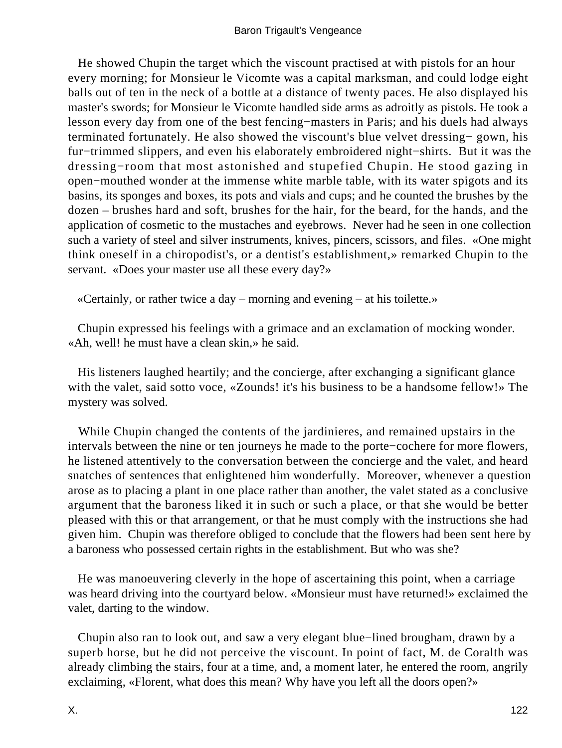He showed Chupin the target which the viscount practised at with pistols for an hour every morning; for Monsieur le Vicomte was a capital marksman, and could lodge eight balls out of ten in the neck of a bottle at a distance of twenty paces. He also displayed his master's swords; for Monsieur le Vicomte handled side arms as adroitly as pistols. He took a lesson every day from one of the best fencing−masters in Paris; and his duels had always terminated fortunately. He also showed the viscount's blue velvet dressing− gown, his fur−trimmed slippers, and even his elaborately embroidered night−shirts. But it was the dressing−room that most astonished and stupefied Chupin. He stood gazing in open−mouthed wonder at the immense white marble table, with its water spigots and its basins, its sponges and boxes, its pots and vials and cups; and he counted the brushes by the dozen – brushes hard and soft, brushes for the hair, for the beard, for the hands, and the application of cosmetic to the mustaches and eyebrows. Never had he seen in one collection such a variety of steel and silver instruments, knives, pincers, scissors, and files. «One might think oneself in a chiropodist's, or a dentist's establishment,» remarked Chupin to the servant. «Does your master use all these every day?»

«Certainly, or rather twice a day – morning and evening – at his toilette.»

Chupin expressed his feelings with a grimace and an exclamation of mocking wonder. «Ah, well! he must have a clean skin,» he said.

His listeners laughed heartily; and the concierge, after exchanging a significant glance with the valet, said sotto voce, «Zounds! it's his business to be a handsome fellow!» The mystery was solved.

While Chupin changed the contents of the jardinieres, and remained upstairs in the intervals between the nine or ten journeys he made to the porte−cochere for more flowers, he listened attentively to the conversation between the concierge and the valet, and heard snatches of sentences that enlightened him wonderfully. Moreover, whenever a question arose as to placing a plant in one place rather than another, the valet stated as a conclusive argument that the baroness liked it in such or such a place, or that she would be better pleased with this or that arrangement, or that he must comply with the instructions she had given him. Chupin was therefore obliged to conclude that the flowers had been sent here by a baroness who possessed certain rights in the establishment. But who was she?

He was manoeuvering cleverly in the hope of ascertaining this point, when a carriage was heard driving into the courtyard below. «Monsieur must have returned!» exclaimed the valet, darting to the window.

Chupin also ran to look out, and saw a very elegant blue−lined brougham, drawn by a superb horse, but he did not perceive the viscount. In point of fact, M. de Coralth was already climbing the stairs, four at a time, and, a moment later, he entered the room, angrily exclaiming, «Florent, what does this mean? Why have you left all the doors open?»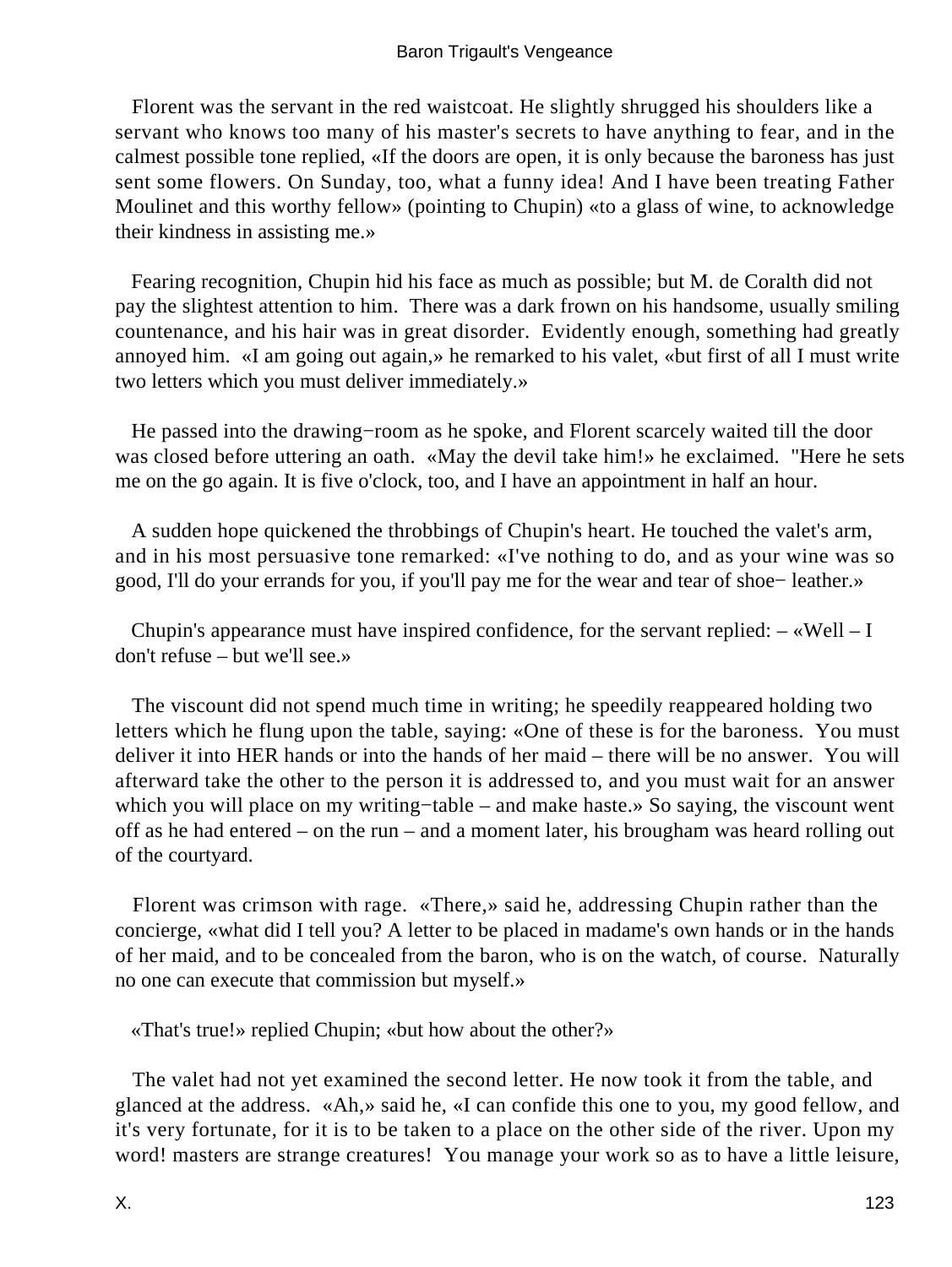Florent was the servant in the red waistcoat. He slightly shrugged his shoulders like a servant who knows too many of his master's secrets to have anything to fear, and in the calmest possible tone replied, «If the doors are open, it is only because the baroness has just sent some flowers. On Sunday, too, what a funny idea! And I have been treating Father Moulinet and this worthy fellow» (pointing to Chupin) «to a glass of wine, to acknowledge their kindness in assisting me.»

Fearing recognition, Chupin hid his face as much as possible; but M. de Coralth did not pay the slightest attention to him. There was a dark frown on his handsome, usually smiling countenance, and his hair was in great disorder. Evidently enough, something had greatly annoyed him. «I am going out again,» he remarked to his valet, «but first of all I must write two letters which you must deliver immediately.»

He passed into the drawing−room as he spoke, and Florent scarcely waited till the door was closed before uttering an oath. «May the devil take him!» he exclaimed. "Here he sets me on the go again. It is five o'clock, too, and I have an appointment in half an hour.

A sudden hope quickened the throbbings of Chupin's heart. He touched the valet's arm, and in his most persuasive tone remarked: «I've nothing to do, and as your wine was so good, I'll do your errands for you, if you'll pay me for the wear and tear of shoe− leather.»

Chupin's appearance must have inspired confidence, for the servant replied: – «Well – I don't refuse – but we'll see.»

The viscount did not spend much time in writing; he speedily reappeared holding two letters which he flung upon the table, saying: «One of these is for the baroness. You must deliver it into HER hands or into the hands of her maid – there will be no answer. You will afterward take the other to the person it is addressed to, and you must wait for an answer which you will place on my writing−table – and make haste.» So saying, the viscount went off as he had entered – on the run – and a moment later, his brougham was heard rolling out of the courtyard.

Florent was crimson with rage. «There,» said he, addressing Chupin rather than the concierge, «what did I tell you? A letter to be placed in madame's own hands or in the hands of her maid, and to be concealed from the baron, who is on the watch, of course. Naturally no one can execute that commission but myself.»

«That's true!» replied Chupin; «but how about the other?»

The valet had not yet examined the second letter. He now took it from the table, and glanced at the address. «Ah,» said he, «I can confide this one to you, my good fellow, and it's very fortunate, for it is to be taken to a place on the other side of the river. Upon my word! masters are strange creatures! You manage your work so as to have a little leisure,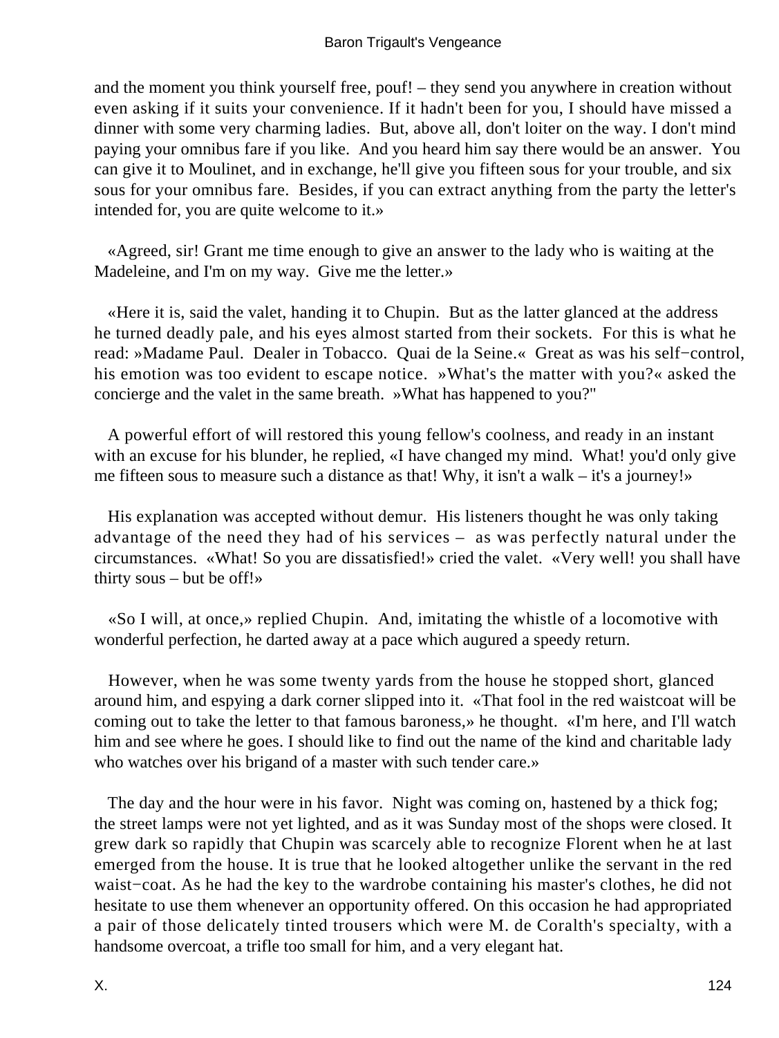and the moment you think yourself free, pouf! – they send you anywhere in creation without even asking if it suits your convenience. If it hadn't been for you, I should have missed a dinner with some very charming ladies. But, above all, don't loiter on the way. I don't mind paying your omnibus fare if you like. And you heard him say there would be an answer. You can give it to Moulinet, and in exchange, he'll give you fifteen sous for your trouble, and six sous for your omnibus fare. Besides, if you can extract anything from the party the letter's intended for, you are quite welcome to it.»

«Agreed, sir! Grant me time enough to give an answer to the lady who is waiting at the Madeleine, and I'm on my way. Give me the letter.»

«Here it is, said the valet, handing it to Chupin. But as the latter glanced at the address he turned deadly pale, and his eyes almost started from their sockets. For this is what he read: »Madame Paul. Dealer in Tobacco. Quai de la Seine.« Great as was his self−control, his emotion was too evident to escape notice. »What's the matter with you?« asked the concierge and the valet in the same breath. »What has happened to you?"

A powerful effort of will restored this young fellow's coolness, and ready in an instant with an excuse for his blunder, he replied, «I have changed my mind. What! you'd only give me fifteen sous to measure such a distance as that! Why, it isn't a walk – it's a journey!»

His explanation was accepted without demur. His listeners thought he was only taking advantage of the need they had of his services – as was perfectly natural under the circumstances. «What! So you are dissatisfied!» cried the valet. «Very well! you shall have thirty sous – but be off!»

«So I will, at once,» replied Chupin. And, imitating the whistle of a locomotive with wonderful perfection, he darted away at a pace which augured a speedy return.

However, when he was some twenty yards from the house he stopped short, glanced around him, and espying a dark corner slipped into it. «That fool in the red waistcoat will be coming out to take the letter to that famous baroness,» he thought. «I'm here, and I'll watch him and see where he goes. I should like to find out the name of the kind and charitable lady who watches over his brigand of a master with such tender care.»

The day and the hour were in his favor. Night was coming on, hastened by a thick fog; the street lamps were not yet lighted, and as it was Sunday most of the shops were closed. It grew dark so rapidly that Chupin was scarcely able to recognize Florent when he at last emerged from the house. It is true that he looked altogether unlike the servant in the red waist−coat. As he had the key to the wardrobe containing his master's clothes, he did not hesitate to use them whenever an opportunity offered. On this occasion he had appropriated a pair of those delicately tinted trousers which were M. de Coralth's specialty, with a handsome overcoat, a trifle too small for him, and a very elegant hat.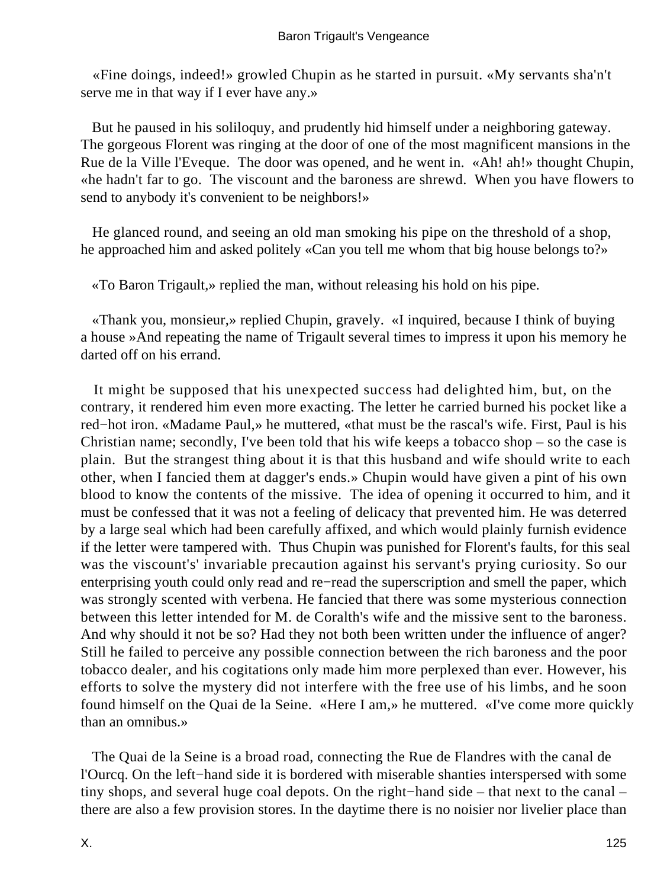«Fine doings, indeed!» growled Chupin as he started in pursuit. «My servants sha'n't serve me in that way if I ever have any.»

But he paused in his soliloquy, and prudently hid himself under a neighboring gateway. The gorgeous Florent was ringing at the door of one of the most magnificent mansions in the Rue de la Ville l'Eveque. The door was opened, and he went in. «Ah! ah!» thought Chupin, «he hadn't far to go. The viscount and the baroness are shrewd. When you have flowers to send to anybody it's convenient to be neighbors!»

He glanced round, and seeing an old man smoking his pipe on the threshold of a shop, he approached him and asked politely «Can you tell me whom that big house belongs to?»

«To Baron Trigault,» replied the man, without releasing his hold on his pipe.

«Thank you, monsieur,» replied Chupin, gravely. «I inquired, because I think of buying a house »And repeating the name of Trigault several times to impress it upon his memory he darted off on his errand.

It might be supposed that his unexpected success had delighted him, but, on the contrary, it rendered him even more exacting. The letter he carried burned his pocket like a red−hot iron. «Madame Paul,» he muttered, «that must be the rascal's wife. First, Paul is his Christian name; secondly, I've been told that his wife keeps a tobacco shop – so the case is plain. But the strangest thing about it is that this husband and wife should write to each other, when I fancied them at dagger's ends.» Chupin would have given a pint of his own blood to know the contents of the missive. The idea of opening it occurred to him, and it must be confessed that it was not a feeling of delicacy that prevented him. He was deterred by a large seal which had been carefully affixed, and which would plainly furnish evidence if the letter were tampered with. Thus Chupin was punished for Florent's faults, for this seal was the viscount's' invariable precaution against his servant's prying curiosity. So our enterprising youth could only read and re−read the superscription and smell the paper, which was strongly scented with verbena. He fancied that there was some mysterious connection between this letter intended for M. de Coralth's wife and the missive sent to the baroness. And why should it not be so? Had they not both been written under the influence of anger? Still he failed to perceive any possible connection between the rich baroness and the poor tobacco dealer, and his cogitations only made him more perplexed than ever. However, his efforts to solve the mystery did not interfere with the free use of his limbs, and he soon found himself on the Quai de la Seine. «Here I am,» he muttered. «I've come more quickly than an omnibus.»

The Quai de la Seine is a broad road, connecting the Rue de Flandres with the canal de l'Ourcq. On the left−hand side it is bordered with miserable shanties interspersed with some tiny shops, and several huge coal depots. On the right−hand side – that next to the canal – there are also a few provision stores. In the daytime there is no noisier nor livelier place than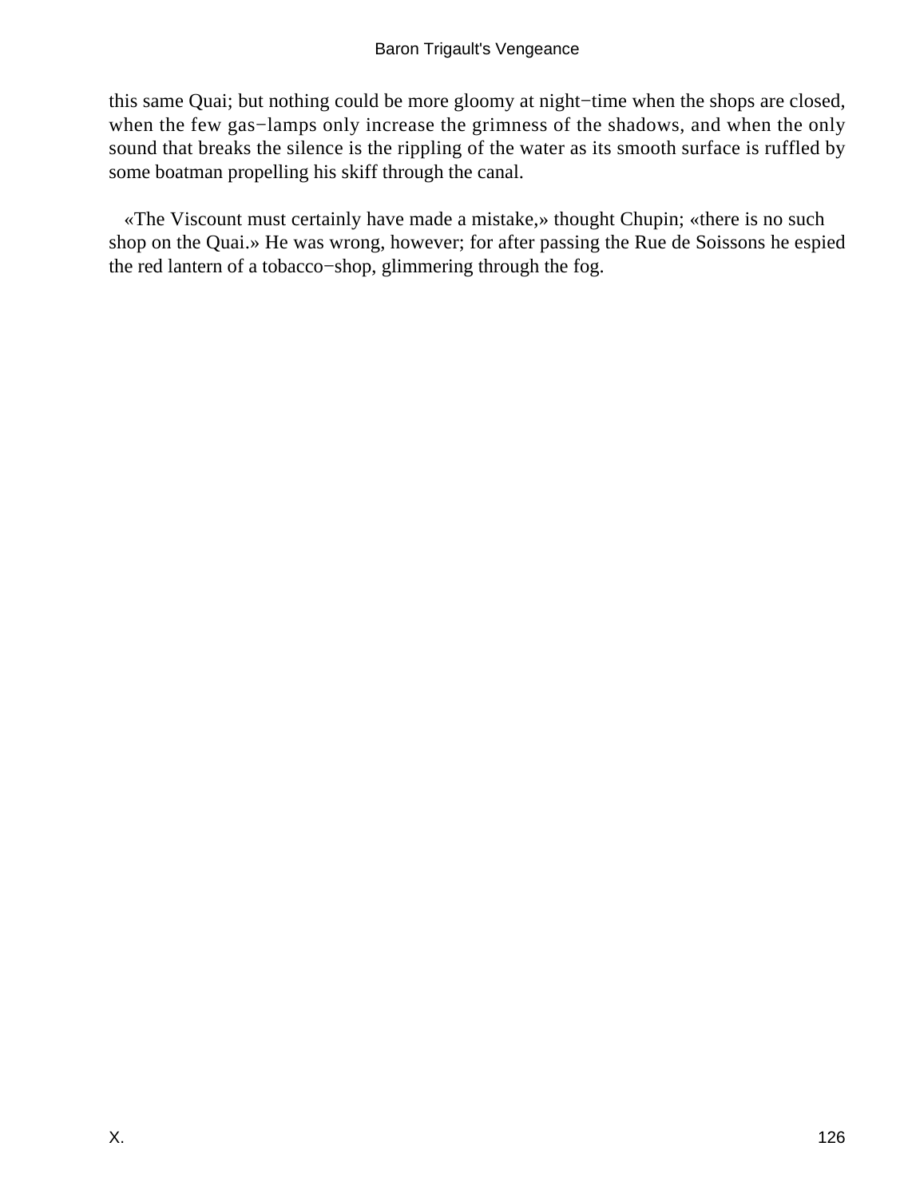this same Quai; but nothing could be more gloomy at night−time when the shops are closed, when the few gas−lamps only increase the grimness of the shadows, and when the only sound that breaks the silence is the rippling of the water as its smooth surface is ruffled by some boatman propelling his skiff through the canal.

«The Viscount must certainly have made a mistake,» thought Chupin; «there is no such shop on the Quai.» He was wrong, however; for after passing the Rue de Soissons he espied the red lantern of a tobacco−shop, glimmering through the fog.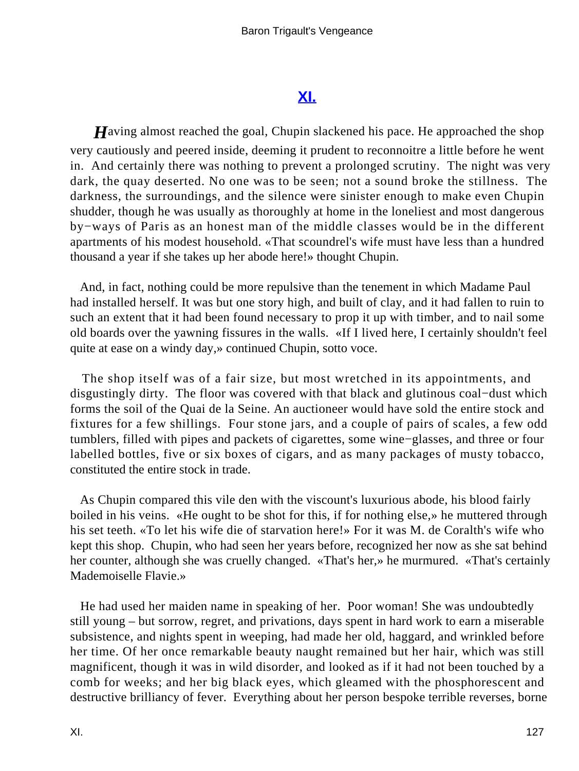## XI.

*H*aving almost reached the goal, Chupin slackened his pace. He approached the shop very cautiously and peered inside, deeming it prudent to reconnoitre a little before he went in. And certainly there was nothing to prevent a prolonged scrutiny. The night was very dark, the quay deserted. No one was to be seen; not a sound broke the stillness. The darkness, the surroundings, and the silence were sinister enough to make even Chupin shudder, though he was usually as thoroughly at home in the loneliest and most dangerous by−ways of Paris as an honest man of the middle classes would be in the different apartments of his modest household. «That scoundrel's wife must have less than a hundred thousand a year if she takes up her abode here!» thought Chupin.

And, in fact, nothing could be more repulsive than the tenement in which Madame Paul had installed herself. It was but one story high, and built of clay, and it had fallen to ruin to such an extent that it had been found necessary to prop it up with timber, and to nail some old boards over the yawning fissures in the walls. «If I lived here, I certainly shouldn't feel quite at ease on a windy day,» continued Chupin, sotto voce.

The shop itself was of a fair size, but most wretched in its appointments, and disgustingly dirty. The floor was covered with that black and glutinous coal−dust which forms the soil of the Quai de la Seine. An auctioneer would have sold the entire stock and fixtures for a few shillings. Four stone jars, and a couple of pairs of scales, a few odd tumblers, filled with pipes and packets of cigarettes, some wine−glasses, and three or four labelled bottles, five or six boxes of cigars, and as many packages of musty tobacco, constituted the entire stock in trade.

As Chupin compared this vile den with the viscount's luxurious abode, his blood fairly boiled in his veins. «He ought to be shot for this, if for nothing else,» he muttered through his set teeth. «To let his wife die of starvation here!» For it was M. de Coralth's wife who kept this shop. Chupin, who had seen her years before, recognized her now as she sat behind her counter, although she was cruelly changed. «That's her,» he murmured. «That's certainly Mademoiselle Flavie.»

He had used her maiden name in speaking of her. Poor woman! She was undoubtedly still young – but sorrow, regret, and privations, days spent in hard work to earn a miserable subsistence, and nights spent in weeping, had made her old, haggard, and wrinkled before her time. Of her once remarkable beauty naught remained but her hair, which was still magnificent, though it was in wild disorder, and looked as if it had not been touched by a comb for weeks; and her big black eyes, which gleamed with the phosphorescent and destructive brilliancy of fever. Everything about her person bespoke terrible reverses, borne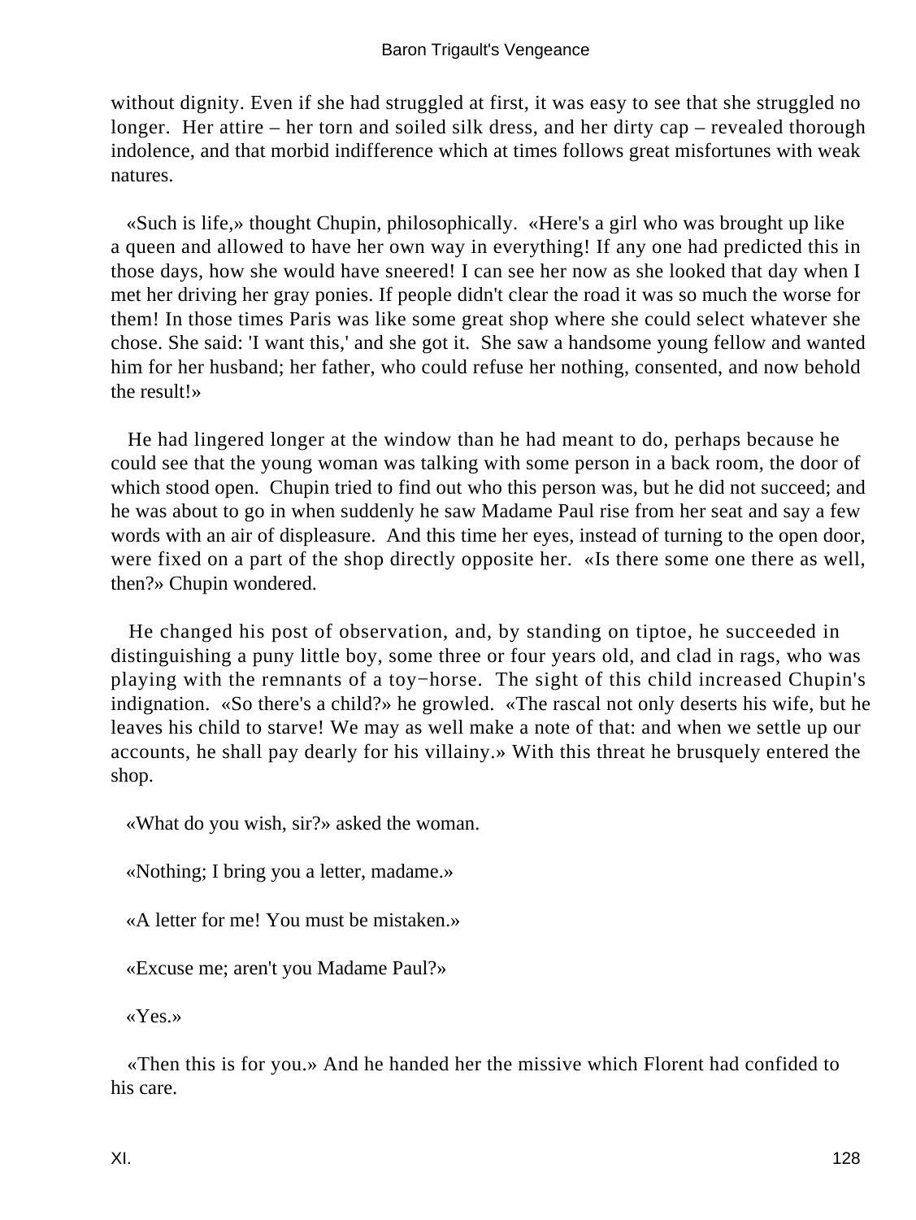without dignity. Even if she had struggled at first, it was easy to see that she struggled no longer. Her attire – her torn and soiled silk dress, and her dirty cap – revealed thorough indolence, and that morbid indifference which at times follows great misfortunes with weak natures.

«Such is life,» thought Chupin, philosophically. «Here's a girl who was brought up like a queen and allowed to have her own way in everything! If any one had predicted this in those days, how she would have sneered! I can see her now as she looked that day when I met her driving her gray ponies. If people didn't clear the road it was so much the worse for them! In those times Paris was like some great shop where she could select whatever she chose. She said: 'I want this,' and she got it. She saw a handsome young fellow and wanted him for her husband; her father, who could refuse her nothing, consented, and now behold the result!»

He had lingered longer at the window than he had meant to do, perhaps because he could see that the young woman was talking with some person in a back room, the door of which stood open. Chupin tried to find out who this person was, but he did not succeed; and he was about to go in when suddenly he saw Madame Paul rise from her seat and say a few words with an air of displeasure. And this time her eyes, instead of turning to the open door, were fixed on a part of the shop directly opposite her. «Is there some one there as well, then?» Chupin wondered.

He changed his post of observation, and, by standing on tiptoe, he succeeded in distinguishing a puny little boy, some three or four years old, and clad in rags, who was playing with the remnants of a toy−horse. The sight of this child increased Chupin's indignation. «So there's a child?» he growled. «The rascal not only deserts his wife, but he leaves his child to starve! We may as well make a note of that: and when we settle up our accounts, he shall pay dearly for his villainy.» With this threat he brusquely entered the shop.

«What do you wish, sir?» asked the woman.

«Nothing; I bring you a letter, madame.»

«A letter for me! You must be mistaken.»

«Excuse me; aren't you Madame Paul?»

«Yes.»

«Then this is for you.» And he handed her the missive which Florent had confided to his care.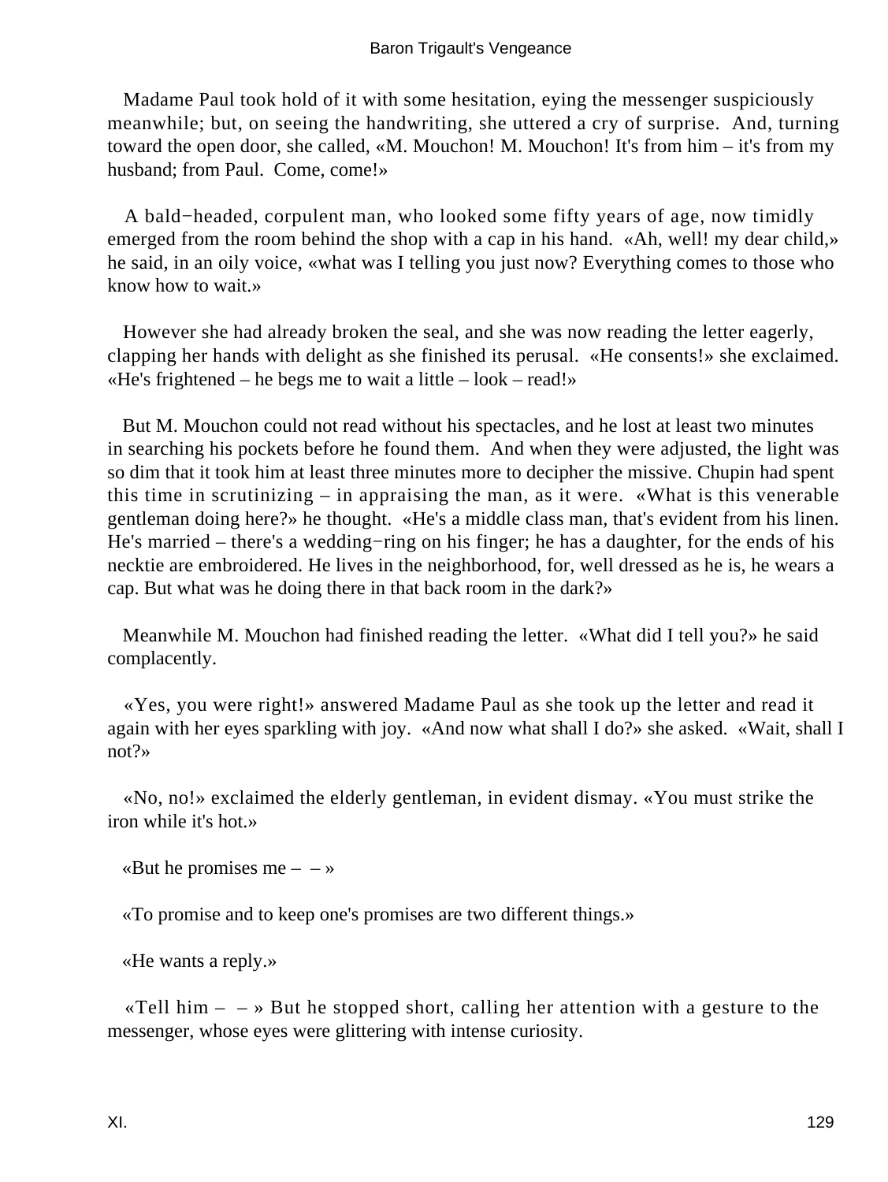Madame Paul took hold of it with some hesitation, eying the messenger suspiciously meanwhile; but, on seeing the handwriting, she uttered a cry of surprise. And, turning toward the open door, she called, «M. Mouchon! M. Mouchon! It's from him – it's from my husband; from Paul. Come, come!»

A bald−headed, corpulent man, who looked some fifty years of age, now timidly emerged from the room behind the shop with a cap in his hand. «Ah, well! my dear child,» he said, in an oily voice, «what was I telling you just now? Everything comes to those who know how to wait.»

However she had already broken the seal, and she was now reading the letter eagerly, clapping her hands with delight as she finished its perusal. «He consents!» she exclaimed. «He's frightened – he begs me to wait a little – look – read!»

But M. Mouchon could not read without his spectacles, and he lost at least two minutes in searching his pockets before he found them. And when they were adjusted, the light was so dim that it took him at least three minutes more to decipher the missive. Chupin had spent this time in scrutinizing – in appraising the man, as it were. «What is this venerable gentleman doing here?» he thought. «He's a middle class man, that's evident from his linen. He's married – there's a wedding−ring on his finger; he has a daughter, for the ends of his necktie are embroidered. He lives in the neighborhood, for, well dressed as he is, he wears a cap. But what was he doing there in that back room in the dark?»

Meanwhile M. Mouchon had finished reading the letter. «What did I tell you?» he said complacently.

«Yes, you were right!» answered Madame Paul as she took up the letter and read it again with her eyes sparkling with joy. «And now what shall I do?» she asked. «Wait, shall I not?»

«No, no!» exclaimed the elderly gentleman, in evident dismay. «You must strike the iron while it's hot.»

«But he promises me – – »

«To promise and to keep one's promises are two different things.»

«He wants a reply.»

«Tell him – – » But he stopped short, calling her attention with a gesture to the messenger, whose eyes were glittering with intense curiosity.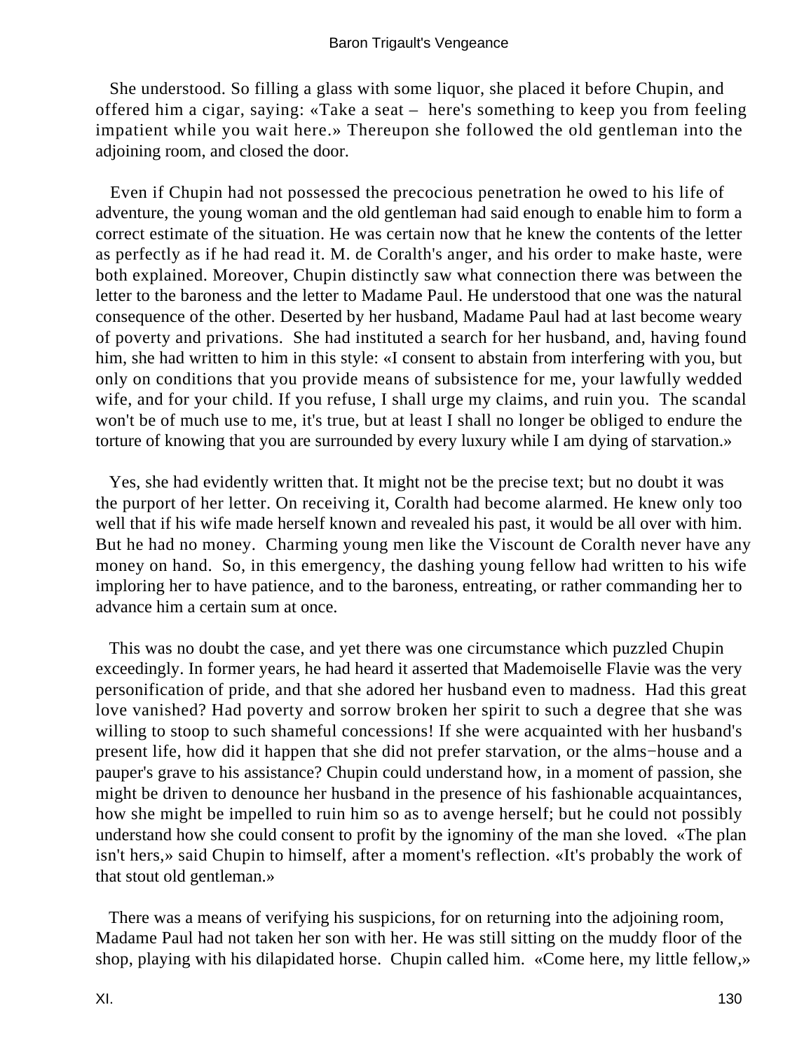She understood. So filling a glass with some liquor, she placed it before Chupin, and offered him a cigar, saying: «Take a seat – here's something to keep you from feeling impatient while you wait here.» Thereupon she followed the old gentleman into the adjoining room, and closed the door.

Even if Chupin had not possessed the precocious penetration he owed to his life of adventure, the young woman and the old gentleman had said enough to enable him to form a correct estimate of the situation. He was certain now that he knew the contents of the letter as perfectly as if he had read it. M. de Coralth's anger, and his order to make haste, were both explained. Moreover, Chupin distinctly saw what connection there was between the letter to the baroness and the letter to Madame Paul. He understood that one was the natural consequence of the other. Deserted by her husband, Madame Paul had at last become weary of poverty and privations. She had instituted a search for her husband, and, having found him, she had written to him in this style: «I consent to abstain from interfering with you, but only on conditions that you provide means of subsistence for me, your lawfully wedded wife, and for your child. If you refuse, I shall urge my claims, and ruin you. The scandal won't be of much use to me, it's true, but at least I shall no longer be obliged to endure the torture of knowing that you are surrounded by every luxury while I am dying of starvation.»

Yes, she had evidently written that. It might not be the precise text; but no doubt it was the purport of her letter. On receiving it, Coralth had become alarmed. He knew only too well that if his wife made herself known and revealed his past, it would be all over with him. But he had no money. Charming young men like the Viscount de Coralth never have any money on hand. So, in this emergency, the dashing young fellow had written to his wife imploring her to have patience, and to the baroness, entreating, or rather commanding her to advance him a certain sum at once.

This was no doubt the case, and yet there was one circumstance which puzzled Chupin exceedingly. In former years, he had heard it asserted that Mademoiselle Flavie was the very personification of pride, and that she adored her husband even to madness. Had this great love vanished? Had poverty and sorrow broken her spirit to such a degree that she was willing to stoop to such shameful concessions! If she were acquainted with her husband's present life, how did it happen that she did not prefer starvation, or the alms−house and a pauper's grave to his assistance? Chupin could understand how, in a moment of passion, she might be driven to denounce her husband in the presence of his fashionable acquaintances, how she might be impelled to ruin him so as to avenge herself; but he could not possibly understand how she could consent to profit by the ignominy of the man she loved. «The plan isn't hers,» said Chupin to himself, after a moment's reflection. «It's probably the work of that stout old gentleman.»

There was a means of verifying his suspicions, for on returning into the adjoining room, Madame Paul had not taken her son with her. He was still sitting on the muddy floor of the shop, playing with his dilapidated horse. Chupin called him. «Come here, my little fellow,»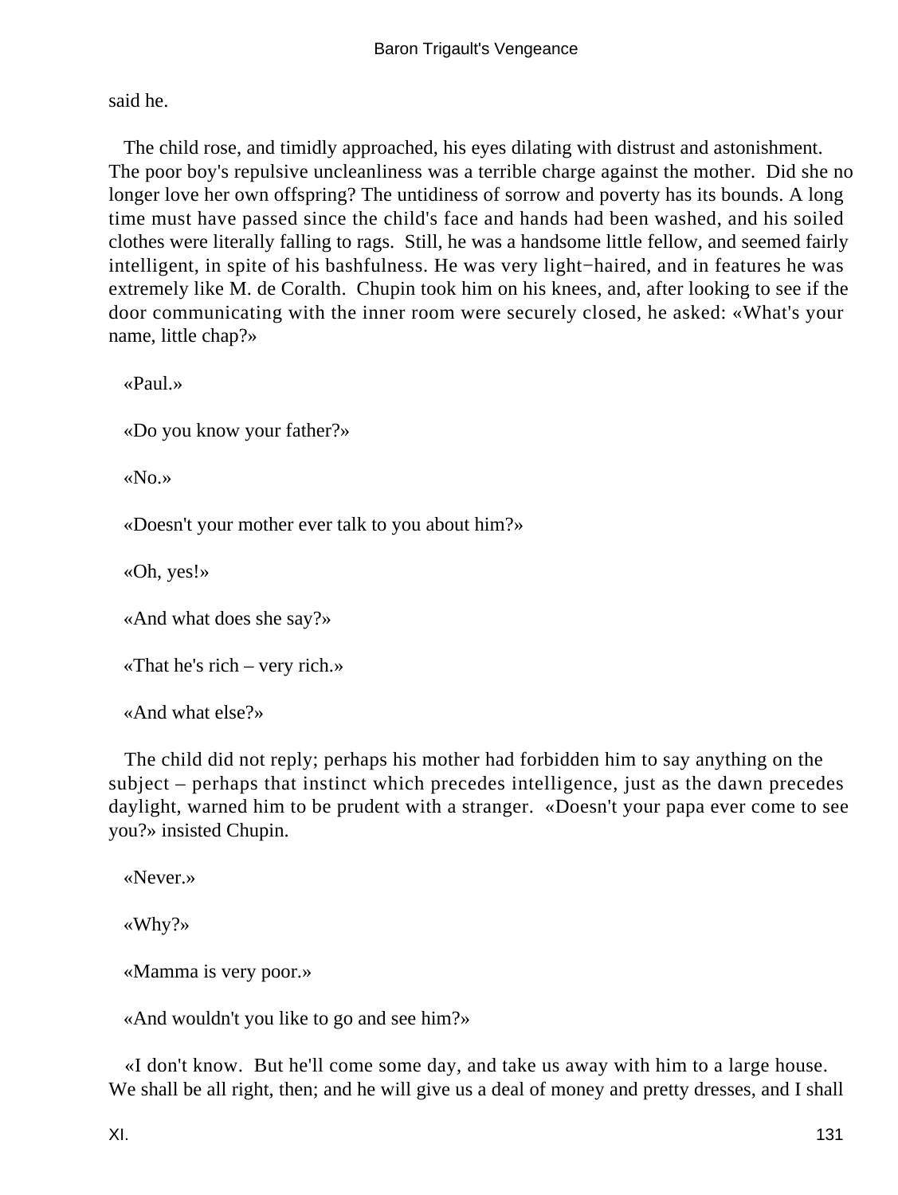said he.

The child rose, and timidly approached, his eyes dilating with distrust and astonishment. The poor boy's repulsive uncleanliness was a terrible charge against the mother. Did she no longer love her own offspring? The untidiness of sorrow and poverty has its bounds. A long time must have passed since the child's face and hands had been washed, and his soiled clothes were literally falling to rags. Still, he was a handsome little fellow, and seemed fairly intelligent, in spite of his bashfulness. He was very light−haired, and in features he was extremely like M. de Coralth. Chupin took him on his knees, and, after looking to see if the door communicating with the inner room were securely closed, he asked: «What's your name, little chap?»

«Paul.»

«Do you know your father?»

«No.»

«Doesn't your mother ever talk to you about him?»

«Oh, yes!»

«And what does she say?»

«That he's rich – very rich.»

«And what else?»

The child did not reply; perhaps his mother had forbidden him to say anything on the subject – perhaps that instinct which precedes intelligence, just as the dawn precedes daylight, warned him to be prudent with a stranger. «Doesn't your papa ever come to see you?» insisted Chupin.

«Never.»

«Why?»

«Mamma is very poor.»

«And wouldn't you like to go and see him?»

«I don't know. But he'll come some day, and take us away with him to a large house. We shall be all right, then; and he will give us a deal of money and pretty dresses, and I shall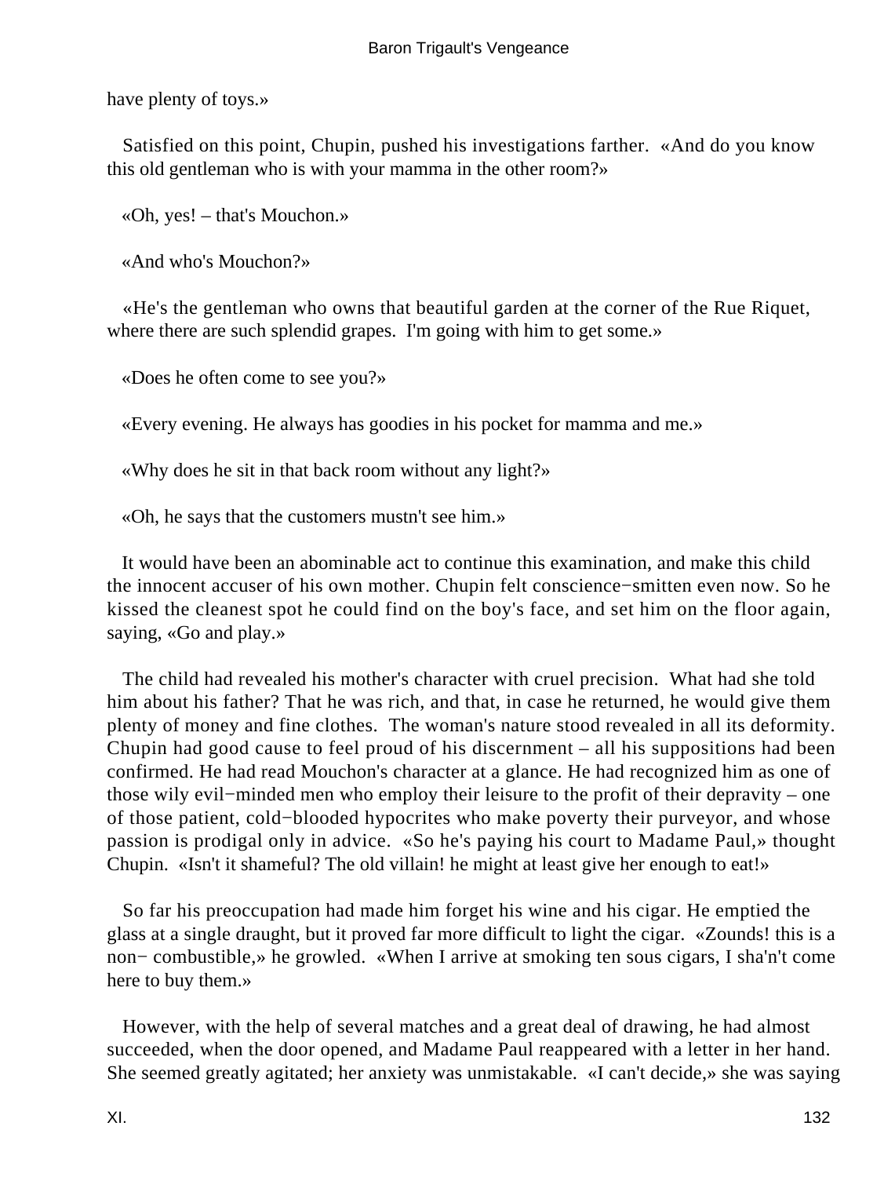have plenty of toys.»

Satisfied on this point, Chupin, pushed his investigations farther. «And do you know this old gentleman who is with your mamma in the other room?»

«Oh, yes! – that's Mouchon.»

«And who's Mouchon?»

«He's the gentleman who owns that beautiful garden at the corner of the Rue Riquet, where there are such splendid grapes. I'm going with him to get some.»

«Does he often come to see you?»

«Every evening. He always has goodies in his pocket for mamma and me.»

«Why does he sit in that back room without any light?»

«Oh, he says that the customers mustn't see him.»

It would have been an abominable act to continue this examination, and make this child the innocent accuser of his own mother. Chupin felt conscience−smitten even now. So he kissed the cleanest spot he could find on the boy's face, and set him on the floor again, saying, «Go and play.»

The child had revealed his mother's character with cruel precision. What had she told him about his father? That he was rich, and that, in case he returned, he would give them plenty of money and fine clothes. The woman's nature stood revealed in all its deformity. Chupin had good cause to feel proud of his discernment – all his suppositions had been confirmed. He had read Mouchon's character at a glance. He had recognized him as one of those wily evil−minded men who employ their leisure to the profit of their depravity – one of those patient, cold−blooded hypocrites who make poverty their purveyor, and whose passion is prodigal only in advice. «So he's paying his court to Madame Paul,» thought Chupin. «Isn't it shameful? The old villain! he might at least give her enough to eat!»

So far his preoccupation had made him forget his wine and his cigar. He emptied the glass at a single draught, but it proved far more difficult to light the cigar. «Zounds! this is a non− combustible,» he growled. «When I arrive at smoking ten sous cigars, I sha'n't come here to buy them.»

However, with the help of several matches and a great deal of drawing, he had almost succeeded, when the door opened, and Madame Paul reappeared with a letter in her hand. She seemed greatly agitated; her anxiety was unmistakable. «I can't decide,» she was saying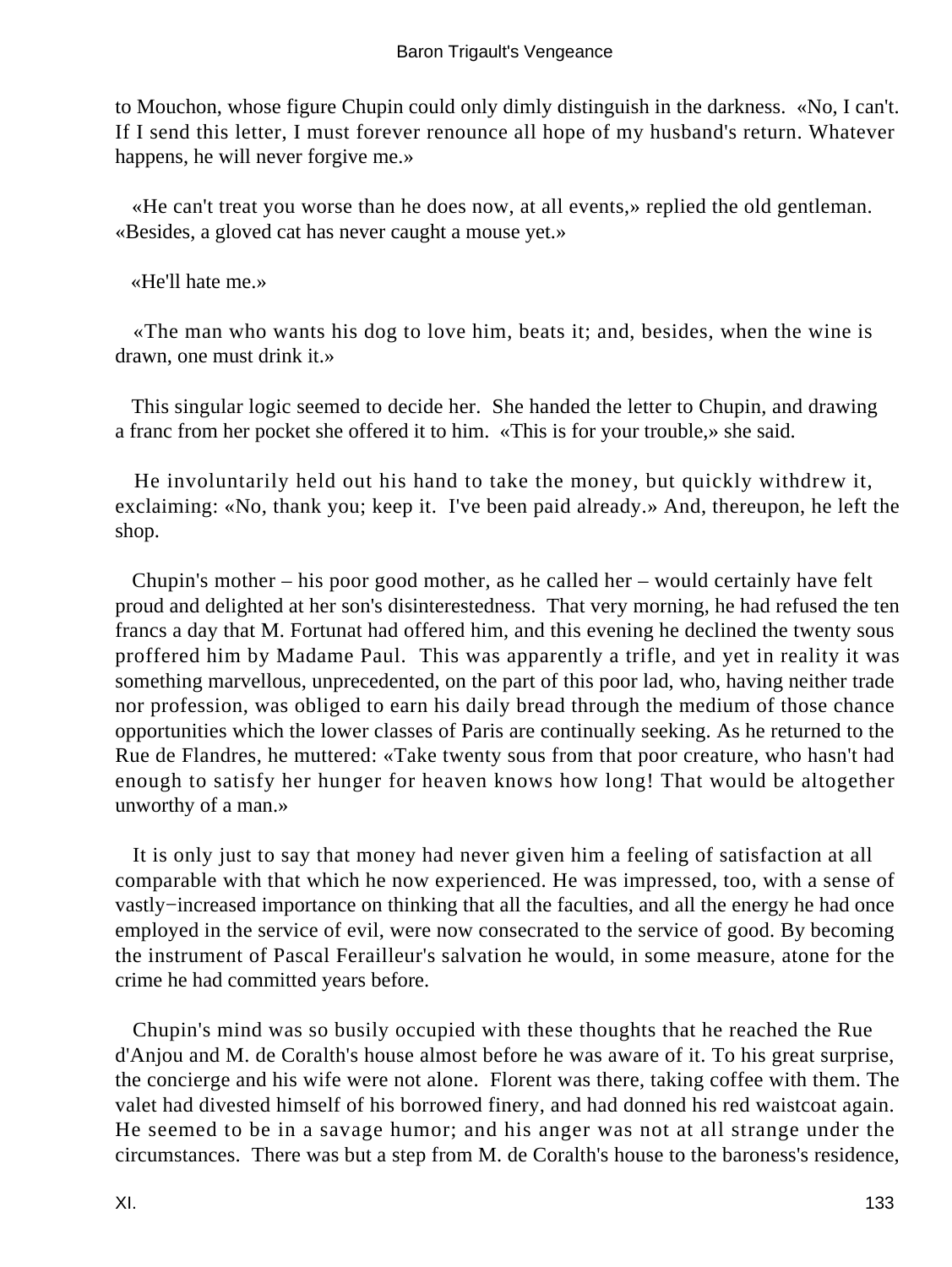to Mouchon, whose figure Chupin could only dimly distinguish in the darkness. «No, I can't. If I send this letter, I must forever renounce all hope of my husband's return. Whatever happens, he will never forgive me.»

«He can't treat you worse than he does now, at all events,» replied the old gentleman. «Besides, a gloved cat has never caught a mouse yet.»

«He'll hate me.»

«The man who wants his dog to love him, beats it; and, besides, when the wine is drawn, one must drink it.»

This singular logic seemed to decide her. She handed the letter to Chupin, and drawing a franc from her pocket she offered it to him. «This is for your trouble,» she said.

He involuntarily held out his hand to take the money, but quickly withdrew it, exclaiming: «No, thank you; keep it. I've been paid already.» And, thereupon, he left the shop.

Chupin's mother – his poor good mother, as he called her – would certainly have felt proud and delighted at her son's disinterestedness. That very morning, he had refused the ten francs a day that M. Fortunat had offered him, and this evening he declined the twenty sous proffered him by Madame Paul. This was apparently a trifle, and yet in reality it was something marvellous, unprecedented, on the part of this poor lad, who, having neither trade nor profession, was obliged to earn his daily bread through the medium of those chance opportunities which the lower classes of Paris are continually seeking. As he returned to the Rue de Flandres, he muttered: «Take twenty sous from that poor creature, who hasn't had enough to satisfy her hunger for heaven knows how long! That would be altogether unworthy of a man.»

It is only just to say that money had never given him a feeling of satisfaction at all comparable with that which he now experienced. He was impressed, too, with a sense of vastly−increased importance on thinking that all the faculties, and all the energy he had once employed in the service of evil, were now consecrated to the service of good. By becoming the instrument of Pascal Ferailleur's salvation he would, in some measure, atone for the crime he had committed years before.

Chupin's mind was so busily occupied with these thoughts that he reached the Rue d'Anjou and M. de Coralth's house almost before he was aware of it. To his great surprise, the concierge and his wife were not alone. Florent was there, taking coffee with them. The valet had divested himself of his borrowed finery, and had donned his red waistcoat again. He seemed to be in a savage humor; and his anger was not at all strange under the circumstances. There was but a step from M. de Coralth's house to the baroness's residence,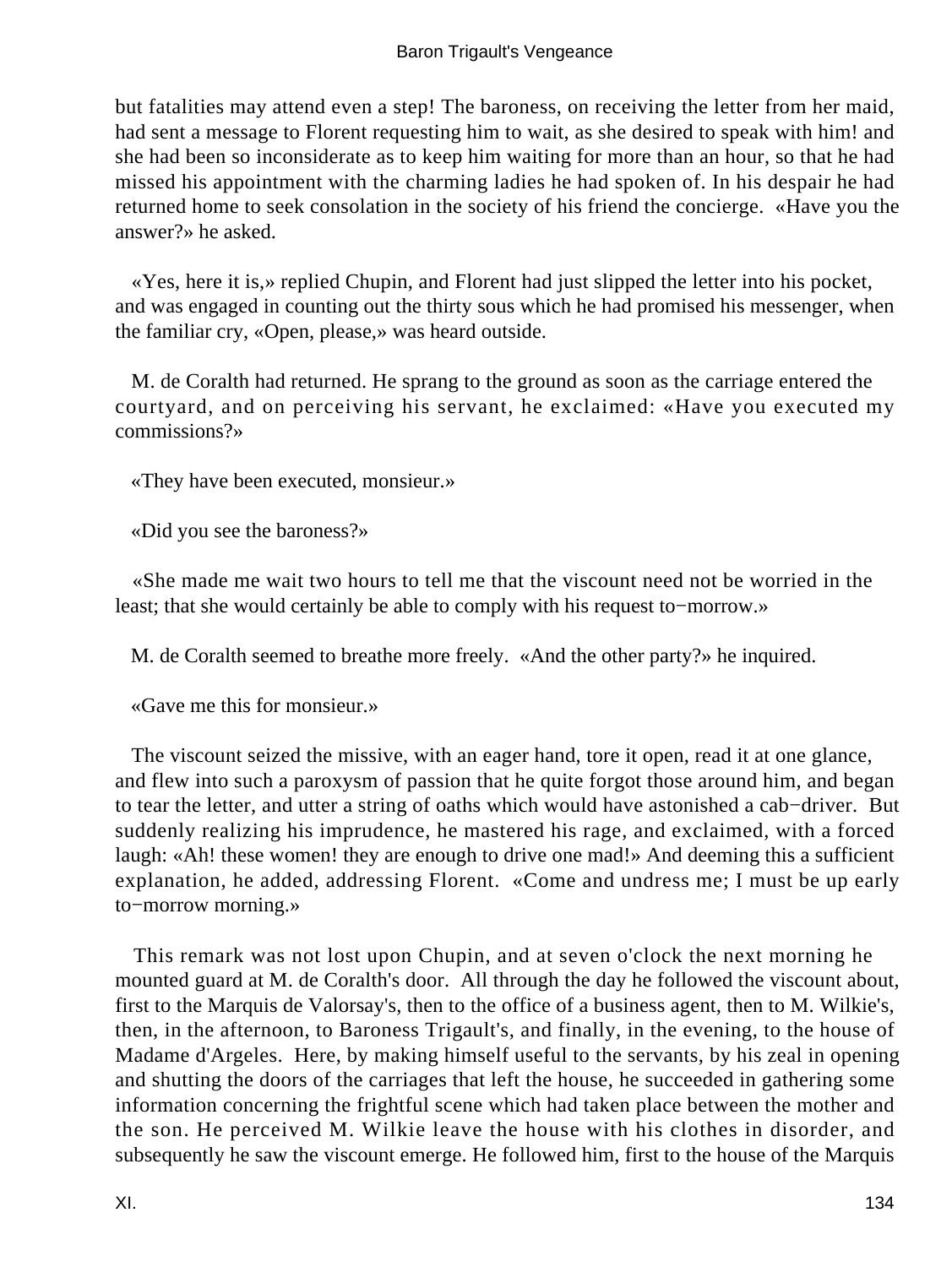but fatalities may attend even a step! The baroness, on receiving the letter from her maid, had sent a message to Florent requesting him to wait, as she desired to speak with him! and she had been so inconsiderate as to keep him waiting for more than an hour, so that he had missed his appointment with the charming ladies he had spoken of. In his despair he had returned home to seek consolation in the society of his friend the concierge. «Have you the answer?» he asked.

«Yes, here it is,» replied Chupin, and Florent had just slipped the letter into his pocket, and was engaged in counting out the thirty sous which he had promised his messenger, when the familiar cry, «Open, please,» was heard outside.

M. de Coralth had returned. He sprang to the ground as soon as the carriage entered the courtyard, and on perceiving his servant, he exclaimed: «Have you executed my commissions?»

«They have been executed, monsieur.»

«Did you see the baroness?»

«She made me wait two hours to tell me that the viscount need not be worried in the least; that she would certainly be able to comply with his request to−morrow.»

M. de Coralth seemed to breathe more freely. «And the other party?» he inquired.

«Gave me this for monsieur.»

The viscount seized the missive, with an eager hand, tore it open, read it at one glance, and flew into such a paroxysm of passion that he quite forgot those around him, and began to tear the letter, and utter a string of oaths which would have astonished a cab−driver. But suddenly realizing his imprudence, he mastered his rage, and exclaimed, with a forced laugh: «Ah! these women! they are enough to drive one mad!» And deeming this a sufficient explanation, he added, addressing Florent. «Come and undress me; I must be up early to−morrow morning.»

This remark was not lost upon Chupin, and at seven o'clock the next morning he mounted guard at M. de Coralth's door. All through the day he followed the viscount about, first to the Marquis de Valorsay's, then to the office of a business agent, then to M. Wilkie's, then, in the afternoon, to Baroness Trigault's, and finally, in the evening, to the house of Madame d'Argeles. Here, by making himself useful to the servants, by his zeal in opening and shutting the doors of the carriages that left the house, he succeeded in gathering some information concerning the frightful scene which had taken place between the mother and the son. He perceived M. Wilkie leave the house with his clothes in disorder, and subsequently he saw the viscount emerge. He followed him, first to the house of the Marquis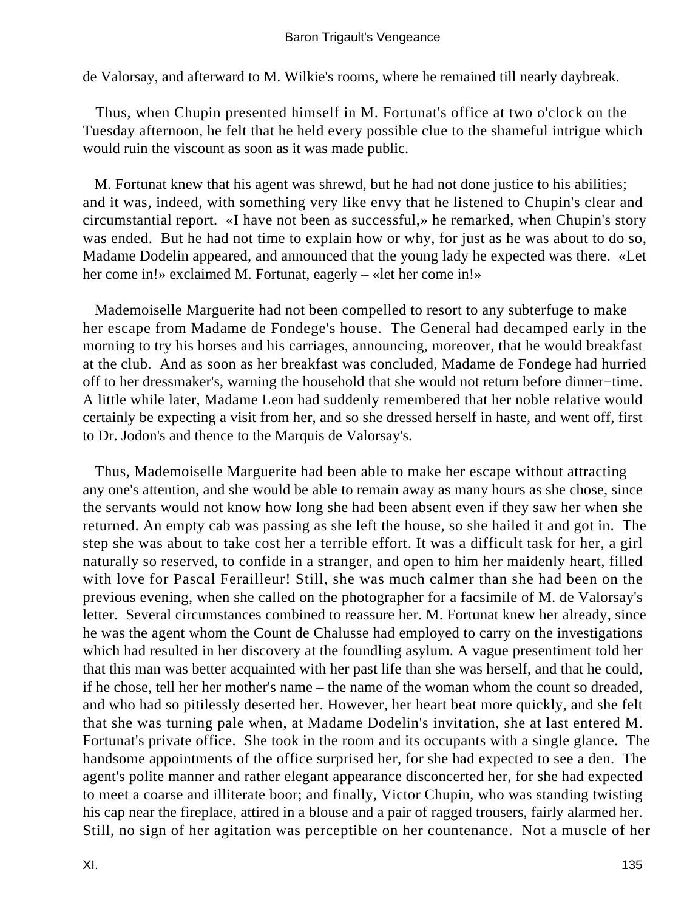de Valorsay, and afterward to M. Wilkie's rooms, where he remained till nearly daybreak.

Thus, when Chupin presented himself in M. Fortunat's office at two o'clock on the Tuesday afternoon, he felt that he held every possible clue to the shameful intrigue which would ruin the viscount as soon as it was made public.

M. Fortunat knew that his agent was shrewd, but he had not done justice to his abilities; and it was, indeed, with something very like envy that he listened to Chupin's clear and circumstantial report. «I have not been as successful,» he remarked, when Chupin's story was ended. But he had not time to explain how or why, for just as he was about to do so, Madame Dodelin appeared, and announced that the young lady he expected was there. «Let her come in!» exclaimed M. Fortunat, eagerly – «let her come in!»

Mademoiselle Marguerite had not been compelled to resort to any subterfuge to make her escape from Madame de Fondege's house. The General had decamped early in the morning to try his horses and his carriages, announcing, moreover, that he would breakfast at the club. And as soon as her breakfast was concluded, Madame de Fondege had hurried off to her dressmaker's, warning the household that she would not return before dinner−time. A little while later, Madame Leon had suddenly remembered that her noble relative would certainly be expecting a visit from her, and so she dressed herself in haste, and went off, first to Dr. Jodon's and thence to the Marquis de Valorsay's.

Thus, Mademoiselle Marguerite had been able to make her escape without attracting any one's attention, and she would be able to remain away as many hours as she chose, since the servants would not know how long she had been absent even if they saw her when she returned. An empty cab was passing as she left the house, so she hailed it and got in. The step she was about to take cost her a terrible effort. It was a difficult task for her, a girl naturally so reserved, to confide in a stranger, and open to him her maidenly heart, filled with love for Pascal Ferailleur! Still, she was much calmer than she had been on the previous evening, when she called on the photographer for a facsimile of M. de Valorsay's letter. Several circumstances combined to reassure her. M. Fortunat knew her already, since he was the agent whom the Count de Chalusse had employed to carry on the investigations which had resulted in her discovery at the foundling asylum. A vague presentiment told her that this man was better acquainted with her past life than she was herself, and that he could, if he chose, tell her her mother's name – the name of the woman whom the count so dreaded, and who had so pitilessly deserted her. However, her heart beat more quickly, and she felt that she was turning pale when, at Madame Dodelin's invitation, she at last entered M. Fortunat's private office. She took in the room and its occupants with a single glance. The handsome appointments of the office surprised her, for she had expected to see a den. The agent's polite manner and rather elegant appearance disconcerted her, for she had expected to meet a coarse and illiterate boor; and finally, Victor Chupin, who was standing twisting his cap near the fireplace, attired in a blouse and a pair of ragged trousers, fairly alarmed her. Still, no sign of her agitation was perceptible on her countenance. Not a muscle of her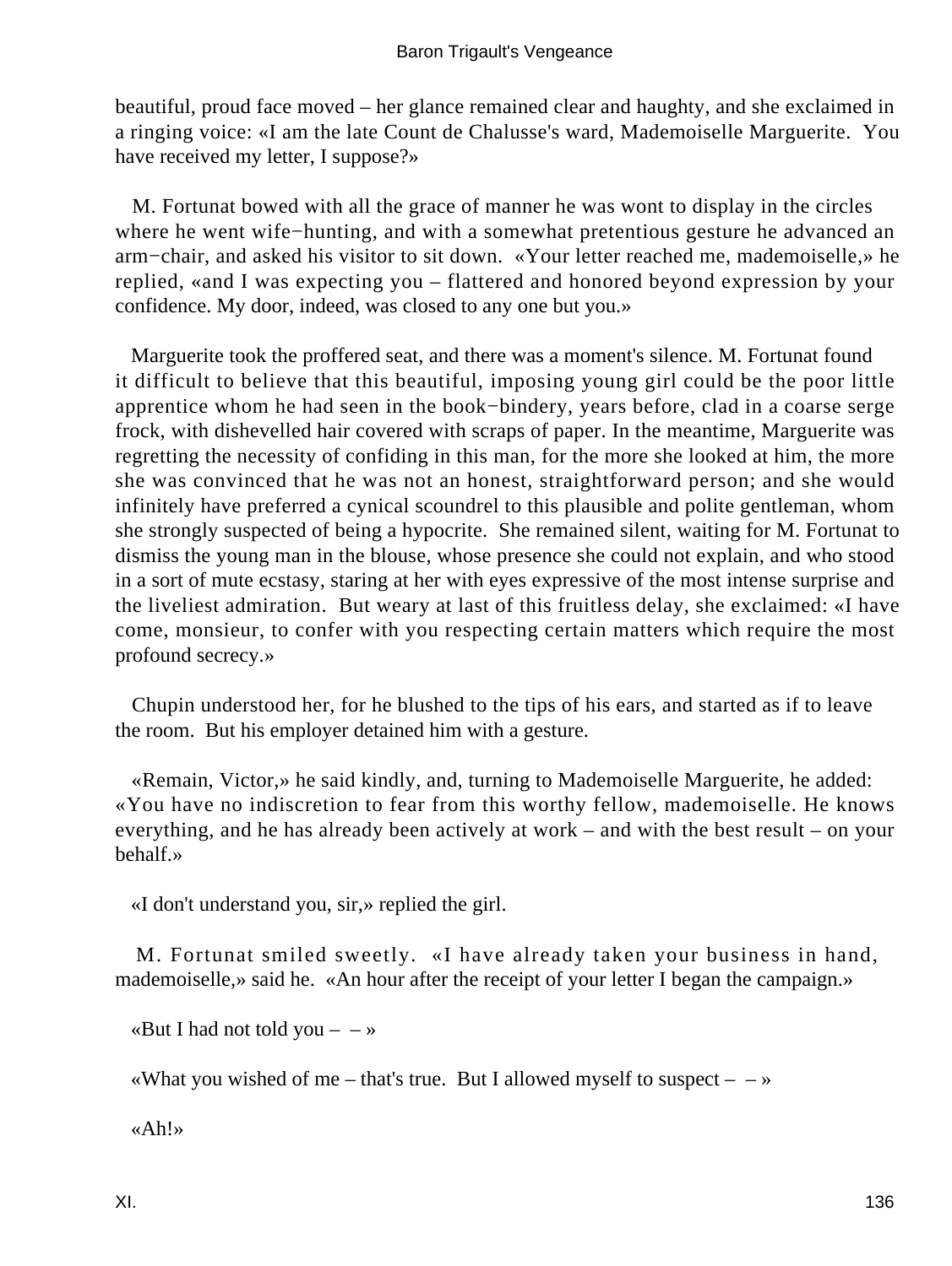beautiful, proud face moved – her glance remained clear and haughty, and she exclaimed in a ringing voice: «I am the late Count de Chalusse's ward, Mademoiselle Marguerite. You have received my letter, I suppose?»

M. Fortunat bowed with all the grace of manner he was wont to display in the circles where he went wife−hunting, and with a somewhat pretentious gesture he advanced an arm−chair, and asked his visitor to sit down. «Your letter reached me, mademoiselle,» he replied, «and I was expecting you – flattered and honored beyond expression by your confidence. My door, indeed, was closed to any one but you.»

Marguerite took the proffered seat, and there was a moment's silence. M. Fortunat found it difficult to believe that this beautiful, imposing young girl could be the poor little apprentice whom he had seen in the book−bindery, years before, clad in a coarse serge frock, with dishevelled hair covered with scraps of paper. In the meantime, Marguerite was regretting the necessity of confiding in this man, for the more she looked at him, the more she was convinced that he was not an honest, straightforward person; and she would infinitely have preferred a cynical scoundrel to this plausible and polite gentleman, whom she strongly suspected of being a hypocrite. She remained silent, waiting for M. Fortunat to dismiss the young man in the blouse, whose presence she could not explain, and who stood in a sort of mute ecstasy, staring at her with eyes expressive of the most intense surprise and the liveliest admiration. But weary at last of this fruitless delay, she exclaimed: «I have come, monsieur, to confer with you respecting certain matters which require the most profound secrecy.»

Chupin understood her, for he blushed to the tips of his ears, and started as if to leave the room. But his employer detained him with a gesture.

«Remain, Victor,» he said kindly, and, turning to Mademoiselle Marguerite, he added: «You have no indiscretion to fear from this worthy fellow, mademoiselle. He knows everything, and he has already been actively at work – and with the best result – on your behalf.»

«I don't understand you, sir,» replied the girl.

M. Fortunat smiled sweetly. «I have already taken your business in hand, mademoiselle,» said he. «An hour after the receipt of your letter I began the campaign.»

«But I had not told you – – »

«What you wished of me – that's true. But I allowed myself to suspect – – »

«Ah!»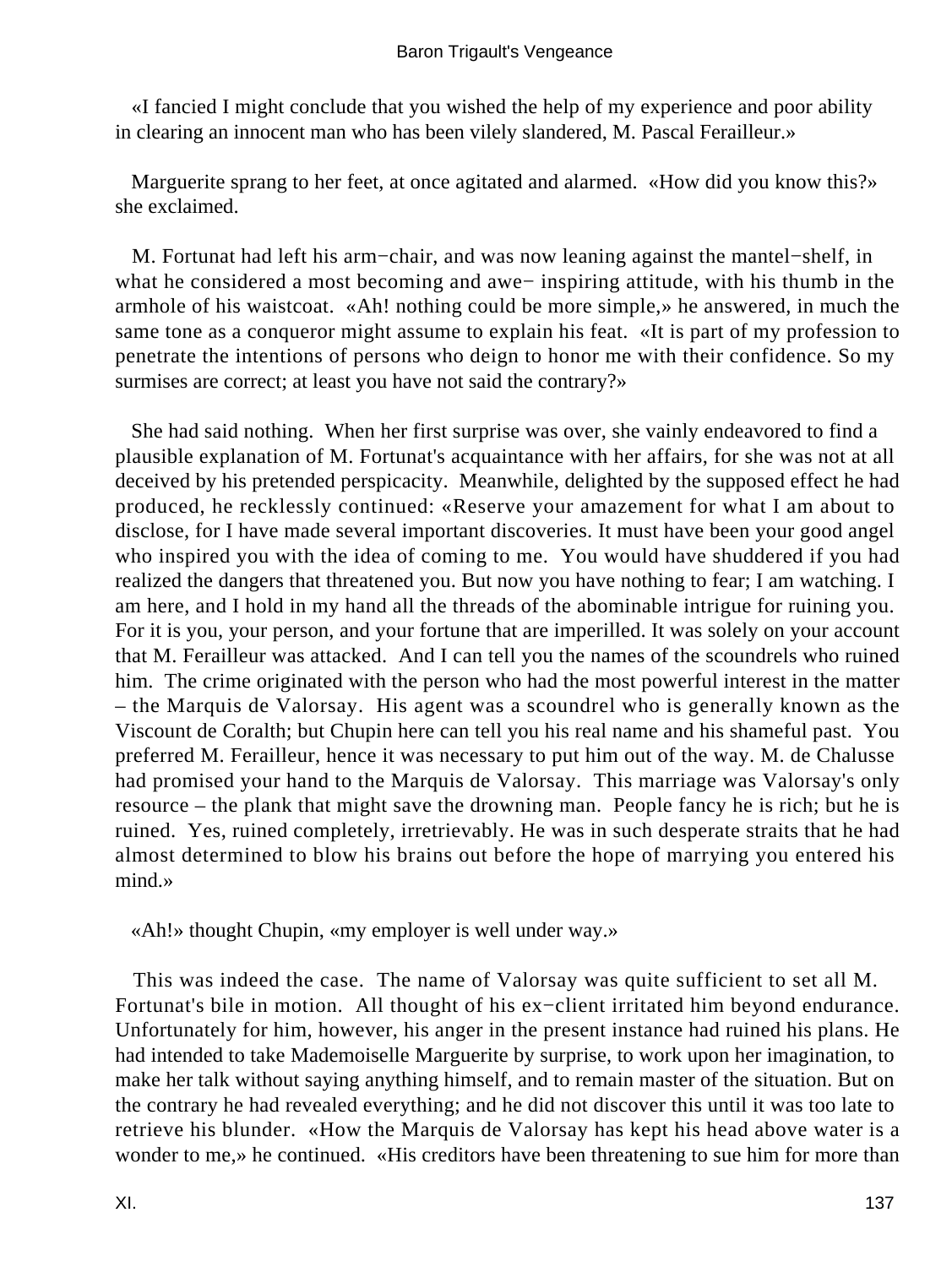«I fancied I might conclude that you wished the help of my experience and poor ability in clearing an innocent man who has been vilely slandered, M. Pascal Ferailleur.»

Marguerite sprang to her feet, at once agitated and alarmed. «How did you know this?» she exclaimed.

M. Fortunat had left his arm−chair, and was now leaning against the mantel−shelf, in what he considered a most becoming and awe− inspiring attitude, with his thumb in the armhole of his waistcoat. «Ah! nothing could be more simple,» he answered, in much the same tone as a conqueror might assume to explain his feat. «It is part of my profession to penetrate the intentions of persons who deign to honor me with their confidence. So my surmises are correct; at least you have not said the contrary?»

She had said nothing. When her first surprise was over, she vainly endeavored to find a plausible explanation of M. Fortunat's acquaintance with her affairs, for she was not at all deceived by his pretended perspicacity. Meanwhile, delighted by the supposed effect he had produced, he recklessly continued: «Reserve your amazement for what I am about to disclose, for I have made several important discoveries. It must have been your good angel who inspired you with the idea of coming to me. You would have shuddered if you had realized the dangers that threatened you. But now you have nothing to fear; I am watching. I am here, and I hold in my hand all the threads of the abominable intrigue for ruining you. For it is you, your person, and your fortune that are imperilled. It was solely on your account that M. Ferailleur was attacked. And I can tell you the names of the scoundrels who ruined him. The crime originated with the person who had the most powerful interest in the matter – the Marquis de Valorsay. His agent was a scoundrel who is generally known as the Viscount de Coralth; but Chupin here can tell you his real name and his shameful past. You preferred M. Ferailleur, hence it was necessary to put him out of the way. M. de Chalusse had promised your hand to the Marquis de Valorsay. This marriage was Valorsay's only resource – the plank that might save the drowning man. People fancy he is rich; but he is ruined. Yes, ruined completely, irretrievably. He was in such desperate straits that he had almost determined to blow his brains out before the hope of marrying you entered his mind.»

«Ah!» thought Chupin, «my employer is well under way.»

This was indeed the case. The name of Valorsay was quite sufficient to set all M. Fortunat's bile in motion. All thought of his ex−client irritated him beyond endurance. Unfortunately for him, however, his anger in the present instance had ruined his plans. He had intended to take Mademoiselle Marguerite by surprise, to work upon her imagination, to make her talk without saying anything himself, and to remain master of the situation. But on the contrary he had revealed everything; and he did not discover this until it was too late to retrieve his blunder. «How the Marquis de Valorsay has kept his head above water is a wonder to me,» he continued. «His creditors have been threatening to sue him for more than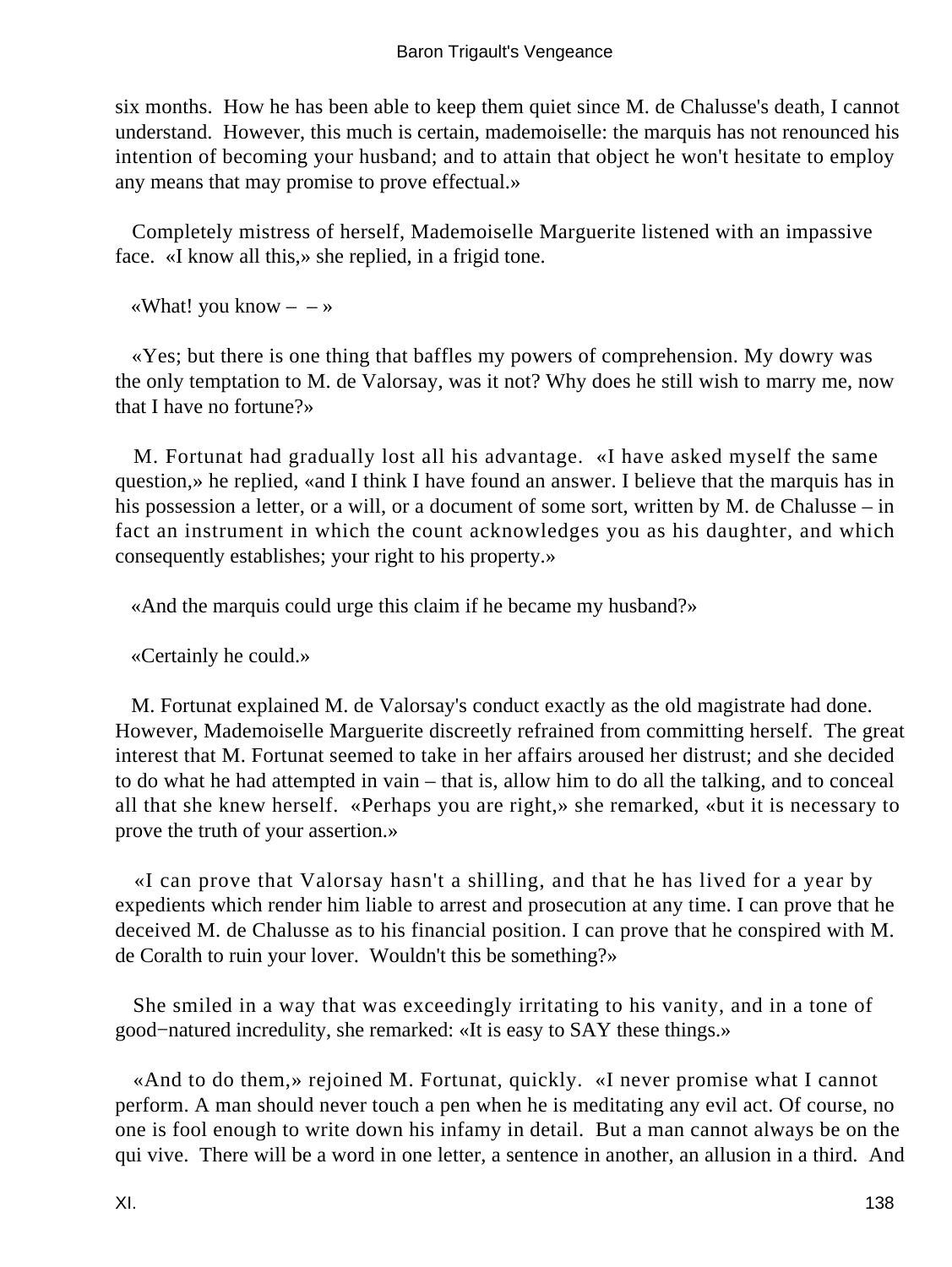six months. How he has been able to keep them quiet since M. de Chalusse's death, I cannot understand. However, this much is certain, mademoiselle: the marquis has not renounced his intention of becoming your husband; and to attain that object he won't hesitate to employ any means that may promise to prove effectual.»

Completely mistress of herself, Mademoiselle Marguerite listened with an impassive face. «I know all this,» she replied, in a frigid tone.

«What! you know – – »

«Yes; but there is one thing that baffles my powers of comprehension. My dowry was the only temptation to M. de Valorsay, was it not? Why does he still wish to marry me, now that I have no fortune?»

M. Fortunat had gradually lost all his advantage. «I have asked myself the same question,» he replied, «and I think I have found an answer. I believe that the marquis has in his possession a letter, or a will, or a document of some sort, written by M. de Chalusse – in fact an instrument in which the count acknowledges you as his daughter, and which consequently establishes; your right to his property.»

«And the marquis could urge this claim if he became my husband?»

«Certainly he could.»

M. Fortunat explained M. de Valorsay's conduct exactly as the old magistrate had done. However, Mademoiselle Marguerite discreetly refrained from committing herself. The great interest that M. Fortunat seemed to take in her affairs aroused her distrust; and she decided to do what he had attempted in vain – that is, allow him to do all the talking, and to conceal all that she knew herself. «Perhaps you are right,» she remarked, «but it is necessary to prove the truth of your assertion.»

«I can prove that Valorsay hasn't a shilling, and that he has lived for a year by expedients which render him liable to arrest and prosecution at any time. I can prove that he deceived M. de Chalusse as to his financial position. I can prove that he conspired with M. de Coralth to ruin your lover. Wouldn't this be something?»

She smiled in a way that was exceedingly irritating to his vanity, and in a tone of good−natured incredulity, she remarked: «It is easy to SAY these things.»

«And to do them,» rejoined M. Fortunat, quickly. «I never promise what I cannot perform. A man should never touch a pen when he is meditating any evil act. Of course, no one is fool enough to write down his infamy in detail. But a man cannot always be on the qui vive. There will be a word in one letter, a sentence in another, an allusion in a third. And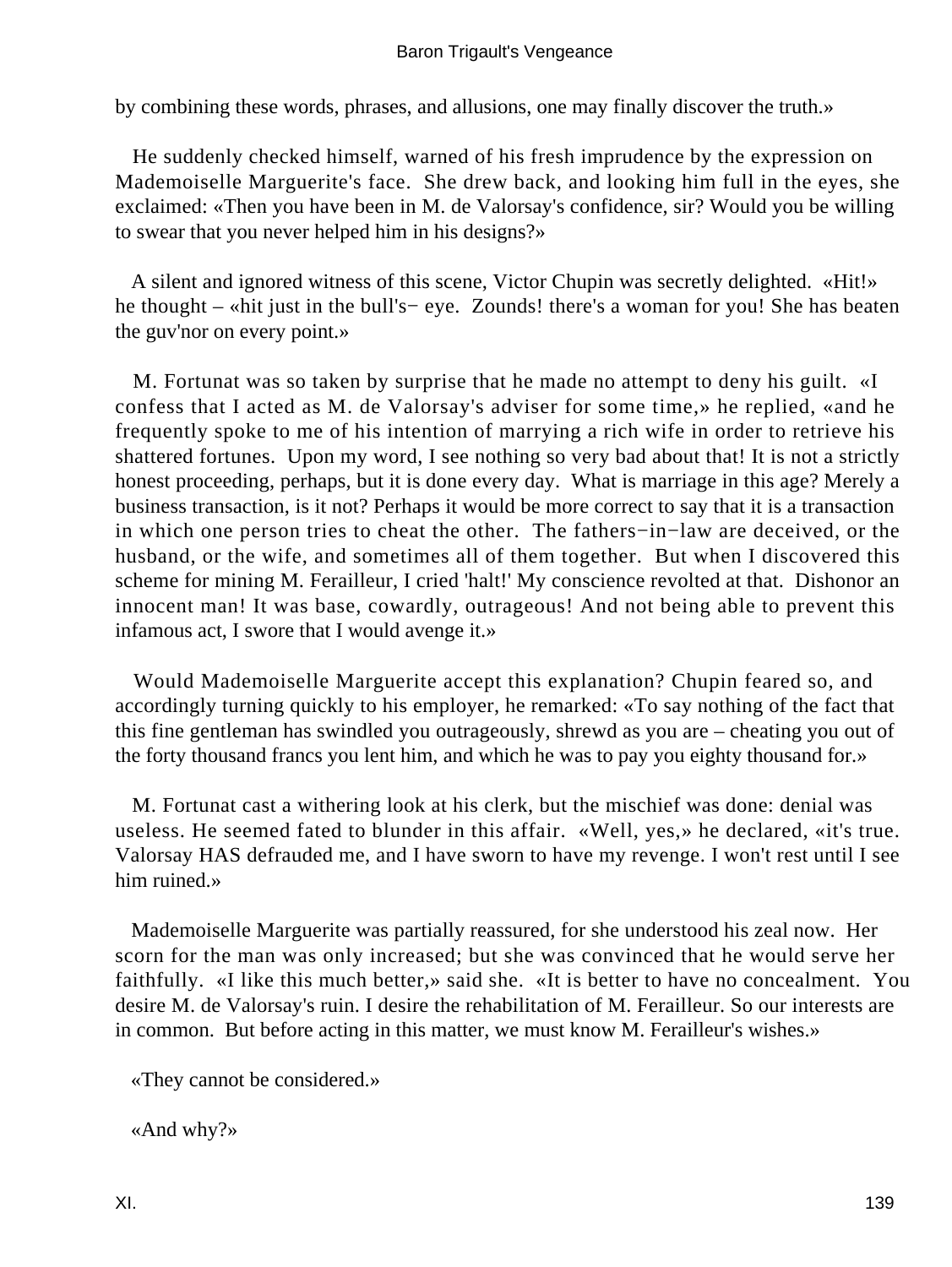by combining these words, phrases, and allusions, one may finally discover the truth.»

He suddenly checked himself, warned of his fresh imprudence by the expression on Mademoiselle Marguerite's face. She drew back, and looking him full in the eyes, she exclaimed: «Then you have been in M. de Valorsay's confidence, sir? Would you be willing to swear that you never helped him in his designs?»

A silent and ignored witness of this scene, Victor Chupin was secretly delighted. «Hit!» he thought – «hit just in the bull's− eye. Zounds! there's a woman for you! She has beaten the guv'nor on every point.»

M. Fortunat was so taken by surprise that he made no attempt to deny his guilt. «I confess that I acted as M. de Valorsay's adviser for some time,» he replied, «and he frequently spoke to me of his intention of marrying a rich wife in order to retrieve his shattered fortunes. Upon my word, I see nothing so very bad about that! It is not a strictly honest proceeding, perhaps, but it is done every day. What is marriage in this age? Merely a business transaction, is it not? Perhaps it would be more correct to say that it is a transaction in which one person tries to cheat the other. The fathers−in−law are deceived, or the husband, or the wife, and sometimes all of them together. But when I discovered this scheme for mining M. Ferailleur, I cried 'halt!' My conscience revolted at that. Dishonor an innocent man! It was base, cowardly, outrageous! And not being able to prevent this infamous act, I swore that I would avenge it.»

Would Mademoiselle Marguerite accept this explanation? Chupin feared so, and accordingly turning quickly to his employer, he remarked: «To say nothing of the fact that this fine gentleman has swindled you outrageously, shrewd as you are – cheating you out of the forty thousand francs you lent him, and which he was to pay you eighty thousand for.»

M. Fortunat cast a withering look at his clerk, but the mischief was done: denial was useless. He seemed fated to blunder in this affair. «Well, yes,» he declared, «it's true. Valorsay HAS defrauded me, and I have sworn to have my revenge. I won't rest until I see him ruined.»

Mademoiselle Marguerite was partially reassured, for she understood his zeal now. Her scorn for the man was only increased; but she was convinced that he would serve her faithfully. «I like this much better,» said she. «It is better to have no concealment. You desire M. de Valorsay's ruin. I desire the rehabilitation of M. Ferailleur. So our interests are in common. But before acting in this matter, we must know M. Ferailleur's wishes.»

«They cannot be considered.»

«And why?»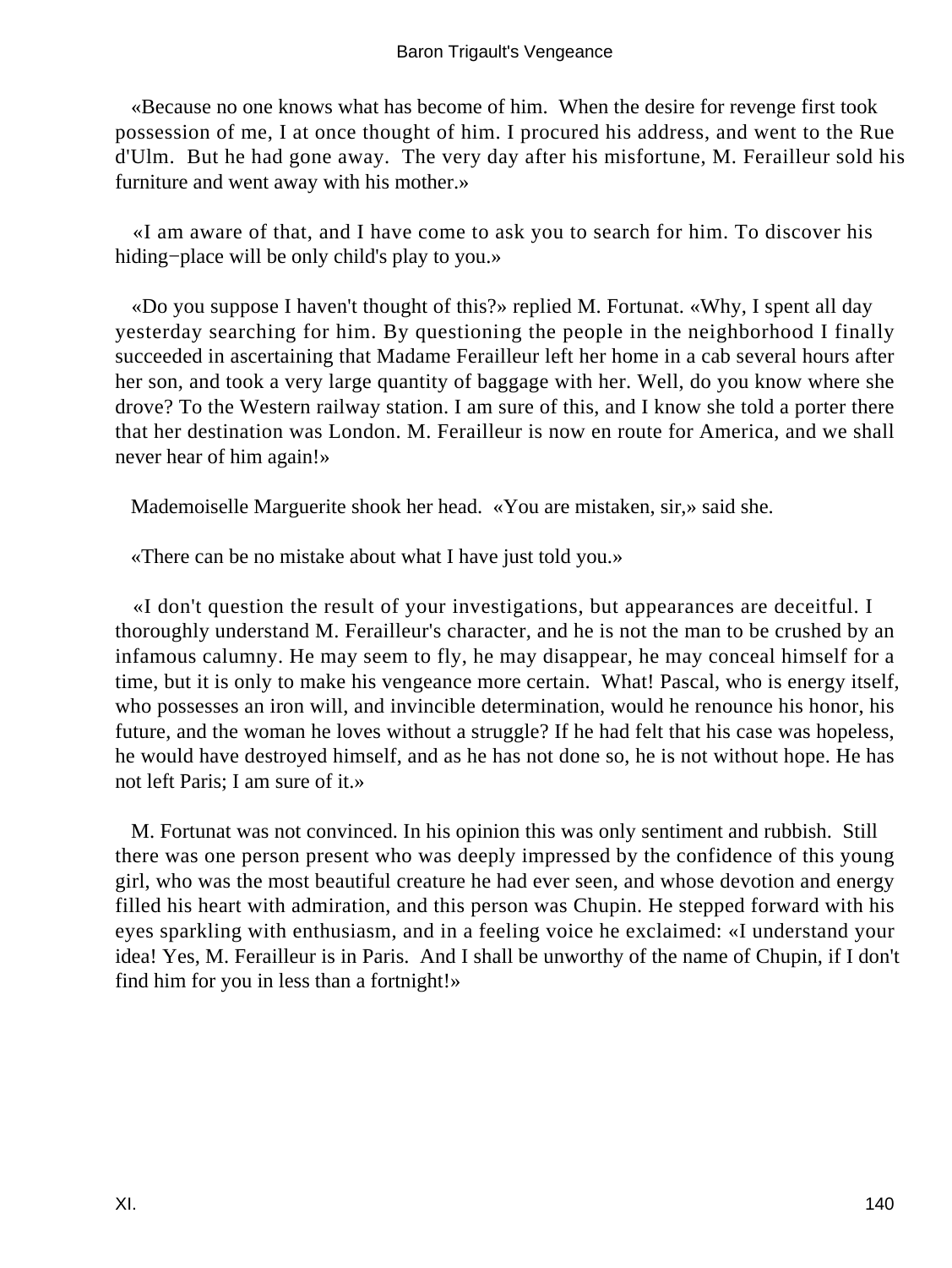«Because no one knows what has become of him. When the desire for revenge first took possession of me, I at once thought of him. I procured his address, and went to the Rue d'Ulm. But he had gone away. The very day after his misfortune, M. Ferailleur sold his furniture and went away with his mother.»

«I am aware of that, and I have come to ask you to search for him. To discover his hiding−place will be only child's play to you.»

«Do you suppose I haven't thought of this?» replied M. Fortunat. «Why, I spent all day yesterday searching for him. By questioning the people in the neighborhood I finally succeeded in ascertaining that Madame Ferailleur left her home in a cab several hours after her son, and took a very large quantity of baggage with her. Well, do you know where she drove? To the Western railway station. I am sure of this, and I know she told a porter there that her destination was London. M. Ferailleur is now en route for America, and we shall never hear of him again!»

Mademoiselle Marguerite shook her head. «You are mistaken, sir,» said she.

«There can be no mistake about what I have just told you.»

«I don't question the result of your investigations, but appearances are deceitful. I thoroughly understand M. Ferailleur's character, and he is not the man to be crushed by an infamous calumny. He may seem to fly, he may disappear, he may conceal himself for a time, but it is only to make his vengeance more certain. What! Pascal, who is energy itself, who possesses an iron will, and invincible determination, would he renounce his honor, his future, and the woman he loves without a struggle? If he had felt that his case was hopeless, he would have destroyed himself, and as he has not done so, he is not without hope. He has not left Paris; I am sure of it.»

M. Fortunat was not convinced. In his opinion this was only sentiment and rubbish. Still there was one person present who was deeply impressed by the confidence of this young girl, who was the most beautiful creature he had ever seen, and whose devotion and energy filled his heart with admiration, and this person was Chupin. He stepped forward with his eyes sparkling with enthusiasm, and in a feeling voice he exclaimed: «I understand your idea! Yes, M. Ferailleur is in Paris. And I shall be unworthy of the name of Chupin, if I don't find him for you in less than a fortnight!»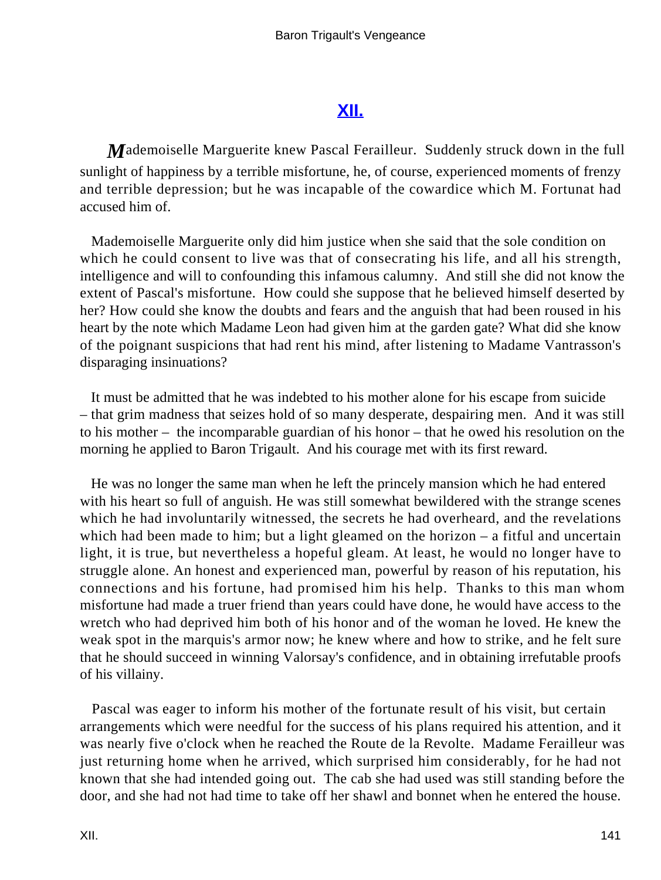## XII.

Mademoiselle Marguerite knew Pascal Ferailleur. Suddenly struck down in the full sunlight of happiness by a terrible misfortune, he, of course, experienced moments of frenzy and terrible depression; but he was incapable of the cowardice which M. Fortunat had accused him of.

Mademoiselle Marguerite only did him justice when she said that the sole condition on which he could consent to live was that of consecrating his life, and all his strength, intelligence and will to confounding this infamous calumny. And still she did not know the extent of Pascal's misfortune. How could she suppose that he believed himself deserted by her? How could she know the doubts and fears and the anguish that had been roused in his heart by the note which Madame Leon had given him at the garden gate? What did she know of the poignant suspicions that had rent his mind, after listening to Madame Vantrasson's disparaging insinuations?

It must be admitted that he was indebted to his mother alone for his escape from suicide – that grim madness that seizes hold of so many desperate, despairing men. And it was still to his mother – the incomparable guardian of his honor – that he owed his resolution on the morning he applied to Baron Trigault. And his courage met with its first reward.

He was no longer the same man when he left the princely mansion which he had entered with his heart so full of anguish. He was still somewhat bewildered with the strange scenes which he had involuntarily witnessed, the secrets he had overheard, and the revelations which had been made to him; but a light gleamed on the horizon – a fitful and uncertain light, it is true, but nevertheless a hopeful gleam. At least, he would no longer have to struggle alone. An honest and experienced man, powerful by reason of his reputation, his connections and his fortune, had promised him his help. Thanks to this man whom misfortune had made a truer friend than years could have done, he would have access to the wretch who had deprived him both of his honor and of the woman he loved. He knew the weak spot in the marquis's armor now; he knew where and how to strike, and he felt sure that he should succeed in winning Valorsay's confidence, and in obtaining irrefutable proofs of his villainy.

Pascal was eager to inform his mother of the fortunate result of his visit, but certain arrangements which were needful for the success of his plans required his attention, and it was nearly five o'clock when he reached the Route de la Revolte. Madame Ferailleur was just returning home when he arrived, which surprised him considerably, for he had not known that she had intended going out. The cab she had used was still standing before the door, and she had not had time to take off her shawl and bonnet when he entered the house.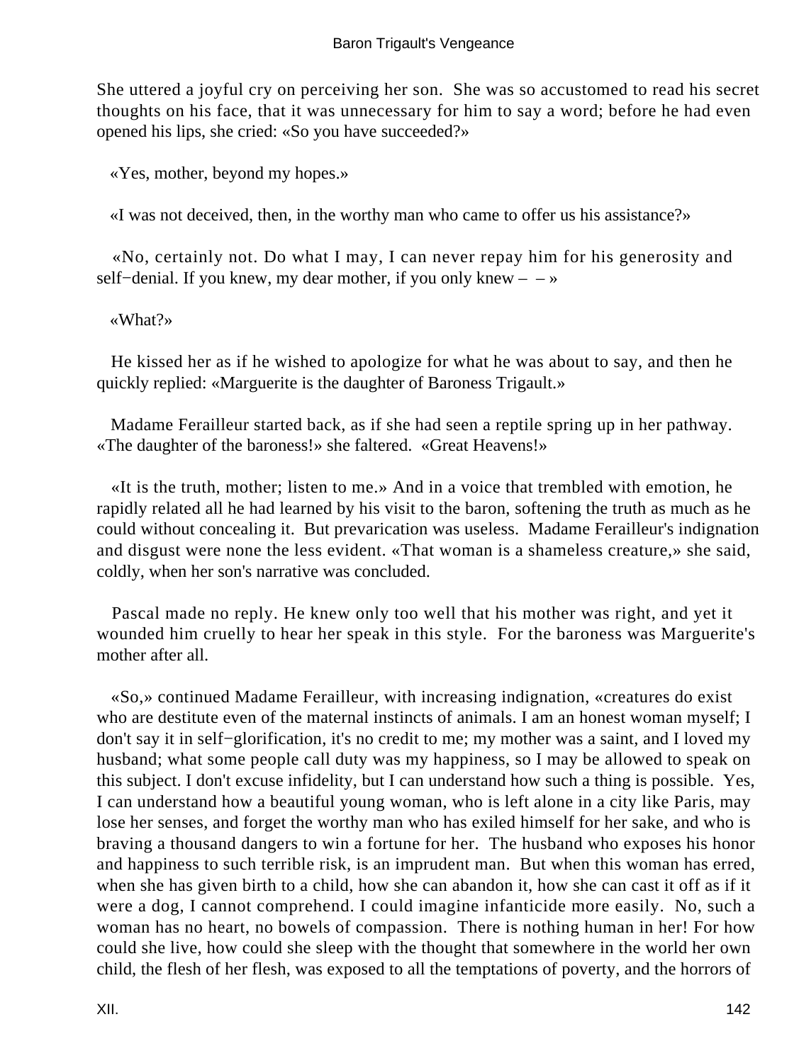She uttered a joyful cry on perceiving her son. She was so accustomed to read his secret thoughts on his face, that it was unnecessary for him to say a word; before he had even opened his lips, she cried: «So you have succeeded?»

«Yes, mother, beyond my hopes.»

«I was not deceived, then, in the worthy man who came to offer us his assistance?»

«No, certainly not. Do what I may, I can never repay him for his generosity and self−denial. If you knew, my dear mother, if you only knew – – »

«What?»

He kissed her as if he wished to apologize for what he was about to say, and then he quickly replied: «Marguerite is the daughter of Baroness Trigault.»

Madame Ferailleur started back, as if she had seen a reptile spring up in her pathway. «The daughter of the baroness!» she faltered. «Great Heavens!»

«It is the truth, mother; listen to me.» And in a voice that trembled with emotion, he rapidly related all he had learned by his visit to the baron, softening the truth as much as he could without concealing it. But prevarication was useless. Madame Ferailleur's indignation and disgust were none the less evident. «That woman is a shameless creature,» she said, coldly, when her son's narrative was concluded.

Pascal made no reply. He knew only too well that his mother was right, and yet it wounded him cruelly to hear her speak in this style. For the baroness was Marguerite's mother after all.

«So,» continued Madame Ferailleur, with increasing indignation, «creatures do exist who are destitute even of the maternal instincts of animals. I am an honest woman myself; I don't say it in self−glorification, it's no credit to me; my mother was a saint, and I loved my husband; what some people call duty was my happiness, so I may be allowed to speak on this subject. I don't excuse infidelity, but I can understand how such a thing is possible. Yes, I can understand how a beautiful young woman, who is left alone in a city like Paris, may lose her senses, and forget the worthy man who has exiled himself for her sake, and who is braving a thousand dangers to win a fortune for her. The husband who exposes his honor and happiness to such terrible risk, is an imprudent man. But when this woman has erred, when she has given birth to a child, how she can abandon it, how she can cast it off as if it were a dog, I cannot comprehend. I could imagine infanticide more easily. No, such a woman has no heart, no bowels of compassion. There is nothing human in her! For how could she live, how could she sleep with the thought that somewhere in the world her own child, the flesh of her flesh, was exposed to all the temptations of poverty, and the horrors of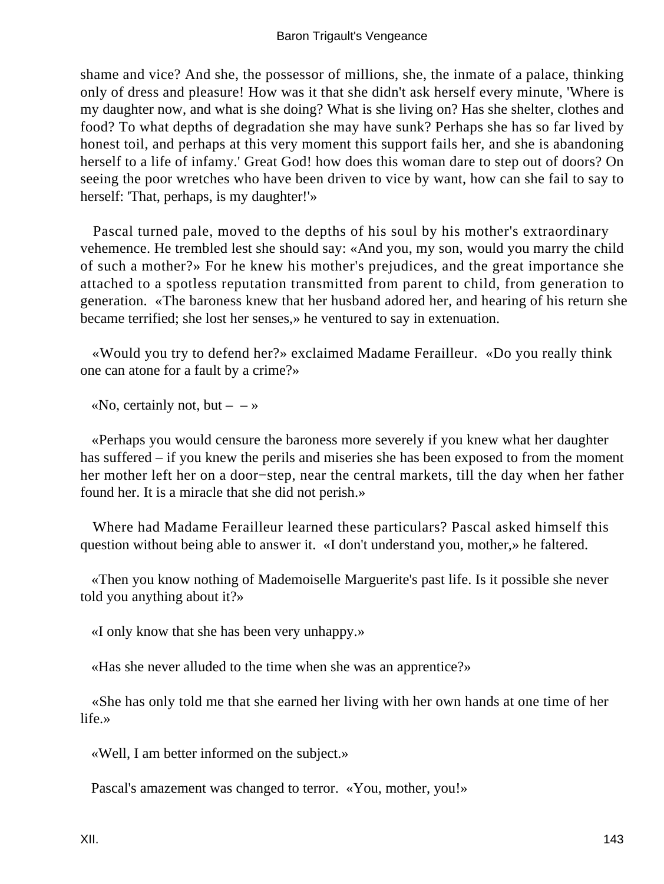shame and vice? And she, the possessor of millions, she, the inmate of a palace, thinking only of dress and pleasure! How was it that she didn't ask herself every minute, 'Where is my daughter now, and what is she doing? What is she living on? Has she shelter, clothes and food? To what depths of degradation she may have sunk? Perhaps she has so far lived by honest toil, and perhaps at this very moment this support fails her, and she is abandoning herself to a life of infamy.' Great God! how does this woman dare to step out of doors? On seeing the poor wretches who have been driven to vice by want, how can she fail to say to herself: 'That, perhaps, is my daughter!'»

Pascal turned pale, moved to the depths of his soul by his mother's extraordinary vehemence. He trembled lest she should say: «And you, my son, would you marry the child of such a mother?» For he knew his mother's prejudices, and the great importance she attached to a spotless reputation transmitted from parent to child, from generation to generation. «The baroness knew that her husband adored her, and hearing of his return she became terrified; she lost her senses,» he ventured to say in extenuation.

«Would you try to defend her?» exclaimed Madame Ferailleur. «Do you really think one can atone for a fault by a crime?»

«No, certainly not, but – – »

«Perhaps you would censure the baroness more severely if you knew what her daughter has suffered – if you knew the perils and miseries she has been exposed to from the moment her mother left her on a door−step, near the central markets, till the day when her father found her. It is a miracle that she did not perish.»

Where had Madame Ferailleur learned these particulars? Pascal asked himself this question without being able to answer it. «I don't understand you, mother,» he faltered.

«Then you know nothing of Mademoiselle Marguerite's past life. Is it possible she never told you anything about it?»

«I only know that she has been very unhappy.»

«Has she never alluded to the time when she was an apprentice?»

«She has only told me that she earned her living with her own hands at one time of her life.»

«Well, I am better informed on the subject.»

Pascal's amazement was changed to terror. «You, mother, you!»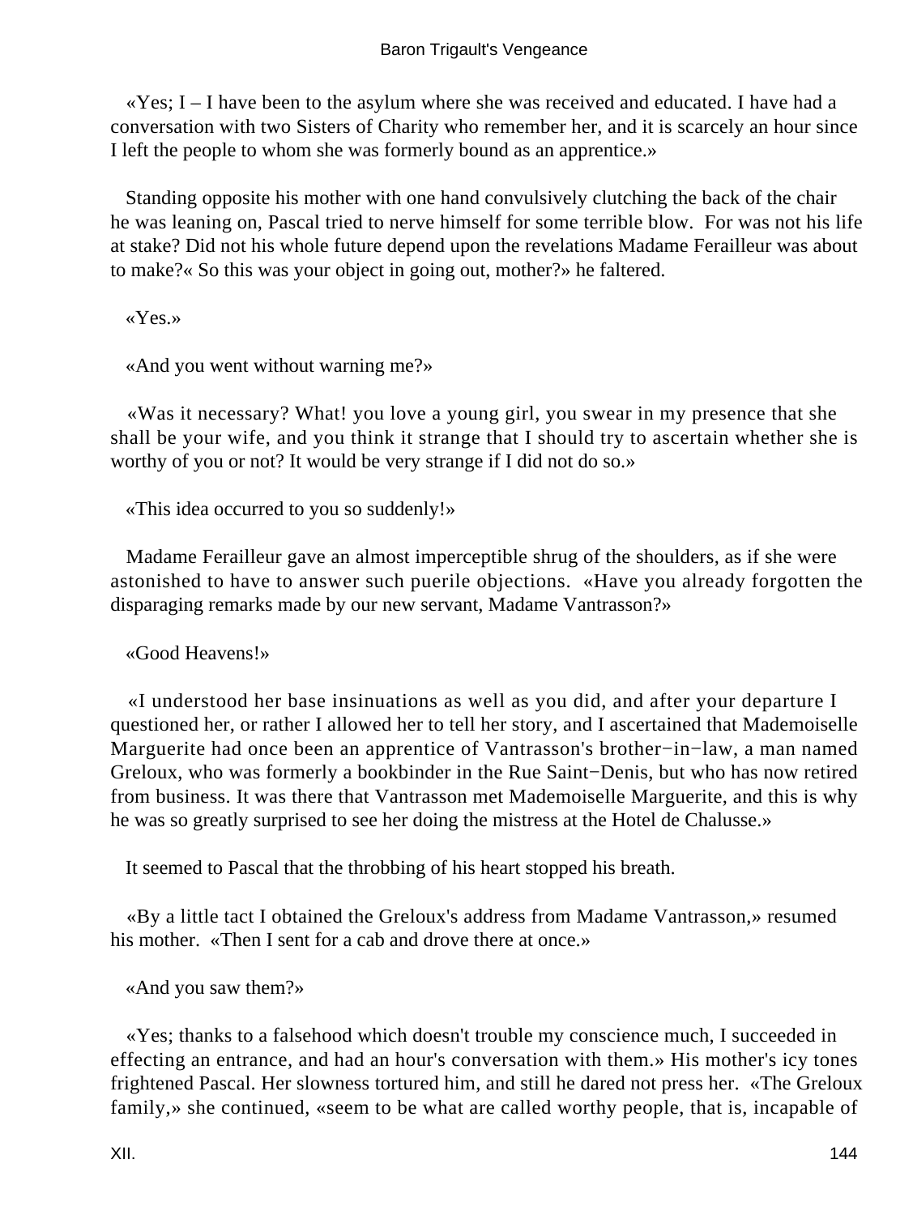«Yes; I – I have been to the asylum where she was received and educated. I have had a conversation with two Sisters of Charity who remember her, and it is scarcely an hour since I left the people to whom she was formerly bound as an apprentice.»

Standing opposite his mother with one hand convulsively clutching the back of the chair he was leaning on, Pascal tried to nerve himself for some terrible blow. For was not his life at stake? Did not his whole future depend upon the revelations Madame Ferailleur was about to make?« So this was your object in going out, mother?» he faltered.

«Yes.»

«And you went without warning me?»

«Was it necessary? What! you love a young girl, you swear in my presence that she shall be your wife, and you think it strange that I should try to ascertain whether she is worthy of you or not? It would be very strange if I did not do so.»

«This idea occurred to you so suddenly!»

Madame Ferailleur gave an almost imperceptible shrug of the shoulders, as if she were astonished to have to answer such puerile objections. «Have you already forgotten the disparaging remarks made by our new servant, Madame Vantrasson?»

«Good Heavens!»

«I understood her base insinuations as well as you did, and after your departure I questioned her, or rather I allowed her to tell her story, and I ascertained that Mademoiselle Marguerite had once been an apprentice of Vantrasson's brother−in−law, a man named Greloux, who was formerly a bookbinder in the Rue Saint−Denis, but who has now retired from business. It was there that Vantrasson met Mademoiselle Marguerite, and this is why he was so greatly surprised to see her doing the mistress at the Hotel de Chalusse.»

It seemed to Pascal that the throbbing of his heart stopped his breath.

«By a little tact I obtained the Greloux's address from Madame Vantrasson,» resumed his mother. «Then I sent for a cab and drove there at once.»

«And you saw them?»

«Yes; thanks to a falsehood which doesn't trouble my conscience much, I succeeded in effecting an entrance, and had an hour's conversation with them.» His mother's icy tones frightened Pascal. Her slowness tortured him, and still he dared not press her. «The Greloux family,» she continued, «seem to be what are called worthy people, that is, incapable of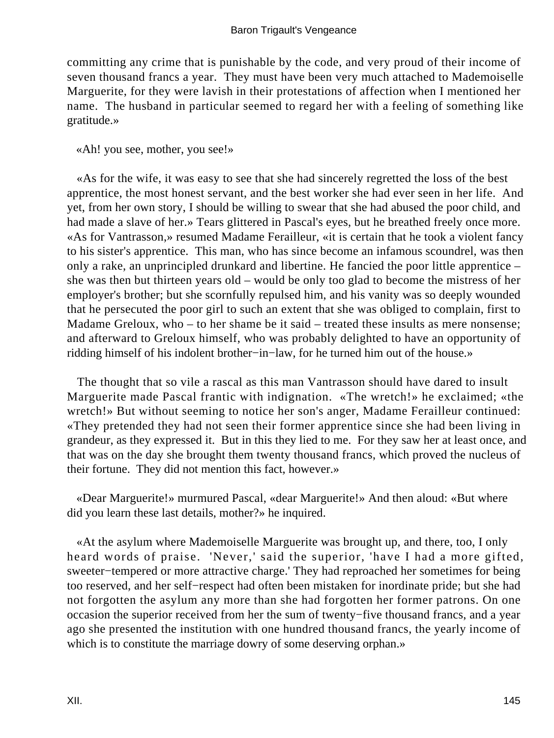committing any crime that is punishable by the code, and very proud of their income of seven thousand francs a year. They must have been very much attached to Mademoiselle Marguerite, for they were lavish in their protestations of affection when I mentioned her name. The husband in particular seemed to regard her with a feeling of something like gratitude.»

«Ah! you see, mother, you see!»

«As for the wife, it was easy to see that she had sincerely regretted the loss of the best apprentice, the most honest servant, and the best worker she had ever seen in her life. And yet, from her own story, I should be willing to swear that she had abused the poor child, and had made a slave of her.» Tears glittered in Pascal's eyes, but he breathed freely once more. «As for Vantrasson,» resumed Madame Ferailleur, «it is certain that he took a violent fancy to his sister's apprentice. This man, who has since become an infamous scoundrel, was then only a rake, an unprincipled drunkard and libertine. He fancied the poor little apprentice – she was then but thirteen years old – would be only too glad to become the mistress of her employer's brother; but she scornfully repulsed him, and his vanity was so deeply wounded that he persecuted the poor girl to such an extent that she was obliged to complain, first to Madame Greloux, who – to her shame be it said – treated these insults as mere nonsense; and afterward to Greloux himself, who was probably delighted to have an opportunity of ridding himself of his indolent brother−in−law, for he turned him out of the house.»

The thought that so vile a rascal as this man Vantrasson should have dared to insult Marguerite made Pascal frantic with indignation. «The wretch!» he exclaimed; «the wretch!» But without seeming to notice her son's anger, Madame Ferailleur continued: «They pretended they had not seen their former apprentice since she had been living in grandeur, as they expressed it. But in this they lied to me. For they saw her at least once, and that was on the day she brought them twenty thousand francs, which proved the nucleus of their fortune. They did not mention this fact, however.»

«Dear Marguerite!» murmured Pascal, «dear Marguerite!» And then aloud: «But where did you learn these last details, mother?» he inquired.

«At the asylum where Mademoiselle Marguerite was brought up, and there, too, I only heard words of praise. 'Never,' said the superior, 'have I had a more gifted, sweeter−tempered or more attractive charge.' They had reproached her sometimes for being too reserved, and her self−respect had often been mistaken for inordinate pride; but she had not forgotten the asylum any more than she had forgotten her former patrons. On one occasion the superior received from her the sum of twenty−five thousand francs, and a year ago she presented the institution with one hundred thousand francs, the yearly income of which is to constitute the marriage dowry of some deserving orphan.»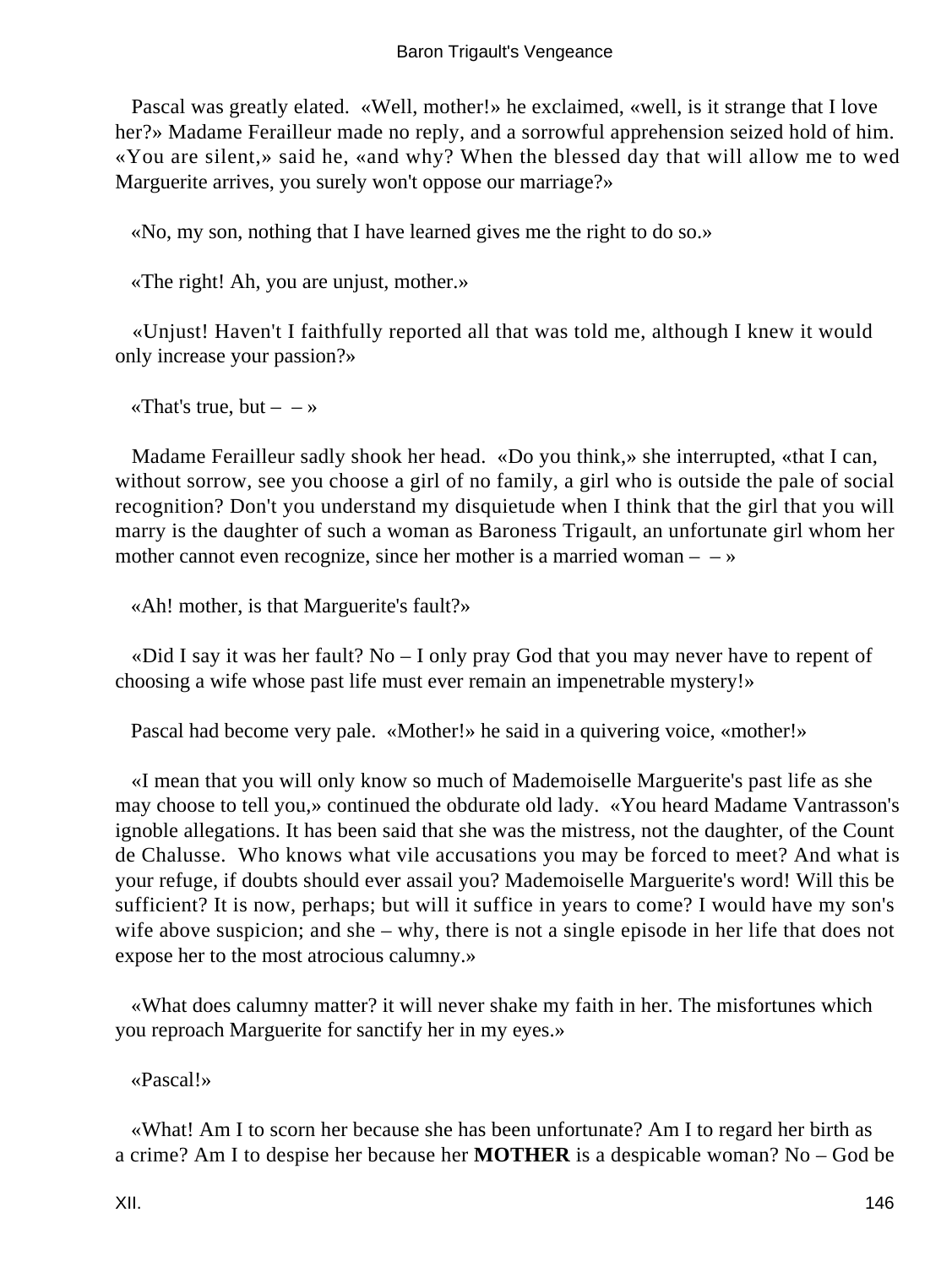Pascal was greatly elated. «Well, mother!» he exclaimed, «well, is it strange that I love her?» Madame Ferailleur made no reply, and a sorrowful apprehension seized hold of him. «You are silent,» said he, «and why? When the blessed day that will allow me to wed Marguerite arrives, you surely won't oppose our marriage?»

«No, my son, nothing that I have learned gives me the right to do so.»

«The right! Ah, you are unjust, mother.»

«Unjust! Haven't I faithfully reported all that was told me, although I knew it would only increase your passion?»

«That's true, but – – »

Madame Ferailleur sadly shook her head. «Do you think,» she interrupted, «that I can, without sorrow, see you choose a girl of no family, a girl who is outside the pale of social recognition? Don't you understand my disquietude when I think that the girl that you will marry is the daughter of such a woman as Baroness Trigault, an unfortunate girl whom her mother cannot even recognize, since her mother is a married woman – – »

«Ah! mother, is that Marguerite's fault?»

«Did I say it was her fault? No – I only pray God that you may never have to repent of choosing a wife whose past life must ever remain an impenetrable mystery!»

Pascal had become very pale. «Mother!» he said in a quivering voice, «mother!»

«I mean that you will only know so much of Mademoiselle Marguerite's past life as she may choose to tell you,» continued the obdurate old lady. «You heard Madame Vantrasson's ignoble allegations. It has been said that she was the mistress, not the daughter, of the Count de Chalusse. Who knows what vile accusations you may be forced to meet? And what is your refuge, if doubts should ever assail you? Mademoiselle Marguerite's word! Will this be sufficient? It is now, perhaps; but will it suffice in years to come? I would have my son's wife above suspicion; and she – why, there is not a single episode in her life that does not expose her to the most atrocious calumny.»

«What does calumny matter? it will never shake my faith in her. The misfortunes which you reproach Marguerite for sanctify her in my eyes.»

«Pascal!»

«What! Am I to scorn her because she has been unfortunate? Am I to regard her birth as a crime? Am I to despise her because her **MOTHER** is a despicable woman? No – God be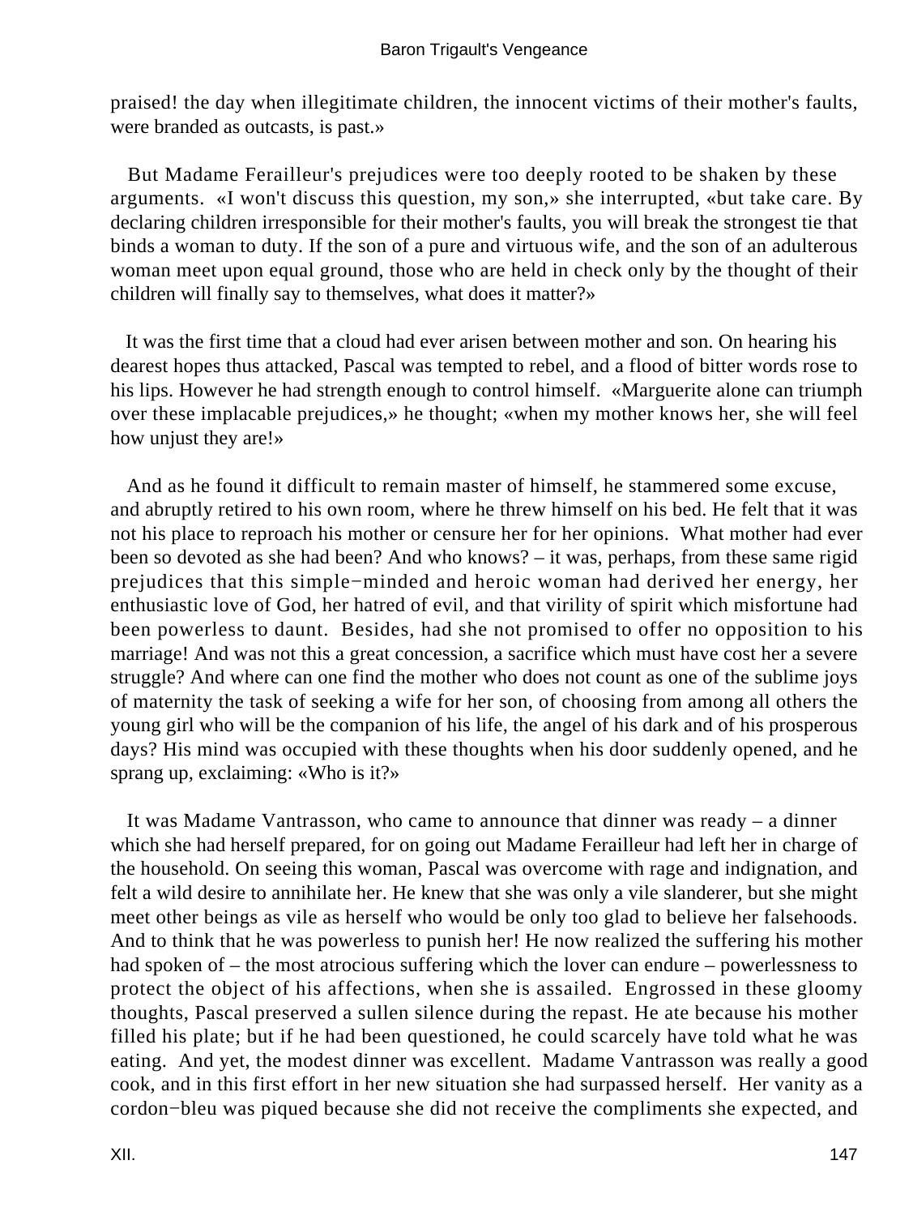praised! the day when illegitimate children, the innocent victims of their mother's faults, were branded as outcasts, is past.»

But Madame Ferailleur's prejudices were too deeply rooted to be shaken by these arguments. «I won't discuss this question, my son,» she interrupted, «but take care. By declaring children irresponsible for their mother's faults, you will break the strongest tie that binds a woman to duty. If the son of a pure and virtuous wife, and the son of an adulterous woman meet upon equal ground, those who are held in check only by the thought of their children will finally say to themselves, what does it matter?»

It was the first time that a cloud had ever arisen between mother and son. On hearing his dearest hopes thus attacked, Pascal was tempted to rebel, and a flood of bitter words rose to his lips. However he had strength enough to control himself. «Marguerite alone can triumph over these implacable prejudices,» he thought; «when my mother knows her, she will feel how unjust they are!»

And as he found it difficult to remain master of himself, he stammered some excuse, and abruptly retired to his own room, where he threw himself on his bed. He felt that it was not his place to reproach his mother or censure her for her opinions. What mother had ever been so devoted as she had been? And who knows? – it was, perhaps, from these same rigid prejudices that this simple−minded and heroic woman had derived her energy, her enthusiastic love of God, her hatred of evil, and that virility of spirit which misfortune had been powerless to daunt. Besides, had she not promised to offer no opposition to his marriage! And was not this a great concession, a sacrifice which must have cost her a severe struggle? And where can one find the mother who does not count as one of the sublime joys of maternity the task of seeking a wife for her son, of choosing from among all others the young girl who will be the companion of his life, the angel of his dark and of his prosperous days? His mind was occupied with these thoughts when his door suddenly opened, and he sprang up, exclaiming: «Who is it?»

It was Madame Vantrasson, who came to announce that dinner was ready – a dinner which she had herself prepared, for on going out Madame Ferailleur had left her in charge of the household. On seeing this woman, Pascal was overcome with rage and indignation, and felt a wild desire to annihilate her. He knew that she was only a vile slanderer, but she might meet other beings as vile as herself who would be only too glad to believe her falsehoods. And to think that he was powerless to punish her! He now realized the suffering his mother had spoken of – the most atrocious suffering which the lover can endure – powerlessness to protect the object of his affections, when she is assailed. Engrossed in these gloomy thoughts, Pascal preserved a sullen silence during the repast. He ate because his mother filled his plate; but if he had been questioned, he could scarcely have told what he was eating. And yet, the modest dinner was excellent. Madame Vantrasson was really a good cook, and in this first effort in her new situation she had surpassed herself. Her vanity as a cordon−bleu was piqued because she did not receive the compliments she expected, and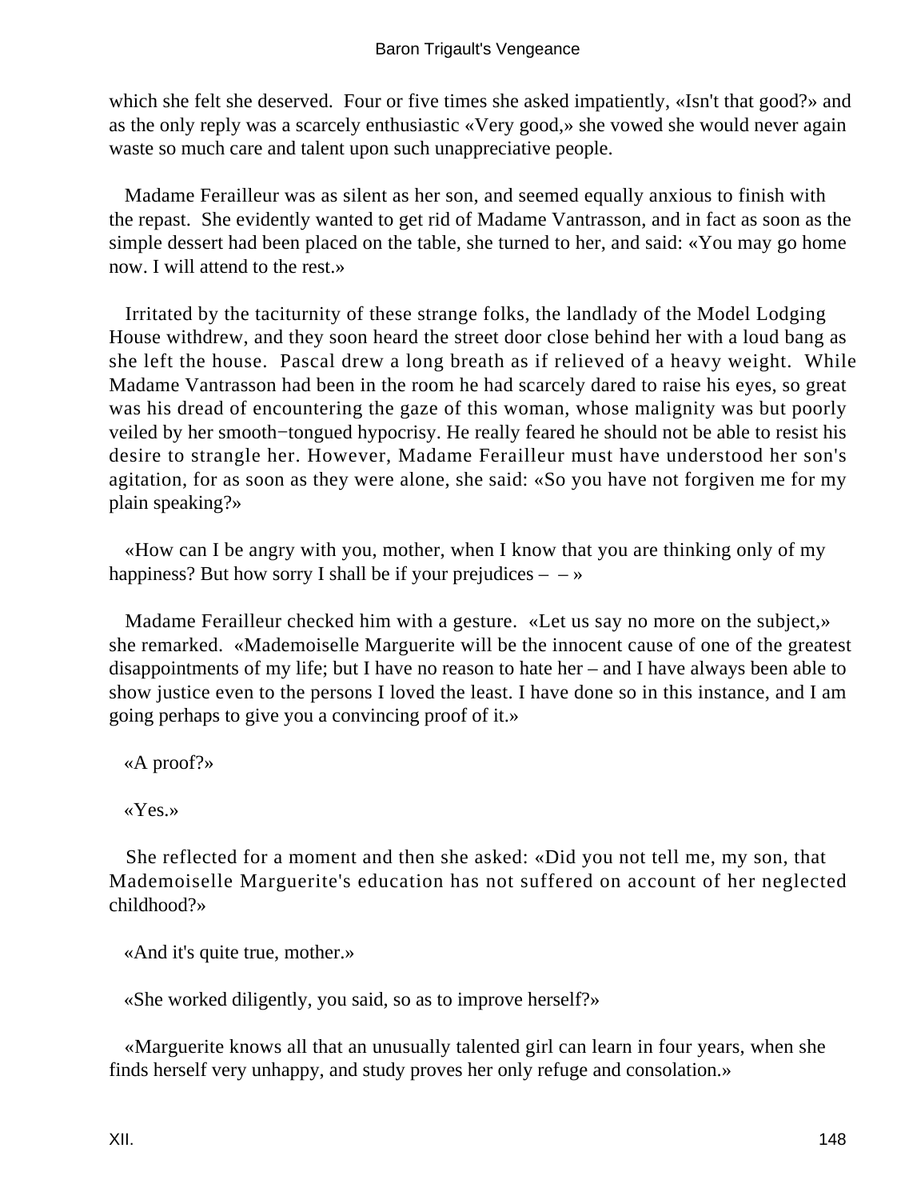which she felt she deserved. Four or five times she asked impatiently, «Isn't that good?» and as the only reply was a scarcely enthusiastic «Very good,» she vowed she would never again waste so much care and talent upon such unappreciative people.

Madame Ferailleur was as silent as her son, and seemed equally anxious to finish with the repast. She evidently wanted to get rid of Madame Vantrasson, and in fact as soon as the simple dessert had been placed on the table, she turned to her, and said: «You may go home now. I will attend to the rest.»

Irritated by the taciturnity of these strange folks, the landlady of the Model Lodging House withdrew, and they soon heard the street door close behind her with a loud bang as she left the house. Pascal drew a long breath as if relieved of a heavy weight. While Madame Vantrasson had been in the room he had scarcely dared to raise his eyes, so great was his dread of encountering the gaze of this woman, whose malignity was but poorly veiled by her smooth−tongued hypocrisy. He really feared he should not be able to resist his desire to strangle her. However, Madame Ferailleur must have understood her son's agitation, for as soon as they were alone, she said: «So you have not forgiven me for my plain speaking?»

«How can I be angry with you, mother, when I know that you are thinking only of my happiness? But how sorry I shall be if your prejudices – – »

Madame Ferailleur checked him with a gesture. «Let us say no more on the subject,» she remarked. «Mademoiselle Marguerite will be the innocent cause of one of the greatest disappointments of my life; but I have no reason to hate her – and I have always been able to show justice even to the persons I loved the least. I have done so in this instance, and I am going perhaps to give you a convincing proof of it.»

«A proof?»

«Yes.»

She reflected for a moment and then she asked: «Did you not tell me, my son, that Mademoiselle Marguerite's education has not suffered on account of her neglected childhood?»

«And it's quite true, mother.»

«She worked diligently, you said, so as to improve herself?»

«Marguerite knows all that an unusually talented girl can learn in four years, when she finds herself very unhappy, and study proves her only refuge and consolation.»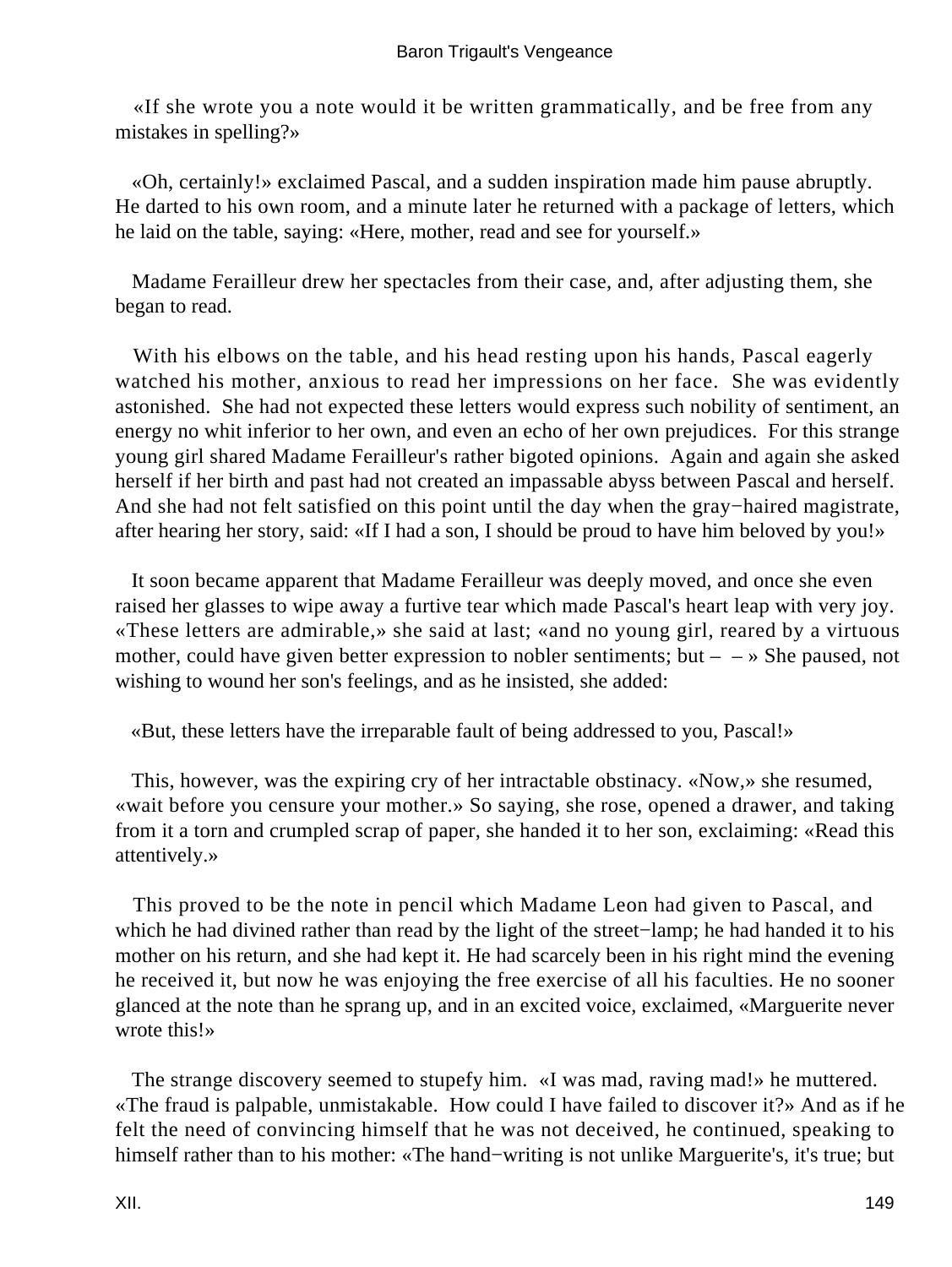«If she wrote you a note would it be written grammatically, and be free from any mistakes in spelling?»

«Oh, certainly!» exclaimed Pascal, and a sudden inspiration made him pause abruptly. He darted to his own room, and a minute later he returned with a package of letters, which he laid on the table, saying: «Here, mother, read and see for yourself.»

Madame Ferailleur drew her spectacles from their case, and, after adjusting them, she began to read.

With his elbows on the table, and his head resting upon his hands, Pascal eagerly watched his mother, anxious to read her impressions on her face. She was evidently astonished. She had not expected these letters would express such nobility of sentiment, an energy no whit inferior to her own, and even an echo of her own prejudices. For this strange young girl shared Madame Ferailleur's rather bigoted opinions. Again and again she asked herself if her birth and past had not created an impassable abyss between Pascal and herself. And she had not felt satisfied on this point until the day when the gray−haired magistrate, after hearing her story, said: «If I had a son, I should be proud to have him beloved by you!»

It soon became apparent that Madame Ferailleur was deeply moved, and once she even raised her glasses to wipe away a furtive tear which made Pascal's heart leap with very joy. «These letters are admirable,» she said at last; «and no young girl, reared by a virtuous mother, could have given better expression to nobler sentiments; but – – » She paused, not wishing to wound her son's feelings, and as he insisted, she added:

«But, these letters have the irreparable fault of being addressed to you, Pascal!»

This, however, was the expiring cry of her intractable obstinacy. «Now,» she resumed, «wait before you censure your mother.» So saying, she rose, opened a drawer, and taking from it a torn and crumpled scrap of paper, she handed it to her son, exclaiming: «Read this attentively.»

This proved to be the note in pencil which Madame Leon had given to Pascal, and which he had divined rather than read by the light of the street−lamp; he had handed it to his mother on his return, and she had kept it. He had scarcely been in his right mind the evening he received it, but now he was enjoying the free exercise of all his faculties. He no sooner glanced at the note than he sprang up, and in an excited voice, exclaimed, «Marguerite never wrote this!»

The strange discovery seemed to stupefy him. «I was mad, raving mad!» he muttered. «The fraud is palpable, unmistakable. How could I have failed to discover it?» And as if he felt the need of convincing himself that he was not deceived, he continued, speaking to himself rather than to his mother: «The hand−writing is not unlike Marguerite's, it's true; but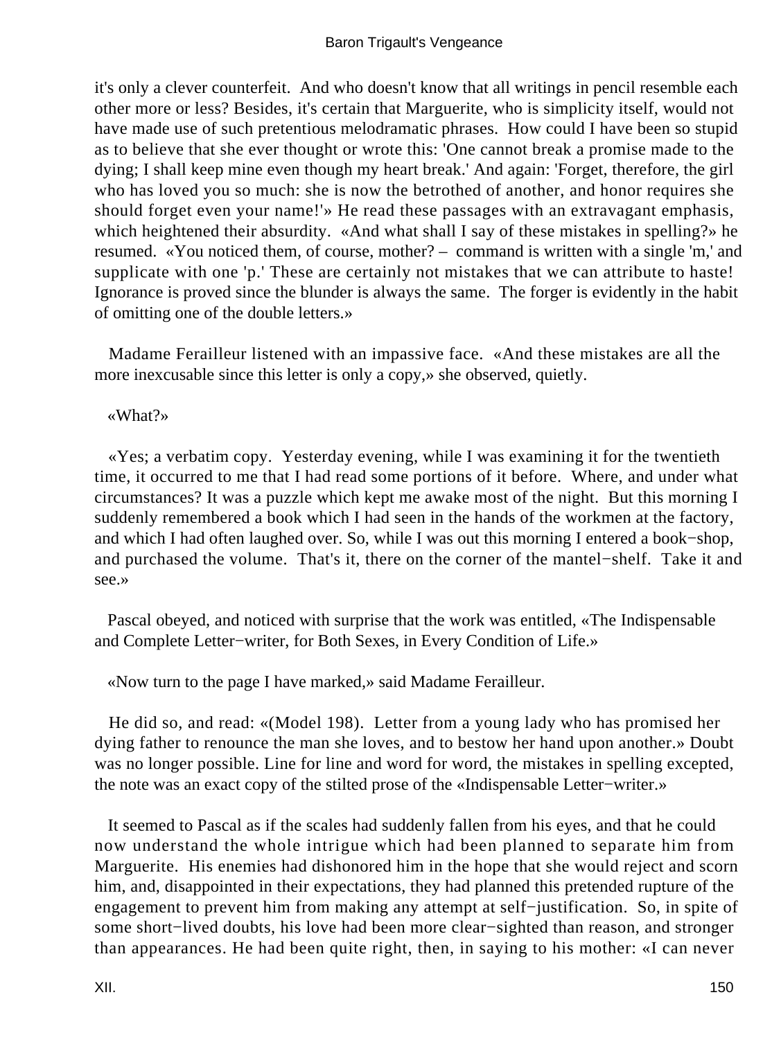it's only a clever counterfeit. And who doesn't know that all writings in pencil resemble each other more or less? Besides, it's certain that Marguerite, who is simplicity itself, would not have made use of such pretentious melodramatic phrases. How could I have been so stupid as to believe that she ever thought or wrote this: 'One cannot break a promise made to the dying; I shall keep mine even though my heart break.' And again: 'Forget, therefore, the girl who has loved you so much: she is now the betrothed of another, and honor requires she should forget even your name!'» He read these passages with an extravagant emphasis, which heightened their absurdity. «And what shall I say of these mistakes in spelling?» he resumed. «You noticed them, of course, mother? – command is written with a single 'm,' and supplicate with one 'p.' These are certainly not mistakes that we can attribute to haste! Ignorance is proved since the blunder is always the same. The forger is evidently in the habit of omitting one of the double letters.»

Madame Ferailleur listened with an impassive face. «And these mistakes are all the more inexcusable since this letter is only a copy,» she observed, quietly.

«What?»

«Yes; a verbatim copy. Yesterday evening, while I was examining it for the twentieth time, it occurred to me that I had read some portions of it before. Where, and under what circumstances? It was a puzzle which kept me awake most of the night. But this morning I suddenly remembered a book which I had seen in the hands of the workmen at the factory, and which I had often laughed over. So, while I was out this morning I entered a book−shop, and purchased the volume. That's it, there on the corner of the mantel−shelf. Take it and see.»

Pascal obeyed, and noticed with surprise that the work was entitled, «The Indispensable and Complete Letter−writer, for Both Sexes, in Every Condition of Life.»

«Now turn to the page I have marked,» said Madame Ferailleur.

He did so, and read: «(Model 198). Letter from a young lady who has promised her dying father to renounce the man she loves, and to bestow her hand upon another.» Doubt was no longer possible. Line for line and word for word, the mistakes in spelling excepted, the note was an exact copy of the stilted prose of the «Indispensable Letter−writer.»

It seemed to Pascal as if the scales had suddenly fallen from his eyes, and that he could now understand the whole intrigue which had been planned to separate him from Marguerite. His enemies had dishonored him in the hope that she would reject and scorn him, and, disappointed in their expectations, they had planned this pretended rupture of the engagement to prevent him from making any attempt at self−justification. So, in spite of some short−lived doubts, his love had been more clear−sighted than reason, and stronger than appearances. He had been quite right, then, in saying to his mother: «I can never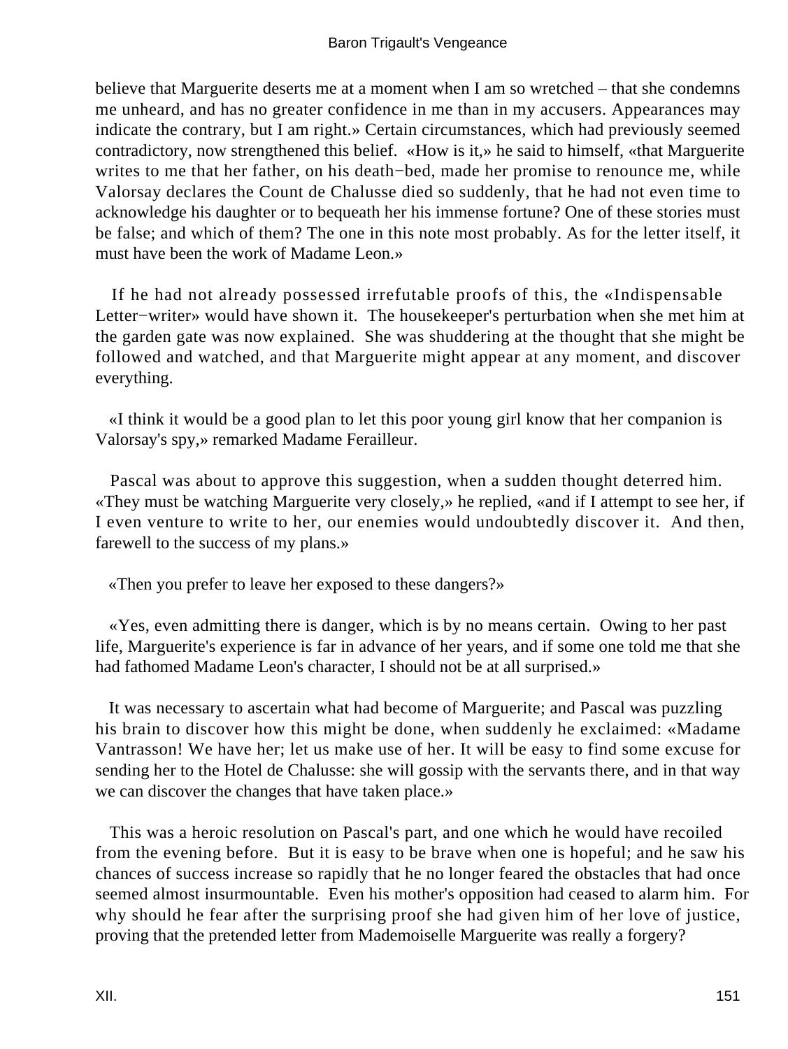believe that Marguerite deserts me at a moment when I am so wretched – that she condemns me unheard, and has no greater confidence in me than in my accusers. Appearances may indicate the contrary, but I am right.» Certain circumstances, which had previously seemed contradictory, now strengthened this belief. «How is it,» he said to himself, «that Marguerite writes to me that her father, on his death−bed, made her promise to renounce me, while Valorsay declares the Count de Chalusse died so suddenly, that he had not even time to acknowledge his daughter or to bequeath her his immense fortune? One of these stories must be false; and which of them? The one in this note most probably. As for the letter itself, it must have been the work of Madame Leon.»

If he had not already possessed irrefutable proofs of this, the «Indispensable Letter−writer» would have shown it. The housekeeper's perturbation when she met him at the garden gate was now explained. She was shuddering at the thought that she might be followed and watched, and that Marguerite might appear at any moment, and discover everything.

«I think it would be a good plan to let this poor young girl know that her companion is Valorsay's spy,» remarked Madame Ferailleur.

Pascal was about to approve this suggestion, when a sudden thought deterred him. «They must be watching Marguerite very closely,» he replied, «and if I attempt to see her, if I even venture to write to her, our enemies would undoubtedly discover it. And then, farewell to the success of my plans.»

«Then you prefer to leave her exposed to these dangers?»

«Yes, even admitting there is danger, which is by no means certain. Owing to her past life, Marguerite's experience is far in advance of her years, and if some one told me that she had fathomed Madame Leon's character, I should not be at all surprised.»

It was necessary to ascertain what had become of Marguerite; and Pascal was puzzling his brain to discover how this might be done, when suddenly he exclaimed: «Madame Vantrasson! We have her; let us make use of her. It will be easy to find some excuse for sending her to the Hotel de Chalusse: she will gossip with the servants there, and in that way we can discover the changes that have taken place.»

This was a heroic resolution on Pascal's part, and one which he would have recoiled from the evening before. But it is easy to be brave when one is hopeful; and he saw his chances of success increase so rapidly that he no longer feared the obstacles that had once seemed almost insurmountable. Even his mother's opposition had ceased to alarm him. For why should he fear after the surprising proof she had given him of her love of justice, proving that the pretended letter from Mademoiselle Marguerite was really a forgery?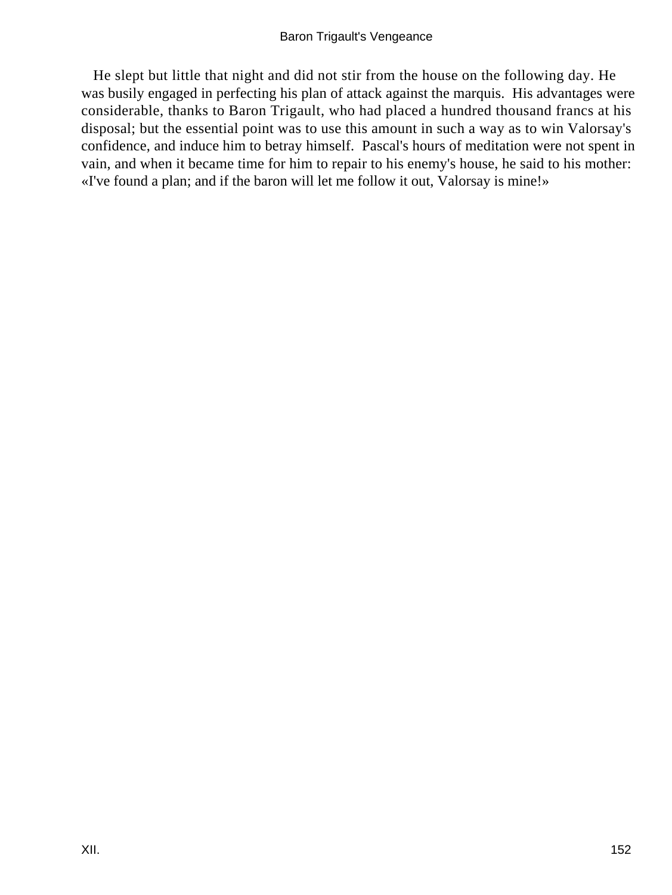He slept but little that night and did not stir from the house on the following day. He was busily engaged in perfecting his plan of attack against the marquis. His advantages were considerable, thanks to Baron Trigault, who had placed a hundred thousand francs at his disposal; but the essential point was to use this amount in such a way as to win Valorsay's confidence, and induce him to betray himself. Pascal's hours of meditation were not spent in vain, and when it became time for him to repair to his enemy's house, he said to his mother: «I've found a plan; and if the baron will let me follow it out, Valorsay is mine!»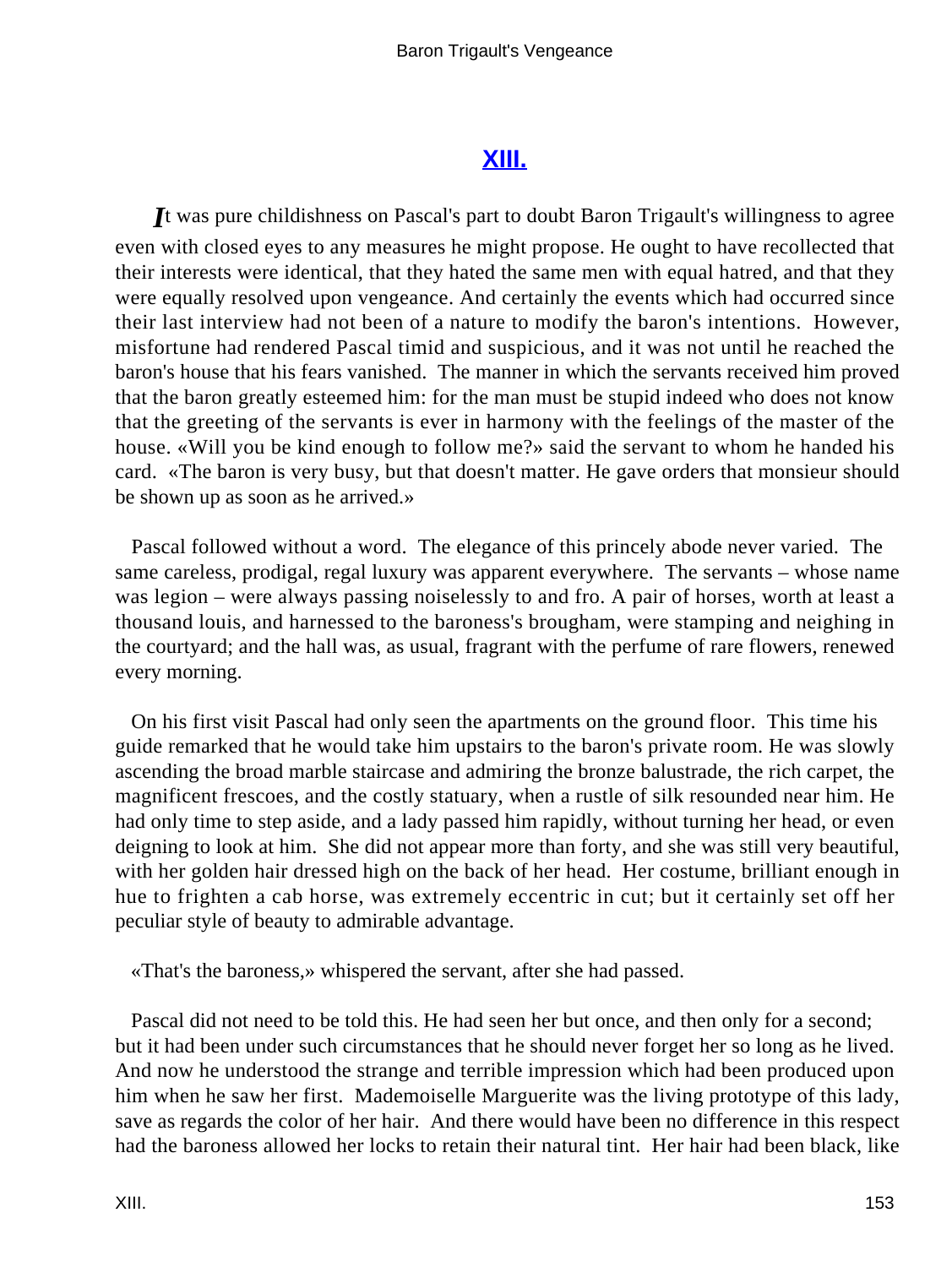## XIII.

*I*t was pure childishness on Pascal's part to doubt Baron Trigault's willingness to agree even with closed eyes to any measures he might propose. He ought to have recollected that their interests were identical, that they hated the same men with equal hatred, and that they were equally resolved upon vengeance. And certainly the events which had occurred since their last interview had not been of a nature to modify the baron's intentions. However, misfortune had rendered Pascal timid and suspicious, and it was not until he reached the baron's house that his fears vanished. The manner in which the servants received him proved that the baron greatly esteemed him: for the man must be stupid indeed who does not know that the greeting of the servants is ever in harmony with the feelings of the master of the house. «Will you be kind enough to follow me?» said the servant to whom he handed his card. «The baron is very busy, but that doesn't matter. He gave orders that monsieur should be shown up as soon as he arrived.»

Pascal followed without a word. The elegance of this princely abode never varied. The same careless, prodigal, regal luxury was apparent everywhere. The servants – whose name was legion – were always passing noiselessly to and fro. A pair of horses, worth at least a thousand louis, and harnessed to the baroness's brougham, were stamping and neighing in the courtyard; and the hall was, as usual, fragrant with the perfume of rare flowers, renewed every morning.

On his first visit Pascal had only seen the apartments on the ground floor. This time his guide remarked that he would take him upstairs to the baron's private room. He was slowly ascending the broad marble staircase and admiring the bronze balustrade, the rich carpet, the magnificent frescoes, and the costly statuary, when a rustle of silk resounded near him. He had only time to step aside, and a lady passed him rapidly, without turning her head, or even deigning to look at him. She did not appear more than forty, and she was still very beautiful, with her golden hair dressed high on the back of her head. Her costume, brilliant enough in hue to frighten a cab horse, was extremely eccentric in cut; but it certainly set off her peculiar style of beauty to admirable advantage.

«That's the baroness,» whispered the servant, after she had passed.

Pascal did not need to be told this. He had seen her but once, and then only for a second; but it had been under such circumstances that he should never forget her so long as he lived. And now he understood the strange and terrible impression which had been produced upon him when he saw her first. Mademoiselle Marguerite was the living prototype of this lady, save as regards the color of her hair. And there would have been no difference in this respect had the baroness allowed her locks to retain their natural tint. Her hair had been black, like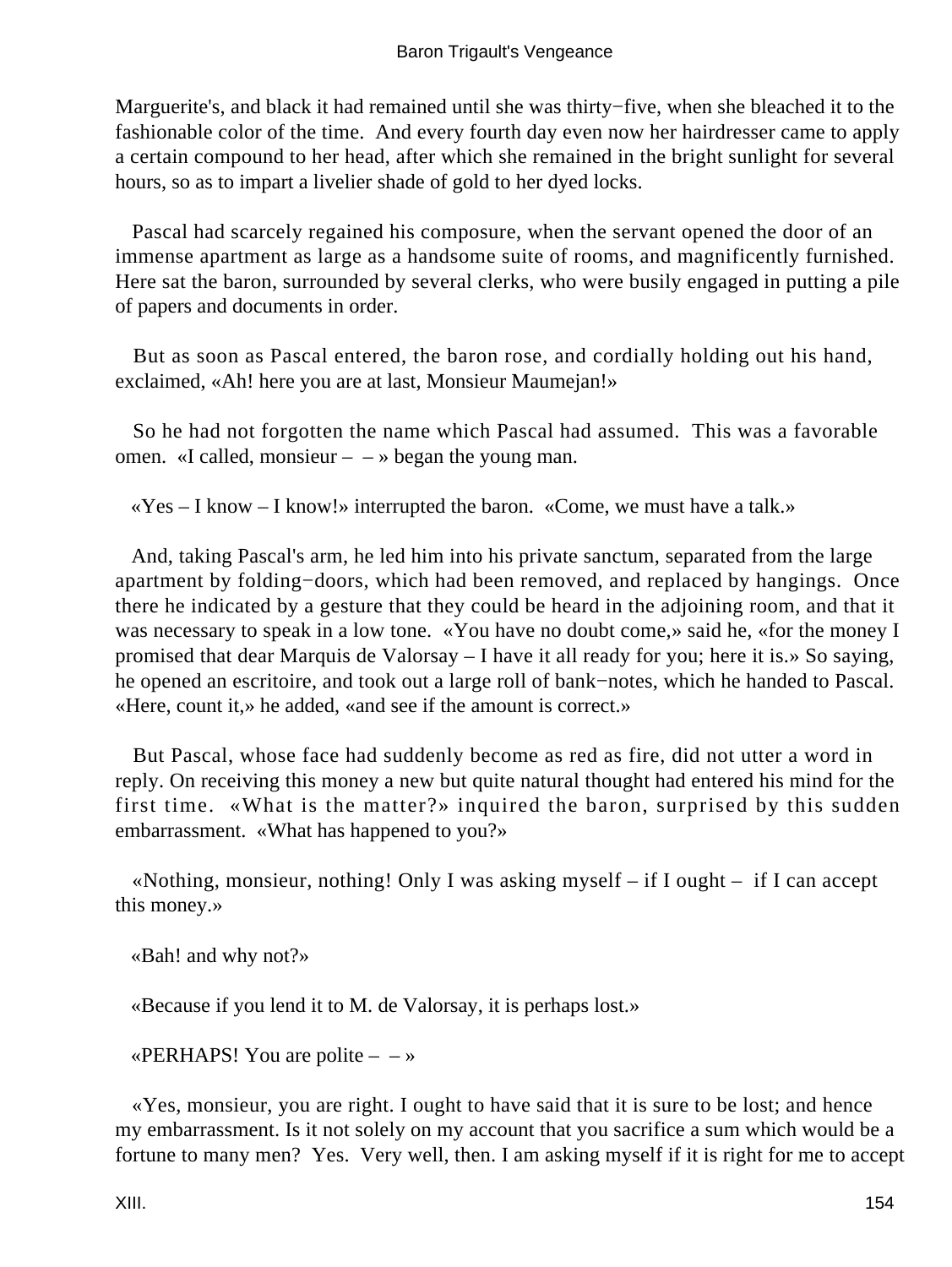Marguerite's, and black it had remained until she was thirty−five, when she bleached it to the fashionable color of the time. And every fourth day even now her hairdresser came to apply a certain compound to her head, after which she remained in the bright sunlight for several hours, so as to impart a livelier shade of gold to her dyed locks.

Pascal had scarcely regained his composure, when the servant opened the door of an immense apartment as large as a handsome suite of rooms, and magnificently furnished. Here sat the baron, surrounded by several clerks, who were busily engaged in putting a pile of papers and documents in order.

But as soon as Pascal entered, the baron rose, and cordially holding out his hand, exclaimed, «Ah! here you are at last, Monsieur Maumejan!»

So he had not forgotten the name which Pascal had assumed. This was a favorable omen. «I called, monsieur – – » began the young man.

«Yes – I know – I know!» interrupted the baron. «Come, we must have a talk.»

And, taking Pascal's arm, he led him into his private sanctum, separated from the large apartment by folding−doors, which had been removed, and replaced by hangings. Once there he indicated by a gesture that they could be heard in the adjoining room, and that it was necessary to speak in a low tone. «You have no doubt come,» said he, «for the money I promised that dear Marquis de Valorsay – I have it all ready for you; here it is.» So saying, he opened an escritoire, and took out a large roll of bank−notes, which he handed to Pascal. «Here, count it,» he added, «and see if the amount is correct.»

But Pascal, whose face had suddenly become as red as fire, did not utter a word in reply. On receiving this money a new but quite natural thought had entered his mind for the first time. «What is the matter?» inquired the baron, surprised by this sudden embarrassment. «What has happened to you?»

«Nothing, monsieur, nothing! Only I was asking myself – if I ought – if I can accept this money.»

«Bah! and why not?»

«Because if you lend it to M. de Valorsay, it is perhaps lost.»

«PERHAPS! You are polite – – »

«Yes, monsieur, you are right. I ought to have said that it is sure to be lost; and hence my embarrassment. Is it not solely on my account that you sacrifice a sum which would be a fortune to many men? Yes. Very well, then. I am asking myself if it is right for me to accept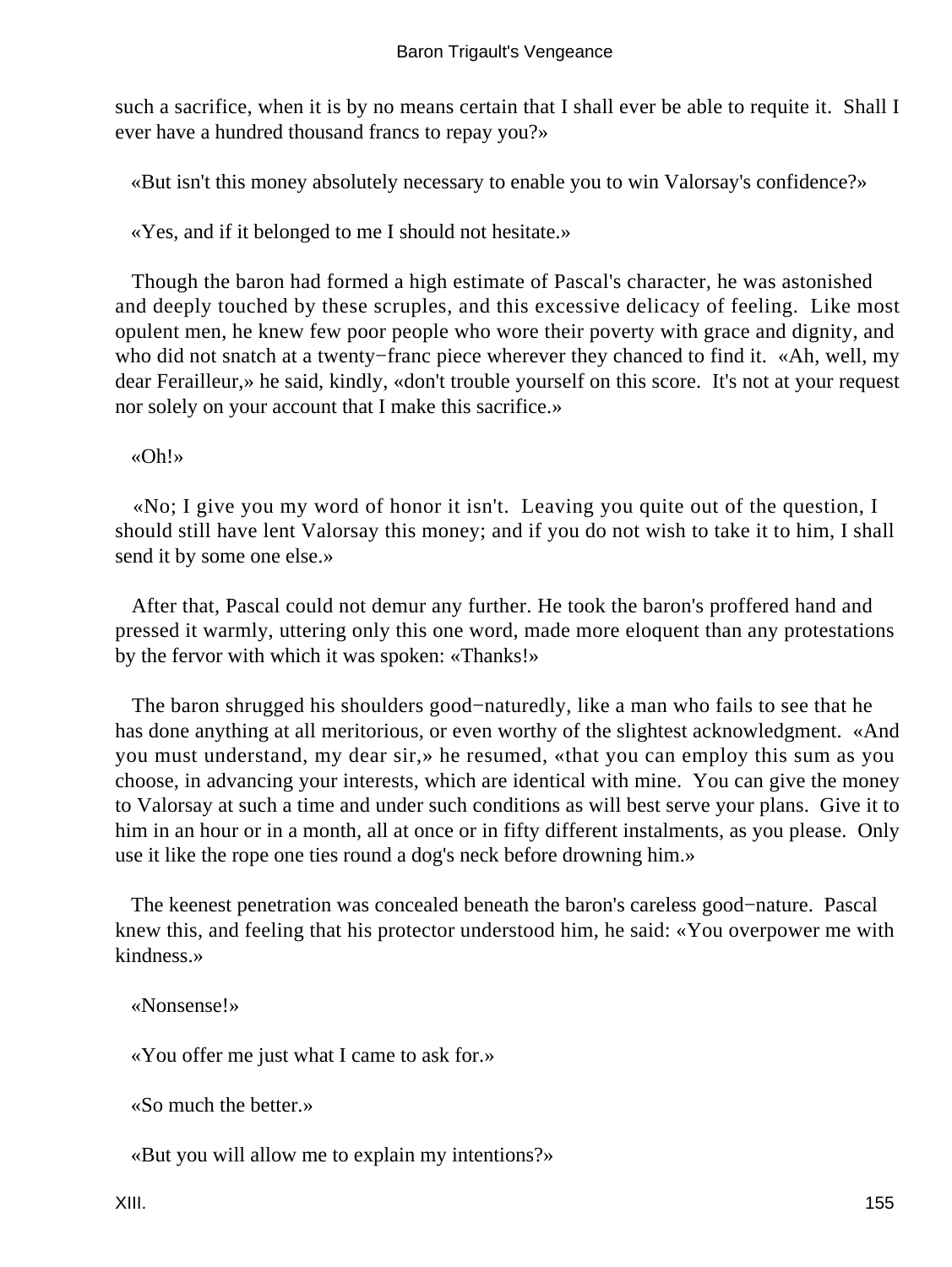such a sacrifice, when it is by no means certain that I shall ever be able to requite it. Shall I ever have a hundred thousand francs to repay you?»

«But isn't this money absolutely necessary to enable you to win Valorsay's confidence?»

«Yes, and if it belonged to me I should not hesitate.»

Though the baron had formed a high estimate of Pascal's character, he was astonished and deeply touched by these scruples, and this excessive delicacy of feeling. Like most opulent men, he knew few poor people who wore their poverty with grace and dignity, and who did not snatch at a twenty−franc piece wherever they chanced to find it. «Ah, well, my dear Ferailleur,» he said, kindly, «don't trouble yourself on this score. It's not at your request nor solely on your account that I make this sacrifice.»

«Oh!»

«No; I give you my word of honor it isn't. Leaving you quite out of the question, I should still have lent Valorsay this money; and if you do not wish to take it to him, I shall send it by some one else.»

After that, Pascal could not demur any further. He took the baron's proffered hand and pressed it warmly, uttering only this one word, made more eloquent than any protestations by the fervor with which it was spoken: «Thanks!»

The baron shrugged his shoulders good−naturedly, like a man who fails to see that he has done anything at all meritorious, or even worthy of the slightest acknowledgment. «And you must understand, my dear sir,» he resumed, «that you can employ this sum as you choose, in advancing your interests, which are identical with mine. You can give the money to Valorsay at such a time and under such conditions as will best serve your plans. Give it to him in an hour or in a month, all at once or in fifty different instalments, as you please. Only use it like the rope one ties round a dog's neck before drowning him.»

The keenest penetration was concealed beneath the baron's careless good−nature. Pascal knew this, and feeling that his protector understood him, he said: «You overpower me with kindness.»

«Nonsense!»

«You offer me just what I came to ask for.»

«So much the better.»

«But you will allow me to explain my intentions?»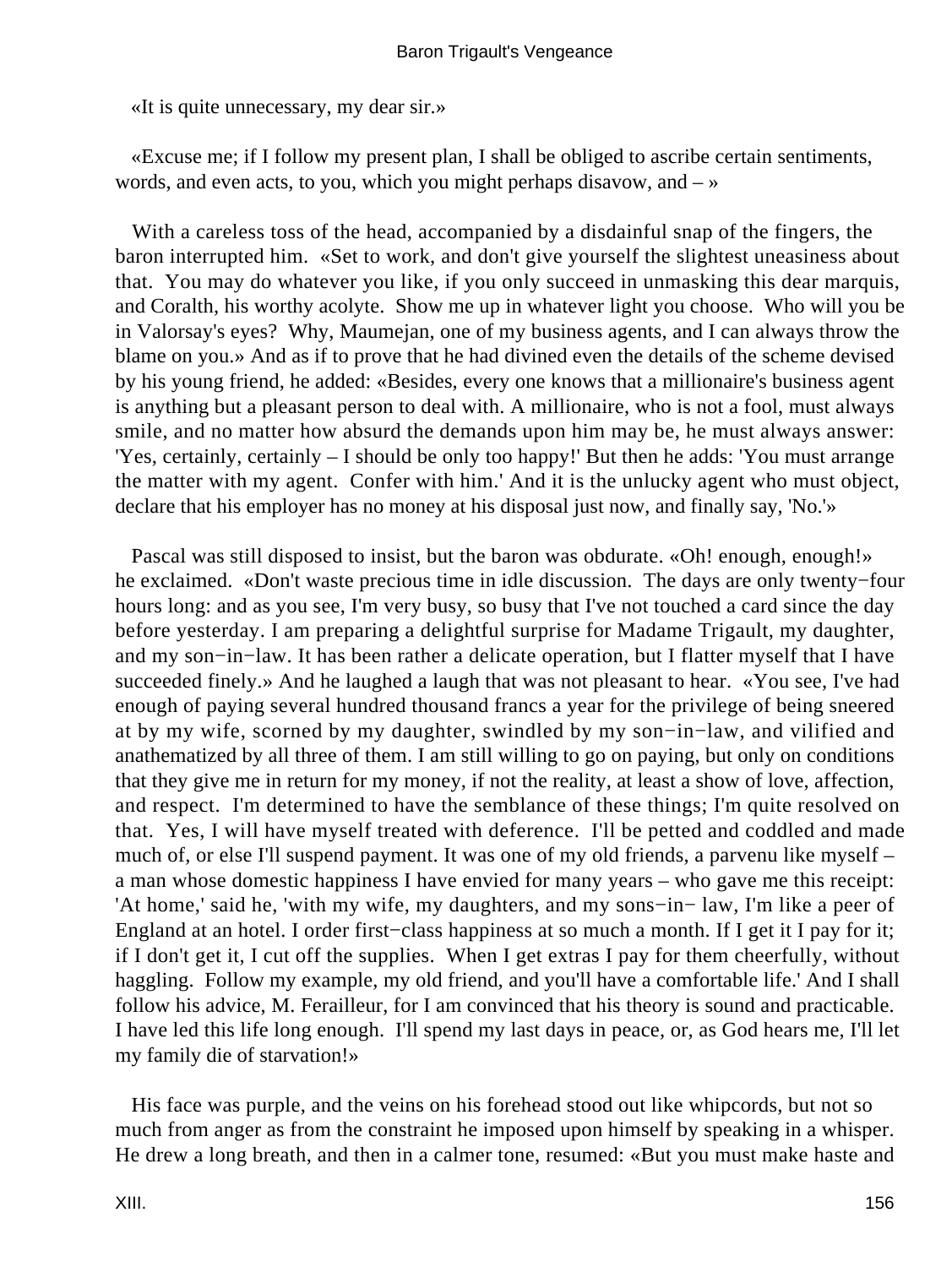«It is quite unnecessary, my dear sir.»

«Excuse me; if I follow my present plan, I shall be obliged to ascribe certain sentiments, words, and even acts, to you, which you might perhaps disavow, and – »

With a careless toss of the head, accompanied by a disdainful snap of the fingers, the baron interrupted him. «Set to work, and don't give yourself the slightest uneasiness about that. You may do whatever you like, if you only succeed in unmasking this dear marquis, and Coralth, his worthy acolyte. Show me up in whatever light you choose. Who will you be in Valorsay's eyes? Why, Maumejan, one of my business agents, and I can always throw the blame on you.» And as if to prove that he had divined even the details of the scheme devised by his young friend, he added: «Besides, every one knows that a millionaire's business agent is anything but a pleasant person to deal with. A millionaire, who is not a fool, must always smile, and no matter how absurd the demands upon him may be, he must always answer: 'Yes, certainly, certainly – I should be only too happy!' But then he adds: 'You must arrange the matter with my agent. Confer with him.' And it is the unlucky agent who must object, declare that his employer has no money at his disposal just now, and finally say, 'No.'»

Pascal was still disposed to insist, but the baron was obdurate. «Oh! enough, enough!» he exclaimed. «Don't waste precious time in idle discussion. The days are only twenty−four hours long: and as you see, I'm very busy, so busy that I've not touched a card since the day before yesterday. I am preparing a delightful surprise for Madame Trigault, my daughter, and my son−in−law. It has been rather a delicate operation, but I flatter myself that I have succeeded finely.» And he laughed a laugh that was not pleasant to hear. «You see, I've had enough of paying several hundred thousand francs a year for the privilege of being sneered at by my wife, scorned by my daughter, swindled by my son−in−law, and vilified and anathematized by all three of them. I am still willing to go on paying, but only on conditions that they give me in return for my money, if not the reality, at least a show of love, affection, and respect. I'm determined to have the semblance of these things; I'm quite resolved on that. Yes, I will have myself treated with deference. I'll be petted and coddled and made much of, or else I'll suspend payment. It was one of my old friends, a parvenu like myself – a man whose domestic happiness I have envied for many years – who gave me this receipt: 'At home,' said he, 'with my wife, my daughters, and my sons−in− law, I'm like a peer of England at an hotel. I order first−class happiness at so much a month. If I get it I pay for it; if I don't get it, I cut off the supplies. When I get extras I pay for them cheerfully, without haggling. Follow my example, my old friend, and you'll have a comfortable life.' And I shall follow his advice, M. Ferailleur, for I am convinced that his theory is sound and practicable. I have led this life long enough. I'll spend my last days in peace, or, as God hears me, I'll let my family die of starvation!»

His face was purple, and the veins on his forehead stood out like whipcords, but not so much from anger as from the constraint he imposed upon himself by speaking in a whisper. He drew a long breath, and then in a calmer tone, resumed: «But you must make haste and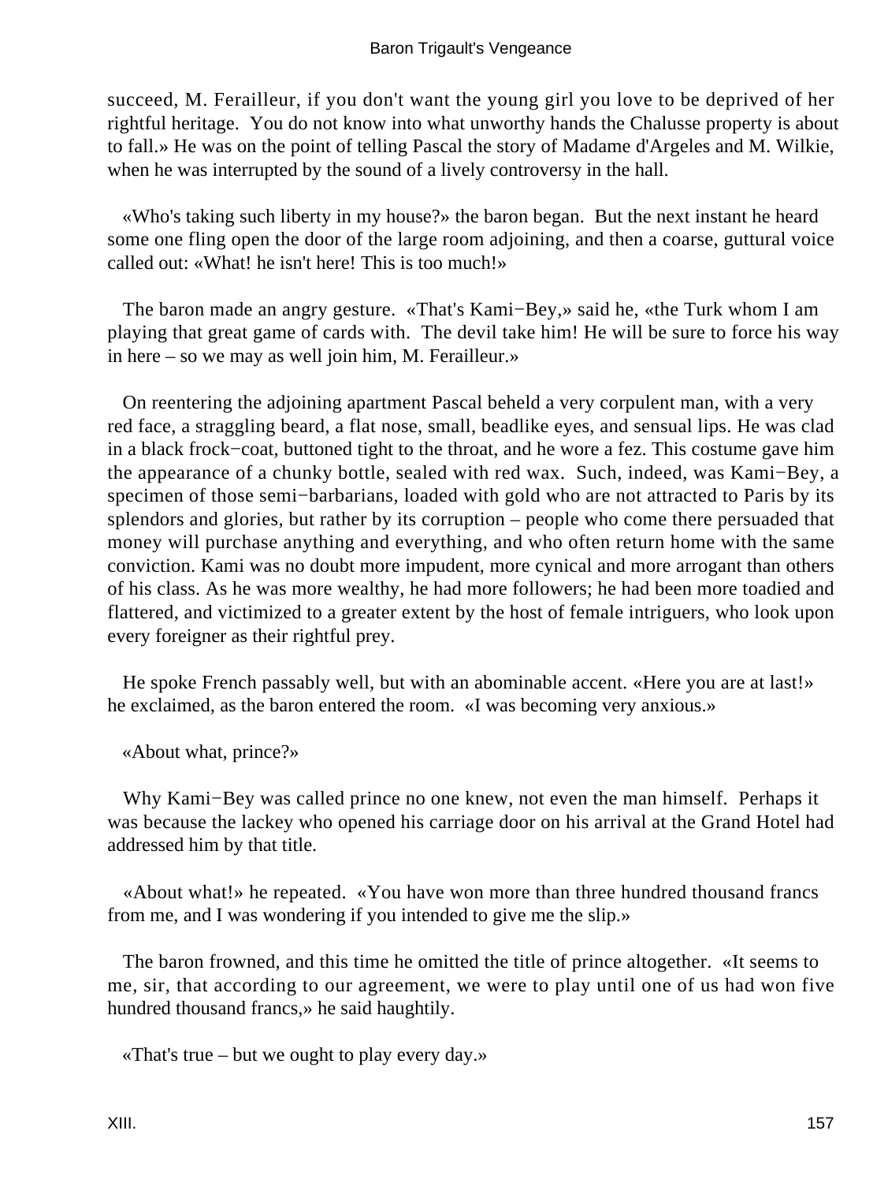succeed, M. Ferailleur, if you don't want the young girl you love to be deprived of her rightful heritage. You do not know into what unworthy hands the Chalusse property is about to fall.» He was on the point of telling Pascal the story of Madame d'Argeles and M. Wilkie, when he was interrupted by the sound of a lively controversy in the hall.

«Who's taking such liberty in my house?» the baron began. But the next instant he heard some one fling open the door of the large room adjoining, and then a coarse, guttural voice called out: «What! he isn't here! This is too much!»

The baron made an angry gesture. «That's Kami−Bey,» said he, «the Turk whom I am playing that great game of cards with. The devil take him! He will be sure to force his way in here – so we may as well join him, M. Ferailleur.»

On reentering the adjoining apartment Pascal beheld a very corpulent man, with a very red face, a straggling beard, a flat nose, small, beadlike eyes, and sensual lips. He was clad in a black frock−coat, buttoned tight to the throat, and he wore a fez. This costume gave him the appearance of a chunky bottle, sealed with red wax. Such, indeed, was Kami−Bey, a specimen of those semi−barbarians, loaded with gold who are not attracted to Paris by its splendors and glories, but rather by its corruption – people who come there persuaded that money will purchase anything and everything, and who often return home with the same conviction. Kami was no doubt more impudent, more cynical and more arrogant than others of his class. As he was more wealthy, he had more followers; he had been more toadied and flattered, and victimized to a greater extent by the host of female intriguers, who look upon every foreigner as their rightful prey.

He spoke French passably well, but with an abominable accent. «Here you are at last!» he exclaimed, as the baron entered the room. «I was becoming very anxious.»

«About what, prince?»

Why Kami−Bey was called prince no one knew, not even the man himself. Perhaps it was because the lackey who opened his carriage door on his arrival at the Grand Hotel had addressed him by that title.

«About what!» he repeated. «You have won more than three hundred thousand francs from me, and I was wondering if you intended to give me the slip.»

The baron frowned, and this time he omitted the title of prince altogether. «It seems to me, sir, that according to our agreement, we were to play until one of us had won five hundred thousand francs,» he said haughtily.

«That's true – but we ought to play every day.»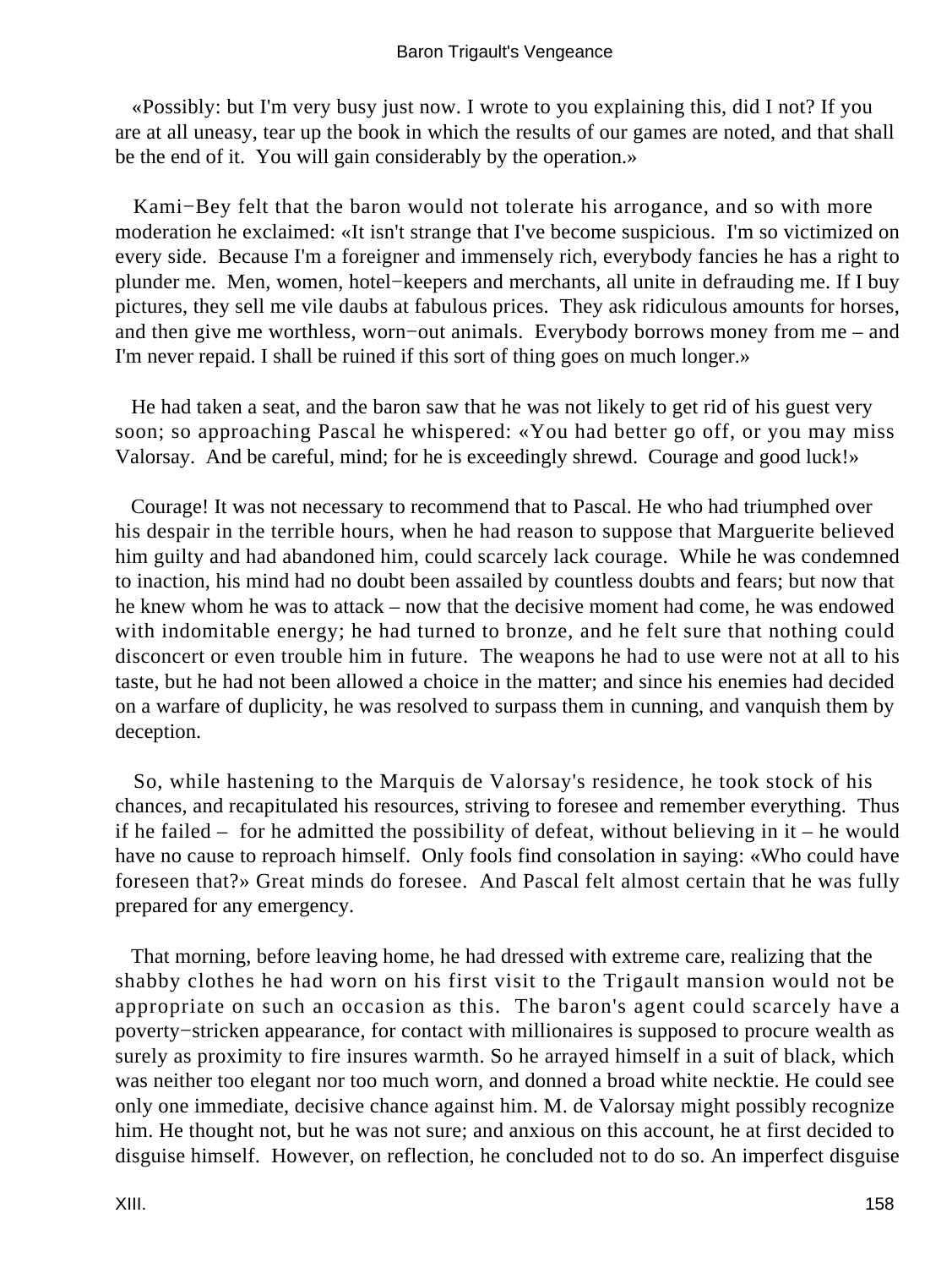«Possibly: but I'm very busy just now. I wrote to you explaining this, did I not? If you are at all uneasy, tear up the book in which the results of our games are noted, and that shall be the end of it. You will gain considerably by the operation.»

Kami−Bey felt that the baron would not tolerate his arrogance, and so with more moderation he exclaimed: «It isn't strange that I've become suspicious. I'm so victimized on every side. Because I'm a foreigner and immensely rich, everybody fancies he has a right to plunder me. Men, women, hotel−keepers and merchants, all unite in defrauding me. If I buy pictures, they sell me vile daubs at fabulous prices. They ask ridiculous amounts for horses, and then give me worthless, worn−out animals. Everybody borrows money from me – and I'm never repaid. I shall be ruined if this sort of thing goes on much longer.»

He had taken a seat, and the baron saw that he was not likely to get rid of his guest very soon; so approaching Pascal he whispered: «You had better go off, or you may miss Valorsay. And be careful, mind; for he is exceedingly shrewd. Courage and good luck!»

Courage! It was not necessary to recommend that to Pascal. He who had triumphed over his despair in the terrible hours, when he had reason to suppose that Marguerite believed him guilty and had abandoned him, could scarcely lack courage. While he was condemned to inaction, his mind had no doubt been assailed by countless doubts and fears; but now that he knew whom he was to attack – now that the decisive moment had come, he was endowed with indomitable energy; he had turned to bronze, and he felt sure that nothing could disconcert or even trouble him in future. The weapons he had to use were not at all to his taste, but he had not been allowed a choice in the matter; and since his enemies had decided on a warfare of duplicity, he was resolved to surpass them in cunning, and vanquish them by deception.

So, while hastening to the Marquis de Valorsay's residence, he took stock of his chances, and recapitulated his resources, striving to foresee and remember everything. Thus if he failed – for he admitted the possibility of defeat, without believing in it – he would have no cause to reproach himself. Only fools find consolation in saying: «Who could have foreseen that?» Great minds do foresee. And Pascal felt almost certain that he was fully prepared for any emergency.

That morning, before leaving home, he had dressed with extreme care, realizing that the shabby clothes he had worn on his first visit to the Trigault mansion would not be appropriate on such an occasion as this. The baron's agent could scarcely have a poverty−stricken appearance, for contact with millionaires is supposed to procure wealth as surely as proximity to fire insures warmth. So he arrayed himself in a suit of black, which was neither too elegant nor too much worn, and donned a broad white necktie. He could see only one immediate, decisive chance against him. M. de Valorsay might possibly recognize him. He thought not, but he was not sure; and anxious on this account, he at first decided to disguise himself. However, on reflection, he concluded not to do so. An imperfect disguise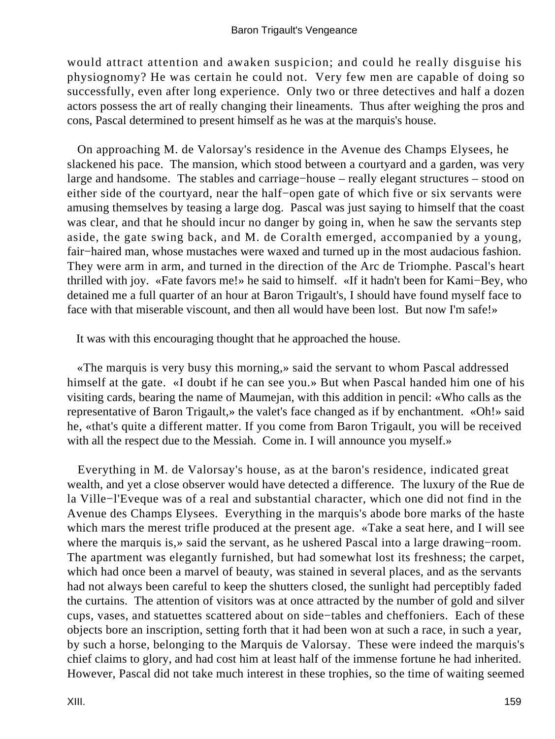would attract attention and awaken suspicion; and could he really disguise his physiognomy? He was certain he could not. Very few men are capable of doing so successfully, even after long experience. Only two or three detectives and half a dozen actors possess the art of really changing their lineaments. Thus after weighing the pros and cons, Pascal determined to present himself as he was at the marquis's house.

On approaching M. de Valorsay's residence in the Avenue des Champs Elysees, he slackened his pace. The mansion, which stood between a courtyard and a garden, was very large and handsome. The stables and carriage−house – really elegant structures – stood on either side of the courtyard, near the half−open gate of which five or six servants were amusing themselves by teasing a large dog. Pascal was just saying to himself that the coast was clear, and that he should incur no danger by going in, when he saw the servants step aside, the gate swing back, and M. de Coralth emerged, accompanied by a young, fair−haired man, whose mustaches were waxed and turned up in the most audacious fashion. They were arm in arm, and turned in the direction of the Arc de Triomphe. Pascal's heart thrilled with joy. «Fate favors me!» he said to himself. «If it hadn't been for Kami−Bey, who detained me a full quarter of an hour at Baron Trigault's, I should have found myself face to face with that miserable viscount, and then all would have been lost. But now I'm safe!»

It was with this encouraging thought that he approached the house.

«The marquis is very busy this morning,» said the servant to whom Pascal addressed himself at the gate. «I doubt if he can see you.» But when Pascal handed him one of his visiting cards, bearing the name of Maumejan, with this addition in pencil: «Who calls as the representative of Baron Trigault,» the valet's face changed as if by enchantment. «Oh!» said he, «that's quite a different matter. If you come from Baron Trigault, you will be received with all the respect due to the Messiah. Come in. I will announce you myself.»

Everything in M. de Valorsay's house, as at the baron's residence, indicated great wealth, and yet a close observer would have detected a difference. The luxury of the Rue de la Ville−l'Eveque was of a real and substantial character, which one did not find in the Avenue des Champs Elysees. Everything in the marquis's abode bore marks of the haste which mars the merest trifle produced at the present age. «Take a seat here, and I will see where the marquis is,» said the servant, as he ushered Pascal into a large drawing−room. The apartment was elegantly furnished, but had somewhat lost its freshness; the carpet, which had once been a marvel of beauty, was stained in several places, and as the servants had not always been careful to keep the shutters closed, the sunlight had perceptibly faded the curtains. The attention of visitors was at once attracted by the number of gold and silver cups, vases, and statuettes scattered about on side−tables and cheffoniers. Each of these objects bore an inscription, setting forth that it had been won at such a race, in such a year, by such a horse, belonging to the Marquis de Valorsay. These were indeed the marquis's chief claims to glory, and had cost him at least half of the immense fortune he had inherited. However, Pascal did not take much interest in these trophies, so the time of waiting seemed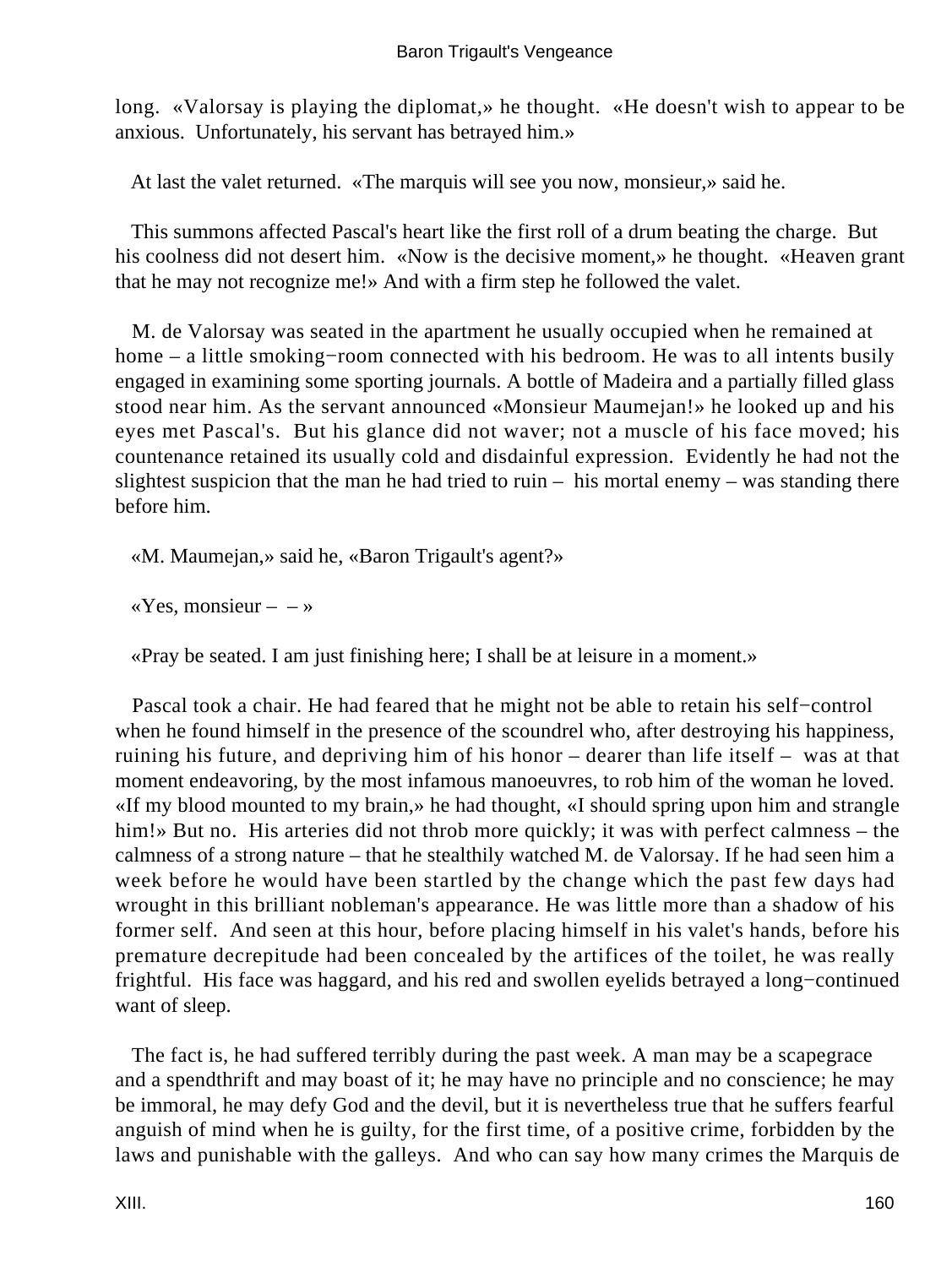long. «Valorsay is playing the diplomat,» he thought. «He doesn't wish to appear to be anxious. Unfortunately, his servant has betrayed him.»

At last the valet returned. «The marquis will see you now, monsieur,» said he.

This summons affected Pascal's heart like the first roll of a drum beating the charge. But his coolness did not desert him. «Now is the decisive moment,» he thought. «Heaven grant that he may not recognize me!» And with a firm step he followed the valet.

M. de Valorsay was seated in the apartment he usually occupied when he remained at home – a little smoking−room connected with his bedroom. He was to all intents busily engaged in examining some sporting journals. A bottle of Madeira and a partially filled glass stood near him. As the servant announced «Monsieur Maumejan!» he looked up and his eyes met Pascal's. But his glance did not waver; not a muscle of his face moved; his countenance retained its usually cold and disdainful expression. Evidently he had not the slightest suspicion that the man he had tried to ruin – his mortal enemy – was standing there before him.

«M. Maumejan,» said he, «Baron Trigault's agent?»

«Yes, monsieur – – »

«Pray be seated. I am just finishing here; I shall be at leisure in a moment.»

Pascal took a chair. He had feared that he might not be able to retain his self−control when he found himself in the presence of the scoundrel who, after destroying his happiness, ruining his future, and depriving him of his honor – dearer than life itself – was at that moment endeavoring, by the most infamous manoeuvres, to rob him of the woman he loved. «If my blood mounted to my brain,» he had thought, «I should spring upon him and strangle him!» But no. His arteries did not throb more quickly; it was with perfect calmness – the calmness of a strong nature – that he stealthily watched M. de Valorsay. If he had seen him a week before he would have been startled by the change which the past few days had wrought in this brilliant nobleman's appearance. He was little more than a shadow of his former self. And seen at this hour, before placing himself in his valet's hands, before his premature decrepitude had been concealed by the artifices of the toilet, he was really frightful. His face was haggard, and his red and swollen eyelids betrayed a long−continued want of sleep.

The fact is, he had suffered terribly during the past week. A man may be a scapegrace and a spendthrift and may boast of it; he may have no principle and no conscience; he may be immoral, he may defy God and the devil, but it is nevertheless true that he suffers fearful anguish of mind when he is guilty, for the first time, of a positive crime, forbidden by the laws and punishable with the galleys. And who can say how many crimes the Marquis de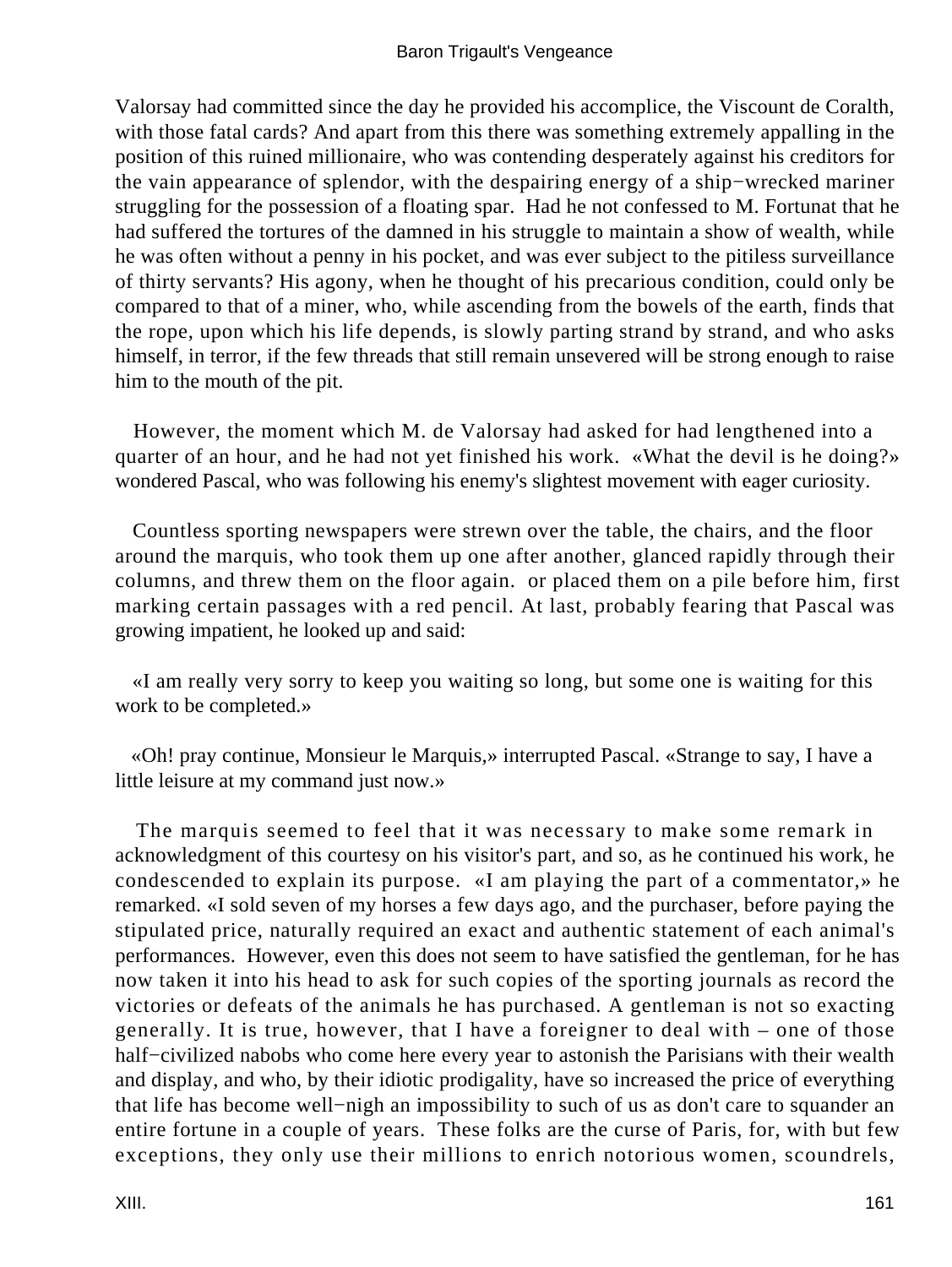Valorsay had committed since the day he provided his accomplice, the Viscount de Coralth, with those fatal cards? And apart from this there was something extremely appalling in the position of this ruined millionaire, who was contending desperately against his creditors for the vain appearance of splendor, with the despairing energy of a ship−wrecked mariner struggling for the possession of a floating spar. Had he not confessed to M. Fortunat that he had suffered the tortures of the damned in his struggle to maintain a show of wealth, while he was often without a penny in his pocket, and was ever subject to the pitiless surveillance of thirty servants? His agony, when he thought of his precarious condition, could only be compared to that of a miner, who, while ascending from the bowels of the earth, finds that the rope, upon which his life depends, is slowly parting strand by strand, and who asks himself, in terror, if the few threads that still remain unsevered will be strong enough to raise him to the mouth of the pit.

However, the moment which M. de Valorsay had asked for had lengthened into a quarter of an hour, and he had not yet finished his work. «What the devil is he doing?» wondered Pascal, who was following his enemy's slightest movement with eager curiosity.

Countless sporting newspapers were strewn over the table, the chairs, and the floor around the marquis, who took them up one after another, glanced rapidly through their columns, and threw them on the floor again. or placed them on a pile before him, first marking certain passages with a red pencil. At last, probably fearing that Pascal was growing impatient, he looked up and said:

«I am really very sorry to keep you waiting so long, but some one is waiting for this work to be completed.»

«Oh! pray continue, Monsieur le Marquis,» interrupted Pascal. «Strange to say, I have a little leisure at my command just now.»

The marquis seemed to feel that it was necessary to make some remark in acknowledgment of this courtesy on his visitor's part, and so, as he continued his work, he condescended to explain its purpose. «I am playing the part of a commentator,» he remarked. «I sold seven of my horses a few days ago, and the purchaser, before paying the stipulated price, naturally required an exact and authentic statement of each animal's performances. However, even this does not seem to have satisfied the gentleman, for he has now taken it into his head to ask for such copies of the sporting journals as record the victories or defeats of the animals he has purchased. A gentleman is not so exacting generally. It is true, however, that I have a foreigner to deal with – one of those half−civilized nabobs who come here every year to astonish the Parisians with their wealth and display, and who, by their idiotic prodigality, have so increased the price of everything that life has become well−nigh an impossibility to such of us as don't care to squander an entire fortune in a couple of years. These folks are the curse of Paris, for, with but few exceptions, they only use their millions to enrich notorious women, scoundrels,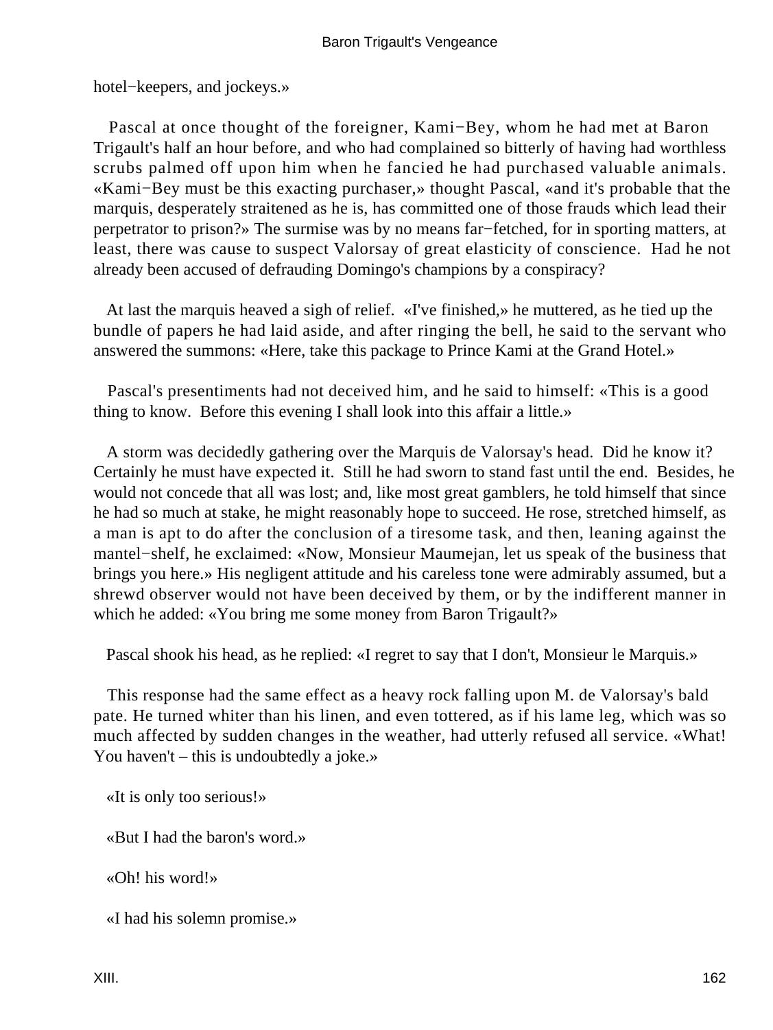hotel−keepers, and jockeys.»

Pascal at once thought of the foreigner, Kami−Bey, whom he had met at Baron Trigault's half an hour before, and who had complained so bitterly of having had worthless scrubs palmed off upon him when he fancied he had purchased valuable animals. «Kami−Bey must be this exacting purchaser,» thought Pascal, «and it's probable that the marquis, desperately straitened as he is, has committed one of those frauds which lead their perpetrator to prison?» The surmise was by no means far−fetched, for in sporting matters, at least, there was cause to suspect Valorsay of great elasticity of conscience. Had he not already been accused of defrauding Domingo's champions by a conspiracy?

At last the marquis heaved a sigh of relief. «I've finished,» he muttered, as he tied up the bundle of papers he had laid aside, and after ringing the bell, he said to the servant who answered the summons: «Here, take this package to Prince Kami at the Grand Hotel.»

Pascal's presentiments had not deceived him, and he said to himself: «This is a good thing to know. Before this evening I shall look into this affair a little.»

A storm was decidedly gathering over the Marquis de Valorsay's head. Did he know it? Certainly he must have expected it. Still he had sworn to stand fast until the end. Besides, he would not concede that all was lost; and, like most great gamblers, he told himself that since he had so much at stake, he might reasonably hope to succeed. He rose, stretched himself, as a man is apt to do after the conclusion of a tiresome task, and then, leaning against the mantel−shelf, he exclaimed: «Now, Monsieur Maumejan, let us speak of the business that brings you here.» His negligent attitude and his careless tone were admirably assumed, but a shrewd observer would not have been deceived by them, or by the indifferent manner in which he added: «You bring me some money from Baron Trigault?»

Pascal shook his head, as he replied: «I regret to say that I don't, Monsieur le Marquis.»

This response had the same effect as a heavy rock falling upon M. de Valorsay's bald pate. He turned whiter than his linen, and even tottered, as if his lame leg, which was so much affected by sudden changes in the weather, had utterly refused all service. «What! You haven't – this is undoubtedly a joke.»

«It is only too serious!»

«But I had the baron's word.»

«Oh! his word!»

«I had his solemn promise.»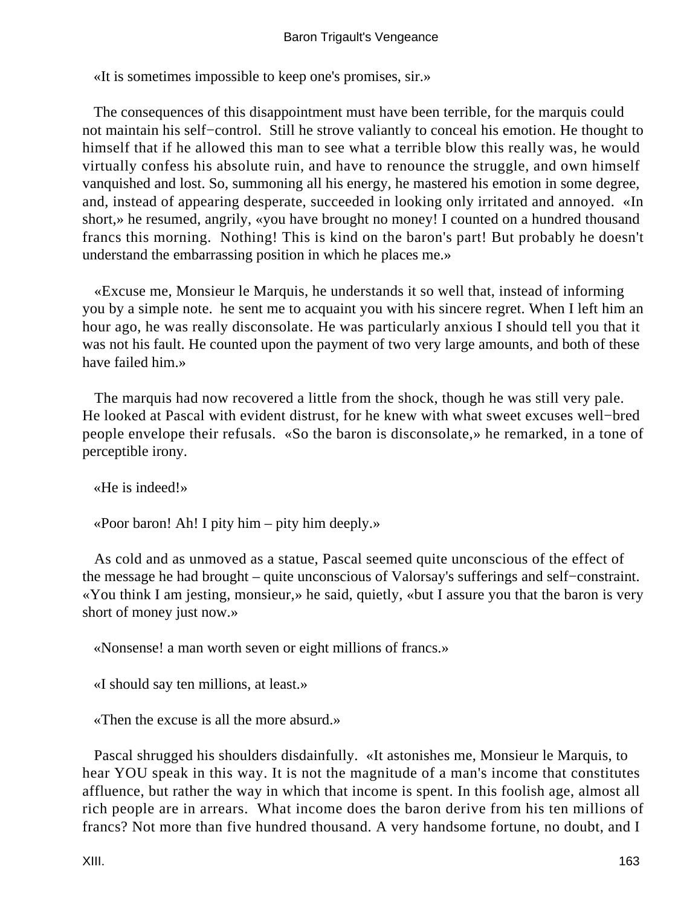«It is sometimes impossible to keep one's promises, sir.»

The consequences of this disappointment must have been terrible, for the marquis could not maintain his self−control. Still he strove valiantly to conceal his emotion. He thought to himself that if he allowed this man to see what a terrible blow this really was, he would virtually confess his absolute ruin, and have to renounce the struggle, and own himself vanquished and lost. So, summoning all his energy, he mastered his emotion in some degree, and, instead of appearing desperate, succeeded in looking only irritated and annoyed. «In short,» he resumed, angrily, «you have brought no money! I counted on a hundred thousand francs this morning. Nothing! This is kind on the baron's part! But probably he doesn't understand the embarrassing position in which he places me.»

«Excuse me, Monsieur le Marquis, he understands it so well that, instead of informing you by a simple note. he sent me to acquaint you with his sincere regret. When I left him an hour ago, he was really disconsolate. He was particularly anxious I should tell you that it was not his fault. He counted upon the payment of two very large amounts, and both of these have failed him.»

The marquis had now recovered a little from the shock, though he was still very pale. He looked at Pascal with evident distrust, for he knew with what sweet excuses well−bred people envelope their refusals. «So the baron is disconsolate,» he remarked, in a tone of perceptible irony.

«He is indeed!»

«Poor baron! Ah! I pity him – pity him deeply.»

As cold and as unmoved as a statue, Pascal seemed quite unconscious of the effect of the message he had brought – quite unconscious of Valorsay's sufferings and self−constraint. «You think I am jesting, monsieur,» he said, quietly, «but I assure you that the baron is very short of money just now.»

«Nonsense! a man worth seven or eight millions of francs.»

«I should say ten millions, at least.»

«Then the excuse is all the more absurd.»

Pascal shrugged his shoulders disdainfully. «It astonishes me, Monsieur le Marquis, to hear YOU speak in this way. It is not the magnitude of a man's income that constitutes affluence, but rather the way in which that income is spent. In this foolish age, almost all rich people are in arrears. What income does the baron derive from his ten millions of francs? Not more than five hundred thousand. A very handsome fortune, no doubt, and I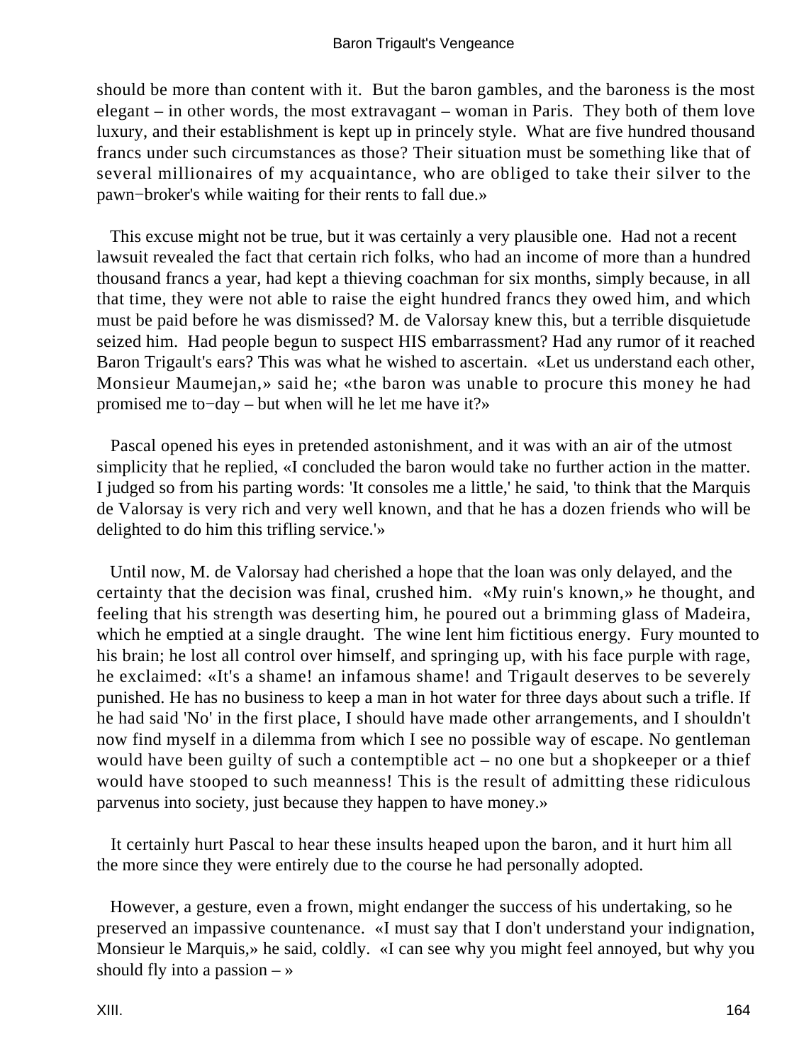should be more than content with it. But the baron gambles, and the baroness is the most elegant – in other words, the most extravagant – woman in Paris. They both of them love luxury, and their establishment is kept up in princely style. What are five hundred thousand francs under such circumstances as those? Their situation must be something like that of several millionaires of my acquaintance, who are obliged to take their silver to the pawn−broker's while waiting for their rents to fall due.»

This excuse might not be true, but it was certainly a very plausible one. Had not a recent lawsuit revealed the fact that certain rich folks, who had an income of more than a hundred thousand francs a year, had kept a thieving coachman for six months, simply because, in all that time, they were not able to raise the eight hundred francs they owed him, and which must be paid before he was dismissed? M. de Valorsay knew this, but a terrible disquietude seized him. Had people begun to suspect HIS embarrassment? Had any rumor of it reached Baron Trigault's ears? This was what he wished to ascertain. «Let us understand each other, Monsieur Maumejan,» said he; «the baron was unable to procure this money he had promised me to−day – but when will he let me have it?»

Pascal opened his eyes in pretended astonishment, and it was with an air of the utmost simplicity that he replied, «I concluded the baron would take no further action in the matter. I judged so from his parting words: 'It consoles me a little,' he said, 'to think that the Marquis de Valorsay is very rich and very well known, and that he has a dozen friends who will be delighted to do him this trifling service.'»

Until now, M. de Valorsay had cherished a hope that the loan was only delayed, and the certainty that the decision was final, crushed him. «My ruin's known,» he thought, and feeling that his strength was deserting him, he poured out a brimming glass of Madeira, which he emptied at a single draught. The wine lent him fictitious energy. Fury mounted to his brain; he lost all control over himself, and springing up, with his face purple with rage, he exclaimed: «It's a shame! an infamous shame! and Trigault deserves to be severely punished. He has no business to keep a man in hot water for three days about such a trifle. If he had said 'No' in the first place, I should have made other arrangements, and I shouldn't now find myself in a dilemma from which I see no possible way of escape. No gentleman would have been guilty of such a contemptible act – no one but a shopkeeper or a thief would have stooped to such meanness! This is the result of admitting these ridiculous parvenus into society, just because they happen to have money.»

It certainly hurt Pascal to hear these insults heaped upon the baron, and it hurt him all the more since they were entirely due to the course he had personally adopted.

However, a gesture, even a frown, might endanger the success of his undertaking, so he preserved an impassive countenance. «I must say that I don't understand your indignation, Monsieur le Marquis,» he said, coldly. «I can see why you might feel annoyed, but why you should fly into a passion – »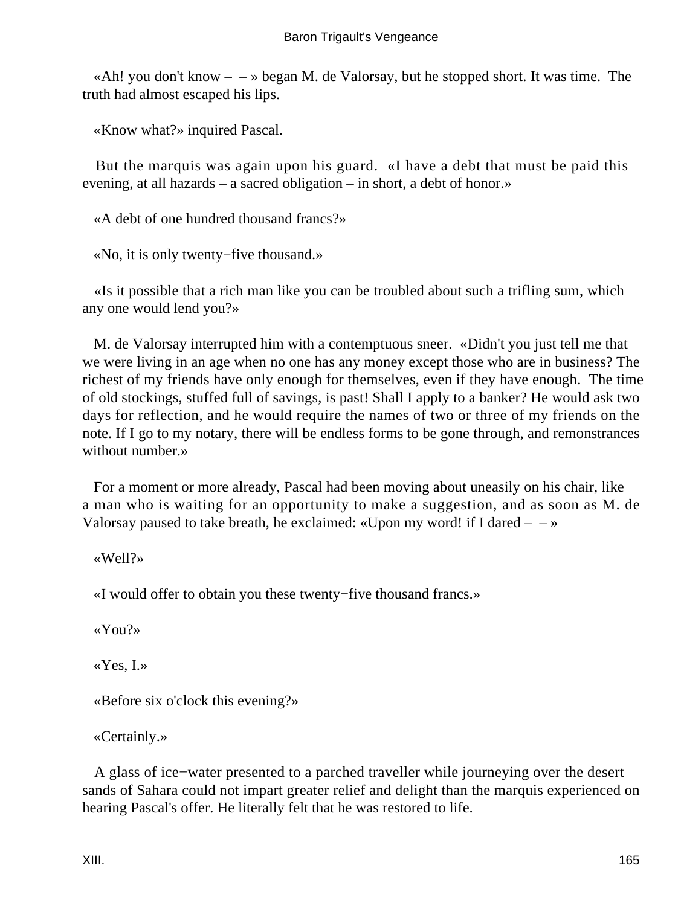«Ah! you don't know – – » began M. de Valorsay, but he stopped short. It was time. The truth had almost escaped his lips.

«Know what?» inquired Pascal.

But the marquis was again upon his guard. «I have a debt that must be paid this evening, at all hazards – a sacred obligation – in short, a debt of honor.»

«A debt of one hundred thousand francs?»

«No, it is only twenty−five thousand.»

«Is it possible that a rich man like you can be troubled about such a trifling sum, which any one would lend you?»

M. de Valorsay interrupted him with a contemptuous sneer. «Didn't you just tell me that we were living in an age when no one has any money except those who are in business? The richest of my friends have only enough for themselves, even if they have enough. The time of old stockings, stuffed full of savings, is past! Shall I apply to a banker? He would ask two days for reflection, and he would require the names of two or three of my friends on the note. If I go to my notary, there will be endless forms to be gone through, and remonstrances without number.»

For a moment or more already, Pascal had been moving about uneasily on his chair, like a man who is waiting for an opportunity to make a suggestion, and as soon as M. de Valorsay paused to take breath, he exclaimed: «Upon my word! if I dared – – »

«Well?»

«I would offer to obtain you these twenty−five thousand francs.»

«You?»

«Yes, I.»

«Before six o'clock this evening?»

«Certainly.»

A glass of ice−water presented to a parched traveller while journeying over the desert sands of Sahara could not impart greater relief and delight than the marquis experienced on hearing Pascal's offer. He literally felt that he was restored to life.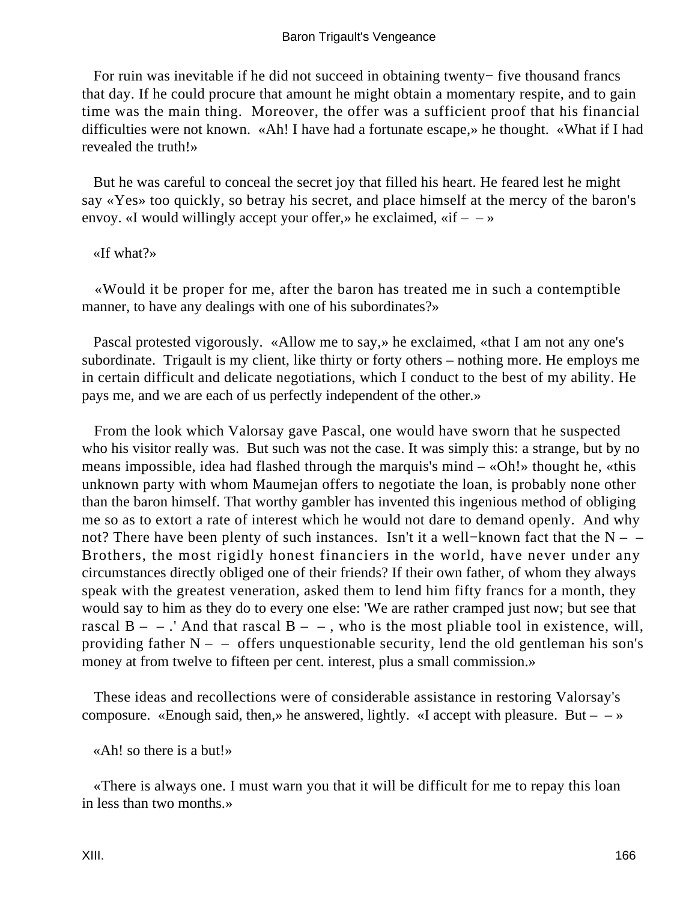For ruin was inevitable if he did not succeed in obtaining twenty− five thousand francs that day. If he could procure that amount he might obtain a momentary respite, and to gain time was the main thing. Moreover, the offer was a sufficient proof that his financial difficulties were not known. «Ah! I have had a fortunate escape,» he thought. «What if I had revealed the truth!»

But he was careful to conceal the secret joy that filled his heart. He feared lest he might say «Yes» too quickly, so betray his secret, and place himself at the mercy of the baron's envoy. «I would willingly accept your offer,» he exclaimed, «if – – »

«If what?»

«Would it be proper for me, after the baron has treated me in such a contemptible manner, to have any dealings with one of his subordinates?»

Pascal protested vigorously. «Allow me to say,» he exclaimed, «that I am not any one's subordinate. Trigault is my client, like thirty or forty others – nothing more. He employs me in certain difficult and delicate negotiations, which I conduct to the best of my ability. He pays me, and we are each of us perfectly independent of the other.»

From the look which Valorsay gave Pascal, one would have sworn that he suspected who his visitor really was. But such was not the case. It was simply this: a strange, but by no means impossible, idea had flashed through the marquis's mind – «Oh!» thought he, «this unknown party with whom Maumejan offers to negotiate the loan, is probably none other than the baron himself. That worthy gambler has invented this ingenious method of obliging me so as to extort a rate of interest which he would not dare to demand openly. And why not? There have been plenty of such instances. Isn't it a well−known fact that the N – – Brothers, the most rigidly honest financiers in the world, have never under any circumstances directly obliged one of their friends? If their own father, of whom they always speak with the greatest veneration, asked them to lend him fifty francs for a month, they would say to him as they do to every one else: 'We are rather cramped just now; but see that rascal B – – .' And that rascal B – – , who is the most pliable tool in existence, will, providing father N – – offers unquestionable security, lend the old gentleman his son's money at from twelve to fifteen per cent. interest, plus a small commission.»

These ideas and recollections were of considerable assistance in restoring Valorsay's composure. «Enough said, then,» he answered, lightly. «I accept with pleasure. But – – »

«Ah! so there is a but!»

«There is always one. I must warn you that it will be difficult for me to repay this loan in less than two months.»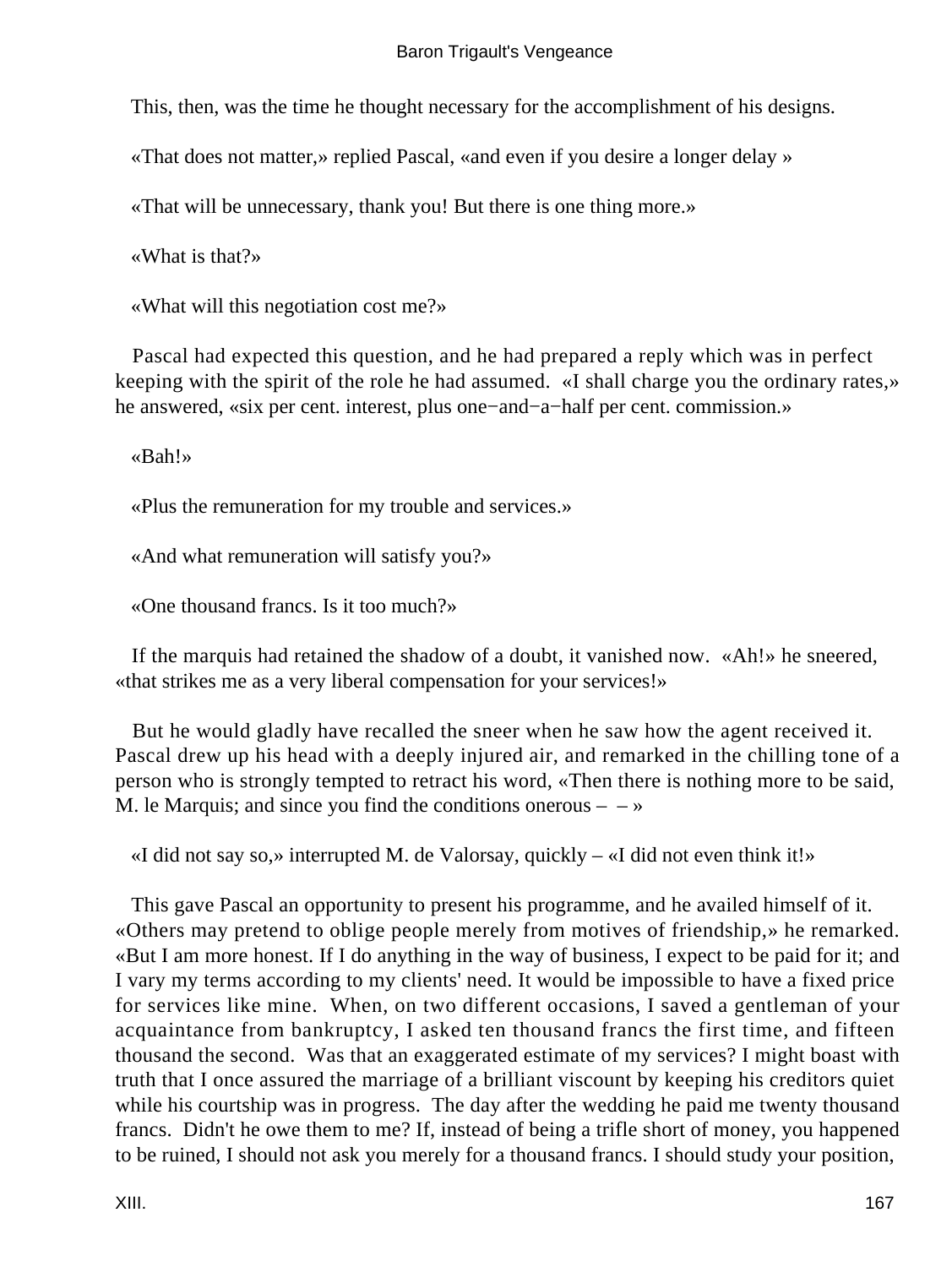This, then, was the time he thought necessary for the accomplishment of his designs.

«That does not matter,» replied Pascal, «and even if you desire a longer delay »

«That will be unnecessary, thank you! But there is one thing more.»

«What is that?»

«What will this negotiation cost me?»

Pascal had expected this question, and he had prepared a reply which was in perfect keeping with the spirit of the role he had assumed. «I shall charge you the ordinary rates,» he answered, «six per cent. interest, plus one−and−a−half per cent. commission.»

«Bah!»

«Plus the remuneration for my trouble and services.»

«And what remuneration will satisfy you?»

«One thousand francs. Is it too much?»

If the marquis had retained the shadow of a doubt, it vanished now. «Ah!» he sneered, «that strikes me as a very liberal compensation for your services!»

But he would gladly have recalled the sneer when he saw how the agent received it. Pascal drew up his head with a deeply injured air, and remarked in the chilling tone of a person who is strongly tempted to retract his word, «Then there is nothing more to be said, M. le Marquis; and since you find the conditions onerous – – »

«I did not say so,» interrupted M. de Valorsay, quickly – «I did not even think it!»

This gave Pascal an opportunity to present his programme, and he availed himself of it. «Others may pretend to oblige people merely from motives of friendship,» he remarked. «But I am more honest. If I do anything in the way of business, I expect to be paid for it; and I vary my terms according to my clients' need. It would be impossible to have a fixed price for services like mine. When, on two different occasions, I saved a gentleman of your acquaintance from bankruptcy, I asked ten thousand francs the first time, and fifteen thousand the second. Was that an exaggerated estimate of my services? I might boast with truth that I once assured the marriage of a brilliant viscount by keeping his creditors quiet while his courtship was in progress. The day after the wedding he paid me twenty thousand francs. Didn't he owe them to me? If, instead of being a trifle short of money, you happened to be ruined, I should not ask you merely for a thousand francs. I should study your position,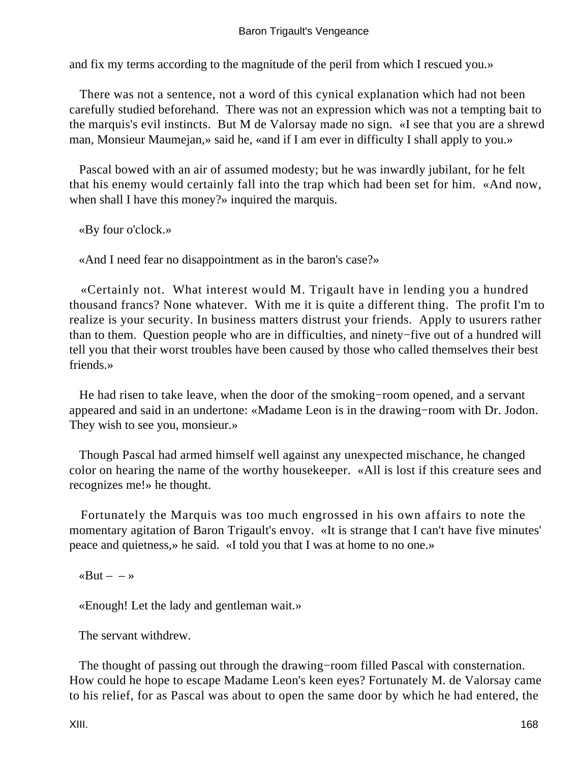and fix my terms according to the magnitude of the peril from which I rescued you.»

There was not a sentence, not a word of this cynical explanation which had not been carefully studied beforehand. There was not an expression which was not a tempting bait to the marquis's evil instincts. But M de Valorsay made no sign. «I see that you are a shrewd man, Monsieur Maumejan,» said he, «and if I am ever in difficulty I shall apply to you.»

Pascal bowed with an air of assumed modesty; but he was inwardly jubilant, for he felt that his enemy would certainly fall into the trap which had been set for him. «And now, when shall I have this money?» inquired the marquis.

«By four o'clock.»

«And I need fear no disappointment as in the baron's case?»

«Certainly not. What interest would M. Trigault have in lending you a hundred thousand francs? None whatever. With me it is quite a different thing. The profit I'm to realize is your security. In business matters distrust your friends. Apply to usurers rather than to them. Question people who are in difficulties, and ninety−five out of a hundred will tell you that their worst troubles have been caused by those who called themselves their best friends.»

He had risen to take leave, when the door of the smoking−room opened, and a servant appeared and said in an undertone: «Madame Leon is in the drawing−room with Dr. Jodon. They wish to see you, monsieur.»

Though Pascal had armed himself well against any unexpected mischance, he changed color on hearing the name of the worthy housekeeper. «All is lost if this creature sees and recognizes me!» he thought.

Fortunately the Marquis was too much engrossed in his own affairs to note the momentary agitation of Baron Trigault's envoy. «It is strange that I can't have five minutes' peace and quietness,» he said. «I told you that I was at home to no one.»

«But – – »

«Enough! Let the lady and gentleman wait.»

The servant withdrew.

The thought of passing out through the drawing−room filled Pascal with consternation. How could he hope to escape Madame Leon's keen eyes? Fortunately M. de Valorsay came to his relief, for as Pascal was about to open the same door by which he had entered, the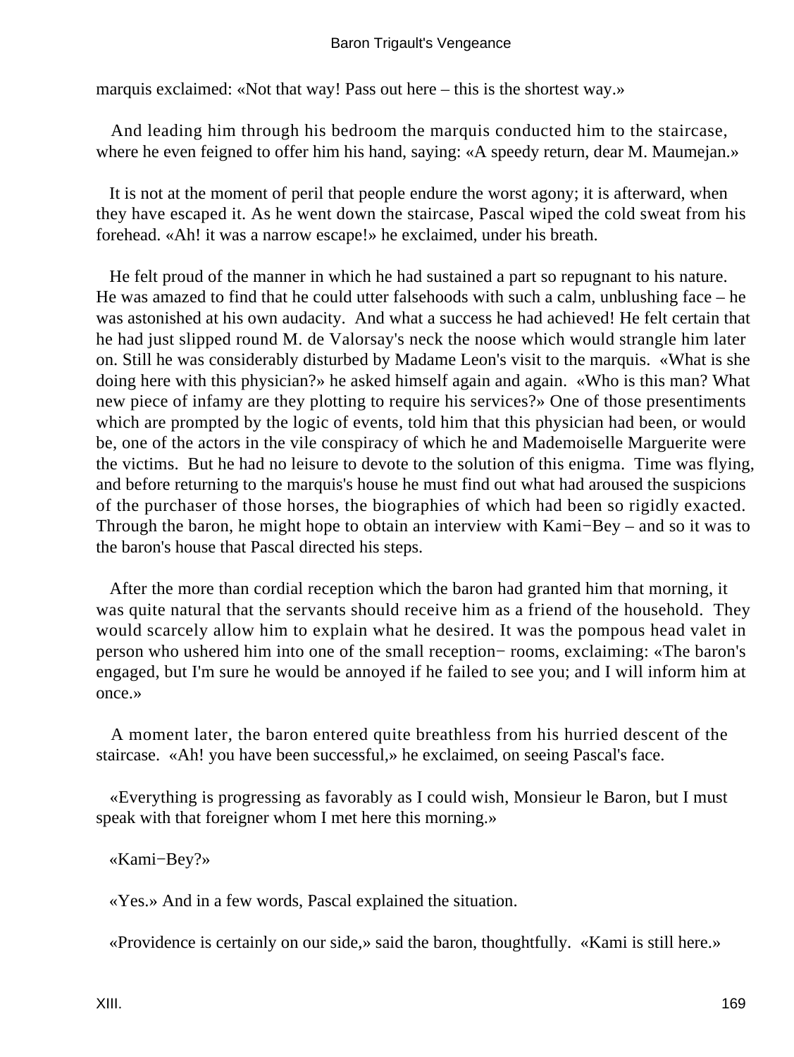marquis exclaimed: «Not that way! Pass out here – this is the shortest way.»

And leading him through his bedroom the marquis conducted him to the staircase, where he even feigned to offer him his hand, saying: «A speedy return, dear M. Maumejan.»

It is not at the moment of peril that people endure the worst agony; it is afterward, when they have escaped it. As he went down the staircase, Pascal wiped the cold sweat from his forehead. «Ah! it was a narrow escape!» he exclaimed, under his breath.

He felt proud of the manner in which he had sustained a part so repugnant to his nature. He was amazed to find that he could utter falsehoods with such a calm, unblushing face – he was astonished at his own audacity. And what a success he had achieved! He felt certain that he had just slipped round M. de Valorsay's neck the noose which would strangle him later on. Still he was considerably disturbed by Madame Leon's visit to the marquis. «What is she doing here with this physician?» he asked himself again and again. «Who is this man? What new piece of infamy are they plotting to require his services?» One of those presentiments which are prompted by the logic of events, told him that this physician had been, or would be, one of the actors in the vile conspiracy of which he and Mademoiselle Marguerite were the victims. But he had no leisure to devote to the solution of this enigma. Time was flying, and before returning to the marquis's house he must find out what had aroused the suspicions of the purchaser of those horses, the biographies of which had been so rigidly exacted. Through the baron, he might hope to obtain an interview with Kami−Bey – and so it was to the baron's house that Pascal directed his steps.

After the more than cordial reception which the baron had granted him that morning, it was quite natural that the servants should receive him as a friend of the household. They would scarcely allow him to explain what he desired. It was the pompous head valet in person who ushered him into one of the small reception− rooms, exclaiming: «The baron's engaged, but I'm sure he would be annoyed if he failed to see you; and I will inform him at once.»

A moment later, the baron entered quite breathless from his hurried descent of the staircase. «Ah! you have been successful,» he exclaimed, on seeing Pascal's face.

«Everything is progressing as favorably as I could wish, Monsieur le Baron, but I must speak with that foreigner whom I met here this morning.»

«Kami−Bey?»

«Yes.» And in a few words, Pascal explained the situation.

«Providence is certainly on our side,» said the baron, thoughtfully. «Kami is still here.»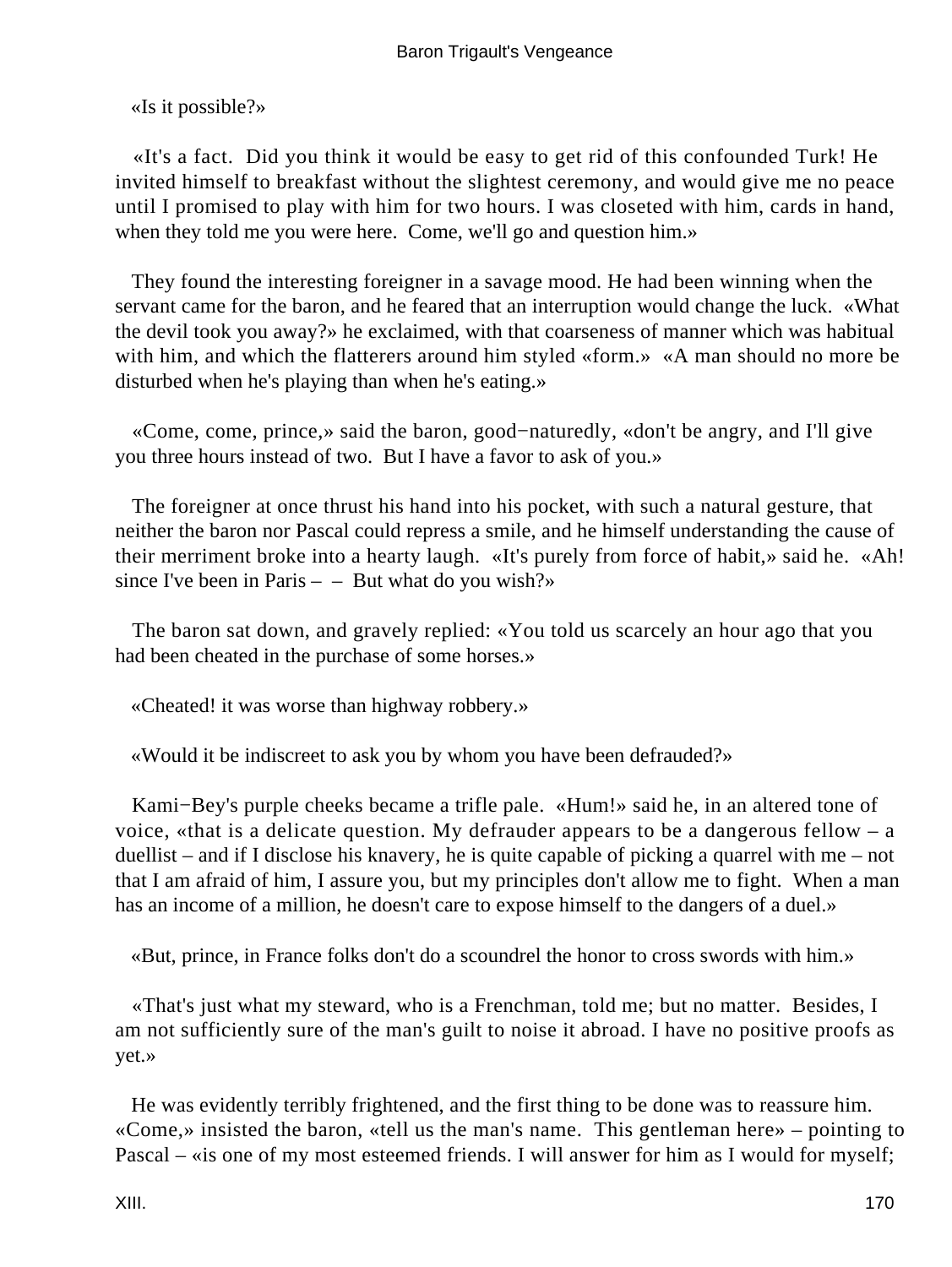«Is it possible?»

«It's a fact. Did you think it would be easy to get rid of this confounded Turk! He invited himself to breakfast without the slightest ceremony, and would give me no peace until I promised to play with him for two hours. I was closeted with him, cards in hand, when they told me you were here. Come, we'll go and question him.»

They found the interesting foreigner in a savage mood. He had been winning when the servant came for the baron, and he feared that an interruption would change the luck. «What the devil took you away?» he exclaimed, with that coarseness of manner which was habitual with him, and which the flatterers around him styled «form.» «A man should no more be disturbed when he's playing than when he's eating.»

«Come, come, prince,» said the baron, good−naturedly, «don't be angry, and I'll give you three hours instead of two. But I have a favor to ask of you.»

The foreigner at once thrust his hand into his pocket, with such a natural gesture, that neither the baron nor Pascal could repress a smile, and he himself understanding the cause of their merriment broke into a hearty laugh. «It's purely from force of habit,» said he. «Ah! since I've been in Paris – – But what do you wish?»

The baron sat down, and gravely replied: «You told us scarcely an hour ago that you had been cheated in the purchase of some horses.»

«Cheated! it was worse than highway robbery.»

«Would it be indiscreet to ask you by whom you have been defrauded?»

Kami−Bey's purple cheeks became a trifle pale. «Hum!» said he, in an altered tone of voice, «that is a delicate question. My defrauder appears to be a dangerous fellow – a duellist – and if I disclose his knavery, he is quite capable of picking a quarrel with me – not that I am afraid of him, I assure you, but my principles don't allow me to fight. When a man has an income of a million, he doesn't care to expose himself to the dangers of a duel.»

«But, prince, in France folks don't do a scoundrel the honor to cross swords with him.»

«That's just what my steward, who is a Frenchman, told me; but no matter. Besides, I am not sufficiently sure of the man's guilt to noise it abroad. I have no positive proofs as yet.»

He was evidently terribly frightened, and the first thing to be done was to reassure him. «Come,» insisted the baron, «tell us the man's name. This gentleman here» – pointing to Pascal – «is one of my most esteemed friends. I will answer for him as I would for myself;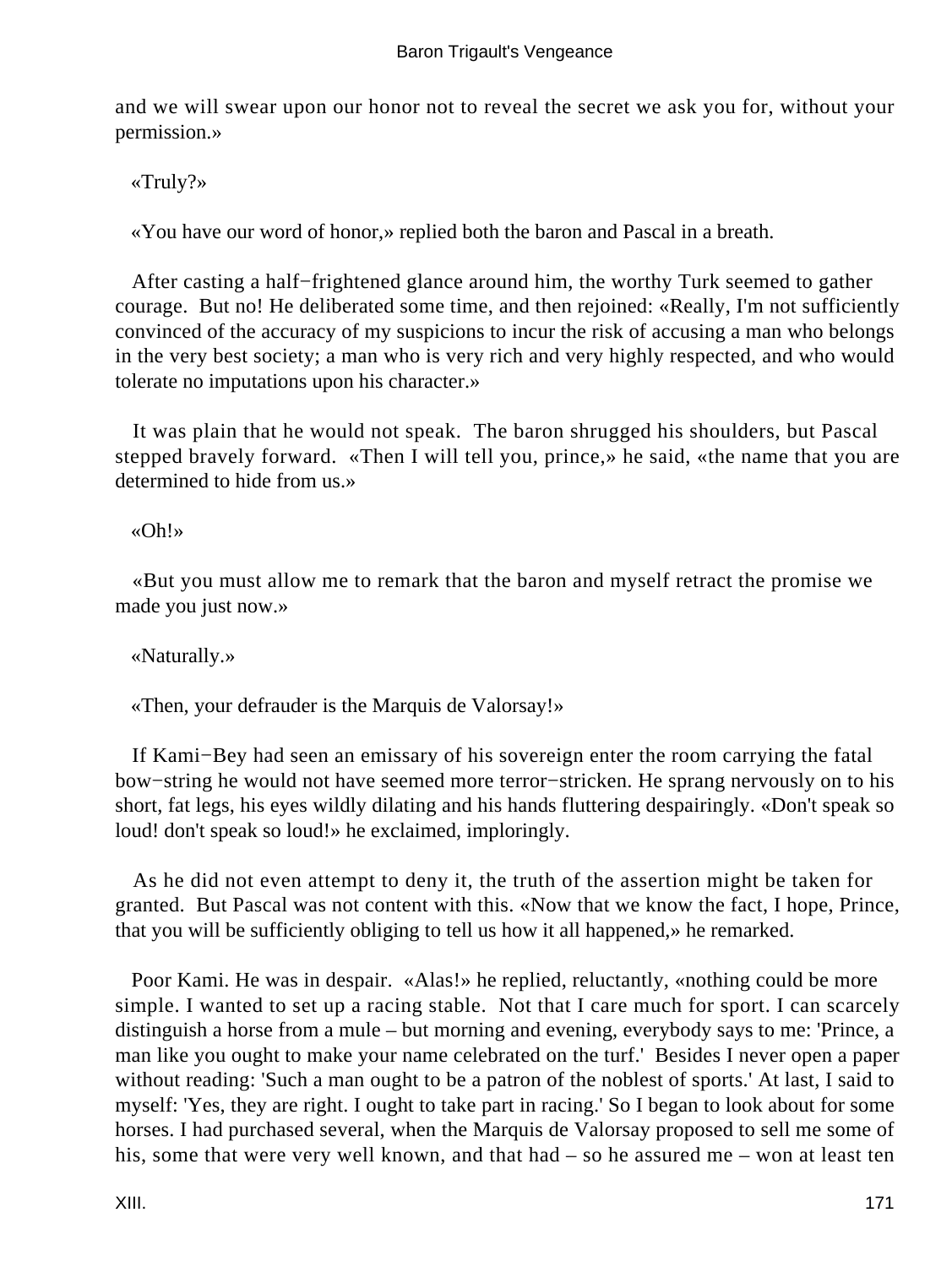and we will swear upon our honor not to reveal the secret we ask you for, without your permission.»

«Truly?»

«You have our word of honor,» replied both the baron and Pascal in a breath.

After casting a half−frightened glance around him, the worthy Turk seemed to gather courage. But no! He deliberated some time, and then rejoined: «Really, I'm not sufficiently convinced of the accuracy of my suspicions to incur the risk of accusing a man who belongs in the very best society; a man who is very rich and very highly respected, and who would tolerate no imputations upon his character.»

It was plain that he would not speak. The baron shrugged his shoulders, but Pascal stepped bravely forward. «Then I will tell you, prince,» he said, «the name that you are determined to hide from us.»

«Oh!»

«But you must allow me to remark that the baron and myself retract the promise we made you just now.»

«Naturally.»

«Then, your defrauder is the Marquis de Valorsay!»

If Kami−Bey had seen an emissary of his sovereign enter the room carrying the fatal bow−string he would not have seemed more terror−stricken. He sprang nervously on to his short, fat legs, his eyes wildly dilating and his hands fluttering despairingly. «Don't speak so loud! don't speak so loud!» he exclaimed, imploringly.

As he did not even attempt to deny it, the truth of the assertion might be taken for granted. But Pascal was not content with this. «Now that we know the fact, I hope, Prince, that you will be sufficiently obliging to tell us how it all happened,» he remarked.

Poor Kami. He was in despair. «Alas!» he replied, reluctantly, «nothing could be more simple. I wanted to set up a racing stable. Not that I care much for sport. I can scarcely distinguish a horse from a mule – but morning and evening, everybody says to me: 'Prince, a man like you ought to make your name celebrated on the turf.' Besides I never open a paper without reading: 'Such a man ought to be a patron of the noblest of sports.' At last, I said to myself: 'Yes, they are right. I ought to take part in racing.' So I began to look about for some horses. I had purchased several, when the Marquis de Valorsay proposed to sell me some of his, some that were very well known, and that had – so he assured me – won at least ten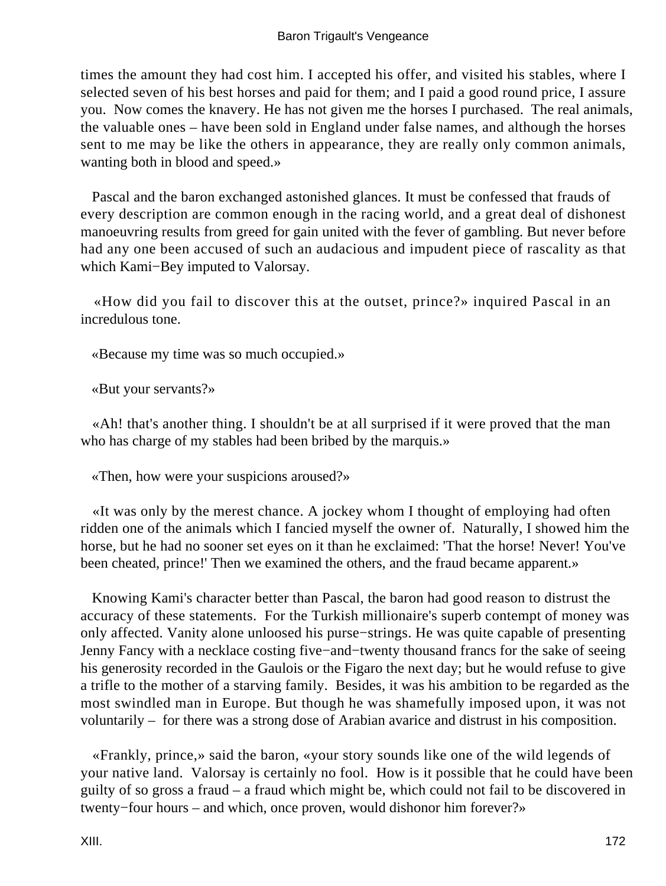times the amount they had cost him. I accepted his offer, and visited his stables, where I selected seven of his best horses and paid for them; and I paid a good round price, I assure you. Now comes the knavery. He has not given me the horses I purchased. The real animals, the valuable ones – have been sold in England under false names, and although the horses sent to me may be like the others in appearance, they are really only common animals, wanting both in blood and speed.»

Pascal and the baron exchanged astonished glances. It must be confessed that frauds of every description are common enough in the racing world, and a great deal of dishonest manoeuvring results from greed for gain united with the fever of gambling. But never before had any one been accused of such an audacious and impudent piece of rascality as that which Kami−Bey imputed to Valorsay.

«How did you fail to discover this at the outset, prince?» inquired Pascal in an incredulous tone.

«Because my time was so much occupied.»

«But your servants?»

«Ah! that's another thing. I shouldn't be at all surprised if it were proved that the man who has charge of my stables had been bribed by the marquis.»

«Then, how were your suspicions aroused?»

«It was only by the merest chance. A jockey whom I thought of employing had often ridden one of the animals which I fancied myself the owner of. Naturally, I showed him the horse, but he had no sooner set eyes on it than he exclaimed: 'That the horse! Never! You've been cheated, prince!' Then we examined the others, and the fraud became apparent.»

Knowing Kami's character better than Pascal, the baron had good reason to distrust the accuracy of these statements. For the Turkish millionaire's superb contempt of money was only affected. Vanity alone unloosed his purse−strings. He was quite capable of presenting Jenny Fancy with a necklace costing five−and−twenty thousand francs for the sake of seeing his generosity recorded in the Gaulois or the Figaro the next day; but he would refuse to give a trifle to the mother of a starving family. Besides, it was his ambition to be regarded as the most swindled man in Europe. But though he was shamefully imposed upon, it was not voluntarily – for there was a strong dose of Arabian avarice and distrust in his composition.

«Frankly, prince,» said the baron, «your story sounds like one of the wild legends of your native land. Valorsay is certainly no fool. How is it possible that he could have been guilty of so gross a fraud – a fraud which might be, which could not fail to be discovered in twenty−four hours – and which, once proven, would dishonor him forever?»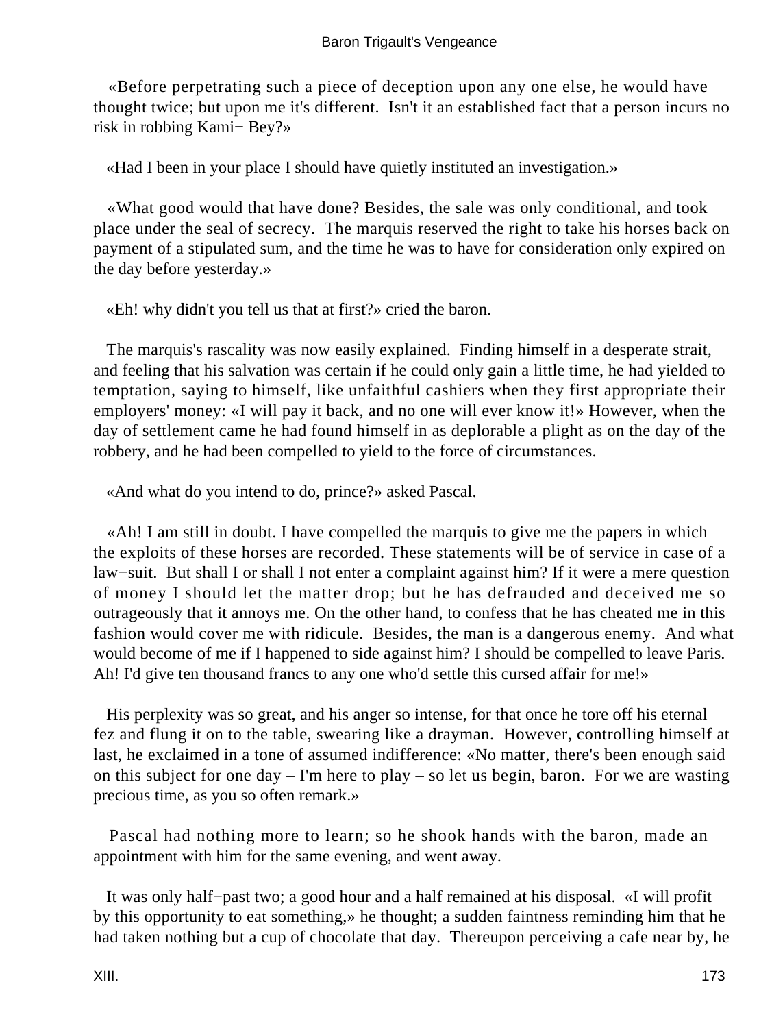«Before perpetrating such a piece of deception upon any one else, he would have thought twice; but upon me it's different. Isn't it an established fact that a person incurs no risk in robbing Kami− Bey?»

«Had I been in your place I should have quietly instituted an investigation.»

«What good would that have done? Besides, the sale was only conditional, and took place under the seal of secrecy. The marquis reserved the right to take his horses back on payment of a stipulated sum, and the time he was to have for consideration only expired on the day before yesterday.»

«Eh! why didn't you tell us that at first?» cried the baron.

The marquis's rascality was now easily explained. Finding himself in a desperate strait, and feeling that his salvation was certain if he could only gain a little time, he had yielded to temptation, saying to himself, like unfaithful cashiers when they first appropriate their employers' money: «I will pay it back, and no one will ever know it!» However, when the day of settlement came he had found himself in as deplorable a plight as on the day of the robbery, and he had been compelled to yield to the force of circumstances.

«And what do you intend to do, prince?» asked Pascal.

«Ah! I am still in doubt. I have compelled the marquis to give me the papers in which the exploits of these horses are recorded. These statements will be of service in case of a law−suit. But shall I or shall I not enter a complaint against him? If it were a mere question of money I should let the matter drop; but he has defrauded and deceived me so outrageously that it annoys me. On the other hand, to confess that he has cheated me in this fashion would cover me with ridicule. Besides, the man is a dangerous enemy. And what would become of me if I happened to side against him? I should be compelled to leave Paris. Ah! I'd give ten thousand francs to any one who'd settle this cursed affair for me!»

His perplexity was so great, and his anger so intense, for that once he tore off his eternal fez and flung it on to the table, swearing like a drayman. However, controlling himself at last, he exclaimed in a tone of assumed indifference: «No matter, there's been enough said on this subject for one day – I'm here to play – so let us begin, baron. For we are wasting precious time, as you so often remark.»

Pascal had nothing more to learn; so he shook hands with the baron, made an appointment with him for the same evening, and went away.

It was only half−past two; a good hour and a half remained at his disposal. «I will profit by this opportunity to eat something,» he thought; a sudden faintness reminding him that he had taken nothing but a cup of chocolate that day. Thereupon perceiving a cafe near by, he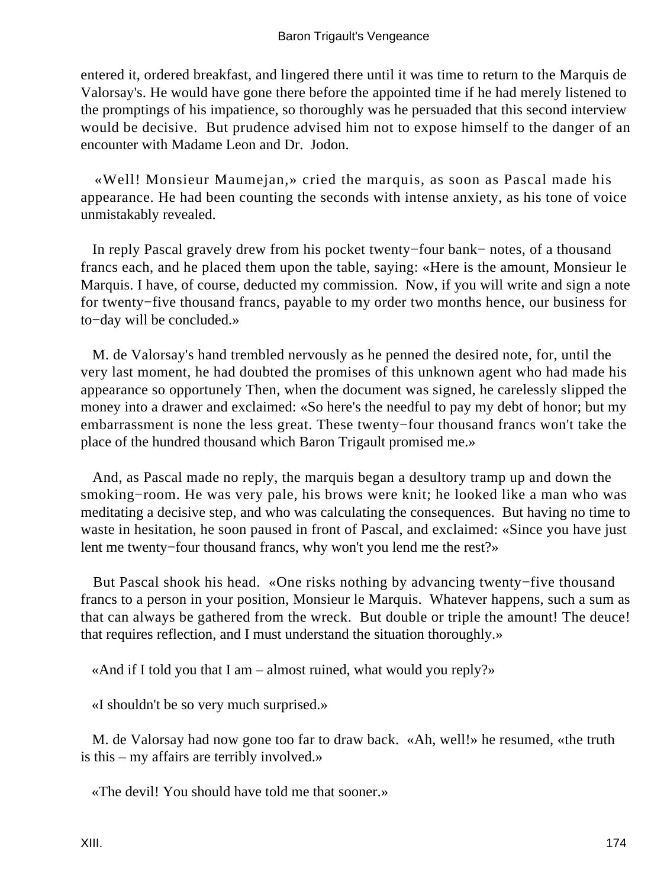entered it, ordered breakfast, and lingered there until it was time to return to the Marquis de Valorsay's. He would have gone there before the appointed time if he had merely listened to the promptings of his impatience, so thoroughly was he persuaded that this second interview would be decisive. But prudence advised him not to expose himself to the danger of an encounter with Madame Leon and Dr. Jodon.

«Well! Monsieur Maumejan,» cried the marquis, as soon as Pascal made his appearance. He had been counting the seconds with intense anxiety, as his tone of voice unmistakably revealed.

In reply Pascal gravely drew from his pocket twenty−four bank− notes, of a thousand francs each, and he placed them upon the table, saying: «Here is the amount, Monsieur le Marquis. I have, of course, deducted my commission. Now, if you will write and sign a note for twenty−five thousand francs, payable to my order two months hence, our business for to−day will be concluded.»

M. de Valorsay's hand trembled nervously as he penned the desired note, for, until the very last moment, he had doubted the promises of this unknown agent who had made his appearance so opportunely Then, when the document was signed, he carelessly slipped the money into a drawer and exclaimed: «So here's the needful to pay my debt of honor; but my embarrassment is none the less great. These twenty−four thousand francs won't take the place of the hundred thousand which Baron Trigault promised me.»

And, as Pascal made no reply, the marquis began a desultory tramp up and down the smoking−room. He was very pale, his brows were knit; he looked like a man who was meditating a decisive step, and who was calculating the consequences. But having no time to waste in hesitation, he soon paused in front of Pascal, and exclaimed: «Since you have just lent me twenty−four thousand francs, why won't you lend me the rest?»

But Pascal shook his head. «One risks nothing by advancing twenty−five thousand francs to a person in your position, Monsieur le Marquis. Whatever happens, such a sum as that can always be gathered from the wreck. But double or triple the amount! The deuce! that requires reflection, and I must understand the situation thoroughly.»

«And if I told you that I am – almost ruined, what would you reply?»

«I shouldn't be so very much surprised.»

M. de Valorsay had now gone too far to draw back. «Ah, well!» he resumed, «the truth is this – my affairs are terribly involved.»

«The devil! You should have told me that sooner.»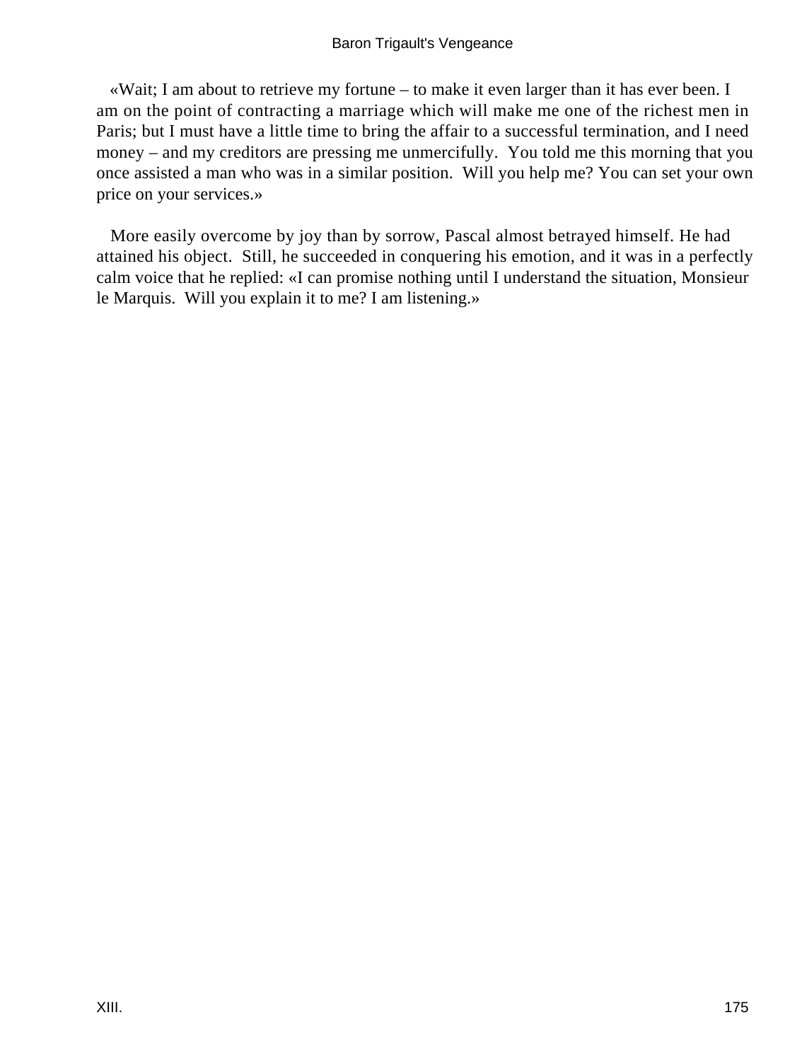«Wait; I am about to retrieve my fortune – to make it even larger than it has ever been. I am on the point of contracting a marriage which will make me one of the richest men in Paris; but I must have a little time to bring the affair to a successful termination, and I need money – and my creditors are pressing me unmercifully. You told me this morning that you once assisted a man who was in a similar position. Will you help me? You can set your own price on your services.»

More easily overcome by joy than by sorrow, Pascal almost betrayed himself. He had attained his object. Still, he succeeded in conquering his emotion, and it was in a perfectly calm voice that he replied: «I can promise nothing until I understand the situation, Monsieur le Marquis. Will you explain it to me? I am listening.»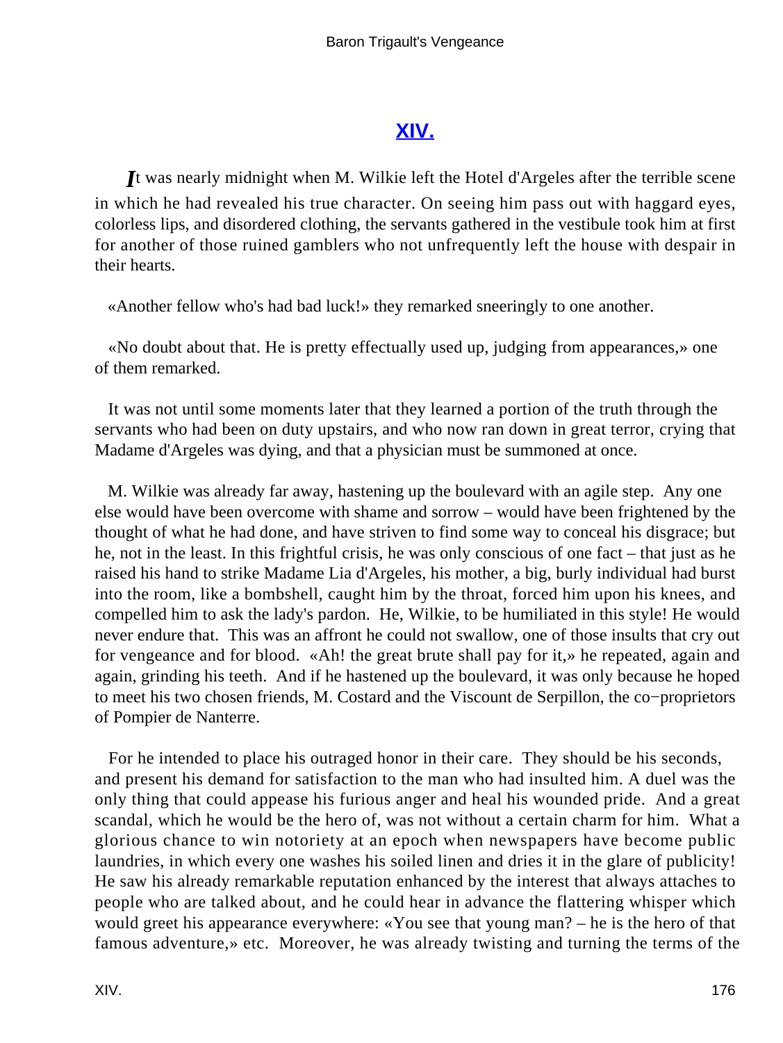## XIV.

*I*t was nearly midnight when M. Wilkie left the Hotel d'Argeles after the terrible scene in which he had revealed his true character. On seeing him pass out with haggard eyes, colorless lips, and disordered clothing, the servants gathered in the vestibule took him at first for another of those ruined gamblers who not unfrequently left the house with despair in their hearts.

«Another fellow who's had bad luck!» they remarked sneeringly to one another.

«No doubt about that. He is pretty effectually used up, judging from appearances,» one of them remarked.

It was not until some moments later that they learned a portion of the truth through the servants who had been on duty upstairs, and who now ran down in great terror, crying that Madame d'Argeles was dying, and that a physician must be summoned at once.

M. Wilkie was already far away, hastening up the boulevard with an agile step. Any one else would have been overcome with shame and sorrow – would have been frightened by the thought of what he had done, and have striven to find some way to conceal his disgrace; but he, not in the least. In this frightful crisis, he was only conscious of one fact – that just as he raised his hand to strike Madame Lia d'Argeles, his mother, a big, burly individual had burst into the room, like a bombshell, caught him by the throat, forced him upon his knees, and compelled him to ask the lady's pardon. He, Wilkie, to be humiliated in this style! He would never endure that. This was an affront he could not swallow, one of those insults that cry out for vengeance and for blood. «Ah! the great brute shall pay for it,» he repeated, again and again, grinding his teeth. And if he hastened up the boulevard, it was only because he hoped to meet his two chosen friends, M. Costard and the Viscount de Serpillon, the co−proprietors of Pompier de Nanterre.

For he intended to place his outraged honor in their care. They should be his seconds, and present his demand for satisfaction to the man who had insulted him. A duel was the only thing that could appease his furious anger and heal his wounded pride. And a great scandal, which he would be the hero of, was not without a certain charm for him. What a glorious chance to win notoriety at an epoch when newspapers have become public laundries, in which every one washes his soiled linen and dries it in the glare of publicity! He saw his already remarkable reputation enhanced by the interest that always attaches to people who are talked about, and he could hear in advance the flattering whisper which would greet his appearance everywhere: «You see that young man? – he is the hero of that famous adventure,» etc. Moreover, he was already twisting and turning the terms of the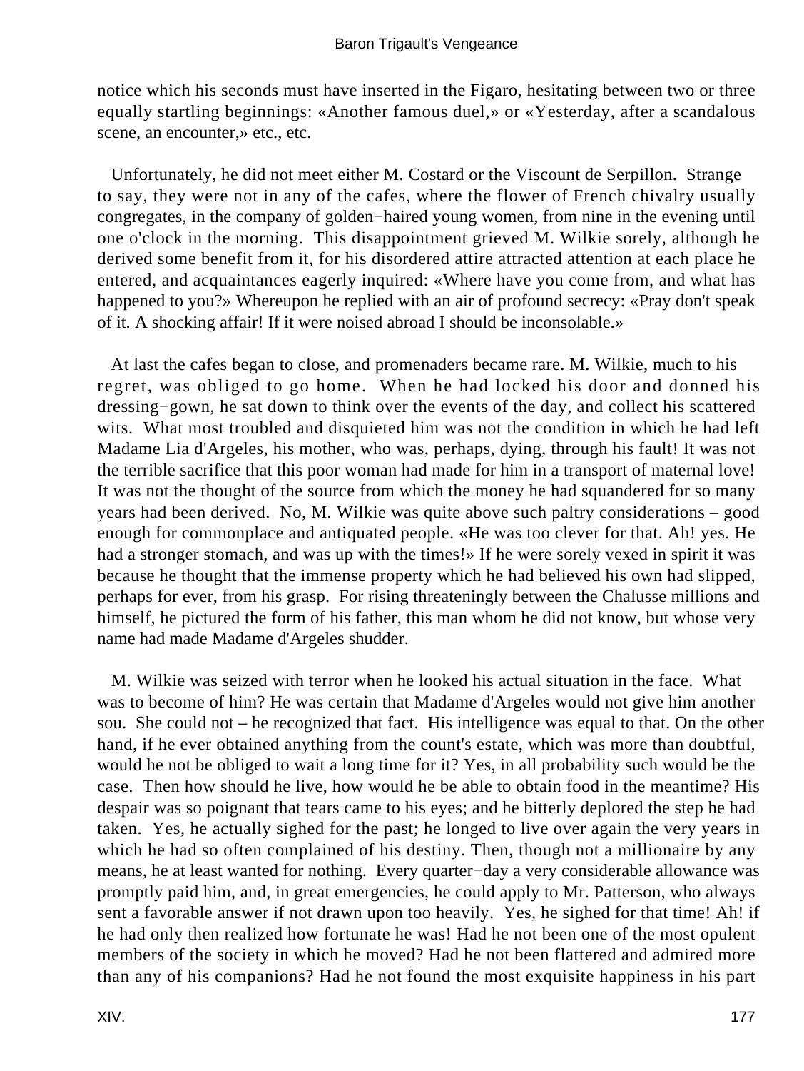notice which his seconds must have inserted in the Figaro, hesitating between two or three equally startling beginnings: «Another famous duel,» or «Yesterday, after a scandalous scene, an encounter,» etc., etc.

Unfortunately, he did not meet either M. Costard or the Viscount de Serpillon. Strange to say, they were not in any of the cafes, where the flower of French chivalry usually congregates, in the company of golden−haired young women, from nine in the evening until one o'clock in the morning. This disappointment grieved M. Wilkie sorely, although he derived some benefit from it, for his disordered attire attracted attention at each place he entered, and acquaintances eagerly inquired: «Where have you come from, and what has happened to you?» Whereupon he replied with an air of profound secrecy: «Pray don't speak of it. A shocking affair! If it were noised abroad I should be inconsolable.»

At last the cafes began to close, and promenaders became rare. M. Wilkie, much to his regret, was obliged to go home. When he had locked his door and donned his dressing−gown, he sat down to think over the events of the day, and collect his scattered wits. What most troubled and disquieted him was not the condition in which he had left Madame Lia d'Argeles, his mother, who was, perhaps, dying, through his fault! It was not the terrible sacrifice that this poor woman had made for him in a transport of maternal love! It was not the thought of the source from which the money he had squandered for so many years had been derived. No, M. Wilkie was quite above such paltry considerations – good enough for commonplace and antiquated people. «He was too clever for that. Ah! yes. He had a stronger stomach, and was up with the times!» If he were sorely vexed in spirit it was because he thought that the immense property which he had believed his own had slipped, perhaps for ever, from his grasp. For rising threateningly between the Chalusse millions and himself, he pictured the form of his father, this man whom he did not know, but whose very name had made Madame d'Argeles shudder.

M. Wilkie was seized with terror when he looked his actual situation in the face. What was to become of him? He was certain that Madame d'Argeles would not give him another sou. She could not – he recognized that fact. His intelligence was equal to that. On the other hand, if he ever obtained anything from the count's estate, which was more than doubtful, would he not be obliged to wait a long time for it? Yes, in all probability such would be the case. Then how should he live, how would he be able to obtain food in the meantime? His despair was so poignant that tears came to his eyes; and he bitterly deplored the step he had taken. Yes, he actually sighed for the past; he longed to live over again the very years in which he had so often complained of his destiny. Then, though not a millionaire by any means, he at least wanted for nothing. Every quarter−day a very considerable allowance was promptly paid him, and, in great emergencies, he could apply to Mr. Patterson, who always sent a favorable answer if not drawn upon too heavily. Yes, he sighed for that time! Ah! if he had only then realized how fortunate he was! Had he not been one of the most opulent members of the society in which he moved? Had he not been flattered and admired more than any of his companions? Had he not found the most exquisite happiness in his part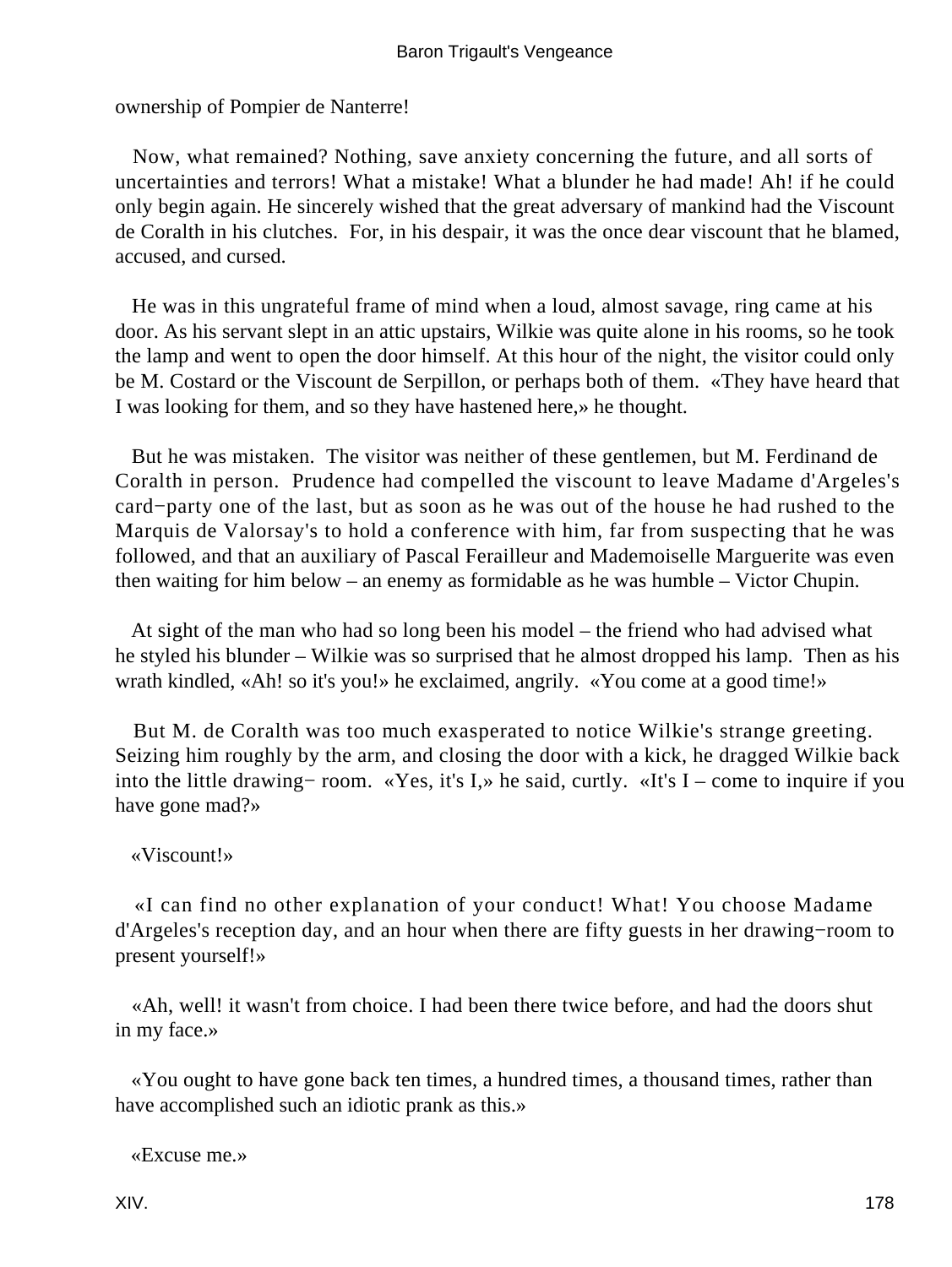ownership of Pompier de Nanterre!

Now, what remained? Nothing, save anxiety concerning the future, and all sorts of uncertainties and terrors! What a mistake! What a blunder he had made! Ah! if he could only begin again. He sincerely wished that the great adversary of mankind had the Viscount de Coralth in his clutches. For, in his despair, it was the once dear viscount that he blamed, accused, and cursed.

He was in this ungrateful frame of mind when a loud, almost savage, ring came at his door. As his servant slept in an attic upstairs, Wilkie was quite alone in his rooms, so he took the lamp and went to open the door himself. At this hour of the night, the visitor could only be M. Costard or the Viscount de Serpillon, or perhaps both of them. «They have heard that I was looking for them, and so they have hastened here,» he thought.

But he was mistaken. The visitor was neither of these gentlemen, but M. Ferdinand de Coralth in person. Prudence had compelled the viscount to leave Madame d'Argeles's card−party one of the last, but as soon as he was out of the house he had rushed to the Marquis de Valorsay's to hold a conference with him, far from suspecting that he was followed, and that an auxiliary of Pascal Ferailleur and Mademoiselle Marguerite was even then waiting for him below – an enemy as formidable as he was humble – Victor Chupin.

At sight of the man who had so long been his model – the friend who had advised what he styled his blunder – Wilkie was so surprised that he almost dropped his lamp. Then as his wrath kindled, «Ah! so it's you!» he exclaimed, angrily. «You come at a good time!»

But M. de Coralth was too much exasperated to notice Wilkie's strange greeting. Seizing him roughly by the arm, and closing the door with a kick, he dragged Wilkie back into the little drawing− room. «Yes, it's I,» he said, curtly. «It's I – come to inquire if you have gone mad?»

«Viscount!»

«I can find no other explanation of your conduct! What! You choose Madame d'Argeles's reception day, and an hour when there are fifty guests in her drawing−room to present yourself!»

«Ah, well! it wasn't from choice. I had been there twice before, and had the doors shut in my face.»

«You ought to have gone back ten times, a hundred times, a thousand times, rather than have accomplished such an idiotic prank as this.»

«Excuse me.»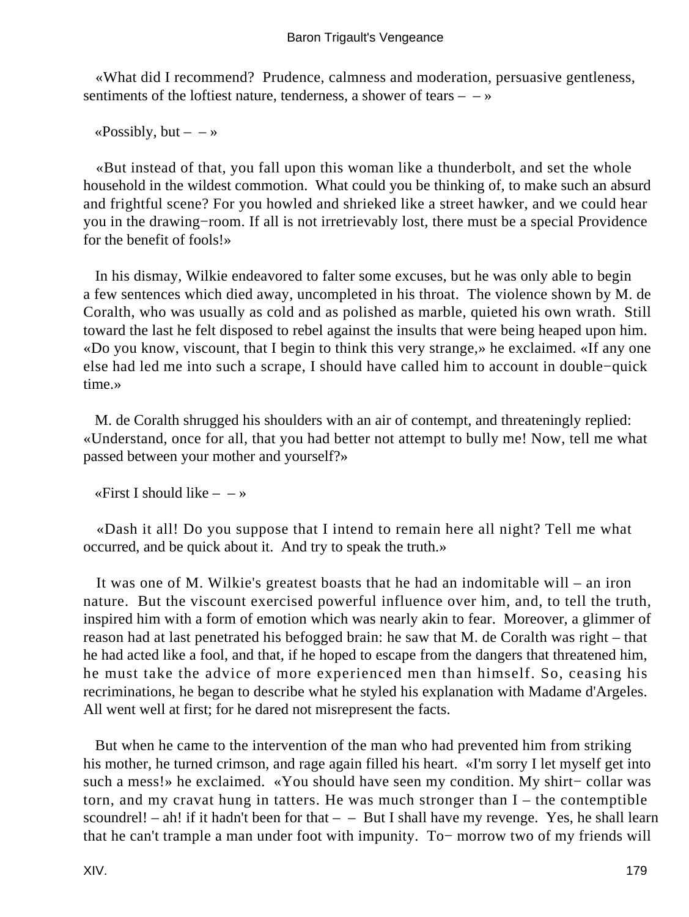«What did I recommend? Prudence, calmness and moderation, persuasive gentleness, sentiments of the loftiest nature, tenderness, a shower of tears – – »

«Possibly, but – – »

«But instead of that, you fall upon this woman like a thunderbolt, and set the whole household in the wildest commotion. What could you be thinking of, to make such an absurd and frightful scene? For you howled and shrieked like a street hawker, and we could hear you in the drawing−room. If all is not irretrievably lost, there must be a special Providence for the benefit of fools!»

In his dismay, Wilkie endeavored to falter some excuses, but he was only able to begin a few sentences which died away, uncompleted in his throat. The violence shown by M. de Coralth, who was usually as cold and as polished as marble, quieted his own wrath. Still toward the last he felt disposed to rebel against the insults that were being heaped upon him. «Do you know, viscount, that I begin to think this very strange,» he exclaimed. «If any one else had led me into such a scrape, I should have called him to account in double−quick time.»

M. de Coralth shrugged his shoulders with an air of contempt, and threateningly replied: «Understand, once for all, that you had better not attempt to bully me! Now, tell me what passed between your mother and yourself?»

«First I should like – – »

«Dash it all! Do you suppose that I intend to remain here all night? Tell me what occurred, and be quick about it. And try to speak the truth.»

It was one of M. Wilkie's greatest boasts that he had an indomitable will – an iron nature. But the viscount exercised powerful influence over him, and, to tell the truth, inspired him with a form of emotion which was nearly akin to fear. Moreover, a glimmer of reason had at last penetrated his befogged brain: he saw that M. de Coralth was right – that he had acted like a fool, and that, if he hoped to escape from the dangers that threatened him, he must take the advice of more experienced men than himself. So, ceasing his recriminations, he began to describe what he styled his explanation with Madame d'Argeles. All went well at first; for he dared not misrepresent the facts.

But when he came to the intervention of the man who had prevented him from striking his mother, he turned crimson, and rage again filled his heart. «I'm sorry I let myself get into such a mess!» he exclaimed. «You should have seen my condition. My shirt− collar was torn, and my cravat hung in tatters. He was much stronger than I – the contemptible scoundrel! – ah! if it hadn't been for that – – But I shall have my revenge. Yes, he shall learn that he can't trample a man under foot with impunity. To− morrow two of my friends will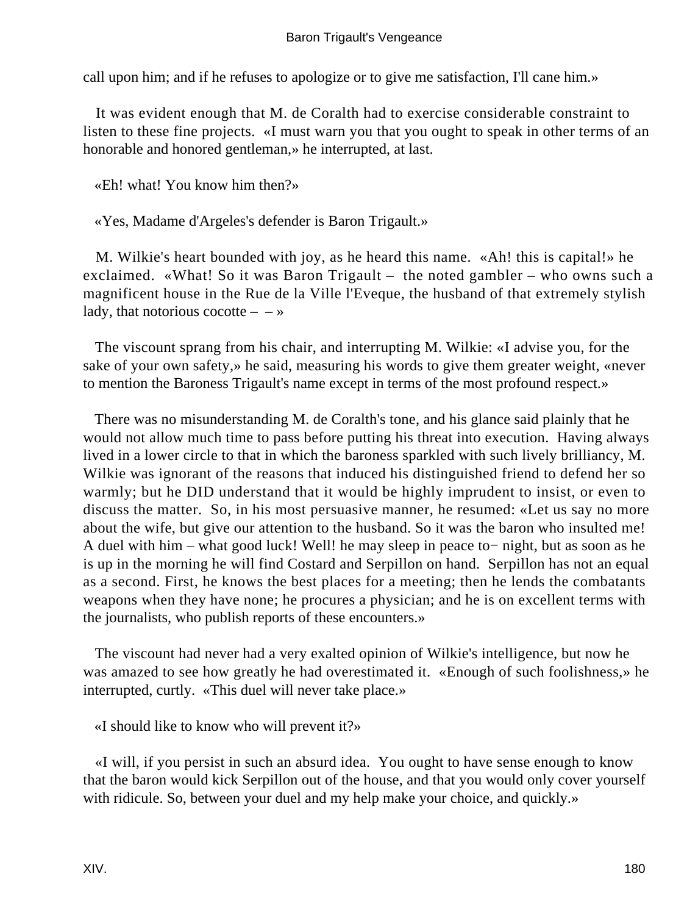call upon him; and if he refuses to apologize or to give me satisfaction, I'll cane him.»

It was evident enough that M. de Coralth had to exercise considerable constraint to listen to these fine projects. «I must warn you that you ought to speak in other terms of an honorable and honored gentleman,» he interrupted, at last.

«Eh! what! You know him then?»

«Yes, Madame d'Argeles's defender is Baron Trigault.»

M. Wilkie's heart bounded with joy, as he heard this name. «Ah! this is capital!» he exclaimed. «What! So it was Baron Trigault – the noted gambler – who owns such a magnificent house in the Rue de la Ville l'Eveque, the husband of that extremely stylish lady, that notorious cocotte – – »

The viscount sprang from his chair, and interrupting M. Wilkie: «I advise you, for the sake of your own safety,» he said, measuring his words to give them greater weight, «never to mention the Baroness Trigault's name except in terms of the most profound respect.»

There was no misunderstanding M. de Coralth's tone, and his glance said plainly that he would not allow much time to pass before putting his threat into execution. Having always lived in a lower circle to that in which the baroness sparkled with such lively brilliancy, M. Wilkie was ignorant of the reasons that induced his distinguished friend to defend her so warmly; but he DID understand that it would be highly imprudent to insist, or even to discuss the matter. So, in his most persuasive manner, he resumed: «Let us say no more about the wife, but give our attention to the husband. So it was the baron who insulted me! A duel with him – what good luck! Well! he may sleep in peace to−night, but as soon as he is up in the morning he will find Costard and Serpillon on hand. Serpillon has not an equal as a second. First, he knows the best places for a meeting; then he lends the combatants weapons when they have none; he procures a physician; and he is on excellent terms with the journalists, who publish reports of these encounters.»

The viscount had never had a very exalted opinion of Wilkie's intelligence, but now he was amazed to see how greatly he had overestimated it. «Enough of such foolishness,» he interrupted, curtly. «This duel will never take place.»

«I should like to know who will prevent it?»

«I will, if you persist in such an absurd idea. You ought to have sense enough to know that the baron would kick Serpillon out of the house, and that you would only cover yourself with ridicule. So, between your duel and my help make your choice, and quickly.»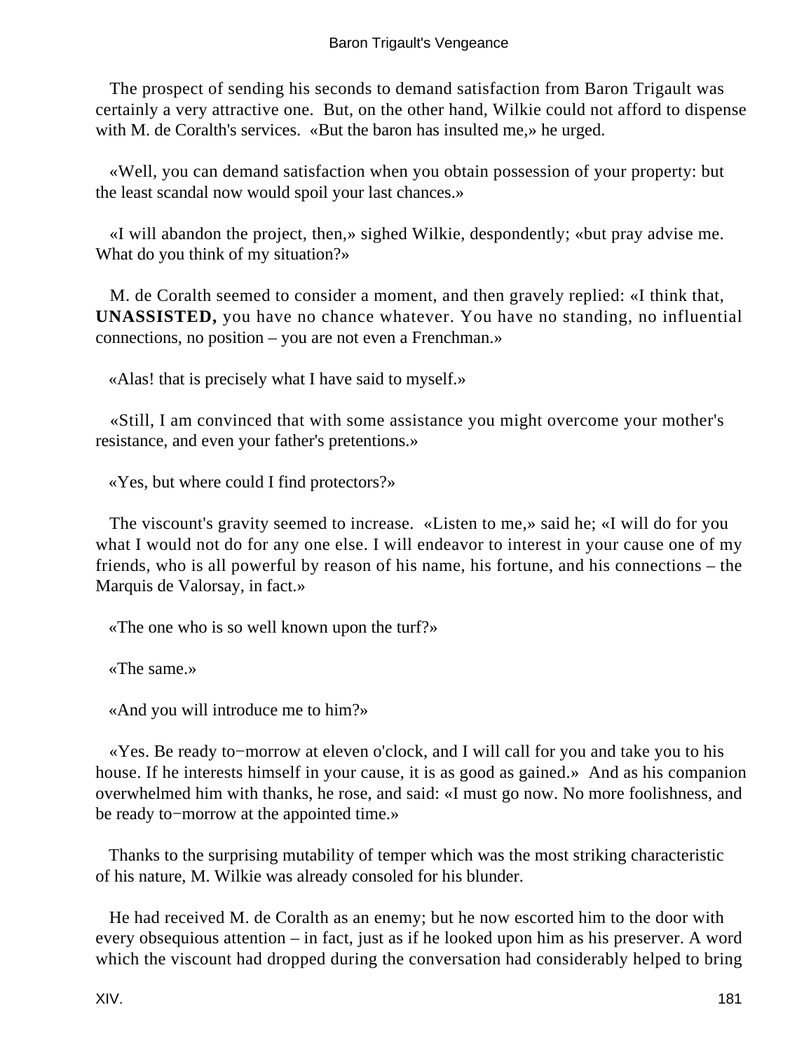The prospect of sending his seconds to demand satisfaction from Baron Trigault was certainly a very attractive one. But, on the other hand, Wilkie could not afford to dispense with M. de Coralth's services. «But the baron has insulted me,» he urged.

«Well, you can demand satisfaction when you obtain possession of your property: but the least scandal now would spoil your last chances.»

«I will abandon the project, then,» sighed Wilkie, despondently; «but pray advise me. What do you think of my situation?»

M. de Coralth seemed to consider a moment, and then gravely replied: «I think that, **UNASSISTED,** you have no chance whatever. You have no standing, no influential connections, no position – you are not even a Frenchman.»

«Alas! that is precisely what I have said to myself.»

«Still, I am convinced that with some assistance you might overcome your mother's resistance, and even your father's pretentions.»

«Yes, but where could I find protectors?»

The viscount's gravity seemed to increase. «Listen to me,» said he; «I will do for you what I would not do for any one else. I will endeavor to interest in your cause one of my friends, who is all powerful by reason of his name, his fortune, and his connections – the Marquis de Valorsay, in fact.»

«The one who is so well known upon the turf?»

«The same.»

«And you will introduce me to him?»

«Yes. Be ready to−morrow at eleven o'clock, and I will call for you and take you to his house. If he interests himself in your cause, it is as good as gained.» And as his companion overwhelmed him with thanks, he rose, and said: «I must go now. No more foolishness, and be ready to−morrow at the appointed time.»

Thanks to the surprising mutability of temper which was the most striking characteristic of his nature, M. Wilkie was already consoled for his blunder.

He had received M. de Coralth as an enemy; but he now escorted him to the door with every obsequious attention – in fact, just as if he looked upon him as his preserver. A word which the viscount had dropped during the conversation had considerably helped to bring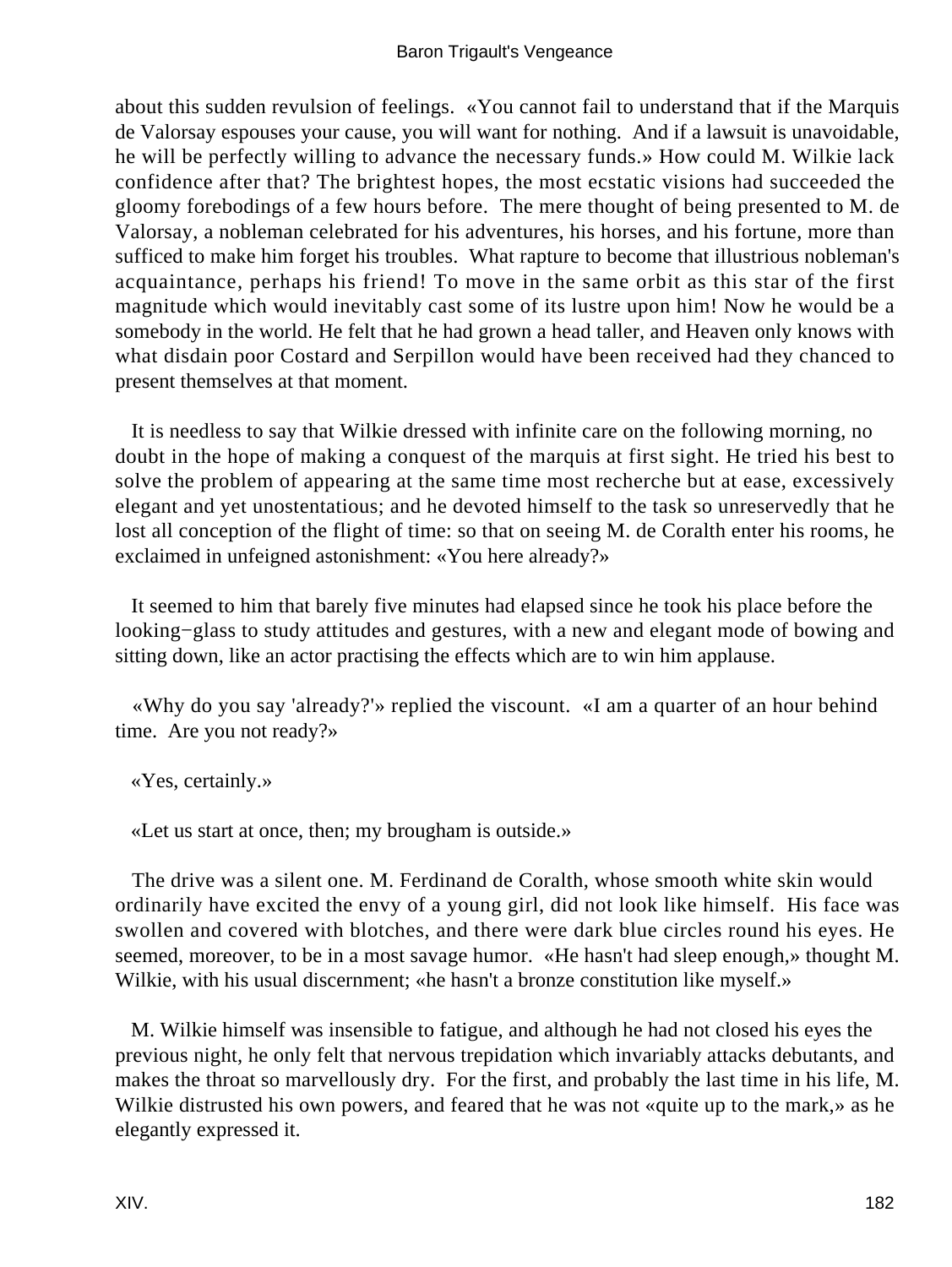about this sudden revulsion of feelings. «You cannot fail to understand that if the Marquis de Valorsay espouses your cause, you will want for nothing. And if a lawsuit is unavoidable, he will be perfectly willing to advance the necessary funds.» How could M. Wilkie lack confidence after that? The brightest hopes, the most ecstatic visions had succeeded the gloomy forebodings of a few hours before. The mere thought of being presented to M. de Valorsay, a nobleman celebrated for his adventures, his horses, and his fortune, more than sufficed to make him forget his troubles. What rapture to become that illustrious nobleman's acquaintance, perhaps his friend! To move in the same orbit as this star of the first magnitude which would inevitably cast some of its lustre upon him! Now he would be a somebody in the world. He felt that he had grown a head taller, and Heaven only knows with what disdain poor Costard and Serpillon would have been received had they chanced to present themselves at that moment.

It is needless to say that Wilkie dressed with infinite care on the following morning, no doubt in the hope of making a conquest of the marquis at first sight. He tried his best to solve the problem of appearing at the same time most recherche but at ease, excessively elegant and yet unostentatious; and he devoted himself to the task so unreservedly that he lost all conception of the flight of time: so that on seeing M. de Coralth enter his rooms, he exclaimed in unfeigned astonishment: «You here already?»

It seemed to him that barely five minutes had elapsed since he took his place before the looking−glass to study attitudes and gestures, with a new and elegant mode of bowing and sitting down, like an actor practising the effects which are to win him applause.

«Why do you say 'already?'» replied the viscount. «I am a quarter of an hour behind time. Are you not ready?»

«Yes, certainly.»

«Let us start at once, then; my brougham is outside.»

The drive was a silent one. M. Ferdinand de Coralth, whose smooth white skin would ordinarily have excited the envy of a young girl, did not look like himself. His face was swollen and covered with blotches, and there were dark blue circles round his eyes. He seemed, moreover, to be in a most savage humor. «He hasn't had sleep enough,» thought M. Wilkie, with his usual discernment; «he hasn't a bronze constitution like myself.»

M. Wilkie himself was insensible to fatigue, and although he had not closed his eyes the previous night, he only felt that nervous trepidation which invariably attacks debutants, and makes the throat so marvellously dry. For the first, and probably the last time in his life, M. Wilkie distrusted his own powers, and feared that he was not «quite up to the mark,» as he elegantly expressed it.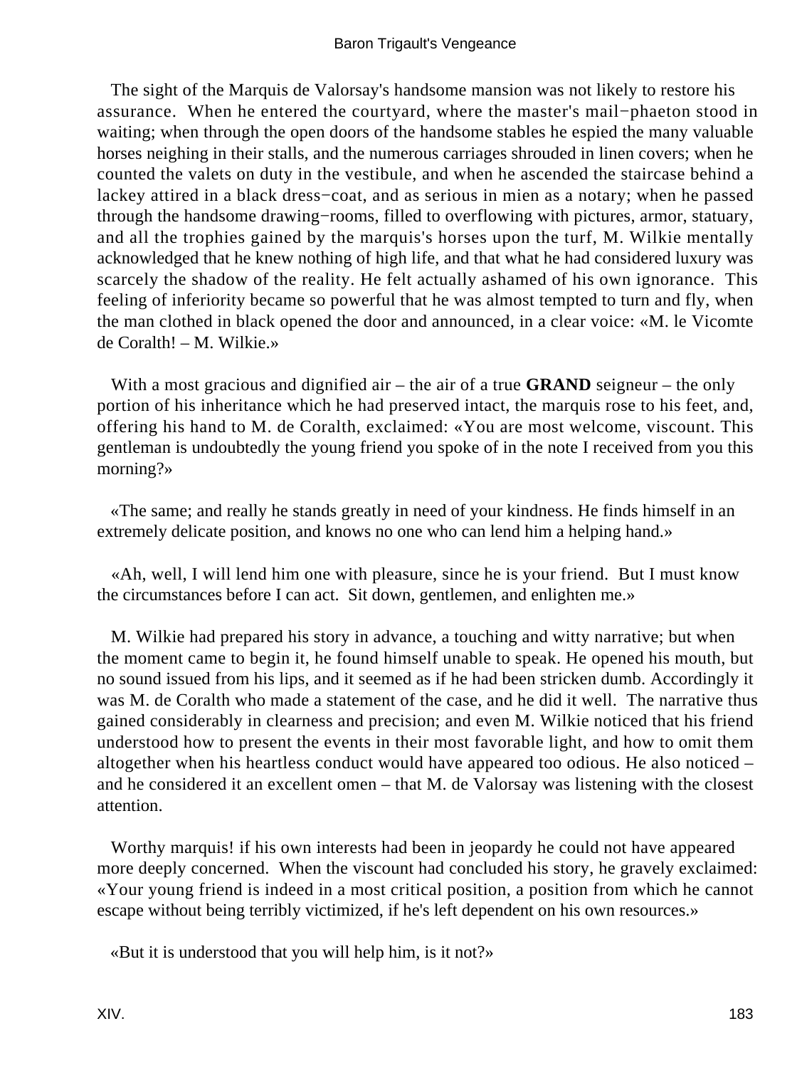The sight of the Marquis de Valorsay's handsome mansion was not likely to restore his assurance. When he entered the courtyard, where the master's mail−phaeton stood in waiting; when through the open doors of the handsome stables he espied the many valuable horses neighing in their stalls, and the numerous carriages shrouded in linen covers; when he counted the valets on duty in the vestibule, and when he ascended the staircase behind a lackey attired in a black dress−coat, and as serious in mien as a notary; when he passed through the handsome drawing−rooms, filled to overflowing with pictures, armor, statuary, and all the trophies gained by the marquis's horses upon the turf, M. Wilkie mentally acknowledged that he knew nothing of high life, and that what he had considered luxury was scarcely the shadow of the reality. He felt actually ashamed of his own ignorance. This feeling of inferiority became so powerful that he was almost tempted to turn and fly, when the man clothed in black opened the door and announced, in a clear voice: «M. le Vicomte de Coralth! – M. Wilkie.»

With a most gracious and dignified air – the air of a true **GRAND** seigneur – the only portion of his inheritance which he had preserved intact, the marquis rose to his feet, and, offering his hand to M. de Coralth, exclaimed: «You are most welcome, viscount. This gentleman is undoubtedly the young friend you spoke of in the note I received from you this morning?»

«The same; and really he stands greatly in need of your kindness. He finds himself in an extremely delicate position, and knows no one who can lend him a helping hand.»

«Ah, well, I will lend him one with pleasure, since he is your friend. But I must know the circumstances before I can act. Sit down, gentlemen, and enlighten me.»

M. Wilkie had prepared his story in advance, a touching and witty narrative; but when the moment came to begin it, he found himself unable to speak. He opened his mouth, but no sound issued from his lips, and it seemed as if he had been stricken dumb. Accordingly it was M. de Coralth who made a statement of the case, and he did it well. The narrative thus gained considerably in clearness and precision; and even M. Wilkie noticed that his friend understood how to present the events in their most favorable light, and how to omit them altogether when his heartless conduct would have appeared too odious. He also noticed – and he considered it an excellent omen – that M. de Valorsay was listening with the closest attention.

Worthy marquis! if his own interests had been in jeopardy he could not have appeared more deeply concerned. When the viscount had concluded his story, he gravely exclaimed: «Your young friend is indeed in a most critical position, a position from which he cannot escape without being terribly victimized, if he's left dependent on his own resources.»

«But it is understood that you will help him, is it not?»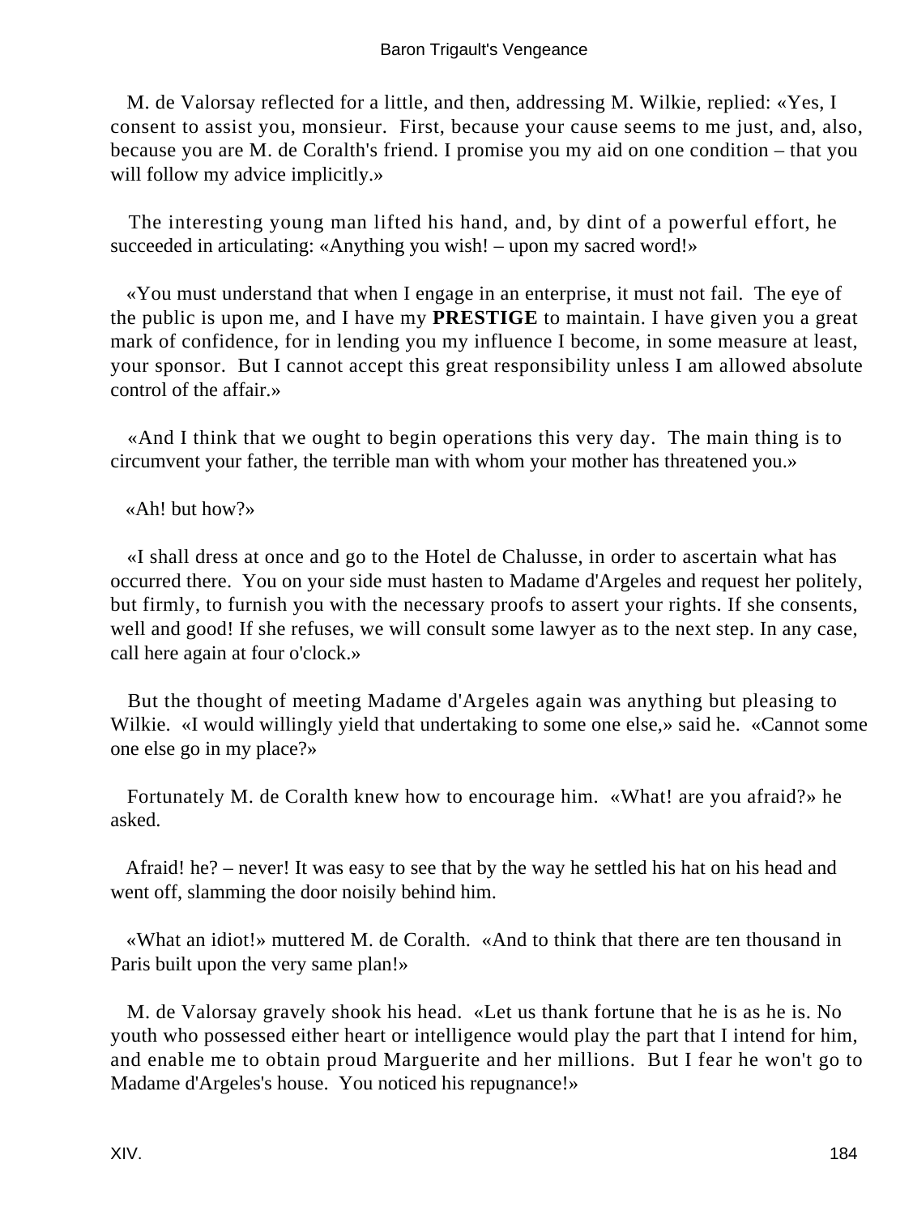M. de Valorsay reflected for a little, and then, addressing M. Wilkie, replied: «Yes, I consent to assist you, monsieur. First, because your cause seems to me just, and, also, because you are M. de Coralth's friend. I promise you my aid on one condition – that you will follow my advice implicitly.»

The interesting young man lifted his hand, and, by dint of a powerful effort, he succeeded in articulating: «Anything you wish! – upon my sacred word!»

«You must understand that when I engage in an enterprise, it must not fail. The eye of the public is upon me, and I have my **PRESTIGE** to maintain. I have given you a great mark of confidence, for in lending you my influence I become, in some measure at least, your sponsor. But I cannot accept this great responsibility unless I am allowed absolute control of the affair.»

«And I think that we ought to begin operations this very day. The main thing is to circumvent your father, the terrible man with whom your mother has threatened you.»

«Ah! but how?»

«I shall dress at once and go to the Hotel de Chalusse, in order to ascertain what has occurred there. You on your side must hasten to Madame d'Argeles and request her politely, but firmly, to furnish you with the necessary proofs to assert your rights. If she consents, well and good! If she refuses, we will consult some lawyer as to the next step. In any case, call here again at four o'clock.»

But the thought of meeting Madame d'Argeles again was anything but pleasing to Wilkie. «I would willingly yield that undertaking to some one else,» said he. «Cannot some one else go in my place?»

Fortunately M. de Coralth knew how to encourage him. «What! are you afraid?» he asked.

Afraid! he? – never! It was easy to see that by the way he settled his hat on his head and went off, slamming the door noisily behind him.

«What an idiot!» muttered M. de Coralth. «And to think that there are ten thousand in Paris built upon the very same plan!»

M. de Valorsay gravely shook his head. «Let us thank fortune that he is as he is. No youth who possessed either heart or intelligence would play the part that I intend for him, and enable me to obtain proud Marguerite and her millions. But I fear he won't go to Madame d'Argeles's house. You noticed his repugnance!»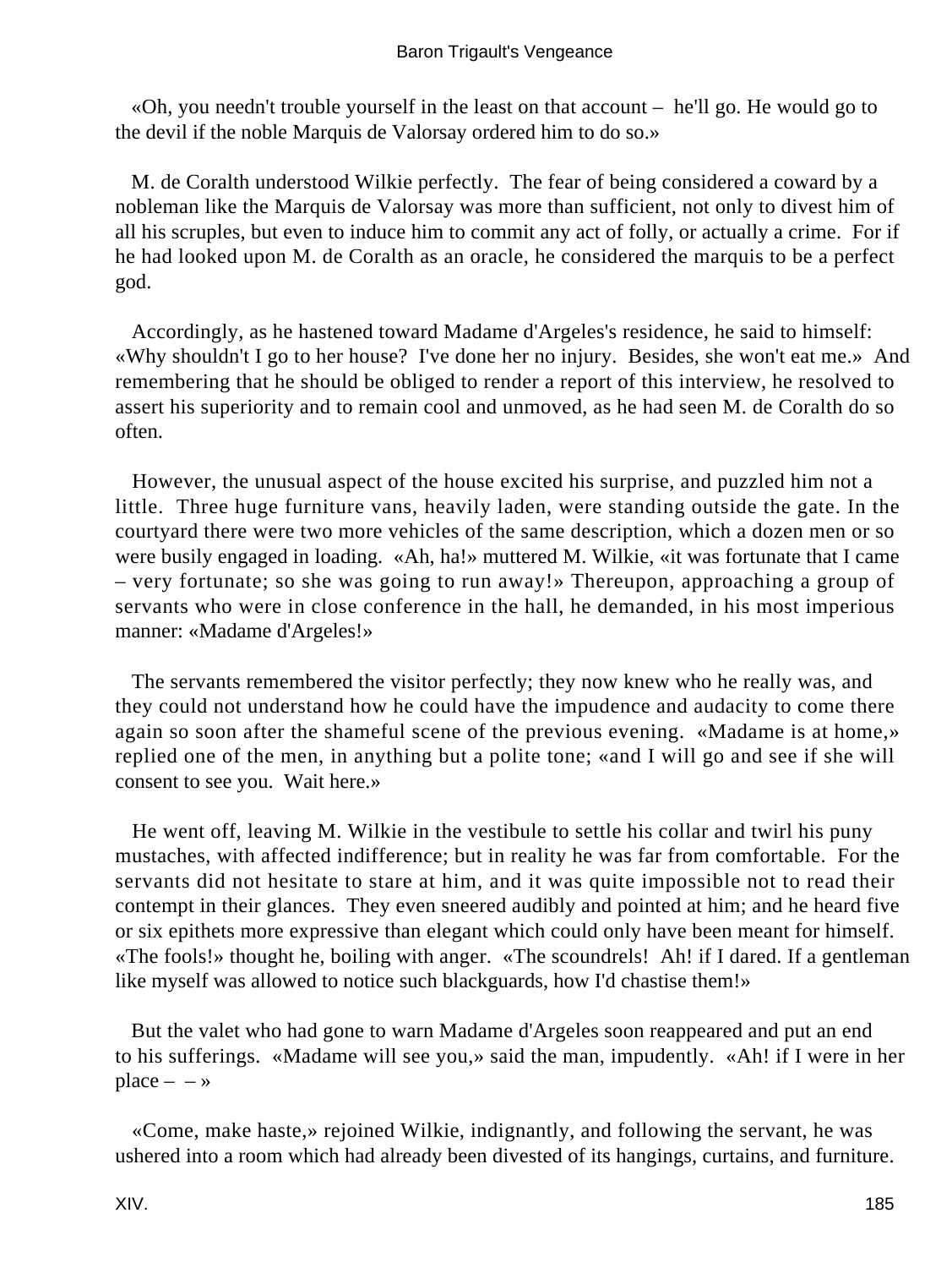«Oh, you needn't trouble yourself in the least on that account – he'll go. He would go to the devil if the noble Marquis de Valorsay ordered him to do so.»

M. de Coralth understood Wilkie perfectly. The fear of being considered a coward by a nobleman like the Marquis de Valorsay was more than sufficient, not only to divest him of all his scruples, but even to induce him to commit any act of folly, or actually a crime. For if he had looked upon M. de Coralth as an oracle, he considered the marquis to be a perfect god.

Accordingly, as he hastened toward Madame d'Argeles's residence, he said to himself: «Why shouldn't I go to her house? I've done her no injury. Besides, she won't eat me.» And remembering that he should be obliged to render a report of this interview, he resolved to assert his superiority and to remain cool and unmoved, as he had seen M. de Coralth do so often.

However, the unusual aspect of the house excited his surprise, and puzzled him not a little. Three huge furniture vans, heavily laden, were standing outside the gate. In the courtyard there were two more vehicles of the same description, which a dozen men or so were busily engaged in loading. «Ah, ha!» muttered M. Wilkie, «it was fortunate that I came – very fortunate; so she was going to run away!» Thereupon, approaching a group of servants who were in close conference in the hall, he demanded, in his most imperious manner: «Madame d'Argeles!»

The servants remembered the visitor perfectly; they now knew who he really was, and they could not understand how he could have the impudence and audacity to come there again so soon after the shameful scene of the previous evening. «Madame is at home,» replied one of the men, in anything but a polite tone; «and I will go and see if she will consent to see you. Wait here.»

He went off, leaving M. Wilkie in the vestibule to settle his collar and twirl his puny mustaches, with affected indifference; but in reality he was far from comfortable. For the servants did not hesitate to stare at him, and it was quite impossible not to read their contempt in their glances. They even sneered audibly and pointed at him; and he heard five or six epithets more expressive than elegant which could only have been meant for himself. «The fools!» thought he, boiling with anger. «The scoundrels! Ah! if I dared. If a gentleman like myself was allowed to notice such blackguards, how I'd chastise them!»

But the valet who had gone to warn Madame d'Argeles soon reappeared and put an end to his sufferings. «Madame will see you,» said the man, impudently. «Ah! if I were in her place – – »

«Come, make haste,» rejoined Wilkie, indignantly, and following the servant, he was ushered into a room which had already been divested of its hangings, curtains, and furniture.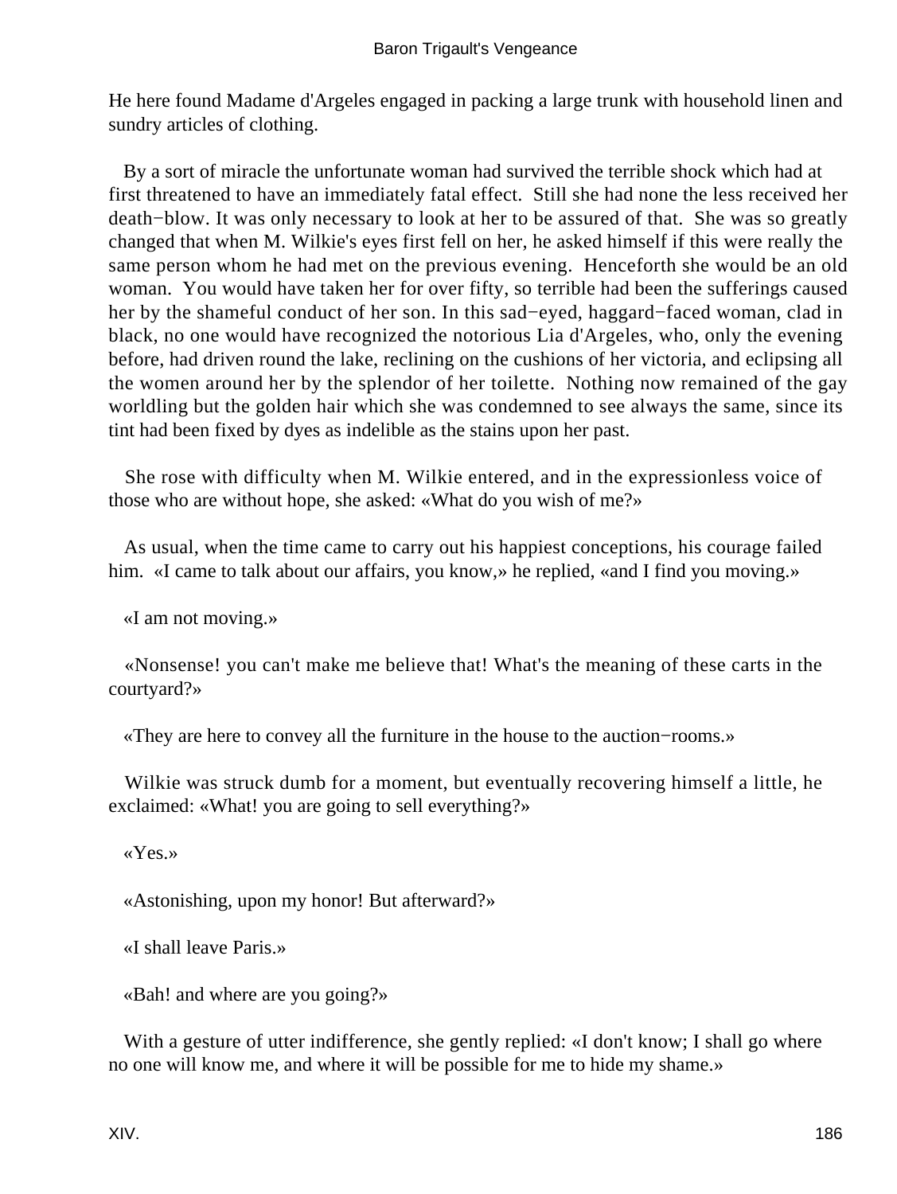He here found Madame d'Argeles engaged in packing a large trunk with household linen and sundry articles of clothing.

By a sort of miracle the unfortunate woman had survived the terrible shock which had at first threatened to have an immediately fatal effect. Still she had none the less received her death−blow. It was only necessary to look at her to be assured of that. She was so greatly changed that when M. Wilkie's eyes first fell on her, he asked himself if this were really the same person whom he had met on the previous evening. Henceforth she would be an old woman. You would have taken her for over fifty, so terrible had been the sufferings caused her by the shameful conduct of her son. In this sad−eyed, haggard−faced woman, clad in black, no one would have recognized the notorious Lia d'Argeles, who, only the evening before, had driven round the lake, reclining on the cushions of her victoria, and eclipsing all the women around her by the splendor of her toilette. Nothing now remained of the gay worldling but the golden hair which she was condemned to see always the same, since its tint had been fixed by dyes as indelible as the stains upon her past.

She rose with difficulty when M. Wilkie entered, and in the expressionless voice of those who are without hope, she asked: «What do you wish of me?»

As usual, when the time came to carry out his happiest conceptions, his courage failed him. «I came to talk about our affairs, you know,» he replied, «and I find you moving.»

«I am not moving.»

«Nonsense! you can't make me believe that! What's the meaning of these carts in the courtyard?»

«They are here to convey all the furniture in the house to the auction−rooms.»

Wilkie was struck dumb for a moment, but eventually recovering himself a little, he exclaimed: «What! you are going to sell everything?»

«Yes.»

«Astonishing, upon my honor! But afterward?»

«I shall leave Paris.»

«Bah! and where are you going?»

With a gesture of utter indifference, she gently replied: «I don't know; I shall go where no one will know me, and where it will be possible for me to hide my shame.»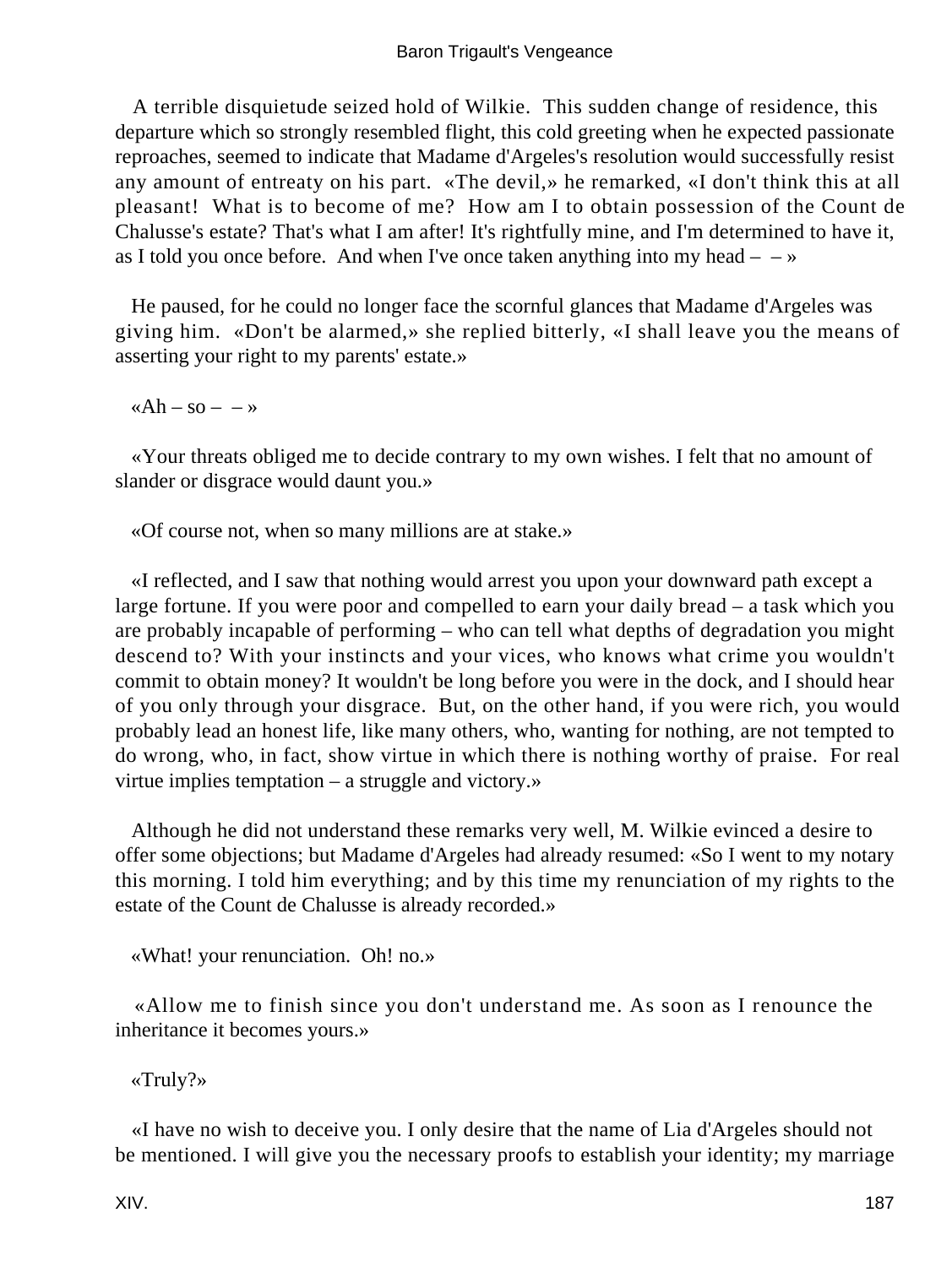A terrible disquietude seized hold of Wilkie. This sudden change of residence, this departure which so strongly resembled flight, this cold greeting when he expected passionate reproaches, seemed to indicate that Madame d'Argeles's resolution would successfully resist any amount of entreaty on his part. «The devil,» he remarked, «I don't think this at all pleasant! What is to become of me? How am I to obtain possession of the Count de Chalusse's estate? That's what I am after! It's rightfully mine, and I'm determined to have it, as I told you once before. And when I've once taken anything into my head – – »

He paused, for he could no longer face the scornful glances that Madame d'Argeles was giving him. «Don't be alarmed,» she replied bitterly, «I shall leave you the means of asserting your right to my parents' estate.»

«Ah – so – – »

«Your threats obliged me to decide contrary to my own wishes. I felt that no amount of slander or disgrace would daunt you.»

«Of course not, when so many millions are at stake.»

«I reflected, and I saw that nothing would arrest you upon your downward path except a large fortune. If you were poor and compelled to earn your daily bread – a task which you are probably incapable of performing – who can tell what depths of degradation you might descend to? With your instincts and your vices, who knows what crime you wouldn't commit to obtain money? It wouldn't be long before you were in the dock, and I should hear of you only through your disgrace. But, on the other hand, if you were rich, you would probably lead an honest life, like many others, who, wanting for nothing, are not tempted to do wrong, who, in fact, show virtue in which there is nothing worthy of praise. For real virtue implies temptation – a struggle and victory.»

Although he did not understand these remarks very well, M. Wilkie evinced a desire to offer some objections; but Madame d'Argeles had already resumed: «So I went to my notary this morning. I told him everything; and by this time my renunciation of my rights to the estate of the Count de Chalusse is already recorded.»

«What! your renunciation. Oh! no.»

«Allow me to finish since you don't understand me. As soon as I renounce the inheritance it becomes yours.»

«Truly?»

«I have no wish to deceive you. I only desire that the name of Lia d'Argeles should not be mentioned. I will give you the necessary proofs to establish your identity; my marriage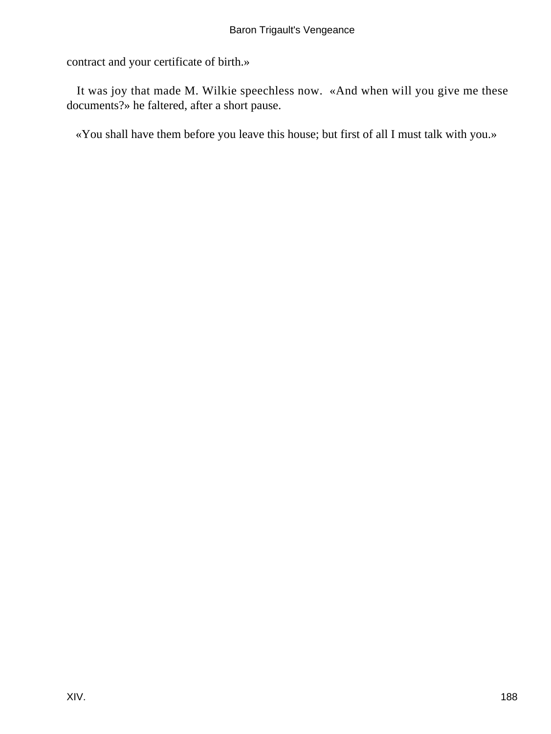contract and your certificate of birth.»

It was joy that made M. Wilkie speechless now. «And when will you give me these documents?» he faltered, after a short pause.

«You shall have them before you leave this house; but first of all I must talk with you.»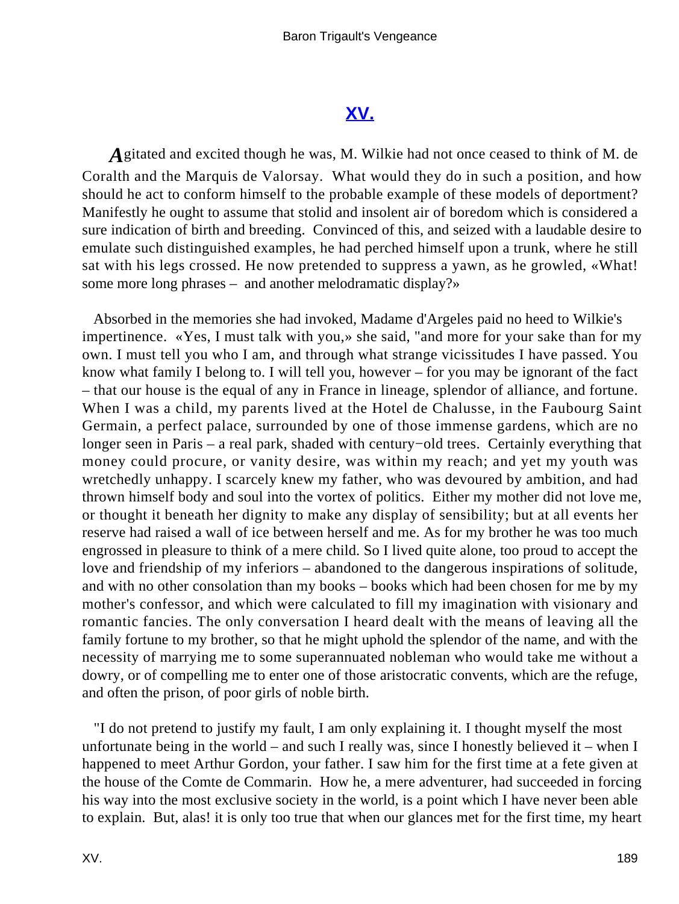## XV.

Agitated and excited though he was, M. Wilkie had not once ceased to think of M. de Coralth and the Marquis de Valorsay. What would they do in such a position, and how should he act to conform himself to the probable example of these models of deportment? Manifestly he ought to assume that stolid and insolent air of boredom which is considered a sure indication of birth and breeding. Convinced of this, and seized with a laudable desire to emulate such distinguished examples, he had perched himself upon a trunk, where he still sat with his legs crossed. He now pretended to suppress a yawn, as he growled, «What! some more long phrases – and another melodramatic display?»

Absorbed in the memories she had invoked, Madame d'Argeles paid no heed to Wilkie's impertinence. «Yes, I must talk with you,» she said, "and more for your sake than for my own. I must tell you who I am, and through what strange vicissitudes I have passed. You know what family I belong to. I will tell you, however – for you may be ignorant of the fact – that our house is the equal of any in France in lineage, splendor of alliance, and fortune. When I was a child, my parents lived at the Hotel de Chalusse, in the Faubourg Saint Germain, a perfect palace, surrounded by one of those immense gardens, which are no longer seen in Paris – a real park, shaded with century−old trees. Certainly everything that money could procure, or vanity desire, was within my reach; and yet my youth was wretchedly unhappy. I scarcely knew my father, who was devoured by ambition, and had thrown himself body and soul into the vortex of politics. Either my mother did not love me, or thought it beneath her dignity to make any display of sensibility; but at all events her reserve had raised a wall of ice between herself and me. As for my brother he was too much engrossed in pleasure to think of a mere child. So I lived quite alone, too proud to accept the love and friendship of my inferiors – abandoned to the dangerous inspirations of solitude, and with no other consolation than my books – books which had been chosen for me by my mother's confessor, and which were calculated to fill my imagination with visionary and romantic fancies. The only conversation I heard dealt with the means of leaving all the family fortune to my brother, so that he might uphold the splendor of the name, and with the necessity of marrying me to some superannuated nobleman who would take me without a dowry, or of compelling me to enter one of those aristocratic convents, which are the refuge, and often the prison, of poor girls of noble birth.

"I do not pretend to justify my fault, I am only explaining it. I thought myself the most unfortunate being in the world – and such I really was, since I honestly believed it – when I happened to meet Arthur Gordon, your father. I saw him for the first time at a fete given at the house of the Comte de Commarin. How he, a mere adventurer, had succeeded in forcing his way into the most exclusive society in the world, is a point which I have never been able to explain. But, alas! it is only too true that when our glances met for the first time, my heart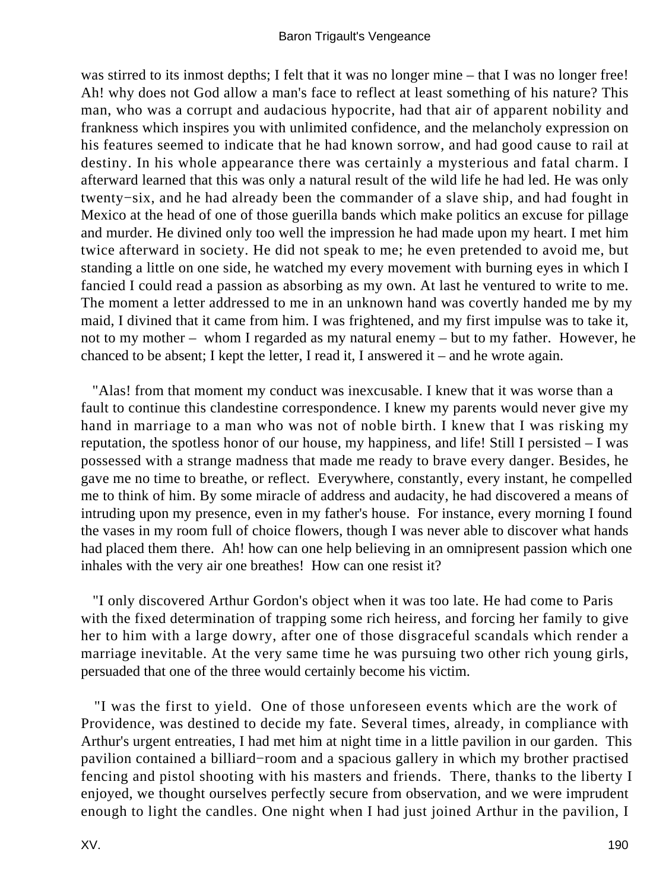was stirred to its inmost depths; I felt that it was no longer mine – that I was no longer free! Ah! why does not God allow a man's face to reflect at least something of his nature? This man, who was a corrupt and audacious hypocrite, had that air of apparent nobility and frankness which inspires you with unlimited confidence, and the melancholy expression on his features seemed to indicate that he had known sorrow, and had good cause to rail at destiny. In his whole appearance there was certainly a mysterious and fatal charm. I afterward learned that this was only a natural result of the wild life he had led. He was only twenty−six, and he had already been the commander of a slave ship, and had fought in Mexico at the head of one of those guerilla bands which make politics an excuse for pillage and murder. He divined only too well the impression he had made upon my heart. I met him twice afterward in society. He did not speak to me; he even pretended to avoid me, but standing a little on one side, he watched my every movement with burning eyes in which I fancied I could read a passion as absorbing as my own. At last he ventured to write to me. The moment a letter addressed to me in an unknown hand was covertly handed me by my maid, I divined that it came from him. I was frightened, and my first impulse was to take it, not to my mother – whom I regarded as my natural enemy – but to my father. However, he chanced to be absent; I kept the letter, I read it, I answered it – and he wrote again.

"Alas! from that moment my conduct was inexcusable. I knew that it was worse than a fault to continue this clandestine correspondence. I knew my parents would never give my hand in marriage to a man who was not of noble birth. I knew that I was risking my reputation, the spotless honor of our house, my happiness, and life! Still I persisted – I was possessed with a strange madness that made me ready to brave every danger. Besides, he gave me no time to breathe, or reflect. Everywhere, constantly, every instant, he compelled me to think of him. By some miracle of address and audacity, he had discovered a means of intruding upon my presence, even in my father's house. For instance, every morning I found the vases in my room full of choice flowers, though I was never able to discover what hands had placed them there. Ah! how can one help believing in an omnipresent passion which one inhales with the very air one breathes! How can one resist it?

"I only discovered Arthur Gordon's object when it was too late. He had come to Paris with the fixed determination of trapping some rich heiress, and forcing her family to give her to him with a large dowry, after one of those disgraceful scandals which render a marriage inevitable. At the very same time he was pursuing two other rich young girls, persuaded that one of the three would certainly become his victim.

"I was the first to yield. One of those unforeseen events which are the work of Providence, was destined to decide my fate. Several times, already, in compliance with Arthur's urgent entreaties, I had met him at night time in a little pavilion in our garden. This pavilion contained a billiard−room and a spacious gallery in which my brother practised fencing and pistol shooting with his masters and friends. There, thanks to the liberty I enjoyed, we thought ourselves perfectly secure from observation, and we were imprudent enough to light the candles. One night when I had just joined Arthur in the pavilion, I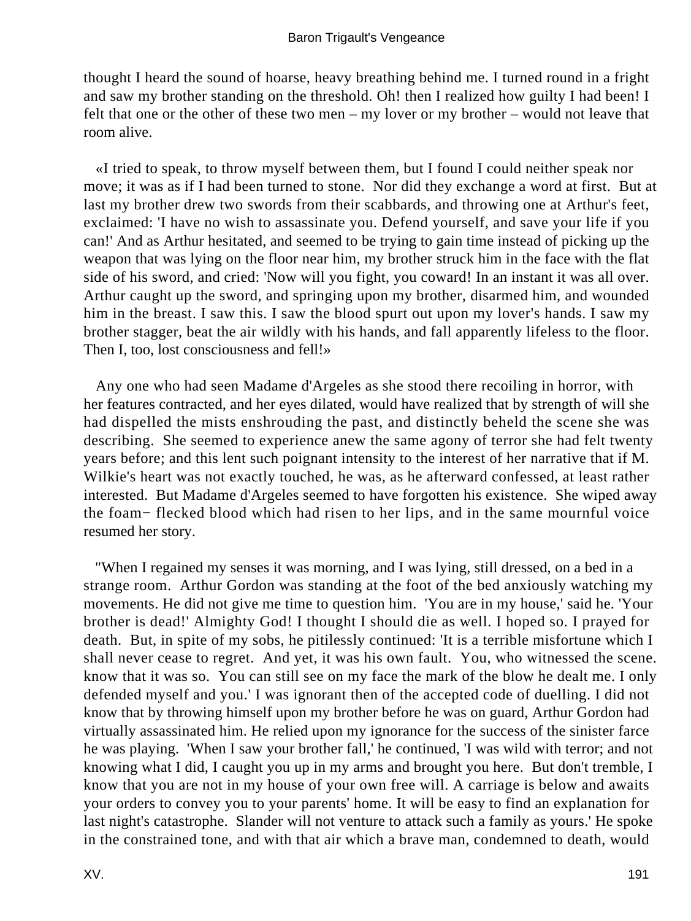thought I heard the sound of hoarse, heavy breathing behind me. I turned round in a fright and saw my brother standing on the threshold. Oh! then I realized how guilty I had been! I felt that one or the other of these two men – my lover or my brother – would not leave that room alive.

«I tried to speak, to throw myself between them, but I found I could neither speak nor move; it was as if I had been turned to stone. Nor did they exchange a word at first. But at last my brother drew two swords from their scabbards, and throwing one at Arthur's feet, exclaimed: 'I have no wish to assassinate you. Defend yourself, and save your life if you can!' And as Arthur hesitated, and seemed to be trying to gain time instead of picking up the weapon that was lying on the floor near him, my brother struck him in the face with the flat side of his sword, and cried: 'Now will you fight, you coward! In an instant it was all over. Arthur caught up the sword, and springing upon my brother, disarmed him, and wounded him in the breast. I saw this. I saw the blood spurt out upon my lover's hands. I saw my brother stagger, beat the air wildly with his hands, and fall apparently lifeless to the floor. Then I, too, lost consciousness and fell!»

Any one who had seen Madame d'Argeles as she stood there recoiling in horror, with her features contracted, and her eyes dilated, would have realized that by strength of will she had dispelled the mists enshrouding the past, and distinctly beheld the scene she was describing. She seemed to experience anew the same agony of terror she had felt twenty years before; and this lent such poignant intensity to the interest of her narrative that if M. Wilkie's heart was not exactly touched, he was, as he afterward confessed, at least rather interested. But Madame d'Argeles seemed to have forgotten his existence. She wiped away the foam− flecked blood which had risen to her lips, and in the same mournful voice resumed her story.

"When I regained my senses it was morning, and I was lying, still dressed, on a bed in a strange room. Arthur Gordon was standing at the foot of the bed anxiously watching my movements. He did not give me time to question him. 'You are in my house,' said he. 'Your brother is dead!' Almighty God! I thought I should die as well. I hoped so. I prayed for death. But, in spite of my sobs, he pitilessly continued: 'It is a terrible misfortune which I shall never cease to regret. And yet, it was his own fault. You, who witnessed the scene. know that it was so. You can still see on my face the mark of the blow he dealt me. I only defended myself and you.' I was ignorant then of the accepted code of duelling. I did not know that by throwing himself upon my brother before he was on guard, Arthur Gordon had virtually assassinated him. He relied upon my ignorance for the success of the sinister farce he was playing. 'When I saw your brother fall,' he continued, 'I was wild with terror; and not knowing what I did, I caught you up in my arms and brought you here. But don't tremble, I know that you are not in my house of your own free will. A carriage is below and awaits your orders to convey you to your parents' home. It will be easy to find an explanation for last night's catastrophe. Slander will not venture to attack such a family as yours.' He spoke in the constrained tone, and with that air which a brave man, condemned to death, would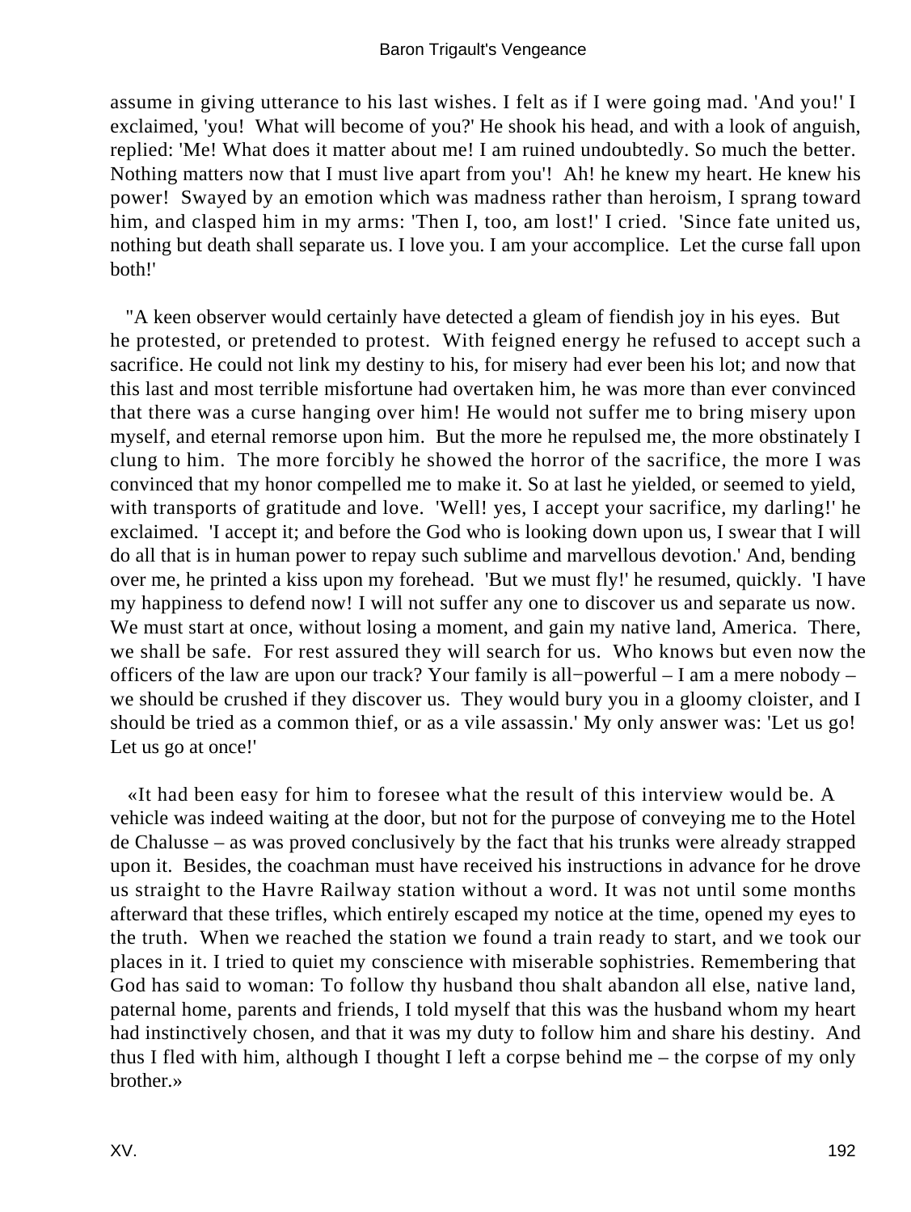assume in giving utterance to his last wishes. I felt as if I were going mad. 'And you!' I exclaimed, 'you! What will become of you?' He shook his head, and with a look of anguish, replied: 'Me! What does it matter about me! I am ruined undoubtedly. So much the better. Nothing matters now that I must live apart from you'! Ah! he knew my heart. He knew his power! Swayed by an emotion which was madness rather than heroism, I sprang toward him, and clasped him in my arms: 'Then I, too, am lost!' I cried. 'Since fate united us, nothing but death shall separate us. I love you. I am your accomplice. Let the curse fall upon both!'

"A keen observer would certainly have detected a gleam of fiendish joy in his eyes. But he protested, or pretended to protest. With feigned energy he refused to accept such a sacrifice. He could not link my destiny to his, for misery had ever been his lot; and now that this last and most terrible misfortune had overtaken him, he was more than ever convinced that there was a curse hanging over him! He would not suffer me to bring misery upon myself, and eternal remorse upon him. But the more he repulsed me, the more obstinately I clung to him. The more forcibly he showed the horror of the sacrifice, the more I was convinced that my honor compelled me to make it. So at last he yielded, or seemed to yield, with transports of gratitude and love. 'Well! yes, I accept your sacrifice, my darling!' he exclaimed. 'I accept it; and before the God who is looking down upon us, I swear that I will do all that is in human power to repay such sublime and marvellous devotion.' And, bending over me, he printed a kiss upon my forehead. 'But we must fly!' he resumed, quickly. 'I have my happiness to defend now! I will not suffer any one to discover us and separate us now. We must start at once, without losing a moment, and gain my native land, America. There, we shall be safe. For rest assured they will search for us. Who knows but even now the officers of the law are upon our track? Your family is all−powerful – I am a mere nobody – we should be crushed if they discover us. They would bury you in a gloomy cloister, and I should be tried as a common thief, or as a vile assassin.' My only answer was: 'Let us go! Let us go at once!'

«It had been easy for him to foresee what the result of this interview would be. A vehicle was indeed waiting at the door, but not for the purpose of conveying me to the Hotel de Chalusse – as was proved conclusively by the fact that his trunks were already strapped upon it. Besides, the coachman must have received his instructions in advance for he drove us straight to the Havre Railway station without a word. It was not until some months afterward that these trifles, which entirely escaped my notice at the time, opened my eyes to the truth. When we reached the station we found a train ready to start, and we took our places in it. I tried to quiet my conscience with miserable sophistries. Remembering that God has said to woman: To follow thy husband thou shalt abandon all else, native land, paternal home, parents and friends, I told myself that this was the husband whom my heart had instinctively chosen, and that it was my duty to follow him and share his destiny. And thus I fled with him, although I thought I left a corpse behind me – the corpse of my only brother.»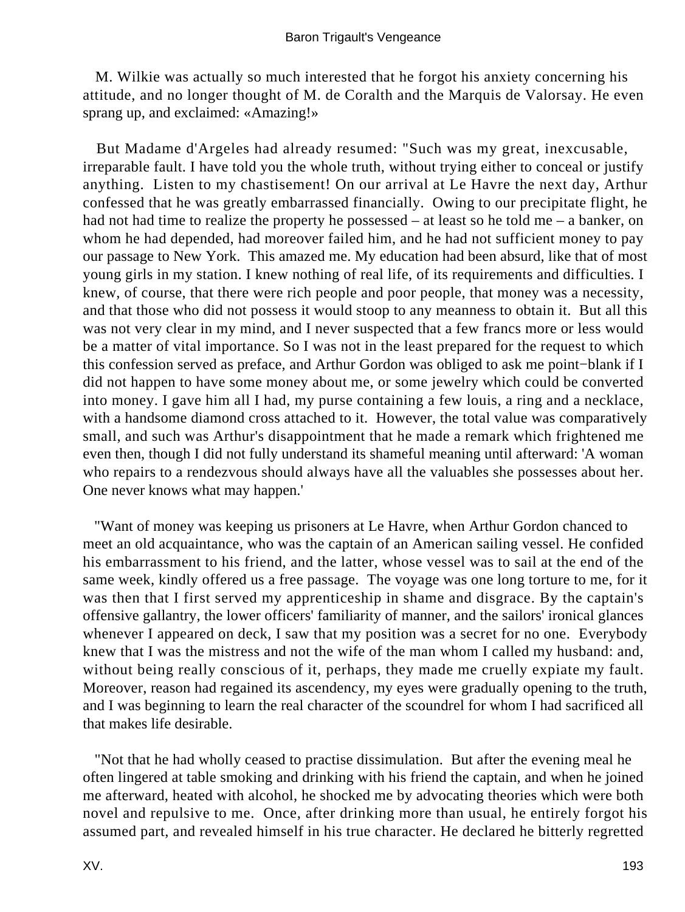M. Wilkie was actually so much interested that he forgot his anxiety concerning his attitude, and no longer thought of M. de Coralth and the Marquis de Valorsay. He even sprang up, and exclaimed: «Amazing!»

But Madame d'Argeles had already resumed: "Such was my great, inexcusable, irreparable fault. I have told you the whole truth, without trying either to conceal or justify anything. Listen to my chastisement! On our arrival at Le Havre the next day, Arthur confessed that he was greatly embarrassed financially. Owing to our precipitate flight, he had not had time to realize the property he possessed – at least so he told me – a banker, on whom he had depended, had moreover failed him, and he had not sufficient money to pay our passage to New York. This amazed me. My education had been absurd, like that of most young girls in my station. I knew nothing of real life, of its requirements and difficulties. I knew, of course, that there were rich people and poor people, that money was a necessity, and that those who did not possess it would stoop to any meanness to obtain it. But all this was not very clear in my mind, and I never suspected that a few francs more or less would be a matter of vital importance. So I was not in the least prepared for the request to which this confession served as preface, and Arthur Gordon was obliged to ask me point−blank if I did not happen to have some money about me, or some jewelry which could be converted into money. I gave him all I had, my purse containing a few louis, a ring and a necklace, with a handsome diamond cross attached to it. However, the total value was comparatively small, and such was Arthur's disappointment that he made a remark which frightened me even then, though I did not fully understand its shameful meaning until afterward: 'A woman who repairs to a rendezvous should always have all the valuables she possesses about her. One never knows what may happen.'

"Want of money was keeping us prisoners at Le Havre, when Arthur Gordon chanced to meet an old acquaintance, who was the captain of an American sailing vessel. He confided his embarrassment to his friend, and the latter, whose vessel was to sail at the end of the same week, kindly offered us a free passage. The voyage was one long torture to me, for it was then that I first served my apprenticeship in shame and disgrace. By the captain's offensive gallantry, the lower officers' familiarity of manner, and the sailors' ironical glances whenever I appeared on deck, I saw that my position was a secret for no one. Everybody knew that I was the mistress and not the wife of the man whom I called my husband: and, without being really conscious of it, perhaps, they made me cruelly expiate my fault. Moreover, reason had regained its ascendency, my eyes were gradually opening to the truth, and I was beginning to learn the real character of the scoundrel for whom I had sacrificed all that makes life desirable.

"Not that he had wholly ceased to practise dissimulation. But after the evening meal he often lingered at table smoking and drinking with his friend the captain, and when he joined me afterward, heated with alcohol, he shocked me by advocating theories which were both novel and repulsive to me. Once, after drinking more than usual, he entirely forgot his assumed part, and revealed himself in his true character. He declared he bitterly regretted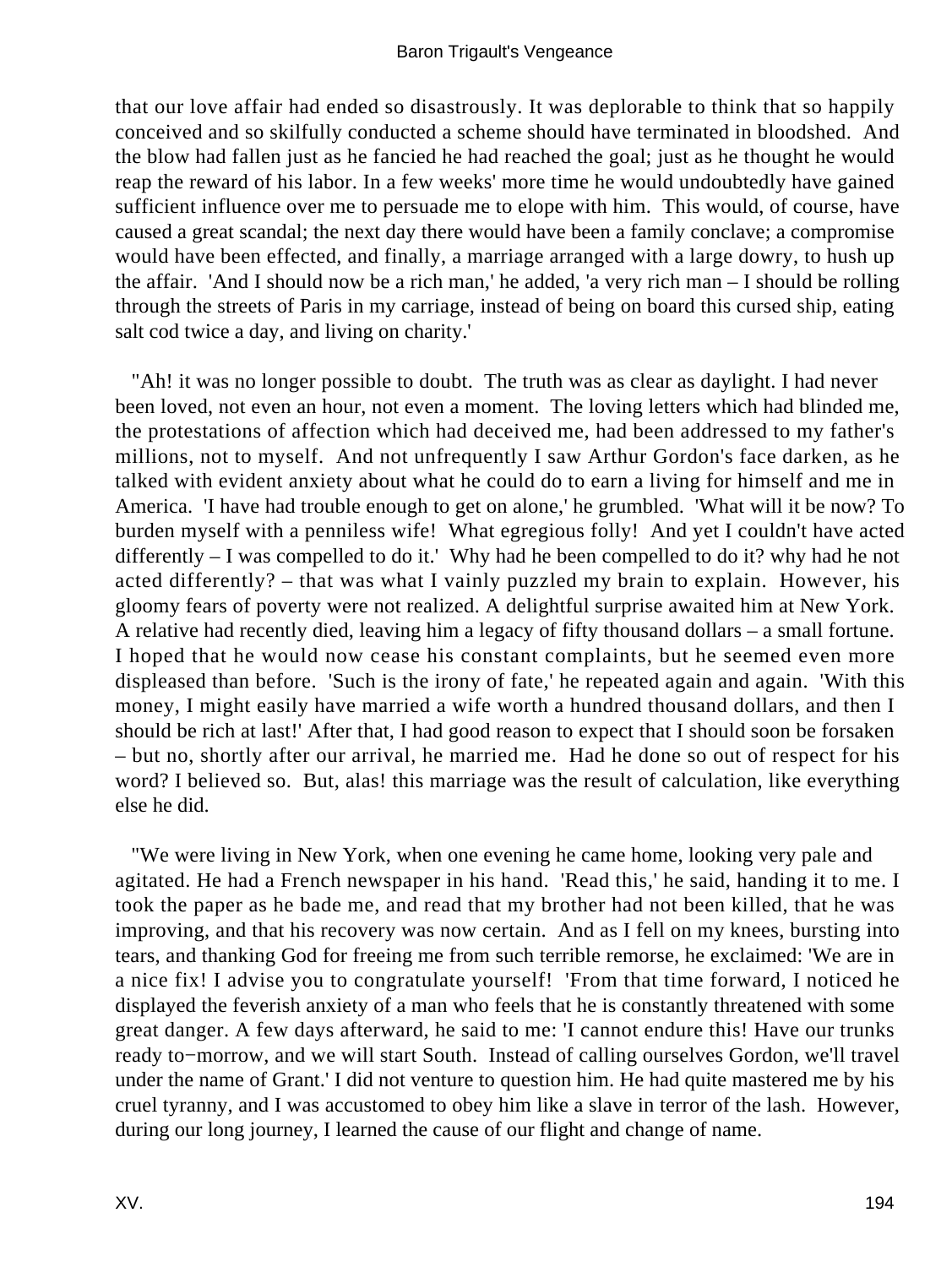that our love affair had ended so disastrously. It was deplorable to think that so happily conceived and so skilfully conducted a scheme should have terminated in bloodshed. And the blow had fallen just as he fancied he had reached the goal; just as he thought he would reap the reward of his labor. In a few weeks' more time he would undoubtedly have gained sufficient influence over me to persuade me to elope with him. This would, of course, have caused a great scandal; the next day there would have been a family conclave; a compromise would have been effected, and finally, a marriage arranged with a large dowry, to hush up the affair. 'And I should now be a rich man,' he added, 'a very rich man – I should be rolling through the streets of Paris in my carriage, instead of being on board this cursed ship, eating salt cod twice a day, and living on charity.'

"Ah! it was no longer possible to doubt. The truth was as clear as daylight. I had never been loved, not even an hour, not even a moment. The loving letters which had blinded me, the protestations of affection which had deceived me, had been addressed to my father's millions, not to myself. And not unfrequently I saw Arthur Gordon's face darken, as he talked with evident anxiety about what he could do to earn a living for himself and me in America. 'I have had trouble enough to get on alone,' he grumbled. 'What will it be now? To burden myself with a penniless wife! What egregious folly! And yet I couldn't have acted differently – I was compelled to do it.' Why had he been compelled to do it? why had he not acted differently? – that was what I vainly puzzled my brain to explain. However, his gloomy fears of poverty were not realized. A delightful surprise awaited him at New York. A relative had recently died, leaving him a legacy of fifty thousand dollars – a small fortune. I hoped that he would now cease his constant complaints, but he seemed even more displeased than before. 'Such is the irony of fate,' he repeated again and again. 'With this money, I might easily have married a wife worth a hundred thousand dollars, and then I should be rich at last!' After that, I had good reason to expect that I should soon be forsaken – but no, shortly after our arrival, he married me. Had he done so out of respect for his word? I believed so. But, alas! this marriage was the result of calculation, like everything else he did.

"We were living in New York, when one evening he came home, looking very pale and agitated. He had a French newspaper in his hand. 'Read this,' he said, handing it to me. I took the paper as he bade me, and read that my brother had not been killed, that he was improving, and that his recovery was now certain. And as I fell on my knees, bursting into tears, and thanking God for freeing me from such terrible remorse, he exclaimed: 'We are in a nice fix! I advise you to congratulate yourself! 'From that time forward, I noticed he displayed the feverish anxiety of a man who feels that he is constantly threatened with some great danger. A few days afterward, he said to me: 'I cannot endure this! Have our trunks ready to−morrow, and we will start South. Instead of calling ourselves Gordon, we'll travel under the name of Grant.' I did not venture to question him. He had quite mastered me by his cruel tyranny, and I was accustomed to obey him like a slave in terror of the lash. However, during our long journey, I learned the cause of our flight and change of name.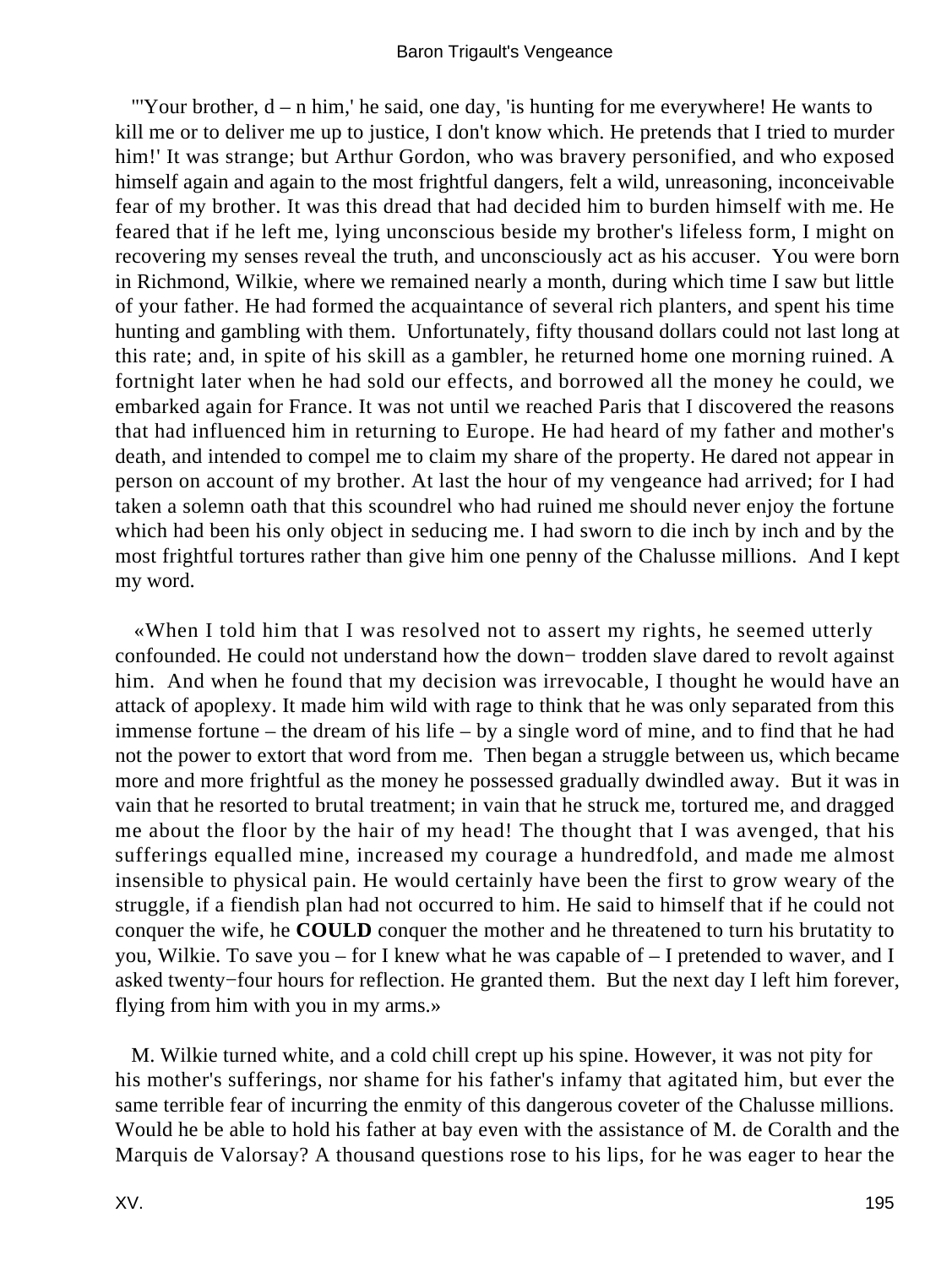"'Your brother, d – n him,' he said, one day, 'is hunting for me everywhere! He wants to kill me or to deliver me up to justice, I don't know which. He pretends that I tried to murder him!' It was strange; but Arthur Gordon, who was bravery personified, and who exposed himself again and again to the most frightful dangers, felt a wild, unreasoning, inconceivable fear of my brother. It was this dread that had decided him to burden himself with me. He feared that if he left me, lying unconscious beside my brother's lifeless form, I might on recovering my senses reveal the truth, and unconsciously act as his accuser. You were born in Richmond, Wilkie, where we remained nearly a month, during which time I saw but little of your father. He had formed the acquaintance of several rich planters, and spent his time hunting and gambling with them. Unfortunately, fifty thousand dollars could not last long at this rate; and, in spite of his skill as a gambler, he returned home one morning ruined. A fortnight later when he had sold our effects, and borrowed all the money he could, we embarked again for France. It was not until we reached Paris that I discovered the reasons that had influenced him in returning to Europe. He had heard of my father and mother's death, and intended to compel me to claim my share of the property. He dared not appear in person on account of my brother. At last the hour of my vengeance had arrived; for I had taken a solemn oath that this scoundrel who had ruined me should never enjoy the fortune which had been his only object in seducing me. I had sworn to die inch by inch and by the most frightful tortures rather than give him one penny of the Chalusse millions. And I kept my word.

«When I told him that I was resolved not to assert my rights, he seemed utterly confounded. He could not understand how the down− trodden slave dared to revolt against him. And when he found that my decision was irrevocable, I thought he would have an attack of apoplexy. It made him wild with rage to think that he was only separated from this immense fortune – the dream of his life – by a single word of mine, and to find that he had not the power to extort that word from me. Then began a struggle between us, which became more and more frightful as the money he possessed gradually dwindled away. But it was in vain that he resorted to brutal treatment; in vain that he struck me, tortured me, and dragged me about the floor by the hair of my head! The thought that I was avenged, that his sufferings equalled mine, increased my courage a hundredfold, and made me almost insensible to physical pain. He would certainly have been the first to grow weary of the struggle, if a fiendish plan had not occurred to him. He said to himself that if he could not conquer the wife, he **COULD** conquer the mother and he threatened to turn his brutatity to you, Wilkie. To save you – for I knew what he was capable of – I pretended to waver, and I asked twenty−four hours for reflection. He granted them. But the next day I left him forever, flying from him with you in my arms.»

M. Wilkie turned white, and a cold chill crept up his spine. However, it was not pity for his mother's sufferings, nor shame for his father's infamy that agitated him, but ever the same terrible fear of incurring the enmity of this dangerous coveter of the Chalusse millions. Would he be able to hold his father at bay even with the assistance of M. de Coralth and the Marquis de Valorsay? A thousand questions rose to his lips, for he was eager to hear the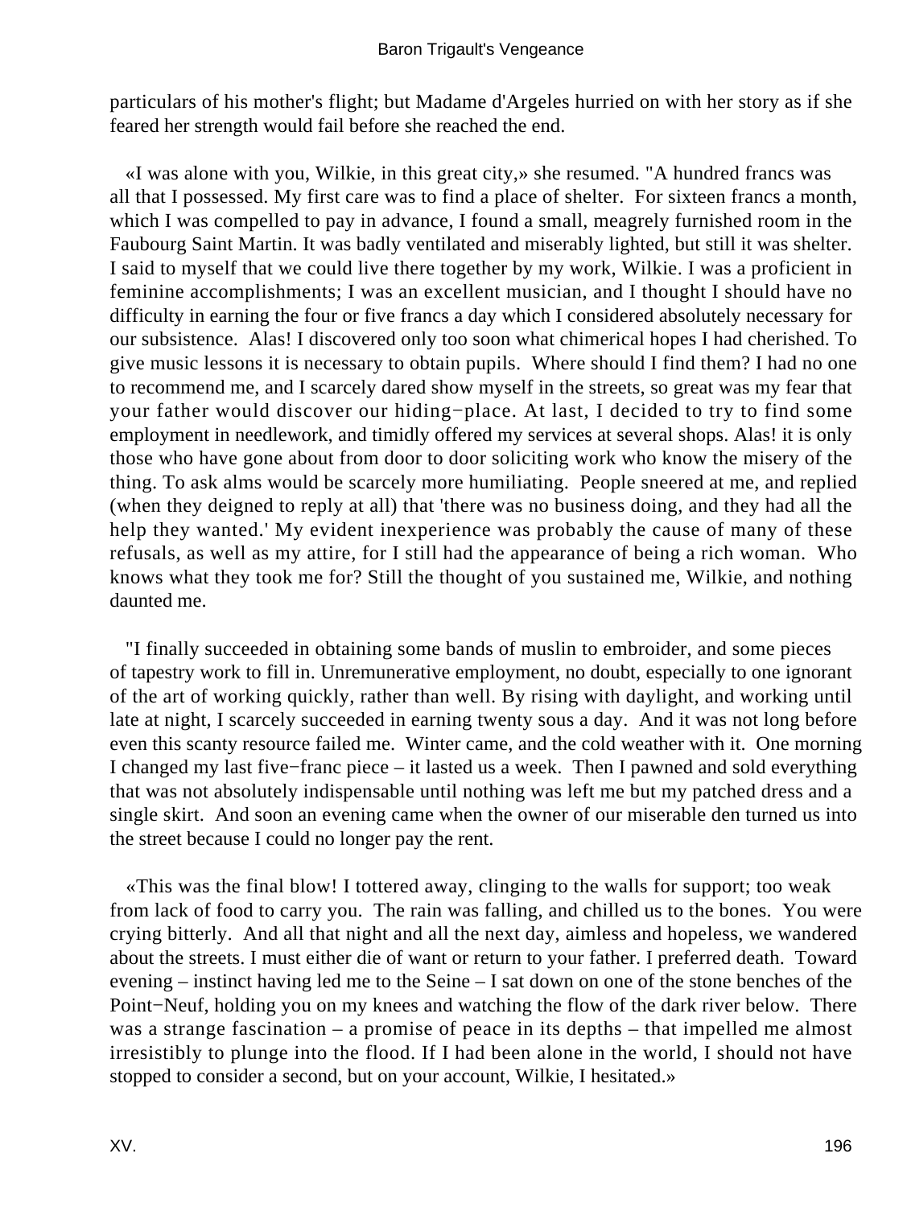particulars of his mother's flight; but Madame d'Argeles hurried on with her story as if she feared her strength would fail before she reached the end.

«I was alone with you, Wilkie, in this great city,» she resumed. "A hundred francs was all that I possessed. My first care was to find a place of shelter. For sixteen francs a month, which I was compelled to pay in advance, I found a small, meagrely furnished room in the Faubourg Saint Martin. It was badly ventilated and miserably lighted, but still it was shelter. I said to myself that we could live there together by my work, Wilkie. I was a proficient in feminine accomplishments; I was an excellent musician, and I thought I should have no difficulty in earning the four or five francs a day which I considered absolutely necessary for our subsistence. Alas! I discovered only too soon what chimerical hopes I had cherished. To give music lessons it is necessary to obtain pupils. Where should I find them? I had no one to recommend me, and I scarcely dared show myself in the streets, so great was my fear that your father would discover our hiding−place. At last, I decided to try to find some employment in needlework, and timidly offered my services at several shops. Alas! it is only those who have gone about from door to door soliciting work who know the misery of the thing. To ask alms would be scarcely more humiliating. People sneered at me, and replied (when they deigned to reply at all) that 'there was no business doing, and they had all the help they wanted.' My evident inexperience was probably the cause of many of these refusals, as well as my attire, for I still had the appearance of being a rich woman. Who knows what they took me for? Still the thought of you sustained me, Wilkie, and nothing daunted me.

"I finally succeeded in obtaining some bands of muslin to embroider, and some pieces of tapestry work to fill in. Unremunerative employment, no doubt, especially to one ignorant of the art of working quickly, rather than well. By rising with daylight, and working until late at night, I scarcely succeeded in earning twenty sous a day. And it was not long before even this scanty resource failed me. Winter came, and the cold weather with it. One morning I changed my last five−franc piece – it lasted us a week. Then I pawned and sold everything that was not absolutely indispensable until nothing was left me but my patched dress and a single skirt. And soon an evening came when the owner of our miserable den turned us into the street because I could no longer pay the rent.

«This was the final blow! I tottered away, clinging to the walls for support; too weak from lack of food to carry you. The rain was falling, and chilled us to the bones. You were crying bitterly. And all that night and all the next day, aimless and hopeless, we wandered about the streets. I must either die of want or return to your father. I preferred death. Toward evening – instinct having led me to the Seine – I sat down on one of the stone benches of the Point−Neuf, holding you on my knees and watching the flow of the dark river below. There was a strange fascination – a promise of peace in its depths – that impelled me almost irresistibly to plunge into the flood. If I had been alone in the world, I should not have stopped to consider a second, but on your account, Wilkie, I hesitated.»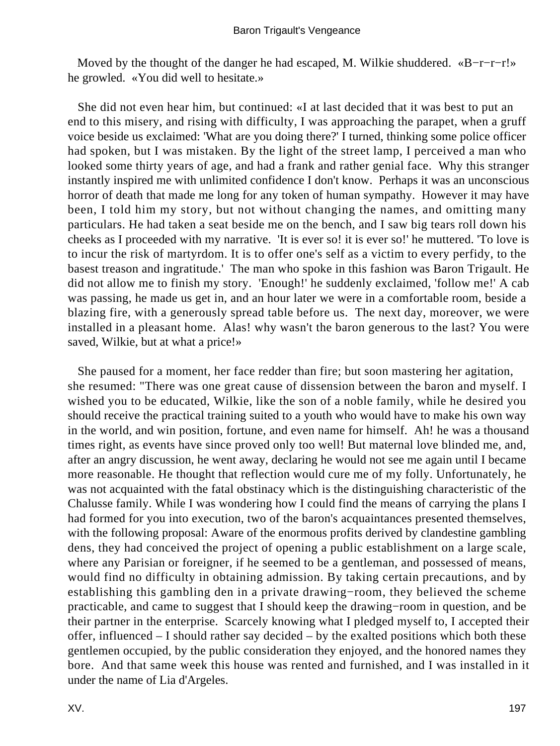Moved by the thought of the danger he had escaped, M. Wilkie shuddered. «B−r−r−r!» he growled. «You did well to hesitate.»

She did not even hear him, but continued: «I at last decided that it was best to put an end to this misery, and rising with difficulty, I was approaching the parapet, when a gruff voice beside us exclaimed: 'What are you doing there?' I turned, thinking some police officer had spoken, but I was mistaken. By the light of the street lamp, I perceived a man who looked some thirty years of age, and had a frank and rather genial face. Why this stranger instantly inspired me with unlimited confidence I don't know. Perhaps it was an unconscious horror of death that made me long for any token of human sympathy. However it may have been, I told him my story, but not without changing the names, and omitting many particulars. He had taken a seat beside me on the bench, and I saw big tears roll down his cheeks as I proceeded with my narrative. 'It is ever so! it is ever so!' he muttered. 'To love is to incur the risk of martyrdom. It is to offer one's self as a victim to every perfidy, to the basest treason and ingratitude.' The man who spoke in this fashion was Baron Trigault. He did not allow me to finish my story. 'Enough!' he suddenly exclaimed, 'follow me!' A cab was passing, he made us get in, and an hour later we were in a comfortable room, beside a blazing fire, with a generously spread table before us. The next day, moreover, we were installed in a pleasant home. Alas! why wasn't the baron generous to the last? You were saved, Wilkie, but at what a price!»

She paused for a moment, her face redder than fire; but soon mastering her agitation, she resumed: "There was one great cause of dissension between the baron and myself. I wished you to be educated, Wilkie, like the son of a noble family, while he desired you should receive the practical training suited to a youth who would have to make his own way in the world, and win position, fortune, and even name for himself. Ah! he was a thousand times right, as events have since proved only too well! But maternal love blinded me, and, after an angry discussion, he went away, declaring he would not see me again until I became more reasonable. He thought that reflection would cure me of my folly. Unfortunately, he was not acquainted with the fatal obstinacy which is the distinguishing characteristic of the Chalusse family. While I was wondering how I could find the means of carrying the plans I had formed for you into execution, two of the baron's acquaintances presented themselves, with the following proposal: Aware of the enormous profits derived by clandestine gambling dens, they had conceived the project of opening a public establishment on a large scale, where any Parisian or foreigner, if he seemed to be a gentleman, and possessed of means, would find no difficulty in obtaining admission. By taking certain precautions, and by establishing this gambling den in a private drawing−room, they believed the scheme practicable, and came to suggest that I should keep the drawing−room in question, and be their partner in the enterprise. Scarcely knowing what I pledged myself to, I accepted their offer, influenced – I should rather say decided – by the exalted positions which both these gentlemen occupied, by the public consideration they enjoyed, and the honored names they bore. And that same week this house was rented and furnished, and I was installed in it under the name of Lia d'Argeles.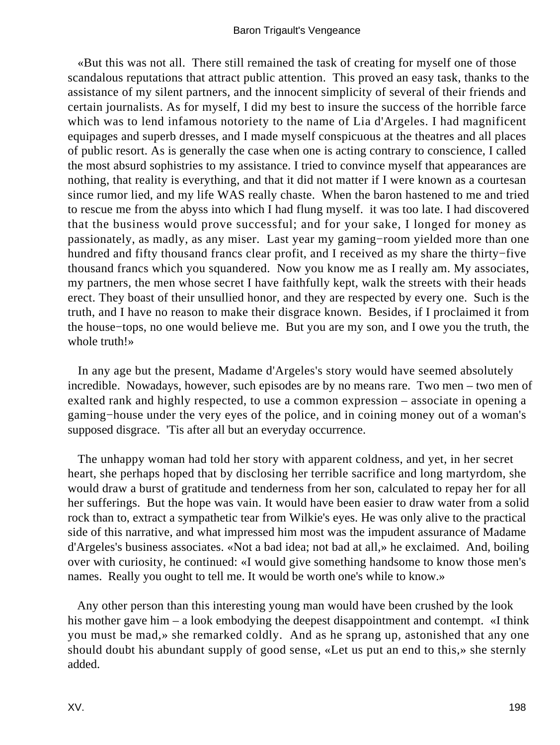«But this was not all.  There still remained the task of creating for myself one of those scandalous reputations that attract public attention.  This proved an easy task, thanks to the assistance of my silent partners, and the innocent simplicity of several of their friends and certain journalists. As for myself, I did my best to insure the success of the horrible farce which was to lend infamous notoriety to the name of Lia d'Argeles. I had magnificent equipages and superb dresses, and I made myself conspicuous at the theatres and all places of public resort. As is generally the case when one is acting contrary to conscience, I called the most absurd sophistries to my assistance. I tried to convince myself that appearances are nothing, that reality is everything, and that it did not matter if I were known as a courtesan since rumor lied, and my life WAS really chaste.  When the baron hastened to me and tried to rescue me from the abyss into which I had flung myself.  it was too late. I had discovered that the business would prove successful; and for your sake, I longed for money as passionately, as madly, as any miser.  Last year my gaming−room yielded more than one hundred and fifty thousand francs clear profit, and I received as my share the thirty−five thousand francs which you squandered.  Now you know me as I really am. My associates, my partners, the men whose secret I have faithfully kept, walk the streets with their heads erect. They boast of their unsullied honor, and they are respected by every one.  Such is the truth, and I have no reason to make their disgrace known.  Besides, if I proclaimed it from the house−tops, no one would believe me.  But you are my son, and I owe you the truth, the whole truth!»

In any age but the present, Madame d'Argeles's story would have seemed absolutely incredible.  Nowadays, however, such episodes are by no means rare.  Two men – two men of exalted rank and highly respected, to use a common expression – associate in opening a gaming−house under the very eyes of the police, and in coining money out of a woman's supposed disgrace.  'Tis after all but an everyday occurrence.

The unhappy woman had told her story with apparent coldness, and yet, in her secret heart, she perhaps hoped that by disclosing her terrible sacrifice and long martyrdom, she would draw a burst of gratitude and tenderness from her son, calculated to repay her for all her sufferings.  But the hope was vain. It would have been easier to draw water from a solid rock than to, extract a sympathetic tear from Wilkie's eyes. He was only alive to the practical side of this narrative, and what impressed him most was the impudent assurance of Madame d'Argeles's business associates. «Not a bad idea; not bad at all,» he exclaimed.  And, boiling over with curiosity, he continued: «I would give something handsome to know those men's names.  Really you ought to tell me. It would be worth one's while to know.»

Any other person than this interesting young man would have been crushed by the look his mother gave him – a look embodying the deepest disappointment and contempt.  «I think you must be mad,» she remarked coldly.  And as he sprang up, astonished that any one should doubt his abundant supply of good sense, «Let us put an end to this,» she sternly added.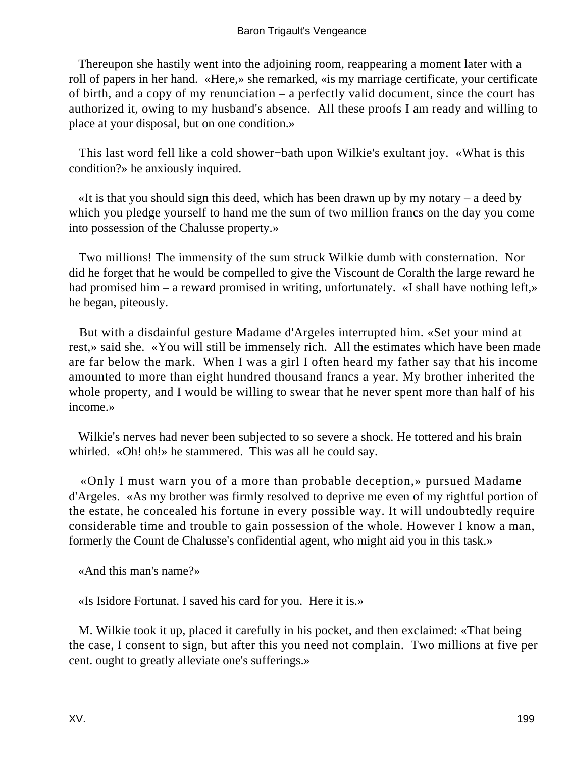Thereupon she hastily went into the adjoining room, reappearing a moment later with a roll of papers in her hand. «Here,» she remarked, «is my marriage certificate, your certificate of birth, and a copy of my renunciation – a perfectly valid document, since the court has authorized it, owing to my husband's absence. All these proofs I am ready and willing to place at your disposal, but on one condition.»

This last word fell like a cold shower−bath upon Wilkie's exultant joy. «What is this condition?» he anxiously inquired.

«It is that you should sign this deed, which has been drawn up by my notary – a deed by which you pledge yourself to hand me the sum of two million francs on the day you come into possession of the Chalusse property.»

Two millions! The immensity of the sum struck Wilkie dumb with consternation. Nor did he forget that he would be compelled to give the Viscount de Coralth the large reward he had promised him – a reward promised in writing, unfortunately. «I shall have nothing left,» he began, piteously.

But with a disdainful gesture Madame d'Argeles interrupted him. «Set your mind at rest,» said she. «You will still be immensely rich. All the estimates which have been made are far below the mark. When I was a girl I often heard my father say that his income amounted to more than eight hundred thousand francs a year. My brother inherited the whole property, and I would be willing to swear that he never spent more than half of his income.»

Wilkie's nerves had never been subjected to so severe a shock. He tottered and his brain whirled. «Oh! oh!» he stammered. This was all he could say.

«Only I must warn you of a more than probable deception,» pursued Madame d'Argeles. «As my brother was firmly resolved to deprive me even of my rightful portion of the estate, he concealed his fortune in every possible way. It will undoubtedly require considerable time and trouble to gain possession of the whole. However I know a man, formerly the Count de Chalusse's confidential agent, who might aid you in this task.»

«And this man's name?»

«Is Isidore Fortunat. I saved his card for you. Here it is.»

M. Wilkie took it up, placed it carefully in his pocket, and then exclaimed: «That being the case, I consent to sign, but after this you need not complain. Two millions at five per cent. ought to greatly alleviate one's sufferings.»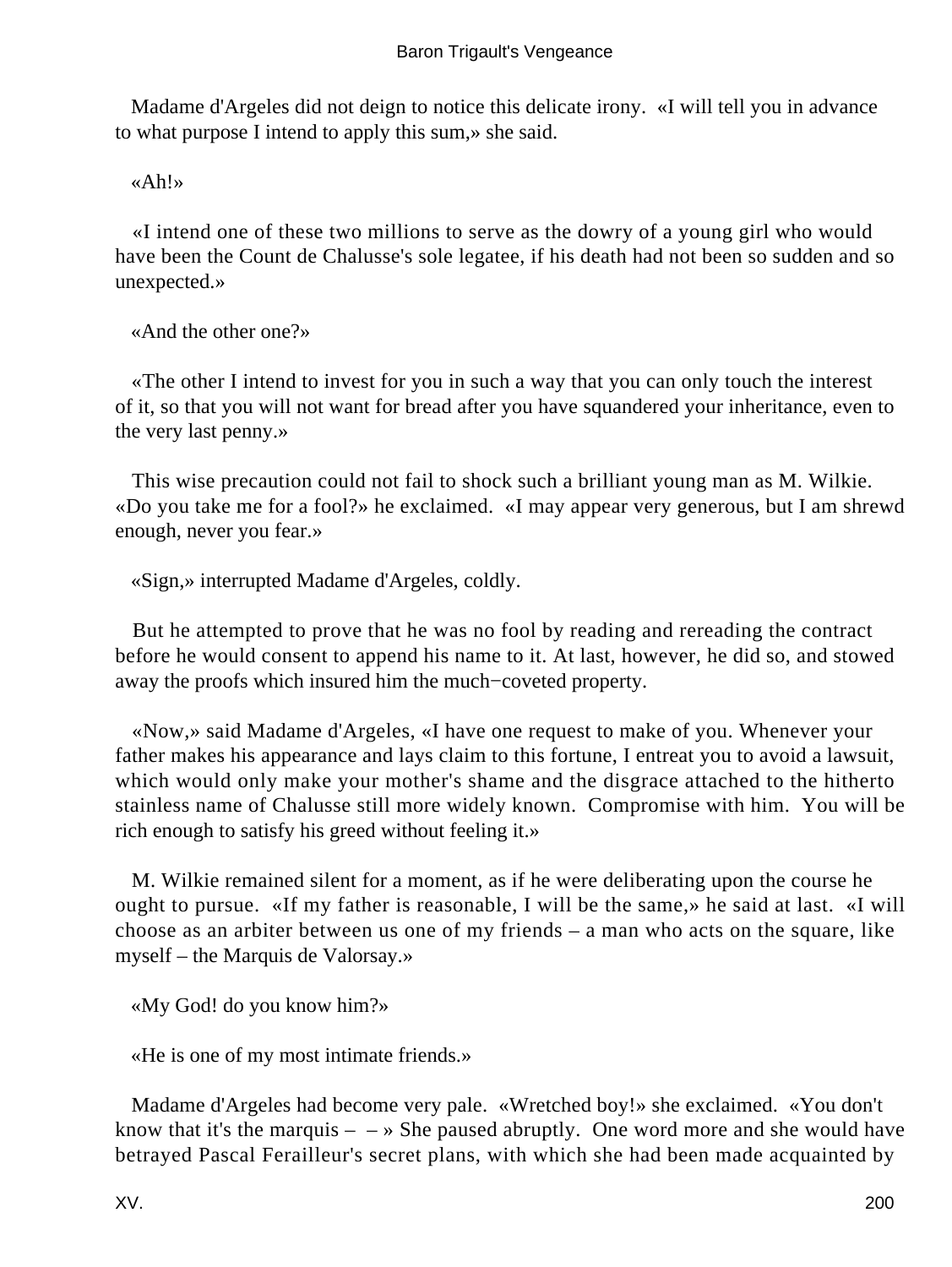Madame d'Argeles did not deign to notice this delicate irony. «I will tell you in advance to what purpose I intend to apply this sum,» she said.

«Ah!»

«I intend one of these two millions to serve as the dowry of a young girl who would have been the Count de Chalusse's sole legatee, if his death had not been so sudden and so unexpected.»

«And the other one?»

«The other I intend to invest for you in such a way that you can only touch the interest of it, so that you will not want for bread after you have squandered your inheritance, even to the very last penny.»

This wise precaution could not fail to shock such a brilliant young man as M. Wilkie. «Do you take me for a fool?» he exclaimed. «I may appear very generous, but I am shrewd enough, never you fear.»

«Sign,» interrupted Madame d'Argeles, coldly.

But he attempted to prove that he was no fool by reading and rereading the contract before he would consent to append his name to it. At last, however, he did so, and stowed away the proofs which insured him the much−coveted property.

«Now,» said Madame d'Argeles, «I have one request to make of you. Whenever your father makes his appearance and lays claim to this fortune, I entreat you to avoid a lawsuit, which would only make your mother's shame and the disgrace attached to the hitherto stainless name of Chalusse still more widely known. Compromise with him. You will be rich enough to satisfy his greed without feeling it.»

M. Wilkie remained silent for a moment, as if he were deliberating upon the course he ought to pursue. «If my father is reasonable, I will be the same,» he said at last. «I will choose as an arbiter between us one of my friends – a man who acts on the square, like myself – the Marquis de Valorsay.»

«My God! do you know him?»

«He is one of my most intimate friends.»

Madame d'Argeles had become very pale. «Wretched boy!» she exclaimed. «You don't know that it's the marquis – – » She paused abruptly. One word more and she would have betrayed Pascal Ferailleur's secret plans, with which she had been made acquainted by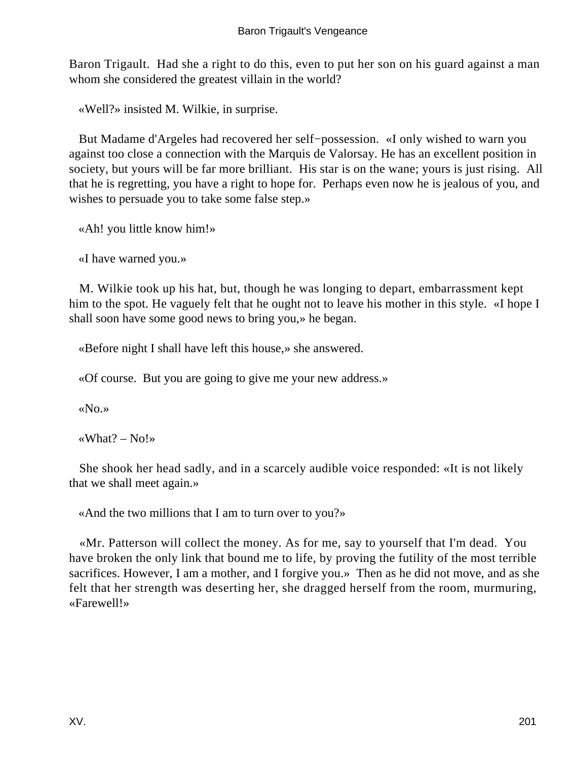Baron Trigault. Had she a right to do this, even to put her son on his guard against a man whom she considered the greatest villain in the world?

«Well?» insisted M. Wilkie, in surprise.

But Madame d'Argeles had recovered her self−possession. «I only wished to warn you against too close a connection with the Marquis de Valorsay. He has an excellent position in society, but yours will be far more brilliant. His star is on the wane; yours is just rising. All that he is regretting, you have a right to hope for. Perhaps even now he is jealous of you, and wishes to persuade you to take some false step.»

«Ah! you little know him!»

«I have warned you.»

M. Wilkie took up his hat, but, though he was longing to depart, embarrassment kept him to the spot. He vaguely felt that he ought not to leave his mother in this style. «I hope I shall soon have some good news to bring you,» he began.

«Before night I shall have left this house,» she answered.

«Of course. But you are going to give me your new address.»

«No.»

«What? – No!»

She shook her head sadly, and in a scarcely audible voice responded: «It is not likely that we shall meet again.»

«And the two millions that I am to turn over to you?»

«Mr. Patterson will collect the money. As for me, say to yourself that I'm dead. You have broken the only link that bound me to life, by proving the futility of the most terrible sacrifices. However, I am a mother, and I forgive you.» Then as he did not move, and as she felt that her strength was deserting her, she dragged herself from the room, murmuring, «Farewell!»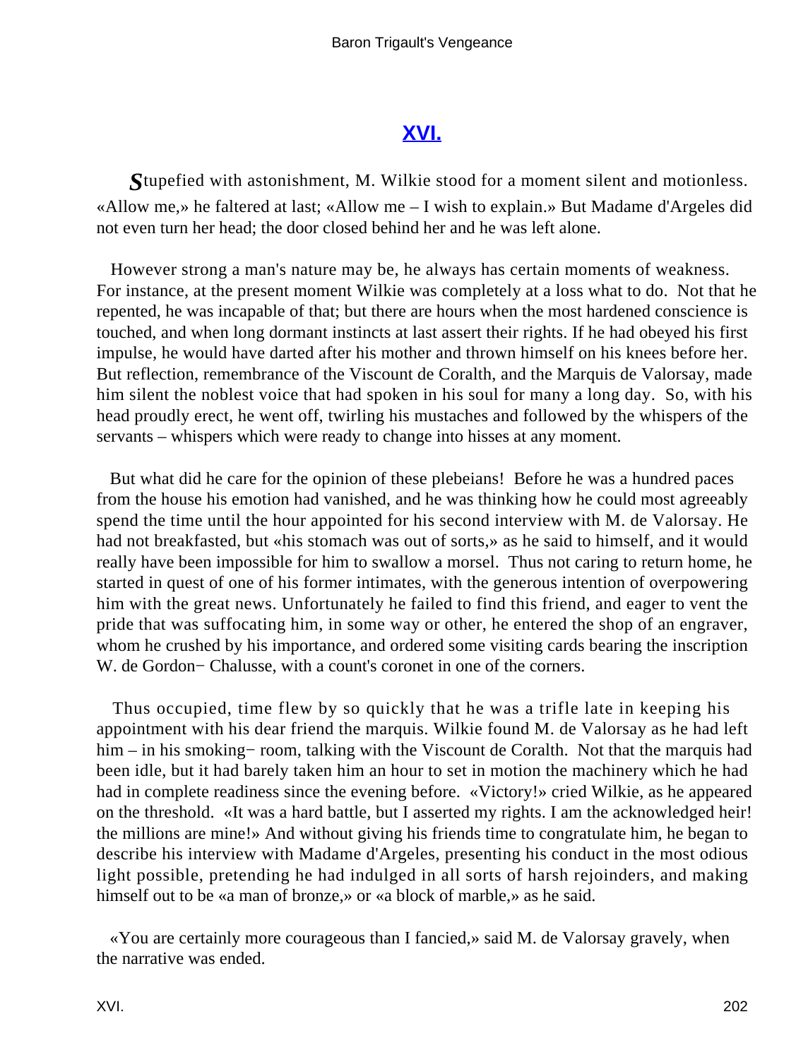## XVI.

*S*tupefied with astonishment, M. Wilkie stood for a moment silent and motionless. «Allow me,» he faltered at last; «Allow me – I wish to explain.» But Madame d'Argeles did not even turn her head; the door closed behind her and he was left alone.

However strong a man's nature may be, he always has certain moments of weakness. For instance, at the present moment Wilkie was completely at a loss what to do. Not that he repented, he was incapable of that; but there are hours when the most hardened conscience is touched, and when long dormant instincts at last assert their rights. If he had obeyed his first impulse, he would have darted after his mother and thrown himself on his knees before her. But reflection, remembrance of the Viscount de Coralth, and the Marquis de Valorsay, made him silent the noblest voice that had spoken in his soul for many a long day. So, with his head proudly erect, he went off, twirling his mustaches and followed by the whispers of the servants – whispers which were ready to change into hisses at any moment.

But what did he care for the opinion of these plebeians! Before he was a hundred paces from the house his emotion had vanished, and he was thinking how he could most agreeably spend the time until the hour appointed for his second interview with M. de Valorsay. He had not breakfasted, but «his stomach was out of sorts,» as he said to himself, and it would really have been impossible for him to swallow a morsel. Thus not caring to return home, he started in quest of one of his former intimates, with the generous intention of overpowering him with the great news. Unfortunately he failed to find this friend, and eager to vent the pride that was suffocating him, in some way or other, he entered the shop of an engraver, whom he crushed by his importance, and ordered some visiting cards bearing the inscription W. de Gordon− Chalusse, with a count's coronet in one of the corners.

Thus occupied, time flew by so quickly that he was a trifle late in keeping his appointment with his dear friend the marquis. Wilkie found M. de Valorsay as he had left him – in his smoking− room, talking with the Viscount de Coralth. Not that the marquis had been idle, but it had barely taken him an hour to set in motion the machinery which he had had in complete readiness since the evening before. «Victory!» cried Wilkie, as he appeared on the threshold. «It was a hard battle, but I asserted my rights. I am the acknowledged heir! the millions are mine!» And without giving his friends time to congratulate him, he began to describe his interview with Madame d'Argeles, presenting his conduct in the most odious light possible, pretending he had indulged in all sorts of harsh rejoinders, and making himself out to be «a man of bronze,» or «a block of marble,» as he said.

«You are certainly more courageous than I fancied,» said M. de Valorsay gravely, when the narrative was ended.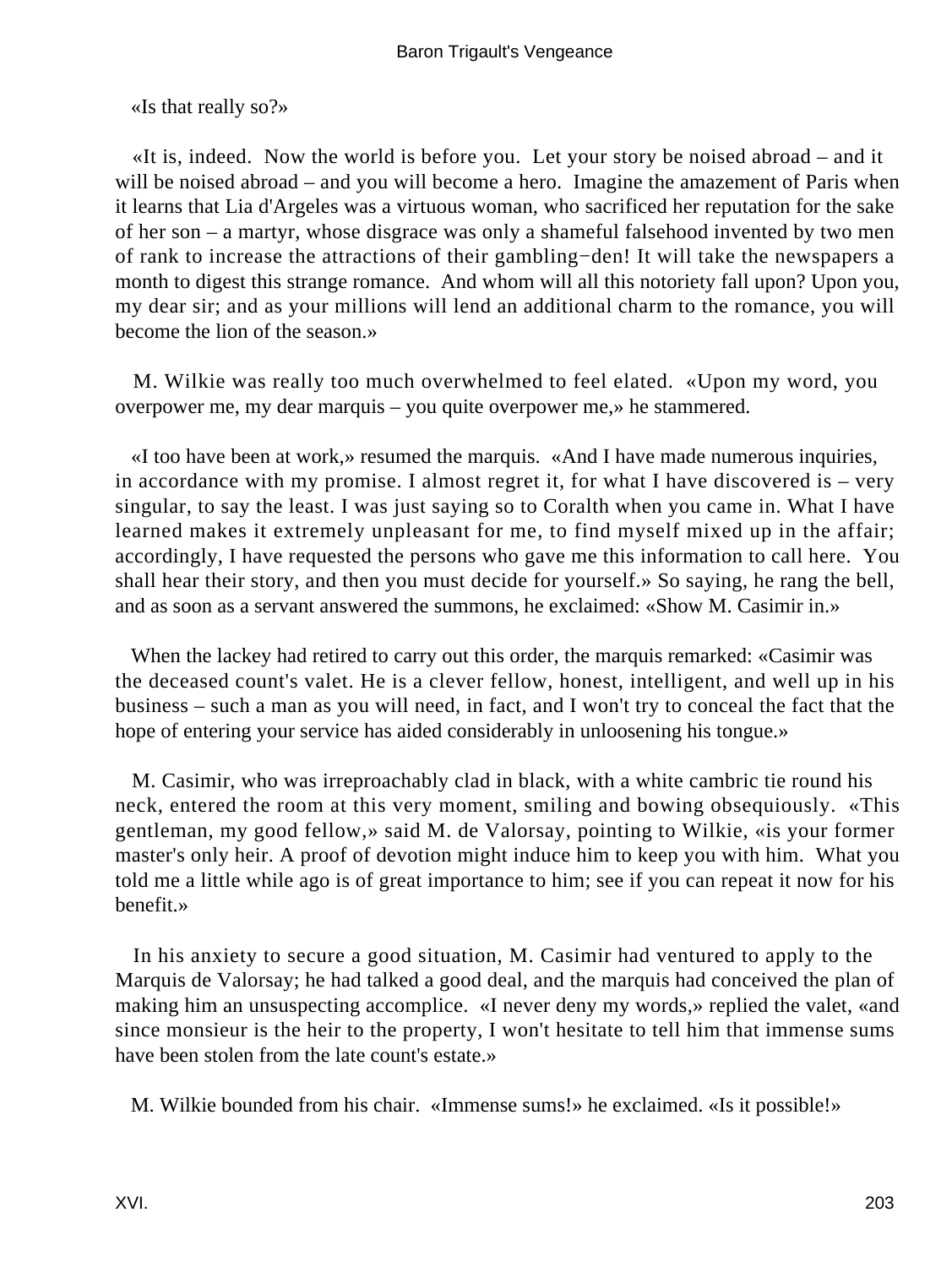«Is that really so?»

«It is, indeed. Now the world is before you. Let your story be noised abroad – and it will be noised abroad – and you will become a hero. Imagine the amazement of Paris when it learns that Lia d'Argeles was a virtuous woman, who sacrificed her reputation for the sake of her son – a martyr, whose disgrace was only a shameful falsehood invented by two men of rank to increase the attractions of their gambling−den! It will take the newspapers a month to digest this strange romance. And whom will all this notoriety fall upon? Upon you, my dear sir; and as your millions will lend an additional charm to the romance, you will become the lion of the season.»

M. Wilkie was really too much overwhelmed to feel elated. «Upon my word, you overpower me, my dear marquis – you quite overpower me,» he stammered.

«I too have been at work,» resumed the marquis. «And I have made numerous inquiries, in accordance with my promise. I almost regret it, for what I have discovered is – very singular, to say the least. I was just saying so to Coralth when you came in. What I have learned makes it extremely unpleasant for me, to find myself mixed up in the affair; accordingly, I have requested the persons who gave me this information to call here. You shall hear their story, and then you must decide for yourself.» So saying, he rang the bell, and as soon as a servant answered the summons, he exclaimed: «Show M. Casimir in.»

When the lackey had retired to carry out this order, the marquis remarked: «Casimir was the deceased count's valet. He is a clever fellow, honest, intelligent, and well up in his business – such a man as you will need, in fact, and I won't try to conceal the fact that the hope of entering your service has aided considerably in unloosening his tongue.»

M. Casimir, who was irreproachably clad in black, with a white cambric tie round his neck, entered the room at this very moment, smiling and bowing obsequiously. «This gentleman, my good fellow,» said M. de Valorsay, pointing to Wilkie, «is your former master's only heir. A proof of devotion might induce him to keep you with him. What you told me a little while ago is of great importance to him; see if you can repeat it now for his benefit.»

In his anxiety to secure a good situation, M. Casimir had ventured to apply to the Marquis de Valorsay; he had talked a good deal, and the marquis had conceived the plan of making him an unsuspecting accomplice. «I never deny my words,» replied the valet, «and since monsieur is the heir to the property, I won't hesitate to tell him that immense sums have been stolen from the late count's estate.»

M. Wilkie bounded from his chair. «Immense sums!» he exclaimed. «Is it possible!»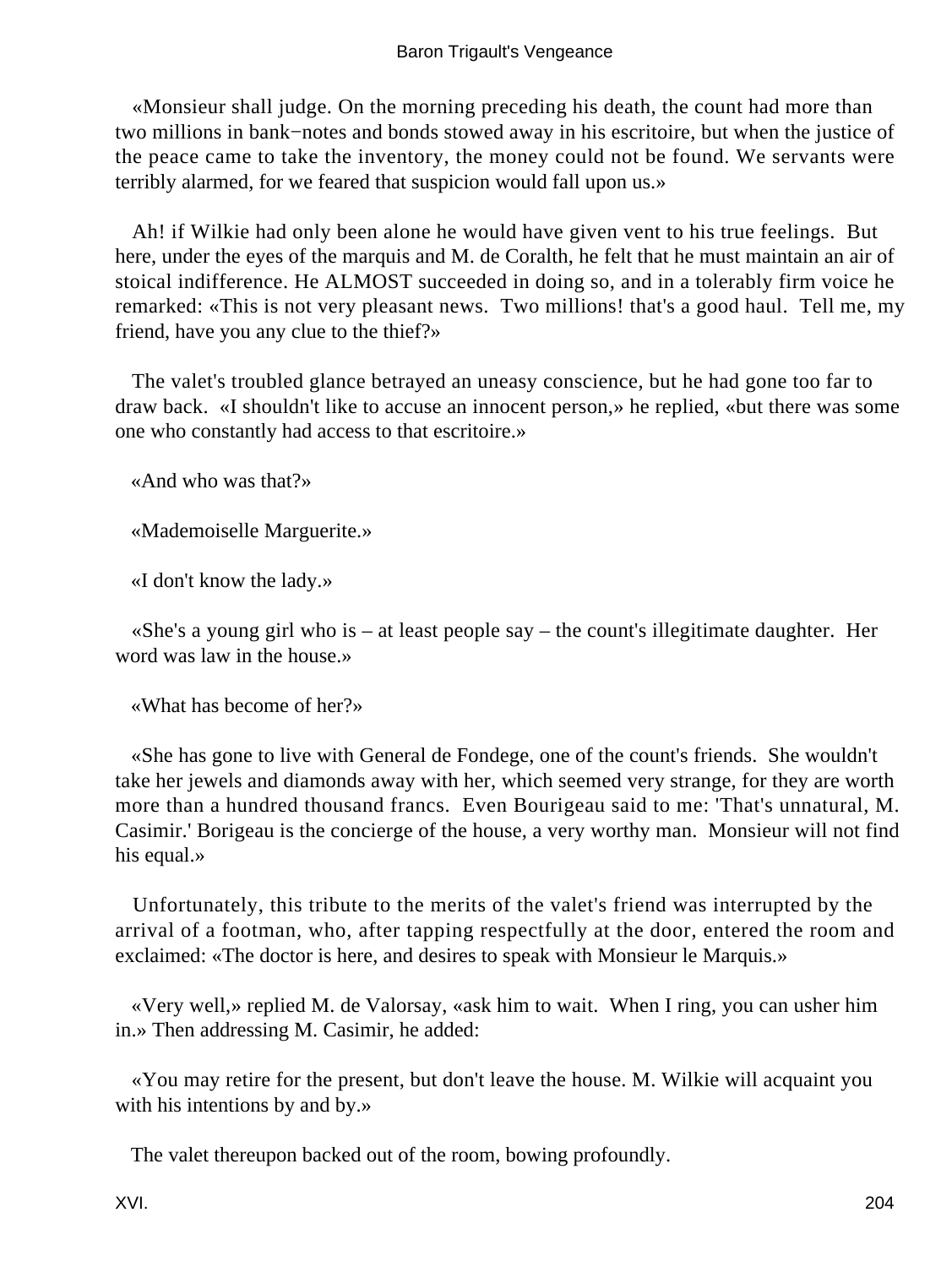«Monsieur shall judge. On the morning preceding his death, the count had more than two millions in bank−notes and bonds stowed away in his escritoire, but when the justice of the peace came to take the inventory, the money could not be found. We servants were terribly alarmed, for we feared that suspicion would fall upon us.»

Ah! if Wilkie had only been alone he would have given vent to his true feelings. But here, under the eyes of the marquis and M. de Coralth, he felt that he must maintain an air of stoical indifference. He ALMOST succeeded in doing so, and in a tolerably firm voice he remarked: «This is not very pleasant news. Two millions! that's a good haul. Tell me, my friend, have you any clue to the thief?»

The valet's troubled glance betrayed an uneasy conscience, but he had gone too far to draw back. «I shouldn't like to accuse an innocent person,» he replied, «but there was some one who constantly had access to that escritoire.»

«And who was that?»

«Mademoiselle Marguerite.»

«I don't know the lady.»

«She's a young girl who is – at least people say – the count's illegitimate daughter. Her word was law in the house.»

«What has become of her?»

«She has gone to live with General de Fondege, one of the count's friends. She wouldn't take her jewels and diamonds away with her, which seemed very strange, for they are worth more than a hundred thousand francs. Even Bourigeau said to me: 'That's unnatural, M. Casimir.' Borigeau is the concierge of the house, a very worthy man. Monsieur will not find his equal.»

Unfortunately, this tribute to the merits of the valet's friend was interrupted by the arrival of a footman, who, after tapping respectfully at the door, entered the room and exclaimed: «The doctor is here, and desires to speak with Monsieur le Marquis.»

«Very well,» replied M. de Valorsay, «ask him to wait. When I ring, you can usher him in.» Then addressing M. Casimir, he added:

«You may retire for the present, but don't leave the house. M. Wilkie will acquaint you with his intentions by and by.»

The valet thereupon backed out of the room, bowing profoundly.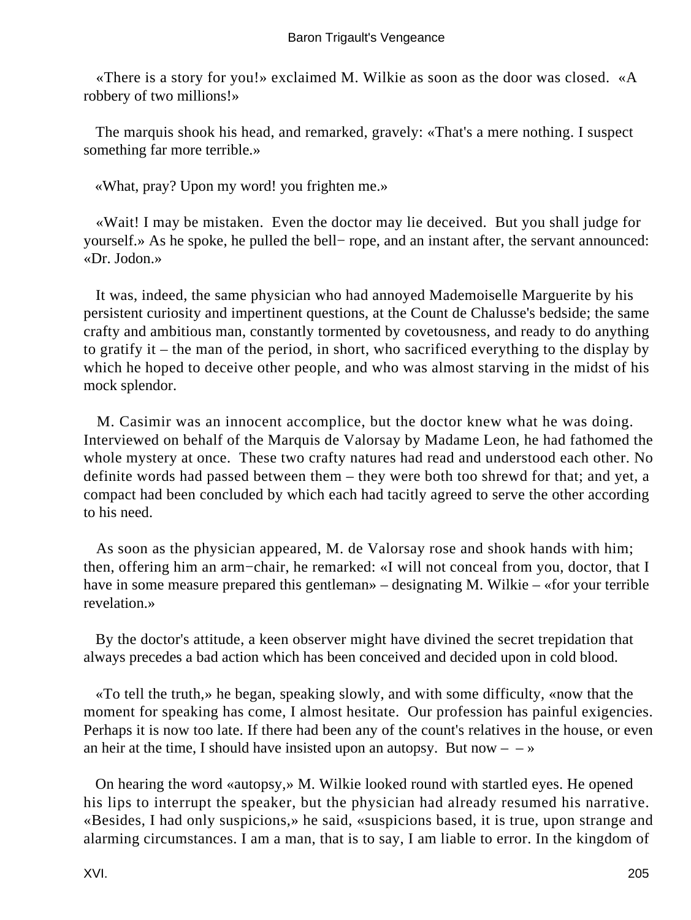«There is a story for you!» exclaimed M. Wilkie as soon as the door was closed. «A robbery of two millions!»

The marquis shook his head, and remarked, gravely: «That's a mere nothing. I suspect something far more terrible.»

«What, pray? Upon my word! you frighten me.»

«Wait! I may be mistaken. Even the doctor may lie deceived. But you shall judge for yourself.» As he spoke, he pulled the bell− rope, and an instant after, the servant announced: «Dr. Jodon.»

It was, indeed, the same physician who had annoyed Mademoiselle Marguerite by his persistent curiosity and impertinent questions, at the Count de Chalusse's bedside; the same crafty and ambitious man, constantly tormented by covetousness, and ready to do anything to gratify it – the man of the period, in short, who sacrificed everything to the display by which he hoped to deceive other people, and who was almost starving in the midst of his mock splendor.

M. Casimir was an innocent accomplice, but the doctor knew what he was doing. Interviewed on behalf of the Marquis de Valorsay by Madame Leon, he had fathomed the whole mystery at once. These two crafty natures had read and understood each other. No definite words had passed between them – they were both too shrewd for that; and yet, a compact had been concluded by which each had tacitly agreed to serve the other according to his need.

As soon as the physician appeared, M. de Valorsay rose and shook hands with him; then, offering him an arm−chair, he remarked: «I will not conceal from you, doctor, that I have in some measure prepared this gentleman» – designating M. Wilkie – «for your terrible revelation.»

By the doctor's attitude, a keen observer might have divined the secret trepidation that always precedes a bad action which has been conceived and decided upon in cold blood.

«To tell the truth,» he began, speaking slowly, and with some difficulty, «now that the moment for speaking has come, I almost hesitate. Our profession has painful exigencies. Perhaps it is now too late. If there had been any of the count's relatives in the house, or even an heir at the time, I should have insisted upon an autopsy. But now – – »

On hearing the word «autopsy,» M. Wilkie looked round with startled eyes. He opened his lips to interrupt the speaker, but the physician had already resumed his narrative. «Besides, I had only suspicions,» he said, «suspicions based, it is true, upon strange and alarming circumstances. I am a man, that is to say, I am liable to error. In the kingdom of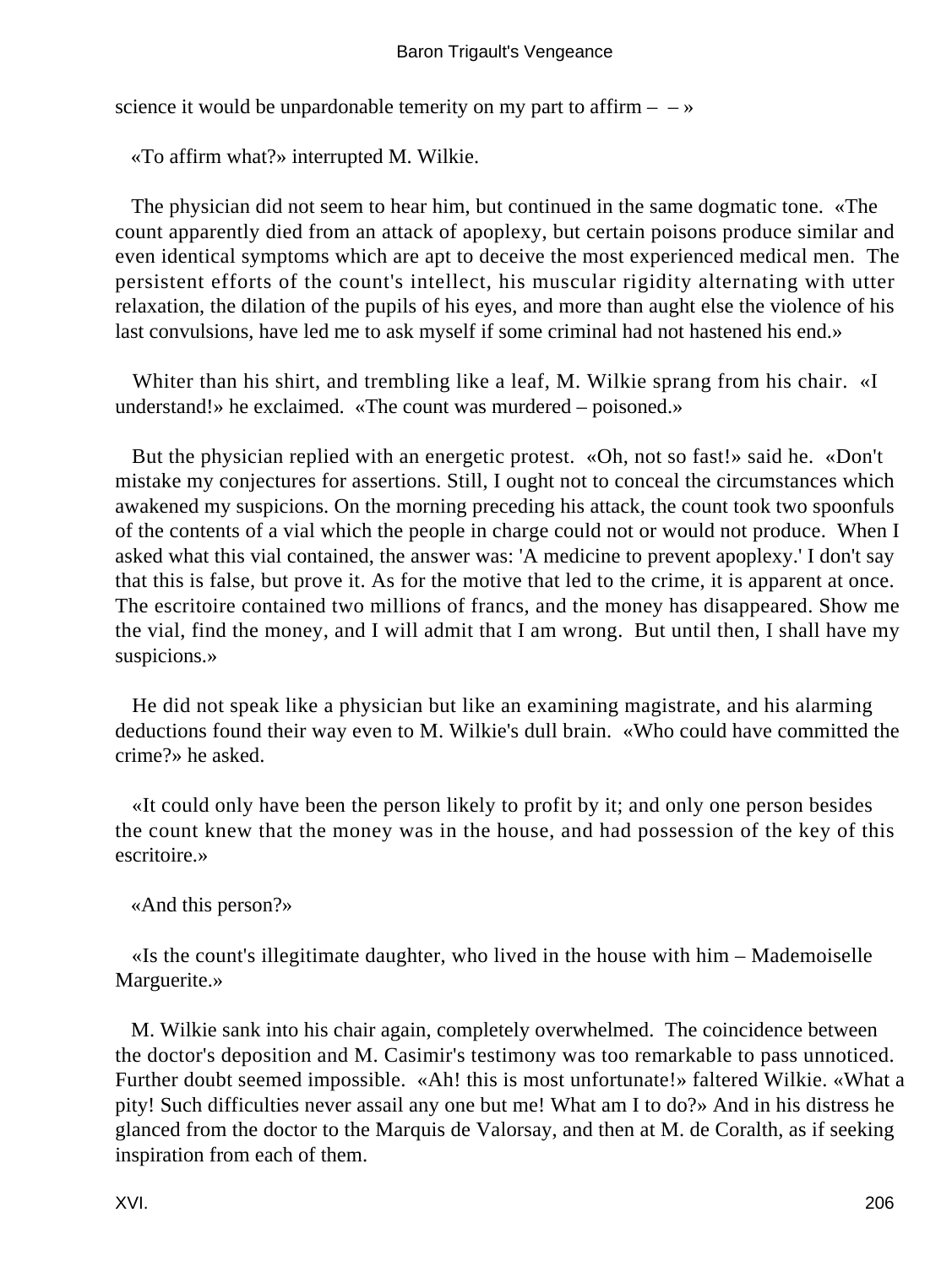science it would be unpardonable temerity on my part to affirm – – »

«To affirm what?» interrupted M. Wilkie.

The physician did not seem to hear him, but continued in the same dogmatic tone. «The count apparently died from an attack of apoplexy, but certain poisons produce similar and even identical symptoms which are apt to deceive the most experienced medical men. The persistent efforts of the count's intellect, his muscular rigidity alternating with utter relaxation, the dilation of the pupils of his eyes, and more than aught else the violence of his last convulsions, have led me to ask myself if some criminal had not hastened his end.»

Whiter than his shirt, and trembling like a leaf, M. Wilkie sprang from his chair. «I understand!» he exclaimed. «The count was murdered – poisoned.»

But the physician replied with an energetic protest. «Oh, not so fast!» said he. «Don't mistake my conjectures for assertions. Still, I ought not to conceal the circumstances which awakened my suspicions. On the morning preceding his attack, the count took two spoonfuls of the contents of a vial which the people in charge could not or would not produce. When I asked what this vial contained, the answer was: 'A medicine to prevent apoplexy.' I don't say that this is false, but prove it. As for the motive that led to the crime, it is apparent at once. The escritoire contained two millions of francs, and the money has disappeared. Show me the vial, find the money, and I will admit that I am wrong. But until then, I shall have my suspicions.»

He did not speak like a physician but like an examining magistrate, and his alarming deductions found their way even to M. Wilkie's dull brain. «Who could have committed the crime?» he asked.

«It could only have been the person likely to profit by it; and only one person besides the count knew that the money was in the house, and had possession of the key of this escritoire.»

«And this person?»

«Is the count's illegitimate daughter, who lived in the house with him – Mademoiselle Marguerite.»

M. Wilkie sank into his chair again, completely overwhelmed. The coincidence between the doctor's deposition and M. Casimir's testimony was too remarkable to pass unnoticed. Further doubt seemed impossible. «Ah! this is most unfortunate!» faltered Wilkie. «What a pity! Such difficulties never assail any one but me! What am I to do?» And in his distress he glanced from the doctor to the Marquis de Valorsay, and then at M. de Coralth, as if seeking inspiration from each of them.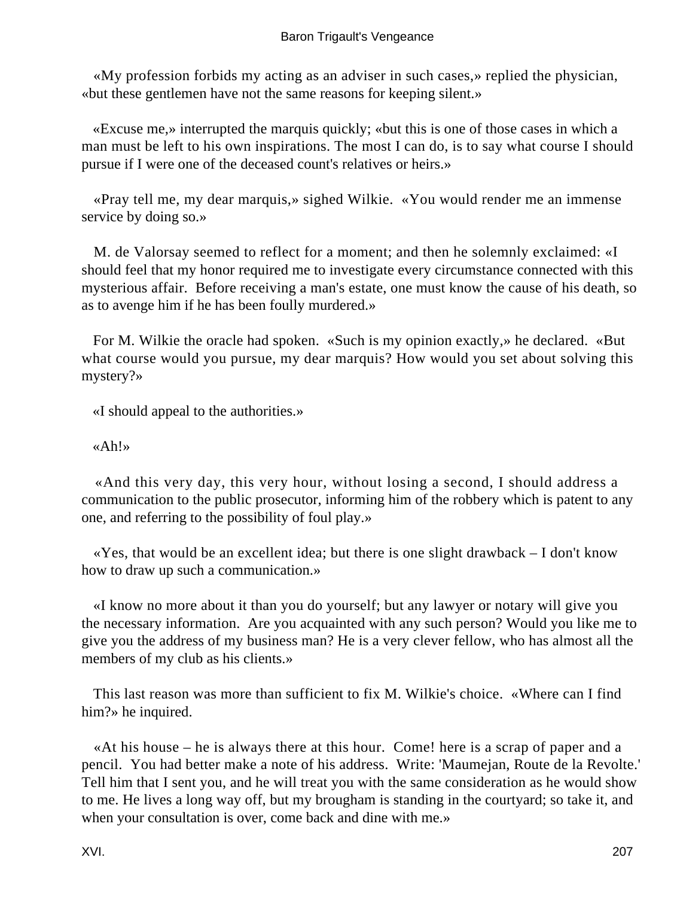«My profession forbids my acting as an adviser in such cases,» replied the physician, «but these gentlemen have not the same reasons for keeping silent.»

«Excuse me,» interrupted the marquis quickly; «but this is one of those cases in which a man must be left to his own inspirations. The most I can do, is to say what course I should pursue if I were one of the deceased count's relatives or heirs.»

«Pray tell me, my dear marquis,» sighed Wilkie. «You would render me an immense service by doing so.»

M. de Valorsay seemed to reflect for a moment; and then he solemnly exclaimed: «I should feel that my honor required me to investigate every circumstance connected with this mysterious affair. Before receiving a man's estate, one must know the cause of his death, so as to avenge him if he has been foully murdered.»

For M. Wilkie the oracle had spoken. «Such is my opinion exactly,» he declared. «But what course would you pursue, my dear marquis? How would you set about solving this mystery?»

«I should appeal to the authorities.»

«Ah!»

«And this very day, this very hour, without losing a second, I should address a communication to the public prosecutor, informing him of the robbery which is patent to any one, and referring to the possibility of foul play.»

«Yes, that would be an excellent idea; but there is one slight drawback – I don't know how to draw up such a communication.»

«I know no more about it than you do yourself; but any lawyer or notary will give you the necessary information. Are you acquainted with any such person? Would you like me to give you the address of my business man? He is a very clever fellow, who has almost all the members of my club as his clients.»

This last reason was more than sufficient to fix M. Wilkie's choice. «Where can I find him?» he inquired.

«At his house – he is always there at this hour. Come! here is a scrap of paper and a pencil. You had better make a note of his address. Write: 'Maumejan, Route de la Revolte.' Tell him that I sent you, and he will treat you with the same consideration as he would show to me. He lives a long way off, but my brougham is standing in the courtyard; so take it, and when your consultation is over, come back and dine with me.»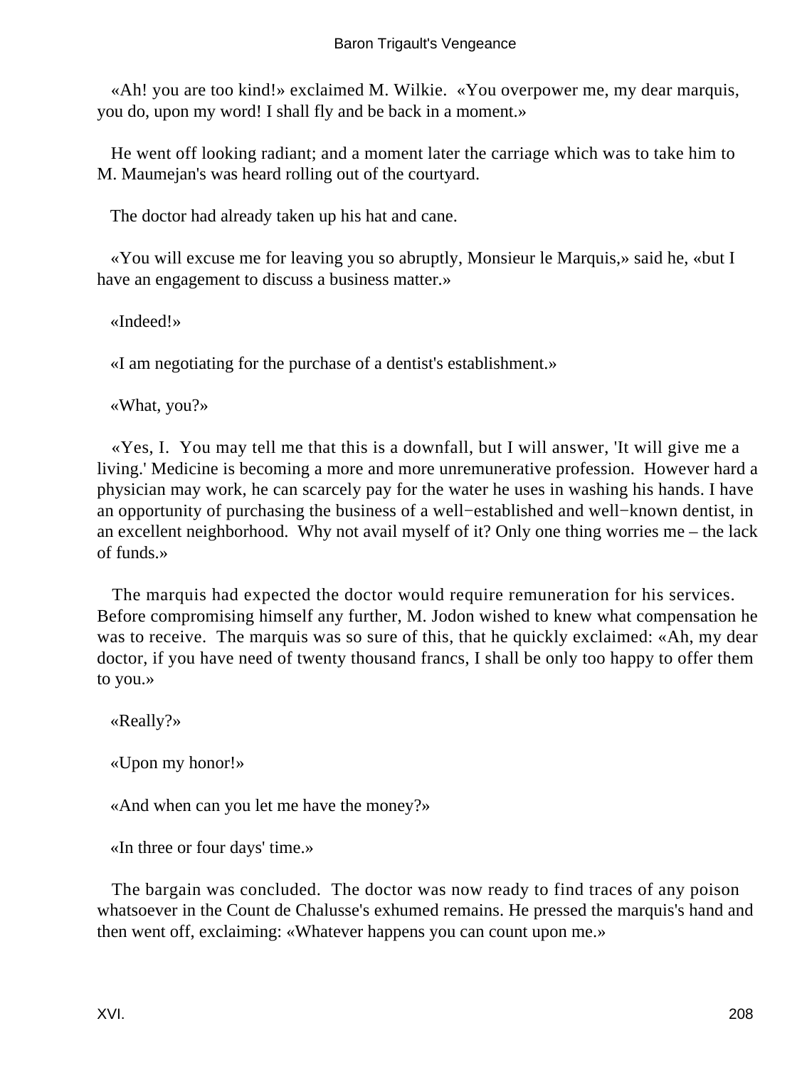«Ah! you are too kind!» exclaimed M. Wilkie. «You overpower me, my dear marquis, you do, upon my word! I shall fly and be back in a moment.»

He went off looking radiant; and a moment later the carriage which was to take him to M. Maumejan's was heard rolling out of the courtyard.

The doctor had already taken up his hat and cane.

«You will excuse me for leaving you so abruptly, Monsieur le Marquis,» said he, «but I have an engagement to discuss a business matter.»

«Indeed!»

«I am negotiating for the purchase of a dentist's establishment.»

«What, you?»

«Yes, I. You may tell me that this is a downfall, but I will answer, 'It will give me a living.' Medicine is becoming a more and more unremunerative profession. However hard a physician may work, he can scarcely pay for the water he uses in washing his hands. I have an opportunity of purchasing the business of a well−established and well−known dentist, in an excellent neighborhood. Why not avail myself of it? Only one thing worries me – the lack of funds.»

The marquis had expected the doctor would require remuneration for his services. Before compromising himself any further, M. Jodon wished to knew what compensation he was to receive. The marquis was so sure of this, that he quickly exclaimed: «Ah, my dear doctor, if you have need of twenty thousand francs, I shall be only too happy to offer them to you.»

«Really?»

«Upon my honor!»

«And when can you let me have the money?»

«In three or four days' time.»

The bargain was concluded. The doctor was now ready to find traces of any poison whatsoever in the Count de Chalusse's exhumed remains. He pressed the marquis's hand and then went off, exclaiming: «Whatever happens you can count upon me.»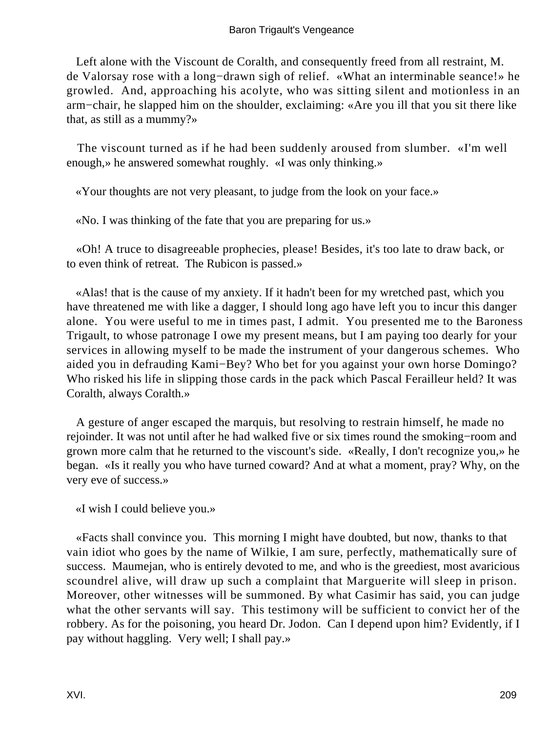Left alone with the Viscount de Coralth, and consequently freed from all restraint, M. de Valorsay rose with a long−drawn sigh of relief. «What an interminable seance!» he growled. And, approaching his acolyte, who was sitting silent and motionless in an arm−chair, he slapped him on the shoulder, exclaiming: «Are you ill that you sit there like that, as still as a mummy?»

The viscount turned as if he had been suddenly aroused from slumber. «I'm well enough,» he answered somewhat roughly. «I was only thinking.»

«Your thoughts are not very pleasant, to judge from the look on your face.»

«No. I was thinking of the fate that you are preparing for us.»

«Oh! A truce to disagreeable prophecies, please! Besides, it's too late to draw back, or to even think of retreat. The Rubicon is passed.»

«Alas! that is the cause of my anxiety. If it hadn't been for my wretched past, which you have threatened me with like a dagger, I should long ago have left you to incur this danger alone. You were useful to me in times past, I admit. You presented me to the Baroness Trigault, to whose patronage I owe my present means, but I am paying too dearly for your services in allowing myself to be made the instrument of your dangerous schemes. Who aided you in defrauding Kami−Bey? Who bet for you against your own horse Domingo? Who risked his life in slipping those cards in the pack which Pascal Ferailleur held? It was Coralth, always Coralth.»

A gesture of anger escaped the marquis, but resolving to restrain himself, he made no rejoinder. It was not until after he had walked five or six times round the smoking−room and grown more calm that he returned to the viscount's side. «Really, I don't recognize you,» he began. «Is it really you who have turned coward? And at what a moment, pray? Why, on the very eve of success.»

«I wish I could believe you.»

«Facts shall convince you. This morning I might have doubted, but now, thanks to that vain idiot who goes by the name of Wilkie, I am sure, perfectly, mathematically sure of success. Maumejan, who is entirely devoted to me, and who is the greediest, most avaricious scoundrel alive, will draw up such a complaint that Marguerite will sleep in prison. Moreover, other witnesses will be summoned. By what Casimir has said, you can judge what the other servants will say. This testimony will be sufficient to convict her of the robbery. As for the poisoning, you heard Dr. Jodon. Can I depend upon him? Evidently, if I pay without haggling. Very well; I shall pay.»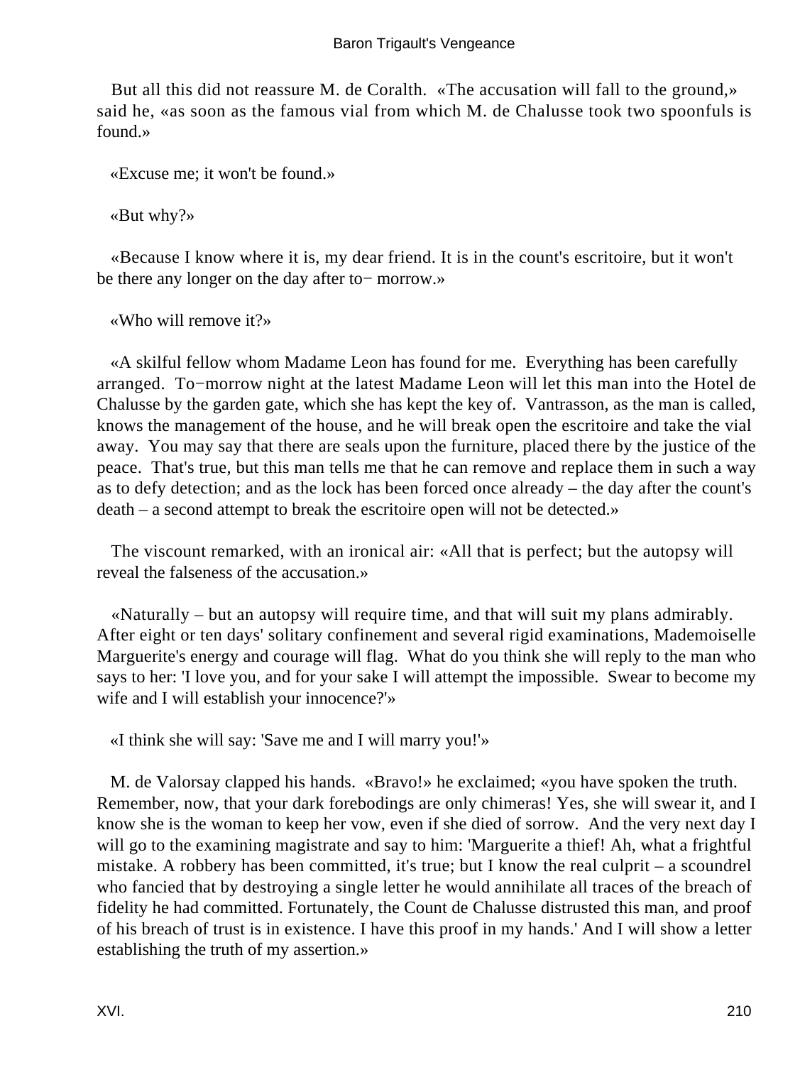But all this did not reassure M. de Coralth. «The accusation will fall to the ground,» said he, «as soon as the famous vial from which M. de Chalusse took two spoonfuls is found.»

«Excuse me; it won't be found.»

«But why?»

«Because I know where it is, my dear friend. It is in the count's escritoire, but it won't be there any longer on the day after to− morrow.»

«Who will remove it?»

«A skilful fellow whom Madame Leon has found for me. Everything has been carefully arranged. To−morrow night at the latest Madame Leon will let this man into the Hotel de Chalusse by the garden gate, which she has kept the key of. Vantrasson, as the man is called, knows the management of the house, and he will break open the escritoire and take the vial away. You may say that there are seals upon the furniture, placed there by the justice of the peace. That's true, but this man tells me that he can remove and replace them in such a way as to defy detection; and as the lock has been forced once already – the day after the count's death – a second attempt to break the escritoire open will not be detected.»

The viscount remarked, with an ironical air: «All that is perfect; but the autopsy will reveal the falseness of the accusation.»

«Naturally – but an autopsy will require time, and that will suit my plans admirably. After eight or ten days' solitary confinement and several rigid examinations, Mademoiselle Marguerite's energy and courage will flag. What do you think she will reply to the man who says to her: 'I love you, and for your sake I will attempt the impossible. Swear to become my wife and I will establish your innocence?'»

«I think she will say: 'Save me and I will marry you!'»

M. de Valorsay clapped his hands. «Bravo!» he exclaimed; «you have spoken the truth. Remember, now, that your dark forebodings are only chimeras! Yes, she will swear it, and I know she is the woman to keep her vow, even if she died of sorrow. And the very next day I will go to the examining magistrate and say to him: 'Marguerite a thief! Ah, what a frightful mistake. A robbery has been committed, it's true; but I know the real culprit – a scoundrel who fancied that by destroying a single letter he would annihilate all traces of the breach of fidelity he had committed. Fortunately, the Count de Chalusse distrusted this man, and proof of his breach of trust is in existence. I have this proof in my hands.' And I will show a letter establishing the truth of my assertion.»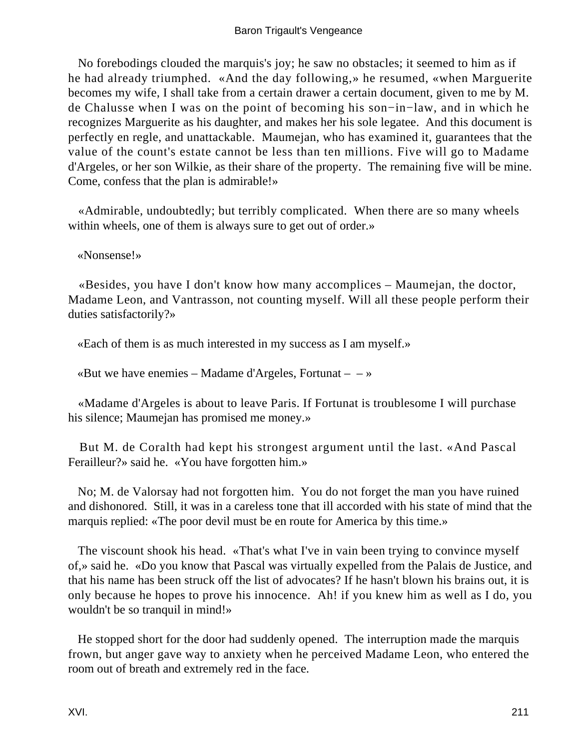No forebodings clouded the marquis's joy; he saw no obstacles; it seemed to him as if he had already triumphed. «And the day following,» he resumed, «when Marguerite becomes my wife, I shall take from a certain drawer a certain document, given to me by M. de Chalusse when I was on the point of becoming his son−in−law, and in which he recognizes Marguerite as his daughter, and makes her his sole legatee. And this document is perfectly en regle, and unattackable. Maumejan, who has examined it, guarantees that the value of the count's estate cannot be less than ten millions. Five will go to Madame d'Argeles, or her son Wilkie, as their share of the property. The remaining five will be mine. Come, confess that the plan is admirable!»

«Admirable, undoubtedly; but terribly complicated. When there are so many wheels within wheels, one of them is always sure to get out of order.»

«Nonsense!»

«Besides, you have I don't know how many accomplices – Maumejan, the doctor, Madame Leon, and Vantrasson, not counting myself. Will all these people perform their duties satisfactorily?»

«Each of them is as much interested in my success as I am myself.»

«But we have enemies – Madame d'Argeles, Fortunat – – »

«Madame d'Argeles is about to leave Paris. If Fortunat is troublesome I will purchase his silence; Maumejan has promised me money.»

But M. de Coralth had kept his strongest argument until the last. «And Pascal Ferailleur?» said he. «You have forgotten him.»

No; M. de Valorsay had not forgotten him. You do not forget the man you have ruined and dishonored. Still, it was in a careless tone that ill accorded with his state of mind that the marquis replied: «The poor devil must be en route for America by this time.»

The viscount shook his head. «That's what I've in vain been trying to convince myself of,» said he. «Do you know that Pascal was virtually expelled from the Palais de Justice, and that his name has been struck off the list of advocates? If he hasn't blown his brains out, it is only because he hopes to prove his innocence. Ah! if you knew him as well as I do, you wouldn't be so tranquil in mind!»

He stopped short for the door had suddenly opened. The interruption made the marquis frown, but anger gave way to anxiety when he perceived Madame Leon, who entered the room out of breath and extremely red in the face.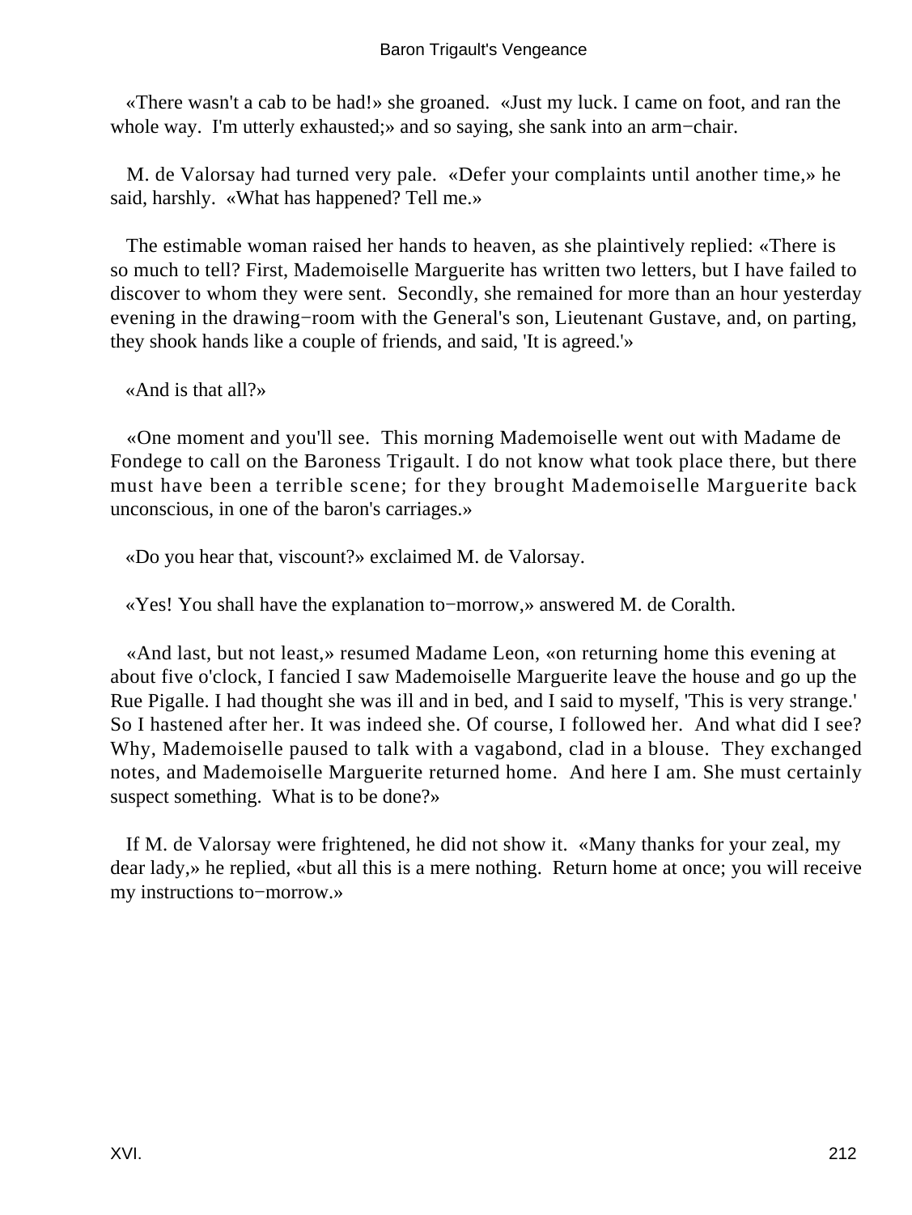«There wasn't a cab to be had!» she groaned. «Just my luck. I came on foot, and ran the whole way. I'm utterly exhausted;» and so saying, she sank into an arm−chair.

M. de Valorsay had turned very pale. «Defer your complaints until another time,» he said, harshly. «What has happened? Tell me.»

The estimable woman raised her hands to heaven, as she plaintively replied: «There is so much to tell? First, Mademoiselle Marguerite has written two letters, but I have failed to discover to whom they were sent. Secondly, she remained for more than an hour yesterday evening in the drawing−room with the General's son, Lieutenant Gustave, and, on parting, they shook hands like a couple of friends, and said, 'It is agreed.'»

«And is that all?»

«One moment and you'll see. This morning Mademoiselle went out with Madame de Fondege to call on the Baroness Trigault. I do not know what took place there, but there must have been a terrible scene; for they brought Mademoiselle Marguerite back unconscious, in one of the baron's carriages.»

«Do you hear that, viscount?» exclaimed M. de Valorsay.

«Yes! You shall have the explanation to−morrow,» answered M. de Coralth.

«And last, but not least,» resumed Madame Leon, «on returning home this evening at about five o'clock, I fancied I saw Mademoiselle Marguerite leave the house and go up the Rue Pigalle. I had thought she was ill and in bed, and I said to myself, 'This is very strange.' So I hastened after her. It was indeed she. Of course, I followed her. And what did I see? Why, Mademoiselle paused to talk with a vagabond, clad in a blouse. They exchanged notes, and Mademoiselle Marguerite returned home. And here I am. She must certainly suspect something. What is to be done?»

If M. de Valorsay were frightened, he did not show it. «Many thanks for your zeal, my dear lady,» he replied, «but all this is a mere nothing. Return home at once; you will receive my instructions to−morrow.»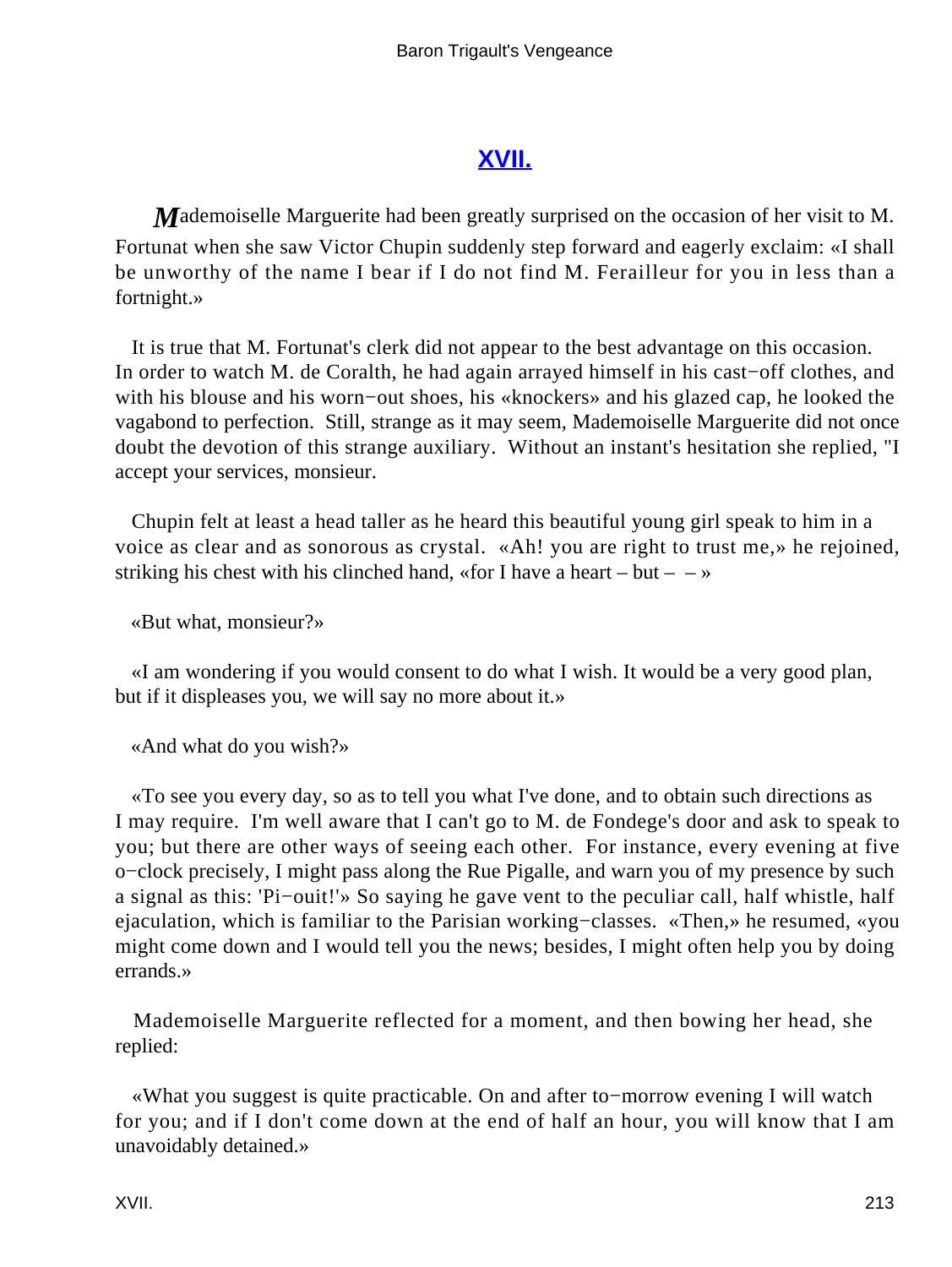## XVII.

Mademoiselle Marguerite had been greatly surprised on the occasion of her visit to M. Fortunat when she saw Victor Chupin suddenly step forward and eagerly exclaim: «I shall be unworthy of the name I bear if I do not find M. Ferailleur for you in less than a fortnight.»

It is true that M. Fortunat's clerk did not appear to the best advantage on this occasion. In order to watch M. de Coralth, he had again arrayed himself in his cast−off clothes, and with his blouse and his worn−out shoes, his «knockers» and his glazed cap, he looked the vagabond to perfection. Still, strange as it may seem, Mademoiselle Marguerite did not once doubt the devotion of this strange auxiliary. Without an instant's hesitation she replied, "I accept your services, monsieur.

Chupin felt at least a head taller as he heard this beautiful young girl speak to him in a voice as clear and as sonorous as crystal. «Ah! you are right to trust me,» he rejoined, striking his chest with his clinched hand, «for I have a heart – but – – »

«But what, monsieur?»

«I am wondering if you would consent to do what I wish. It would be a very good plan, but if it displeases you, we will say no more about it.»

«And what do you wish?»

«To see you every day, so as to tell you what I've done, and to obtain such directions as I may require. I'm well aware that I can't go to M. de Fondege's door and ask to speak to you; but there are other ways of seeing each other. For instance, every evening at five o−clock precisely, I might pass along the Rue Pigalle, and warn you of my presence by such a signal as this: 'Pi−ouit!'» So saying he gave vent to the peculiar call, half whistle, half ejaculation, which is familiar to the Parisian working−classes. «Then,» he resumed, «you might come down and I would tell you the news; besides, I might often help you by doing errands.»

Mademoiselle Marguerite reflected for a moment, and then bowing her head, she replied:

«What you suggest is quite practicable. On and after to−morrow evening I will watch for you; and if I don't come down at the end of half an hour, you will know that I am unavoidably detained.»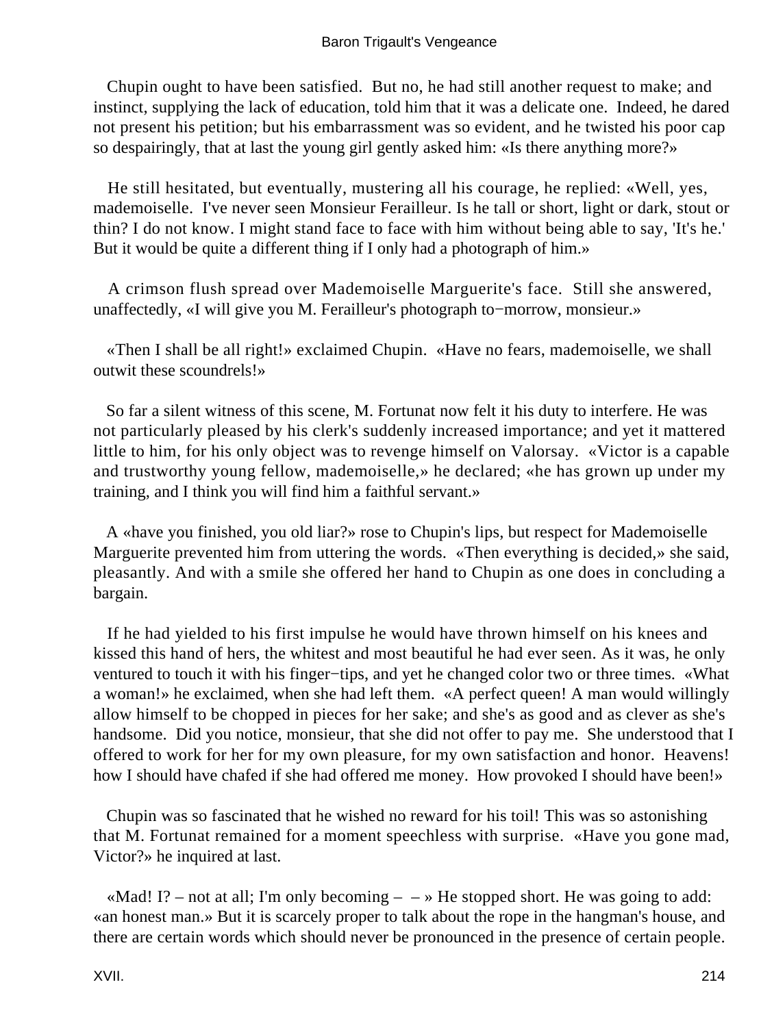Chupin ought to have been satisfied. But no, he had still another request to make; and instinct, supplying the lack of education, told him that it was a delicate one. Indeed, he dared not present his petition; but his embarrassment was so evident, and he twisted his poor cap so despairingly, that at last the young girl gently asked him: «Is there anything more?»

He still hesitated, but eventually, mustering all his courage, he replied: «Well, yes, mademoiselle. I've never seen Monsieur Ferailleur. Is he tall or short, light or dark, stout or thin? I do not know. I might stand face to face with him without being able to say, 'It's he.' But it would be quite a different thing if I only had a photograph of him.»

A crimson flush spread over Mademoiselle Marguerite's face. Still she answered, unaffectedly, «I will give you M. Ferailleur's photograph to−morrow, monsieur.»

«Then I shall be all right!» exclaimed Chupin. «Have no fears, mademoiselle, we shall outwit these scoundrels!»

So far a silent witness of this scene, M. Fortunat now felt it his duty to interfere. He was not particularly pleased by his clerk's suddenly increased importance; and yet it mattered little to him, for his only object was to revenge himself on Valorsay. «Victor is a capable and trustworthy young fellow, mademoiselle,» he declared; «he has grown up under my training, and I think you will find him a faithful servant.»

A «have you finished, you old liar?» rose to Chupin's lips, but respect for Mademoiselle Marguerite prevented him from uttering the words. «Then everything is decided,» she said, pleasantly. And with a smile she offered her hand to Chupin as one does in concluding a bargain.

If he had yielded to his first impulse he would have thrown himself on his knees and kissed this hand of hers, the whitest and most beautiful he had ever seen. As it was, he only ventured to touch it with his finger−tips, and yet he changed color two or three times. «What a woman!» he exclaimed, when she had left them. «A perfect queen! A man would willingly allow himself to be chopped in pieces for her sake; and she's as good and as clever as she's handsome. Did you notice, monsieur, that she did not offer to pay me. She understood that I offered to work for her for my own pleasure, for my own satisfaction and honor. Heavens! how I should have chafed if she had offered me money. How provoked I should have been!»

Chupin was so fascinated that he wished no reward for his toil! This was so astonishing that M. Fortunat remained for a moment speechless with surprise. «Have you gone mad, Victor?» he inquired at last.

«Mad! I? – not at all; I'm only becoming – – » He stopped short. He was going to add: «an honest man.» But it is scarcely proper to talk about the rope in the hangman's house, and there are certain words which should never be pronounced in the presence of certain people.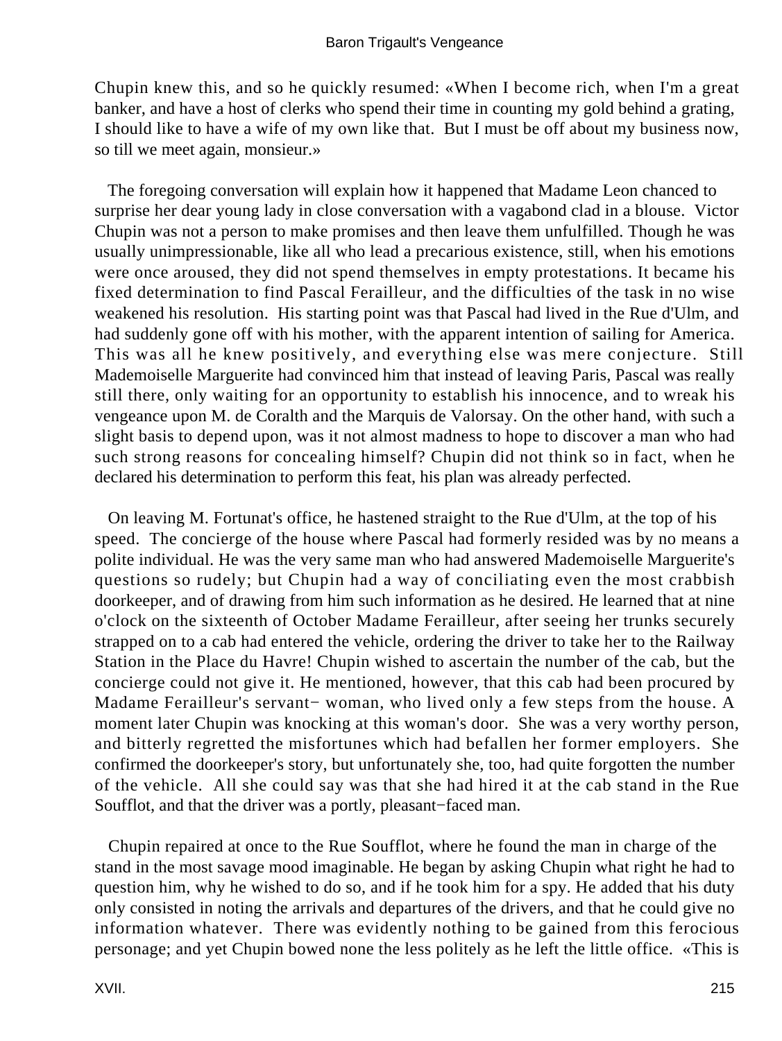Chupin knew this, and so he quickly resumed: «When I become rich, when I'm a great banker, and have a host of clerks who spend their time in counting my gold behind a grating, I should like to have a wife of my own like that. But I must be off about my business now, so till we meet again, monsieur.»

The foregoing conversation will explain how it happened that Madame Leon chanced to surprise her dear young lady in close conversation with a vagabond clad in a blouse. Victor Chupin was not a person to make promises and then leave them unfulfilled. Though he was usually unimpressionable, like all who lead a precarious existence, still, when his emotions were once aroused, they did not spend themselves in empty protestations. It became his fixed determination to find Pascal Ferailleur, and the difficulties of the task in no wise weakened his resolution. His starting point was that Pascal had lived in the Rue d'Ulm, and had suddenly gone off with his mother, with the apparent intention of sailing for America. This was all he knew positively, and everything else was mere conjecture. Still Mademoiselle Marguerite had convinced him that instead of leaving Paris, Pascal was really still there, only waiting for an opportunity to establish his innocence, and to wreak his vengeance upon M. de Coralth and the Marquis de Valorsay. On the other hand, with such a slight basis to depend upon, was it not almost madness to hope to discover a man who had such strong reasons for concealing himself? Chupin did not think so in fact, when he declared his determination to perform this feat, his plan was already perfected.

On leaving M. Fortunat's office, he hastened straight to the Rue d'Ulm, at the top of his speed. The concierge of the house where Pascal had formerly resided was by no means a polite individual. He was the very same man who had answered Mademoiselle Marguerite's questions so rudely; but Chupin had a way of conciliating even the most crabbish doorkeeper, and of drawing from him such information as he desired. He learned that at nine o'clock on the sixteenth of October Madame Ferailleur, after seeing her trunks securely strapped on to a cab had entered the vehicle, ordering the driver to take her to the Railway Station in the Place du Havre! Chupin wished to ascertain the number of the cab, but the concierge could not give it. He mentioned, however, that this cab had been procured by Madame Ferailleur's servant− woman, who lived only a few steps from the house. A moment later Chupin was knocking at this woman's door. She was a very worthy person, and bitterly regretted the misfortunes which had befallen her former employers. She confirmed the doorkeeper's story, but unfortunately she, too, had quite forgotten the number of the vehicle. All she could say was that she had hired it at the cab stand in the Rue Soufflot, and that the driver was a portly, pleasant−faced man.

Chupin repaired at once to the Rue Soufflot, where he found the man in charge of the stand in the most savage mood imaginable. He began by asking Chupin what right he had to question him, why he wished to do so, and if he took him for a spy. He added that his duty only consisted in noting the arrivals and departures of the drivers, and that he could give no information whatever. There was evidently nothing to be gained from this ferocious personage; and yet Chupin bowed none the less politely as he left the little office. «This is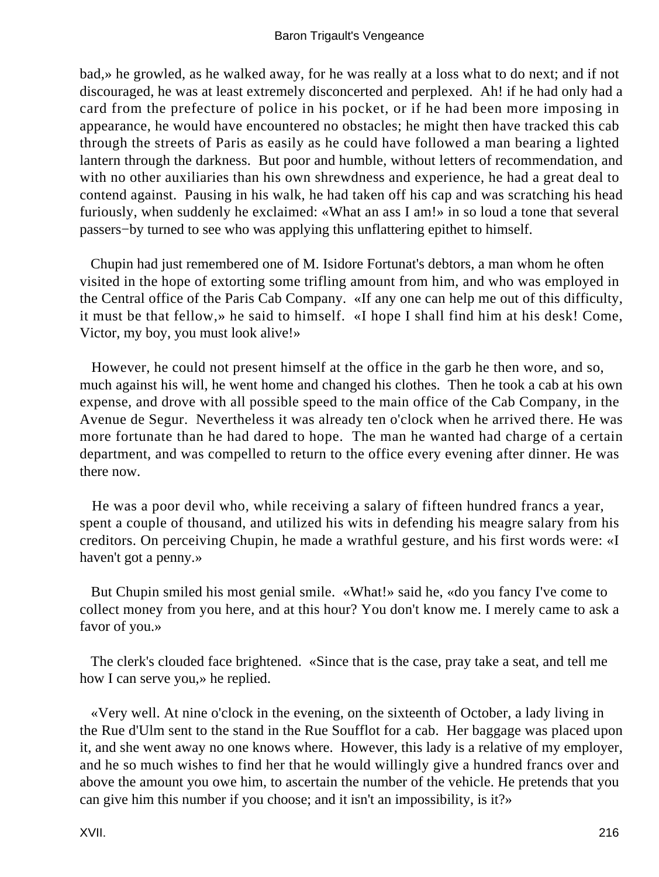bad,» he growled, as he walked away, for he was really at a loss what to do next; and if not discouraged, he was at least extremely disconcerted and perplexed. Ah! if he had only had a card from the prefecture of police in his pocket, or if he had been more imposing in appearance, he would have encountered no obstacles; he might then have tracked this cab through the streets of Paris as easily as he could have followed a man bearing a lighted lantern through the darkness. But poor and humble, without letters of recommendation, and with no other auxiliaries than his own shrewdness and experience, he had a great deal to contend against. Pausing in his walk, he had taken off his cap and was scratching his head furiously, when suddenly he exclaimed: «What an ass I am!» in so loud a tone that several passers−by turned to see who was applying this unflattering epithet to himself.

Chupin had just remembered one of M. Isidore Fortunat's debtors, a man whom he often visited in the hope of extorting some trifling amount from him, and who was employed in the Central office of the Paris Cab Company. «If any one can help me out of this difficulty, it must be that fellow,» he said to himself. «I hope I shall find him at his desk! Come, Victor, my boy, you must look alive!»

However, he could not present himself at the office in the garb he then wore, and so, much against his will, he went home and changed his clothes. Then he took a cab at his own expense, and drove with all possible speed to the main office of the Cab Company, in the Avenue de Segur. Nevertheless it was already ten o'clock when he arrived there. He was more fortunate than he had dared to hope. The man he wanted had charge of a certain department, and was compelled to return to the office every evening after dinner. He was there now.

He was a poor devil who, while receiving a salary of fifteen hundred francs a year, spent a couple of thousand, and utilized his wits in defending his meagre salary from his creditors. On perceiving Chupin, he made a wrathful gesture, and his first words were: «I haven't got a penny.»

But Chupin smiled his most genial smile. «What!» said he, «do you fancy I've come to collect money from you here, and at this hour? You don't know me. I merely came to ask a favor of you.»

The clerk's clouded face brightened. «Since that is the case, pray take a seat, and tell me how I can serve you,» he replied.

«Very well. At nine o'clock in the evening, on the sixteenth of October, a lady living in the Rue d'Ulm sent to the stand in the Rue Soufflot for a cab. Her baggage was placed upon it, and she went away no one knows where. However, this lady is a relative of my employer, and he so much wishes to find her that he would willingly give a hundred francs over and above the amount you owe him, to ascertain the number of the vehicle. He pretends that you can give him this number if you choose; and it isn't an impossibility, is it?»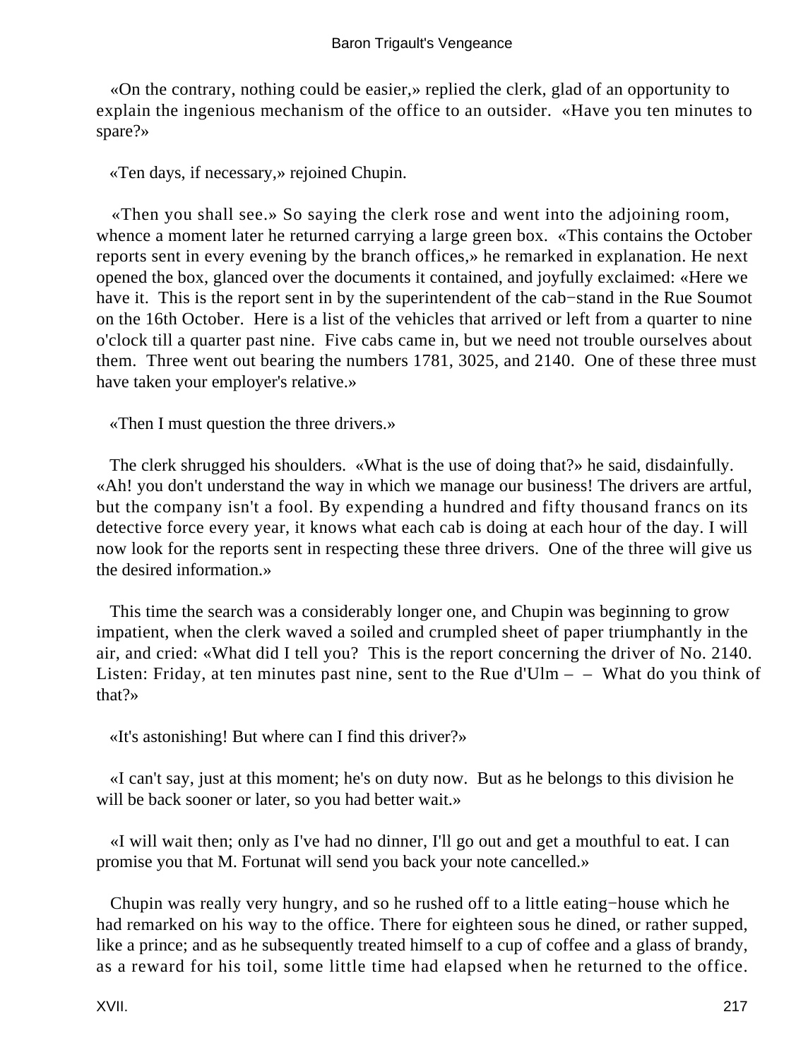«On the contrary, nothing could be easier,» replied the clerk, glad of an opportunity to explain the ingenious mechanism of the office to an outsider. «Have you ten minutes to spare?»

«Ten days, if necessary,» rejoined Chupin.

«Then you shall see.» So saying the clerk rose and went into the adjoining room, whence a moment later he returned carrying a large green box. «This contains the October reports sent in every evening by the branch offices,» he remarked in explanation. He next opened the box, glanced over the documents it contained, and joyfully exclaimed: «Here we have it. This is the report sent in by the superintendent of the cab−stand in the Rue Soumot on the 16th October. Here is a list of the vehicles that arrived or left from a quarter to nine o'clock till a quarter past nine. Five cabs came in, but we need not trouble ourselves about them. Three went out bearing the numbers 1781, 3025, and 2140. One of these three must have taken your employer's relative.»

«Then I must question the three drivers.»

The clerk shrugged his shoulders. «What is the use of doing that?» he said, disdainfully. «Ah! you don't understand the way in which we manage our business! The drivers are artful, but the company isn't a fool. By expending a hundred and fifty thousand francs on its detective force every year, it knows what each cab is doing at each hour of the day. I will now look for the reports sent in respecting these three drivers. One of the three will give us the desired information.»

This time the search was a considerably longer one, and Chupin was beginning to grow impatient, when the clerk waved a soiled and crumpled sheet of paper triumphantly in the air, and cried: «What did I tell you? This is the report concerning the driver of No. 2140. Listen: Friday, at ten minutes past nine, sent to the Rue d'Ulm – – What do you think of that?»

«It's astonishing! But where can I find this driver?»

«I can't say, just at this moment; he's on duty now. But as he belongs to this division he will be back sooner or later, so you had better wait.»

«I will wait then; only as I've had no dinner, I'll go out and get a mouthful to eat. I can promise you that M. Fortunat will send you back your note cancelled.»

Chupin was really very hungry, and so he rushed off to a little eating−house which he had remarked on his way to the office. There for eighteen sous he dined, or rather supped, like a prince; and as he subsequently treated himself to a cup of coffee and a glass of brandy, as a reward for his toil, some little time had elapsed when he returned to the office.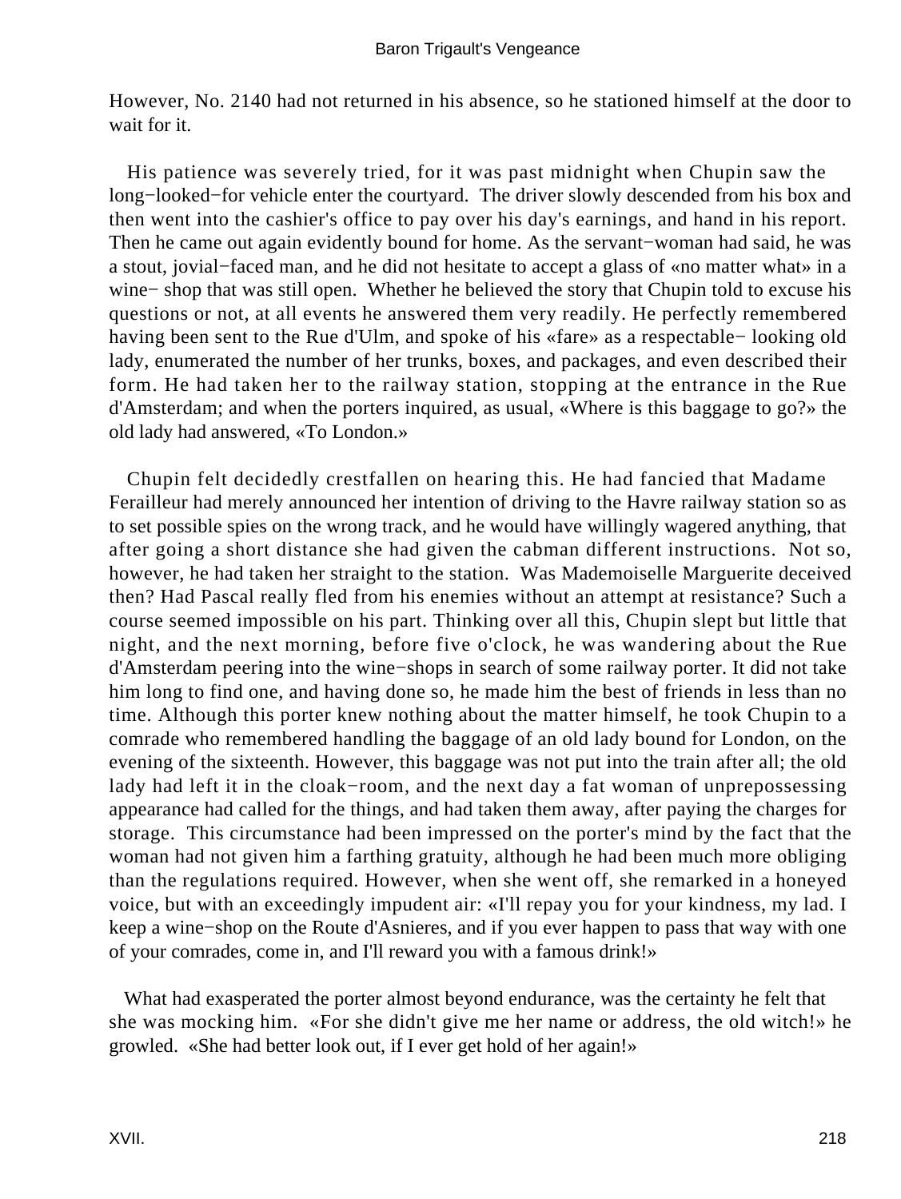However, No. 2140 had not returned in his absence, so he stationed himself at the door to wait for it.

His patience was severely tried, for it was past midnight when Chupin saw the long−looked−for vehicle enter the courtyard. The driver slowly descended from his box and then went into the cashier's office to pay over his day's earnings, and hand in his report. Then he came out again evidently bound for home. As the servant−woman had said, he was a stout, jovial−faced man, and he did not hesitate to accept a glass of «no matter what» in a wine− shop that was still open. Whether he believed the story that Chupin told to excuse his questions or not, at all events he answered them very readily. He perfectly remembered having been sent to the Rue d'Ulm, and spoke of his «fare» as a respectable− looking old lady, enumerated the number of her trunks, boxes, and packages, and even described their form. He had taken her to the railway station, stopping at the entrance in the Rue d'Amsterdam; and when the porters inquired, as usual, «Where is this baggage to go?» the old lady had answered, «To London.»

Chupin felt decidedly crestfallen on hearing this. He had fancied that Madame Ferailleur had merely announced her intention of driving to the Havre railway station so as to set possible spies on the wrong track, and he would have willingly wagered anything, that after going a short distance she had given the cabman different instructions. Not so, however, he had taken her straight to the station. Was Mademoiselle Marguerite deceived then? Had Pascal really fled from his enemies without an attempt at resistance? Such a course seemed impossible on his part. Thinking over all this, Chupin slept but little that night, and the next morning, before five o'clock, he was wandering about the Rue d'Amsterdam peering into the wine−shops in search of some railway porter. It did not take him long to find one, and having done so, he made him the best of friends in less than no time. Although this porter knew nothing about the matter himself, he took Chupin to a comrade who remembered handling the baggage of an old lady bound for London, on the evening of the sixteenth. However, this baggage was not put into the train after all; the old lady had left it in the cloak−room, and the next day a fat woman of unprepossessing appearance had called for the things, and had taken them away, after paying the charges for storage. This circumstance had been impressed on the porter's mind by the fact that the woman had not given him a farthing gratuity, although he had been much more obliging than the regulations required. However, when she went off, she remarked in a honeyed voice, but with an exceedingly impudent air: «I'll repay you for your kindness, my lad. I keep a wine−shop on the Route d'Asnieres, and if you ever happen to pass that way with one of your comrades, come in, and I'll reward you with a famous drink!»

What had exasperated the porter almost beyond endurance, was the certainty he felt that she was mocking him. «For she didn't give me her name or address, the old witch!» he growled. «She had better look out, if I ever get hold of her again!»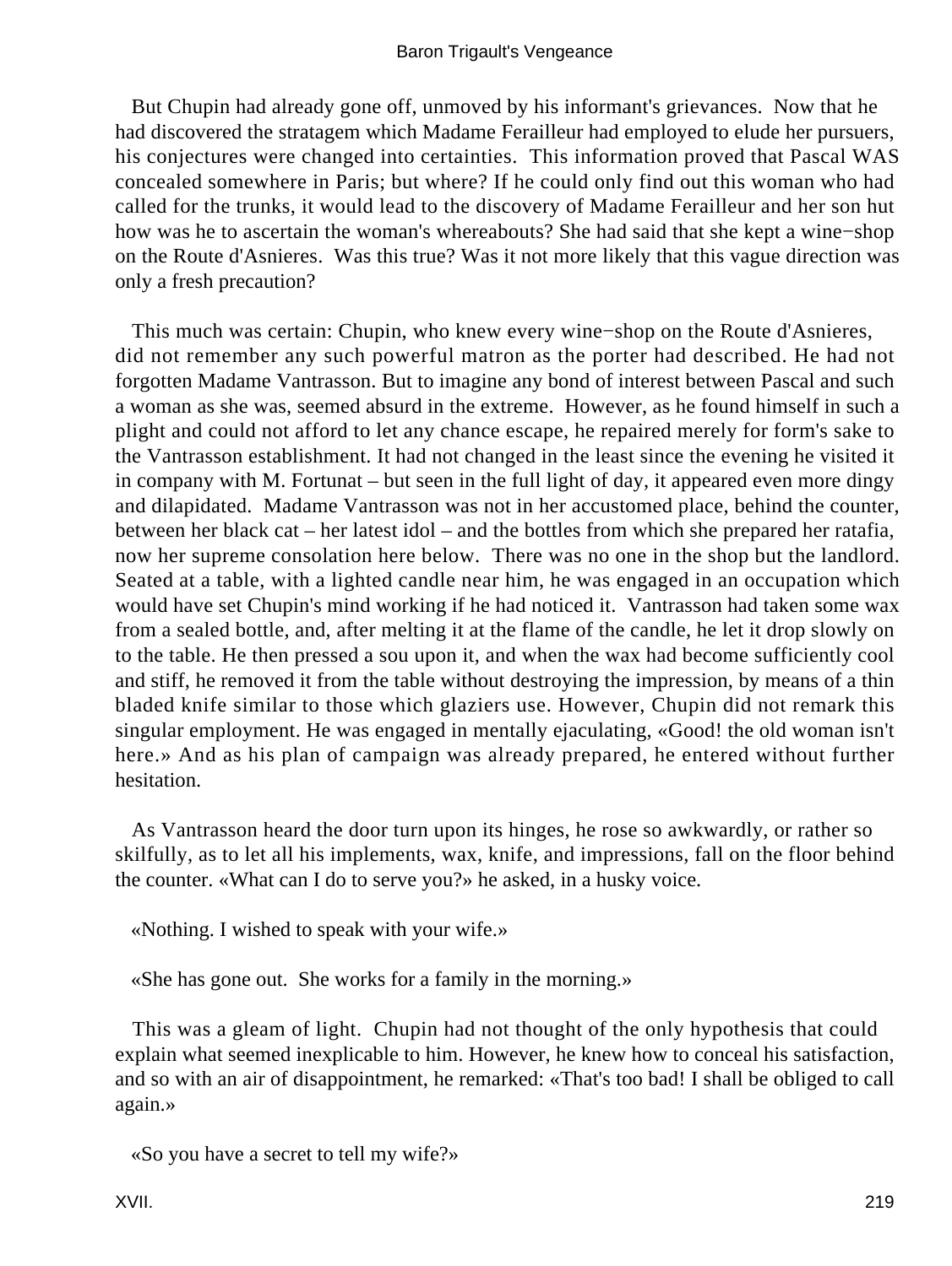But Chupin had already gone off, unmoved by his informant's grievances. Now that he had discovered the stratagem which Madame Ferailleur had employed to elude her pursuers, his conjectures were changed into certainties. This information proved that Pascal WAS concealed somewhere in Paris; but where? If he could only find out this woman who had called for the trunks, it would lead to the discovery of Madame Ferailleur and her son hut how was he to ascertain the woman's whereabouts? She had said that she kept a wine−shop on the Route d'Asnieres. Was this true? Was it not more likely that this vague direction was only a fresh precaution?

This much was certain: Chupin, who knew every wine−shop on the Route d'Asnieres, did not remember any such powerful matron as the porter had described. He had not forgotten Madame Vantrasson. But to imagine any bond of interest between Pascal and such a woman as she was, seemed absurd in the extreme. However, as he found himself in such a plight and could not afford to let any chance escape, he repaired merely for form's sake to the Vantrasson establishment. It had not changed in the least since the evening he visited it in company with M. Fortunat – but seen in the full light of day, it appeared even more dingy and dilapidated. Madame Vantrasson was not in her accustomed place, behind the counter, between her black cat – her latest idol – and the bottles from which she prepared her ratafia, now her supreme consolation here below. There was no one in the shop but the landlord. Seated at a table, with a lighted candle near him, he was engaged in an occupation which would have set Chupin's mind working if he had noticed it. Vantrasson had taken some wax from a sealed bottle, and, after melting it at the flame of the candle, he let it drop slowly on to the table. He then pressed a sou upon it, and when the wax had become sufficiently cool and stiff, he removed it from the table without destroying the impression, by means of a thin bladed knife similar to those which glaziers use. However, Chupin did not remark this singular employment. He was engaged in mentally ejaculating, «Good! the old woman isn't here.» And as his plan of campaign was already prepared, he entered without further hesitation.

As Vantrasson heard the door turn upon its hinges, he rose so awkwardly, or rather so skilfully, as to let all his implements, wax, knife, and impressions, fall on the floor behind the counter. «What can I do to serve you?» he asked, in a husky voice.

«Nothing. I wished to speak with your wife.»

«She has gone out. She works for a family in the morning.»

This was a gleam of light. Chupin had not thought of the only hypothesis that could explain what seemed inexplicable to him. However, he knew how to conceal his satisfaction, and so with an air of disappointment, he remarked: «That's too bad! I shall be obliged to call again.»

«So you have a secret to tell my wife?»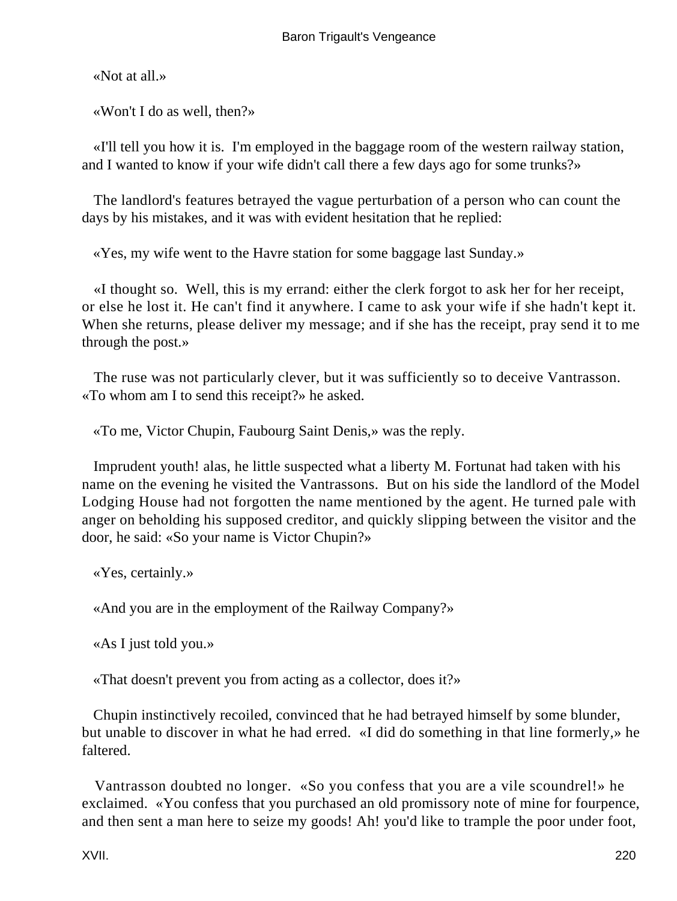«Not at all.»

«Won't I do as well, then?»

«I'll tell you how it is. I'm employed in the baggage room of the western railway station, and I wanted to know if your wife didn't call there a few days ago for some trunks?»

The landlord's features betrayed the vague perturbation of a person who can count the days by his mistakes, and it was with evident hesitation that he replied:

«Yes, my wife went to the Havre station for some baggage last Sunday.»

«I thought so. Well, this is my errand: either the clerk forgot to ask her for her receipt, or else he lost it. He can't find it anywhere. I came to ask your wife if she hadn't kept it. When she returns, please deliver my message; and if she has the receipt, pray send it to me through the post.»

The ruse was not particularly clever, but it was sufficiently so to deceive Vantrasson. «To whom am I to send this receipt?» he asked.

«To me, Victor Chupin, Faubourg Saint Denis,» was the reply.

Imprudent youth! alas, he little suspected what a liberty M. Fortunat had taken with his name on the evening he visited the Vantrassons. But on his side the landlord of the Model Lodging House had not forgotten the name mentioned by the agent. He turned pale with anger on beholding his supposed creditor, and quickly slipping between the visitor and the door, he said: «So your name is Victor Chupin?»

«Yes, certainly.»

«And you are in the employment of the Railway Company?»

«As I just told you.»

«That doesn't prevent you from acting as a collector, does it?»

Chupin instinctively recoiled, convinced that he had betrayed himself by some blunder, but unable to discover in what he had erred. «I did do something in that line formerly,» he faltered.

Vantrasson doubted no longer. «So you confess that you are a vile scoundrel!» he exclaimed. «You confess that you purchased an old promissory note of mine for fourpence, and then sent a man here to seize my goods! Ah! you'd like to trample the poor under foot,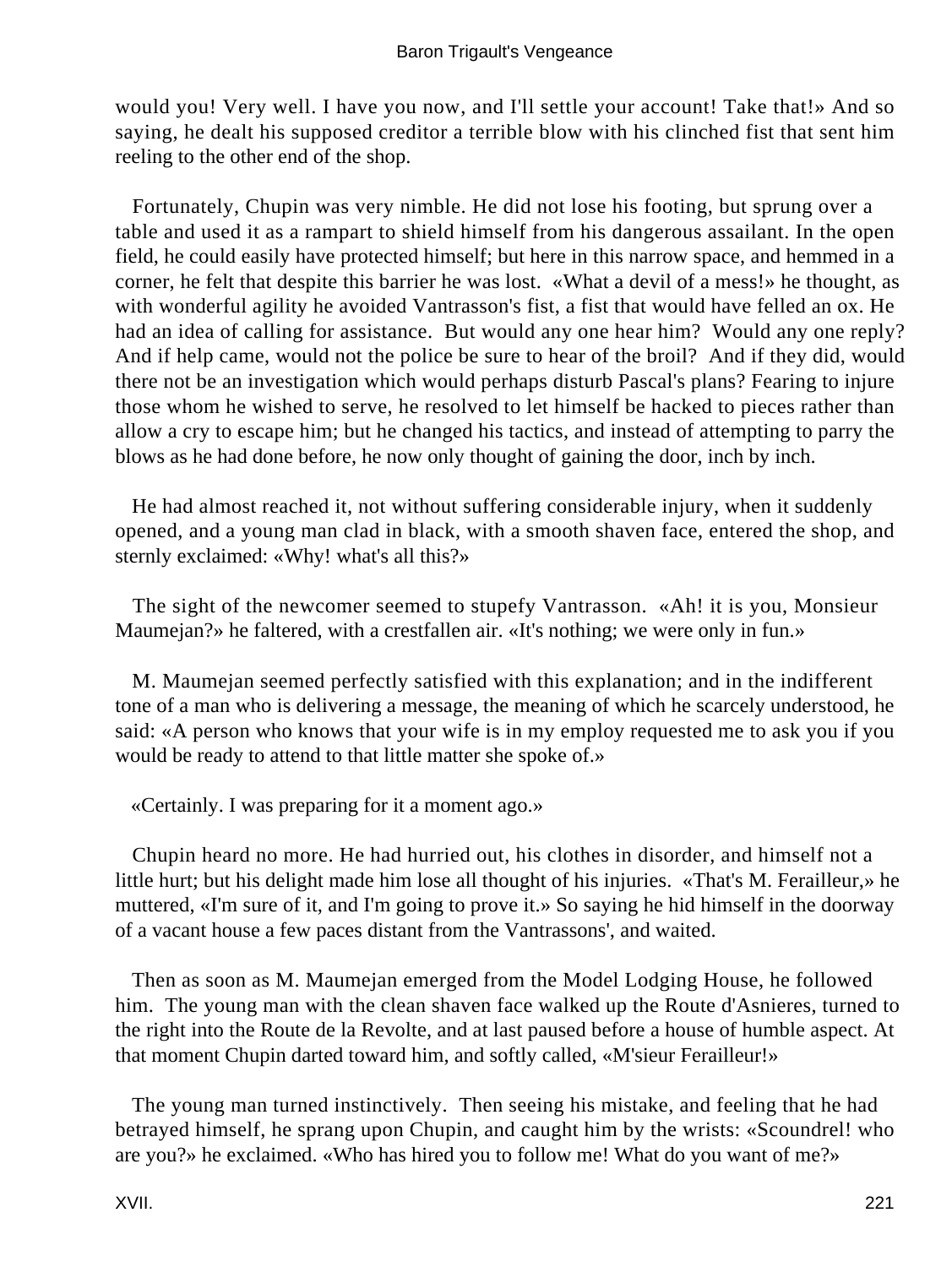would you! Very well. I have you now, and I'll settle your account! Take that!» And so saying, he dealt his supposed creditor a terrible blow with his clinched fist that sent him reeling to the other end of the shop.

Fortunately, Chupin was very nimble. He did not lose his footing, but sprung over a table and used it as a rampart to shield himself from his dangerous assailant. In the open field, he could easily have protected himself; but here in this narrow space, and hemmed in a corner, he felt that despite this barrier he was lost. «What a devil of a mess!» he thought, as with wonderful agility he avoided Vantrasson's fist, a fist that would have felled an ox. He had an idea of calling for assistance. But would any one hear him? Would any one reply? And if help came, would not the police be sure to hear of the broil? And if they did, would there not be an investigation which would perhaps disturb Pascal's plans? Fearing to injure those whom he wished to serve, he resolved to let himself be hacked to pieces rather than allow a cry to escape him; but he changed his tactics, and instead of attempting to parry the blows as he had done before, he now only thought of gaining the door, inch by inch.

He had almost reached it, not without suffering considerable injury, when it suddenly opened, and a young man clad in black, with a smooth shaven face, entered the shop, and sternly exclaimed: «Why! what's all this?»

The sight of the newcomer seemed to stupefy Vantrasson. «Ah! it is you, Monsieur Maumejan?» he faltered, with a crestfallen air. «It's nothing; we were only in fun.»

M. Maumejan seemed perfectly satisfied with this explanation; and in the indifferent tone of a man who is delivering a message, the meaning of which he scarcely understood, he said: «A person who knows that your wife is in my employ requested me to ask you if you would be ready to attend to that little matter she spoke of.»

«Certainly. I was preparing for it a moment ago.»

Chupin heard no more. He had hurried out, his clothes in disorder, and himself not a little hurt; but his delight made him lose all thought of his injuries. «That's M. Ferailleur,» he muttered, «I'm sure of it, and I'm going to prove it.» So saying he hid himself in the doorway of a vacant house a few paces distant from the Vantrassons', and waited.

Then as soon as M. Maumejan emerged from the Model Lodging House, he followed him. The young man with the clean shaven face walked up the Route d'Asnieres, turned to the right into the Route de la Revolte, and at last paused before a house of humble aspect. At that moment Chupin darted toward him, and softly called, «M'sieur Ferailleur!»

The young man turned instinctively. Then seeing his mistake, and feeling that he had betrayed himself, he sprang upon Chupin, and caught him by the wrists: «Scoundrel! who are you?» he exclaimed. «Who has hired you to follow me! What do you want of me?»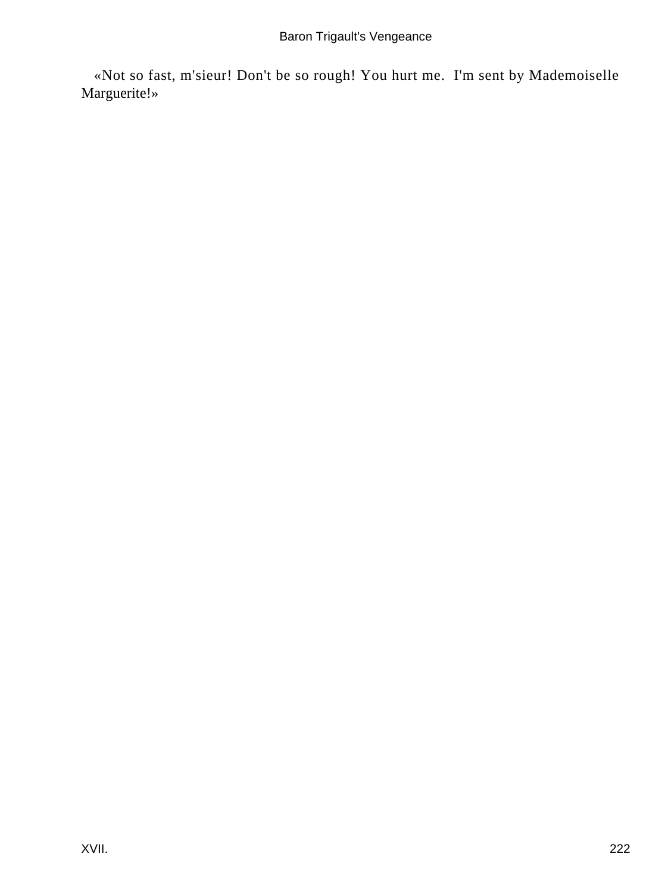«Not so fast, m'sieur! Don't be so rough! You hurt me. I'm sent by Mademoiselle Marguerite!»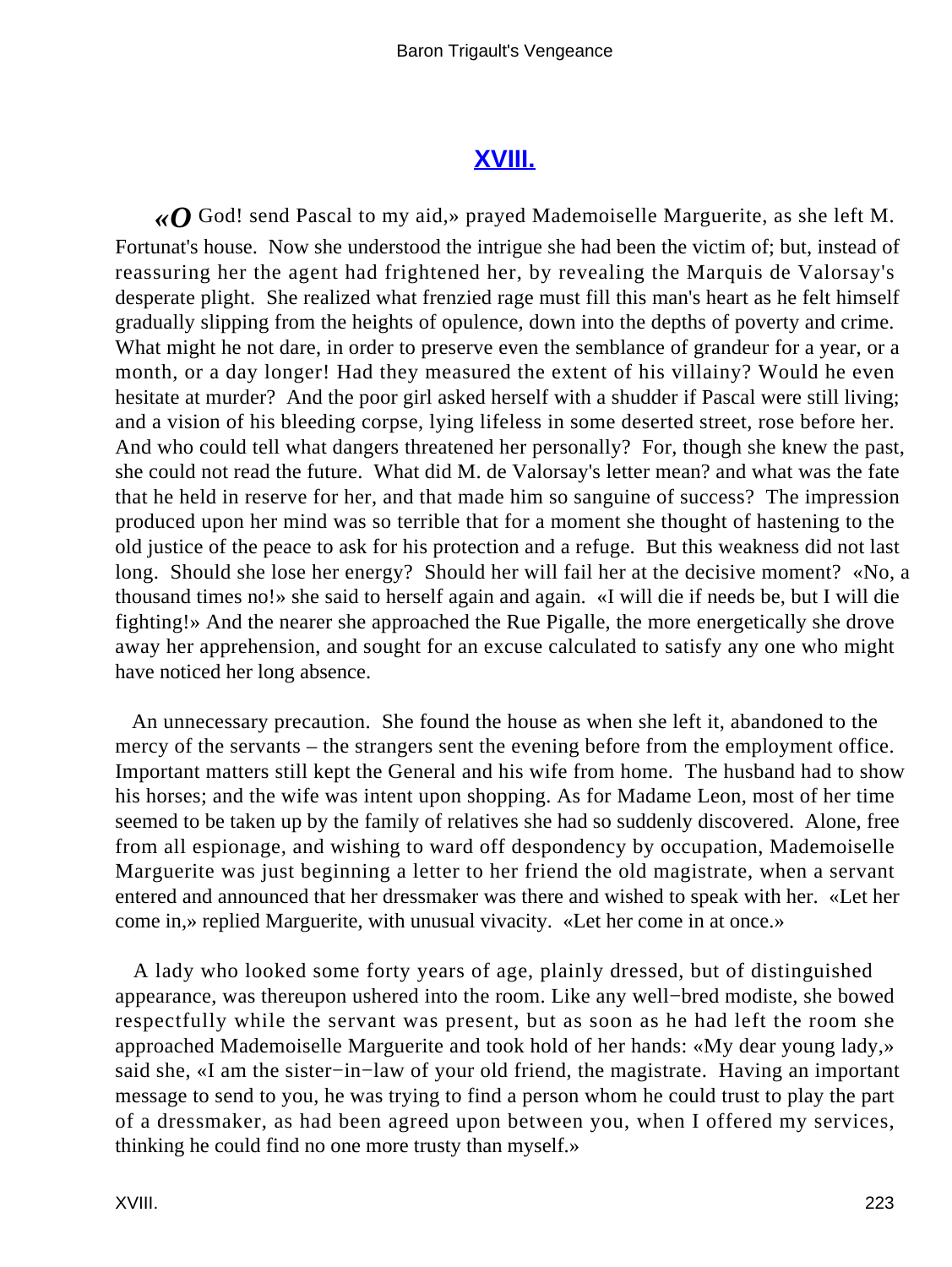## XVIII.

«O God! send Pascal to my aid,» prayed Mademoiselle Marguerite, as she left M. Fortunat's house. Now she understood the intrigue she had been the victim of; but, instead of reassuring her the agent had frightened her, by revealing the Marquis de Valorsay's desperate plight. She realized what frenzied rage must fill this man's heart as he felt himself gradually slipping from the heights of opulence, down into the depths of poverty and crime. What might he not dare, in order to preserve even the semblance of grandeur for a year, or a month, or a day longer! Had they measured the extent of his villainy? Would he even hesitate at murder? And the poor girl asked herself with a shudder if Pascal were still living; and a vision of his bleeding corpse, lying lifeless in some deserted street, rose before her. And who could tell what dangers threatened her personally? For, though she knew the past, she could not read the future. What did M. de Valorsay's letter mean? and what was the fate that he held in reserve for her, and that made him so sanguine of success? The impression produced upon her mind was so terrible that for a moment she thought of hastening to the old justice of the peace to ask for his protection and a refuge. But this weakness did not last long. Should she lose her energy? Should her will fail her at the decisive moment? «No, a thousand times no!» she said to herself again and again. «I will die if needs be, but I will die fighting!» And the nearer she approached the Rue Pigalle, the more energetically she drove away her apprehension, and sought for an excuse calculated to satisfy any one who might have noticed her long absence.

An unnecessary precaution. She found the house as when she left it, abandoned to the mercy of the servants – the strangers sent the evening before from the employment office. Important matters still kept the General and his wife from home. The husband had to show his horses; and the wife was intent upon shopping. As for Madame Leon, most of her time seemed to be taken up by the family of relatives she had so suddenly discovered. Alone, free from all espionage, and wishing to ward off despondency by occupation, Mademoiselle Marguerite was just beginning a letter to her friend the old magistrate, when a servant entered and announced that her dressmaker was there and wished to speak with her. «Let her come in,» replied Marguerite, with unusual vivacity. «Let her come in at once.»

A lady who looked some forty years of age, plainly dressed, but of distinguished appearance, was thereupon ushered into the room. Like any well−bred modiste, she bowed respectfully while the servant was present, but as soon as he had left the room she approached Mademoiselle Marguerite and took hold of her hands: «My dear young lady,» said she, «I am the sister−in−law of your old friend, the magistrate. Having an important message to send to you, he was trying to find a person whom he could trust to play the part of a dressmaker, as had been agreed upon between you, when I offered my services, thinking he could find no one more trusty than myself.»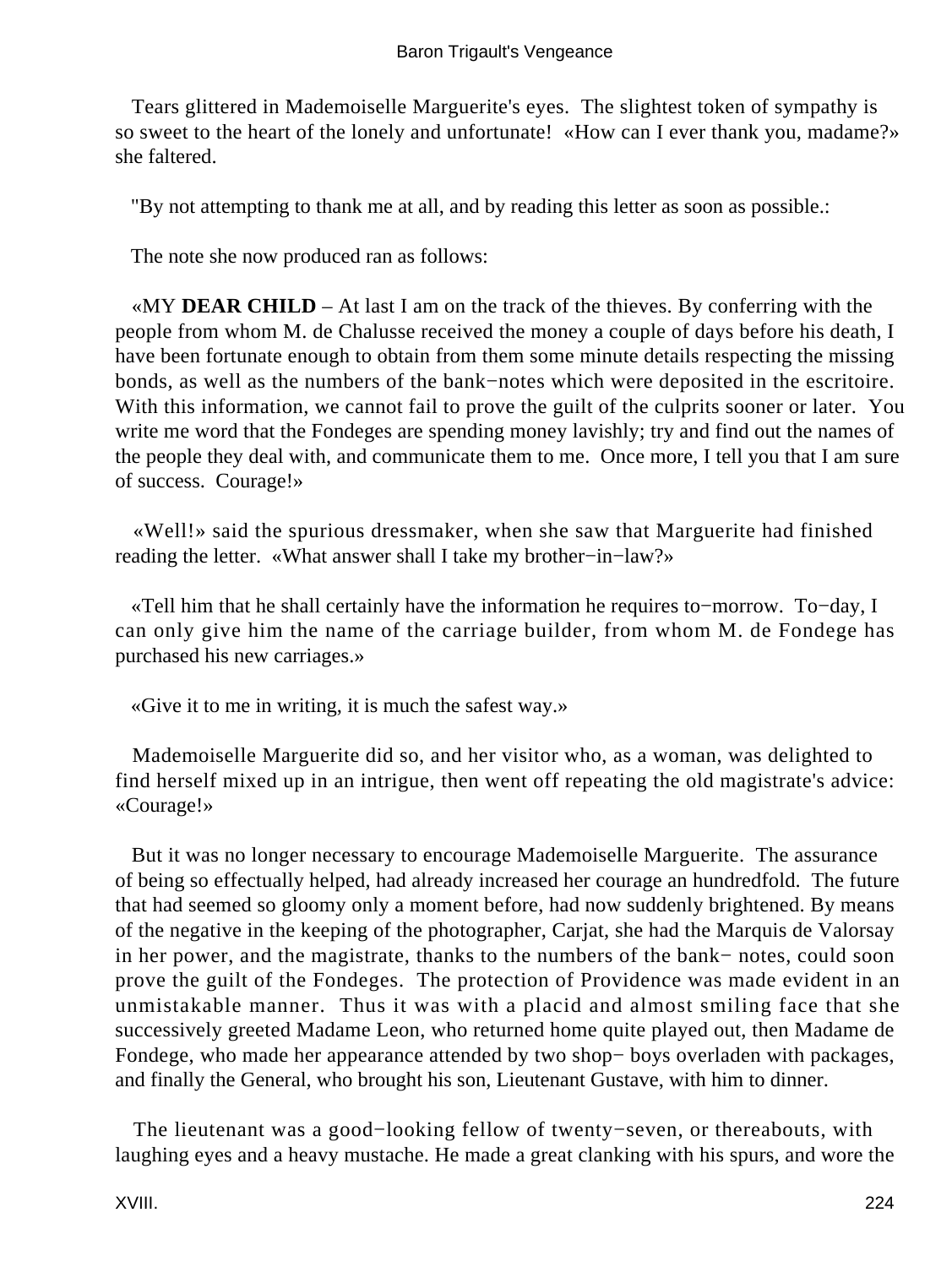Tears glittered in Mademoiselle Marguerite's eyes. The slightest token of sympathy is so sweet to the heart of the lonely and unfortunate! «How can I ever thank you, madame?» she faltered.

"By not attempting to thank me at all, and by reading this letter as soon as possible.:

The note she now produced ran as follows:

«MY **DEAR CHILD** – At last I am on the track of the thieves. By conferring with the people from whom M. de Chalusse received the money a couple of days before his death, I have been fortunate enough to obtain from them some minute details respecting the missing bonds, as well as the numbers of the bank−notes which were deposited in the escritoire. With this information, we cannot fail to prove the guilt of the culprits sooner or later. You write me word that the Fondeges are spending money lavishly; try and find out the names of the people they deal with, and communicate them to me. Once more, I tell you that I am sure of success. Courage!»

«Well!» said the spurious dressmaker, when she saw that Marguerite had finished reading the letter. «What answer shall I take my brother−in−law?»

«Tell him that he shall certainly have the information he requires to−morrow. To−day, I can only give him the name of the carriage builder, from whom M. de Fondege has purchased his new carriages.»

«Give it to me in writing, it is much the safest way.»

Mademoiselle Marguerite did so, and her visitor who, as a woman, was delighted to find herself mixed up in an intrigue, then went off repeating the old magistrate's advice: «Courage!»

But it was no longer necessary to encourage Mademoiselle Marguerite. The assurance of being so effectually helped, had already increased her courage an hundredfold. The future that had seemed so gloomy only a moment before, had now suddenly brightened. By means of the negative in the keeping of the photographer, Carjat, she had the Marquis de Valorsay in her power, and the magistrate, thanks to the numbers of the bank− notes, could soon prove the guilt of the Fondeges. The protection of Providence was made evident in an unmistakable manner. Thus it was with a placid and almost smiling face that she successively greeted Madame Leon, who returned home quite played out, then Madame de Fondege, who made her appearance attended by two shop− boys overladen with packages, and finally the General, who brought his son, Lieutenant Gustave, with him to dinner.

The lieutenant was a good−looking fellow of twenty−seven, or thereabouts, with laughing eyes and a heavy mustache. He made a great clanking with his spurs, and wore the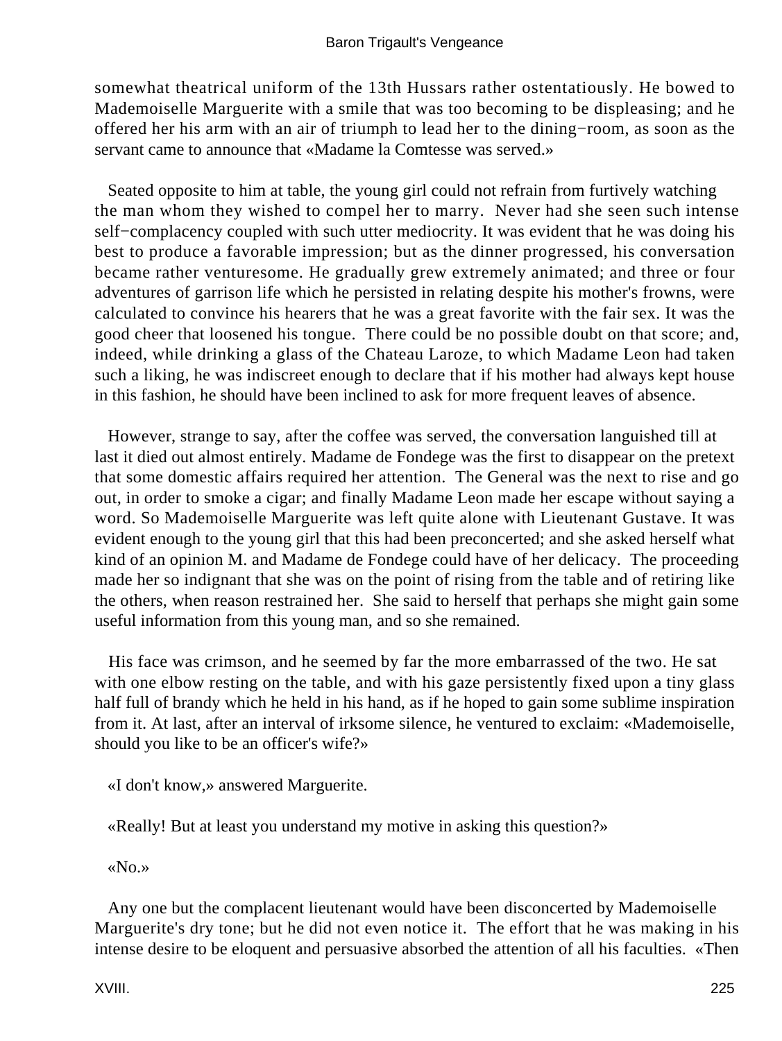somewhat theatrical uniform of the 13th Hussars rather ostentatiously. He bowed to Mademoiselle Marguerite with a smile that was too becoming to be displeasing; and he offered her his arm with an air of triumph to lead her to the dining−room, as soon as the servant came to announce that «Madame la Comtesse was served.»

Seated opposite to him at table, the young girl could not refrain from furtively watching the man whom they wished to compel her to marry. Never had she seen such intense self−complacency coupled with such utter mediocrity. It was evident that he was doing his best to produce a favorable impression; but as the dinner progressed, his conversation became rather venturesome. He gradually grew extremely animated; and three or four adventures of garrison life which he persisted in relating despite his mother's frowns, were calculated to convince his hearers that he was a great favorite with the fair sex. It was the good cheer that loosened his tongue. There could be no possible doubt on that score; and, indeed, while drinking a glass of the Chateau Laroze, to which Madame Leon had taken such a liking, he was indiscreet enough to declare that if his mother had always kept house in this fashion, he should have been inclined to ask for more frequent leaves of absence.

However, strange to say, after the coffee was served, the conversation languished till at last it died out almost entirely. Madame de Fondege was the first to disappear on the pretext that some domestic affairs required her attention. The General was the next to rise and go out, in order to smoke a cigar; and finally Madame Leon made her escape without saying a word. So Mademoiselle Marguerite was left quite alone with Lieutenant Gustave. It was evident enough to the young girl that this had been preconcerted; and she asked herself what kind of an opinion M. and Madame de Fondege could have of her delicacy. The proceeding made her so indignant that she was on the point of rising from the table and of retiring like the others, when reason restrained her. She said to herself that perhaps she might gain some useful information from this young man, and so she remained.

His face was crimson, and he seemed by far the more embarrassed of the two. He sat with one elbow resting on the table, and with his gaze persistently fixed upon a tiny glass half full of brandy which he held in his hand, as if he hoped to gain some sublime inspiration from it. At last, after an interval of irksome silence, he ventured to exclaim: «Mademoiselle, should you like to be an officer's wife?»

«I don't know,» answered Marguerite.

«Really! But at least you understand my motive in asking this question?»

«No.»

Any one but the complacent lieutenant would have been disconcerted by Mademoiselle Marguerite's dry tone; but he did not even notice it. The effort that he was making in his intense desire to be eloquent and persuasive absorbed the attention of all his faculties. «Then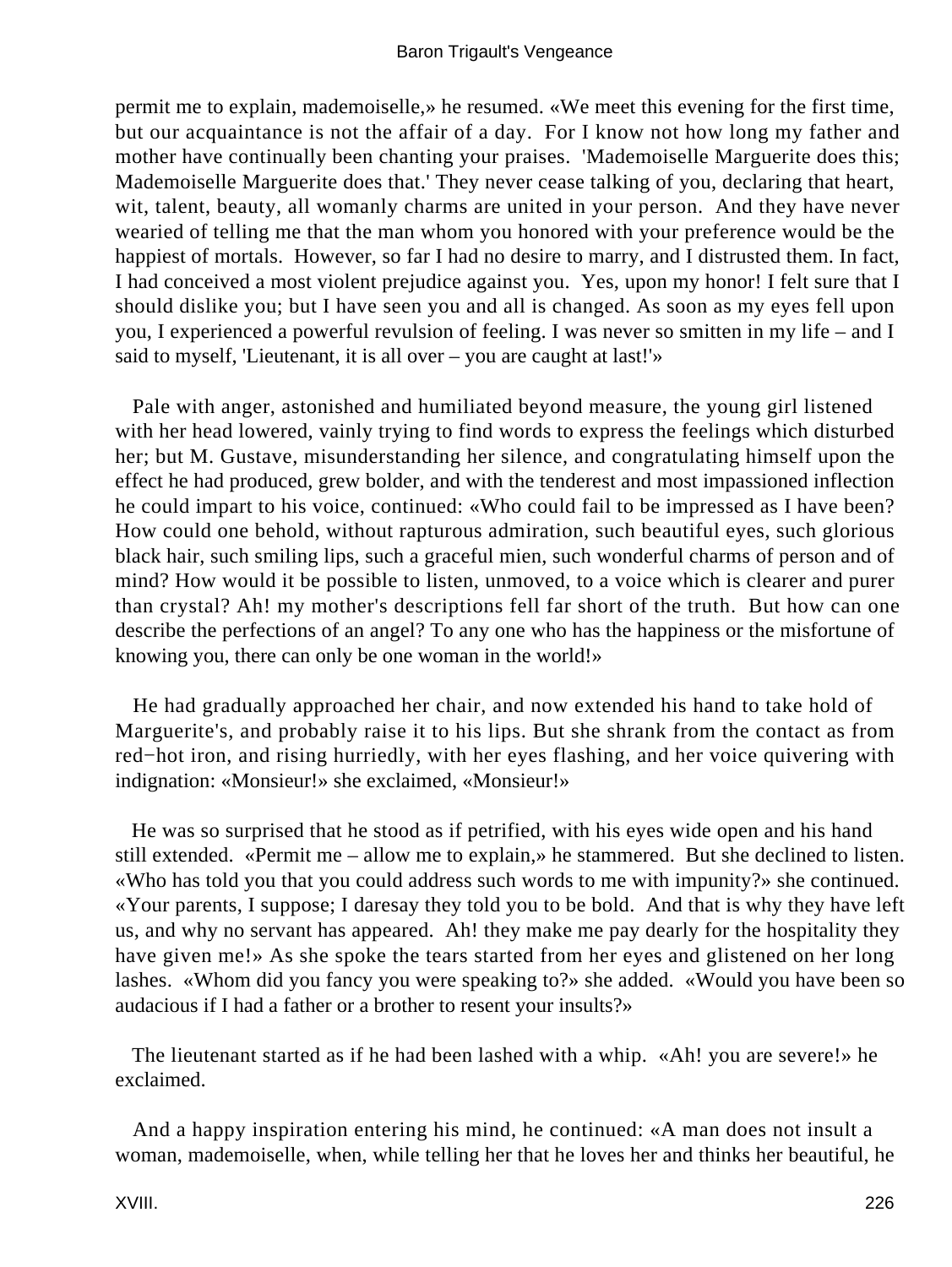permit me to explain, mademoiselle,» he resumed. «We meet this evening for the first time, but our acquaintance is not the affair of a day. For I know not how long my father and mother have continually been chanting your praises. 'Mademoiselle Marguerite does this; Mademoiselle Marguerite does that.' They never cease talking of you, declaring that heart, wit, talent, beauty, all womanly charms are united in your person. And they have never wearied of telling me that the man whom you honored with your preference would be the happiest of mortals. However, so far I had no desire to marry, and I distrusted them. In fact, I had conceived a most violent prejudice against you. Yes, upon my honor! I felt sure that I should dislike you; but I have seen you and all is changed. As soon as my eyes fell upon you, I experienced a powerful revulsion of feeling. I was never so smitten in my life – and I said to myself, 'Lieutenant, it is all over – you are caught at last!'»

Pale with anger, astonished and humiliated beyond measure, the young girl listened with her head lowered, vainly trying to find words to express the feelings which disturbed her; but M. Gustave, misunderstanding her silence, and congratulating himself upon the effect he had produced, grew bolder, and with the tenderest and most impassioned inflection he could impart to his voice, continued: «Who could fail to be impressed as I have been? How could one behold, without rapturous admiration, such beautiful eyes, such glorious black hair, such smiling lips, such a graceful mien, such wonderful charms of person and of mind? How would it be possible to listen, unmoved, to a voice which is clearer and purer than crystal? Ah! my mother's descriptions fell far short of the truth. But how can one describe the perfections of an angel? To any one who has the happiness or the misfortune of knowing you, there can only be one woman in the world!»

He had gradually approached her chair, and now extended his hand to take hold of Marguerite's, and probably raise it to his lips. But she shrank from the contact as from red−hot iron, and rising hurriedly, with her eyes flashing, and her voice quivering with indignation: «Monsieur!» she exclaimed, «Monsieur!»

He was so surprised that he stood as if petrified, with his eyes wide open and his hand still extended. «Permit me – allow me to explain,» he stammered. But she declined to listen. «Who has told you that you could address such words to me with impunity?» she continued. «Your parents, I suppose; I daresay they told you to be bold. And that is why they have left us, and why no servant has appeared. Ah! they make me pay dearly for the hospitality they have given me!» As she spoke the tears started from her eyes and glistened on her long lashes. «Whom did you fancy you were speaking to?» she added. «Would you have been so audacious if I had a father or a brother to resent your insults?»

The lieutenant started as if he had been lashed with a whip. «Ah! you are severe!» he exclaimed.

And a happy inspiration entering his mind, he continued: «A man does not insult a woman, mademoiselle, when, while telling her that he loves her and thinks her beautiful, he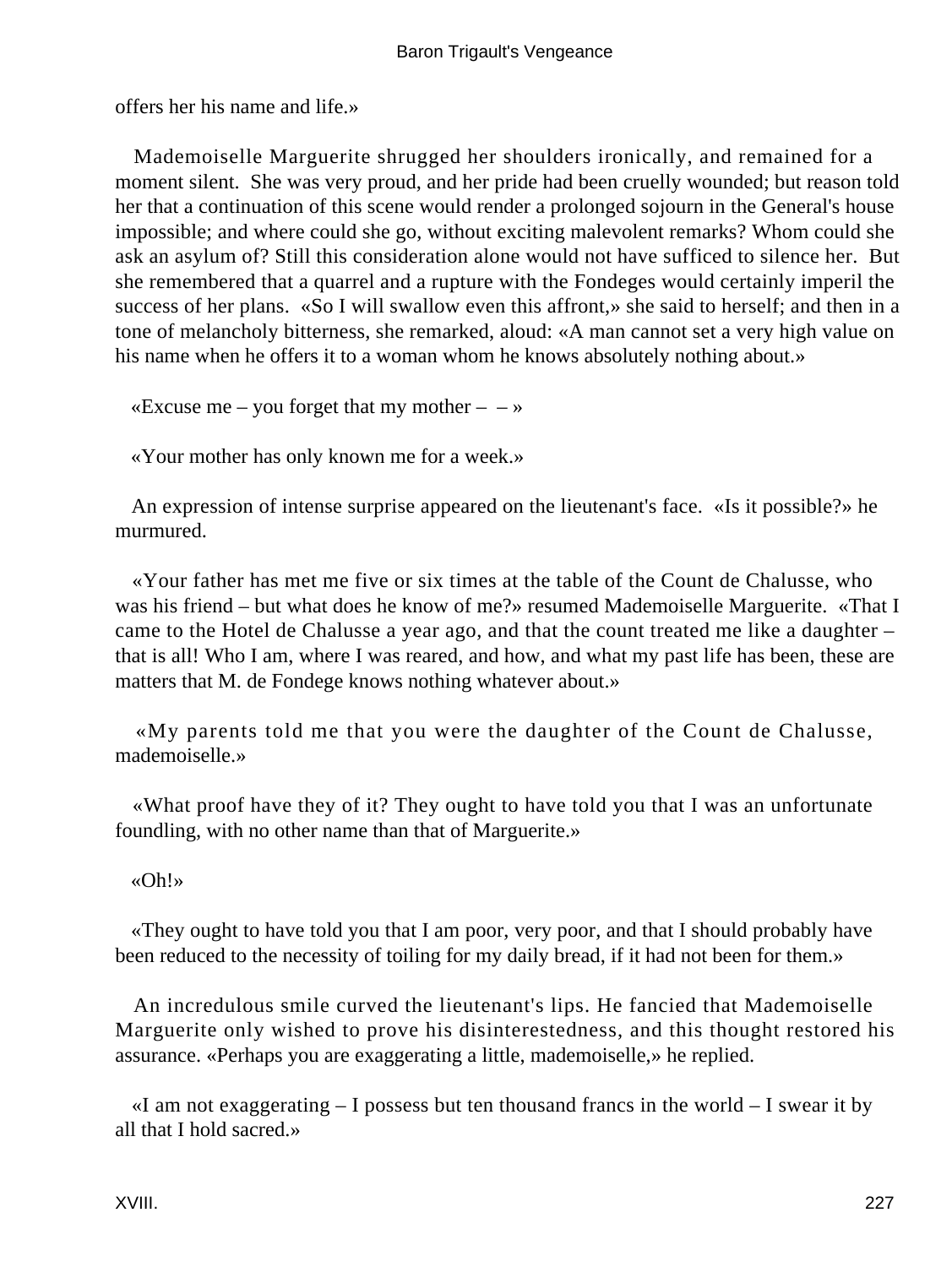offers her his name and life.»

Mademoiselle Marguerite shrugged her shoulders ironically, and remained for a moment silent. She was very proud, and her pride had been cruelly wounded; but reason told her that a continuation of this scene would render a prolonged sojourn in the General's house impossible; and where could she go, without exciting malevolent remarks? Whom could she ask an asylum of? Still this consideration alone would not have sufficed to silence her. But she remembered that a quarrel and a rupture with the Fondeges would certainly imperil the success of her plans. «So I will swallow even this affront,» she said to herself; and then in a tone of melancholy bitterness, she remarked, aloud: «A man cannot set a very high value on his name when he offers it to a woman whom he knows absolutely nothing about.»

«Excuse me – you forget that my mother – – »

«Your mother has only known me for a week.»

An expression of intense surprise appeared on the lieutenant's face. «Is it possible?» he murmured.

«Your father has met me five or six times at the table of the Count de Chalusse, who was his friend – but what does he know of me?» resumed Mademoiselle Marguerite. «That I came to the Hotel de Chalusse a year ago, and that the count treated me like a daughter – that is all! Who I am, where I was reared, and how, and what my past life has been, these are matters that M. de Fondege knows nothing whatever about.»

«My parents told me that you were the daughter of the Count de Chalusse, mademoiselle.»

«What proof have they of it? They ought to have told you that I was an unfortunate foundling, with no other name than that of Marguerite.»

«Oh!»

«They ought to have told you that I am poor, very poor, and that I should probably have been reduced to the necessity of toiling for my daily bread, if it had not been for them.»

An incredulous smile curved the lieutenant's lips. He fancied that Mademoiselle Marguerite only wished to prove his disinterestedness, and this thought restored his assurance. «Perhaps you are exaggerating a little, mademoiselle,» he replied.

«I am not exaggerating – I possess but ten thousand francs in the world – I swear it by all that I hold sacred.»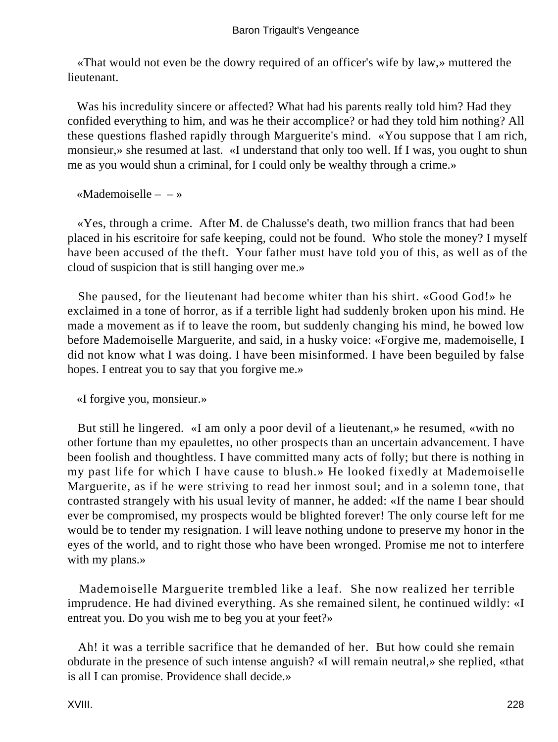«That would not even be the dowry required of an officer's wife by law,» muttered the lieutenant.

Was his incredulity sincere or affected? What had his parents really told him? Had they confided everything to him, and was he their accomplice? or had they told him nothing? All these questions flashed rapidly through Marguerite's mind. «You suppose that I am rich, monsieur,» she resumed at last. «I understand that only too well. If I was, you ought to shun me as you would shun a criminal, for I could only be wealthy through a crime.»

«Mademoiselle – – »

«Yes, through a crime. After M. de Chalusse's death, two million francs that had been placed in his escritoire for safe keeping, could not be found. Who stole the money? I myself have been accused of the theft. Your father must have told you of this, as well as of the cloud of suspicion that is still hanging over me.»

She paused, for the lieutenant had become whiter than his shirt. «Good God!» he exclaimed in a tone of horror, as if a terrible light had suddenly broken upon his mind. He made a movement as if to leave the room, but suddenly changing his mind, he bowed low before Mademoiselle Marguerite, and said, in a husky voice: «Forgive me, mademoiselle, I did not know what I was doing. I have been misinformed. I have been beguiled by false hopes. I entreat you to say that you forgive me.»

«I forgive you, monsieur.»

But still he lingered. «I am only a poor devil of a lieutenant,» he resumed, «with no other fortune than my epaulettes, no other prospects than an uncertain advancement. I have been foolish and thoughtless. I have committed many acts of folly; but there is nothing in my past life for which I have cause to blush.» He looked fixedly at Mademoiselle Marguerite, as if he were striving to read her inmost soul; and in a solemn tone, that contrasted strangely with his usual levity of manner, he added: «If the name I bear should ever be compromised, my prospects would be blighted forever! The only course left for me would be to tender my resignation. I will leave nothing undone to preserve my honor in the eyes of the world, and to right those who have been wronged. Promise me not to interfere with my plans.»

Mademoiselle Marguerite trembled like a leaf. She now realized her terrible imprudence. He had divined everything. As she remained silent, he continued wildly: «I entreat you. Do you wish me to beg you at your feet?»

Ah! it was a terrible sacrifice that he demanded of her. But how could she remain obdurate in the presence of such intense anguish? «I will remain neutral,» she replied, «that is all I can promise. Providence shall decide.»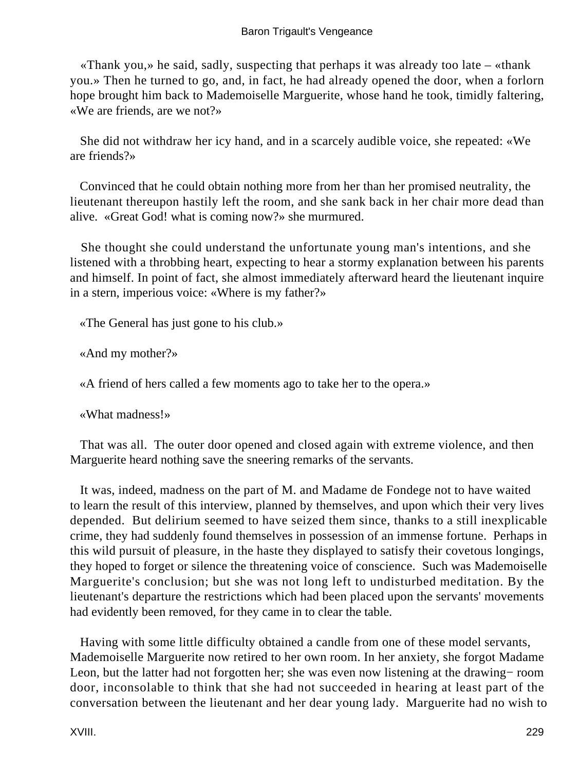«Thank you,» he said, sadly, suspecting that perhaps it was already too late – «thank you.» Then he turned to go, and, in fact, he had already opened the door, when a forlorn hope brought him back to Mademoiselle Marguerite, whose hand he took, timidly faltering, «We are friends, are we not?»

She did not withdraw her icy hand, and in a scarcely audible voice, she repeated: «We are friends?»

Convinced that he could obtain nothing more from her than her promised neutrality, the lieutenant thereupon hastily left the room, and she sank back in her chair more dead than alive. «Great God! what is coming now?» she murmured.

She thought she could understand the unfortunate young man's intentions, and she listened with a throbbing heart, expecting to hear a stormy explanation between his parents and himself. In point of fact, she almost immediately afterward heard the lieutenant inquire in a stern, imperious voice: «Where is my father?»

«The General has just gone to his club.»

«And my mother?»

«A friend of hers called a few moments ago to take her to the opera.»

«What madness!»

That was all. The outer door opened and closed again with extreme violence, and then Marguerite heard nothing save the sneering remarks of the servants.

It was, indeed, madness on the part of M. and Madame de Fondege not to have waited to learn the result of this interview, planned by themselves, and upon which their very lives depended. But delirium seemed to have seized them since, thanks to a still inexplicable crime, they had suddenly found themselves in possession of an immense fortune. Perhaps in this wild pursuit of pleasure, in the haste they displayed to satisfy their covetous longings, they hoped to forget or silence the threatening voice of conscience. Such was Mademoiselle Marguerite's conclusion; but she was not long left to undisturbed meditation. By the lieutenant's departure the restrictions which had been placed upon the servants' movements had evidently been removed, for they came in to clear the table.

Having with some little difficulty obtained a candle from one of these model servants, Mademoiselle Marguerite now retired to her own room. In her anxiety, she forgot Madame Leon, but the latter had not forgotten her; she was even now listening at the drawing−room door, inconsolable to think that she had not succeeded in hearing at least part of the conversation between the lieutenant and her dear young lady. Marguerite had no wish to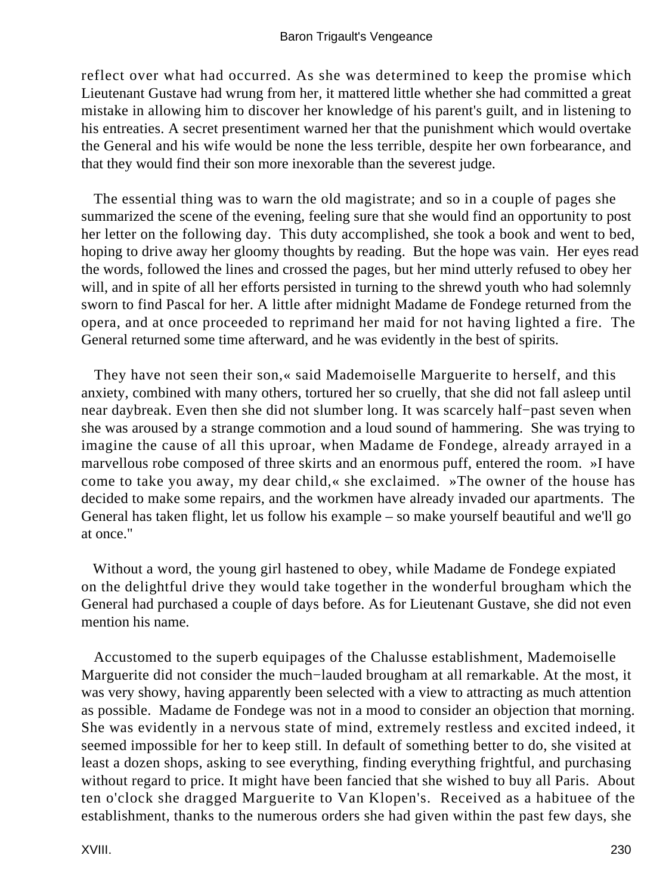reflect over what had occurred. As she was determined to keep the promise which Lieutenant Gustave had wrung from her, it mattered little whether she had committed a great mistake in allowing him to discover her knowledge of his parent's guilt, and in listening to his entreaties. A secret presentiment warned her that the punishment which would overtake the General and his wife would be none the less terrible, despite her own forbearance, and that they would find their son more inexorable than the severest judge.

The essential thing was to warn the old magistrate; and so in a couple of pages she summarized the scene of the evening, feeling sure that she would find an opportunity to post her letter on the following day. This duty accomplished, she took a book and went to bed, hoping to drive away her gloomy thoughts by reading. But the hope was vain. Her eyes read the words, followed the lines and crossed the pages, but her mind utterly refused to obey her will, and in spite of all her efforts persisted in turning to the shrewd youth who had solemnly sworn to find Pascal for her. A little after midnight Madame de Fondege returned from the opera, and at once proceeded to reprimand her maid for not having lighted a fire. The General returned some time afterward, and he was evidently in the best of spirits.

They have not seen their son,« said Mademoiselle Marguerite to herself, and this anxiety, combined with many others, tortured her so cruelly, that she did not fall asleep until near daybreak. Even then she did not slumber long. It was scarcely half−past seven when she was aroused by a strange commotion and a loud sound of hammering. She was trying to imagine the cause of all this uproar, when Madame de Fondege, already arrayed in a marvellous robe composed of three skirts and an enormous puff, entered the room. »I have come to take you away, my dear child,« she exclaimed. »The owner of the house has decided to make some repairs, and the workmen have already invaded our apartments. The General has taken flight, let us follow his example – so make yourself beautiful and we'll go at once."

Without a word, the young girl hastened to obey, while Madame de Fondege expiated on the delightful drive they would take together in the wonderful brougham which the General had purchased a couple of days before. As for Lieutenant Gustave, she did not even mention his name.

Accustomed to the superb equipages of the Chalusse establishment, Mademoiselle Marguerite did not consider the much−lauded brougham at all remarkable. At the most, it was very showy, having apparently been selected with a view to attracting as much attention as possible. Madame de Fondege was not in a mood to consider an objection that morning. She was evidently in a nervous state of mind, extremely restless and excited indeed, it seemed impossible for her to keep still. In default of something better to do, she visited at least a dozen shops, asking to see everything, finding everything frightful, and purchasing without regard to price. It might have been fancied that she wished to buy all Paris. About ten o'clock she dragged Marguerite to Van Klopen's. Received as a habituee of the establishment, thanks to the numerous orders she had given within the past few days, she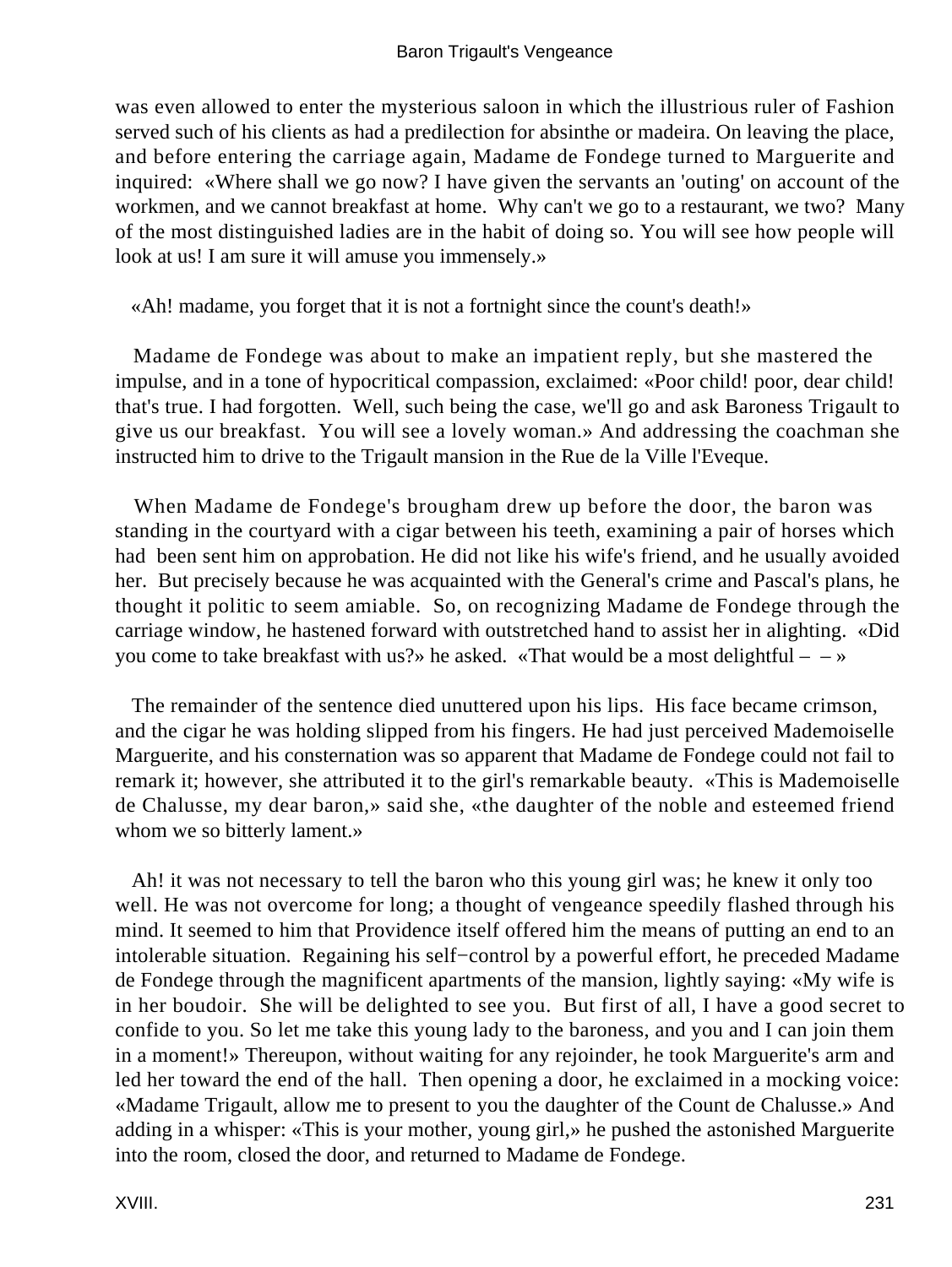was even allowed to enter the mysterious saloon in which the illustrious ruler of Fashion served such of his clients as had a predilection for absinthe or madeira. On leaving the place, and before entering the carriage again, Madame de Fondege turned to Marguerite and inquired: «Where shall we go now? I have given the servants an 'outing' on account of the workmen, and we cannot breakfast at home. Why can't we go to a restaurant, we two? Many of the most distinguished ladies are in the habit of doing so. You will see how people will look at us! I am sure it will amuse you immensely.»

«Ah! madame, you forget that it is not a fortnight since the count's death!»

Madame de Fondege was about to make an impatient reply, but she mastered the impulse, and in a tone of hypocritical compassion, exclaimed: «Poor child! poor, dear child! that's true. I had forgotten. Well, such being the case, we'll go and ask Baroness Trigault to give us our breakfast. You will see a lovely woman.» And addressing the coachman she instructed him to drive to the Trigault mansion in the Rue de la Ville l'Eveque.

When Madame de Fondege's brougham drew up before the door, the baron was standing in the courtyard with a cigar between his teeth, examining a pair of horses which had been sent him on approbation. He did not like his wife's friend, and he usually avoided her. But precisely because he was acquainted with the General's crime and Pascal's plans, he thought it politic to seem amiable. So, on recognizing Madame de Fondege through the carriage window, he hastened forward with outstretched hand to assist her in alighting. «Did you come to take breakfast with us?» he asked. «That would be a most delightful – – »

The remainder of the sentence died unuttered upon his lips. His face became crimson, and the cigar he was holding slipped from his fingers. He had just perceived Mademoiselle Marguerite, and his consternation was so apparent that Madame de Fondege could not fail to remark it; however, she attributed it to the girl's remarkable beauty. «This is Mademoiselle de Chalusse, my dear baron,» said she, «the daughter of the noble and esteemed friend whom we so bitterly lament.»

Ah! it was not necessary to tell the baron who this young girl was; he knew it only too well. He was not overcome for long; a thought of vengeance speedily flashed through his mind. It seemed to him that Providence itself offered him the means of putting an end to an intolerable situation. Regaining his self−control by a powerful effort, he preceded Madame de Fondege through the magnificent apartments of the mansion, lightly saying: «My wife is in her boudoir. She will be delighted to see you. But first of all, I have a good secret to confide to you. So let me take this young lady to the baroness, and you and I can join them in a moment!» Thereupon, without waiting for any rejoinder, he took Marguerite's arm and led her toward the end of the hall. Then opening a door, he exclaimed in a mocking voice: «Madame Trigault, allow me to present to you the daughter of the Count de Chalusse.» And adding in a whisper: «This is your mother, young girl,» he pushed the astonished Marguerite into the room, closed the door, and returned to Madame de Fondege.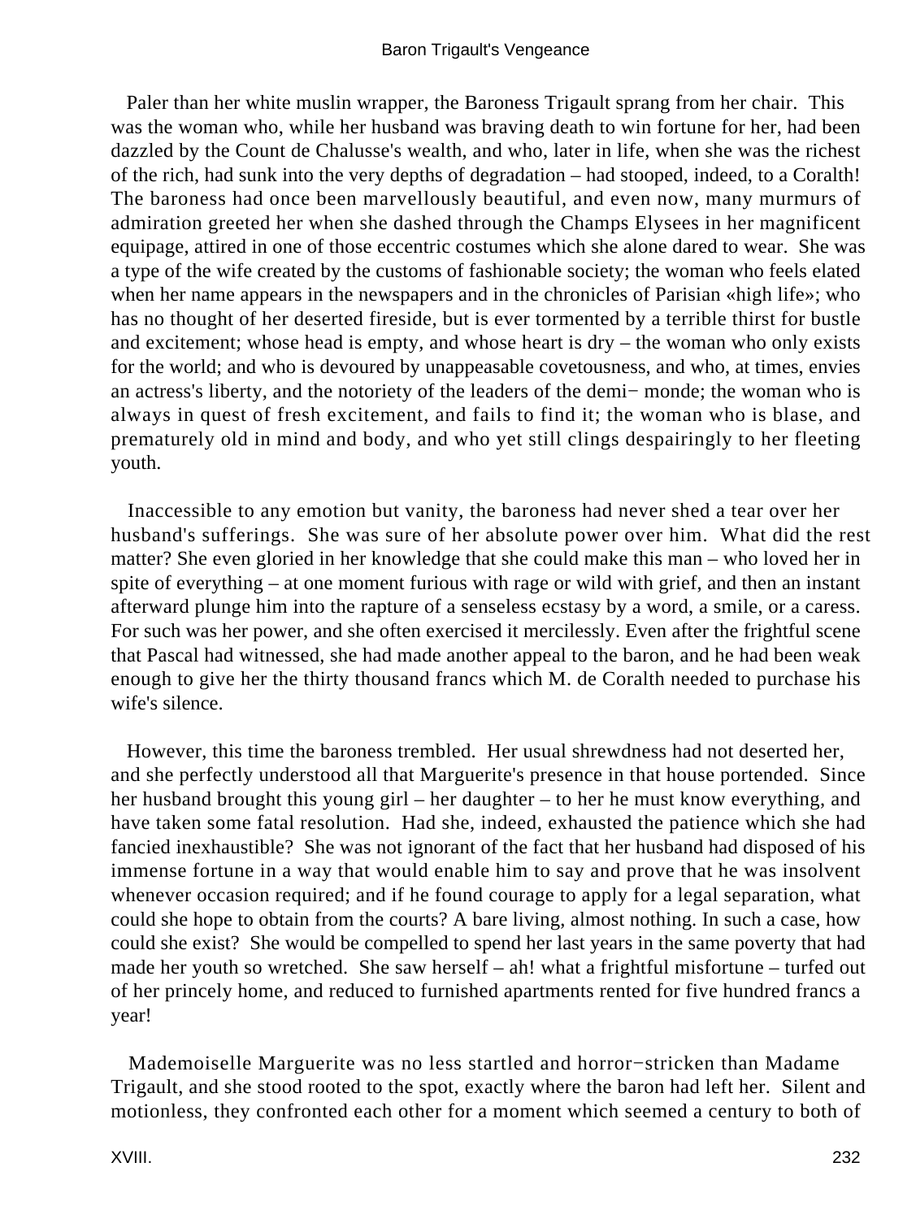Paler than her white muslin wrapper, the Baroness Trigault sprang from her chair. This was the woman who, while her husband was braving death to win fortune for her, had been dazzled by the Count de Chalusse's wealth, and who, later in life, when she was the richest of the rich, had sunk into the very depths of degradation – had stooped, indeed, to a Coralth! The baroness had once been marvellously beautiful, and even now, many murmurs of admiration greeted her when she dashed through the Champs Elysees in her magnificent equipage, attired in one of those eccentric costumes which she alone dared to wear. She was a type of the wife created by the customs of fashionable society; the woman who feels elated when her name appears in the newspapers and in the chronicles of Parisian «high life»; who has no thought of her deserted fireside, but is ever tormented by a terrible thirst for bustle and excitement; whose head is empty, and whose heart is dry – the woman who only exists for the world; and who is devoured by unappeasable covetousness, and who, at times, envies an actress's liberty, and the notoriety of the leaders of the demi−monde; the woman who is always in quest of fresh excitement, and fails to find it; the woman who is blase, and prematurely old in mind and body, and who yet still clings despairingly to her fleeting youth.

Inaccessible to any emotion but vanity, the baroness had never shed a tear over her husband's sufferings. She was sure of her absolute power over him. What did the rest matter? She even gloried in her knowledge that she could make this man – who loved her in spite of everything – at one moment furious with rage or wild with grief, and then an instant afterward plunge him into the rapture of a senseless ecstasy by a word, a smile, or a caress. For such was her power, and she often exercised it mercilessly. Even after the frightful scene that Pascal had witnessed, she had made another appeal to the baron, and he had been weak enough to give her the thirty thousand francs which M. de Coralth needed to purchase his wife's silence.

However, this time the baroness trembled. Her usual shrewdness had not deserted her, and she perfectly understood all that Marguerite's presence in that house portended. Since her husband brought this young girl – her daughter – to her he must know everything, and have taken some fatal resolution. Had she, indeed, exhausted the patience which she had fancied inexhaustible? She was not ignorant of the fact that her husband had disposed of his immense fortune in a way that would enable him to say and prove that he was insolvent whenever occasion required; and if he found courage to apply for a legal separation, what could she hope to obtain from the courts? A bare living, almost nothing. In such a case, how could she exist? She would be compelled to spend her last years in the same poverty that had made her youth so wretched. She saw herself – ah! what a frightful misfortune – turfed out of her princely home, and reduced to furnished apartments rented for five hundred francs a year!

Mademoiselle Marguerite was no less startled and horror−stricken than Madame Trigault, and she stood rooted to the spot, exactly where the baron had left her. Silent and motionless, they confronted each other for a moment which seemed a century to both of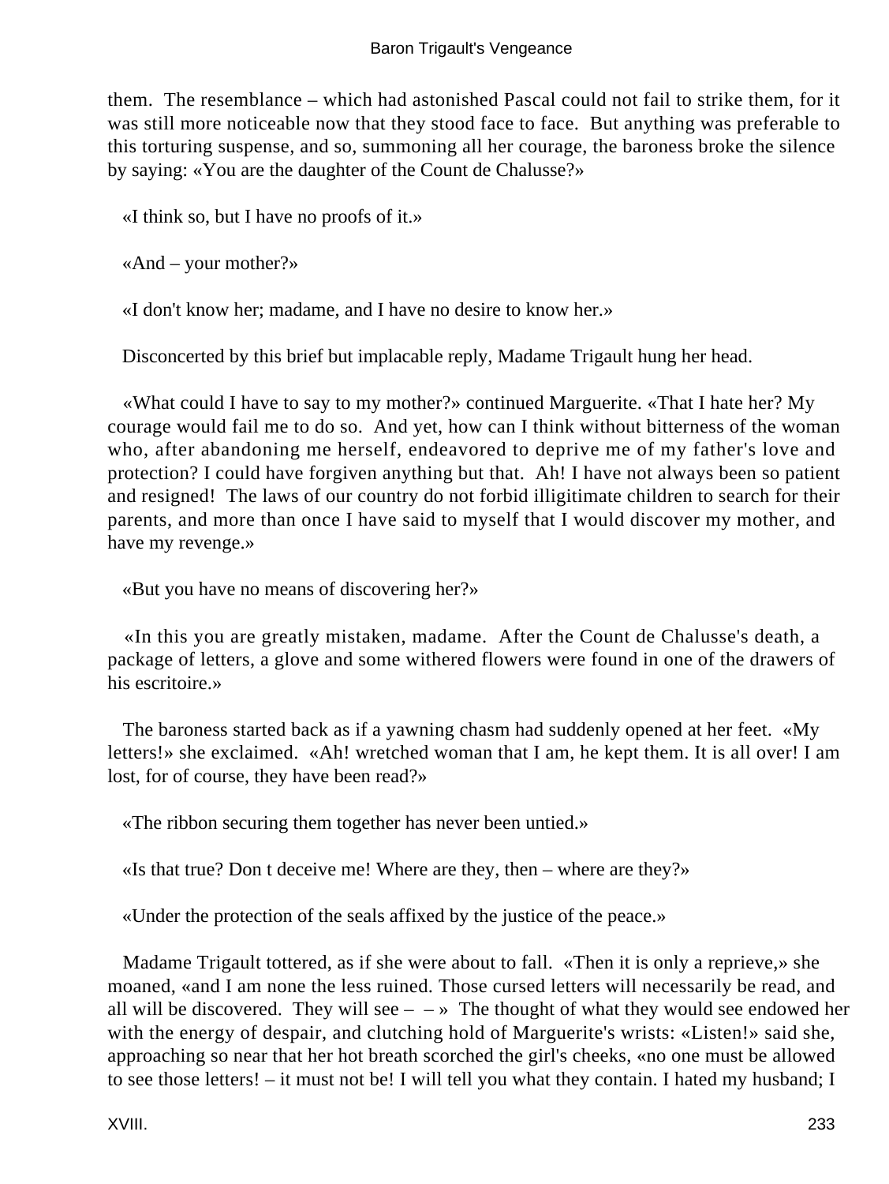them. The resemblance – which had astonished Pascal could not fail to strike them, for it was still more noticeable now that they stood face to face. But anything was preferable to this torturing suspense, and so, summoning all her courage, the baroness broke the silence by saying: «You are the daughter of the Count de Chalusse?»

«I think so, but I have no proofs of it.»

«And – your mother?»

«I don't know her; madame, and I have no desire to know her.»

Disconcerted by this brief but implacable reply, Madame Trigault hung her head.

«What could I have to say to my mother?» continued Marguerite. «That I hate her? My courage would fail me to do so. And yet, how can I think without bitterness of the woman who, after abandoning me herself, endeavored to deprive me of my father's love and protection? I could have forgiven anything but that. Ah! I have not always been so patient and resigned! The laws of our country do not forbid illigitimate children to search for their parents, and more than once I have said to myself that I would discover my mother, and have my revenge.»

«But you have no means of discovering her?»

«In this you are greatly mistaken, madame. After the Count de Chalusse's death, a package of letters, a glove and some withered flowers were found in one of the drawers of his escritoire.»

The baroness started back as if a yawning chasm had suddenly opened at her feet. «My letters!» she exclaimed. «Ah! wretched woman that I am, he kept them. It is all over! I am lost, for of course, they have been read?»

«The ribbon securing them together has never been untied.»

«Is that true? Don t deceive me! Where are they, then – where are they?»

«Under the protection of the seals affixed by the justice of the peace.»

Madame Trigault tottered, as if she were about to fall. «Then it is only a reprieve,» she moaned, «and I am none the less ruined. Those cursed letters will necessarily be read, and all will be discovered. They will see – – » The thought of what they would see endowed her with the energy of despair, and clutching hold of Marguerite's wrists: «Listen!» said she, approaching so near that her hot breath scorched the girl's cheeks, «no one must be allowed to see those letters! – it must not be! I will tell you what they contain. I hated my husband; I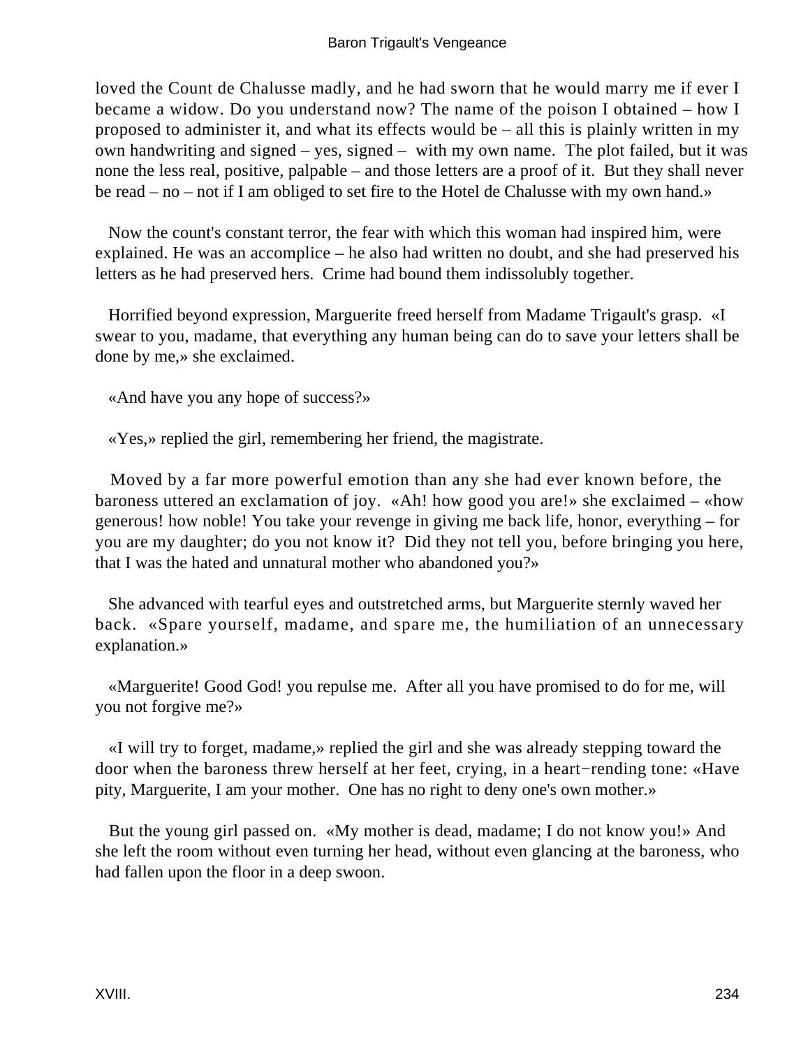loved the Count de Chalusse madly, and he had sworn that he would marry me if ever I became a widow. Do you understand now? The name of the poison I obtained – how I proposed to administer it, and what its effects would be – all this is plainly written in my own handwriting and signed – yes, signed – with my own name. The plot failed, but it was none the less real, positive, palpable – and those letters are a proof of it. But they shall never be read – no – not if I am obliged to set fire to the Hotel de Chalusse with my own hand.»

Now the count's constant terror, the fear with which this woman had inspired him, were explained. He was an accomplice – he also had written no doubt, and she had preserved his letters as he had preserved hers. Crime had bound them indissolubly together.

Horrified beyond expression, Marguerite freed herself from Madame Trigault's grasp. «I swear to you, madame, that everything any human being can do to save your letters shall be done by me,» she exclaimed.

«And have you any hope of success?»

«Yes,» replied the girl, remembering her friend, the magistrate.

Moved by a far more powerful emotion than any she had ever known before, the baroness uttered an exclamation of joy. «Ah! how good you are!» she exclaimed – «how generous! how noble! You take your revenge in giving me back life, honor, everything – for you are my daughter; do you not know it? Did they not tell you, before bringing you here, that I was the hated and unnatural mother who abandoned you?»

She advanced with tearful eyes and outstretched arms, but Marguerite sternly waved her back. «Spare yourself, madame, and spare me, the humiliation of an unnecessary explanation.»

«Marguerite! Good God! you repulse me. After all you have promised to do for me, will you not forgive me?»

«I will try to forget, madame,» replied the girl and she was already stepping toward the door when the baroness threw herself at her feet, crying, in a heart-rending tone: «Have pity, Marguerite, I am your mother. One has no right to deny one's own mother.»

But the young girl passed on. «My mother is dead, madame; I do not know you!» And she left the room without even turning her head, without even glancing at the baroness, who had fallen upon the floor in a deep swoon.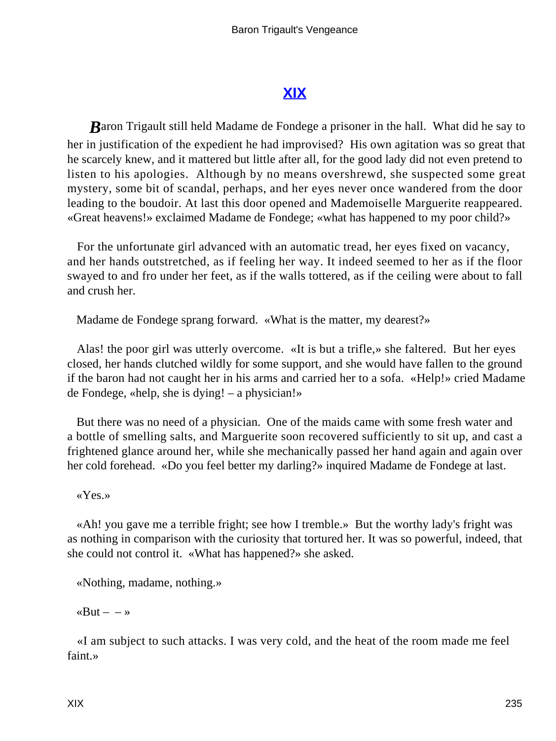## XIX

**B**aron Trigault still held Madame de Fondege a prisoner in the hall. What did he say to her in justification of the expedient he had improvised? His own agitation was so great that he scarcely knew, and it mattered but little after all, for the good lady did not even pretend to listen to his apologies. Although by no means overshrewd, she suspected some great mystery, some bit of scandal, perhaps, and her eyes never once wandered from the door leading to the boudoir. At last this door opened and Mademoiselle Marguerite reappeared. «Great heavens!» exclaimed Madame de Fondege; «what has happened to my poor child?»

For the unfortunate girl advanced with an automatic tread, her eyes fixed on vacancy, and her hands outstretched, as if feeling her way. It indeed seemed to her as if the floor swayed to and fro under her feet, as if the walls tottered, as if the ceiling were about to fall and crush her.

Madame de Fondege sprang forward. «What is the matter, my dearest?»

Alas! the poor girl was utterly overcome. «It is but a trifle,» she faltered. But her eyes closed, her hands clutched wildly for some support, and she would have fallen to the ground if the baron had not caught her in his arms and carried her to a sofa. «Help!» cried Madame de Fondege, «help, she is dying! – a physician!»

But there was no need of a physician. One of the maids came with some fresh water and a bottle of smelling salts, and Marguerite soon recovered sufficiently to sit up, and cast a frightened glance around her, while she mechanically passed her hand again and again over her cold forehead. «Do you feel better my darling?» inquired Madame de Fondege at last.

«Yes.»

«Ah! you gave me a terrible fright; see how I tremble.» But the worthy lady's fright was as nothing in comparison with the curiosity that tortured her. It was so powerful, indeed, that she could not control it. «What has happened?» she asked.

«Nothing, madame, nothing.»

«But – – »

«I am subject to such attacks. I was very cold, and the heat of the room made me feel faint.»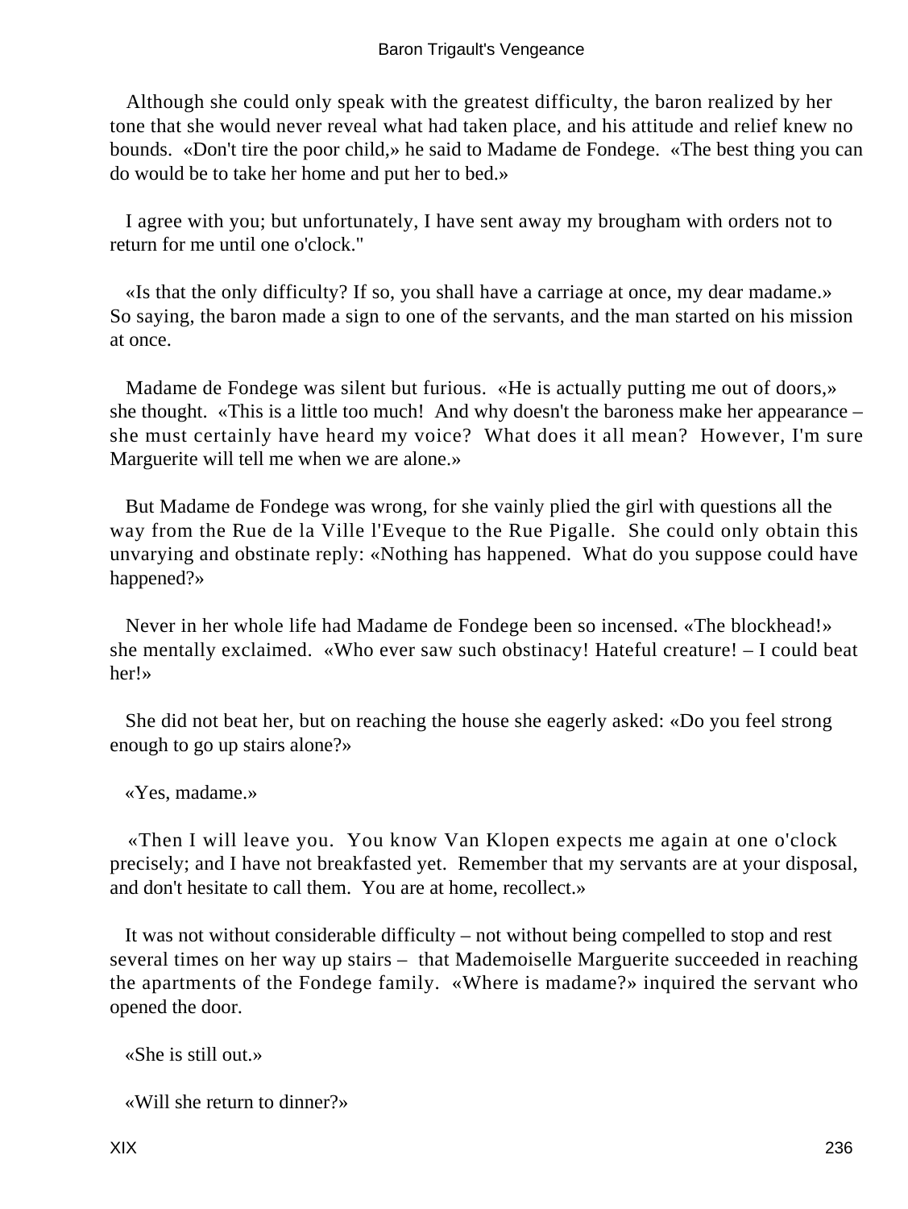Although she could only speak with the greatest difficulty, the baron realized by her tone that she would never reveal what had taken place, and his attitude and relief knew no bounds. «Don't tire the poor child,» he said to Madame de Fondege. «The best thing you can do would be to take her home and put her to bed.»

I agree with you; but unfortunately, I have sent away my brougham with orders not to return for me until one o'clock."

«Is that the only difficulty? If so, you shall have a carriage at once, my dear madame.» So saying, the baron made a sign to one of the servants, and the man started on his mission at once.

Madame de Fondege was silent but furious. «He is actually putting me out of doors,» she thought. «This is a little too much! And why doesn't the baroness make her appearance – she must certainly have heard my voice? What does it all mean? However, I'm sure Marguerite will tell me when we are alone.»

But Madame de Fondege was wrong, for she vainly plied the girl with questions all the way from the Rue de la Ville l'Eveque to the Rue Pigalle. She could only obtain this unvarying and obstinate reply: «Nothing has happened. What do you suppose could have happened?»

Never in her whole life had Madame de Fondege been so incensed. «The blockhead!» she mentally exclaimed. «Who ever saw such obstinacy! Hateful creature! – I could beat her!»

She did not beat her, but on reaching the house she eagerly asked: «Do you feel strong enough to go up stairs alone?»

«Yes, madame.»

«Then I will leave you. You know Van Klopen expects me again at one o'clock precisely; and I have not breakfasted yet. Remember that my servants are at your disposal, and don't hesitate to call them. You are at home, recollect.»

It was not without considerable difficulty – not without being compelled to stop and rest several times on her way up stairs – that Mademoiselle Marguerite succeeded in reaching the apartments of the Fondege family. «Where is madame?» inquired the servant who opened the door.

«She is still out.»

«Will she return to dinner?»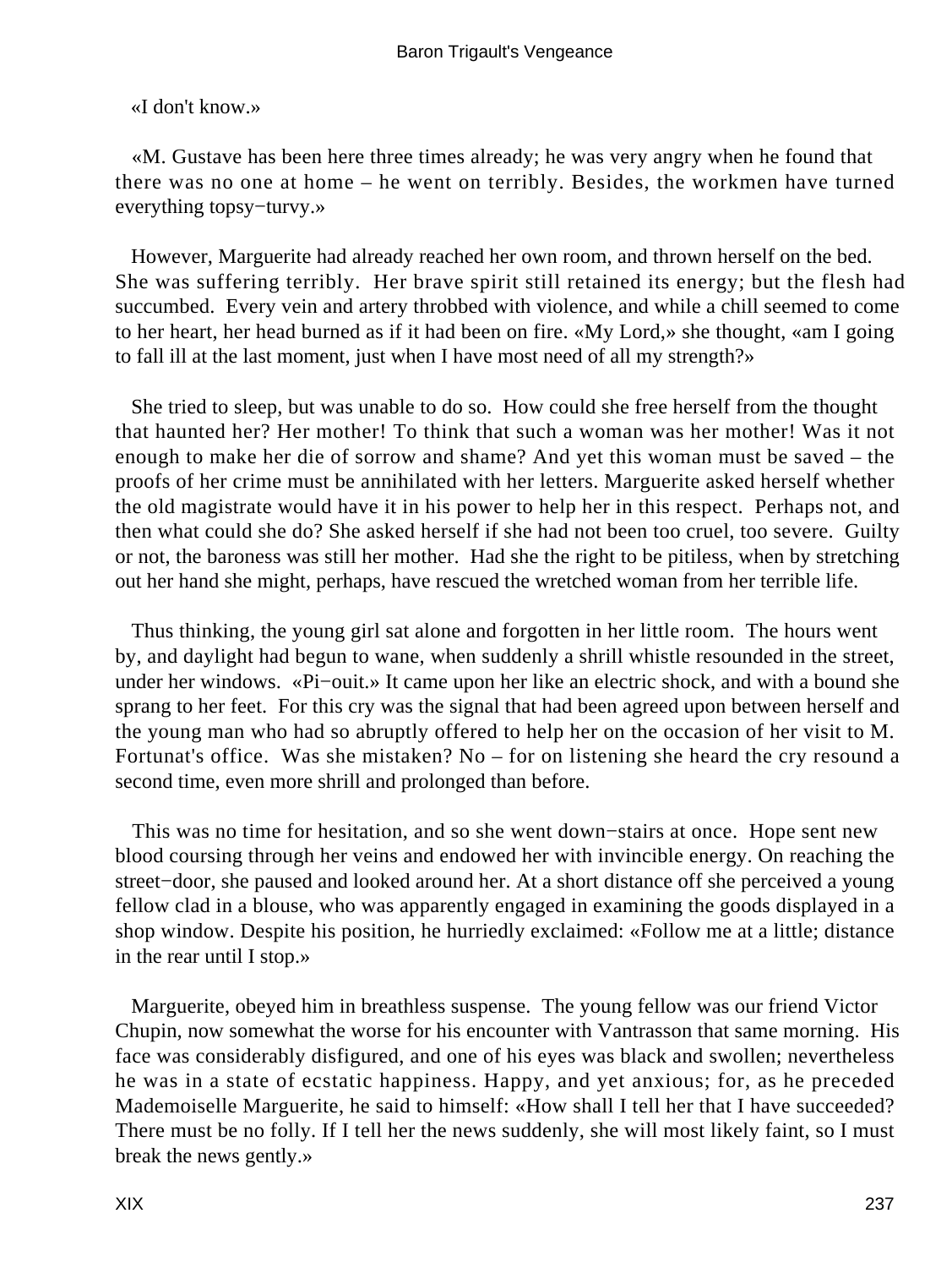«I don't know.»

«M. Gustave has been here three times already; he was very angry when he found that there was no one at home – he went on terribly. Besides, the workmen have turned everything topsy−turvy.»

However, Marguerite had already reached her own room, and thrown herself on the bed. She was suffering terribly. Her brave spirit still retained its energy; but the flesh had succumbed. Every vein and artery throbbed with violence, and while a chill seemed to come to her heart, her head burned as if it had been on fire. «My Lord,» she thought, «am I going to fall ill at the last moment, just when I have most need of all my strength?»

She tried to sleep, but was unable to do so. How could she free herself from the thought that haunted her? Her mother! To think that such a woman was her mother! Was it not enough to make her die of sorrow and shame? And yet this woman must be saved – the proofs of her crime must be annihilated with her letters. Marguerite asked herself whether the old magistrate would have it in his power to help her in this respect. Perhaps not, and then what could she do? She asked herself if she had not been too cruel, too severe. Guilty or not, the baroness was still her mother. Had she the right to be pitiless, when by stretching out her hand she might, perhaps, have rescued the wretched woman from her terrible life.

Thus thinking, the young girl sat alone and forgotten in her little room. The hours went by, and daylight had begun to wane, when suddenly a shrill whistle resounded in the street, under her windows. «Pi−ouit.» It came upon her like an electric shock, and with a bound she sprang to her feet. For this cry was the signal that had been agreed upon between herself and the young man who had so abruptly offered to help her on the occasion of her visit to M. Fortunat's office. Was she mistaken? No – for on listening she heard the cry resound a second time, even more shrill and prolonged than before.

This was no time for hesitation, and so she went down−stairs at once. Hope sent new blood coursing through her veins and endowed her with invincible energy. On reaching the street−door, she paused and looked around her. At a short distance off she perceived a young fellow clad in a blouse, who was apparently engaged in examining the goods displayed in a shop window. Despite his position, he hurriedly exclaimed: «Follow me at a little; distance in the rear until I stop.»

Marguerite, obeyed him in breathless suspense. The young fellow was our friend Victor Chupin, now somewhat the worse for his encounter with Vantrasson that same morning. His face was considerably disfigured, and one of his eyes was black and swollen; nevertheless he was in a state of ecstatic happiness. Happy, and yet anxious; for, as he preceded Mademoiselle Marguerite, he said to himself: «How shall I tell her that I have succeeded? There must be no folly. If I tell her the news suddenly, she will most likely faint, so I must break the news gently.»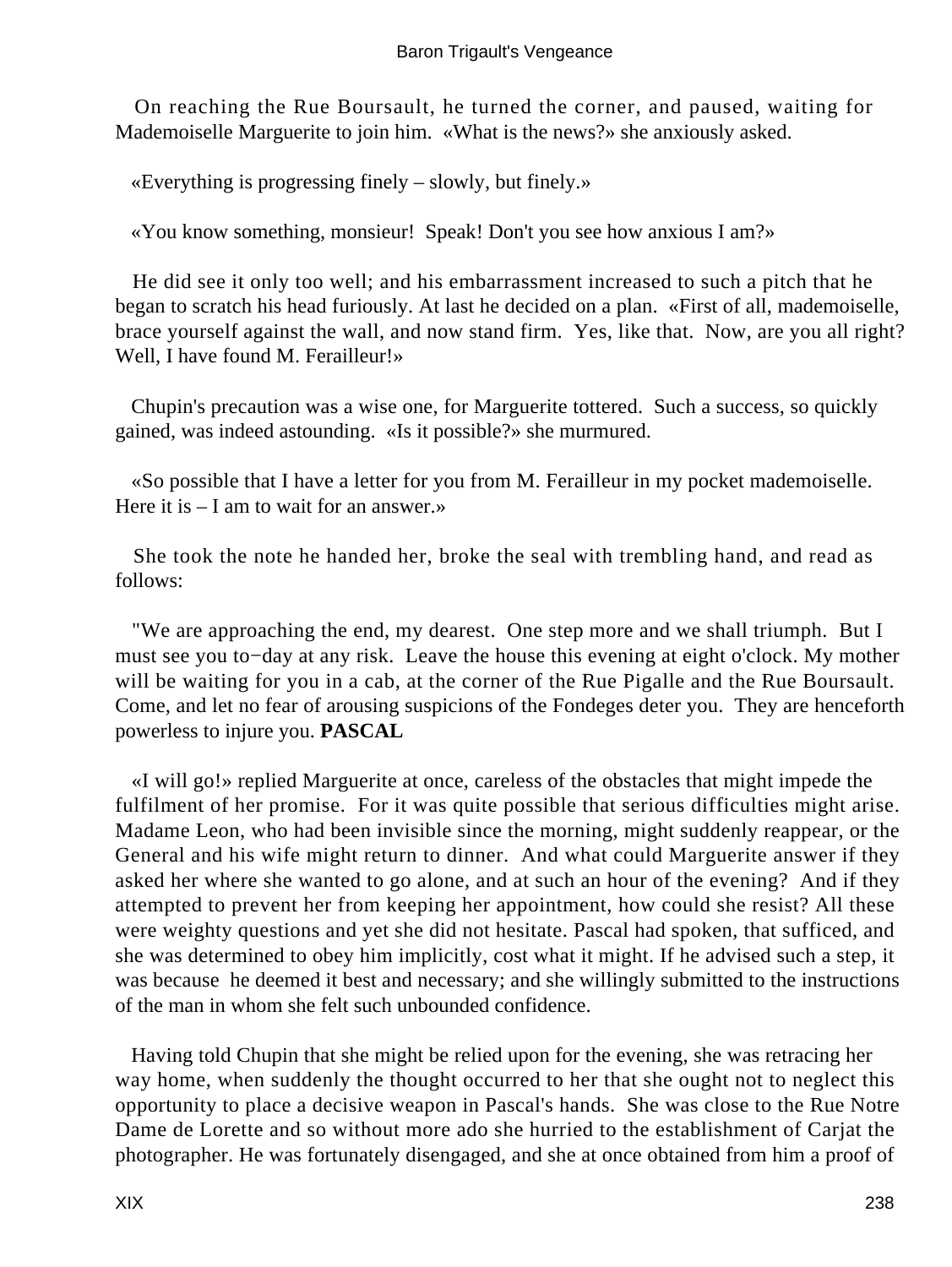On reaching the Rue Boursault, he turned the corner, and paused, waiting for Mademoiselle Marguerite to join him. «What is the news?» she anxiously asked.

«Everything is progressing finely – slowly, but finely.»

«You know something, monsieur! Speak! Don't you see how anxious I am?»

He did see it only too well; and his embarrassment increased to such a pitch that he began to scratch his head furiously. At last he decided on a plan. «First of all, mademoiselle, brace yourself against the wall, and now stand firm. Yes, like that. Now, are you all right? Well, I have found M. Ferailleur!»

Chupin's precaution was a wise one, for Marguerite tottered. Such a success, so quickly gained, was indeed astounding. «Is it possible?» she murmured.

«So possible that I have a letter for you from M. Ferailleur in my pocket mademoiselle. Here it is – I am to wait for an answer.»

She took the note he handed her, broke the seal with trembling hand, and read as follows:

"We are approaching the end, my dearest. One step more and we shall triumph. But I must see you to−day at any risk. Leave the house this evening at eight o'clock. My mother will be waiting for you in a cab, at the corner of the Rue Pigalle and the Rue Boursault. Come, and let no fear of arousing suspicions of the Fondeges deter you. They are henceforth powerless to injure you. **PASCAL**

«I will go!» replied Marguerite at once, careless of the obstacles that might impede the fulfilment of her promise. For it was quite possible that serious difficulties might arise. Madame Leon, who had been invisible since the morning, might suddenly reappear, or the General and his wife might return to dinner. And what could Marguerite answer if they asked her where she wanted to go alone, and at such an hour of the evening? And if they attempted to prevent her from keeping her appointment, how could she resist? All these were weighty questions and yet she did not hesitate. Pascal had spoken, that sufficed, and she was determined to obey him implicitly, cost what it might. If he advised such a step, it was because he deemed it best and necessary; and she willingly submitted to the instructions of the man in whom she felt such unbounded confidence.

Having told Chupin that she might be relied upon for the evening, she was retracing her way home, when suddenly the thought occurred to her that she ought not to neglect this opportunity to place a decisive weapon in Pascal's hands. She was close to the Rue Notre Dame de Lorette and so without more ado she hurried to the establishment of Carjat the photographer. He was fortunately disengaged, and she at once obtained from him a proof of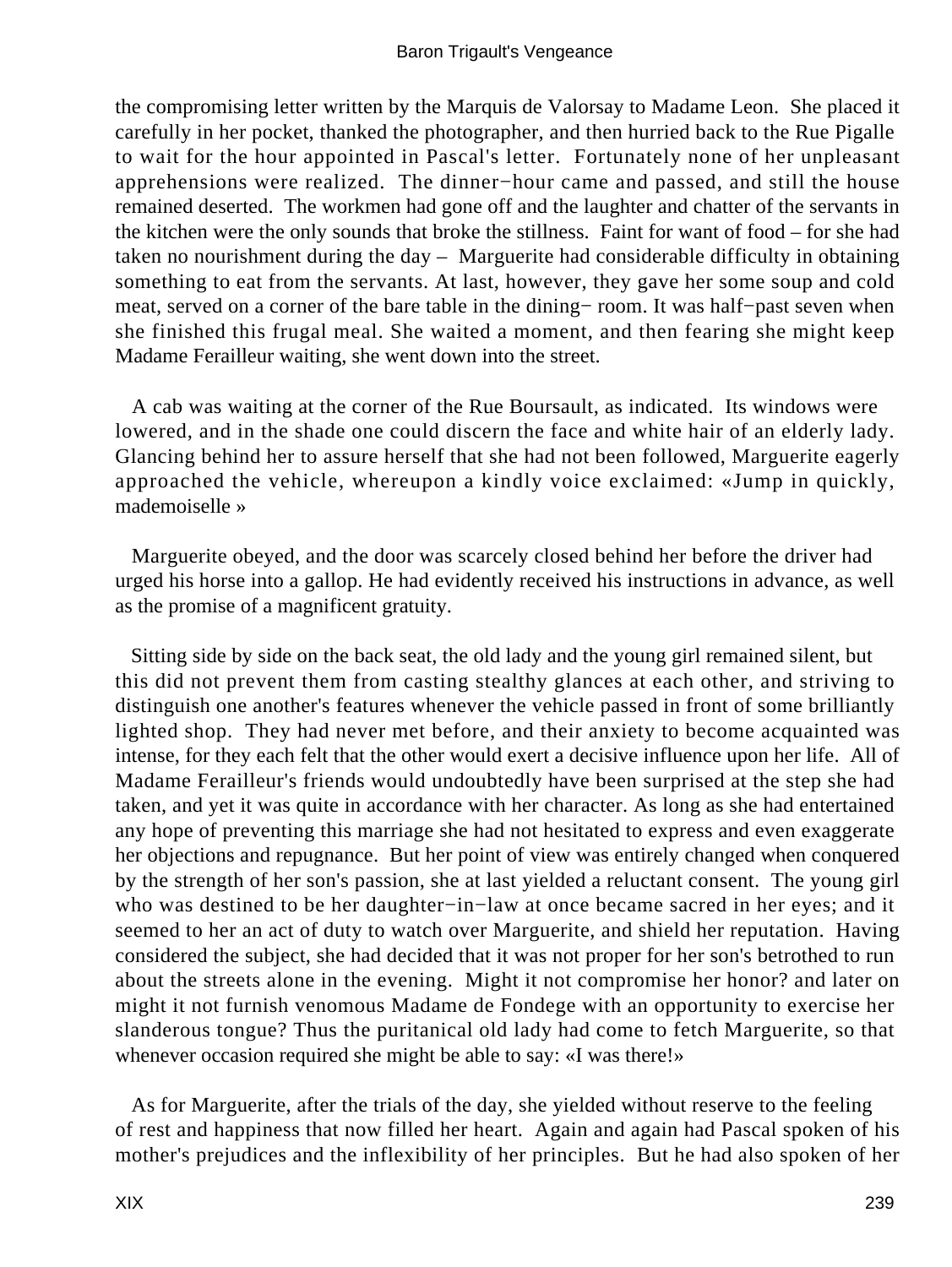the compromising letter written by the Marquis de Valorsay to Madame Leon. She placed it carefully in her pocket, thanked the photographer, and then hurried back to the Rue Pigalle to wait for the hour appointed in Pascal's letter. Fortunately none of her unpleasant apprehensions were realized. The dinner−hour came and passed, and still the house remained deserted. The workmen had gone off and the laughter and chatter of the servants in the kitchen were the only sounds that broke the stillness. Faint for want of food – for she had taken no nourishment during the day – Marguerite had considerable difficulty in obtaining something to eat from the servants. At last, however, they gave her some soup and cold meat, served on a corner of the bare table in the dining− room. It was half−past seven when she finished this frugal meal. She waited a moment, and then fearing she might keep Madame Ferailleur waiting, she went down into the street.

A cab was waiting at the corner of the Rue Boursault, as indicated. Its windows were lowered, and in the shade one could discern the face and white hair of an elderly lady. Glancing behind her to assure herself that she had not been followed, Marguerite eagerly approached the vehicle, whereupon a kindly voice exclaimed: «Jump in quickly, mademoiselle »

Marguerite obeyed, and the door was scarcely closed behind her before the driver had urged his horse into a gallop. He had evidently received his instructions in advance, as well as the promise of a magnificent gratuity.

Sitting side by side on the back seat, the old lady and the young girl remained silent, but this did not prevent them from casting stealthy glances at each other, and striving to distinguish one another's features whenever the vehicle passed in front of some brilliantly lighted shop. They had never met before, and their anxiety to become acquainted was intense, for they each felt that the other would exert a decisive influence upon her life. All of Madame Ferailleur's friends would undoubtedly have been surprised at the step she had taken, and yet it was quite in accordance with her character. As long as she had entertained any hope of preventing this marriage she had not hesitated to express and even exaggerate her objections and repugnance. But her point of view was entirely changed when conquered by the strength of her son's passion, she at last yielded a reluctant consent. The young girl who was destined to be her daughter−in−law at once became sacred in her eyes; and it seemed to her an act of duty to watch over Marguerite, and shield her reputation. Having considered the subject, she had decided that it was not proper for her son's betrothed to run about the streets alone in the evening. Might it not compromise her honor? and later on might it not furnish venomous Madame de Fondege with an opportunity to exercise her slanderous tongue? Thus the puritanical old lady had come to fetch Marguerite, so that whenever occasion required she might be able to say: «I was there!»

As for Marguerite, after the trials of the day, she yielded without reserve to the feeling of rest and happiness that now filled her heart. Again and again had Pascal spoken of his mother's prejudices and the inflexibility of her principles. But he had also spoken of her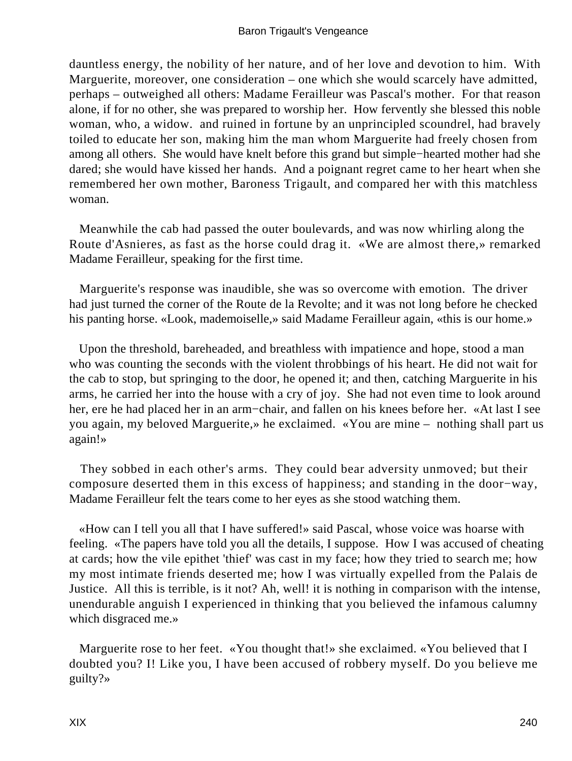dauntless energy, the nobility of her nature, and of her love and devotion to him. With Marguerite, moreover, one consideration – one which she would scarcely have admitted, perhaps – outweighed all others: Madame Ferailleur was Pascal's mother. For that reason alone, if for no other, she was prepared to worship her. How fervently she blessed this noble woman, who, a widow. and ruined in fortune by an unprincipled scoundrel, had bravely toiled to educate her son, making him the man whom Marguerite had freely chosen from among all others. She would have knelt before this grand but simple−hearted mother had she dared; she would have kissed her hands. And a poignant regret came to her heart when she remembered her own mother, Baroness Trigault, and compared her with this matchless woman.

Meanwhile the cab had passed the outer boulevards, and was now whirling along the Route d'Asnieres, as fast as the horse could drag it. «We are almost there,» remarked Madame Ferailleur, speaking for the first time.

Marguerite's response was inaudible, she was so overcome with emotion. The driver had just turned the corner of the Route de la Revolte; and it was not long before he checked his panting horse. «Look, mademoiselle,» said Madame Ferailleur again, «this is our home.»

Upon the threshold, bareheaded, and breathless with impatience and hope, stood a man who was counting the seconds with the violent throbbings of his heart. He did not wait for the cab to stop, but springing to the door, he opened it; and then, catching Marguerite in his arms, he carried her into the house with a cry of joy. She had not even time to look around her, ere he had placed her in an arm−chair, and fallen on his knees before her. «At last I see you again, my beloved Marguerite,» he exclaimed. «You are mine – nothing shall part us again!»

They sobbed in each other's arms. They could bear adversity unmoved; but their composure deserted them in this excess of happiness; and standing in the door−way, Madame Ferailleur felt the tears come to her eyes as she stood watching them.

«How can I tell you all that I have suffered!» said Pascal, whose voice was hoarse with feeling. «The papers have told you all the details, I suppose. How I was accused of cheating at cards; how the vile epithet 'thief' was cast in my face; how they tried to search me; how my most intimate friends deserted me; how I was virtually expelled from the Palais de Justice. All this is terrible, is it not? Ah, well! it is nothing in comparison with the intense, unendurable anguish I experienced in thinking that you believed the infamous calumny which disgraced me.»

Marguerite rose to her feet. «You thought that!» she exclaimed. «You believed that I doubted you? I! Like you, I have been accused of robbery myself. Do you believe me guilty?»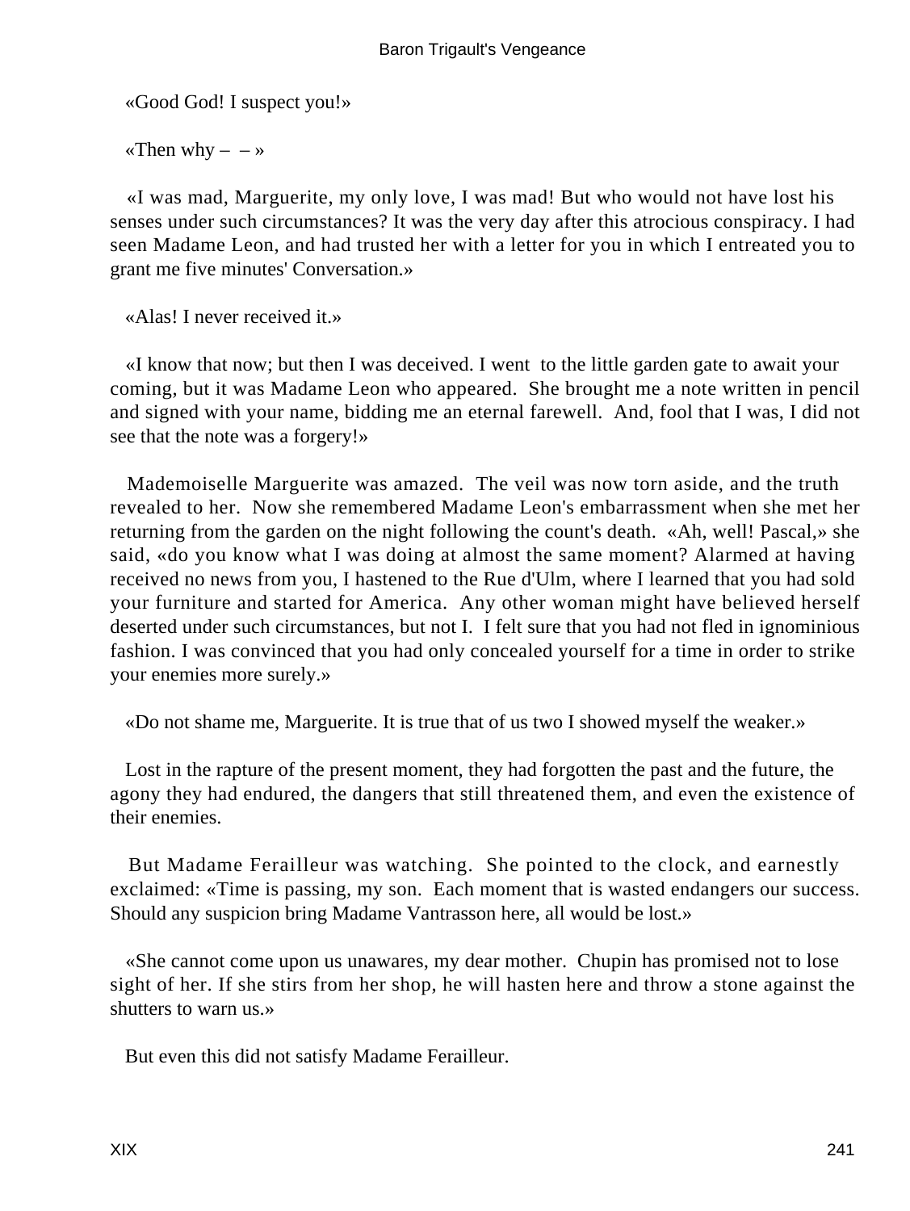«Good God! I suspect you!»

«Then why – – »

«I was mad, Marguerite, my only love, I was mad! But who would not have lost his senses under such circumstances? It was the very day after this atrocious conspiracy. I had seen Madame Leon, and had trusted her with a letter for you in which I entreated you to grant me five minutes' Conversation.»

«Alas! I never received it.»

«I know that now; but then I was deceived. I went to the little garden gate to await your coming, but it was Madame Leon who appeared. She brought me a note written in pencil and signed with your name, bidding me an eternal farewell. And, fool that I was, I did not see that the note was a forgery!»

Mademoiselle Marguerite was amazed. The veil was now torn aside, and the truth revealed to her. Now she remembered Madame Leon's embarrassment when she met her returning from the garden on the night following the count's death. «Ah, well! Pascal,» she said, «do you know what I was doing at almost the same moment? Alarmed at having received no news from you, I hastened to the Rue d'Ulm, where I learned that you had sold your furniture and started for America. Any other woman might have believed herself deserted under such circumstances, but not I. I felt sure that you had not fled in ignominious fashion. I was convinced that you had only concealed yourself for a time in order to strike your enemies more surely.»

«Do not shame me, Marguerite. It is true that of us two I showed myself the weaker.»

Lost in the rapture of the present moment, they had forgotten the past and the future, the agony they had endured, the dangers that still threatened them, and even the existence of their enemies.

But Madame Ferailleur was watching. She pointed to the clock, and earnestly exclaimed: «Time is passing, my son. Each moment that is wasted endangers our success. Should any suspicion bring Madame Vantrasson here, all would be lost.»

«She cannot come upon us unawares, my dear mother. Chupin has promised not to lose sight of her. If she stirs from her shop, he will hasten here and throw a stone against the shutters to warn us.»

But even this did not satisfy Madame Ferailleur.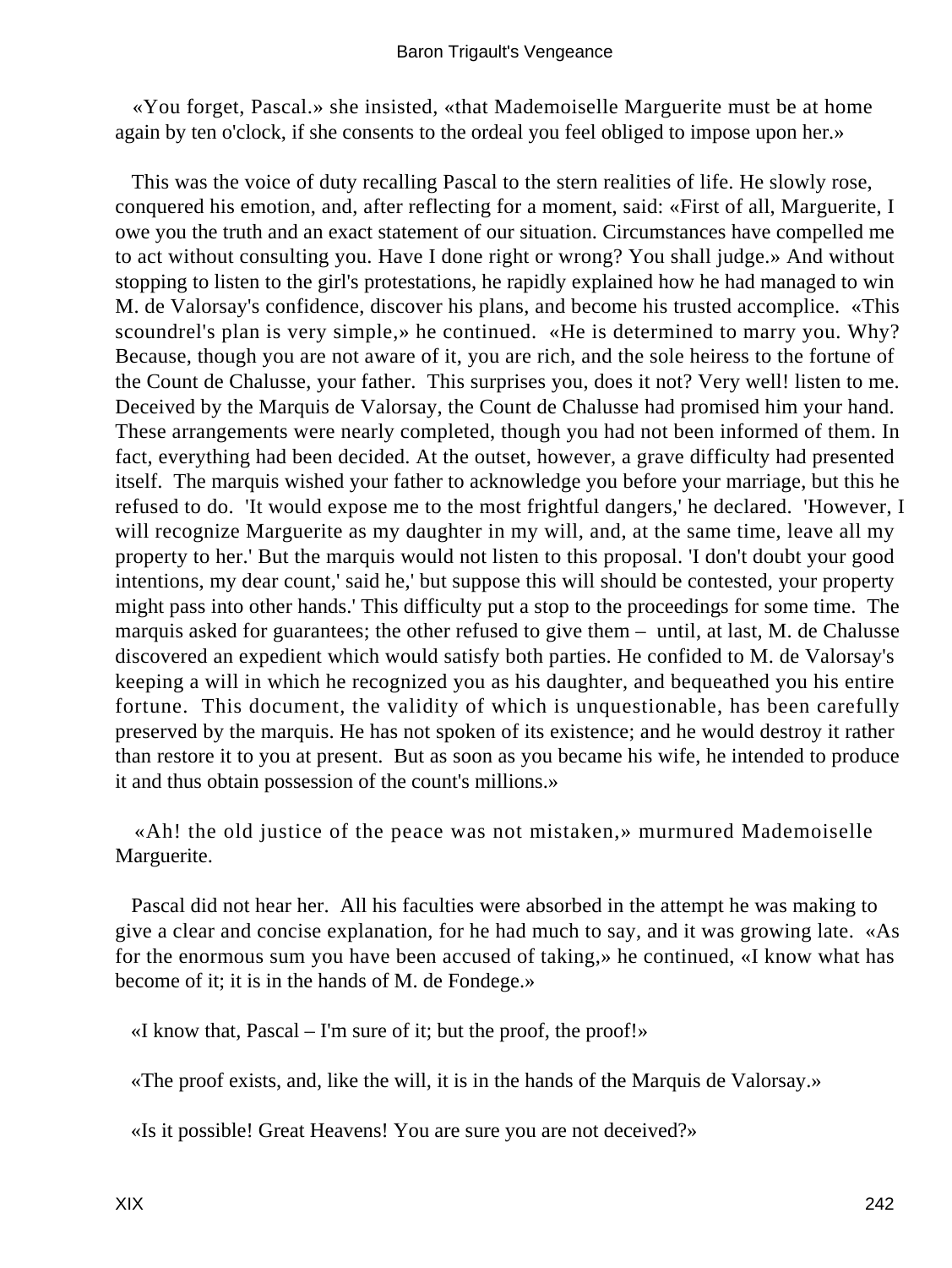«You forget, Pascal.» she insisted, «that Mademoiselle Marguerite must be at home again by ten o'clock, if she consents to the ordeal you feel obliged to impose upon her.»

This was the voice of duty recalling Pascal to the stern realities of life. He slowly rose, conquered his emotion, and, after reflecting for a moment, said: «First of all, Marguerite, I owe you the truth and an exact statement of our situation. Circumstances have compelled me to act without consulting you. Have I done right or wrong? You shall judge.» And without stopping to listen to the girl's protestations, he rapidly explained how he had managed to win M. de Valorsay's confidence, discover his plans, and become his trusted accomplice. «This scoundrel's plan is very simple,» he continued. «He is determined to marry you. Why? Because, though you are not aware of it, you are rich, and the sole heiress to the fortune of the Count de Chalusse, your father. This surprises you, does it not? Very well! listen to me. Deceived by the Marquis de Valorsay, the Count de Chalusse had promised him your hand. These arrangements were nearly completed, though you had not been informed of them. In fact, everything had been decided. At the outset, however, a grave difficulty had presented itself. The marquis wished your father to acknowledge you before your marriage, but this he refused to do. 'It would expose me to the most frightful dangers,' he declared. 'However, I will recognize Marguerite as my daughter in my will, and, at the same time, leave all my property to her.' But the marquis would not listen to this proposal. 'I don't doubt your good intentions, my dear count,' said he,' but suppose this will should be contested, your property might pass into other hands.' This difficulty put a stop to the proceedings for some time. The marquis asked for guarantees; the other refused to give them – until, at last, M. de Chalusse discovered an expedient which would satisfy both parties. He confided to M. de Valorsay's keeping a will in which he recognized you as his daughter, and bequeathed you his entire fortune. This document, the validity of which is unquestionable, has been carefully preserved by the marquis. He has not spoken of its existence; and he would destroy it rather than restore it to you at present. But as soon as you became his wife, he intended to produce it and thus obtain possession of the count's millions.»

«Ah! the old justice of the peace was not mistaken,» murmured Mademoiselle Marguerite.

Pascal did not hear her. All his faculties were absorbed in the attempt he was making to give a clear and concise explanation, for he had much to say, and it was growing late. «As for the enormous sum you have been accused of taking,» he continued, «I know what has become of it; it is in the hands of M. de Fondege.»

«I know that, Pascal – I'm sure of it; but the proof, the proof!»

«The proof exists, and, like the will, it is in the hands of the Marquis de Valorsay.»

«Is it possible! Great Heavens! You are sure you are not deceived?»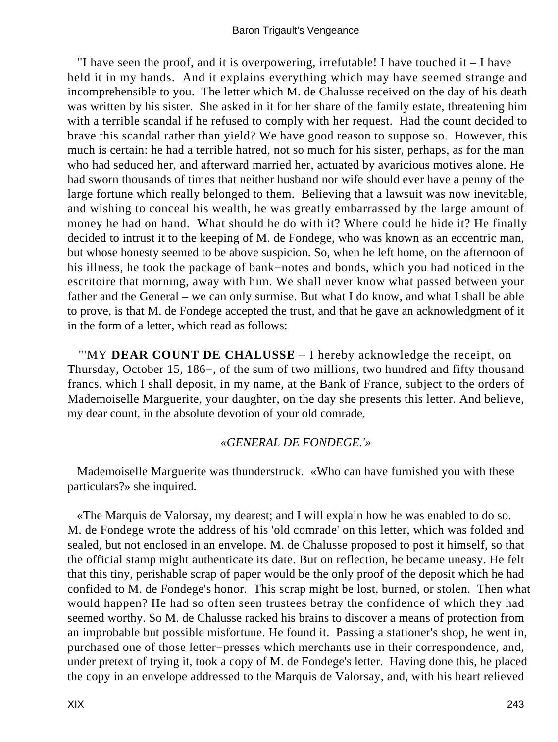"I have seen the proof, and it is overpowering, irrefutable! I have touched it – I have held it in my hands. And it explains everything which may have seemed strange and incomprehensible to you. The letter which M. de Chalusse received on the day of his death was written by his sister. She asked in it for her share of the family estate, threatening him with a terrible scandal if he refused to comply with her request. Had the count decided to brave this scandal rather than yield? We have good reason to suppose so. However, this much is certain: he had a terrible hatred, not so much for his sister, perhaps, as for the man who had seduced her, and afterward married her, actuated by avaricious motives alone. He had sworn thousands of times that neither husband nor wife should ever have a penny of the large fortune which really belonged to them. Believing that a lawsuit was now inevitable, and wishing to conceal his wealth, he was greatly embarrassed by the large amount of money he had on hand. What should he do with it? Where could he hide it? He finally decided to intrust it to the keeping of M. de Fondege, who was known as an eccentric man, but whose honesty seemed to be above suspicion. So, when he left home, on the afternoon of his illness, he took the package of bank−notes and bonds, which you had noticed in the escritoire that morning, away with him. We shall never know what passed between your father and the General – we can only surmise. But what I do know, and what I shall be able to prove, is that M. de Fondege accepted the trust, and that he gave an acknowledgment of it in the form of a letter, which read as follows:

"'MY **DEAR COUNT DE CHALUSSE** – I hereby acknowledge the receipt, on Thursday, October 15, 186−, of the sum of two millions, two hundred and fifty thousand francs, which I shall deposit, in my name, at the Bank of France, subject to the orders of Mademoiselle Marguerite, your daughter, on the day she presents this letter. And believe, my dear count, in the absolute devotion of your old comrade,

*«GENERAL DE FONDEGE.'»*

Mademoiselle Marguerite was thunderstruck. «Who can have furnished you with these particulars?» she inquired.

«The Marquis de Valorsay, my dearest; and I will explain how he was enabled to do so. M. de Fondege wrote the address of his 'old comrade' on this letter, which was folded and sealed, but not enclosed in an envelope. M. de Chalusse proposed to post it himself, so that the official stamp might authenticate its date. But on reflection, he became uneasy. He felt that this tiny, perishable scrap of paper would be the only proof of the deposit which he had confided to M. de Fondege's honor. This scrap might be lost, burned, or stolen. Then what would happen? He had so often seen trustees betray the confidence of which they had seemed worthy. So M. de Chalusse racked his brains to discover a means of protection from an improbable but possible misfortune. He found it. Passing a stationer's shop, he went in, purchased one of those letter−presses which merchants use in their correspondence, and, under pretext of trying it, took a copy of M. de Fondege's letter. Having done this, he placed the copy in an envelope addressed to the Marquis de Valorsay, and, with his heart relieved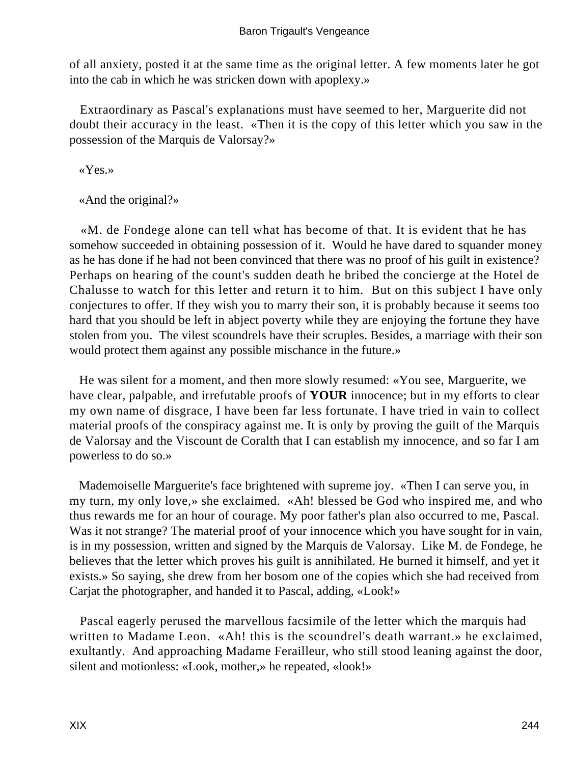of all anxiety, posted it at the same time as the original letter. A few moments later he got into the cab in which he was stricken down with apoplexy.»

Extraordinary as Pascal's explanations must have seemed to her, Marguerite did not doubt their accuracy in the least. «Then it is the copy of this letter which you saw in the possession of the Marquis de Valorsay?»

«Yes.»

«And the original?»

«M. de Fondege alone can tell what has become of that. It is evident that he has somehow succeeded in obtaining possession of it. Would he have dared to squander money as he has done if he had not been convinced that there was no proof of his guilt in existence? Perhaps on hearing of the count's sudden death he bribed the concierge at the Hotel de Chalusse to watch for this letter and return it to him. But on this subject I have only conjectures to offer. If they wish you to marry their son, it is probably because it seems too hard that you should be left in abject poverty while they are enjoying the fortune they have stolen from you. The vilest scoundrels have their scruples. Besides, a marriage with their son would protect them against any possible mischance in the future.»

He was silent for a moment, and then more slowly resumed: «You see, Marguerite, we have clear, palpable, and irrefutable proofs of **YOUR** innocence; but in my efforts to clear my own name of disgrace, I have been far less fortunate. I have tried in vain to collect material proofs of the conspiracy against me. It is only by proving the guilt of the Marquis de Valorsay and the Viscount de Coralth that I can establish my innocence, and so far I am powerless to do so.»

Mademoiselle Marguerite's face brightened with supreme joy. «Then I can serve you, in my turn, my only love,» she exclaimed. «Ah! blessed be God who inspired me, and who thus rewards me for an hour of courage. My poor father's plan also occurred to me, Pascal. Was it not strange? The material proof of your innocence which you have sought for in vain, is in my possession, written and signed by the Marquis de Valorsay. Like M. de Fondege, he believes that the letter which proves his guilt is annihilated. He burned it himself, and yet it exists.» So saying, she drew from her bosom one of the copies which she had received from Carjat the photographer, and handed it to Pascal, adding, «Look!»

Pascal eagerly perused the marvellous facsimile of the letter which the marquis had written to Madame Leon. «Ah! this is the scoundrel's death warrant.» he exclaimed, exultantly. And approaching Madame Ferailleur, who still stood leaning against the door, silent and motionless: «Look, mother,» he repeated, «look!»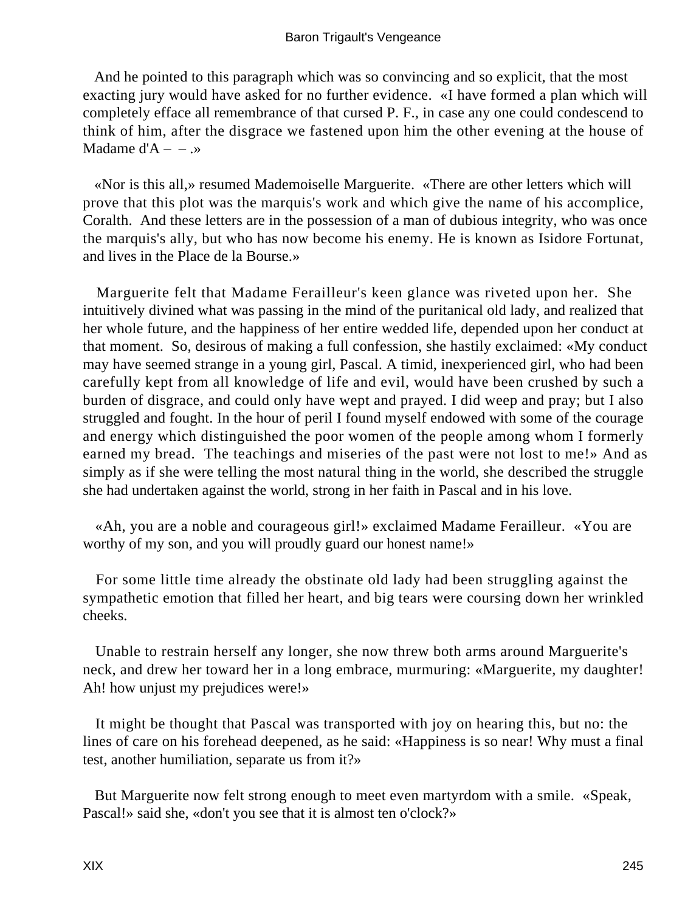And he pointed to this paragraph which was so convincing and so explicit, that the most exacting jury would have asked for no further evidence. «I have formed a plan which will completely efface all remembrance of that cursed P. F., in case any one could condescend to think of him, after the disgrace we fastened upon him the other evening at the house of Madame d'A – – .»

«Nor is this all,» resumed Mademoiselle Marguerite. «There are other letters which will prove that this plot was the marquis's work and which give the name of his accomplice, Coralth. And these letters are in the possession of a man of dubious integrity, who was once the marquis's ally, but who has now become his enemy. He is known as Isidore Fortunat, and lives in the Place de la Bourse.»

Marguerite felt that Madame Ferailleur's keen glance was riveted upon her. She intuitively divined what was passing in the mind of the puritanical old lady, and realized that her whole future, and the happiness of her entire wedded life, depended upon her conduct at that moment. So, desirous of making a full confession, she hastily exclaimed: «My conduct may have seemed strange in a young girl, Pascal. A timid, inexperienced girl, who had been carefully kept from all knowledge of life and evil, would have been crushed by such a burden of disgrace, and could only have wept and prayed. I did weep and pray; but I also struggled and fought. In the hour of peril I found myself endowed with some of the courage and energy which distinguished the poor women of the people among whom I formerly earned my bread. The teachings and miseries of the past were not lost to me!» And as simply as if she were telling the most natural thing in the world, she described the struggle she had undertaken against the world, strong in her faith in Pascal and in his love.

«Ah, you are a noble and courageous girl!» exclaimed Madame Ferailleur. «You are worthy of my son, and you will proudly guard our honest name!»

For some little time already the obstinate old lady had been struggling against the sympathetic emotion that filled her heart, and big tears were coursing down her wrinkled cheeks.

Unable to restrain herself any longer, she now threw both arms around Marguerite's neck, and drew her toward her in a long embrace, murmuring: «Marguerite, my daughter! Ah! how unjust my prejudices were!»

It might be thought that Pascal was transported with joy on hearing this, but no: the lines of care on his forehead deepened, as he said: «Happiness is so near! Why must a final test, another humiliation, separate us from it?»

But Marguerite now felt strong enough to meet even martyrdom with a smile. «Speak, Pascal!» said she, «don't you see that it is almost ten o'clock?»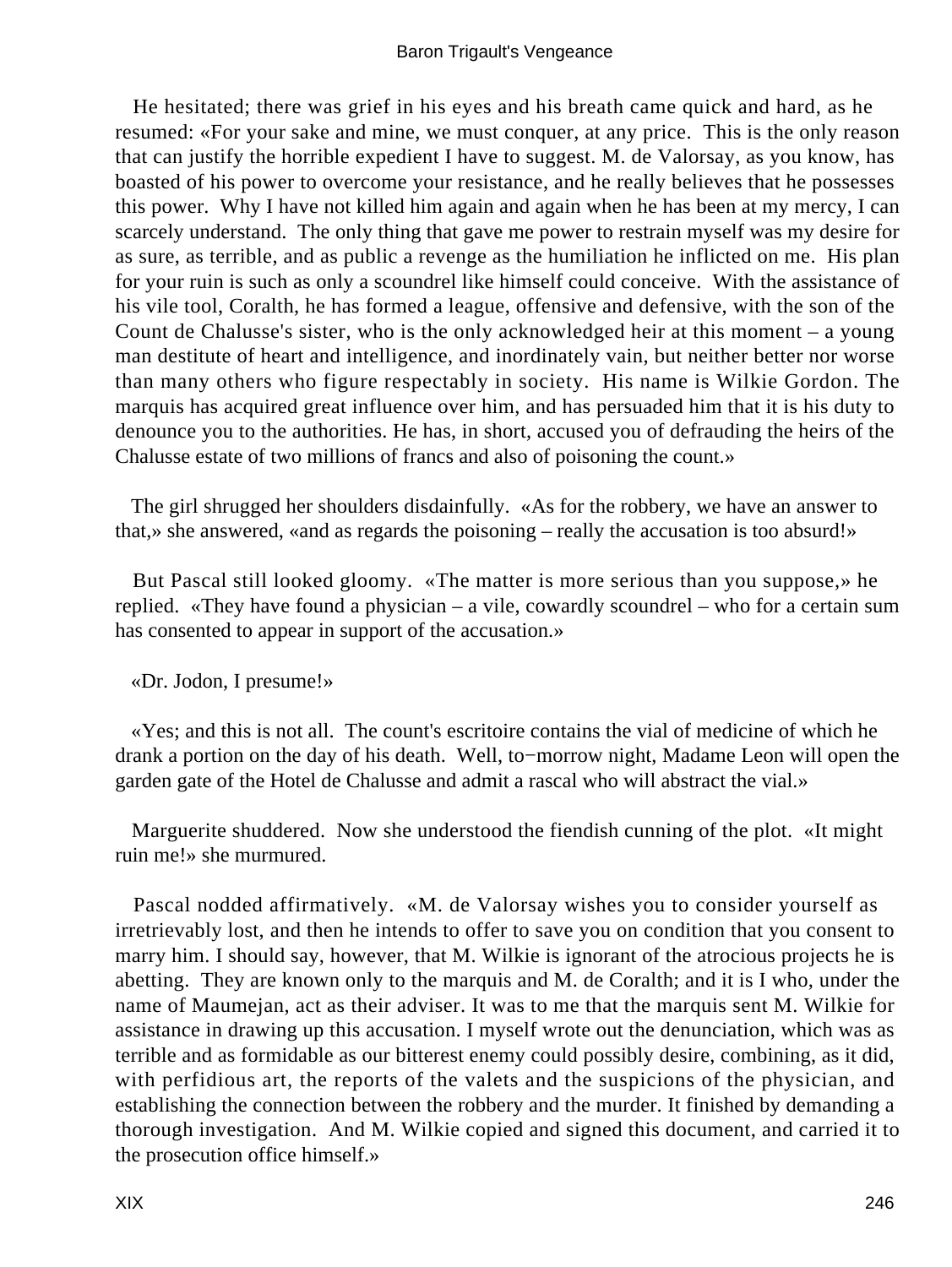He hesitated; there was grief in his eyes and his breath came quick and hard, as he resumed: «For your sake and mine, we must conquer, at any price. This is the only reason that can justify the horrible expedient I have to suggest. M. de Valorsay, as you know, has boasted of his power to overcome your resistance, and he really believes that he possesses this power. Why I have not killed him again and again when he has been at my mercy, I can scarcely understand. The only thing that gave me power to restrain myself was my desire for as sure, as terrible, and as public a revenge as the humiliation he inflicted on me. His plan for your ruin is such as only a scoundrel like himself could conceive. With the assistance of his vile tool, Coralth, he has formed a league, offensive and defensive, with the son of the Count de Chalusse's sister, who is the only acknowledged heir at this moment – a young man destitute of heart and intelligence, and inordinately vain, but neither better nor worse than many others who figure respectably in society. His name is Wilkie Gordon. The marquis has acquired great influence over him, and has persuaded him that it is his duty to denounce you to the authorities. He has, in short, accused you of defrauding the heirs of the Chalusse estate of two millions of francs and also of poisoning the count.»

The girl shrugged her shoulders disdainfully. «As for the robbery, we have an answer to that,» she answered, «and as regards the poisoning – really the accusation is too absurd!»

But Pascal still looked gloomy. «The matter is more serious than you suppose,» he replied. «They have found a physician – a vile, cowardly scoundrel – who for a certain sum has consented to appear in support of the accusation.»

«Dr. Jodon, I presume!»

«Yes; and this is not all. The count's escritoire contains the vial of medicine of which he drank a portion on the day of his death. Well, to−morrow night, Madame Leon will open the garden gate of the Hotel de Chalusse and admit a rascal who will abstract the vial.»

Marguerite shuddered. Now she understood the fiendish cunning of the plot. «It might ruin me!» she murmured.

Pascal nodded affirmatively. «M. de Valorsay wishes you to consider yourself as irretrievably lost, and then he intends to offer to save you on condition that you consent to marry him. I should say, however, that M. Wilkie is ignorant of the atrocious projects he is abetting. They are known only to the marquis and M. de Coralth; and it is I who, under the name of Maumejan, act as their adviser. It was to me that the marquis sent M. Wilkie for assistance in drawing up this accusation. I myself wrote out the denunciation, which was as terrible and as formidable as our bitterest enemy could possibly desire, combining, as it did, with perfidious art, the reports of the valets and the suspicions of the physician, and establishing the connection between the robbery and the murder. It finished by demanding a thorough investigation. And M. Wilkie copied and signed this document, and carried it to the prosecution office himself.»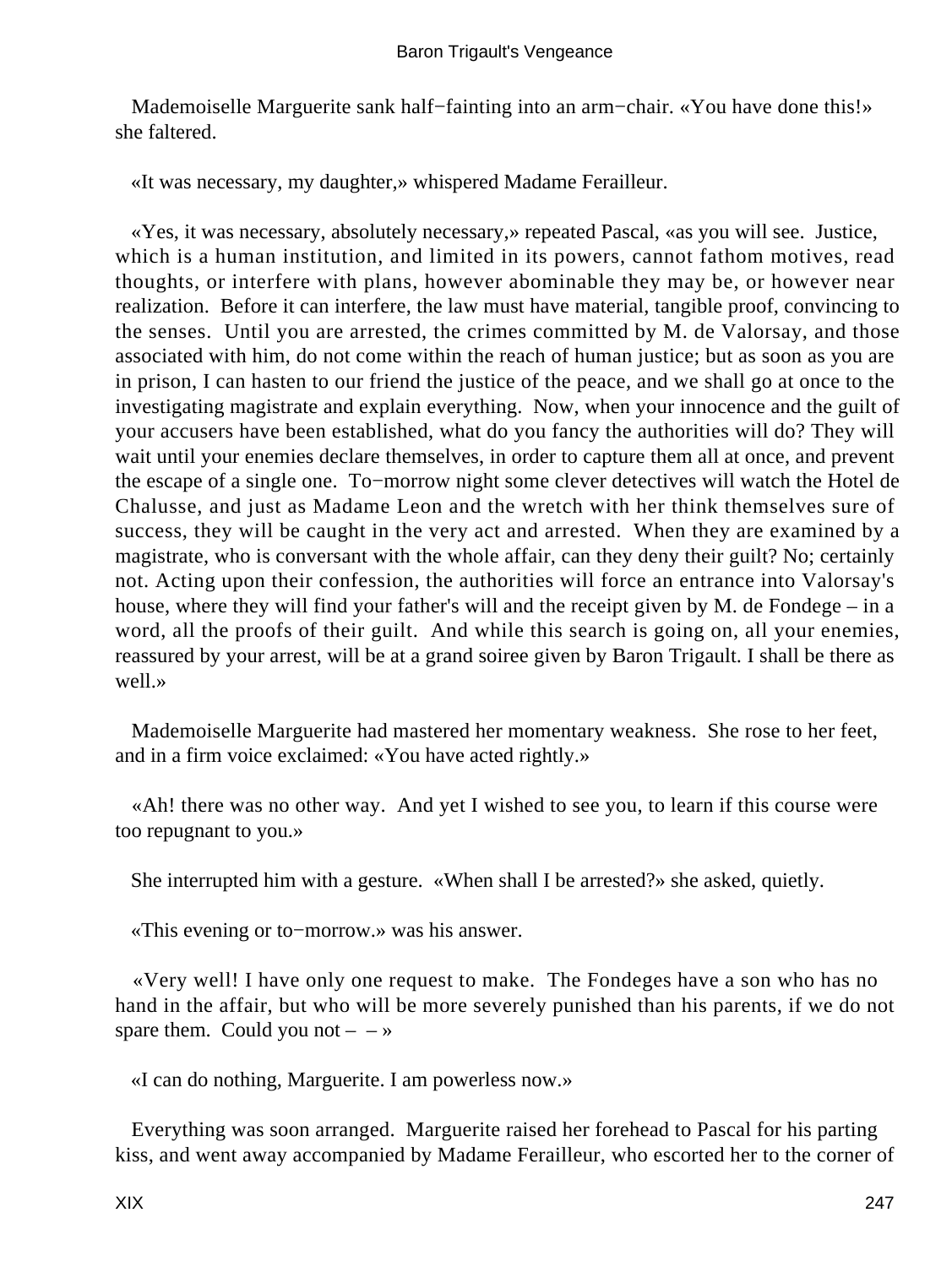Mademoiselle Marguerite sank half−fainting into an arm−chair. «You have done this!» she faltered.

«It was necessary, my daughter,» whispered Madame Ferailleur.

«Yes, it was necessary, absolutely necessary,» repeated Pascal, «as you will see. Justice, which is a human institution, and limited in its powers, cannot fathom motives, read thoughts, or interfere with plans, however abominable they may be, or however near realization. Before it can interfere, the law must have material, tangible proof, convincing to the senses. Until you are arrested, the crimes committed by M. de Valorsay, and those associated with him, do not come within the reach of human justice; but as soon as you are in prison, I can hasten to our friend the justice of the peace, and we shall go at once to the investigating magistrate and explain everything. Now, when your innocence and the guilt of your accusers have been established, what do you fancy the authorities will do? They will wait until your enemies declare themselves, in order to capture them all at once, and prevent the escape of a single one. To−morrow night some clever detectives will watch the Hotel de Chalusse, and just as Madame Leon and the wretch with her think themselves sure of success, they will be caught in the very act and arrested. When they are examined by a magistrate, who is conversant with the whole affair, can they deny their guilt? No; certainly not. Acting upon their confession, the authorities will force an entrance into Valorsay's house, where they will find your father's will and the receipt given by M. de Fondege – in a word, all the proofs of their guilt. And while this search is going on, all your enemies, reassured by your arrest, will be at a grand soiree given by Baron Trigault. I shall be there as well.»

Mademoiselle Marguerite had mastered her momentary weakness. She rose to her feet, and in a firm voice exclaimed: «You have acted rightly.»

«Ah! there was no other way. And yet I wished to see you, to learn if this course were too repugnant to you.»

She interrupted him with a gesture. «When shall I be arrested?» she asked, quietly.

«This evening or to−morrow.» was his answer.

«Very well! I have only one request to make. The Fondeges have a son who has no hand in the affair, but who will be more severely punished than his parents, if we do not spare them. Could you not – – »

«I can do nothing, Marguerite. I am powerless now.»

Everything was soon arranged. Marguerite raised her forehead to Pascal for his parting kiss, and went away accompanied by Madame Ferailleur, who escorted her to the corner of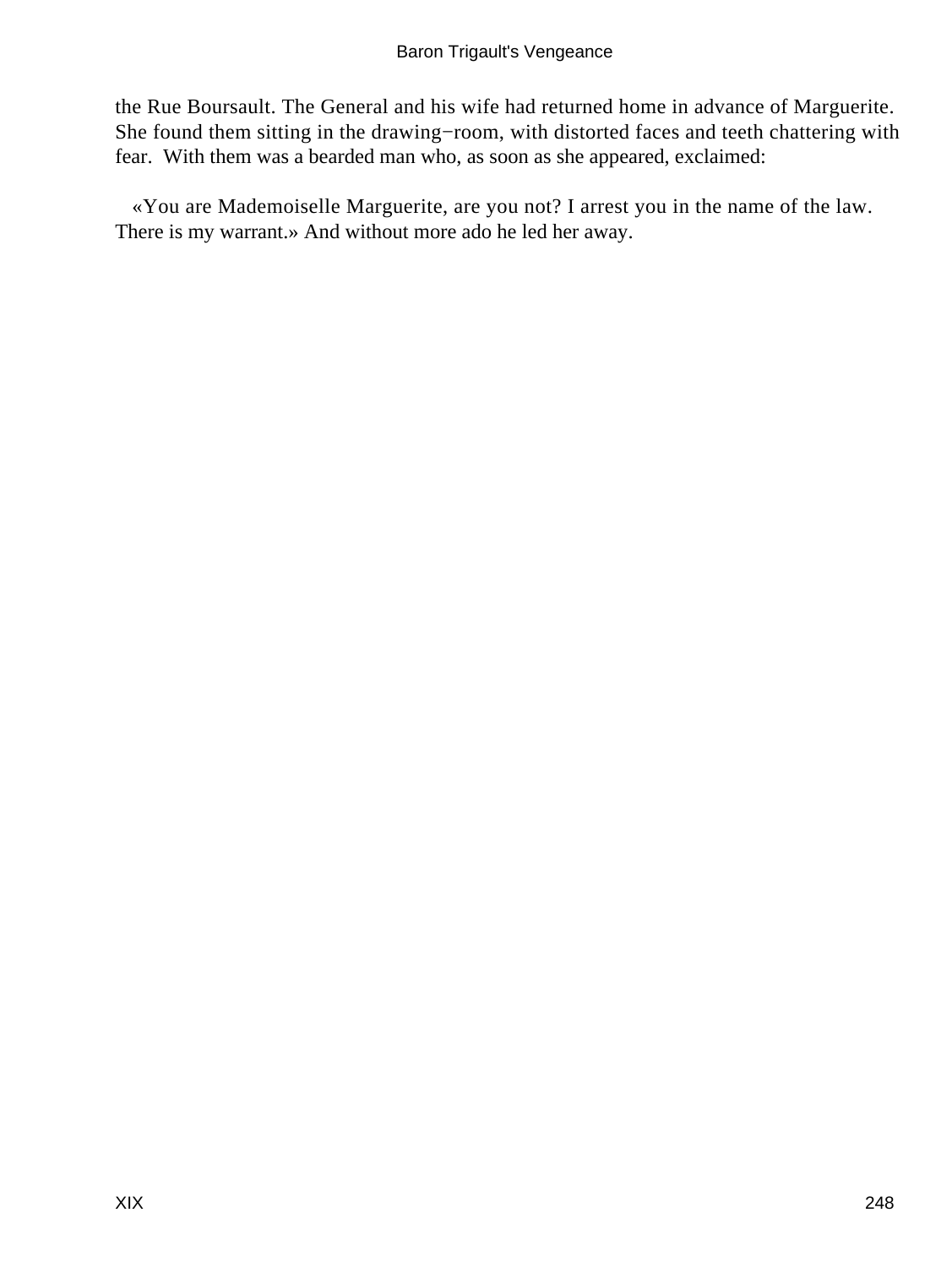the Rue Boursault. The General and his wife had returned home in advance of Marguerite. She found them sitting in the drawing−room, with distorted faces and teeth chattering with fear. With them was a bearded man who, as soon as she appeared, exclaimed:

«You are Mademoiselle Marguerite, are you not? I arrest you in the name of the law. There is my warrant.» And without more ado he led her away.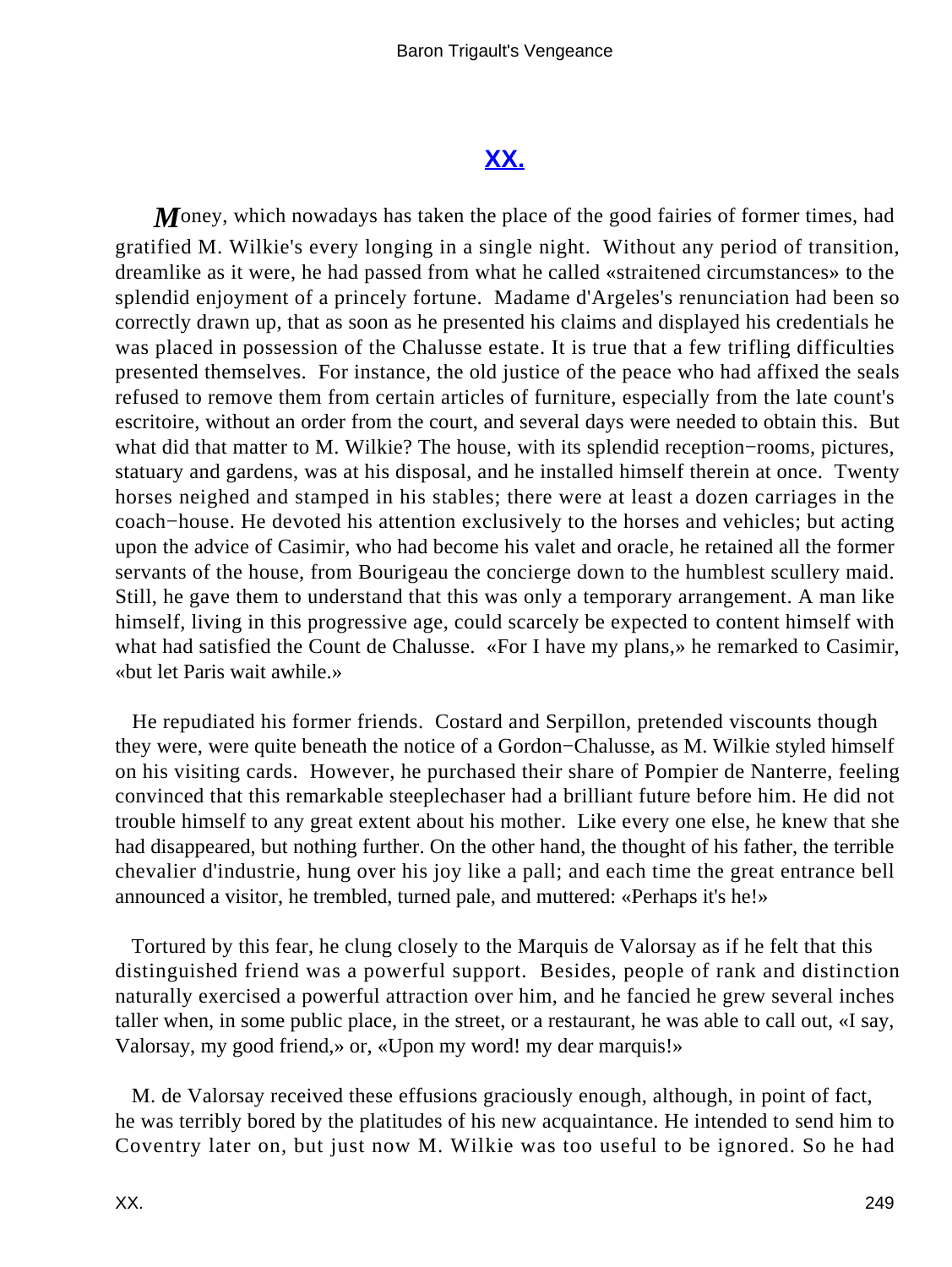## XX.

Money, which nowadays has taken the place of the good fairies of former times, had gratified M. Wilkie's every longing in a single night. Without any period of transition, dreamlike as it were, he had passed from what he called «straitened circumstances» to the splendid enjoyment of a princely fortune. Madame d'Argeles's renunciation had been so correctly drawn up, that as soon as he presented his claims and displayed his credentials he was placed in possession of the Chalusse estate. It is true that a few trifling difficulties presented themselves. For instance, the old justice of the peace who had affixed the seals refused to remove them from certain articles of furniture, especially from the late count's escritoire, without an order from the court, and several days were needed to obtain this. But what did that matter to M. Wilkie? The house, with its splendid reception−rooms, pictures, statuary and gardens, was at his disposal, and he installed himself therein at once. Twenty horses neighed and stamped in his stables; there were at least a dozen carriages in the coach−house. He devoted his attention exclusively to the horses and vehicles; but acting upon the advice of Casimir, who had become his valet and oracle, he retained all the former servants of the house, from Bourigeau the concierge down to the humblest scullery maid. Still, he gave them to understand that this was only a temporary arrangement. A man like himself, living in this progressive age, could scarcely be expected to content himself with what had satisfied the Count de Chalusse. «For I have my plans,» he remarked to Casimir, «but let Paris wait awhile.»

He repudiated his former friends. Costard and Serpillon, pretended viscounts though they were, were quite beneath the notice of a Gordon−Chalusse, as M. Wilkie styled himself on his visiting cards. However, he purchased their share of Pompier de Nanterre, feeling convinced that this remarkable steeplechaser had a brilliant future before him. He did not trouble himself to any great extent about his mother. Like every one else, he knew that she had disappeared, but nothing further. On the other hand, the thought of his father, the terrible chevalier d'industrie, hung over his joy like a pall; and each time the great entrance bell announced a visitor, he trembled, turned pale, and muttered: «Perhaps it's he!»

Tortured by this fear, he clung closely to the Marquis de Valorsay as if he felt that this distinguished friend was a powerful support. Besides, people of rank and distinction naturally exercised a powerful attraction over him, and he fancied he grew several inches taller when, in some public place, in the street, or a restaurant, he was able to call out, «I say, Valorsay, my good friend,» or, «Upon my word! my dear marquis!»

M. de Valorsay received these effusions graciously enough, although, in point of fact, he was terribly bored by the platitudes of his new acquaintance. He intended to send him to Coventry later on, but just now M. Wilkie was too useful to be ignored. So he had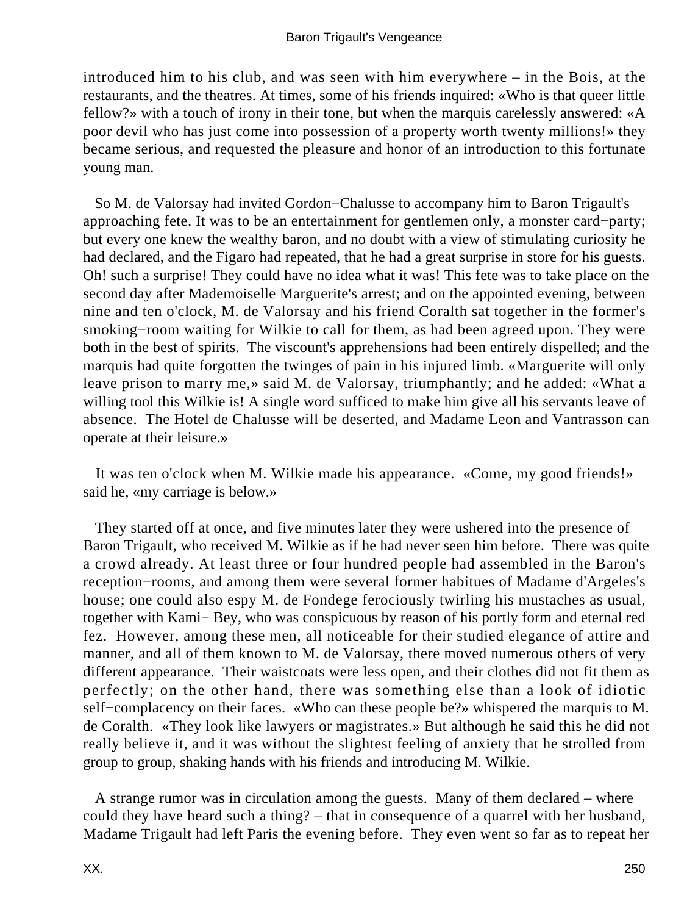introduced him to his club, and was seen with him everywhere – in the Bois, at the restaurants, and the theatres. At times, some of his friends inquired: «Who is that queer little fellow?» with a touch of irony in their tone, but when the marquis carelessly answered: «A poor devil who has just come into possession of a property worth twenty millions!» they became serious, and requested the pleasure and honor of an introduction to this fortunate young man.

So M. de Valorsay had invited Gordon−Chalusse to accompany him to Baron Trigault's approaching fete. It was to be an entertainment for gentlemen only, a monster card−party; but every one knew the wealthy baron, and no doubt with a view of stimulating curiosity he had declared, and the Figaro had repeated, that he had a great surprise in store for his guests. Oh! such a surprise! They could have no idea what it was! This fete was to take place on the second day after Mademoiselle Marguerite's arrest; and on the appointed evening, between nine and ten o'clock, M. de Valorsay and his friend Coralth sat together in the former's smoking−room waiting for Wilkie to call for them, as had been agreed upon. They were both in the best of spirits. The viscount's apprehensions had been entirely dispelled; and the marquis had quite forgotten the twinges of pain in his injured limb. «Marguerite will only leave prison to marry me,» said M. de Valorsay, triumphantly; and he added: «What a willing tool this Wilkie is! A single word sufficed to make him give all his servants leave of absence. The Hotel de Chalusse will be deserted, and Madame Leon and Vantrasson can operate at their leisure.»

It was ten o'clock when M. Wilkie made his appearance. «Come, my good friends!» said he, «my carriage is below.»

They started off at once, and five minutes later they were ushered into the presence of Baron Trigault, who received M. Wilkie as if he had never seen him before. There was quite a crowd already. At least three or four hundred people had assembled in the Baron's reception−rooms, and among them were several former habitues of Madame d'Argeles's house; one could also espy M. de Fondege ferociously twirling his mustaches as usual, together with Kami− Bey, who was conspicuous by reason of his portly form and eternal red fez. However, among these men, all noticeable for their studied elegance of attire and manner, and all of them known to M. de Valorsay, there moved numerous others of very different appearance. Their waistcoats were less open, and their clothes did not fit them as perfectly; on the other hand, there was something else than a look of idiotic self−complacency on their faces. «Who can these people be?» whispered the marquis to M. de Coralth. «They look like lawyers or magistrates.» But although he said this he did not really believe it, and it was without the slightest feeling of anxiety that he strolled from group to group, shaking hands with his friends and introducing M. Wilkie.

A strange rumor was in circulation among the guests. Many of them declared – where could they have heard such a thing? – that in consequence of a quarrel with her husband, Madame Trigault had left Paris the evening before. They even went so far as to repeat her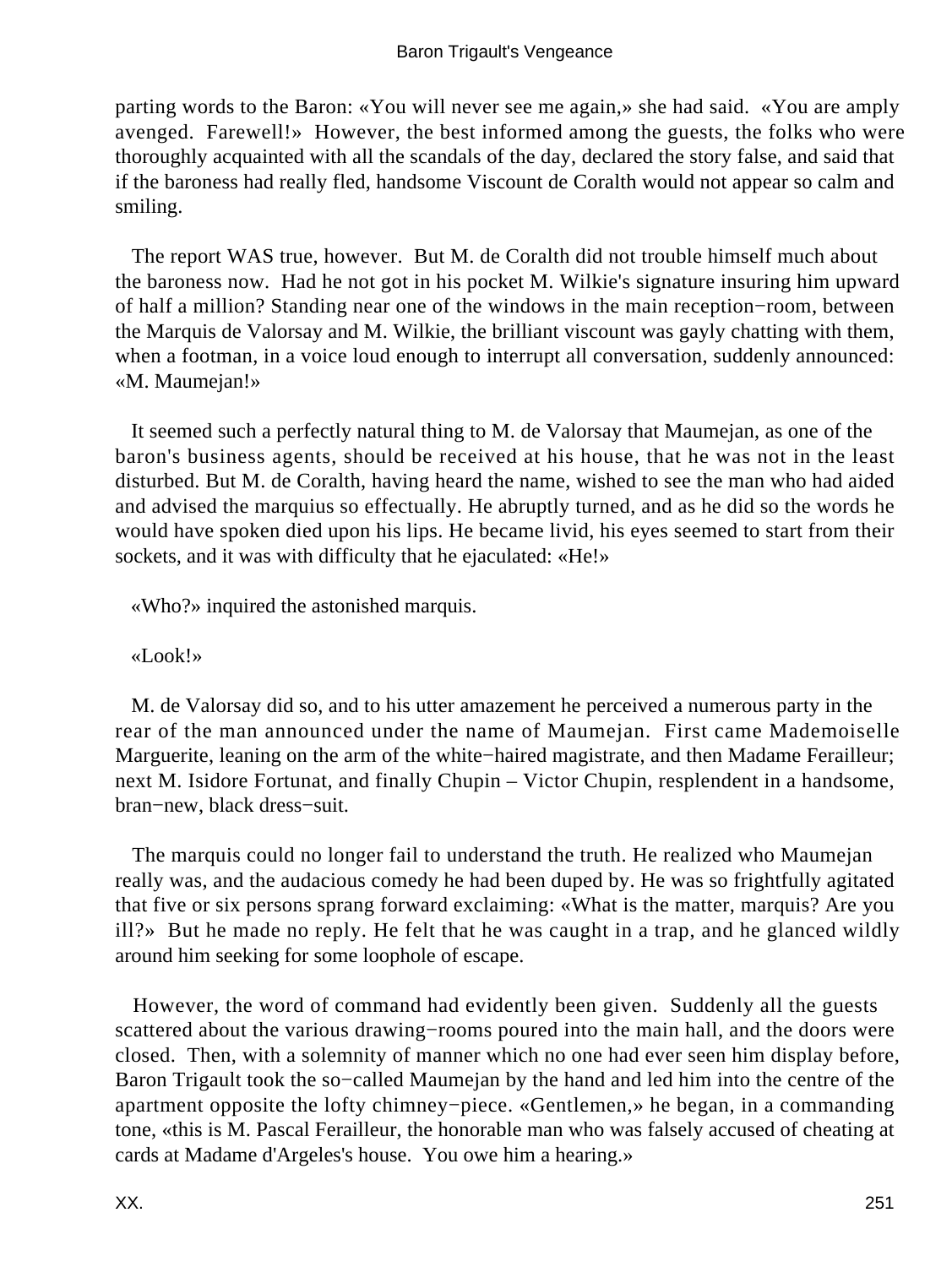parting words to the Baron: «You will never see me again,» she had said. «You are amply avenged. Farewell!» However, the best informed among the guests, the folks who were thoroughly acquainted with all the scandals of the day, declared the story false, and said that if the baroness had really fled, handsome Viscount de Coralth would not appear so calm and smiling.

The report WAS true, however. But M. de Coralth did not trouble himself much about the baroness now. Had he not got in his pocket M. Wilkie's signature insuring him upward of half a million? Standing near one of the windows in the main reception−room, between the Marquis de Valorsay and M. Wilkie, the brilliant viscount was gayly chatting with them, when a footman, in a voice loud enough to interrupt all conversation, suddenly announced: «M. Maumejan!»

It seemed such a perfectly natural thing to M. de Valorsay that Maumejan, as one of the baron's business agents, should be received at his house, that he was not in the least disturbed. But M. de Coralth, having heard the name, wished to see the man who had aided and advised the marquius so effectually. He abruptly turned, and as he did so the words he would have spoken died upon his lips. He became livid, his eyes seemed to start from their sockets, and it was with difficulty that he ejaculated: «He!»

«Who?» inquired the astonished marquis.

«Look!»

M. de Valorsay did so, and to his utter amazement he perceived a numerous party in the rear of the man announced under the name of Maumejan. First came Mademoiselle Marguerite, leaning on the arm of the white−haired magistrate, and then Madame Ferailleur; next M. Isidore Fortunat, and finally Chupin – Victor Chupin, resplendent in a handsome, bran−new, black dress−suit.

The marquis could no longer fail to understand the truth. He realized who Maumejan really was, and the audacious comedy he had been duped by. He was so frightfully agitated that five or six persons sprang forward exclaiming: «What is the matter, marquis? Are you ill?» But he made no reply. He felt that he was caught in a trap, and he glanced wildly around him seeking for some loophole of escape.

However, the word of command had evidently been given. Suddenly all the guests scattered about the various drawing−rooms poured into the main hall, and the doors were closed. Then, with a solemnity of manner which no one had ever seen him display before, Baron Trigault took the so−called Maumejan by the hand and led him into the centre of the apartment opposite the lofty chimney−piece. «Gentlemen,» he began, in a commanding tone, «this is M. Pascal Ferailleur, the honorable man who was falsely accused of cheating at cards at Madame d'Argeles's house. You owe him a hearing.»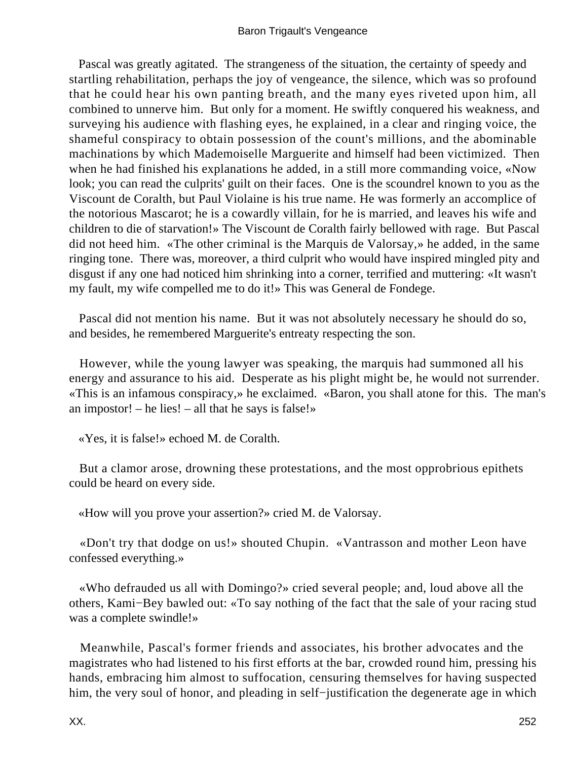Pascal was greatly agitated. The strangeness of the situation, the certainty of speedy and startling rehabilitation, perhaps the joy of vengeance, the silence, which was so profound that he could hear his own panting breath, and the many eyes riveted upon him, all combined to unnerve him. But only for a moment. He swiftly conquered his weakness, and surveying his audience with flashing eyes, he explained, in a clear and ringing voice, the shameful conspiracy to obtain possession of the count's millions, and the abominable machinations by which Mademoiselle Marguerite and himself had been victimized. Then when he had finished his explanations he added, in a still more commanding voice, «Now look; you can read the culprits' guilt on their faces. One is the scoundrel known to you as the Viscount de Coralth, but Paul Violaine is his true name. He was formerly an accomplice of the notorious Mascarot; he is a cowardly villain, for he is married, and leaves his wife and children to die of starvation!» The Viscount de Coralth fairly bellowed with rage. But Pascal did not heed him. «The other criminal is the Marquis de Valorsay,» he added, in the same ringing tone. There was, moreover, a third culprit who would have inspired mingled pity and disgust if any one had noticed him shrinking into a corner, terrified and muttering: «It wasn't my fault, my wife compelled me to do it!» This was General de Fondege.

Pascal did not mention his name. But it was not absolutely necessary he should do so, and besides, he remembered Marguerite's entreaty respecting the son.

However, while the young lawyer was speaking, the marquis had summoned all his energy and assurance to his aid. Desperate as his plight might be, he would not surrender. «This is an infamous conspiracy,» he exclaimed. «Baron, you shall atone for this. The man's an impostor! – he lies! – all that he says is false!»

«Yes, it is false!» echoed M. de Coralth.

But a clamor arose, drowning these protestations, and the most opprobrious epithets could be heard on every side.

«How will you prove your assertion?» cried M. de Valorsay.

«Don't try that dodge on us!» shouted Chupin. «Vantrasson and mother Leon have confessed everything.»

«Who defrauded us all with Domingo?» cried several people; and, loud above all the others, Kami−Bey bawled out: «To say nothing of the fact that the sale of your racing stud was a complete swindle!»

Meanwhile, Pascal's former friends and associates, his brother advocates and the magistrates who had listened to his first efforts at the bar, crowded round him, pressing his hands, embracing him almost to suffocation, censuring themselves for having suspected him, the very soul of honor, and pleading in self−justification the degenerate age in which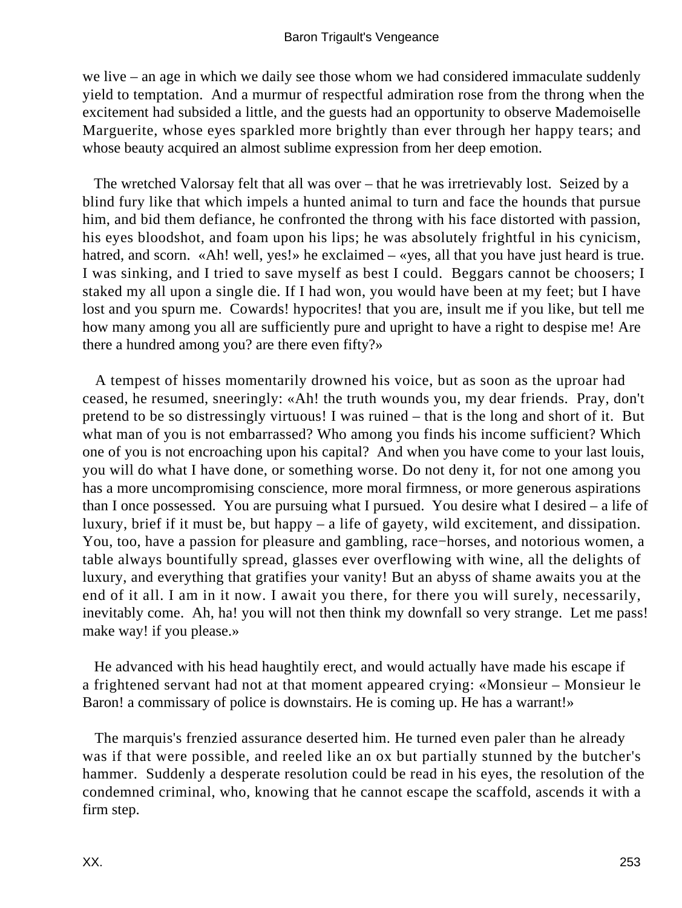we live – an age in which we daily see those whom we had considered immaculate suddenly yield to temptation. And a murmur of respectful admiration rose from the throng when the excitement had subsided a little, and the guests had an opportunity to observe Mademoiselle Marguerite, whose eyes sparkled more brightly than ever through her happy tears; and whose beauty acquired an almost sublime expression from her deep emotion.

The wretched Valorsay felt that all was over – that he was irretrievably lost. Seized by a blind fury like that which impels a hunted animal to turn and face the hounds that pursue him, and bid them defiance, he confronted the throng with his face distorted with passion, his eyes bloodshot, and foam upon his lips; he was absolutely frightful in his cynicism, hatred, and scorn. «Ah! well, yes!» he exclaimed – «yes, all that you have just heard is true. I was sinking, and I tried to save myself as best I could. Beggars cannot be choosers; I staked my all upon a single die. If I had won, you would have been at my feet; but I have lost and you spurn me. Cowards! hypocrites! that you are, insult me if you like, but tell me how many among you all are sufficiently pure and upright to have a right to despise me! Are there a hundred among you? are there even fifty?»

A tempest of hisses momentarily drowned his voice, but as soon as the uproar had ceased, he resumed, sneeringly: «Ah! the truth wounds you, my dear friends. Pray, don't pretend to be so distressingly virtuous! I was ruined – that is the long and short of it. But what man of you is not embarrassed? Who among you finds his income sufficient? Which one of you is not encroaching upon his capital? And when you have come to your last louis, you will do what I have done, or something worse. Do not deny it, for not one among you has a more uncompromising conscience, more moral firmness, or more generous aspirations than I once possessed. You are pursuing what I pursued. You desire what I desired – a life of luxury, brief if it must be, but happy – a life of gayety, wild excitement, and dissipation. You, too, have a passion for pleasure and gambling, race−horses, and notorious women, a table always bountifully spread, glasses ever overflowing with wine, all the delights of luxury, and everything that gratifies your vanity! But an abyss of shame awaits you at the end of it all. I am in it now. I await you there, for there you will surely, necessarily, inevitably come. Ah, ha! you will not then think my downfall so very strange. Let me pass! make way! if you please.»

He advanced with his head haughtily erect, and would actually have made his escape if a frightened servant had not at that moment appeared crying: «Monsieur – Monsieur le Baron! a commissary of police is downstairs. He is coming up. He has a warrant!»

The marquis's frenzied assurance deserted him. He turned even paler than he already was if that were possible, and reeled like an ox but partially stunned by the butcher's hammer. Suddenly a desperate resolution could be read in his eyes, the resolution of the condemned criminal, who, knowing that he cannot escape the scaffold, ascends it with a firm step.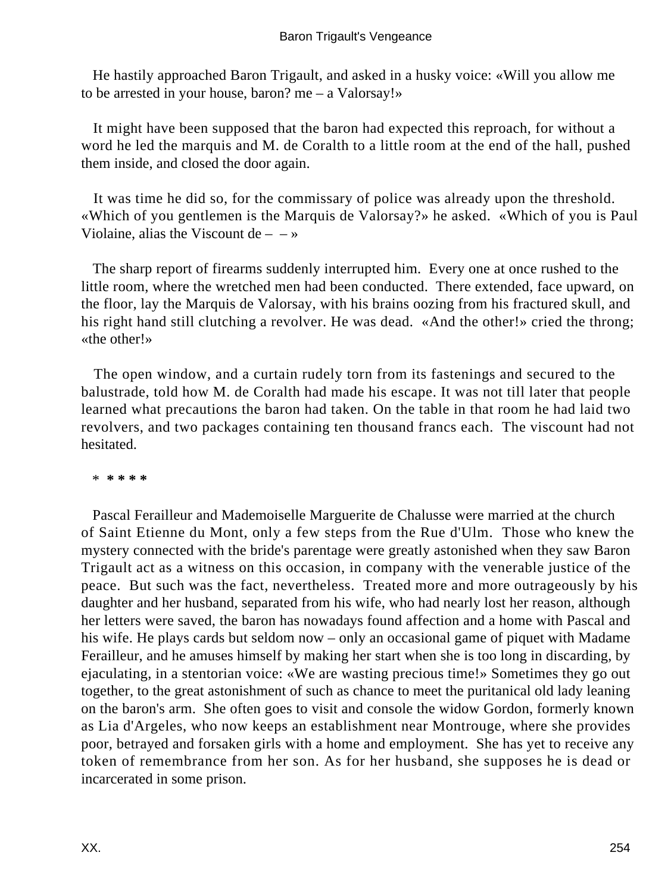He hastily approached Baron Trigault, and asked in a husky voice: «Will you allow me to be arrested in your house, baron? me – a Valorsay!»

It might have been supposed that the baron had expected this reproach, for without a word he led the marquis and M. de Coralth to a little room at the end of the hall, pushed them inside, and closed the door again.

It was time he did so, for the commissary of police was already upon the threshold. «Which of you gentlemen is the Marquis de Valorsay?» he asked. «Which of you is Paul Violaine, alias the Viscount de – – »

The sharp report of firearms suddenly interrupted him. Every one at once rushed to the little room, where the wretched men had been conducted. There extended, face upward, on the floor, lay the Marquis de Valorsay, with his brains oozing from his fractured skull, and his right hand still clutching a revolver. He was dead. «And the other!» cried the throng; «the other!»

The open window, and a curtain rudely torn from its fastenings and secured to the balustrade, told how M. de Coralth had made his escape. It was not till later that people learned what precautions the baron had taken. On the table in that room he had laid two revolvers, and two packages containing ten thousand francs each. The viscount had not hesitated.

* * * * *

Pascal Ferailleur and Mademoiselle Marguerite de Chalusse were married at the church of Saint Etienne du Mont, only a few steps from the Rue d'Ulm. Those who knew the mystery connected with the bride's parentage were greatly astonished when they saw Baron Trigault act as a witness on this occasion, in company with the venerable justice of the peace. But such was the fact, nevertheless. Treated more and more outrageously by his daughter and her husband, separated from his wife, who had nearly lost her reason, although her letters were saved, the baron has nowadays found affection and a home with Pascal and his wife. He plays cards but seldom now – only an occasional game of piquet with Madame Ferailleur, and he amuses himself by making her start when she is too long in discarding, by ejaculating, in a stentorian voice: «We are wasting precious time!» Sometimes they go out together, to the great astonishment of such as chance to meet the puritanical old lady leaning on the baron's arm. She often goes to visit and console the widow Gordon, formerly known as Lia d'Argeles, who now keeps an establishment near Montrouge, where she provides poor, betrayed and forsaken girls with a home and employment. She has yet to receive any token of remembrance from her son. As for her husband, she supposes he is dead or incarcerated in some prison.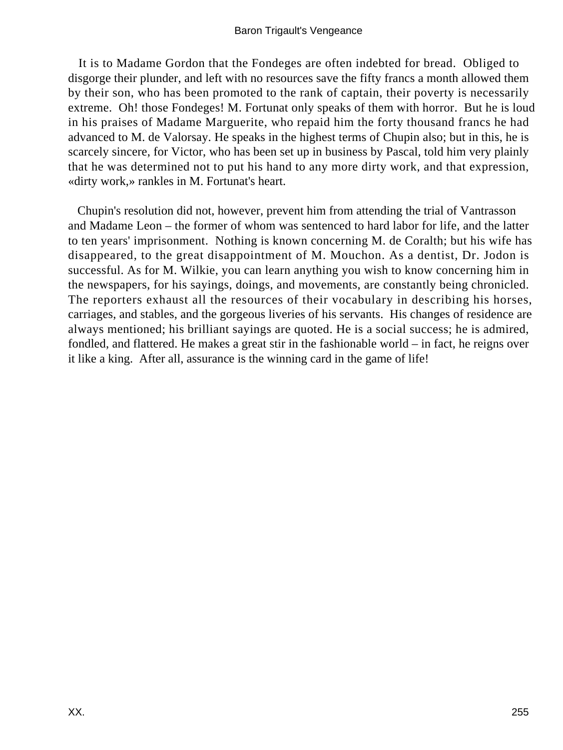It is to Madame Gordon that the Fondeges are often indebted for bread. Obliged to disgorge their plunder, and left with no resources save the fifty francs a month allowed them by their son, who has been promoted to the rank of captain, their poverty is necessarily extreme. Oh! those Fondeges! M. Fortunat only speaks of them with horror. But he is loud in his praises of Madame Marguerite, who repaid him the forty thousand francs he had advanced to M. de Valorsay. He speaks in the highest terms of Chupin also; but in this, he is scarcely sincere, for Victor, who has been set up in business by Pascal, told him very plainly that he was determined not to put his hand to any more dirty work, and that expression, «dirty work,» rankles in M. Fortunat's heart.

Chupin's resolution did not, however, prevent him from attending the trial of Vantrasson and Madame Leon – the former of whom was sentenced to hard labor for life, and the latter to ten years' imprisonment. Nothing is known concerning M. de Coralth; but his wife has disappeared, to the great disappointment of M. Mouchon. As a dentist, Dr. Jodon is successful. As for M. Wilkie, you can learn anything you wish to know concerning him in the newspapers, for his sayings, doings, and movements, are constantly being chronicled. The reporters exhaust all the resources of their vocabulary in describing his horses, carriages, and stables, and the gorgeous liveries of his servants. His changes of residence are always mentioned; his brilliant sayings are quoted. He is a social success; he is admired, fondled, and flattered. He makes a great stir in the fashionable world – in fact, he reigns over it like a king. After all, assurance is the winning card in the game of life!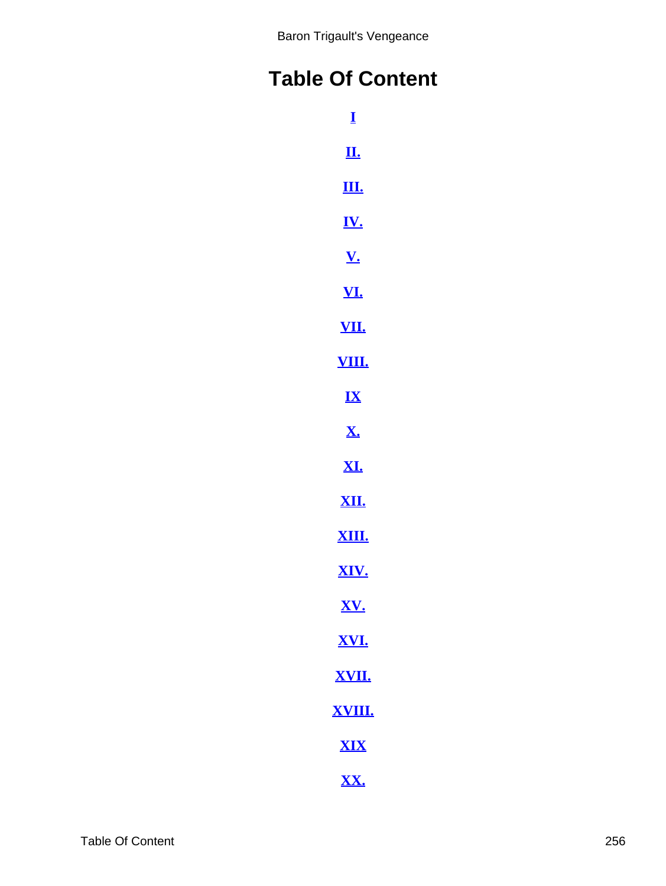# Table Of Content

I

II.

III.

IV.

V.

VI.

VII.

VIII.

IX

X.

XI.

XII.

XIII.

XIV.

XV.

XVI.

XVII.

XVIII.

XIX

XX.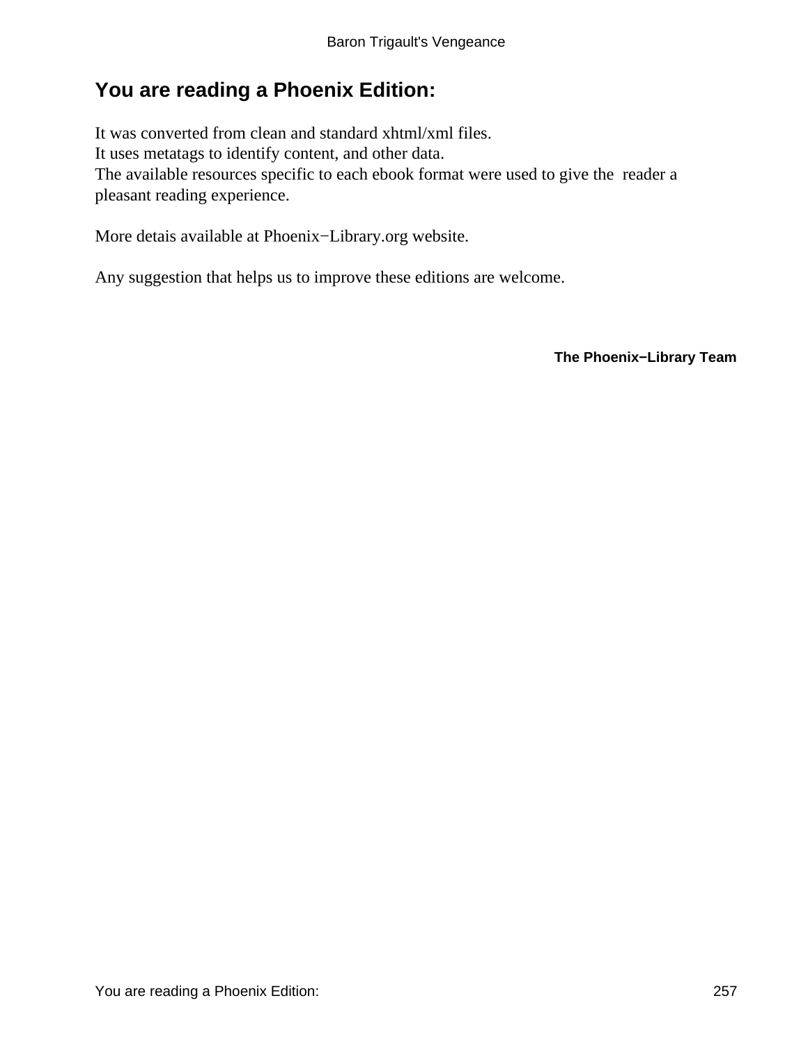## You are reading a Phoenix Edition:

It was converted from clean and standard xhtml/xml files.
It uses metatags to identify content, and other data.
The available resources specific to each ebook format were used to give the reader a pleasant reading experience.

More detais available at Phoenix−Library.org website.

Any suggestion that helps us to improve these editions are welcome.

**The Phoenix−Library Team**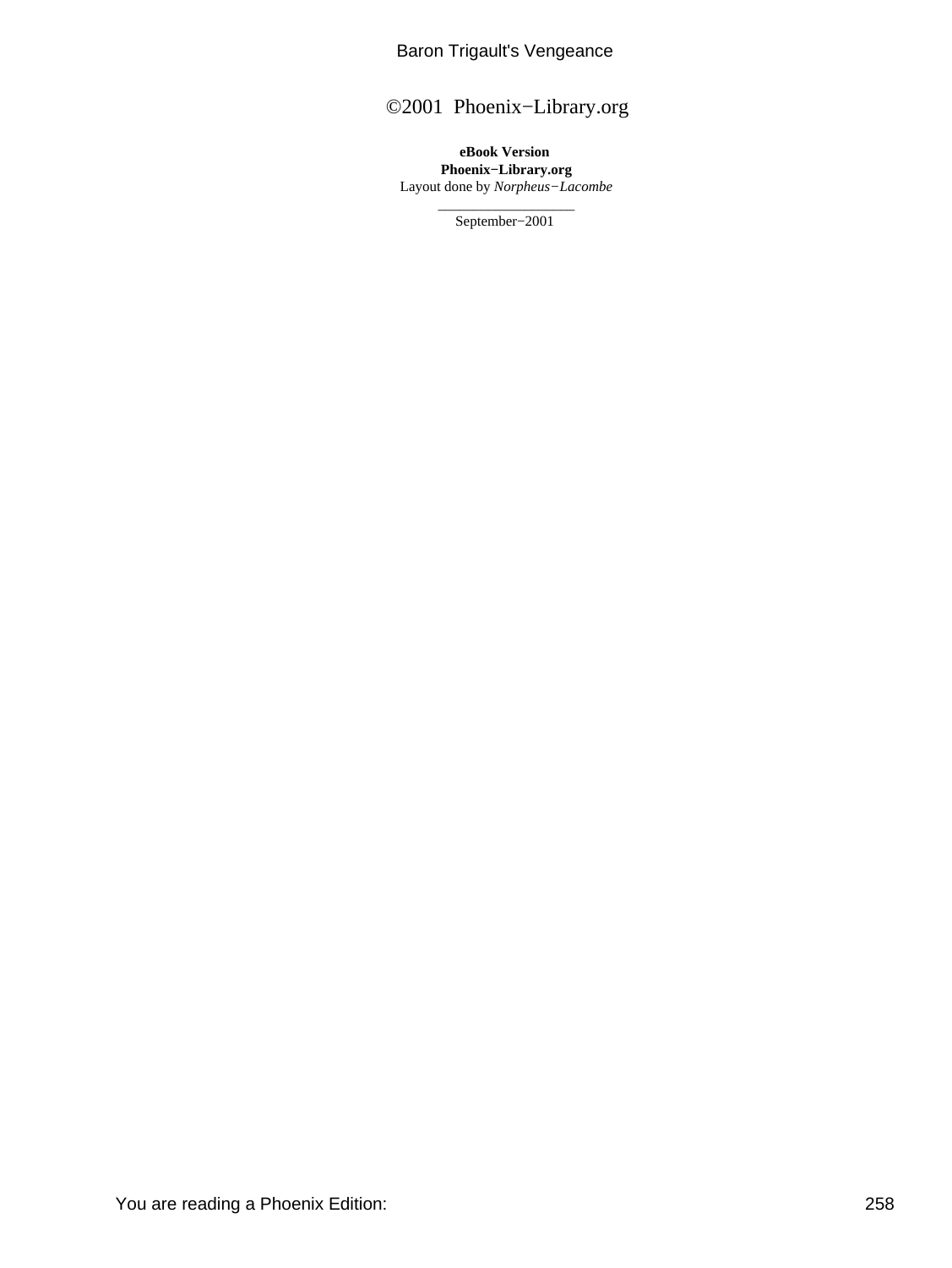©2001 Phoenix−Library.org

**eBook Version**
**Phoenix−Library.org**
Layout done by *Norpheus−Lacombe*

___________________

September−2001